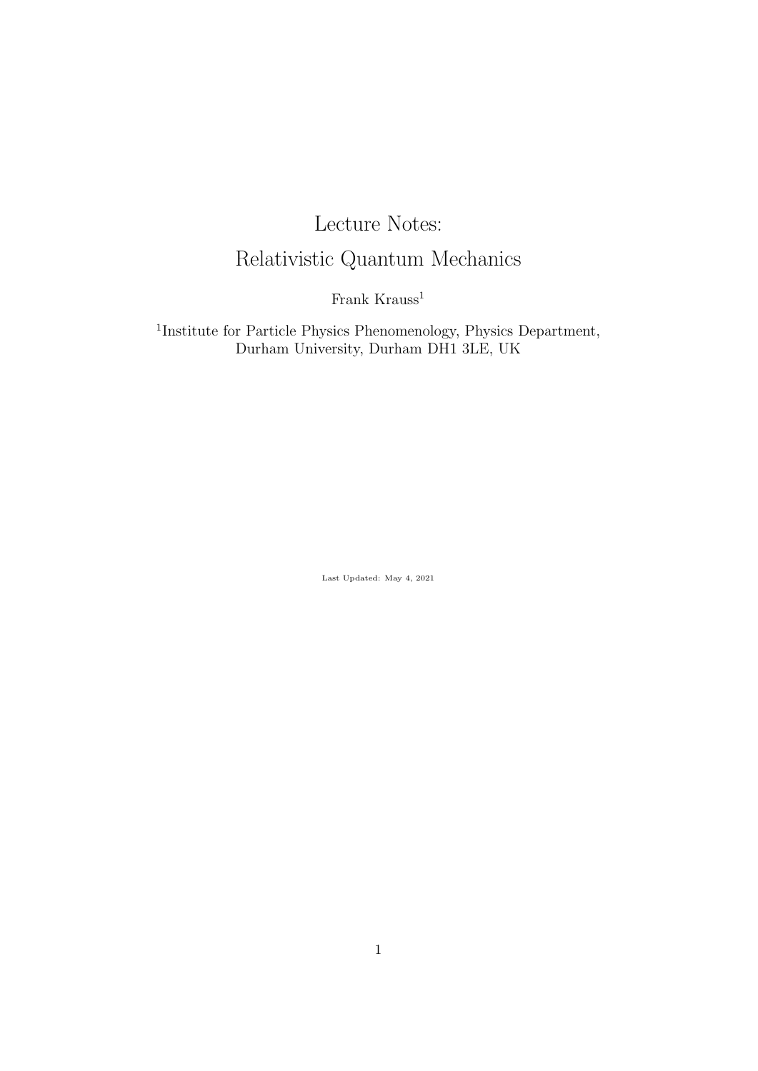# Lecture Notes:
# Relativistic Quantum Mechanics

Frank Krauss[1]

[1]Institute for Particle Physics Phenomenology, Physics Department, Durham University, Durham DH1 3LE, UK

Last Updated: May 4, 2021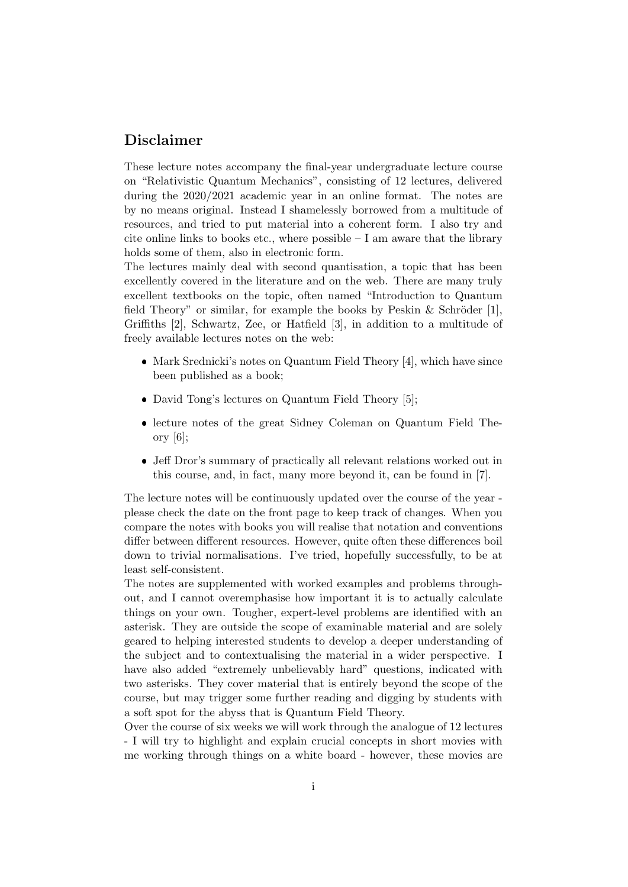## Disclaimer

These lecture notes accompany the final-year undergraduate lecture course on "Relativistic Quantum Mechanics", consisting of 12 lectures, delivered during the 2020/2021 academic year in an online format. The notes are by no means original. Instead I shamelessly borrowed from a multitude of resources, and tried to put material into a coherent form. I also try and cite online links to books etc., where possible – I am aware that the library holds some of them, also in electronic form.

The lectures mainly deal with second quantisation, a topic that has been excellently covered in the literature and on the web. There are many truly excellent textbooks on the topic, often named "Introduction to Quantum field Theory" or similar, for example the books by Peskin & Schröder [1], Griffiths [2], Schwartz, Zee, or Hatfield [3], in addition to a multitude of freely available lectures notes on the web:

- Mark Srednicki's notes on Quantum Field Theory [4], which have since been published as a book;
- David Tong's lectures on Quantum Field Theory [5];
- lecture notes of the great Sidney Coleman on Quantum Field Theory [6];
- Jeff Dror's summary of practically all relevant relations worked out in this course, and, in fact, many more beyond it, can be found in [7].

The lecture notes will be continuously updated over the course of the year - please check the date on the front page to keep track of changes. When you compare the notes with books you will realise that notation and conventions differ between different resources. However, quite often these differences boil down to trivial normalisations. I've tried, hopefully successfully, to be at least self-consistent.

The notes are supplemented with worked examples and problems throughout, and I cannot overemphasise how important it is to actually calculate things on your own. Tougher, expert-level problems are identified with an asterisk. They are outside the scope of examinable material and are solely geared to helping interested students to develop a deeper understanding of the subject and to contextualising the material in a wider perspective. I have also added "extremely unbelievably hard" questions, indicated with two asterisks. They cover material that is entirely beyond the scope of the course, but may trigger some further reading and digging by students with a soft spot for the abyss that is Quantum Field Theory.

Over the course of six weeks we will work through the analogue of 12 lectures - I will try to highlight and explain crucial concepts in short movies with me working through things on a white board - however, these movies are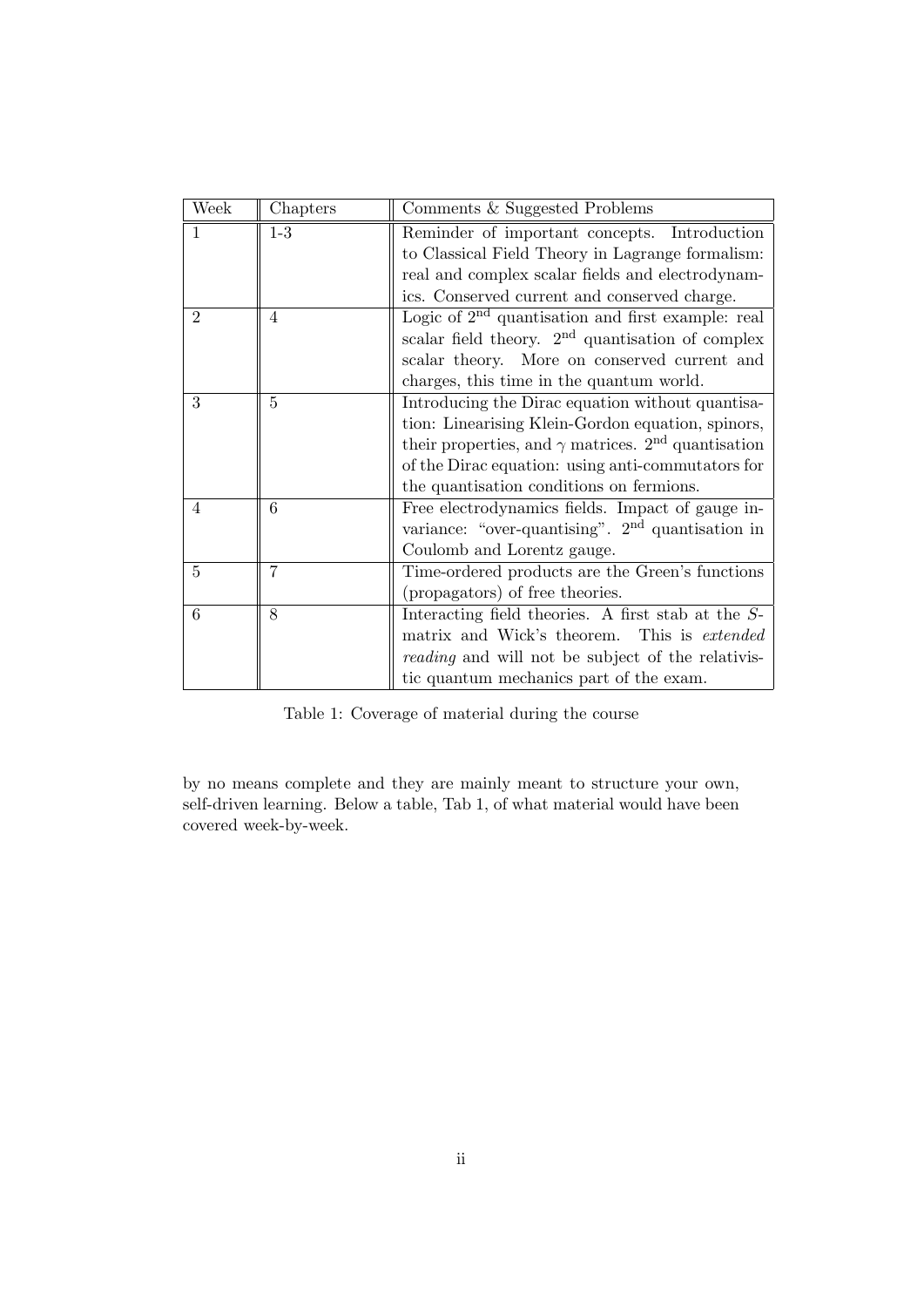| Week | Chapters | Comments & Suggested Problems |
|---|---|---|
| 1 | 1-3 | Reminder of important concepts. Introduction to Classical Field Theory in Lagrange formalism: real and complex scalar fields and electrodynamics. Conserved current and conserved charge. |
| 2 | 4 | Logic of $2^{\text{nd}}$ quantisation and first example: real scalar field theory. $2^{\text{nd}}$ quantisation of complex scalar theory. More on conserved current and charges, this time in the quantum world. |
| 3 | 5 | Introducing the Dirac equation without quantisation: Linearising Klein-Gordon equation, spinors, their properties, and $\gamma$ matrices. $2^{\text{nd}}$ quantisation of the Dirac equation: using anti-commutators for the quantisation conditions on fermions. |
| 4 | 6 | Free electrodynamics fields. Impact of gauge invariance: "over-quantising". $2^{\text{nd}}$ quantisation in Coulomb and Lorentz gauge. |
| 5 | 7 | Time-ordered products are the Green's functions (propagators) of free theories. |
| 6 | 8 | Interacting field theories. A first stab at the $S$-matrix and Wick's theorem. This is *extended reading* and will not be subject of the relativistic quantum mechanics part of the exam. |

Table 1: Coverage of material during the course

by no means complete and they are mainly meant to structure your own, self-driven learning. Below a table, Tab 1, of what material would have been covered week-by-week.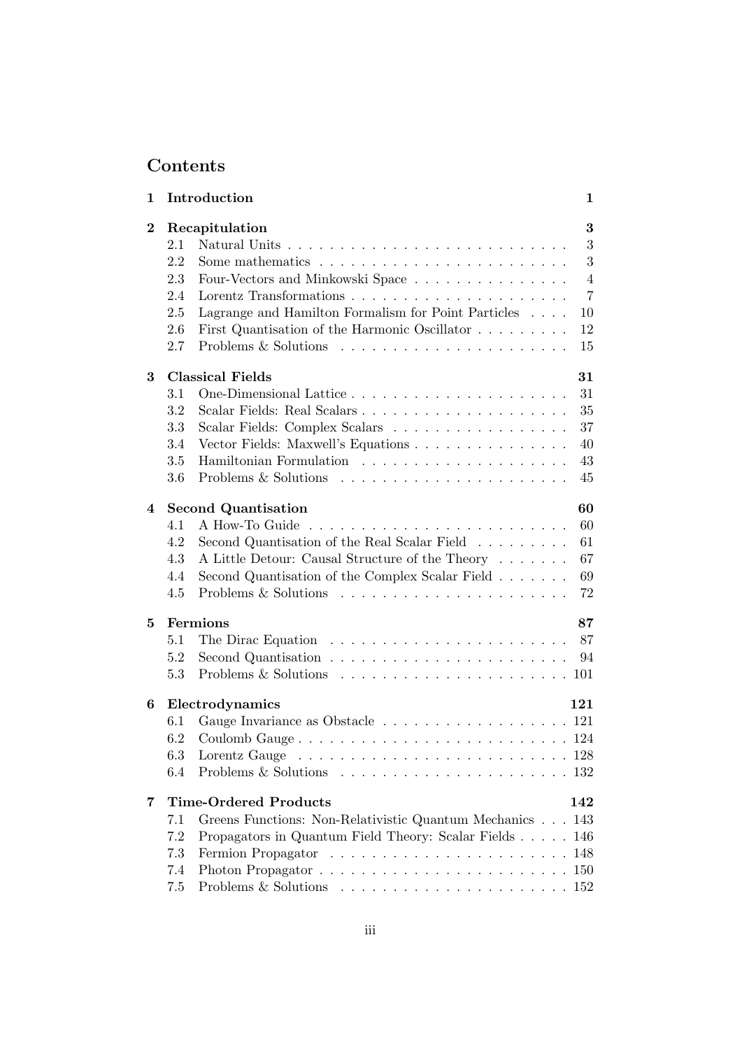# Contents

| | | |
|---|---|---|
| **1** | **Introduction** | **1** |
| **2** | **Recapitulation** | **3** |
| 2.1 | Natural Units | 3 |
| 2.2 | Some mathematics | 3 |
| 2.3 | Four-Vectors and Minkowski Space | 4 |
| 2.4 | Lorentz Transformations | 7 |
| 2.5 | Lagrange and Hamilton Formalism for Point Particles | 10 |
| 2.6 | First Quantisation of the Harmonic Oscillator | 12 |
| 2.7 | Problems & Solutions | 15 |
| **3** | **Classical Fields** | **31** |
| 3.1 | One-Dimensional Lattice | 31 |
| 3.2 | Scalar Fields: Real Scalars | 35 |
| 3.3 | Scalar Fields: Complex Scalars | 37 |
| 3.4 | Vector Fields: Maxwell's Equations | 40 |
| 3.5 | Hamiltonian Formulation | 43 |
| 3.6 | Problems & Solutions | 45 |
| **4** | **Second Quantisation** | **60** |
| 4.1 | A How-To Guide | 60 |
| 4.2 | Second Quantisation of the Real Scalar Field | 61 |
| 4.3 | A Little Detour: Causal Structure of the Theory | 67 |
| 4.4 | Second Quantisation of the Complex Scalar Field | 69 |
| 4.5 | Problems & Solutions | 72 |
| **5** | **Fermions** | **87** |
| 5.1 | The Dirac Equation | 87 |
| 5.2 | Second Quantisation | 94 |
| 5.3 | Problems & Solutions | 101 |
| **6** | **Electrodynamics** | **121** |
| 6.1 | Gauge Invariance as Obstacle | 121 |
| 6.2 | Coulomb Gauge | 124 |
| 6.3 | Lorentz Gauge | 128 |
| 6.4 | Problems & Solutions | 132 |
| **7** | **Time-Ordered Products** | **142** |
| 7.1 | Greens Functions: Non-Relativistic Quantum Mechanics | 143 |
| 7.2 | Propagators in Quantum Field Theory: Scalar Fields | 146 |
| 7.3 | Fermion Propagator | 148 |
| 7.4 | Photon Propagator | 150 |
| 7.5 | Problems & Solutions | 152 |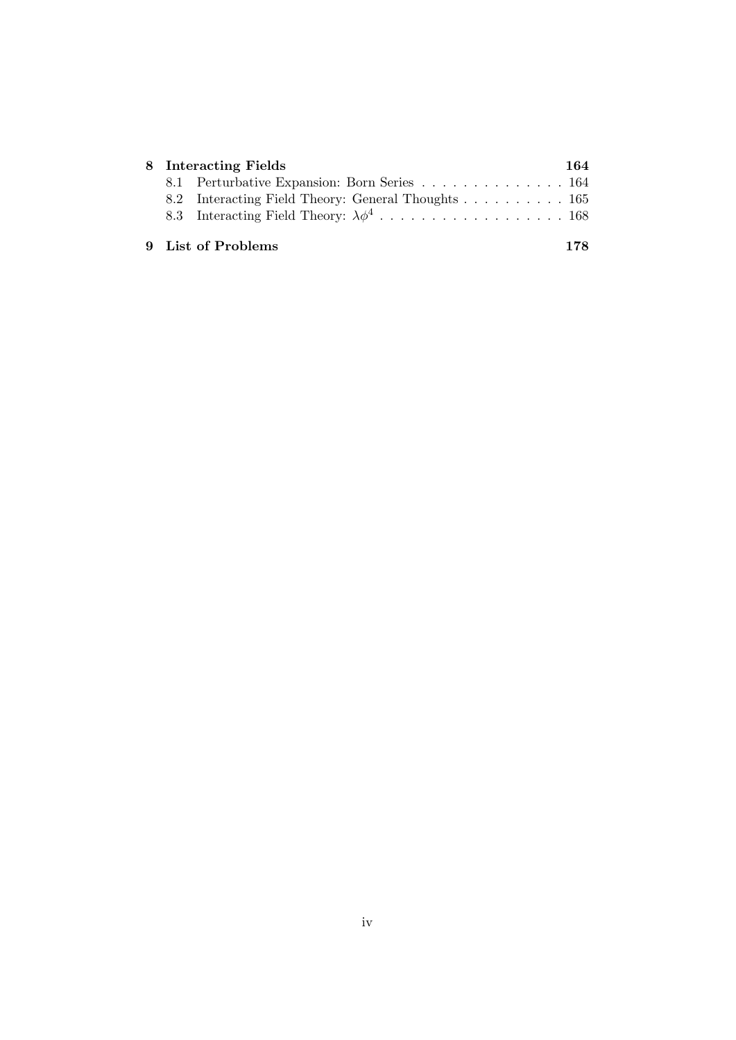**8 Interacting Fields** **164**

- 8.1 Perturbative Expansion: Born Series . . . . . . . . . . . . . . 164
- 8.2 Interacting Field Theory: General Thoughts . . . . . . . . . . 165
- 8.3 Interacting Field Theory: $\lambda\phi^4$ . . . . . . . . . . . . . . . . . . 168

**9 List of Problems** **178**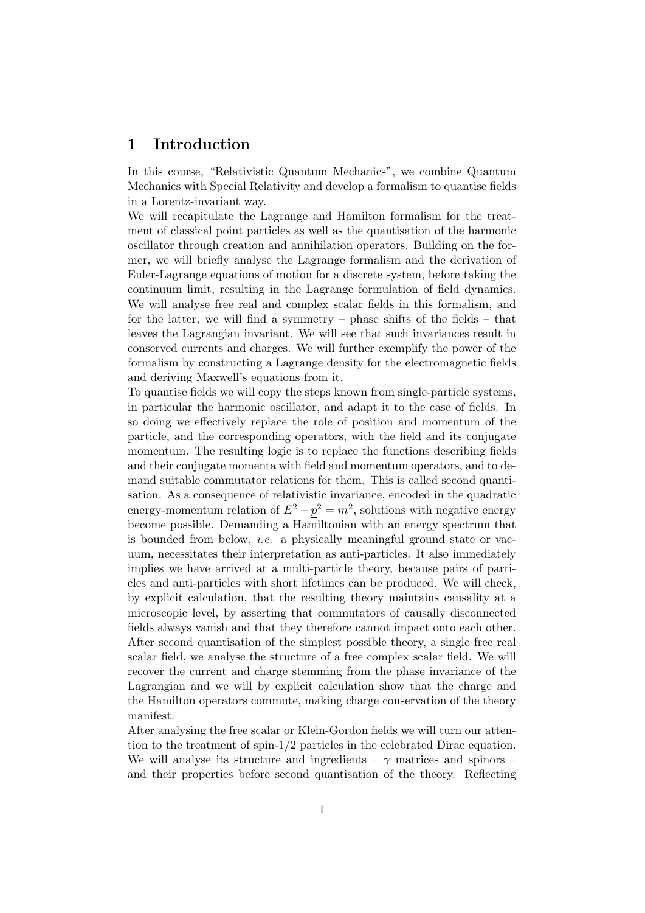## 1 Introduction

In this course, "Relativistic Quantum Mechanics", we combine Quantum Mechanics with Special Relativity and develop a formalism to quantise fields in a Lorentz-invariant way.
We will recapitulate the Lagrange and Hamilton formalism for the treatment of classical point particles as well as the quantisation of the harmonic oscillator through creation and annihilation operators. Building on the former, we will briefly analyse the Lagrange formalism and the derivation of Euler-Lagrange equations of motion for a discrete system, before taking the continuum limit, resulting in the Lagrange formulation of field dynamics. We will analyse free real and complex scalar fields in this formalism, and for the latter, we will find a symmetry – phase shifts of the fields – that leaves the Lagrangian invariant. We will see that such invariances result in conserved currents and charges. We will further exemplify the power of the formalism by constructing a Lagrange density for the electromagnetic fields and deriving Maxwell's equations from it.
To quantise fields we will copy the steps known from single-particle systems, in particular the harmonic oscillator, and adapt it to the case of fields. In so doing we effectively replace the role of position and momentum of the particle, and the corresponding operators, with the field and its conjugate momentum. The resulting logic is to replace the functions describing fields and their conjugate momenta with field and momentum operators, and to demand suitable commutator relations for them. This is called second quantisation. As a consequence of relativistic invariance, encoded in the quadratic energy-momentum relation of $E^2 - \underline{p}^2 = m^2$, solutions with negative energy become possible. Demanding a Hamiltonian with an energy spectrum that is bounded from below, *i.e.* a physically meaningful ground state or vacuum, necessitates their interpretation as anti-particles. It also immediately implies we have arrived at a multi-particle theory, because pairs of particles and anti-particles with short lifetimes can be produced. We will check, by explicit calculation, that the resulting theory maintains causality at a microscopic level, by asserting that commutators of causally disconnected fields always vanish and that they therefore cannot impact onto each other.
After second quantisation of the simplest possible theory, a single free real scalar field, we analyse the structure of a free complex scalar field. We will recover the current and charge stemming from the phase invariance of the Lagrangian and we will by explicit calculation show that the charge and the Hamilton operators commute, making charge conservation of the theory manifest.
After analysing the free scalar or Klein-Gordon fields we will turn our attention to the treatment of spin-1/2 particles in the celebrated Dirac equation. We will analyse its structure and ingredients – $\gamma$ matrices and spinors – and their properties before second quantisation of the theory. Reflecting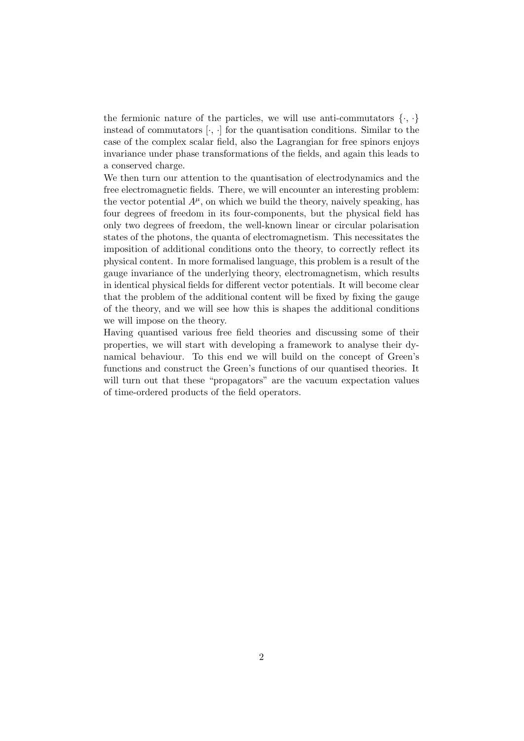the fermionic nature of the particles, we will use anti-commutators $\{\cdot, \cdot\}$ instead of commutators $[\cdot, \cdot]$ for the quantisation conditions. Similar to the case of the complex scalar field, also the Lagrangian for free spinors enjoys invariance under phase transformations of the fields, and again this leads to a conserved charge.

We then turn our attention to the quantisation of electrodynamics and the free electromagnetic fields. There, we will encounter an interesting problem: the vector potential $A^\mu$, on which we build the theory, naively speaking, has four degrees of freedom in its four-components, but the physical field has only two degrees of freedom, the well-known linear or circular polarisation states of the photons, the quanta of electromagnetism. This necessitates the imposition of additional conditions onto the theory, to correctly reflect its physical content. In more formalised language, this problem is a result of the gauge invariance of the underlying theory, electromagnetism, which results in identical physical fields for different vector potentials. It will become clear that the problem of the additional content will be fixed by fixing the gauge of the theory, and we will see how this is shapes the additional conditions we will impose on the theory.

Having quantised various free field theories and discussing some of their properties, we will start with developing a framework to analyse their dynamical behaviour. To this end we will build on the concept of Green's functions and construct the Green's functions of our quantised theories. It will turn out that these "propagators" are the vacuum expectation values of time-ordered products of the field operators.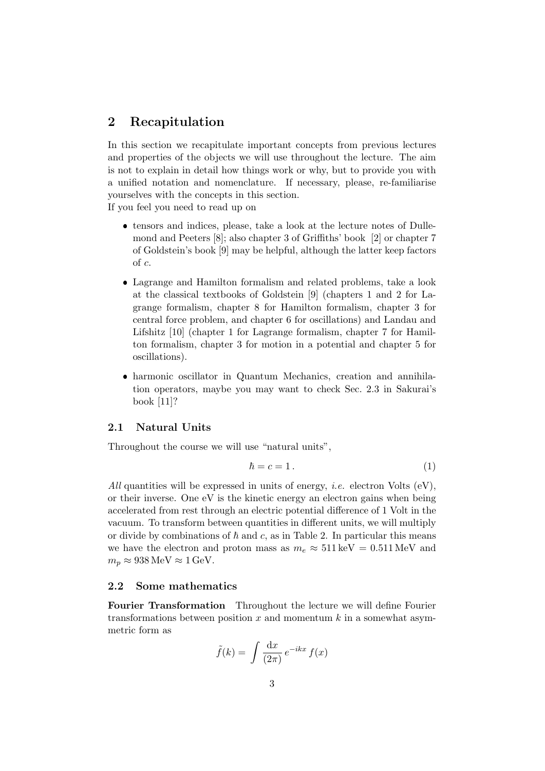## 2 Recapitulation

In this section we recapitulate important concepts from previous lectures and properties of the objects we will use throughout the lecture. The aim is not to explain in detail how things work or why, but to provide you with a unified notation and nomenclature. If necessary, please, re-familiarise yourselves with the concepts in this section.
If you feel you need to read up on

- tensors and indices, please, take a look at the lecture notes of Dullemond and Peeters [8]; also chapter 3 of Griffiths' book [2] or chapter 7 of Goldstein's book [9] may be helpful, although the latter keep factors of $c$.
- Lagrange and Hamilton formalism and related problems, take a look at the classical textbooks of Goldstein [9] (chapters 1 and 2 for Lagrange formalism, chapter 8 for Hamilton formalism, chapter 3 for central force problem, and chapter 6 for oscillations) and Landau and Lifshitz [10] (chapter 1 for Lagrange formalism, chapter 7 for Hamilton formalism, chapter 3 for motion in a potential and chapter 5 for oscillations).
- harmonic oscillator in Quantum Mechanics, creation and annihilation operators, maybe you may want to check Sec. 2.3 in Sakurai's book [11]?

### 2.1 Natural Units

Throughout the course we will use "natural units",

$$\hbar = c = 1\,. \tag{1}$$

*All* quantities will be expressed in units of energy, *i.e.* electron Volts (eV), or their inverse. One eV is the kinetic energy an electron gains when being accelerated from rest through an electric potential difference of 1 Volt in the vacuum. To transform between quantities in different units, we will multiply or divide by combinations of $\hbar$ and $c$, as in Table 2. In particular this means we have the electron and proton mass as $m_e \approx 511\,\text{keV} = 0.511\,\text{MeV}$ and $m_p \approx 938\,\text{MeV} \approx 1\,\text{GeV}$.

### 2.2 Some mathematics

**Fourier Transformation** Throughout the lecture we will define Fourier transformations between position $x$ and momentum $k$ in a somewhat asymmetric form as

$$\tilde{f}(k) = \int \frac{\mathrm{d}x}{(2\pi)}\, e^{-ikx}\, f(x)$$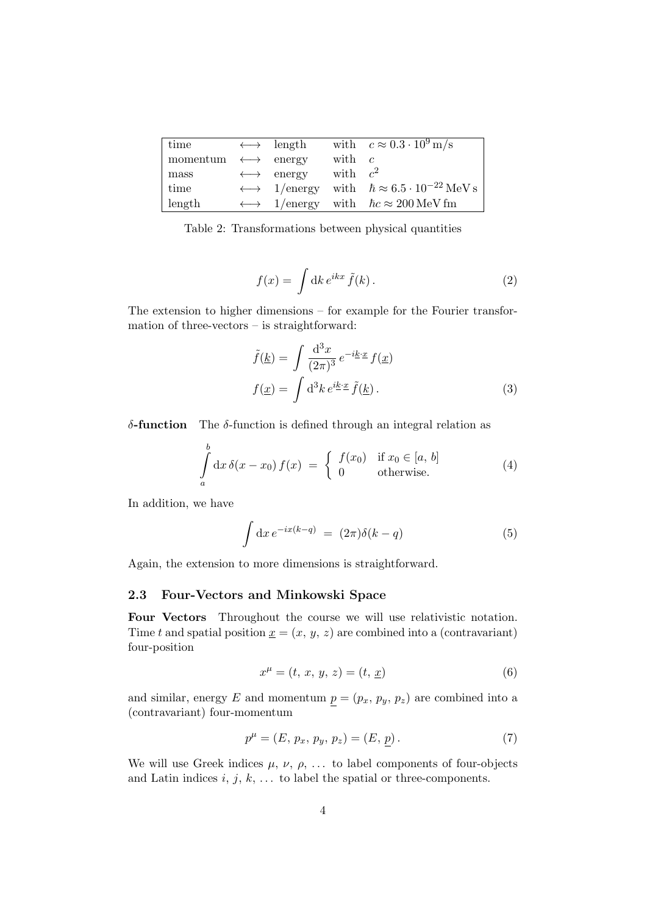| time | $\longleftrightarrow$ | length | with | $c \approx 0.3 \cdot 10^9\,\mathrm{m/s}$ |
|---|---|---|---|---|
| momentum | $\longleftrightarrow$ | energy | with | $c$ |
| mass | $\longleftrightarrow$ | energy | with | $c^2$ |
| time | $\longleftrightarrow$ | 1/energy | with | $\hbar \approx 6.5 \cdot 10^{-22}\,\mathrm{MeV\,s}$ |
| length | $\longleftrightarrow$ | 1/energy | with | $\hbar c \approx 200\,\mathrm{MeV\,fm}$ |

Table 2: Transformations between physical quantities

$$f(x) = \int \mathrm{d}k\, e^{ikx}\, \tilde{f}(k)\,. \tag{2}$$

The extension to higher dimensions – for example for the Fourier transformation of three-vectors – is straightforward:

$$\begin{aligned}
\tilde{f}(\underline{k}) &= \int \frac{\mathrm{d}^3x}{(2\pi)^3}\, e^{-i\underline{k}\cdot\underline{x}}\, f(\underline{x}) \\
f(\underline{x}) &= \int \mathrm{d}^3k\, e^{i\underline{k}\cdot\underline{x}}\, \tilde{f}(\underline{k})\,.
\end{aligned} \tag{3}$$

**$\delta$-function** The $\delta$-function is defined through an integral relation as

$$\int\limits_a^b \mathrm{d}x\, \delta(x - x_0)\, f(x) \;=\; \begin{cases} f(x_0) & \text{if } x_0 \in [a,\, b] \\ 0 & \text{otherwise.} \end{cases} \tag{4}$$

In addition, we have

$$\int \mathrm{d}x\, e^{-ix(k-q)} \;=\; (2\pi)\delta(k - q) \tag{5}$$

Again, the extension to more dimensions is straightforward.

### 2.3 Four-Vectors and Minkowski Space

**Four Vectors** Throughout the course we will use relativistic notation. Time $t$ and spatial position $\underline{x} = (x,\, y,\, z)$ are combined into a (contravariant) four-position

$$x^\mu = (t,\, x,\, y,\, z) = (t,\, \underline{x}) \tag{6}$$

and similar, energy $E$ and momentum $\underline{p} = (p_x,\, p_y,\, p_z)$ are combined into a (contravariant) four-momentum

$$p^\mu = (E,\, p_x,\, p_y,\, p_z) = (E,\, \underline{p})\,. \tag{7}$$

We will use Greek indices $\mu,\, \nu,\, \rho,\, \ldots$ to label components of four-objects and Latin indices $i,\, j,\, k,\, \ldots$ to label the spatial or three-components.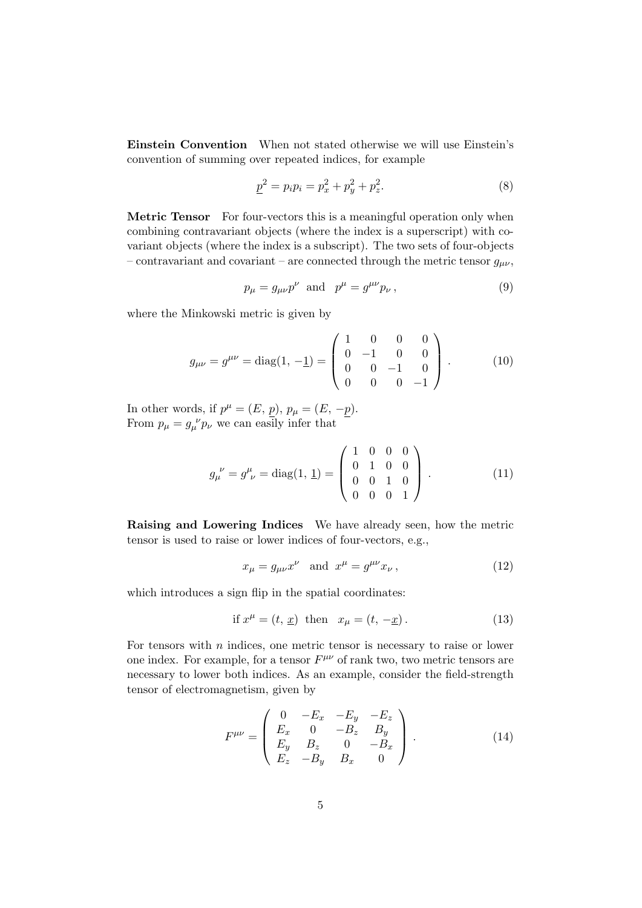**Einstein Convention** When not stated otherwise we will use Einstein's convention of summing over repeated indices, for example

$$\underline{p}^2 = p_i p_i = p_x^2 + p_y^2 + p_z^2. \tag{8}$$

**Metric Tensor** For four-vectors this is a meaningful operation only when combining contravariant objects (where the index is a superscript) with covariant objects (where the index is a subscript). The two sets of four-objects – contravariant and covariant – are connected through the metric tensor $g_{\mu\nu}$,

$$p_\mu = g_{\mu\nu} p^\nu \quad \text{and} \quad p^\mu = g^{\mu\nu} p_\nu \,, \tag{9}$$

where the Minkowski metric is given by

$$g_{\mu\nu} = g^{\mu\nu} = \text{diag}(1, -\underline{1}) = \begin{pmatrix} 1 & 0 & 0 & 0 \\ 0 & -1 & 0 & 0 \\ 0 & 0 & -1 & 0 \\ 0 & 0 & 0 & -1 \end{pmatrix} . \tag{10}$$

In other words, if $p^\mu = (E, \underline{p})$, $p_\mu = (E, -\underline{p})$.
From $p_\mu = g_\mu{}^\nu p_\nu$ we can easily infer that

$$g_\mu{}^\nu = g^\mu{}_\nu = \text{diag}(1, \underline{1}) = \begin{pmatrix} 1 & 0 & 0 & 0 \\ 0 & 1 & 0 & 0 \\ 0 & 0 & 1 & 0 \\ 0 & 0 & 0 & 1 \end{pmatrix} . \tag{11}$$

**Raising and Lowering Indices** We have already seen, how the metric tensor is used to raise or lower indices of four-vectors, e.g.,

$$x_\mu = g_{\mu\nu} x^\nu \quad \text{and} \quad x^\mu = g^{\mu\nu} x_\nu \,, \tag{12}$$

which introduces a sign flip in the spatial coordinates:

$$\text{if } x^\mu = (t, \, \underline{x}) \;\; \text{then} \;\; x_\mu = (t, \, -\underline{x}) \,. \tag{13}$$

For tensors with $n$ indices, one metric tensor is necessary to raise or lower one index. For example, for a tensor $F^{\mu\nu}$ of rank two, two metric tensors are necessary to lower both indices. As an example, consider the field-strength tensor of electromagnetism, given by

$$F^{\mu\nu} = \begin{pmatrix} 0 & -E_x & -E_y & -E_z \\ E_x & 0 & -B_z & B_y \\ E_y & B_z & 0 & -B_x \\ E_z & -B_y & B_x & 0 \end{pmatrix} . \tag{14}$$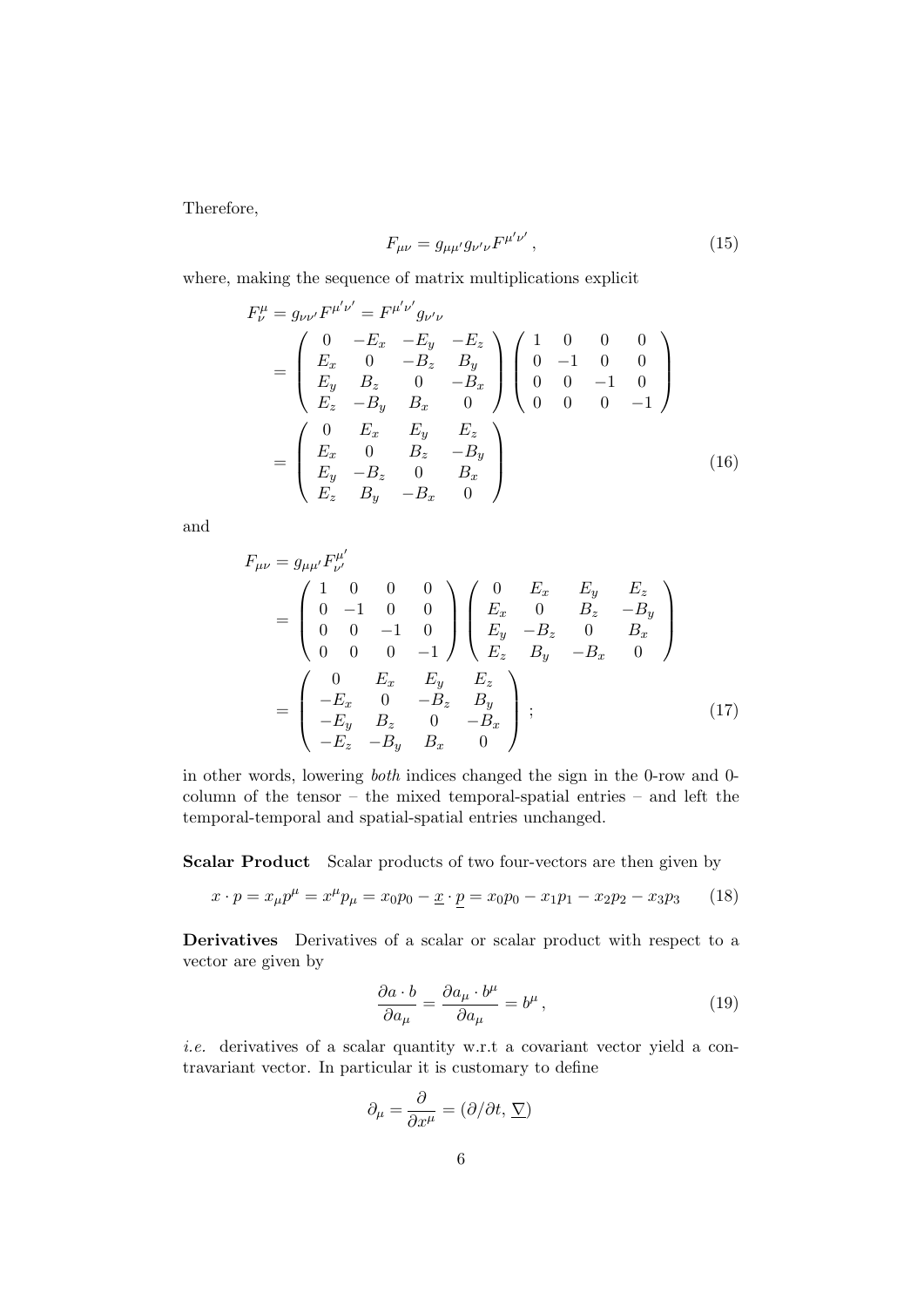Therefore,

$$F_{\mu\nu} = g_{\mu\mu'} g_{\nu'\nu} F^{\mu'\nu'}\,, \tag{15}$$

where, making the sequence of matrix multiplications explicit

$$\begin{aligned}
F^{\mu}_{\nu} = g_{\nu\nu'} F^{\mu'\nu'} &= F^{\mu'\nu'} g_{\nu'\nu} \\
&= \left(\begin{array}{cccc} 0 & -E_x & -E_y & -E_z \\ E_x & 0 & -B_z & B_y \\ E_y & B_z & 0 & -B_x \\ E_z & -B_y & B_x & 0 \end{array}\right) \left(\begin{array}{cccc} 1 & 0 & 0 & 0 \\ 0 & -1 & 0 & 0 \\ 0 & 0 & -1 & 0 \\ 0 & 0 & 0 & -1 \end{array}\right) \\
&= \left(\begin{array}{cccc} 0 & E_x & E_y & E_z \\ E_x & 0 & B_z & -B_y \\ E_y & -B_z & 0 & B_x \\ E_z & B_y & -B_x & 0 \end{array}\right)
\end{aligned} \tag{16}$$

and

$$\begin{aligned}
F_{\mu\nu} &= g_{\mu\mu'} F^{\mu'}_{\nu'} \\
&= \left(\begin{array}{cccc} 1 & 0 & 0 & 0 \\ 0 & -1 & 0 & 0 \\ 0 & 0 & -1 & 0 \\ 0 & 0 & 0 & -1 \end{array}\right) \left(\begin{array}{cccc} 0 & E_x & E_y & E_z \\ E_x & 0 & B_z & -B_y \\ E_y & -B_z & 0 & B_x \\ E_z & B_y & -B_x & 0 \end{array}\right) \\
&= \left(\begin{array}{cccc} 0 & E_x & E_y & E_z \\ -E_x & 0 & -B_z & B_y \\ -E_y & B_z & 0 & -B_x \\ -E_z & -B_y & B_x & 0 \end{array}\right)\,;
\end{aligned} \tag{17}$$

in other words, lowering *both* indices changed the sign in the 0-row and 0-column of the tensor – the mixed temporal-spatial entries – and left the temporal-temporal and spatial-spatial entries unchanged.

**Scalar Product** Scalar products of two four-vectors are then given by

$$x \cdot p = x_\mu p^\mu = x^\mu p_\mu = x_0 p_0 - \underline{x} \cdot \underline{p} = x_0 p_0 - x_1 p_1 - x_2 p_2 - x_3 p_3 \tag{18}$$

**Derivatives** Derivatives of a scalar or scalar product with respect to a vector are given by

$$\frac{\partial a \cdot b}{\partial a_\mu} = \frac{\partial a_\mu \cdot b^\mu}{\partial a_\mu} = b^\mu\,, \tag{19}$$

*i.e.* derivatives of a scalar quantity w.r.t a covariant vector yield a contravariant vector. In particular it is customary to define

$$\partial_\mu = \frac{\partial}{\partial x^\mu} = (\partial/\partial t,\, \underline{\nabla})$$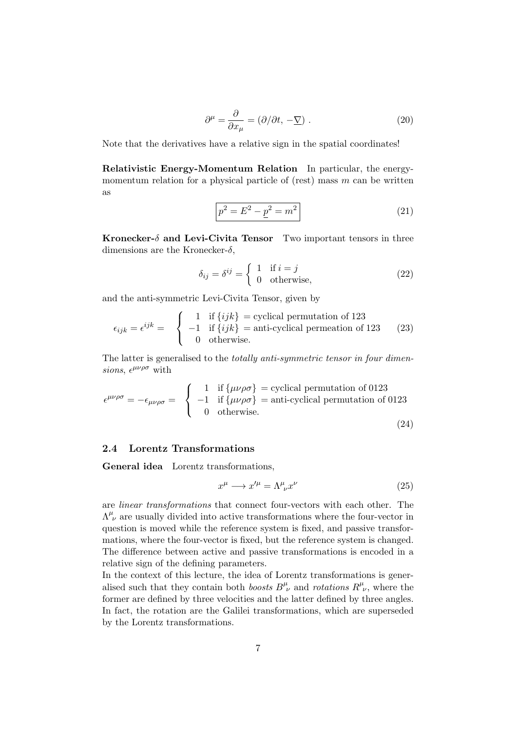$$\partial^\mu = \frac{\partial}{\partial x_\mu} = (\partial/\partial t, \, -\underline{\nabla}) \,. \tag{20}$$

Note that the derivatives have a relative sign in the spatial coordinates!

**Relativistic Energy-Momentum Relation** In particular, the energy-momentum relation for a physical particle of (rest) mass $m$ can be written as

$$\boxed{p^2 = E^2 - \underline{p}^2 = m^2} \tag{21}$$

**Kronecker-$\delta$ and Levi-Civita Tensor** Two important tensors in three dimensions are the Kronecker-$\delta$,

$$\delta_{ij} = \delta^{ij} = \left\{ \begin{array}{ll} 1 & \text{if } i = j \\ 0 & \text{otherwise,} \end{array} \right. \tag{22}$$

and the anti-symmetric Levi-Civita Tensor, given by

$$\epsilon_{ijk} = \epsilon^{ijk} = \left\{ \begin{array}{rl} 1 & \text{if } \{ijk\} = \text{cyclical permutation of 123} \\ -1 & \text{if } \{ijk\} = \text{anti-cyclical permeation of 123} \\ 0 & \text{otherwise.} \end{array} \right. \tag{23}$$

The latter is generalised to the *totally anti-symmetric tensor in four dimensions*, $\epsilon^{\mu\nu\rho\sigma}$ with

$$\epsilon^{\mu\nu\rho\sigma} = -\epsilon_{\mu\nu\rho\sigma} = \left\{ \begin{array}{rl} 1 & \text{if } \{\mu\nu\rho\sigma\} = \text{cyclical permutation of 0123} \\ -1 & \text{if } \{\mu\nu\rho\sigma\} = \text{anti-cyclical permutation of 0123} \\ 0 & \text{otherwise.} \end{array} \right. \tag{24}$$

### 2.4 Lorentz Transformations

**General idea** Lorentz transformations,

$$x^\mu \longrightarrow x'^\mu = \Lambda^\mu{}_\nu x^\nu \tag{25}$$

are *linear transformations* that connect four-vectors with each other. The $\Lambda^\mu{}_\nu$ are usually divided into active transformations where the four-vector in question is moved while the reference system is fixed, and passive transformations, where the four-vector is fixed, but the reference system is changed. The difference between active and passive transformations is encoded in a relative sign of the defining parameters.

In the context of this lecture, the idea of Lorentz transformations is generalised such that they contain both *boosts* $B^\mu{}_\nu$ and *rotations* $R^\mu{}_\nu$, where the former are defined by three velocities and the latter defined by three angles. In fact, the rotation are the Galilei transformations, which are superseded by the Lorentz transformations.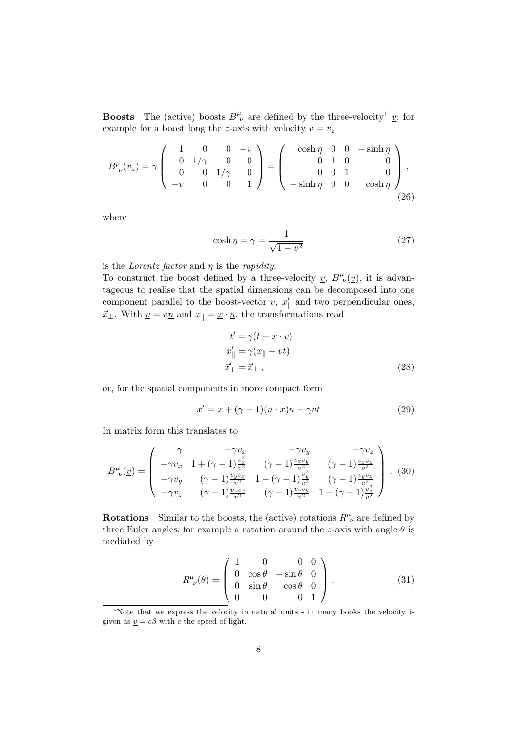**Boosts** The (active) boosts $B^{\mu}{}_{\nu}$ are defined by the three-velocity[1] $\underline{v}$; for example for a boost long the $z$-axis with velocity $v = v_z$

$$B^{\mu}{}_{\nu}(v_z) = \gamma \begin{pmatrix} 1 & 0 & 0 & -v \\ 0 & 1/\gamma & 0 & 0 \\ 0 & 0 & 1/\gamma & 0 \\ -v & 0 & 0 & 1 \end{pmatrix} = \begin{pmatrix} \cosh\eta & 0 & 0 & -\sinh\eta \\ 0 & 1 & 0 & 0 \\ 0 & 0 & 1 & 0 \\ -\sinh\eta & 0 & 0 & \cosh\eta \end{pmatrix}, \tag{26}$$

where

$$\cosh\eta = \gamma = \frac{1}{\sqrt{1-v^2}} \tag{27}$$

is the *Lorentz factor* and $\eta$ is the *rapidity*.

To construct the boost defined by a three-velocity $\underline{v}$, $B^{\mu}{}_{\nu}(\underline{v})$, it is advantageous to realise that the spatial dimensions can be decomposed into one component parallel to the boost-vector $\underline{v}$, $x'_{\parallel}$ and two perpendicular ones, $\vec{x}_{\perp}$. With $\underline{v} = v\underline{n}$ and $x_{\parallel} = \underline{x} \cdot \underline{n}$, the transformations read

$$\begin{aligned} t' &= \gamma(t - \underline{x} \cdot \underline{v}) \\ x'_{\parallel} &= \gamma(x_{\parallel} - vt) \\ \vec{x}'_{\perp} &= \vec{x}_{\perp}\,, \end{aligned} \tag{28}$$

or, for the spatial components in more compact form

$$\underline{x}' = \underline{x} + (\gamma - 1)(\underline{n} \cdot \underline{x})\underline{n} - \gamma\underline{v}t \tag{29}$$

In matrix form this translates to

$$B^{\mu}{}_{\nu}(\underline{v}) = \begin{pmatrix} \gamma & -\gamma v_x & -\gamma v_y & -\gamma v_z \\ -\gamma v_x & 1 + (\gamma-1)\frac{v_x^2}{v^2} & (\gamma-1)\frac{v_x v_y}{v^2} & (\gamma-1)\frac{v_x v_z}{v^2} \\ -\gamma v_y & (\gamma-1)\frac{v_y v_x}{v^2} & 1 - (\gamma-1)\frac{v_y^2}{v^2} & (\gamma-1)\frac{v_y v_z}{v^2} \\ -\gamma v_z & (\gamma-1)\frac{v_z v_x}{v^2} & (\gamma-1)\frac{v_z v_y}{v^2} & 1 - (\gamma-1)\frac{v_z^2}{v^2} \end{pmatrix}. \tag{30}$$

**Rotations** Similar to the boosts, the (active) rotations $R^{\mu}{}_{\nu}$ are defined by three Euler angles; for example a rotation around the $z$-axis with angle $\theta$ is mediated by

$$R^{\mu}{}_{\nu}(\theta) = \begin{pmatrix} 1 & 0 & 0 & 0 \\ 0 & \cos\theta & -\sin\theta & 0 \\ 0 & \sin\theta & \cos\theta & 0 \\ 0 & 0 & 0 & 1 \end{pmatrix}. \tag{31}$$

---

[1] Note that we express the velocity in natural units - in many books the velocity is given as $\underline{v} = c\underline{\beta}$ with $c$ the speed of light.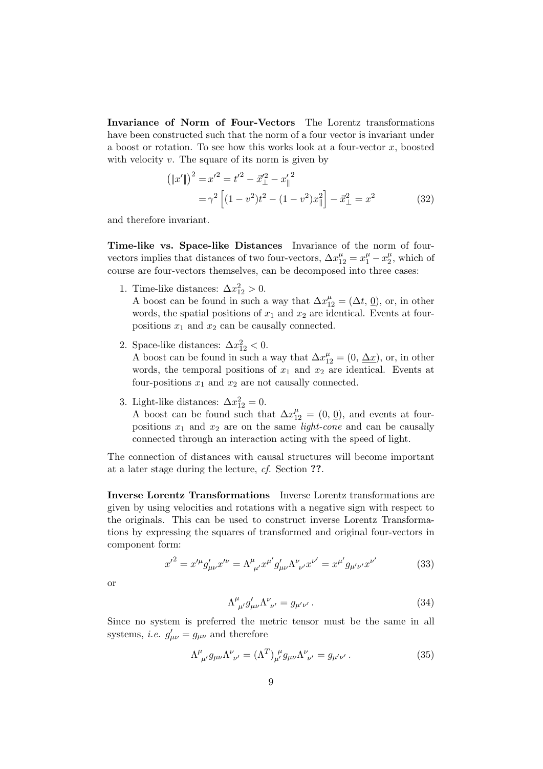**Invariance of Norm of Four-Vectors** The Lorentz transformations have been constructed such that the norm of a four vector is invariant under a boost or rotation. To see how this works look at a four-vector $x$, boosted with velocity $v$. The square of its norm is given by

$$
\begin{aligned}
\left(\|x'\|\right)^2 &= x'^2 = t'^2 - \vec{x}_\perp'^2 - x_\parallel'^2 \\
&= \gamma^2 \left[(1-v^2)t^2 - (1-v^2)x_\parallel^2\right] - \vec{x}_\perp^2 = x^2
\end{aligned} \tag{32}
$$

and therefore invariant.

**Time-like vs. Space-like Distances** Invariance of the norm of four-vectors implies that distances of two four-vectors, $\Delta x_{12}^\mu = x_1^\mu - x_2^\mu$, which of course are four-vectors themselves, can be decomposed into three cases:

1. Time-like distances: $\Delta x_{12}^2 > 0$.
   A boost can be found in such a way that $\Delta x_{12}^\mu = (\Delta t,\, \underline{0})$, or, in other words, the spatial positions of $x_1$ and $x_2$ are identical. Events at four-positions $x_1$ and $x_2$ can be causally connected.

2. Space-like distances: $\Delta x_{12}^2 < 0$.
   A boost can be found in such a way that $\Delta x_{12}^\mu = (0,\, \underline{\Delta x})$, or, in other words, the temporal positions of $x_1$ and $x_2$ are identical. Events at four-positions $x_1$ and $x_2$ are not causally connected.

3. Light-like distances: $\Delta x_{12}^2 = 0$.
   A boost can be found such that $\Delta x_{12}^\mu = (0,\, \underline{0})$, and events at four-positions $x_1$ and $x_2$ are on the same *light-cone* and can be causally connected through an interaction acting with the speed of light.

The connection of distances with causal structures will become important at a later stage during the lecture, *cf.* Section **??**.

**Inverse Lorentz Transformations** Inverse Lorentz transformations are given by using velocities and rotations with a negative sign with respect to the originals. This can be used to construct inverse Lorentz Transformations by expressing the squares of transformed and original four-vectors in component form:

$$
x'^2 = x'^\mu g'_{\mu\nu} x'^\nu = \Lambda^\mu{}_{\mu'} x^{\mu'} g'_{\mu\nu} \Lambda^\nu{}_{\nu'} x^{\nu'} = x^{\mu'} g_{\mu'\nu'} x^{\nu'} \tag{33}
$$

or

$$
\Lambda^\mu{}_{\mu'} g'_{\mu\nu} \Lambda^\nu{}_{\nu'} = g_{\mu'\nu'}\,. \tag{34}
$$

Since no system is preferred the metric tensor must be the same in all systems, *i.e.* $g'_{\mu\nu} = g_{\mu\nu}$ and therefore

$$
\Lambda^\mu{}_{\mu'} g_{\mu\nu} \Lambda^\nu{}_{\nu'} = (\Lambda^T)_{\mu'}{}^{\mu} g_{\mu\nu} \Lambda^\nu{}_{\nu'} = g_{\mu'\nu'}\,. \tag{35}
$$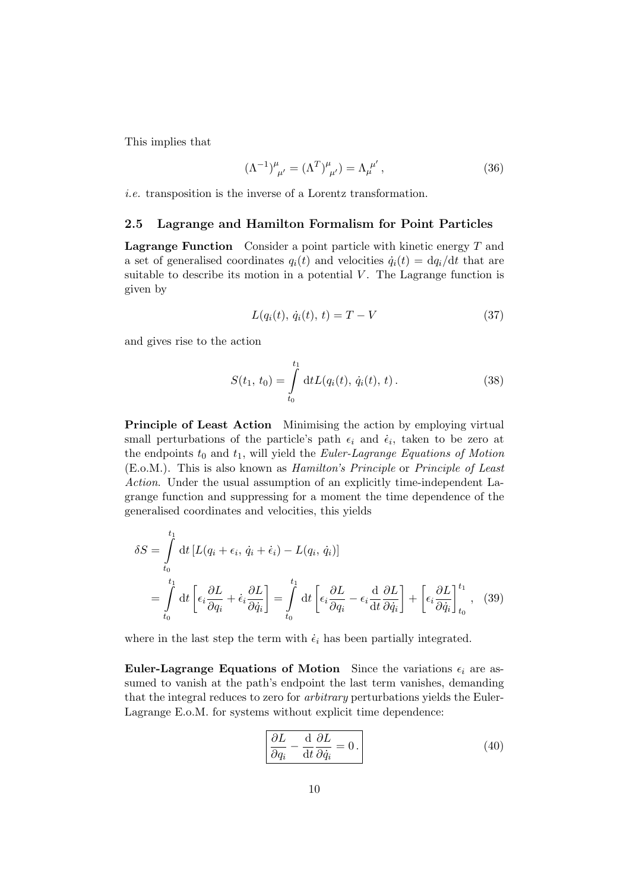This implies that

$$(\Lambda^{-1})^{\mu}{}_{\mu'} = (\Lambda^T)^{\mu}{}_{\mu'}) = \Lambda_{\mu}{}^{\mu'}\,, \tag{36}$$

*i.e.* transposition is the inverse of a Lorentz transformation.

### 2.5 Lagrange and Hamilton Formalism for Point Particles

**Lagrange Function** Consider a point particle with kinetic energy $T$ and a set of generalised coordinates $q_i(t)$ and velocities $\dot{q}_i(t) = \mathrm{d}q_i/\mathrm{d}t$ that are suitable to describe its motion in a potential $V$. The Lagrange function is given by

$$L(q_i(t),\, \dot{q}_i(t),\, t) = T - V \tag{37}$$

and gives rise to the action

$$S(t_1,\, t_0) = \int\limits_{t_0}^{t_1} \mathrm{d}t L(q_i(t),\, \dot{q}_i(t),\, t)\,. \tag{38}$$

**Principle of Least Action** Minimising the action by employing virtual small perturbations of the particle's path $\epsilon_i$ and $\dot{\epsilon}_i$, taken to be zero at the endpoints $t_0$ and $t_1$, will yield the *Euler-Lagrange Equations of Motion* (E.o.M.). This is also known as *Hamilton's Principle* or *Principle of Least Action*. Under the usual assumption of an explicitly time-independent Lagrange function and suppressing for a moment the time dependence of the generalised coordinates and velocities, this yields

$$\begin{aligned}
\delta S &= \int\limits_{t_0}^{t_1} \mathrm{d}t \left[L(q_i + \epsilon_i,\, \dot{q}_i + \dot{\epsilon}_i) - L(q_i,\, \dot{q}_i)\right] \\
&= \int\limits_{t_0}^{t_1} \mathrm{d}t \left[\epsilon_i \frac{\partial L}{\partial q_i} + \dot{\epsilon}_i \frac{\partial L}{\partial \dot{q}_i}\right] = \int\limits_{t_0}^{t_1} \mathrm{d}t \left[\epsilon_i \frac{\partial L}{\partial q_i} - \epsilon_i \frac{\mathrm{d}}{\mathrm{d}t}\frac{\partial L}{\partial \dot{q}_i}\right] + \left[\epsilon_i \frac{\partial L}{\partial \dot{q}_i}\right]_{t_0}^{t_1}\,,
\end{aligned} \tag{39}$$

where in the last step the term with $\dot{\epsilon}_i$ has been partially integrated.

**Euler-Lagrange Equations of Motion** Since the variations $\epsilon_i$ are assumed to vanish at the path's endpoint the last term vanishes, demanding that the integral reduces to zero for *arbitrary* perturbations yields the Euler-Lagrange E.o.M. for systems without explicit time dependence:

$$\boxed{\frac{\partial L}{\partial q_i} - \frac{\mathrm{d}}{\mathrm{d}t}\frac{\partial L}{\partial \dot{q}_i} = 0\,.} \tag{40}$$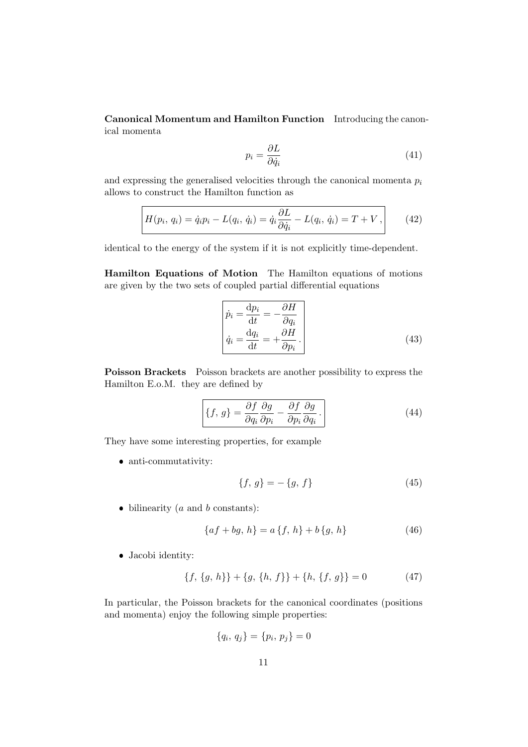**Canonical Momentum and Hamilton Function** Introducing the canonical momenta

$$p_i = \frac{\partial L}{\partial \dot{q}_i} \tag{41}$$

and expressing the generalised velocities through the canonical momenta $p_i$ allows to construct the Hamilton function as

$$\boxed{H(p_i,\, q_i) = \dot{q}_i p_i - L(q_i,\, \dot{q}_i) = \dot{q}_i \frac{\partial L}{\partial \dot{q}_i} - L(q_i,\, \dot{q}_i) = T + V\,,} \tag{42}$$

identical to the energy of the system if it is not explicitly time-dependent.

**Hamilton Equations of Motion** The Hamilton equations of motions are given by the two sets of coupled partial differential equations

$$\boxed{\begin{aligned} \dot{p}_i &= \frac{\mathrm{d}p_i}{\mathrm{d}t} = -\frac{\partial H}{\partial q_i} \\ \dot{q}_i &= \frac{\mathrm{d}q_i}{\mathrm{d}t} = +\frac{\partial H}{\partial p_i}\,. \end{aligned}} \tag{43}$$

**Poisson Brackets** Poisson brackets are another possibility to express the Hamilton E.o.M. they are defined by

$$\boxed{\{f,\, g\} = \frac{\partial f}{\partial q_i}\frac{\partial g}{\partial p_i} - \frac{\partial f}{\partial p_i}\frac{\partial g}{\partial q_i}\,.} \tag{44}$$

They have some interesting properties, for example

- anti-commutativity:

$$\{f,\, g\} = -\{g,\, f\} \tag{45}$$

- bilinearity ($a$ and $b$ constants):

$$\{af + bg,\, h\} = a\,\{f,\, h\} + b\,\{g,\, h\} \tag{46}$$

- Jacobi identity:

$$\{f,\, \{g,\, h\}\} + \{g,\, \{h,\, f\}\} + \{h,\, \{f,\, g\}\} = 0 \tag{47}$$

In particular, the Poisson brackets for the canonical coordinates (positions and momenta) enjoy the following simple properties:

$$\{q_i,\, q_j\} = \{p_i,\, p_j\} = 0$$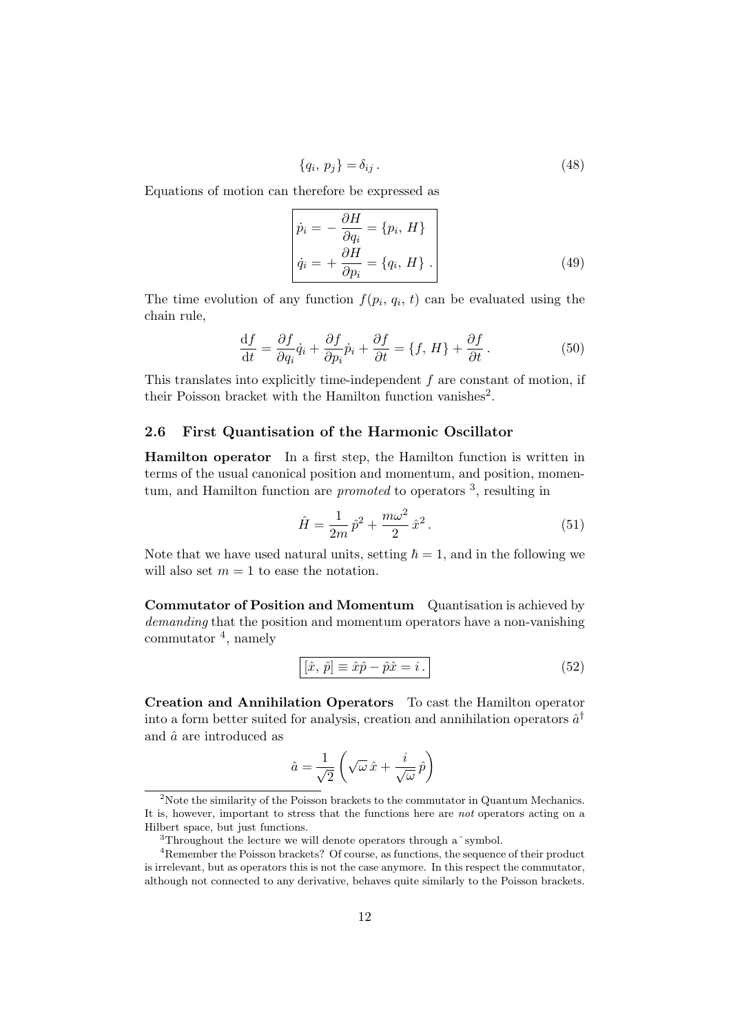$$\{q_i,\, p_j\} = \delta_{ij}\,. \tag{48}$$

Equations of motion can therefore be expressed as

$$\boxed{\begin{aligned} \dot{p}_i &= -\frac{\partial H}{\partial q_i} = \{p_i,\, H\} \\ \dot{q}_i &= +\frac{\partial H}{\partial p_i} = \{q_i,\, H\}\,. \end{aligned}} \tag{49}$$

The time evolution of any function $f(p_i,\, q_i,\, t)$ can be evaluated using the chain rule,

$$\frac{\mathrm{d}f}{\mathrm{d}t} = \frac{\partial f}{\partial q_i}\dot{q}_i + \frac{\partial f}{\partial p_i}\dot{p}_i + \frac{\partial f}{\partial t} = \{f,\, H\} + \frac{\partial f}{\partial t}\,. \tag{50}$$

This translates into explicitly time-independent $f$ are constant of motion, if their Poisson bracket with the Hamilton function vanishes[2].

### 2.6 First Quantisation of the Harmonic Oscillator

**Hamilton operator** In a first step, the Hamilton function is written in terms of the usual canonical position and momentum, and position, momentum, and Hamilton function are *promoted* to operators [3], resulting in

$$\hat{H} = \frac{1}{2m}\,\hat{p}^2 + \frac{m\omega^2}{2}\,\hat{x}^2\,. \tag{51}$$

Note that we have used natural units, setting $\hbar = 1$, and in the following we will also set $m = 1$ to ease the notation.

**Commutator of Position and Momentum** Quantisation is achieved by *demanding* that the position and momentum operators have a non-vanishing commutator [4], namely

$$\boxed{[\hat{x},\, \hat{p}] \equiv \hat{x}\hat{p} - \hat{p}\hat{x} = i\,.} \tag{52}$$

**Creation and Annihilation Operators** To cast the Hamilton operator into a form better suited for analysis, creation and annihilation operators $\hat{a}^\dagger$ and $\hat{a}$ are introduced as

$$\hat{a} = \frac{1}{\sqrt{2}}\left(\sqrt{\omega}\,\hat{x} + \frac{i}{\sqrt{\omega}}\,\hat{p}\right)$$

---

[2] Note the similarity of the Poisson brackets to the commutator in Quantum Mechanics. It is, however, important to stress that the functions here are *not* operators acting on a Hilbert space, but just functions.

[3] Throughout the lecture we will denote operators through a ˆ symbol.

[4] Remember the Poisson brackets? Of course, as functions, the sequence of their product is irrelevant, but as operators this is not the case anymore. In this respect the commutator, although not connected to any derivative, behaves quite similarly to the Poisson brackets.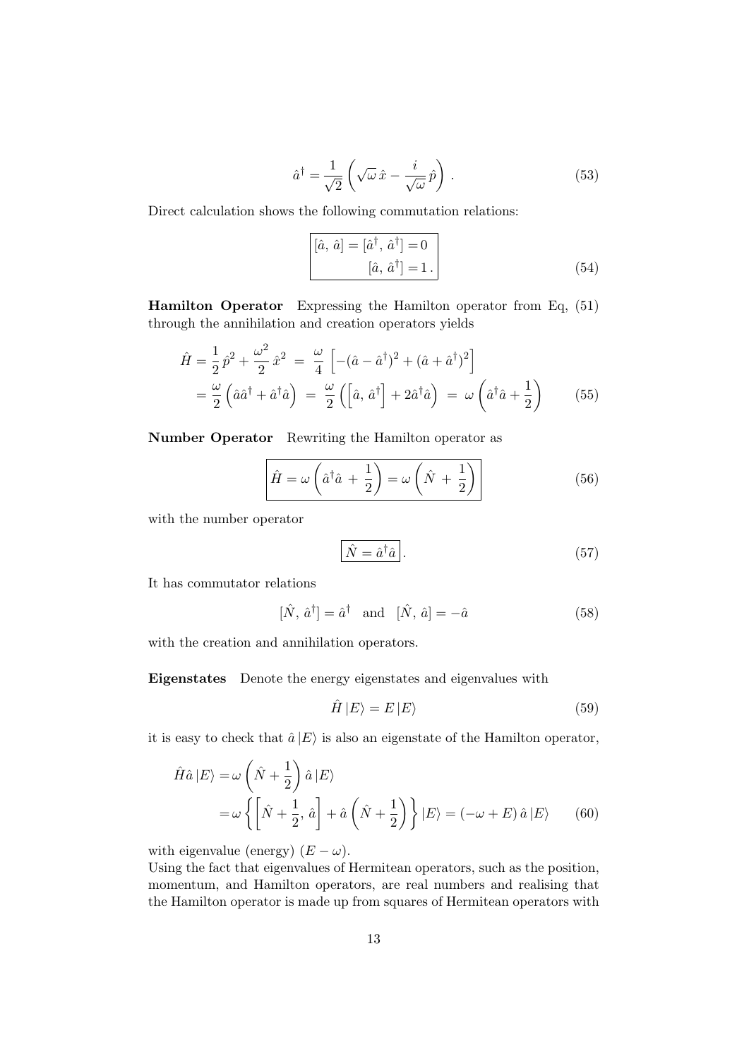$$\hat{a}^\dagger = \frac{1}{\sqrt{2}} \left( \sqrt{\omega}\, \hat{x} - \frac{i}{\sqrt{\omega}}\, \hat{p} \right) . \tag{53}$$

Direct calculation shows the following commutation relations:

$$\boxed{\begin{aligned} [\hat{a},\, \hat{a}] = [\hat{a}^\dagger,\, \hat{a}^\dagger] = 0 \\ [\hat{a},\, \hat{a}^\dagger] = 1 \,. \end{aligned}} \tag{54}$$

**Hamilton Operator** Expressing the Hamilton operator from Eq, (51) through the annihilation and creation operators yields

$$\begin{aligned} \hat{H} = \frac{1}{2}\, \hat{p}^2 + \frac{\omega^2}{2}\, \hat{x}^2 \;&=\; \frac{\omega}{4} \left[ -(\hat{a} - \hat{a}^\dagger)^2 + (\hat{a} + \hat{a}^\dagger)^2 \right] \\ = \frac{\omega}{2} \left( \hat{a}\hat{a}^\dagger + \hat{a}^\dagger \hat{a} \right) \;&=\; \frac{\omega}{2} \left( \left[ \hat{a},\, \hat{a}^\dagger \right] + 2\hat{a}^\dagger \hat{a} \right) \;=\; \omega \left( \hat{a}^\dagger \hat{a} + \frac{1}{2} \right) \end{aligned} \tag{55}$$

**Number Operator** Rewriting the Hamilton operator as

$$\boxed{\hat{H} = \omega \left( \hat{a}^\dagger \hat{a} \,+\, \frac{1}{2} \right) = \omega \left( \hat{N} \,+\, \frac{1}{2} \right)} \tag{56}$$

with the number operator

$$\boxed{\hat{N} = \hat{a}^\dagger \hat{a}} \,. \tag{57}$$

It has commutator relations

$$[\hat{N},\, \hat{a}^\dagger] = \hat{a}^\dagger \quad \text{and} \quad [\hat{N},\, \hat{a}] = -\hat{a} \tag{58}$$

with the creation and annihilation operators.

**Eigenstates** Denote the energy eigenstates and eigenvalues with

$$\hat{H}\, |E\rangle = E\, |E\rangle \tag{59}$$

it is easy to check that $\hat{a}\, |E\rangle$ is also an eigenstate of the Hamilton operator,

$$\begin{aligned} \hat{H}\hat{a}\, |E\rangle &= \omega \left( \hat{N} + \frac{1}{2} \right) \hat{a}\, |E\rangle \\ &= \omega \left\{ \left[ \hat{N} + \frac{1}{2},\, \hat{a} \right] + \hat{a} \left( \hat{N} + \frac{1}{2} \right) \right\} |E\rangle = (-\omega + E)\, \hat{a}\, |E\rangle \end{aligned} \tag{60}$$

with eigenvalue (energy) $(E - \omega)$.

Using the fact that eigenvalues of Hermitean operators, such as the position, momentum, and Hamilton operators, are real numbers and realising that the Hamilton operator is made up from squares of Hermitean operators with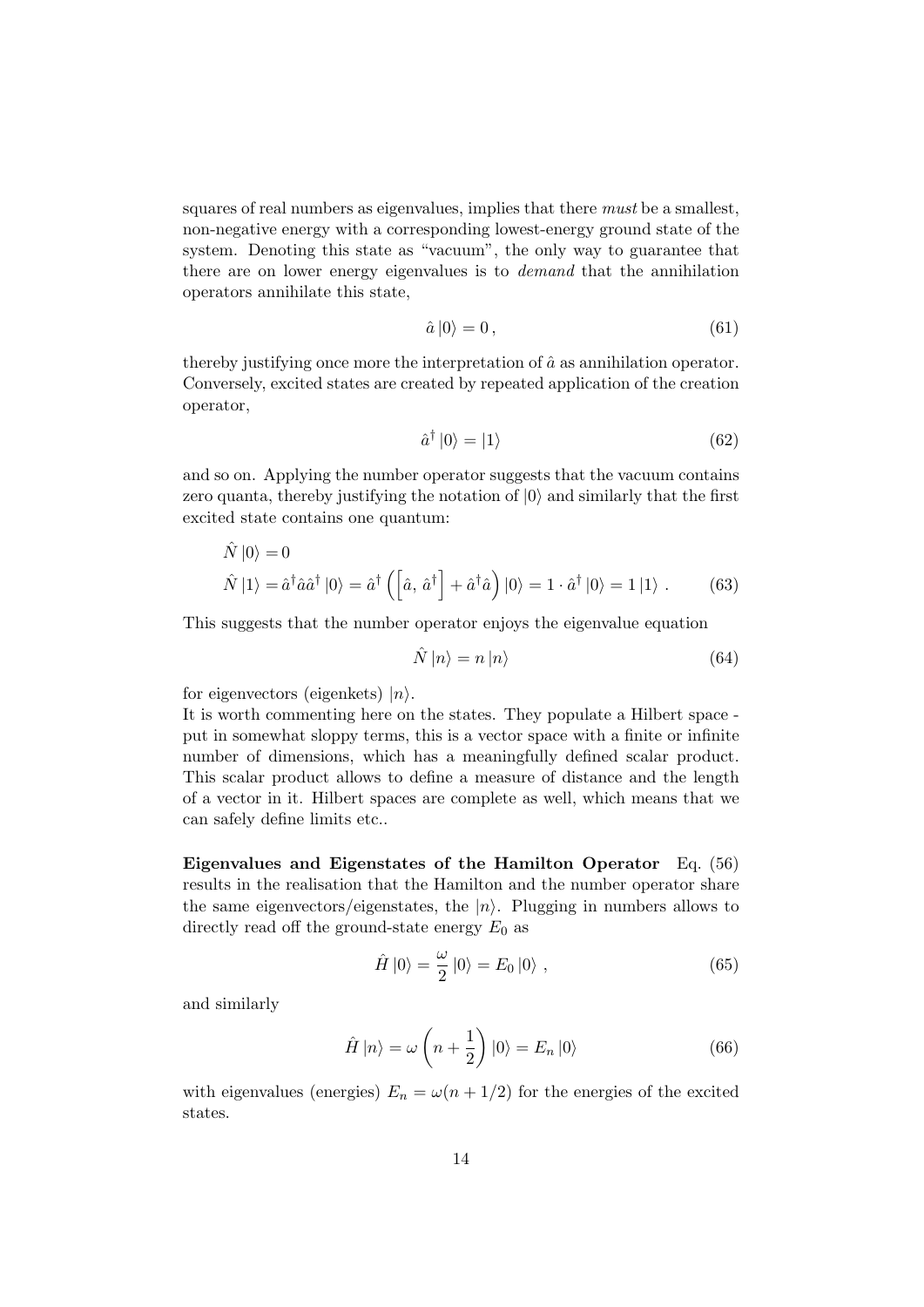squares of real numbers as eigenvalues, implies that there *must* be a smallest, non-negative energy with a corresponding lowest-energy ground state of the system. Denoting this state as "vacuum", the only way to guarantee that there are on lower energy eigenvalues is to *demand* that the annihilation operators annihilate this state,

$$\hat{a}\,|0\rangle = 0\,, \tag{61}$$

thereby justifying once more the interpretation of $\hat{a}$ as annihilation operator. Conversely, excited states are created by repeated application of the creation operator,

$$\hat{a}^\dagger\,|0\rangle = |1\rangle \tag{62}$$

and so on. Applying the number operator suggests that the vacuum contains zero quanta, thereby justifying the notation of $|0\rangle$ and similarly that the first excited state contains one quantum:

$$\begin{aligned}
\hat{N}\,|0\rangle &= 0 \\
\hat{N}\,|1\rangle &= \hat{a}^\dagger\hat{a}\hat{a}^\dagger\,|0\rangle = \hat{a}^\dagger\left(\left[\hat{a},\,\hat{a}^\dagger\right] + \hat{a}^\dagger\hat{a}\right)|0\rangle = 1\cdot\hat{a}^\dagger\,|0\rangle = 1\,|1\rangle\ .
\end{aligned} \tag{63}$$

This suggests that the number operator enjoys the eigenvalue equation

$$\hat{N}\,|n\rangle = n\,|n\rangle \tag{64}$$

for eigenvectors (eigenkets) $|n\rangle$.

It is worth commenting here on the states. They populate a Hilbert space - put in somewhat sloppy terms, this is a vector space with a finite or infinite number of dimensions, which has a meaningfully defined scalar product. This scalar product allows to define a measure of distance and the length of a vector in it. Hilbert spaces are complete as well, which means that we can safely define limits etc..

**Eigenvalues and Eigenstates of the Hamilton Operator** Eq. (56) results in the realisation that the Hamilton and the number operator share the same eigenvectors/eigenstates, the $|n\rangle$. Plugging in numbers allows to directly read off the ground-state energy $E_0$ as

$$\hat{H}\,|0\rangle = \frac{\omega}{2}\,|0\rangle = E_0\,|0\rangle\ , \tag{65}$$

and similarly

$$\hat{H}\,|n\rangle = \omega\left(n + \frac{1}{2}\right)|0\rangle = E_n\,|0\rangle \tag{66}$$

with eigenvalues (energies) $E_n = \omega(n + 1/2)$ for the energies of the excited states.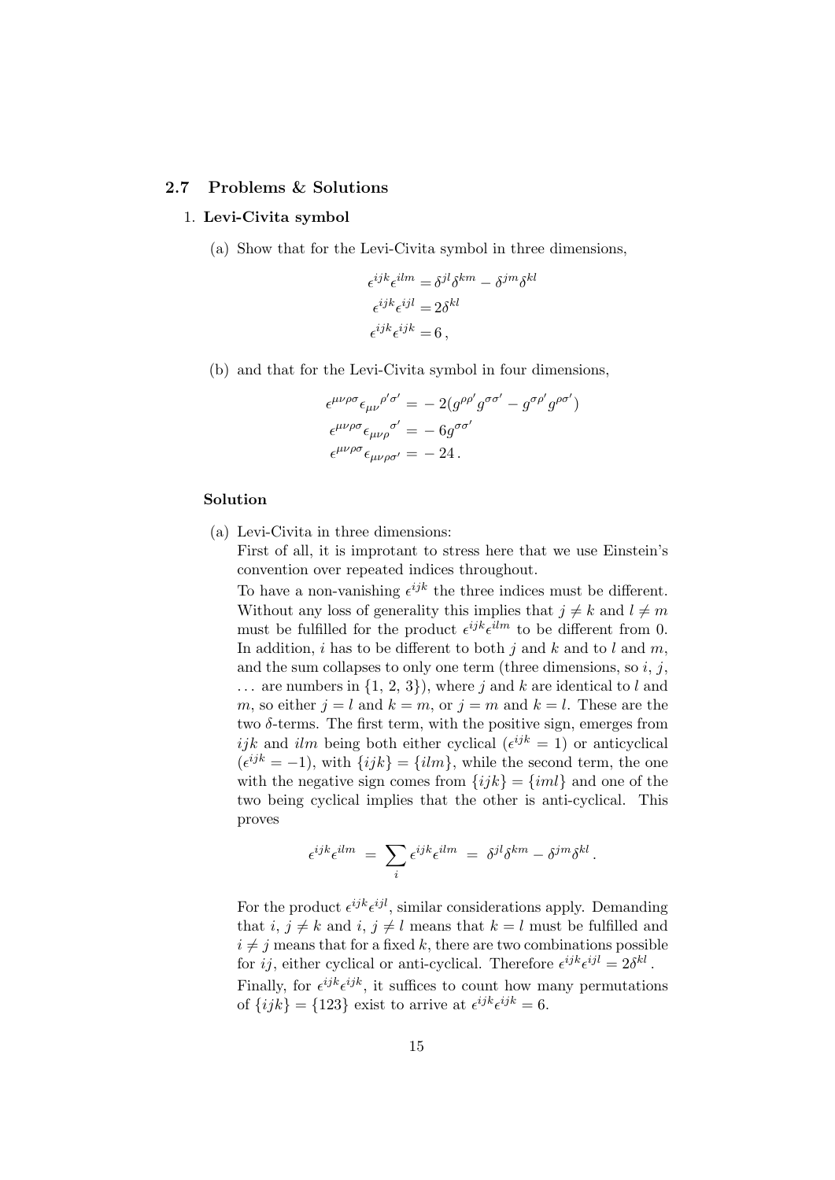## 2.7 Problems & Solutions

1. **Levi-Civita symbol**

   (a) Show that for the Levi-Civita symbol in three dimensions,

$$
\begin{aligned}
\epsilon^{ijk}\epsilon^{ilm} &= \delta^{jl}\delta^{km} - \delta^{jm}\delta^{kl} \\
\epsilon^{ijk}\epsilon^{ijl} &= 2\delta^{kl} \\
\epsilon^{ijk}\epsilon^{ijk} &= 6\,,
\end{aligned}
$$

   (b) and that for the Levi-Civita symbol in four dimensions,

$$
\begin{aligned}
\epsilon^{\mu\nu\rho\sigma}\epsilon_{\mu\nu}{}^{\rho'\sigma'} &= -2(g^{\rho\rho'}g^{\sigma\sigma'} - g^{\sigma\rho'}g^{\rho\sigma'}) \\
\epsilon^{\mu\nu\rho\sigma}\epsilon_{\mu\nu\rho}{}^{\sigma'} &= -6g^{\sigma\sigma'} \\
\epsilon^{\mu\nu\rho\sigma}\epsilon_{\mu\nu\rho\sigma'} &= -24\,.
\end{aligned}
$$

**Solution**

(a) Levi-Civita in three dimensions:
First of all, it is improtant to stress here that we use Einstein's convention over repeated indices throughout.
To have a non-vanishing $\epsilon^{ijk}$ the three indices must be different. Without any loss of generality this implies that $j \neq k$ and $l \neq m$ must be fulfilled for the product $\epsilon^{ijk}\epsilon^{ilm}$ to be different from 0. In addition, $i$ has to be different to both $j$ and $k$ and to $l$ and $m$, and the sum collapses to only one term (three dimensions, so $i$, $j$, $\dots$ are numbers in $\{1, 2, 3\}$), where $j$ and $k$ are identical to $l$ and $m$, so either $j = l$ and $k = m$, or $j = m$ and $k = l$. These are the two $\delta$-terms. The first term, with the positive sign, emerges from $ijk$ and $ilm$ being both either cyclical ($\epsilon^{ijk} = 1$) or anticyclical ($\epsilon^{ijk} = -1$), with $\{ijk\} = \{ilm\}$, while the second term, the one with the negative sign comes from $\{ijk\} = \{iml\}$ and one of the two being cyclical implies that the other is anti-cyclical. This proves

$$
\epsilon^{ijk}\epsilon^{ilm} \;=\; \sum_i \epsilon^{ijk}\epsilon^{ilm} \;=\; \delta^{jl}\delta^{km} - \delta^{jm}\delta^{kl}\,.
$$

For the product $\epsilon^{ijk}\epsilon^{ijl}$, similar considerations apply. Demanding that $i$, $j \neq k$ and $i$, $j \neq l$ means that $k = l$ must be fulfilled and $i \neq j$ means that for a fixed $k$, there are two combinations possible for $ij$, either cyclical or anti-cyclical. Therefore $\epsilon^{ijk}\epsilon^{ijl} = 2\delta^{kl}$.
Finally, for $\epsilon^{ijk}\epsilon^{ijk}$, it suffices to count how many permutations of $\{ijk\} = \{123\}$ exist to arrive at $\epsilon^{ijk}\epsilon^{ijk} = 6$.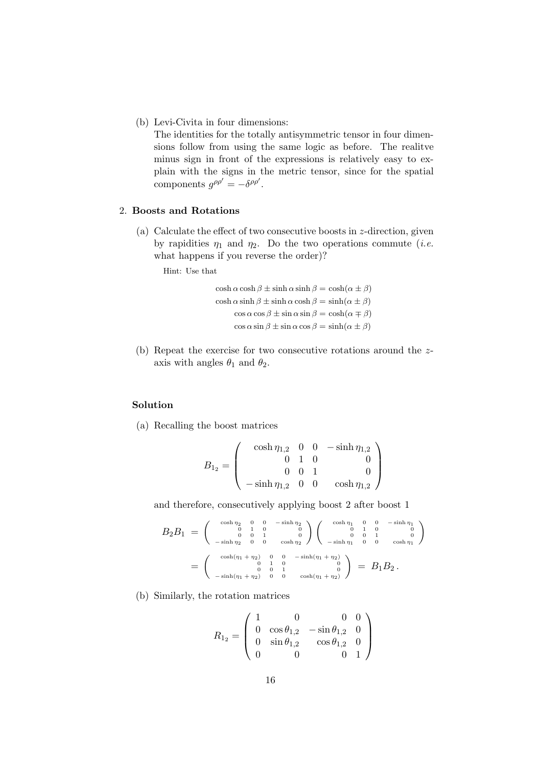(b) Levi-Civita in four dimensions:
The identities for the totally antisymmetric tensor in four dimensions follow from using the same logic as before. The realitve minus sign in front of the expressions is relatively easy to explain with the signs in the metric tensor, since for the spatial components $g^{\rho\rho'} = -\delta^{\rho\rho'}$.

## 2. Boosts and Rotations

(a) Calculate the effect of two consecutive boosts in $z$-direction, given by rapidities $\eta_1$ and $\eta_2$. Do the two operations commute (*i.e.* what happens if you reverse the order)?

Hint: Use that

$$
\begin{aligned}
\cosh\alpha\cosh\beta \pm \sinh\alpha\sinh\beta &= \cosh(\alpha\pm\beta)\\
\cosh\alpha\sinh\beta \pm \sinh\alpha\cosh\beta &= \sinh(\alpha\pm\beta)\\
\cos\alpha\cos\beta \pm \sin\alpha\sin\beta &= \cosh(\alpha\mp\beta)\\
\cos\alpha\sin\beta \pm \sin\alpha\cos\beta &= \sinh(\alpha\pm\beta)
\end{aligned}
$$

(b) Repeat the exercise for two consecutive rotations around the $z$-axis with angles $\theta_1$ and $\theta_2$.

### Solution

(a) Recalling the boost matrices

$$
B_{1_2} = \begin{pmatrix} \cosh\eta_{1,2} & 0 & 0 & -\sinh\eta_{1,2} \\ 0 & 1 & 0 & 0 \\ 0 & 0 & 1 & 0 \\ -\sinh\eta_{1,2} & 0 & 0 & \cosh\eta_{1,2} \end{pmatrix}
$$

and therefore, consecutively applying boost 2 after boost 1

$$
\begin{aligned}
B_2 B_1 &= \begin{pmatrix} \cosh\eta_2 & 0 & 0 & -\sinh\eta_2 \\ 0 & 1 & 0 & 0 \\ 0 & 0 & 1 & 0 \\ -\sinh\eta_2 & 0 & 0 & \cosh\eta_2 \end{pmatrix}\begin{pmatrix} \cosh\eta_1 & 0 & 0 & -\sinh\eta_1 \\ 0 & 1 & 0 & 0 \\ 0 & 0 & 1 & 0 \\ -\sinh\eta_1 & 0 & 0 & \cosh\eta_1 \end{pmatrix}\\
&= \begin{pmatrix} \cosh(\eta_1+\eta_2) & 0 & 0 & -\sinh(\eta_1+\eta_2) \\ 0 & 1 & 0 & 0 \\ 0 & 0 & 1 & 0 \\ -\sinh(\eta_1+\eta_2) & 0 & 0 & \cosh(\eta_1+\eta_2) \end{pmatrix} = B_1 B_2\,.
\end{aligned}
$$

(b) Similarly, the rotation matrices

$$
R_{1_2} = \begin{pmatrix} 1 & 0 & 0 & 0 \\ 0 & \cos\theta_{1,2} & -\sin\theta_{1,2} & 0 \\ 0 & \sin\theta_{1,2} & \cos\theta_{1,2} & 0 \\ 0 & 0 & 0 & 1 \end{pmatrix}
$$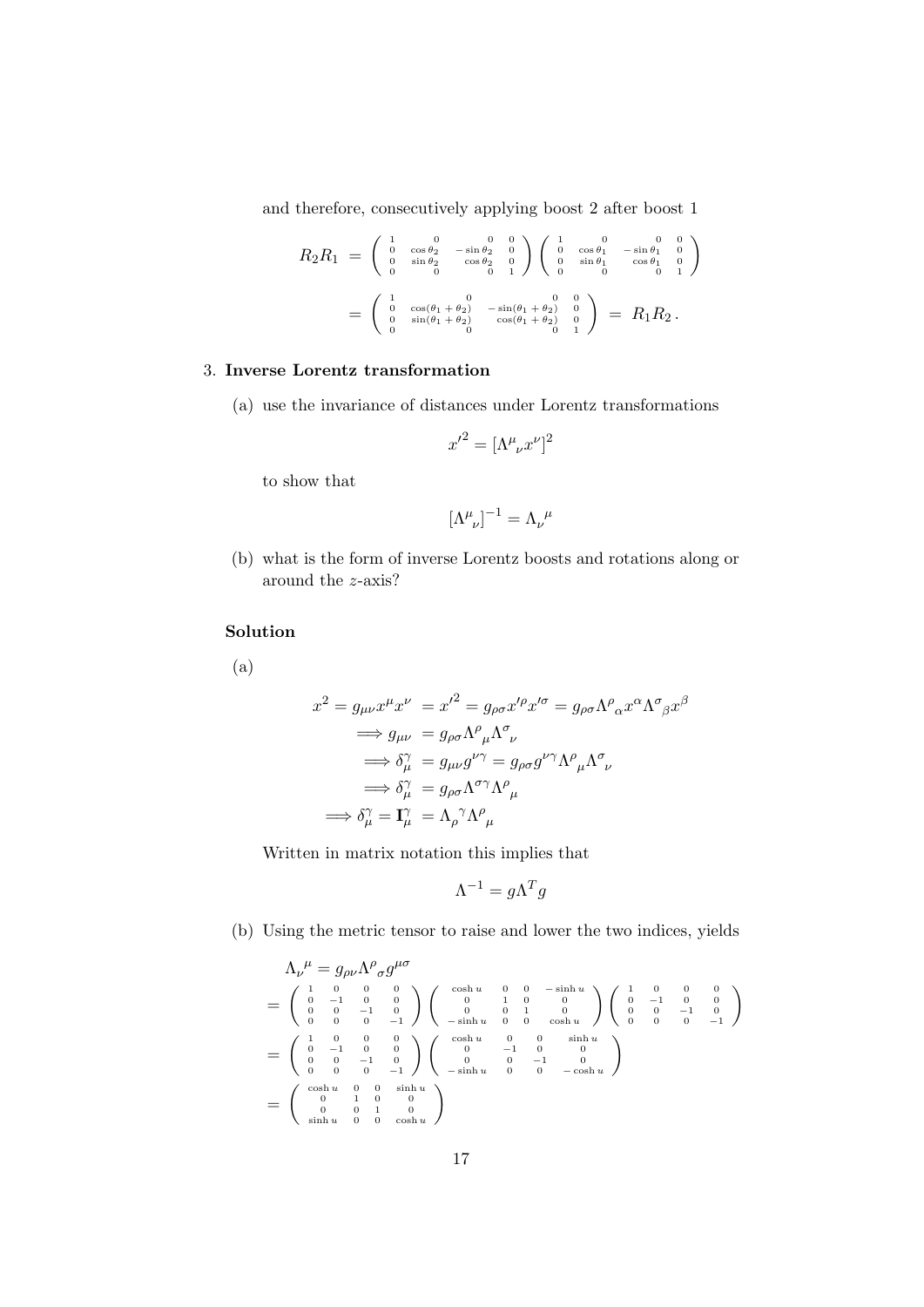and therefore, consecutively applying boost 2 after boost 1

$$
\begin{aligned}
R_2 R_1 &= \begin{pmatrix} 1 & 0 & 0 & 0 \\ 0 & \cos\theta_2 & -\sin\theta_2 & 0 \\ 0 & \sin\theta_2 & \cos\theta_2 & 0 \\ 0 & 0 & 0 & 1 \end{pmatrix} \begin{pmatrix} 1 & 0 & 0 & 0 \\ 0 & \cos\theta_1 & -\sin\theta_1 & 0 \\ 0 & \sin\theta_1 & \cos\theta_1 & 0 \\ 0 & 0 & 0 & 1 \end{pmatrix} \\
&= \begin{pmatrix} 1 & 0 & 0 & 0 \\ 0 & \cos(\theta_1+\theta_2) & -\sin(\theta_1+\theta_2) & 0 \\ 0 & \sin(\theta_1+\theta_2) & \cos(\theta_1+\theta_2) & 0 \\ 0 & 0 & 0 & 1 \end{pmatrix} = R_1 R_2 \,.
\end{aligned}
$$

3. **Inverse Lorentz transformation**

(a) use the invariance of distances under Lorentz transformations

$$x'^2 = [\Lambda^\mu{}_\nu x^\nu]^2$$

to show that

$$[\Lambda^\mu{}_\nu]^{-1} = \Lambda_\nu{}^\mu$$

(b) what is the form of inverse Lorentz boosts and rotations along or around the $z$-axis?

**Solution**

(a)

$$
\begin{aligned}
x^2 = g_{\mu\nu} x^\mu x^\nu &= x'^2 = g_{\rho\sigma} x'^\rho x'^\sigma = g_{\rho\sigma} \Lambda^\rho{}_\alpha x^\alpha \Lambda^\sigma{}_\beta x^\beta \\
\Longrightarrow g_{\mu\nu} &= g_{\rho\sigma} \Lambda^\rho{}_\mu \Lambda^\sigma{}_\nu \\
\Longrightarrow \delta^\gamma_\mu &= g_{\mu\nu} g^{\nu\gamma} = g_{\rho\sigma} g^{\nu\gamma} \Lambda^\rho{}_\mu \Lambda^\sigma{}_\nu \\
\Longrightarrow \delta^\gamma_\mu &= g_{\rho\sigma} \Lambda^{\sigma\gamma} \Lambda^\rho{}_\mu \\
\Longrightarrow \delta^\gamma_\mu = \mathbf{I}^\gamma_\mu &= \Lambda_\rho{}^\gamma \Lambda^\rho{}_\mu
\end{aligned}
$$

Written in matrix notation this implies that

$$\Lambda^{-1} = g \Lambda^T g$$

(b) Using the metric tensor to raise and lower the two indices, yields

$$
\begin{aligned}
&\Lambda_\nu{}^\mu = g_{\rho\nu} \Lambda^\rho{}_\sigma g^{\mu\sigma} \\
&= \begin{pmatrix} 1 & 0 & 0 & 0 \\ 0 & -1 & 0 & 0 \\ 0 & 0 & -1 & 0 \\ 0 & 0 & 0 & -1 \end{pmatrix} \begin{pmatrix} \cosh u & 0 & 0 & -\sinh u \\ 0 & 1 & 0 & 0 \\ 0 & 0 & 1 & 0 \\ -\sinh u & 0 & 0 & \cosh u \end{pmatrix} \begin{pmatrix} 1 & 0 & 0 & 0 \\ 0 & -1 & 0 & 0 \\ 0 & 0 & -1 & 0 \\ 0 & 0 & 0 & -1 \end{pmatrix} \\
&= \begin{pmatrix} 1 & 0 & 0 & 0 \\ 0 & -1 & 0 & 0 \\ 0 & 0 & -1 & 0 \\ 0 & 0 & 0 & -1 \end{pmatrix} \begin{pmatrix} \cosh u & 0 & 0 & \sinh u \\ 0 & -1 & 0 & 0 \\ 0 & 0 & -1 & 0 \\ -\sinh u & 0 & 0 & -\cosh u \end{pmatrix} \\
&= \begin{pmatrix} \cosh u & 0 & 0 & \sinh u \\ 0 & 1 & 0 & 0 \\ 0 & 0 & 1 & 0 \\ \sinh u & 0 & 0 & \cosh u \end{pmatrix}
\end{aligned}
$$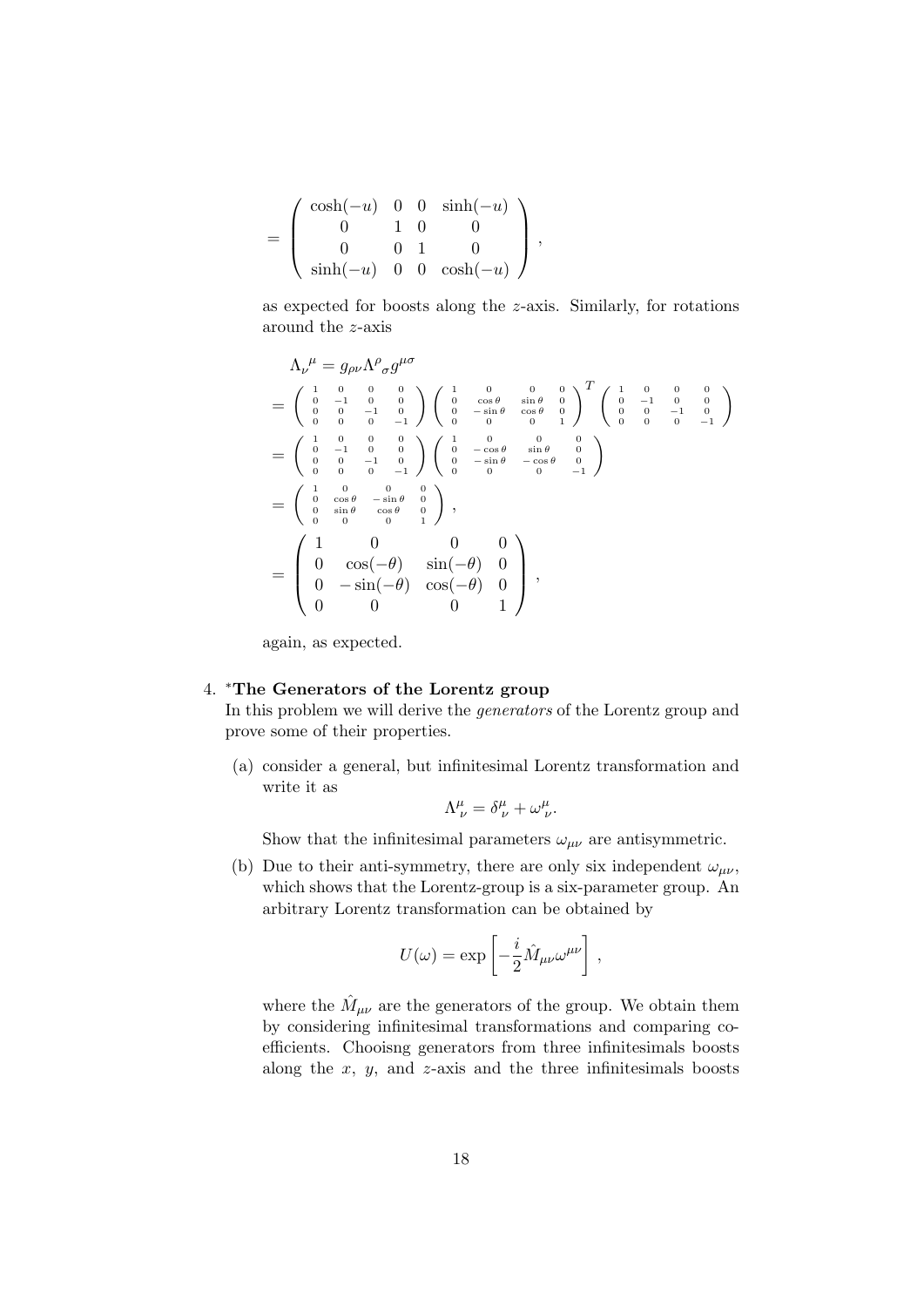$$
= \begin{pmatrix} \cosh(-u) & 0 & 0 & \sinh(-u) \\ 0 & 1 & 0 & 0 \\ 0 & 0 & 1 & 0 \\ \sinh(-u) & 0 & 0 & \cosh(-u) \end{pmatrix},
$$

as expected for boosts along the $z$-axis. Similarly, for rotations around the $z$-axis

$$
\begin{aligned}
&\Lambda_\nu{}^\mu = g_{\rho\nu}\Lambda^\rho{}_\sigma g^{\mu\sigma} \\
&= \begin{pmatrix} 1 & 0 & 0 & 0 \\ 0 & -1 & 0 & 0 \\ 0 & 0 & -1 & 0 \\ 0 & 0 & 0 & -1 \end{pmatrix} \begin{pmatrix} 1 & 0 & 0 & 0 \\ 0 & \cos\theta & \sin\theta & 0 \\ 0 & -\sin\theta & \cos\theta & 0 \\ 0 & 0 & 0 & 1 \end{pmatrix}^T \begin{pmatrix} 1 & 0 & 0 & 0 \\ 0 & -1 & 0 & 0 \\ 0 & 0 & -1 & 0 \\ 0 & 0 & 0 & -1 \end{pmatrix} \\
&= \begin{pmatrix} 1 & 0 & 0 & 0 \\ 0 & -1 & 0 & 0 \\ 0 & 0 & -1 & 0 \\ 0 & 0 & 0 & -1 \end{pmatrix} \begin{pmatrix} 1 & 0 & 0 & 0 \\ 0 & -\cos\theta & \sin\theta & 0 \\ 0 & -\sin\theta & -\cos\theta & 0 \\ 0 & 0 & 0 & -1 \end{pmatrix} \\
&= \begin{pmatrix} 1 & 0 & 0 & 0 \\ 0 & \cos\theta & -\sin\theta & 0 \\ 0 & \sin\theta & \cos\theta & 0 \\ 0 & 0 & 0 & 1 \end{pmatrix}, \\
&= \begin{pmatrix} 1 & 0 & 0 & 0 \\ 0 & \cos(-\theta) & \sin(-\theta) & 0 \\ 0 & -\sin(-\theta) & \cos(-\theta) & 0 \\ 0 & 0 & 0 & 1 \end{pmatrix},
\end{aligned}
$$

again, as expected.

4. ***The Generators of the Lorentz group**
   In this problem we will derive the *generators* of the Lorentz group and prove some of their properties.

   (a) consider a general, but infinitesimal Lorentz transformation and write it as

   $$\Lambda^\mu_\nu = \delta^\mu_\nu + \omega^\mu_\nu.$$

   Show that the infinitesimal parameters $\omega_{\mu\nu}$ are antisymmetric.

   (b) Due to their anti-symmetry, there are only six independent $\omega_{\mu\nu}$, which shows that the Lorentz-group is a six-parameter group. An arbitrary Lorentz transformation can be obtained by

   $$U(\omega) = \exp\left[-\frac{i}{2}\hat{M}_{\mu\nu}\omega^{\mu\nu}\right],$$

   where the $\hat{M}_{\mu\nu}$ are the generators of the group. We obtain them by considering infinitesimal transformations and comparing coefficients. Chooisng generators from three infinitesimals boosts along the $x$, $y$, and $z$-axis and the three infinitesimals boosts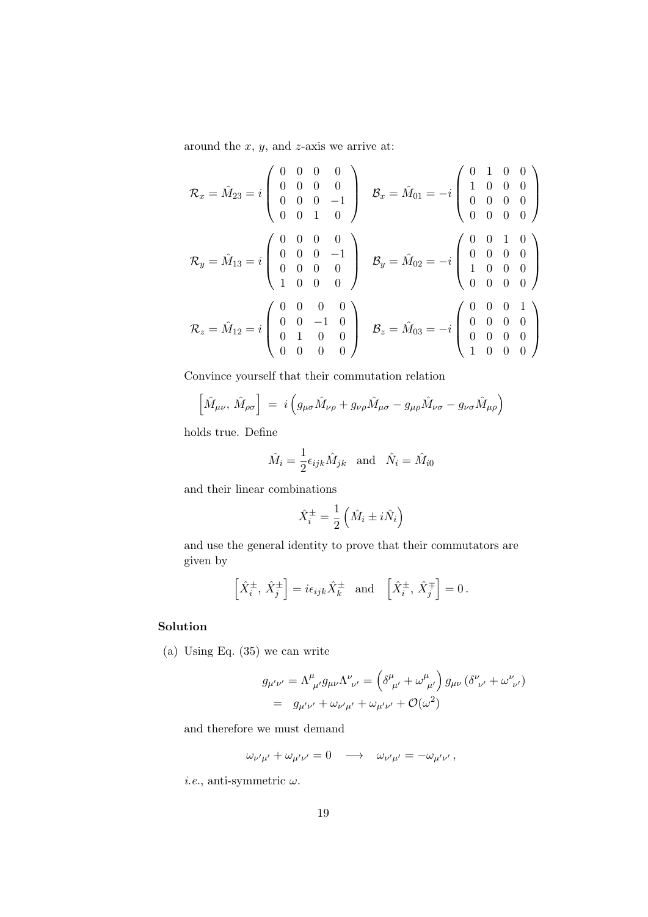around the $x$, $y$, and $z$-axis we arrive at:

$$\mathcal{R}_x = \hat{M}_{23} = i \begin{pmatrix} 0 & 0 & 0 & 0 \\ 0 & 0 & 0 & 0 \\ 0 & 0 & 0 & -1 \\ 0 & 0 & 1 & 0 \end{pmatrix} \quad \mathcal{B}_x = \hat{M}_{01} = -i \begin{pmatrix} 0 & 1 & 0 & 0 \\ 1 & 0 & 0 & 0 \\ 0 & 0 & 0 & 0 \\ 0 & 0 & 0 & 0 \end{pmatrix}$$

$$\mathcal{R}_y = \hat{M}_{13} = i \begin{pmatrix} 0 & 0 & 0 & 0 \\ 0 & 0 & 0 & -1 \\ 0 & 0 & 0 & 0 \\ 1 & 0 & 0 & 0 \end{pmatrix} \quad \mathcal{B}_y = \hat{M}_{02} = -i \begin{pmatrix} 0 & 0 & 1 & 0 \\ 0 & 0 & 0 & 0 \\ 1 & 0 & 0 & 0 \\ 0 & 0 & 0 & 0 \end{pmatrix}$$

$$\mathcal{R}_z = \hat{M}_{12} = i \begin{pmatrix} 0 & 0 & 0 & 0 \\ 0 & 0 & -1 & 0 \\ 0 & 1 & 0 & 0 \\ 0 & 0 & 0 & 0 \end{pmatrix} \quad \mathcal{B}_z = \hat{M}_{03} = -i \begin{pmatrix} 0 & 0 & 0 & 1 \\ 0 & 0 & 0 & 0 \\ 0 & 0 & 0 & 0 \\ 1 & 0 & 0 & 0 \end{pmatrix}$$

Convince yourself that their commutation relation

$$\left[\hat{M}_{\mu\nu},\, \hat{M}_{\rho\sigma}\right] \;=\; i\left(g_{\mu\sigma}\hat{M}_{\nu\rho} + g_{\nu\rho}\hat{M}_{\mu\sigma} - g_{\mu\rho}\hat{M}_{\nu\sigma} - g_{\nu\sigma}\hat{M}_{\mu\rho}\right)$$

holds true. Define

$$\hat{M}_i = \frac{1}{2}\epsilon_{ijk}\hat{M}_{jk} \quad \text{and} \quad \hat{N}_i = \hat{M}_{i0}$$

and their linear combinations

$$\hat{X}_i^{\pm} = \frac{1}{2}\left(\hat{M}_i \pm i\hat{N}_i\right)$$

and use the general identity to prove that their commutators are given by

$$\left[\hat{X}_i^{\pm},\, \hat{X}_j^{\pm}\right] = i\epsilon_{ijk}\hat{X}_k^{\pm} \quad \text{and} \quad \left[\hat{X}_i^{\pm},\, \hat{X}_j^{\mp}\right] = 0\,.$$

### Solution

(a) Using Eq. (35) we can write

$$\begin{aligned} g_{\mu'\nu'} &= \Lambda^{\mu}{}_{\mu'}\, g_{\mu\nu}\, \Lambda^{\nu}{}_{\nu'} = \left(\delta^{\mu}{}_{\mu'} + \omega^{\mu}{}_{\mu'}\right) g_{\mu\nu} \left(\delta^{\nu}{}_{\nu'} + \omega^{\nu}{}_{\nu'}\right) \\ &= \; g_{\mu'\nu'} + \omega_{\nu'\mu'} + \omega_{\mu'\nu'} + \mathcal{O}(\omega^2) \end{aligned}$$

and therefore we must demand

$$\omega_{\nu'\mu'} + \omega_{\mu'\nu'} = 0 \quad \longrightarrow \quad \omega_{\nu'\mu'} = -\omega_{\mu'\nu'}\,,$$

*i.e.*, anti-symmetric $\omega$.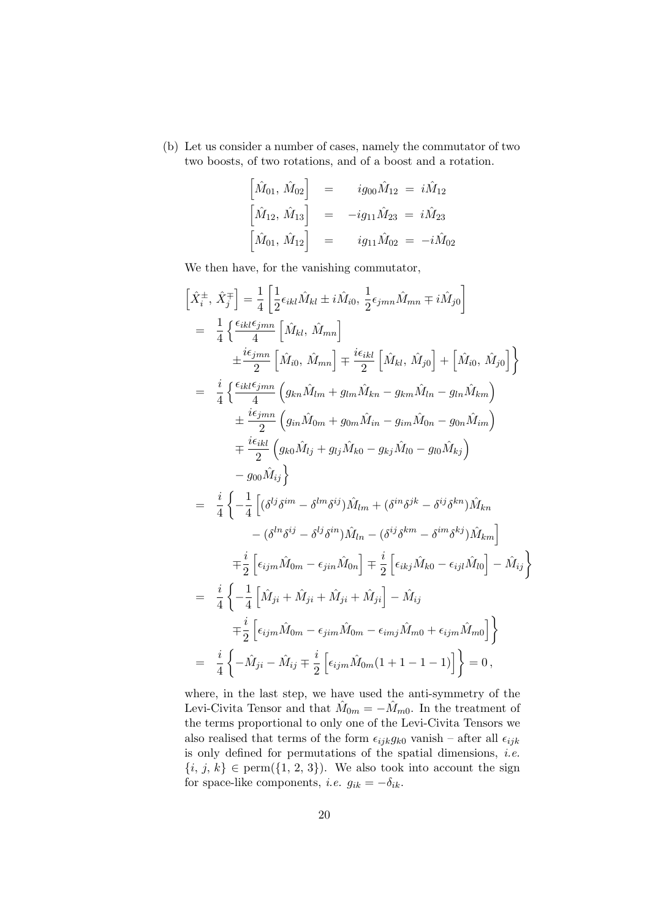(b) Let us consider a number of cases, namely the commutator of two two boosts, of two rotations, and of a boost and a rotation.

$$
\begin{aligned}
\left[\hat{M}_{01},\, \hat{M}_{02}\right] &= \quad i g_{00} \hat{M}_{12} \;=\; i\hat{M}_{12} \\
\left[\hat{M}_{12},\, \hat{M}_{13}\right] &= \; -i g_{11} \hat{M}_{23} \;=\; i\hat{M}_{23} \\
\left[\hat{M}_{01},\, \hat{M}_{12}\right] &= \quad i g_{11} \hat{M}_{02} \;=\; -i\hat{M}_{02}
\end{aligned}
$$

We then have, for the vanishing commutator,

$$
\begin{aligned}
\left[\hat{X}_i^{\pm},\, \hat{X}_j^{\mp}\right] &= \frac{1}{4}\left[\frac{1}{2}\epsilon_{ikl}\hat{M}_{kl} \pm i\hat{M}_{i0},\, \frac{1}{2}\epsilon_{jmn}\hat{M}_{mn} \mp i\hat{M}_{j0}\right] \\
&= \frac{1}{4}\Bigg\{\frac{\epsilon_{ikl}\epsilon_{jmn}}{4}\left[\hat{M}_{kl},\, \hat{M}_{mn}\right] \\
&\qquad \pm \frac{i\epsilon_{jmn}}{2}\left[\hat{M}_{i0},\, \hat{M}_{mn}\right] \mp \frac{i\epsilon_{ikl}}{2}\left[\hat{M}_{kl},\, \hat{M}_{j0}\right] + \left[\hat{M}_{i0},\, \hat{M}_{j0}\right]\Bigg\} \\
&= \frac{i}{4}\Bigg\{\frac{\epsilon_{ikl}\epsilon_{jmn}}{4}\left(g_{kn}\hat{M}_{lm} + g_{lm}\hat{M}_{kn} - g_{km}\hat{M}_{ln} - g_{ln}\hat{M}_{km}\right) \\
&\qquad \pm \frac{i\epsilon_{jmn}}{2}\left(g_{in}\hat{M}_{0m} + g_{0m}\hat{M}_{in} - g_{im}\hat{M}_{0n} - g_{0n}\hat{M}_{im}\right) \\
&\qquad \mp \frac{i\epsilon_{ikl}}{2}\left(g_{k0}\hat{M}_{lj} + g_{lj}\hat{M}_{k0} - g_{kj}\hat{M}_{l0} - g_{l0}\hat{M}_{kj}\right) \\
&\qquad - g_{00}\hat{M}_{ij}\Bigg\} \\
&= \frac{i}{4}\Bigg\{-\frac{1}{4}\Big[(\delta^{lj}\delta^{im} - \delta^{lm}\delta^{ij})\hat{M}_{lm} + (\delta^{in}\delta^{jk} - \delta^{ij}\delta^{kn})\hat{M}_{kn} \\
&\qquad - (\delta^{ln}\delta^{ij} - \delta^{lj}\delta^{in})\hat{M}_{ln} - (\delta^{ij}\delta^{km} - \delta^{im}\delta^{kj})\hat{M}_{km}\Big] \\
&\qquad \mp\frac{i}{2}\left[\epsilon_{ijm}\hat{M}_{0m} - \epsilon_{jin}\hat{M}_{0n}\right] \mp \frac{i}{2}\left[\epsilon_{ikj}\hat{M}_{k0} - \epsilon_{ijl}\hat{M}_{l0}\right] - \hat{M}_{ij}\Bigg\} \\
&= \frac{i}{4}\Bigg\{-\frac{1}{4}\left[\hat{M}_{ji} + \hat{M}_{ji} + \hat{M}_{ji} + \hat{M}_{ji}\right] - \hat{M}_{ij} \\
&\qquad \mp\frac{i}{2}\left[\epsilon_{ijm}\hat{M}_{0m} - \epsilon_{jim}\hat{M}_{0m} - \epsilon_{imj}\hat{M}_{m0} + \epsilon_{ijm}\hat{M}_{m0}\right]\Bigg\} \\
&= \frac{i}{4}\left\{-\hat{M}_{ji} - \hat{M}_{ij} \mp \frac{i}{2}\left[\epsilon_{ijm}\hat{M}_{0m}(1+1-1-1)\right]\right\} = 0\,,
\end{aligned}
$$

where, in the last step, we have used the anti-symmetry of the Levi-Civita Tensor and that $\hat{M}_{0m} = -\hat{M}_{m0}$. In the treatment of the terms proportional to only one of the Levi-Civita Tensors we also realised that terms of the form $\epsilon_{ijk}g_{k0}$ vanish – after all $\epsilon_{ijk}$ is only defined for permutations of the spatial dimensions, *i.e.* $\{i,\, j,\, k\} \in \mathrm{perm}(\{1,\, 2,\, 3\})$. We also took into account the sign for space-like components, *i.e.* $g_{ik} = -\delta_{ik}$.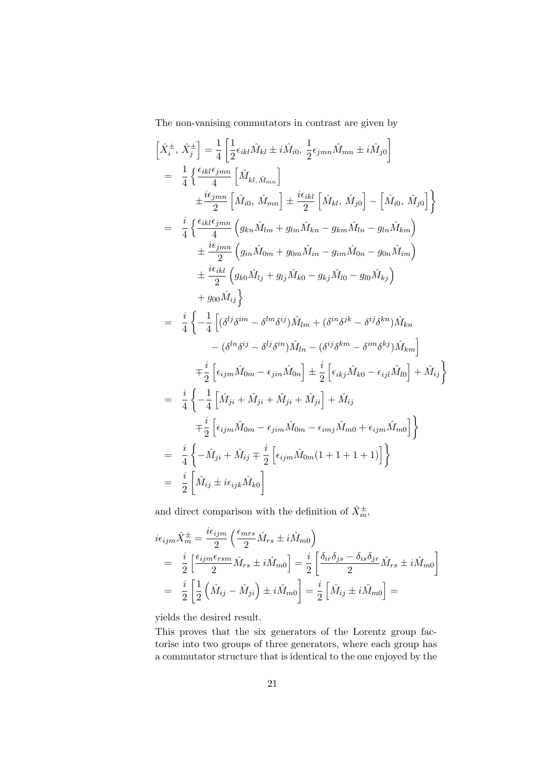The non-vanishing commutators in contrast are given by

$$
\begin{aligned}
\left[\hat{X}_i^{\pm},\, \hat{X}_j^{\pm}\right] &= \frac{1}{4}\left[\frac{1}{2}\epsilon_{ikl}\hat{M}_{kl} \pm i\hat{M}_{i0},\, \frac{1}{2}\epsilon_{jmn}\hat{M}_{mn} \pm i\hat{M}_{j0}\right] \\
&= \frac{1}{4}\Big\{\frac{\epsilon_{ikl}\epsilon_{jmn}}{4}\left[\hat{M}_{kl,\,\hat{M}_{mn}}\right] \\
&\qquad \pm\frac{i\epsilon_{jmn}}{2}\left[\hat{M}_{i0},\, \hat{M}_{mn}\right] \pm \frac{i\epsilon_{ikl}}{2}\left[\hat{M}_{kl},\, \hat{M}_{j0}\right] - \left[\hat{M}_{i0},\, \hat{M}_{j0}\right]\Big\} \\
&= \frac{i}{4}\Big\{\frac{\epsilon_{ikl}\epsilon_{jmn}}{4}\left(g_{kn}\hat{M}_{lm} + g_{lm}\hat{M}_{kn} - g_{km}\hat{M}_{ln} - g_{ln}\hat{M}_{km}\right) \\
&\qquad \pm \frac{i\epsilon_{jmn}}{2}\left(g_{in}\hat{M}_{0m} + g_{0m}\hat{M}_{in} - g_{im}\hat{M}_{0n} - g_{0n}\hat{M}_{im}\right) \\
&\qquad \pm \frac{i\epsilon_{ikl}}{2}\left(g_{k0}\hat{M}_{lj} + g_{lj}\hat{M}_{k0} - g_{kj}\hat{M}_{l0} - g_{l0}\hat{M}_{kj}\right) \\
&\qquad + g_{00}\hat{M}_{ij}\Big\} \\
&= \frac{i}{4}\Big\{-\frac{1}{4}\Big[(\delta^{lj}\delta^{im} - \delta^{lm}\delta^{ij})\hat{M}_{lm} + (\delta^{in}\delta^{jk} - \delta^{ij}\delta^{kn})\hat{M}_{kn} \\
&\qquad - (\delta^{ln}\delta^{ij} - \delta^{lj}\delta^{in})\hat{M}_{ln} - (\delta^{ij}\delta^{km} - \delta^{im}\delta^{kj})\hat{M}_{km}\Big] \\
&\qquad \mp\frac{i}{2}\left[\epsilon_{ijm}\hat{M}_{0m} - \epsilon_{jin}\hat{M}_{0n}\right] \pm \frac{i}{2}\left[\epsilon_{ikj}\hat{M}_{k0} - \epsilon_{ijl}\hat{M}_{l0}\right] + \hat{M}_{ij}\Big\} \\
&= \frac{i}{4}\Big\{-\frac{1}{4}\left[\hat{M}_{ji} + \hat{M}_{ji} + \hat{M}_{ji} + \hat{M}_{ji}\right] + \hat{M}_{ij} \\
&\qquad \mp\frac{i}{2}\left[\epsilon_{ijm}\hat{M}_{0m} - \epsilon_{jim}\hat{M}_{0m} - \epsilon_{imj}\hat{M}_{m0} + \epsilon_{ijm}\hat{M}_{m0}\right]\Big\} \\
&= \frac{i}{4}\left\{-\hat{M}_{ji} + \hat{M}_{ij} \mp \frac{i}{2}\left[\epsilon_{ijm}\hat{M}_{0m}(1+1+1+1)\right]\right\} \\
&= \frac{i}{2}\left[\hat{M}_{ij} \pm i\epsilon_{ijk}\hat{M}_{k0}\right]
\end{aligned}
$$

and direct comparison with the definition of $\hat{X}_m^{\pm}$,

$$
\begin{aligned}
i\epsilon_{ijm}\hat{X}_m^{\pm} &= \frac{i\epsilon_{ijm}}{2}\left(\frac{\epsilon_{mrs}}{2}\hat{M}_{rs} \pm i\hat{M}_{m0}\right) \\
&= \frac{i}{2}\left[\frac{\epsilon_{ijm}\epsilon_{rsm}}{2}\hat{M}_{rs} \pm i\hat{M}_{m0}\right] = \frac{i}{2}\left[\frac{\delta_{ir}\delta_{js} - \delta_{is}\delta_{jr}}{2}\hat{M}_{rs} \pm i\hat{M}_{m0}\right] \\
&= \frac{i}{2}\left[\frac{1}{2}\left(\hat{M}_{ij} - \hat{M}_{ji}\right) \pm i\hat{M}_{m0}\right] = \frac{i}{2}\left[\hat{M}_{ij} \pm i\hat{M}_{m0}\right] =
\end{aligned}
$$

yields the desired result.

This proves that the six generators of the Lorentz group factorise into two groups of three generators, where each group has a commutator structure that is identical to the one enjoyed by the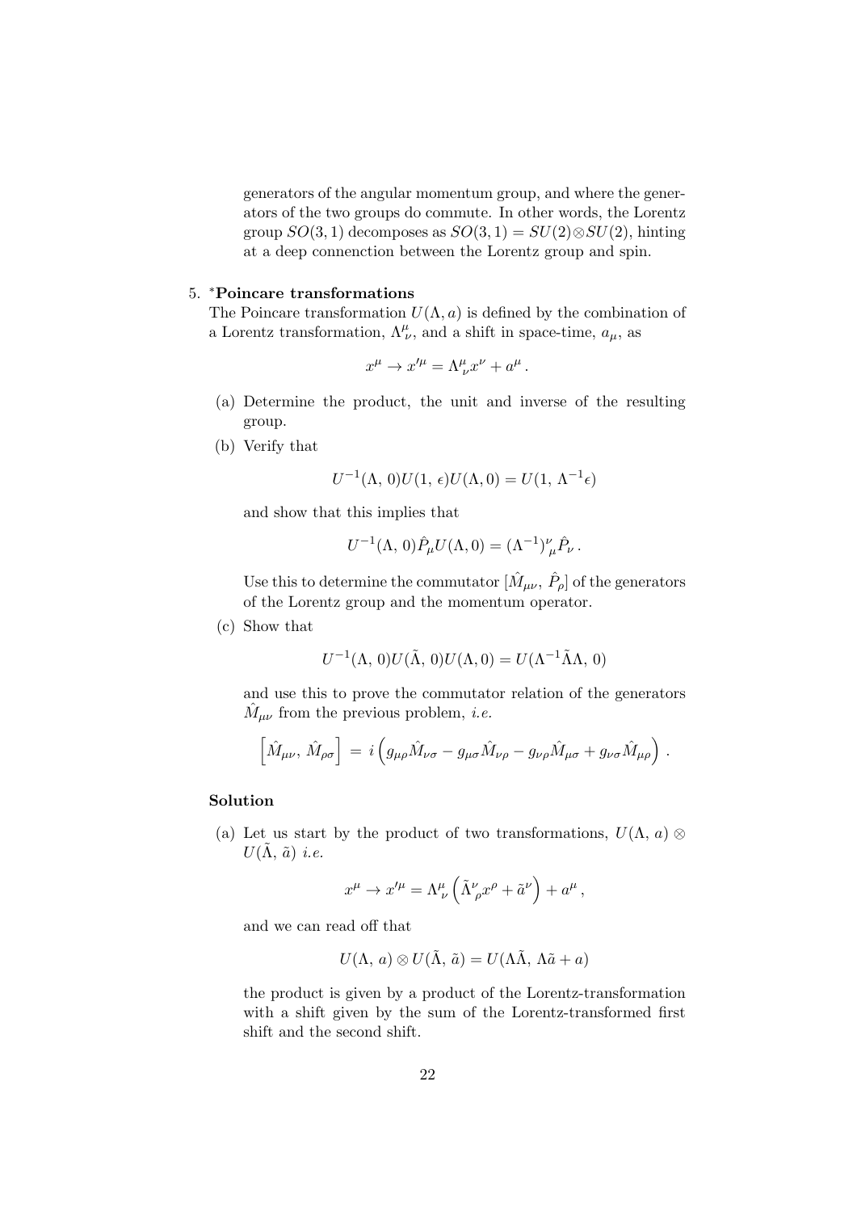generators of the angular momentum group, and where the generators of the two groups do commute. In other words, the Lorentz group $SO(3,1)$ decomposes as $SO(3,1) = SU(2)\otimes SU(2)$, hinting at a deep connenction between the Lorentz group and spin.

5. *​**Poincare transformations**
The Poincare transformation $U(\Lambda, a)$ is defined by the combination of a Lorentz transformation, $\Lambda^\mu_\nu$, and a shift in space-time, $a_\mu$, as

$$x^\mu \to x'^\mu = \Lambda^\mu_{\ \nu} x^\nu + a^\mu \,.$$

(a) Determine the product, the unit and inverse of the resulting group.

(b) Verify that

$$U^{-1}(\Lambda,\,0)U(1,\,\epsilon)U(\Lambda,0) = U(1,\,\Lambda^{-1}\epsilon)$$

and show that this implies that

$$U^{-1}(\Lambda,\,0)\hat{P}_\mu U(\Lambda,0) = (\Lambda^{-1})^\nu_{\ \mu}\hat{P}_\nu \,.$$

Use this to determine the commutator $[\hat{M}_{\mu\nu},\,\hat{P}_\rho]$ of the generators of the Lorentz group and the momentum operator.

(c) Show that

$$U^{-1}(\Lambda,\,0)U(\tilde{\Lambda},\,0)U(\Lambda,0) = U(\Lambda^{-1}\tilde{\Lambda}\Lambda,\,0)$$

and use this to prove the commutator relation of the generators $\hat{M}_{\mu\nu}$ from the previous problem, *i.e.*

$$\left[\hat{M}_{\mu\nu},\,\hat{M}_{\rho\sigma}\right] \,=\, i\left(g_{\mu\rho}\hat{M}_{\nu\sigma} - g_{\mu\sigma}\hat{M}_{\nu\rho} - g_{\nu\rho}\hat{M}_{\mu\sigma} + g_{\nu\sigma}\hat{M}_{\mu\rho}\right)\,.$$

**Solution**

(a) Let us start by the product of two transformations, $U(\Lambda,\,a)\otimes U(\tilde{\Lambda},\,\tilde{a})$ *i.e.*

$$x^\mu \to x'^\mu = \Lambda^\mu_\nu\left(\tilde{\Lambda}^\nu_{\ \rho}x^\rho + \tilde{a}^\nu\right) + a^\mu\,,$$

and we can read off that

$$U(\Lambda,\,a)\otimes U(\tilde{\Lambda},\,\tilde{a}) = U(\Lambda\tilde{\Lambda},\,\Lambda\tilde{a}+a)$$

the product is given by a product of the Lorentz-transformation with a shift given by the sum of the Lorentz-transformed first shift and the second shift.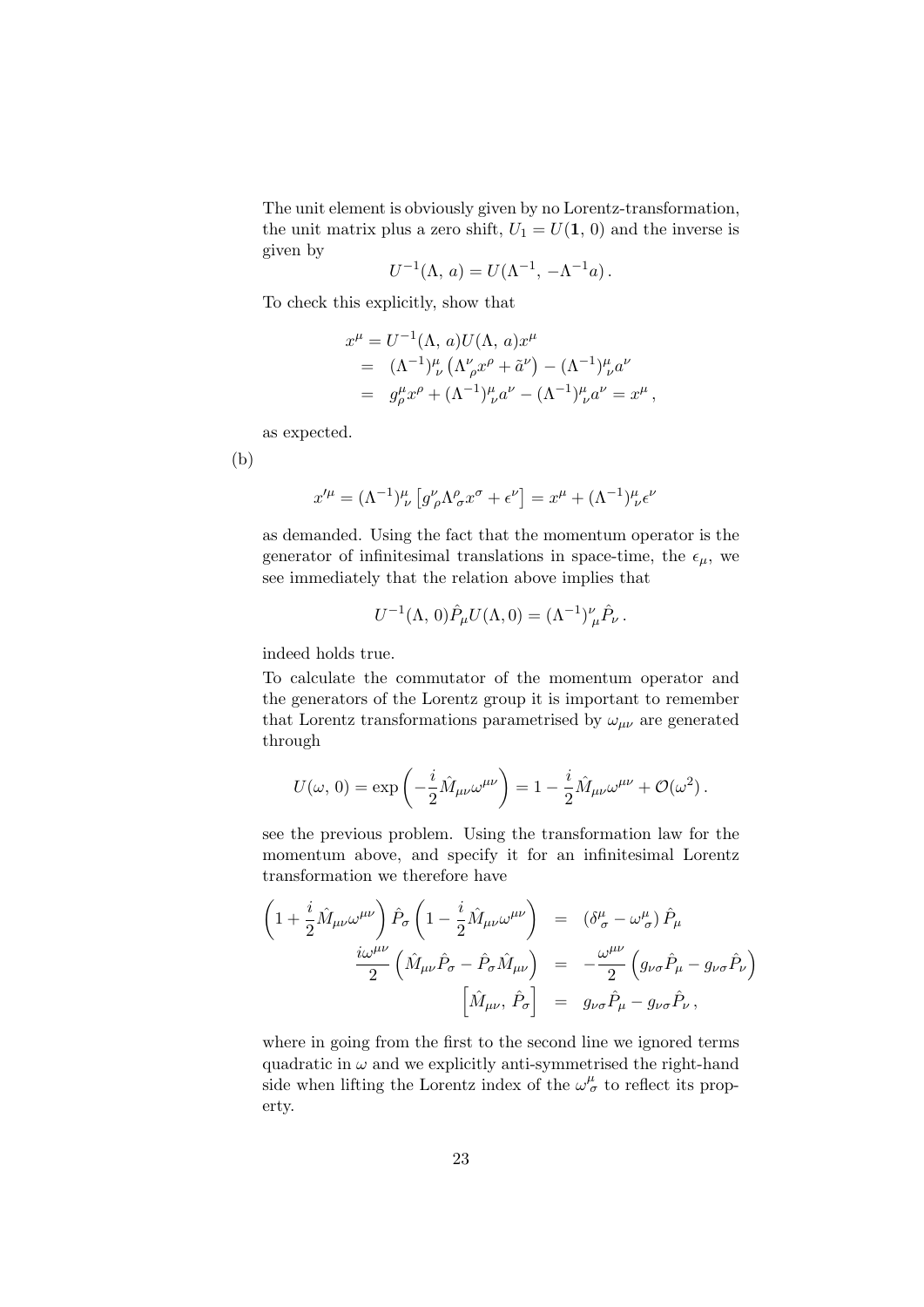The unit element is obviously given by no Lorentz-transformation, the unit matrix plus a zero shift, $U_1 = U(\mathbf{1},\, 0)$ and the inverse is given by

$$U^{-1}(\Lambda,\, a) = U(\Lambda^{-1},\, -\Lambda^{-1}a)\,.$$

To check this explicitly, show that

$$\begin{aligned}
x^\mu &= U^{-1}(\Lambda,\, a)U(\Lambda,\, a)x^\mu \\
&= (\Lambda^{-1})^\mu_{\ \nu}\left(\Lambda^\nu_{\ \rho}x^\rho + \tilde{a}^\nu\right) - (\Lambda^{-1})^\mu_{\ \nu}a^\nu \\
&= g^\mu_\rho x^\rho + (\Lambda^{-1})^\mu_{\ \nu}a^\nu - (\Lambda^{-1})^\mu_{\ \nu}a^\nu = x^\mu\,,
\end{aligned}$$

as expected.

(b)

$$x'^\mu = (\Lambda^{-1})^\mu_{\ \nu}\left[g^\nu_{\ \rho}\Lambda^\rho_{\ \sigma}x^\sigma + \epsilon^\nu\right] = x^\mu + (\Lambda^{-1})^\mu_{\ \nu}\epsilon^\nu$$

as demanded. Using the fact that the momentum operator is the generator of infinitesimal translations in space-time, the $\epsilon_\mu$, we see immediately that the relation above implies that

$$U^{-1}(\Lambda,\, 0)\hat{P}_\mu U(\Lambda, 0) = (\Lambda^{-1})^\nu_{\ \mu}\hat{P}_\nu\,.$$

indeed holds true.

To calculate the commutator of the momentum operator and the generators of the Lorentz group it is important to remember that Lorentz transformations parametrised by $\omega_{\mu\nu}$ are generated through

$$U(\omega,\, 0) = \exp\left(-\frac{i}{2}\hat{M}_{\mu\nu}\omega^{\mu\nu}\right) = 1 - \frac{i}{2}\hat{M}_{\mu\nu}\omega^{\mu\nu} + \mathcal{O}(\omega^2)\,.$$

see the previous problem. Using the transformation law for the momentum above, and specify it for an infinitesimal Lorentz transformation we therefore have

$$\begin{aligned}
\left(1 + \frac{i}{2}\hat{M}_{\mu\nu}\omega^{\mu\nu}\right)\hat{P}_\sigma\left(1 - \frac{i}{2}\hat{M}_{\mu\nu}\omega^{\mu\nu}\right) &= \left(\delta^\mu_{\ \sigma} - \omega^\mu_{\ \sigma}\right)\hat{P}_\mu \\
\frac{i\omega^{\mu\nu}}{2}\left(\hat{M}_{\mu\nu}\hat{P}_\sigma - \hat{P}_\sigma\hat{M}_{\mu\nu}\right) &= -\frac{\omega^{\mu\nu}}{2}\left(g_{\nu\sigma}\hat{P}_\mu - g_{\nu\sigma}\hat{P}_\nu\right) \\
\left[\hat{M}_{\mu\nu},\, \hat{P}_\sigma\right] &= g_{\nu\sigma}\hat{P}_\mu - g_{\nu\sigma}\hat{P}_\nu\,,
\end{aligned}$$

where in going from the first to the second line we ignored terms quadratic in $\omega$ and we explicitly anti-symmetrised the right-hand side when lifting the Lorentz index of the $\omega^\mu_\sigma$ to reflect its property.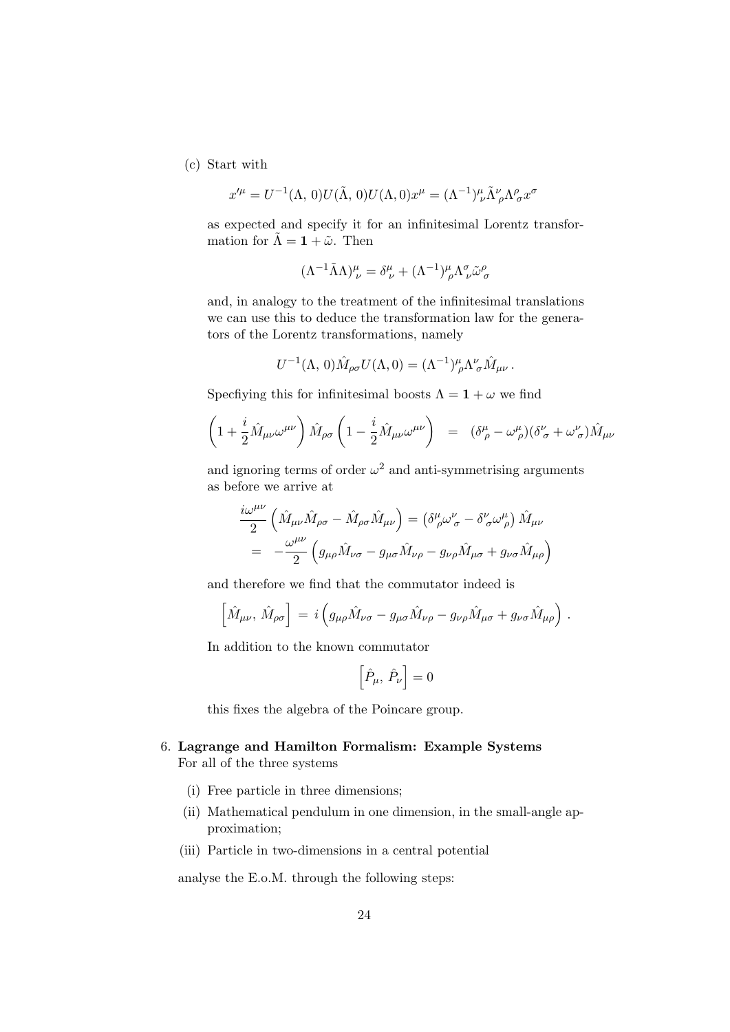(c) Start with

$$x'^{\mu} = U^{-1}(\Lambda,\, 0)U(\tilde{\Lambda},\, 0)U(\Lambda, 0)x^{\mu} = (\Lambda^{-1})^{\mu}_{\nu}\tilde{\Lambda}^{\nu}_{\rho}\Lambda^{\rho}_{\sigma}x^{\sigma}$$

as expected and specify it for an infinitesimal Lorentz transformation for $\tilde{\Lambda} = \mathbf{1} + \tilde{\omega}$. Then

$$(\Lambda^{-1}\tilde{\Lambda}\Lambda)^{\mu}_{\nu} = \delta^{\mu}_{\nu} + (\Lambda^{-1})^{\mu}_{\rho}\Lambda^{\sigma}_{\nu}\tilde{\omega}^{\rho}_{\sigma}$$

and, in analogy to the treatment of the infinitesimal translations we can use this to deduce the transformation law for the generators of the Lorentz transformations, namely

$$U^{-1}(\Lambda,\, 0)\hat{M}_{\rho\sigma}U(\Lambda, 0) = (\Lambda^{-1})^{\mu}_{\rho}\Lambda^{\nu}_{\sigma}\hat{M}_{\mu\nu}\,.$$

Specfiying this for infinitesimal boosts $\Lambda = \mathbf{1} + \omega$ we find

$$\left(1 + \frac{i}{2}\hat{M}_{\mu\nu}\omega^{\mu\nu}\right)\hat{M}_{\rho\sigma}\left(1 - \frac{i}{2}\hat{M}_{\mu\nu}\omega^{\mu\nu}\right) \;=\; (\delta^{\mu}_{\rho} - \omega^{\mu}_{\rho})(\delta^{\nu}_{\sigma} + \omega^{\nu}_{\sigma})\hat{M}_{\mu\nu}$$

and ignoring terms of order $\omega^2$ and anti-symmetrising arguments as before we arrive at

$$\begin{aligned}
&\frac{i\omega^{\mu\nu}}{2}\left(\hat{M}_{\mu\nu}\hat{M}_{\rho\sigma} - \hat{M}_{\rho\sigma}\hat{M}_{\mu\nu}\right) = \left(\delta^{\mu}_{\rho}\omega^{\nu}_{\sigma} - \delta^{\nu}_{\sigma}\omega^{\mu}_{\rho}\right)\hat{M}_{\mu\nu}\\
&= \;-\frac{\omega^{\mu\nu}}{2}\left(g_{\mu\rho}\hat{M}_{\nu\sigma} - g_{\mu\sigma}\hat{M}_{\nu\rho} - g_{\nu\rho}\hat{M}_{\mu\sigma} + g_{\nu\sigma}\hat{M}_{\mu\rho}\right)
\end{aligned}$$

and therefore we find that the commutator indeed is

$$\left[\hat{M}_{\mu\nu},\, \hat{M}_{\rho\sigma}\right] \;=\; i\left(g_{\mu\rho}\hat{M}_{\nu\sigma} - g_{\mu\sigma}\hat{M}_{\nu\rho} - g_{\nu\rho}\hat{M}_{\mu\sigma} + g_{\nu\sigma}\hat{M}_{\mu\rho}\right)\,.$$

In addition to the known commutator

$$\left[\hat{P}_{\mu},\, \hat{P}_{\nu}\right] = 0$$

this fixes the algebra of the Poincare group.

6. **Lagrange and Hamilton Formalism: Example Systems**
For all of the three systems

   (i) Free particle in three dimensions;

   (ii) Mathematical pendulum in one dimension, in the small-angle approximation;

   (iii) Particle in two-dimensions in a central potential

analyse the E.o.M. through the following steps: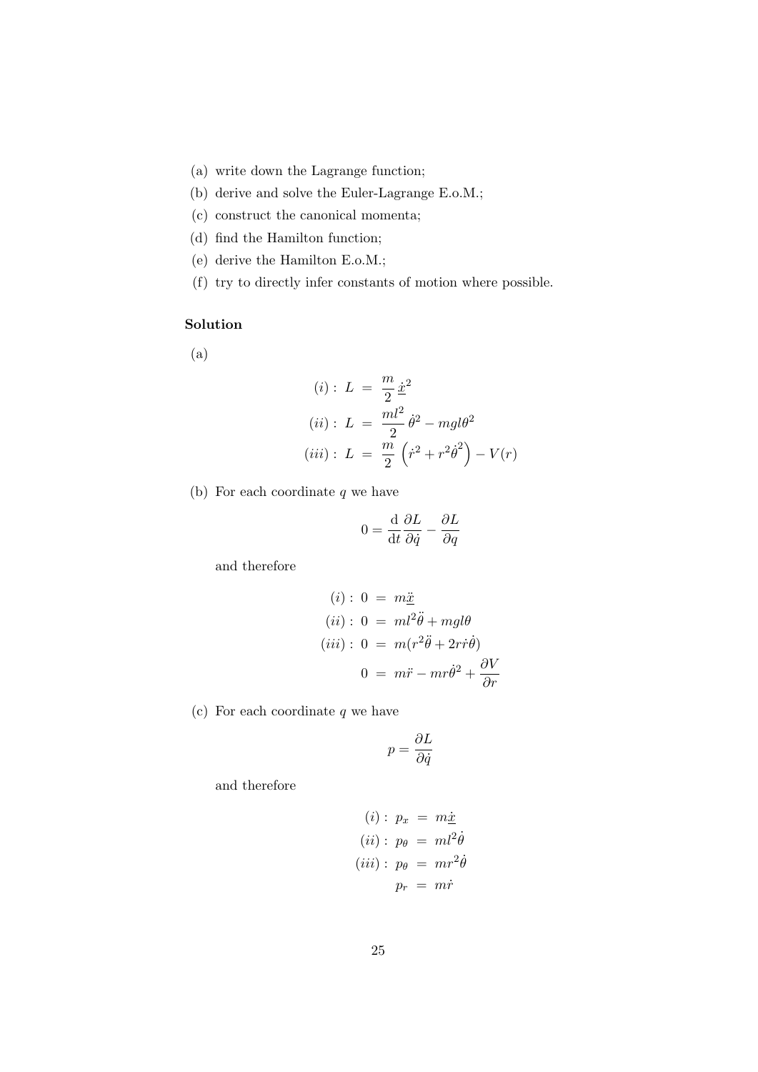(a) write down the Lagrange function;

(b) derive and solve the Euler-Lagrange E.o.M.;

(c) construct the canonical momenta;

(d) find the Hamilton function;

(e) derive the Hamilton E.o.M.;

(f) try to directly infer constants of motion where possible.

**Solution**

(a)

$$
\begin{aligned}
(i):\ L &= \frac{m}{2}\,\dot{\underline{x}}^2 \\
(ii):\ L &= \frac{ml^2}{2}\,\dot{\theta}^2 - mgl\theta^2 \\
(iii):\ L &= \frac{m}{2}\left(\dot{r}^2 + r^2\dot{\theta}^2\right) - V(r)
\end{aligned}
$$

(b) For each coordinate $q$ we have

$$
0 = \frac{\mathrm{d}}{\mathrm{d}t}\frac{\partial L}{\partial \dot{q}} - \frac{\partial L}{\partial q}
$$

and therefore

$$
\begin{aligned}
(i):\ 0 &= m\ddot{\underline{x}} \\
(ii):\ 0 &= ml^2\ddot{\theta} + mgl\theta \\
(iii):\ 0 &= m(r^2\ddot{\theta} + 2r\dot{r}\dot{\theta}) \\
0 &= m\ddot{r} - mr\dot{\theta}^2 + \frac{\partial V}{\partial r}
\end{aligned}
$$

(c) For each coordinate $q$ we have

$$
p = \frac{\partial L}{\partial \dot{q}}
$$

and therefore

$$
\begin{aligned}
(i):\ p_x &= m\dot{\underline{x}} \\
(ii):\ p_\theta &= ml^2\dot{\theta} \\
(iii):\ p_\theta &= mr^2\dot{\theta} \\
p_r &= m\dot{r}
\end{aligned}
$$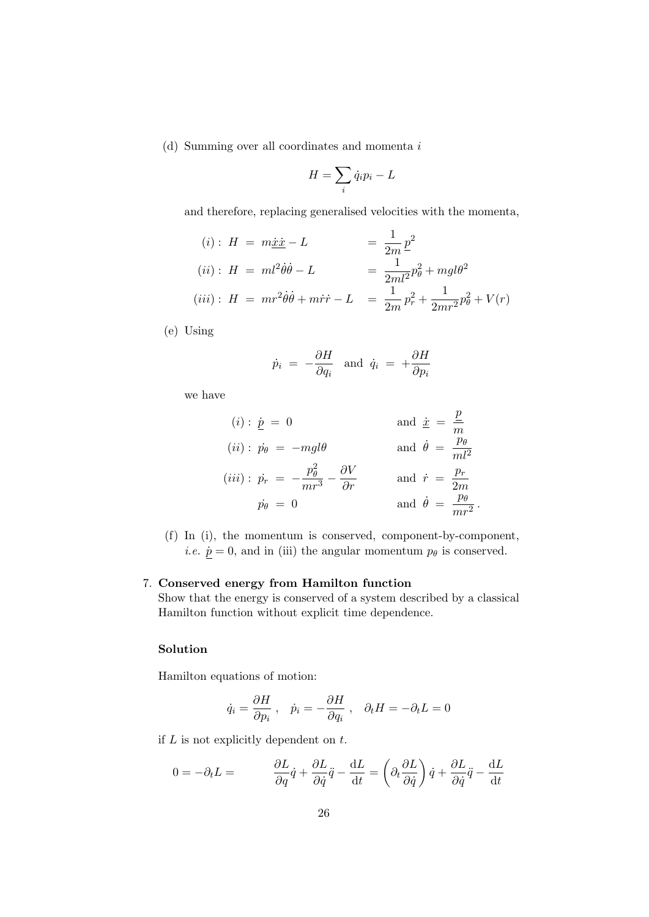(d) Summing over all coordinates and momenta $i$

$$H = \sum_i \dot{q}_i p_i - L$$

and therefore, replacing generalised velocities with the momenta,

$$\begin{aligned}
(i):\; H &= m\dot{\underline{x}}\dot{\underline{x}} - L &&= \frac{1}{2m}\underline{p}^2 \\
(ii):\; H &= ml^2\dot{\theta}\dot{\theta} - L &&= \frac{1}{2ml^2}p_\theta^2 + mgl\theta^2 \\
(iii):\; H &= mr^2\dot{\theta}\dot{\theta} + m\dot{r}\dot{r} - L &&= \frac{1}{2m}p_r^2 + \frac{1}{2mr^2}p_\theta^2 + V(r)
\end{aligned}$$

(e) Using

$$\dot{p}_i \;=\; -\frac{\partial H}{\partial q_i} \quad \text{and} \quad \dot{q}_i \;=\; +\frac{\partial H}{\partial p_i}$$

we have

$$\begin{aligned}
(i):\; \dot{\underline{p}} &= 0 && \text{and } \dot{\underline{x}} = \frac{\underline{p}}{m} \\
(ii):\; \dot{p}_\theta &= -mgl\theta && \text{and } \dot{\theta} = \frac{p_\theta}{ml^2} \\
(iii):\; \dot{p}_r &= -\frac{p_\theta^2}{mr^3} - \frac{\partial V}{\partial r} && \text{and } \dot{r} = \frac{p_r}{2m} \\
\dot{p}_\theta &= 0 && \text{and } \dot{\theta} = \frac{p_\theta}{mr^2}\,.
\end{aligned}$$

(f) In (i), the momentum is conserved, component-by-component, *i.e.* $\dot{\underline{p}} = 0$, and in (iii) the angular momentum $p_\theta$ is conserved.

7. **Conserved energy from Hamilton function**
Show that the energy is conserved of a system described by a classical Hamilton function without explicit time dependence.

**Solution**

Hamilton equations of motion:

$$\dot{q}_i = \frac{\partial H}{\partial p_i}\,, \quad \dot{p}_i = -\frac{\partial H}{\partial q_i}\,, \quad \partial_t H = -\partial_t L = 0$$

if $L$ is not explicitly dependent on $t$.

$$0 = -\partial_t L = \qquad \frac{\partial L}{\partial q}\dot{q} + \frac{\partial L}{\partial \dot{q}}\ddot{q} - \frac{\mathrm{d}L}{\mathrm{d}t} = \left(\partial_t \frac{\partial L}{\partial \dot{q}}\right)\dot{q} + \frac{\partial L}{\partial \dot{q}}\ddot{q} - \frac{\mathrm{d}L}{\mathrm{d}t}$$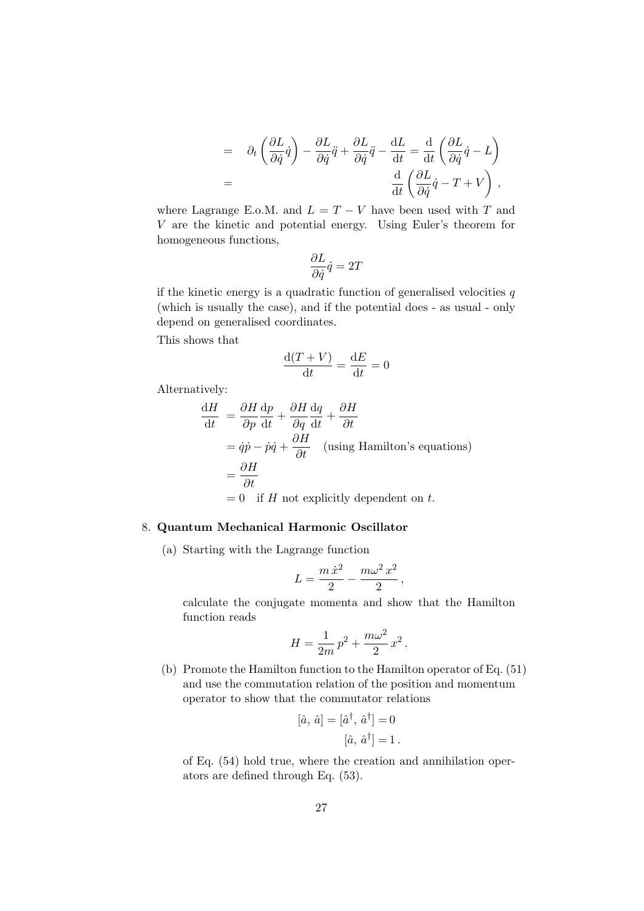$$
\begin{aligned}
&= \quad \partial_t\left(\frac{\partial L}{\partial \dot{q}}\dot{q}\right) - \frac{\partial L}{\partial \dot{q}}\ddot{q} + \frac{\partial L}{\partial \dot{q}}\ddot{q} - \frac{\mathrm{d}L}{\mathrm{d}t} = \frac{\mathrm{d}}{\mathrm{d}t}\left(\frac{\partial L}{\partial \dot{q}}\dot{q} - L\right) \\
&= \qquad\qquad\qquad\qquad\qquad\qquad \frac{\mathrm{d}}{\mathrm{d}t}\left(\frac{\partial L}{\partial \dot{q}}\dot{q} - T + V\right),
\end{aligned}
$$

where Lagrange E.o.M. and $L = T - V$ have been used with $T$ and $V$ are the kinetic and potential energy. Using Euler's theorem for homogeneous functions,

$$
\frac{\partial L}{\partial \dot{q}}\dot{q} = 2T
$$

if the kinetic energy is a quadratic function of generalised velocities $q$ (which is usually the case), and if the potential does - as usual - only depend on generalised coordinates.

This shows that

$$
\frac{\mathrm{d}(T+V)}{\mathrm{d}t} = \frac{\mathrm{d}E}{\mathrm{d}t} = 0
$$

Alternatively:

$$
\begin{aligned}
\frac{\mathrm{d}H}{\mathrm{d}t} &= \frac{\partial H}{\partial p}\frac{\mathrm{d}p}{\mathrm{d}t} + \frac{\partial H}{\partial q}\frac{\mathrm{d}q}{\mathrm{d}t} + \frac{\partial H}{\partial t} \\
&= \dot{q}\dot{p} - \dot{p}\dot{q} + \frac{\partial H}{\partial t} \quad \text{(using Hamilton's equations)} \\
&= \frac{\partial H}{\partial t} \\
&= 0 \quad \text{if } H \text{ not explicitly dependent on } t.
\end{aligned}
$$

8. **Quantum Mechanical Harmonic Oscillator**

   (a) Starting with the Lagrange function

   $$
   L = \frac{m\,\dot{x}^2}{2} - \frac{m\omega^2\,x^2}{2}\,,
   $$

   calculate the conjugate momenta and show that the Hamilton function reads

   $$
   H = \frac{1}{2m}\,p^2 + \frac{m\omega^2}{2}\,x^2\,.
   $$

   (b) Promote the Hamilton function to the Hamilton operator of Eq. (51) and use the commutation relation of the position and momentum operator to show that the commutator relations

   $$
   [\hat{a},\,\hat{a}] = [\hat{a}^\dagger,\,\hat{a}^\dagger] = 0
   $$
   $$
   [\hat{a},\,\hat{a}^\dagger] = 1\,.
   $$

   of Eq. (54) hold true, where the creation and annihilation operators are defined through Eq. (53).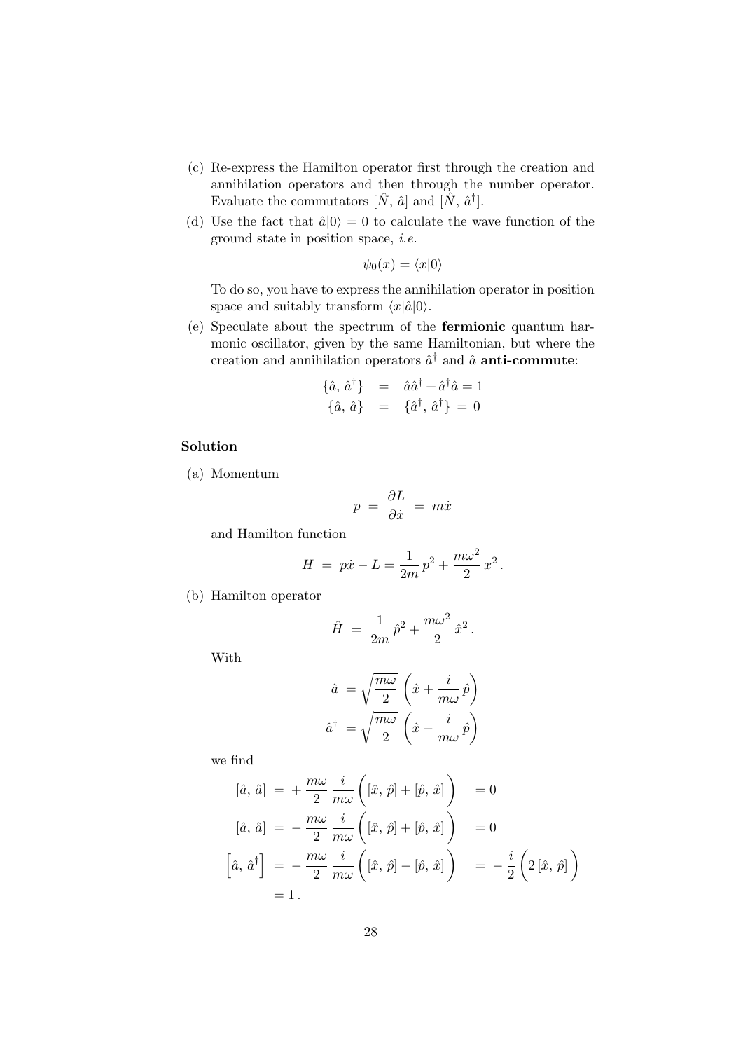(c) Re-express the Hamilton operator first through the creation and annihilation operators and then through the number operator. Evaluate the commutators $[\hat{N},\, \hat{a}]$ and $[\hat{N},\, \hat{a}^\dagger]$.

(d) Use the fact that $\hat{a}|0\rangle = 0$ to calculate the wave function of the ground state in position space, *i.e.*

$$\psi_0(x) = \langle x|0\rangle$$

To do so, you have to express the annihilation operator in position space and suitably transform $\langle x|\hat{a}|0\rangle$.

(e) Speculate about the spectrum of the **fermionic** quantum harmonic oscillator, given by the same Hamiltonian, but where the creation and annihilation operators $\hat{a}^\dagger$ and $\hat{a}$ **anti-commute**:

$$\begin{aligned} \{\hat{a},\, \hat{a}^\dagger\} &= \hat{a}\hat{a}^\dagger + \hat{a}^\dagger\hat{a} = 1 \\ \{\hat{a},\, \hat{a}\} &= \{\hat{a}^\dagger,\, \hat{a}^\dagger\} = 0 \end{aligned}$$

**Solution**

(a) Momentum

$$p \;=\; \frac{\partial L}{\partial \dot{x}} \;=\; m\dot{x}$$

and Hamilton function

$$H \;=\; p\dot{x} - L = \frac{1}{2m}\,p^2 + \frac{m\omega^2}{2}\,x^2\,.$$

(b) Hamilton operator

$$\hat{H} \;=\; \frac{1}{2m}\,\hat{p}^2 + \frac{m\omega^2}{2}\,\hat{x}^2\,.$$

With

$$\begin{aligned} \hat{a} \;&=\sqrt{\frac{m\omega}{2}}\,\left(\hat{x} + \frac{i}{m\omega}\,\hat{p}\right) \\ \hat{a}^\dagger \;&=\sqrt{\frac{m\omega}{2}}\,\left(\hat{x} - \frac{i}{m\omega}\,\hat{p}\right) \end{aligned}$$

we find

$$\begin{aligned} [\hat{a},\, \hat{a}] \;&=\; +\,\frac{m\omega}{2}\,\frac{i}{m\omega}\left([\hat{x},\,\hat{p}] + [\hat{p},\,\hat{x}]\right) \quad = 0 \\ [\hat{a},\, \hat{a}] \;&=\; -\,\frac{m\omega}{2}\,\frac{i}{m\omega}\left([\hat{x},\,\hat{p}] + [\hat{p},\,\hat{x}]\right) \quad = 0 \\ \left[\hat{a},\, \hat{a}^\dagger\right] \;&=\; -\,\frac{m\omega}{2}\,\frac{i}{m\omega}\left([\hat{x},\,\hat{p}] - [\hat{p},\,\hat{x}]\right) \quad = -\,\frac{i}{2}\left(2\,[\hat{x},\,\hat{p}]\right) \\ &= 1\,. \end{aligned}$$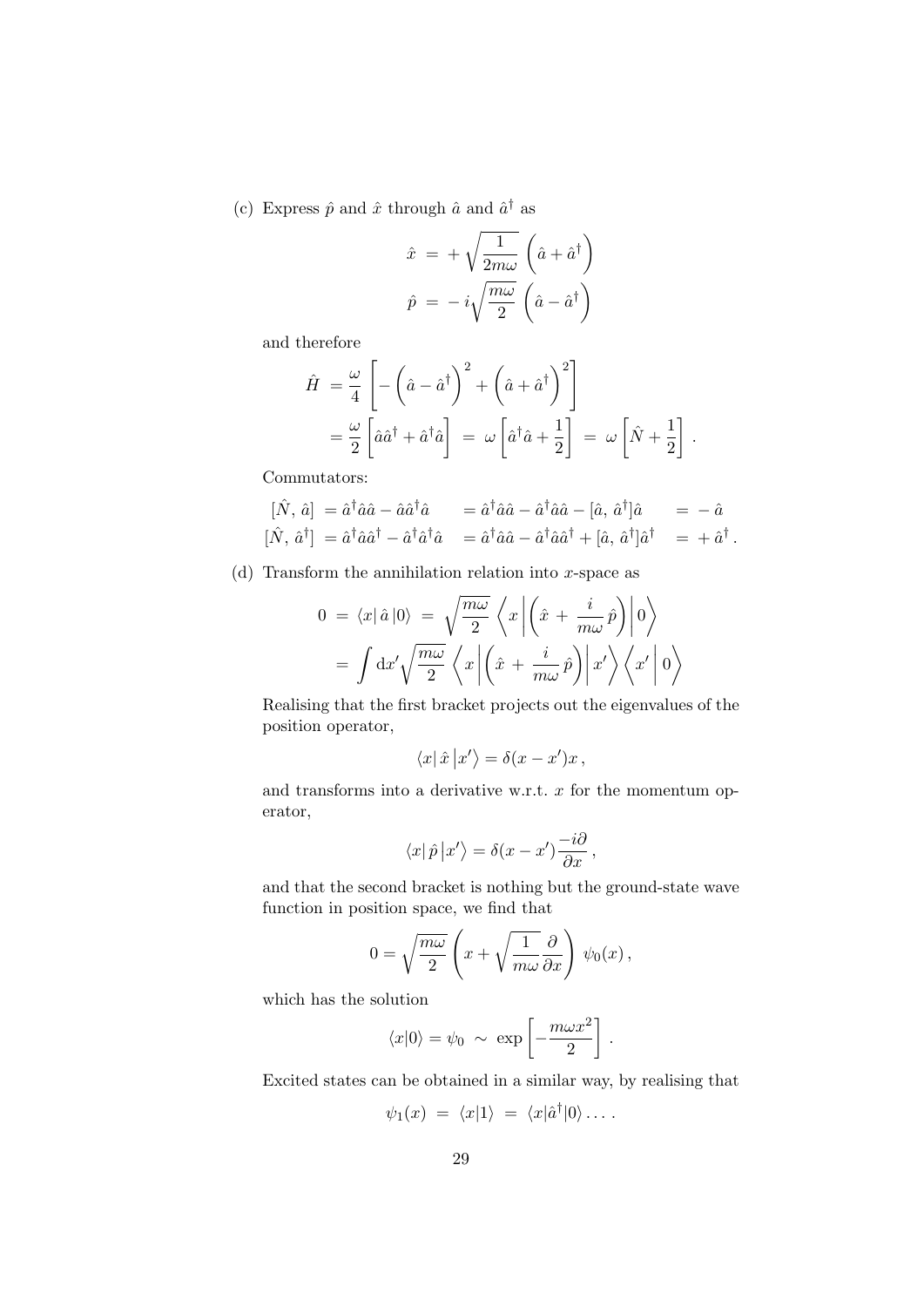(c) Express $\hat{p}$ and $\hat{x}$ through $\hat{a}$ and $\hat{a}^\dagger$ as

$$\hat{x} \;=\; +\sqrt{\frac{1}{2m\omega}}\;\left(\hat{a}+\hat{a}^\dagger\right)$$

$$\hat{p} \;=\; -i\sqrt{\frac{m\omega}{2}}\;\left(\hat{a}-\hat{a}^\dagger\right)$$

and therefore

$$\begin{aligned}\hat{H} \;&= \frac{\omega}{4}\left[-\left(\hat{a}-\hat{a}^\dagger\right)^2+\left(\hat{a}+\hat{a}^\dagger\right)^2\right]\\ &= \frac{\omega}{2}\left[\hat{a}\hat{a}^\dagger+\hat{a}^\dagger\hat{a}\right] \;=\; \omega\left[\hat{a}^\dagger\hat{a}+\frac{1}{2}\right] \;=\; \omega\left[\hat{N}+\frac{1}{2}\right]\,.\end{aligned}$$

Commutators:

$$\begin{aligned}[]
[\hat{N},\,\hat{a}] \;&= \hat{a}^\dagger\hat{a}\hat{a}-\hat{a}\hat{a}^\dagger\hat{a} \quad &&= \hat{a}^\dagger\hat{a}\hat{a}-\hat{a}^\dagger\hat{a}\hat{a}-[\hat{a},\,\hat{a}^\dagger]\hat{a} \quad &&= -\,\hat{a}\\
[\hat{N},\,\hat{a}^\dagger] \;&= \hat{a}^\dagger\hat{a}\hat{a}^\dagger-\hat{a}^\dagger\hat{a}^\dagger\hat{a} \quad &&= \hat{a}^\dagger\hat{a}\hat{a}-\hat{a}^\dagger\hat{a}\hat{a}^\dagger+[\hat{a},\,\hat{a}^\dagger]\hat{a}^\dagger \quad &&= +\,\hat{a}^\dagger\,.
\end{aligned}$$

(d) Transform the annihilation relation into $x$-space as

$$\begin{aligned}0 \;&=\; \langle x|\,\hat{a}\,|0\rangle \;=\; \sqrt{\frac{m\omega}{2}}\;\left\langle x\left|\left(\hat{x}\,+\,\frac{i}{m\omega}\,\hat{p}\right)\right|0\right\rangle\\ &=\; \int \mathrm{d}x'\sqrt{\frac{m\omega}{2}}\;\left\langle x\left|\left(\hat{x}\,+\,\frac{i}{m\omega}\,\hat{p}\right)\right|x'\right\rangle\left\langle x'\,\middle|\,0\right\rangle\end{aligned}$$

Realising that the first bracket projects out the eigenvalues of the position operator,

$$\langle x|\,\hat{x}\,|x'\rangle = \delta(x-x')x\,,$$

and transforms into a derivative w.r.t. $x$ for the momentum operator,

$$\langle x|\,\hat{p}\,|x'\rangle = \delta(x-x')\frac{-i\partial}{\partial x}\,,$$

and that the second bracket is nothing but the ground-state wave function in position space, we find that

$$0 = \sqrt{\frac{m\omega}{2}}\left(x+\sqrt{\frac{1}{m\omega}}\frac{\partial}{\partial x}\right)\,\psi_0(x)\,,$$

which has the solution

$$\langle x|0\rangle = \psi_0 \;\sim\; \exp\left[-\frac{m\omega x^2}{2}\right]\,.$$

Excited states can be obtained in a similar way, by realising that

$$\psi_1(x) \;=\; \langle x|1\rangle \;=\; \langle x|\hat{a}^\dagger|0\rangle\ldots\,.$$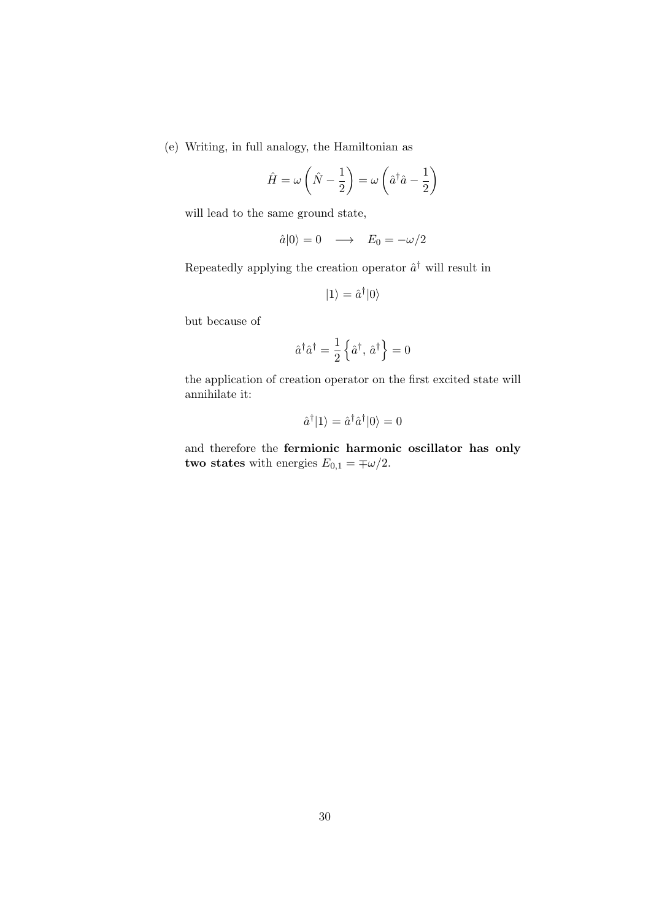(e) Writing, in full analogy, the Hamiltonian as

$$\hat{H} = \omega \left( \hat{N} - \frac{1}{2} \right) = \omega \left( \hat{a}^\dagger \hat{a} - \frac{1}{2} \right)$$

will lead to the same ground state,

$$\hat{a}|0\rangle = 0 \quad \longrightarrow \quad E_0 = -\omega/2$$

Repeatedly applying the creation operator $\hat{a}^\dagger$ will result in

$$|1\rangle = \hat{a}^\dagger|0\rangle$$

but because of

$$\hat{a}^\dagger \hat{a}^\dagger = \frac{1}{2} \left\{ \hat{a}^\dagger, \, \hat{a}^\dagger \right\} = 0$$

the application of creation operator on the first excited state will annihilate it:

$$\hat{a}^\dagger|1\rangle = \hat{a}^\dagger \hat{a}^\dagger|0\rangle = 0$$

and therefore the **fermionic harmonic oscillator has only two states** with energies $E_{0,1} = \mp\omega/2$.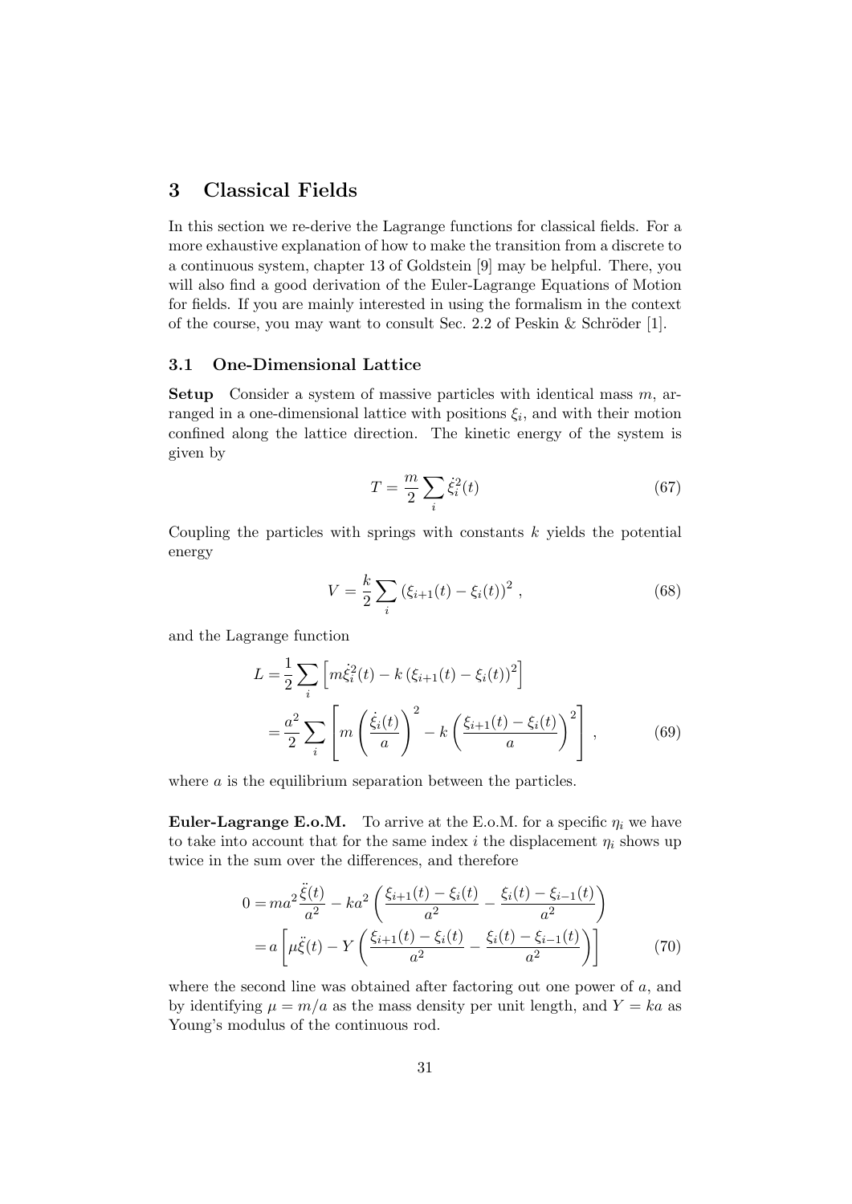## 3 Classical Fields

In this section we re-derive the Lagrange functions for classical fields. For a more exhaustive explanation of how to make the transition from a discrete to a continuous system, chapter 13 of Goldstein [9] may be helpful. There, you will also find a good derivation of the Euler-Lagrange Equations of Motion for fields. If you are mainly interested in using the formalism in the context of the course, you may want to consult Sec. 2.2 of Peskin & Schröder [1].

### 3.1 One-Dimensional Lattice

**Setup** Consider a system of massive particles with identical mass $m$, arranged in a one-dimensional lattice with positions $\xi_i$, and with their motion confined along the lattice direction. The kinetic energy of the system is given by

$$T = \frac{m}{2} \sum_i \dot{\xi}_i^2(t) \tag{67}$$

Coupling the particles with springs with constants $k$ yields the potential energy

$$V = \frac{k}{2} \sum_i \left( \xi_{i+1}(t) - \xi_i(t) \right)^2 , \tag{68}$$

and the Lagrange function

$$\begin{aligned} L &= \frac{1}{2} \sum_i \left[ m\dot{\xi}_i^2(t) - k \left( \xi_{i+1}(t) - \xi_i(t) \right)^2 \right] \\ &= \frac{a^2}{2} \sum_i \left[ m \left( \frac{\dot{\xi}_i(t)}{a} \right)^2 - k \left( \frac{\xi_{i+1}(t) - \xi_i(t)}{a} \right)^2 \right] , \end{aligned} \tag{69}$$

where $a$ is the equilibrium separation between the particles.

**Euler-Lagrange E.o.M.** To arrive at the E.o.M. for a specific $\eta_i$ we have to take into account that for the same index $i$ the displacement $\eta_i$ shows up twice in the sum over the differences, and therefore

$$\begin{aligned} 0 &= ma^2 \frac{\ddot{\xi}(t)}{a^2} - ka^2 \left( \frac{\xi_{i+1}(t) - \xi_i(t)}{a^2} - \frac{\xi_i(t) - \xi_{i-1}(t)}{a^2} \right) \\ &= a \left[ \mu\ddot{\xi}(t) - Y \left( \frac{\xi_{i+1}(t) - \xi_i(t)}{a^2} - \frac{\xi_i(t) - \xi_{i-1}(t)}{a^2} \right) \right] \end{aligned} \tag{70}$$

where the second line was obtained after factoring out one power of $a$, and by identifying $\mu = m/a$ as the mass density per unit length, and $Y = ka$ as Young's modulus of the continuous rod.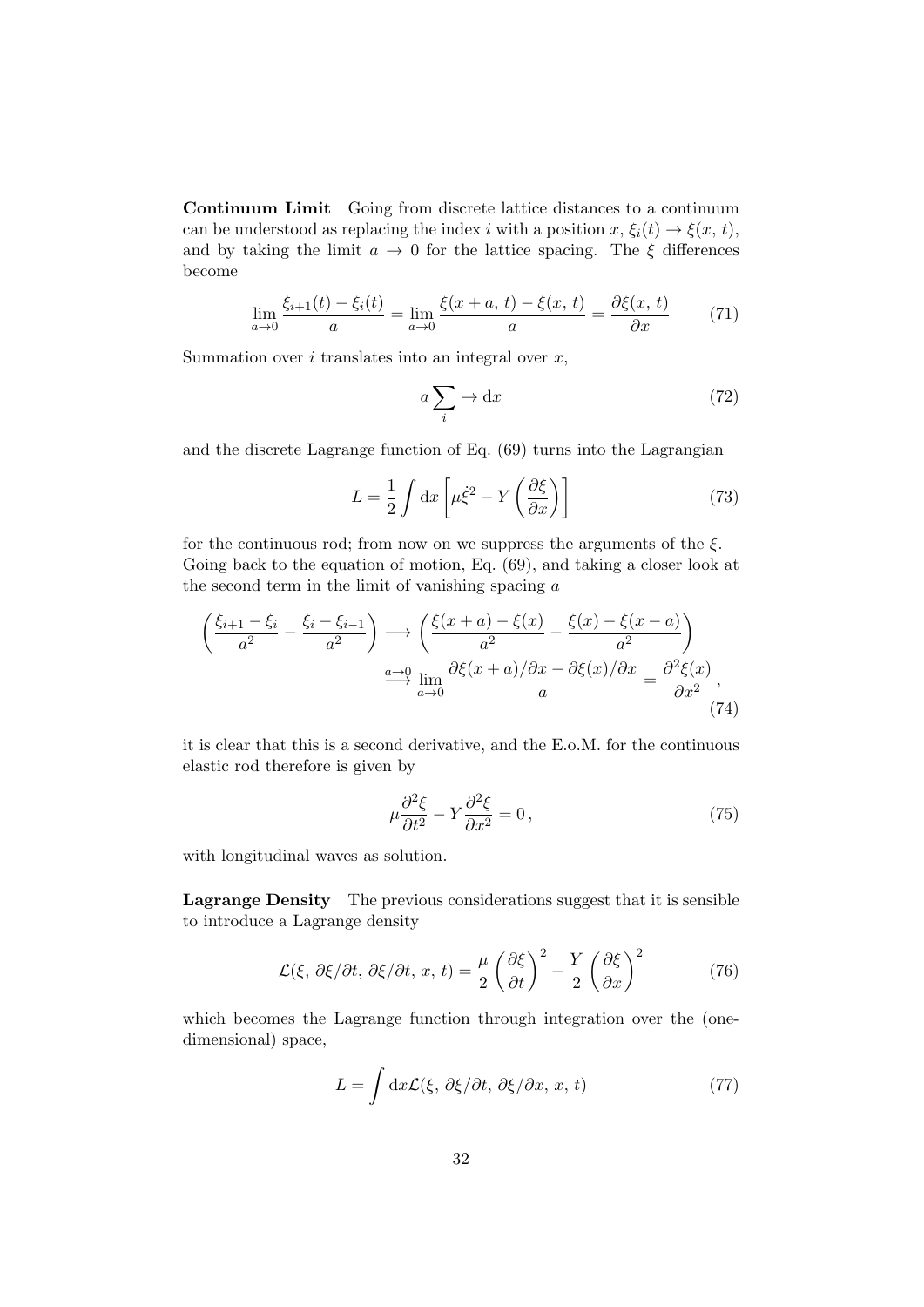**Continuum Limit** Going from discrete lattice distances to a continuum can be understood as replacing the index $i$ with a position $x$, $\xi_i(t) \to \xi(x, t)$, and by taking the limit $a \to 0$ for the lattice spacing. The $\xi$ differences become

$$\lim_{a\to 0} \frac{\xi_{i+1}(t) - \xi_i(t)}{a} = \lim_{a\to 0} \frac{\xi(x+a,\, t) - \xi(x,\, t)}{a} = \frac{\partial \xi(x,\, t)}{\partial x} \tag{71}$$

Summation over $i$ translates into an integral over $x$,

$$a \sum_i \to \mathrm{d}x \tag{72}$$

and the discrete Lagrange function of Eq. (69) turns into the Lagrangian

$$L = \frac{1}{2} \int \mathrm{d}x \left[ \mu \dot{\xi}^2 - Y \left( \frac{\partial \xi}{\partial x} \right) \right] \tag{73}$$

for the continuous rod; from now on we suppress the arguments of the $\xi$. Going back to the equation of motion, Eq. (69), and taking a closer look at the second term in the limit of vanishing spacing $a$

$$\left( \frac{\xi_{i+1} - \xi_i}{a^2} - \frac{\xi_i - \xi_{i-1}}{a^2} \right) \longrightarrow \left( \frac{\xi(x+a) - \xi(x)}{a^2} - \frac{\xi(x) - \xi(x-a)}{a^2} \right)$$
$$\stackrel{a\to 0}{\longrightarrow} \lim_{a\to 0} \frac{\partial \xi(x+a)/\partial x - \partial \xi(x)/\partial x}{a} = \frac{\partial^2 \xi(x)}{\partial x^2}\,, \tag{74}$$

it is clear that this is a second derivative, and the E.o.M. for the continuous elastic rod therefore is given by

$$\mu \frac{\partial^2 \xi}{\partial t^2} - Y \frac{\partial^2 \xi}{\partial x^2} = 0\,, \tag{75}$$

with longitudinal waves as solution.

**Lagrange Density** The previous considerations suggest that it is sensible to introduce a Lagrange density

$$\mathcal{L}(\xi,\, \partial\xi/\partial t,\, \partial\xi/\partial t,\, x,\, t) = \frac{\mu}{2} \left( \frac{\partial \xi}{\partial t} \right)^2 - \frac{Y}{2} \left( \frac{\partial \xi}{\partial x} \right)^2 \tag{76}$$

which becomes the Lagrange function through integration over the (one-dimensional) space,

$$L = \int \mathrm{d}x \mathcal{L}(\xi,\, \partial\xi/\partial t,\, \partial\xi/\partial x,\, x,\, t) \tag{77}$$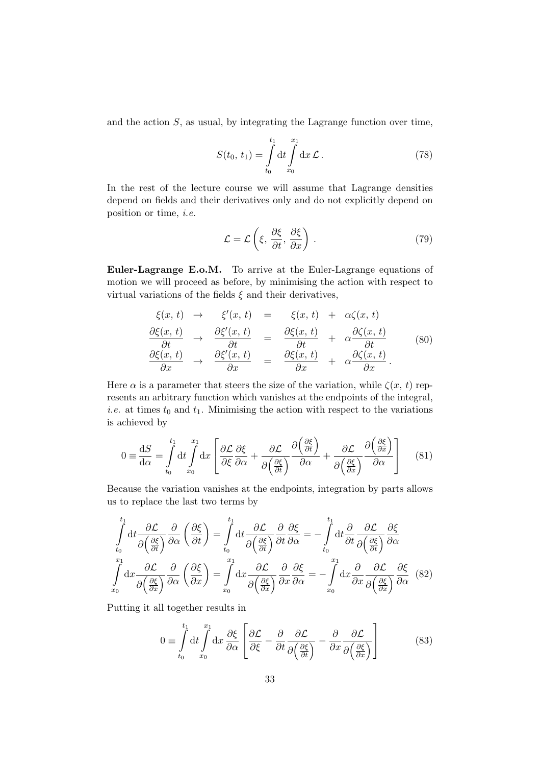and the action $S$, as usual, by integrating the Lagrange function over time,

$$S(t_0,\, t_1) = \int\limits_{t_0}^{t_1} \mathrm{d}t \int\limits_{x_0}^{x_1} \mathrm{d}x\, \mathcal{L}\,. \tag{78}$$

In the rest of the lecture course we will assume that Lagrange densities depend on fields and their derivatives only and do not explicitly depend on position or time, *i.e.*

$$\mathcal{L} = \mathcal{L}\left(\xi,\, \frac{\partial \xi}{\partial t},\, \frac{\partial \xi}{\partial x}\right)\,. \tag{79}$$

**Euler-Lagrange E.o.M.** To arrive at the Euler-Lagrange equations of motion we will proceed as before, by minimising the action with respect to virtual variations of the fields $\xi$ and their derivatives,

$$\begin{array}{ccccccc} \xi(x,\, t) & \to & \xi'(x,\, t) & = & \xi(x,\, t) & + & \alpha\zeta(x,\, t) \\ \dfrac{\partial\xi(x,\, t)}{\partial t} & \to & \dfrac{\partial\xi'(x,\, t)}{\partial t} & = & \dfrac{\partial\xi(x,\, t)}{\partial t} & + & \alpha\dfrac{\partial\zeta(x,\, t)}{\partial t} \\ \dfrac{\partial\xi(x,\, t)}{\partial x} & \to & \dfrac{\partial\xi'(x,\, t)}{\partial x} & = & \dfrac{\partial\xi(x,\, t)}{\partial x} & + & \alpha\dfrac{\partial\zeta(x,\, t)}{\partial x}\,. \end{array} \tag{80}$$

Here $\alpha$ is a parameter that steers the size of the variation, while $\zeta(x,\, t)$ represents an arbitrary function which vanishes at the endpoints of the integral, *i.e.* at times $t_0$ and $t_1$. Minimising the action with respect to the variations is achieved by

$$0 \equiv \frac{\mathrm{d}S}{\mathrm{d}\alpha} = \int\limits_{t_0}^{t_1} \mathrm{d}t \int\limits_{x_0}^{x_1} \mathrm{d}x \left[ \frac{\partial\mathcal{L}}{\partial\xi}\frac{\partial\xi}{\partial\alpha} + \frac{\partial\mathcal{L}}{\partial\left(\frac{\partial\xi}{\partial t}\right)}\frac{\partial\left(\frac{\partial\xi}{\partial t}\right)}{\partial\alpha} + \frac{\partial\mathcal{L}}{\partial\left(\frac{\partial\xi}{\partial x}\right)}\frac{\partial\left(\frac{\partial\xi}{\partial x}\right)}{\partial\alpha} \right] \tag{81}$$

Because the variation vanishes at the endpoints, integration by parts allows us to replace the last two terms by

$$\begin{aligned} \int\limits_{t_0}^{t_1} \mathrm{d}t \frac{\partial\mathcal{L}}{\partial\left(\frac{\partial\xi}{\partial t}\right)}\frac{\partial}{\partial\alpha}\left(\frac{\partial\xi}{\partial t}\right) &= \int\limits_{t_0}^{t_1} \mathrm{d}t \frac{\partial\mathcal{L}}{\partial\left(\frac{\partial\xi}{\partial t}\right)}\frac{\partial}{\partial t}\frac{\partial\xi}{\partial\alpha} = -\int\limits_{t_0}^{t_1} \mathrm{d}t \frac{\partial}{\partial t}\frac{\partial\mathcal{L}}{\partial\left(\frac{\partial\xi}{\partial t}\right)}\frac{\partial\xi}{\partial\alpha} \\ \int\limits_{x_0}^{x_1} \mathrm{d}x \frac{\partial\mathcal{L}}{\partial\left(\frac{\partial\xi}{\partial x}\right)}\frac{\partial}{\partial\alpha}\left(\frac{\partial\xi}{\partial x}\right) &= \int\limits_{x_0}^{x_1} \mathrm{d}x \frac{\partial\mathcal{L}}{\partial\left(\frac{\partial\xi}{\partial x}\right)}\frac{\partial}{\partial x}\frac{\partial\xi}{\partial\alpha} = -\int\limits_{x_0}^{x_1} \mathrm{d}x \frac{\partial}{\partial x}\frac{\partial\mathcal{L}}{\partial\left(\frac{\partial\xi}{\partial x}\right)}\frac{\partial\xi}{\partial\alpha} \end{aligned} \tag{82}$$

Putting it all together results in

$$0 \equiv \int\limits_{t_0}^{t_1} \mathrm{d}t \int\limits_{x_0}^{x_1} \mathrm{d}x\, \frac{\partial\xi}{\partial\alpha} \left[ \frac{\partial\mathcal{L}}{\partial\xi} - \frac{\partial}{\partial t}\frac{\partial\mathcal{L}}{\partial\left(\frac{\partial\xi}{\partial t}\right)} - \frac{\partial}{\partial x}\frac{\partial\mathcal{L}}{\partial\left(\frac{\partial\xi}{\partial x}\right)} \right] \tag{83}$$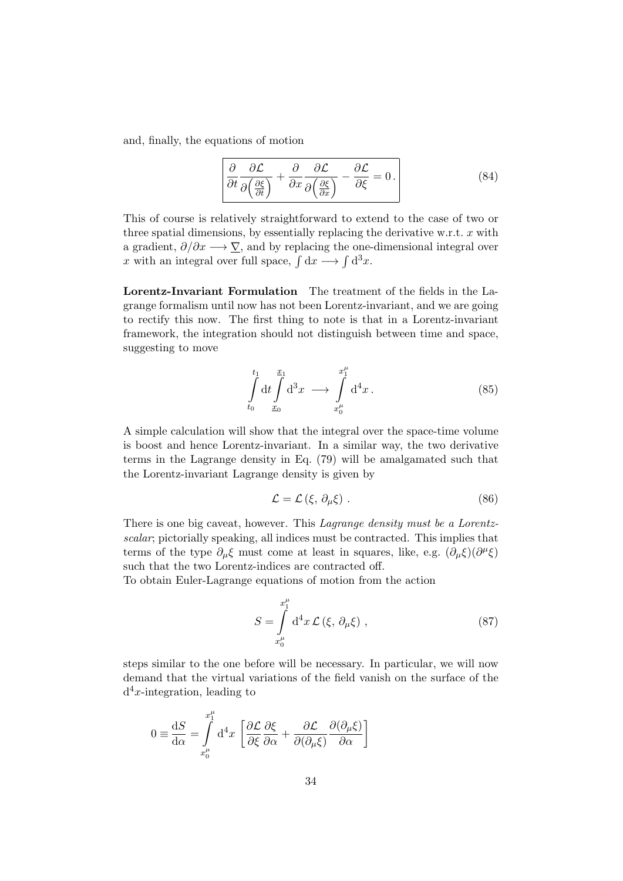and, finally, the equations of motion

$$\boxed{\frac{\partial}{\partial t}\frac{\partial \mathcal{L}}{\partial\left(\frac{\partial\xi}{\partial t}\right)} + \frac{\partial}{\partial x}\frac{\partial \mathcal{L}}{\partial\left(\frac{\partial\xi}{\partial x}\right)} - \frac{\partial \mathcal{L}}{\partial \xi} = 0\,.} \tag{84}$$

This of course is relatively straightforward to extend to the case of two or three spatial dimensions, by essentially replacing the derivative w.r.t. $x$ with a gradient, $\partial/\partial x \longrightarrow \underline{\nabla}$, and by replacing the one-dimensional integral over $x$ with an integral over full space, $\int \mathrm{d}x \longrightarrow \int \mathrm{d}^3x$.

**Lorentz-Invariant Formulation** The treatment of the fields in the Lagrange formalism until now has not been Lorentz-invariant, and we are going to rectify this now. The first thing to note is that in a Lorentz-invariant framework, the integration should not distinguish between time and space, suggesting to move

$$\int\limits_{t_0}^{t_1} \mathrm{d}t \int\limits_{\underline{x}_0}^{\underline{x}_1} \mathrm{d}^3x \;\longrightarrow\; \int\limits_{x_0^\mu}^{x_1^\mu} \mathrm{d}^4x\,. \tag{85}$$

A simple calculation will show that the integral over the space-time volume is boost and hence Lorentz-invariant. In a similar way, the two derivative terms in the Lagrange density in Eq. (79) will be amalgamated such that the Lorentz-invariant Lagrange density is given by

$$\mathcal{L} = \mathcal{L}\left(\xi,\, \partial_\mu\xi\right)\,. \tag{86}$$

There is one big caveat, however. This *Lagrange density must be a Lorentz-scalar*; pictorially speaking, all indices must be contracted. This implies that terms of the type $\partial_\mu\xi$ must come at least in squares, like, e.g. $(\partial_\mu\xi)(\partial^\mu\xi)$ such that the two Lorentz-indices are contracted off.

To obtain Euler-Lagrange equations of motion from the action

$$S = \int\limits_{x_0^\mu}^{x_1^\mu} \mathrm{d}^4x\, \mathcal{L}\left(\xi,\, \partial_\mu\xi\right)\,, \tag{87}$$

steps similar to the one before will be necessary. In particular, we will now demand that the virtual variations of the field vanish on the surface of the $\mathrm{d}^4x$-integration, leading to

$$0 \equiv \frac{\mathrm{d}S}{\mathrm{d}\alpha} = \int\limits_{x_0^\mu}^{x_1^\mu} \mathrm{d}^4x\, \left[\frac{\partial\mathcal{L}}{\partial\xi}\frac{\partial\xi}{\partial\alpha} + \frac{\partial\mathcal{L}}{\partial(\partial_\mu\xi)}\frac{\partial(\partial_\mu\xi)}{\partial\alpha}\right]$$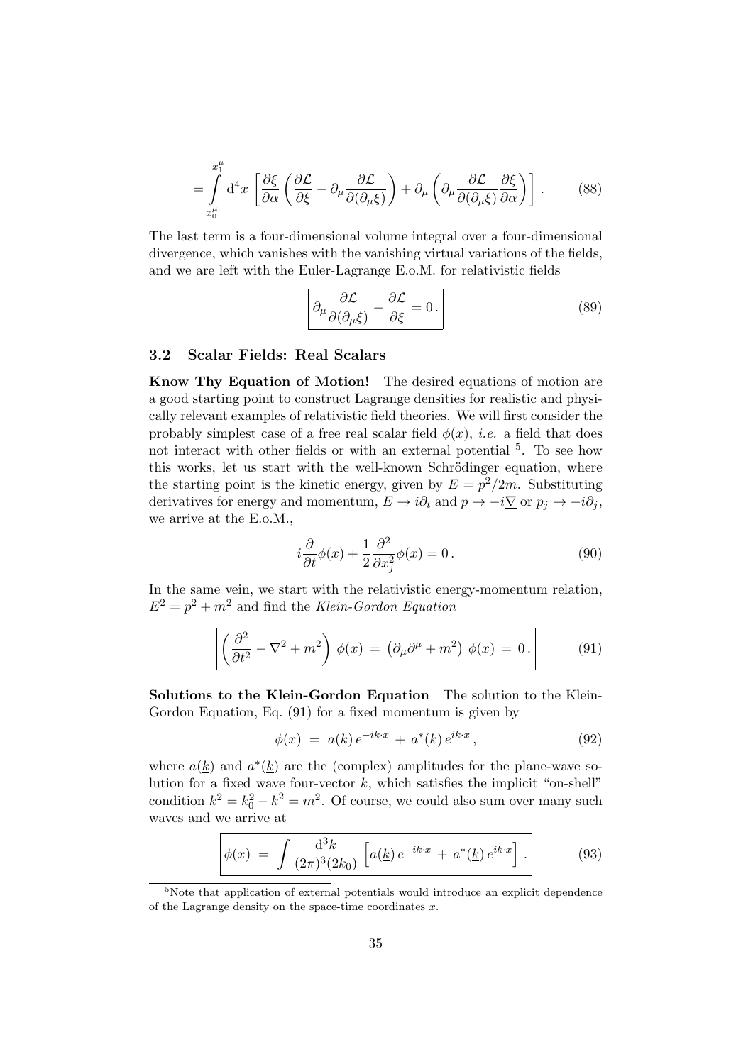$$= \int_{x_0^\mu}^{x_1^\mu} \mathrm{d}^4x \left[ \frac{\partial \xi}{\partial \alpha} \left( \frac{\partial \mathcal{L}}{\partial \xi} - \partial_\mu \frac{\partial \mathcal{L}}{\partial(\partial_\mu \xi)} \right) + \partial_\mu \left( \partial_\mu \frac{\partial \mathcal{L}}{\partial(\partial_\mu \xi)} \frac{\partial \xi}{\partial \alpha} \right) \right] . \tag{88}$$

The last term is a four-dimensional volume integral over a four-dimensional divergence, which vanishes with the vanishing virtual variations of the fields, and we are left with the Euler-Lagrange E.o.M. for relativistic fields

$$\boxed{\partial_\mu \frac{\partial \mathcal{L}}{\partial(\partial_\mu \xi)} - \frac{\partial \mathcal{L}}{\partial \xi} = 0 \, .} \tag{89}$$

### 3.2 Scalar Fields: Real Scalars

**Know Thy Equation of Motion!** The desired equations of motion are a good starting point to construct Lagrange densities for realistic and physically relevant examples of relativistic field theories. We will first consider the probably simplest case of a free real scalar field $\phi(x)$, *i.e.* a field that does not interact with other fields or with an external potential [5]. To see how this works, let us start with the well-known Schrödinger equation, where the starting point is the kinetic energy, given by $E = \underline{p}^2/2m$. Substituting derivatives for energy and momentum, $E \to i\partial_t$ and $\underline{p} \to -i\underline{\nabla}$ or $p_j \to -i\partial_j$, we arrive at the E.o.M.,

$$i \frac{\partial}{\partial t} \phi(x) + \frac{1}{2} \frac{\partial^2}{\partial x_j^2} \phi(x) = 0 \, . \tag{90}$$

In the same vein, we start with the relativistic energy-momentum relation, $E^2 = \underline{p}^2 + m^2$ and find the *Klein-Gordon Equation*

$$\boxed{\left( \frac{\partial^2}{\partial t^2} - \underline{\nabla}^2 + m^2 \right) \phi(x) \, = \, \left( \partial_\mu \partial^\mu + m^2 \right) \phi(x) \, = \, 0 \, .} \tag{91}$$

**Solutions to the Klein-Gordon Equation** The solution to the Klein-Gordon Equation, Eq. (91) for a fixed momentum is given by

$$\phi(x) \, = \, a(\underline{k}) \, e^{-ik\cdot x} \, + \, a^*(\underline{k}) \, e^{ik\cdot x} \, , \tag{92}$$

where $a(\underline{k})$ and $a^*(\underline{k})$ are the (complex) amplitudes for the plane-wave solution for a fixed wave four-vector $k$, which satisfies the implicit "on-shell" condition $k^2 = k_0^2 - \underline{k}^2 = m^2$. Of course, we could also sum over many such waves and we arrive at

$$\boxed{\phi(x) \, = \, \int \frac{\mathrm{d}^3k}{(2\pi)^3 (2k_0)} \left[ a(\underline{k}) \, e^{-ik\cdot x} \, + \, a^*(\underline{k}) \, e^{ik\cdot x} \right] .} \tag{93}$$

[5] Note that application of external potentials would introduce an explicit dependence of the Lagrange density on the space-time coordinates $x$.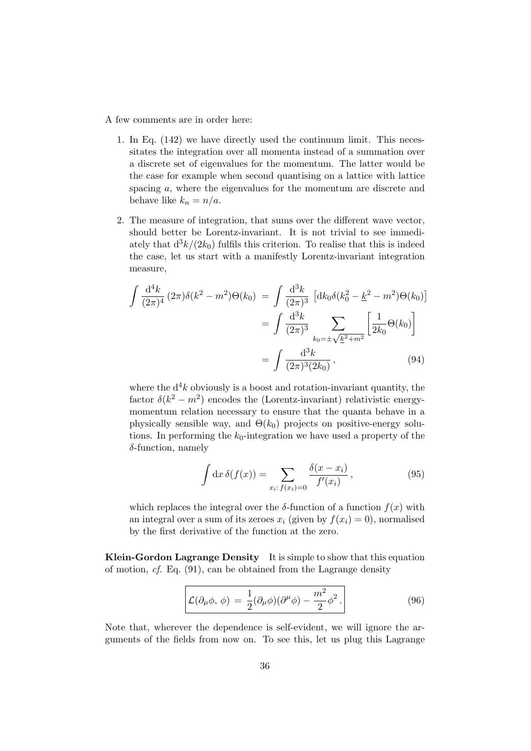A few comments are in order here:

1. In Eq. (142) we have directly used the continuum limit. This necessitates the integration over all momenta instead of a summation over a discrete set of eigenvalues for the momentum. The latter would be the case for example when second quantising on a lattice with lattice spacing $a$, where the eigenvalues for the momentum are discrete and behave like $k_n = n/a$.

2. The measure of integration, that sums over the different wave vector, should better be Lorentz-invariant. It is not trivial to see immediately that $\mathrm{d}^3k/(2k_0)$ fulfils this criterion. To realise that this is indeed the case, let us start with a manifestly Lorentz-invariant integration measure,

$$
\begin{aligned}
\int \frac{\mathrm{d}^4k}{(2\pi)^4}\,(2\pi)\delta(k^2-m^2)\Theta(k_0) &= \int \frac{\mathrm{d}^3k}{(2\pi)^3}\,\left[\mathrm{d}k_0\delta(k_0^2-\underline{k}^2-m^2)\Theta(k_0)\right] \\
&= \int \frac{\mathrm{d}^3k}{(2\pi)^3}\sum_{k_0=\pm\sqrt{\underline{k}^2+m^2}}\left[\frac{1}{2k_0}\Theta(k_0)\right] \\
&= \int \frac{\mathrm{d}^3k}{(2\pi)^3(2k_0)}\,, \qquad (94)
\end{aligned}
$$

where the $\mathrm{d}^4k$ obviously is a boost and rotation-invariant quantity, the factor $\delta(k^2-m^2)$ encodes the (Lorentz-invariant) relativistic energy-momentum relation necessary to ensure that the quanta behave in a physically sensible way, and $\Theta(k_0)$ projects on positive-energy solutions. In performing the $k_0$-integration we have used a property of the $\delta$-function, namely

$$
\int \mathrm{d}x\,\delta(f(x)) = \sum_{x_i:\,f(x_i)=0}\frac{\delta(x-x_i)}{f'(x_i)}\,, \qquad (95)
$$

which replaces the integral over the $\delta$-function of a function $f(x)$ with an integral over a sum of its zeroes $x_i$ (given by $f(x_i)=0$), normalised by the first derivative of the function at the zero.

**Klein-Gordon Lagrange Density** It is simple to show that this equation of motion, *cf.* Eq. (91), can be obtained from the Lagrange density

$$
\boxed{\mathcal{L}(\partial_\mu\phi,\,\phi) \,=\, \frac{1}{2}(\partial_\mu\phi)(\partial^\mu\phi)-\frac{m^2}{2}\phi^2\,.} \qquad (96)
$$

Note that, wherever the dependence is self-evident, we will ignore the arguments of the fields from now on. To see this, let us plug this Lagrange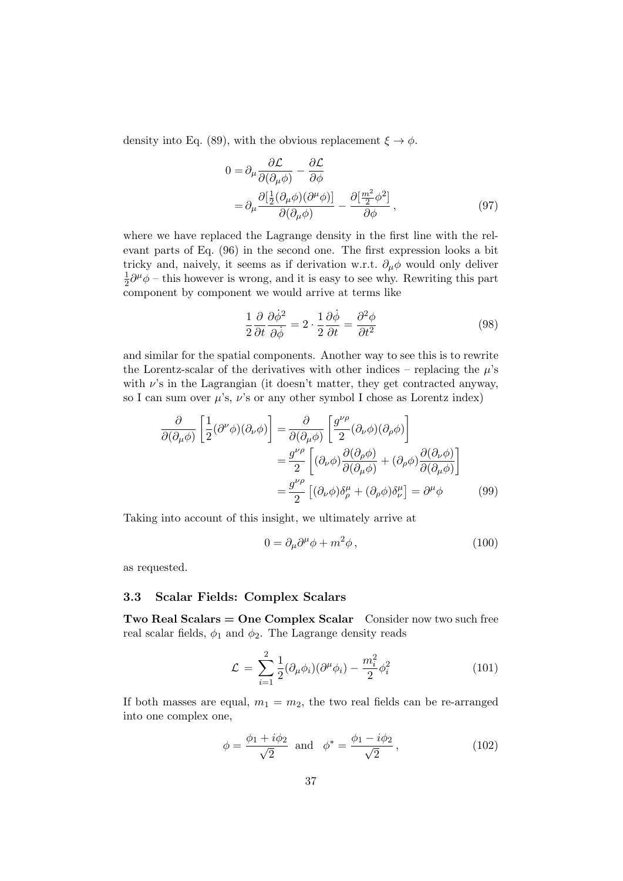density into Eq. (89), with the obvious replacement $\xi \to \phi$.

$$
\begin{aligned}
0 =& \partial_\mu \frac{\partial \mathcal{L}}{\partial(\partial_\mu \phi)} - \frac{\partial \mathcal{L}}{\partial \phi} \\
=& \partial_\mu \frac{\partial[\frac{1}{2}(\partial_\mu \phi)(\partial^\mu \phi)]}{\partial(\partial_\mu \phi)} - \frac{\partial[\frac{m^2}{2}\phi^2]}{\partial \phi} \,,
\end{aligned} \tag{97}
$$

where we have replaced the Lagrange density in the first line with the relevant parts of Eq. (96) in the second one. The first expression looks a bit tricky and, naively, it seems as if derivation w.r.t. $\partial_\mu \phi$ would only deliver $\frac{1}{2}\partial^\mu \phi$ – this however is wrong, and it is easy to see why. Rewriting this part component by component we would arrive at terms like

$$
\frac{1}{2}\frac{\partial}{\partial t}\frac{\partial \dot{\phi}^2}{\partial \dot{\phi}} = 2 \cdot \frac{1}{2}\frac{\partial \dot{\phi}}{\partial t} = \frac{\partial^2 \phi}{\partial t^2} \tag{98}
$$

and similar for the spatial components. Another way to see this is to rewrite the Lorentz-scalar of the derivatives with other indices – replacing the $\mu$'s with $\nu$'s in the Lagrangian (it doesn't matter, they get contracted anyway, so I can sum over $\mu$'s, $\nu$'s or any other symbol I chose as Lorentz index)

$$
\begin{aligned}
\frac{\partial}{\partial(\partial_\mu \phi)}\left[\frac{1}{2}(\partial^\nu \phi)(\partial_\nu \phi)\right] =& \frac{\partial}{\partial(\partial_\mu \phi)}\left[\frac{g^{\nu\rho}}{2}(\partial_\nu \phi)(\partial_\rho \phi)\right] \\
=& \frac{g^{\nu\rho}}{2}\left[(\partial_\nu \phi)\frac{\partial(\partial_\rho \phi)}{\partial(\partial_\mu \phi)} + (\partial_\rho \phi)\frac{\partial(\partial_\nu \phi)}{\partial(\partial_\mu \phi)}\right] \\
=& \frac{g^{\nu\rho}}{2}\left[(\partial_\nu \phi)\delta^\mu_\rho + (\partial_\rho \phi)\delta^\mu_\nu\right] = \partial^\mu \phi
\end{aligned} \tag{99}
$$

Taking into account of this insight, we ultimately arrive at

$$
0 = \partial_\mu \partial^\mu \phi + m^2 \phi \,, \tag{100}
$$

as requested.

### 3.3 Scalar Fields: Complex Scalars

**Two Real Scalars = One Complex Scalar** Consider now two such free real scalar fields, $\phi_1$ and $\phi_2$. The Lagrange density reads

$$
\mathcal{L} = \sum_{i=1}^{2} \frac{1}{2}(\partial_\mu \phi_i)(\partial^\mu \phi_i) - \frac{m_i^2}{2}\phi_i^2 \tag{101}
$$

If both masses are equal, $m_1 = m_2$, the two real fields can be re-arranged into one complex one,

$$
\phi = \frac{\phi_1 + i\phi_2}{\sqrt{2}} \;\; \text{and} \;\; \phi^* = \frac{\phi_1 - i\phi_2}{\sqrt{2}} \,, \tag{102}
$$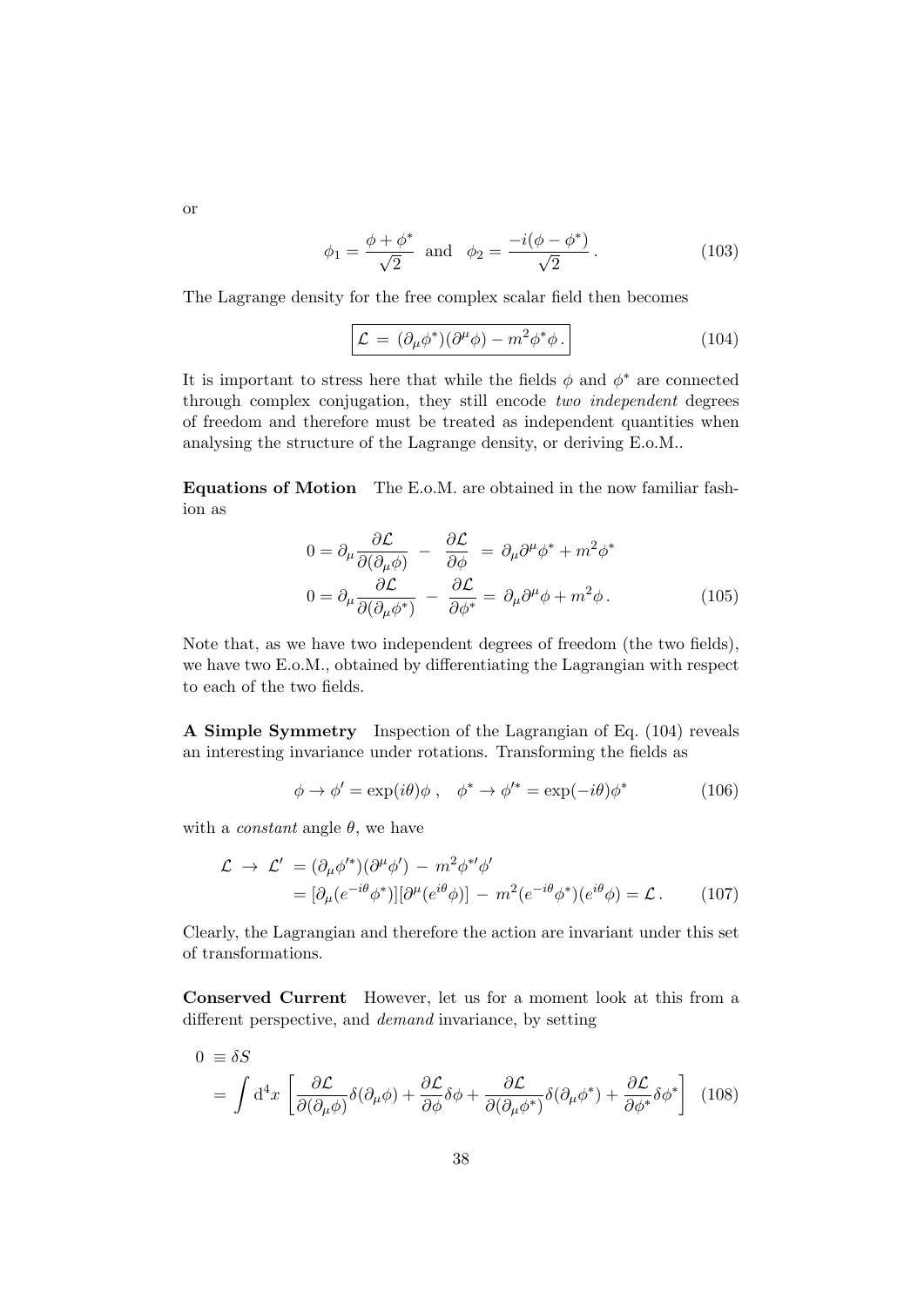or

$$\phi_1 = \frac{\phi + \phi^*}{\sqrt{2}} \quad \text{and} \quad \phi_2 = \frac{-i(\phi - \phi^*)}{\sqrt{2}}\,. \tag{103}$$

The Lagrange density for the free complex scalar field then becomes

$$\boxed{\mathcal{L} \,=\, (\partial_\mu \phi^*)(\partial^\mu \phi) - m^2 \phi^* \phi\,.} \tag{104}$$

It is important to stress here that while the fields $\phi$ and $\phi^*$ are connected through complex conjugation, they still encode *two independent* degrees of freedom and therefore must be treated as independent quantities when analysing the structure of the Lagrange density, or deriving E.o.M..

**Equations of Motion** The E.o.M. are obtained in the now familiar fashion as

$$\begin{aligned}
0 &= \partial_\mu \frac{\partial \mathcal{L}}{\partial(\partial_\mu \phi)} \;-\; \frac{\partial \mathcal{L}}{\partial \phi} \;=\; \partial_\mu \partial^\mu \phi^* + m^2 \phi^* \\
0 &= \partial_\mu \frac{\partial \mathcal{L}}{\partial(\partial_\mu \phi^*)} \;-\; \frac{\partial \mathcal{L}}{\partial \phi^*} = \partial_\mu \partial^\mu \phi + m^2 \phi\,.
\end{aligned} \tag{105}$$

Note that, as we have two independent degrees of freedom (the two fields), we have two E.o.M., obtained by differentiating the Lagrangian with respect to each of the two fields.

**A Simple Symmetry** Inspection of the Lagrangian of Eq. (104) reveals an interesting invariance under rotations. Transforming the fields as

$$\phi \to \phi' = \exp(i\theta)\phi\,, \quad \phi^* \to \phi'^* = \exp(-i\theta)\phi^* \tag{106}$$

with a *constant* angle $\theta$, we have

$$\begin{aligned}
\mathcal{L} \;\to\; \mathcal{L}' &= (\partial_\mu \phi'^*)(\partial^\mu \phi') \;-\; m^2 \phi^{*\prime} \phi' \\
&= [\partial_\mu (e^{-i\theta}\phi^*)][\partial^\mu (e^{i\theta}\phi)] \;-\; m^2 (e^{-i\theta}\phi^*)(e^{i\theta}\phi) = \mathcal{L}\,.
\end{aligned} \tag{107}$$

Clearly, the Lagrangian and therefore the action are invariant under this set of transformations.

**Conserved Current** However, let us for a moment look at this from a different perspective, and *demand* invariance, by setting

$$\begin{aligned}
0 \;&\equiv \delta S \\
&= \int \mathrm{d}^4 x \left[ \frac{\partial \mathcal{L}}{\partial(\partial_\mu \phi)} \delta(\partial_\mu \phi) + \frac{\partial \mathcal{L}}{\partial \phi} \delta \phi + \frac{\partial \mathcal{L}}{\partial(\partial_\mu \phi^*)} \delta(\partial_\mu \phi^*) + \frac{\partial \mathcal{L}}{\partial \phi^*} \delta \phi^* \right]
\end{aligned} \tag{108}$$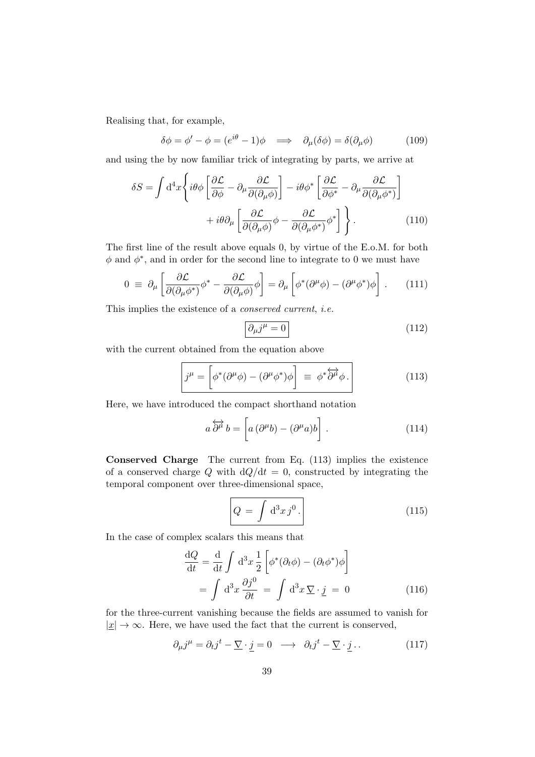Realising that, for example,

$$\delta\phi = \phi' - \phi = (e^{i\theta} - 1)\phi \quad \Longrightarrow \quad \partial_\mu(\delta\phi) = \delta(\partial_\mu\phi) \tag{109}$$

and using the by now familiar trick of integrating by parts, we arrive at

$$\begin{aligned}\delta S = \int \mathrm{d}^4x \Bigg\{ & i\theta\phi \left[ \frac{\partial \mathcal{L}}{\partial \phi} - \partial_\mu \frac{\partial \mathcal{L}}{\partial(\partial_\mu\phi)} \right] - i\theta\phi^* \left[ \frac{\partial \mathcal{L}}{\partial \phi^*} - \partial_\mu \frac{\partial \mathcal{L}}{\partial(\partial_\mu\phi^*)} \right] \\ & + i\theta\partial_\mu \left[ \frac{\partial \mathcal{L}}{\partial(\partial_\mu\phi)}\phi - \frac{\partial \mathcal{L}}{\partial(\partial_\mu\phi^*)}\phi^* \right] \Bigg\} .\end{aligned} \tag{110}$$

The first line of the result above equals 0, by virtue of the E.o.M. for both $\phi$ and $\phi^*$, and in order for the second line to integrate to 0 we must have

$$0 \;\equiv\; \partial_\mu \left[ \frac{\partial \mathcal{L}}{\partial(\partial_\mu\phi^*)}\phi^* - \frac{\partial \mathcal{L}}{\partial(\partial_\mu\phi)}\phi \right] = \partial_\mu \left[ \phi^*(\partial^\mu\phi) - (\partial^\mu\phi^*)\phi \right] . \tag{111}$$

This implies the existence of a *conserved current*, *i.e.*

$$\boxed{\partial_\mu j^\mu = 0} \tag{112}$$

with the current obtained from the equation above

$$\boxed{j^\mu = \left[ \phi^*(\partial^\mu\phi) - (\partial^\mu\phi^*)\phi \right] \;\equiv\; \phi^* \overleftrightarrow{\partial^\mu} \phi \, .} \tag{113}$$

Here, we have introduced the compact shorthand notation

$$a \overleftrightarrow{\partial^\mu} b = \left[ a\,(\partial^\mu b) - (\partial^\mu a) b \right] . \tag{114}$$

**Conserved Charge** The current from Eq. (113) implies the existence of a conserved charge $Q$ with $\mathrm{d}Q/\mathrm{d}t = 0$, constructed by integrating the temporal component over three-dimensional space,

$$\boxed{Q \;=\; \int \mathrm{d}^3x \, j^0 \, .} \tag{115}$$

In the case of complex scalars this means that

$$\begin{aligned}\frac{\mathrm{d}Q}{\mathrm{d}t} &= \frac{\mathrm{d}}{\mathrm{d}t} \int \mathrm{d}^3x \, \frac{1}{2} \left[ \phi^*(\partial_t\phi) - (\partial_t\phi^*)\phi \right] \\ &= \int \mathrm{d}^3x \, \frac{\partial j^0}{\partial t} \;=\; \int \mathrm{d}^3x \, \underline{\nabla} \cdot \underline{j} \;=\; 0\end{aligned} \tag{116}$$

for the three-current vanishing because the fields are assumed to vanish for $|\underline{x}| \to \infty$. Here, we have used the fact that the current is conserved,

$$\partial_\mu j^\mu = \partial_t j^t - \underline{\nabla} \cdot \underline{j} = 0 \quad \longrightarrow \quad \partial_t j^t - \underline{\nabla} \cdot \underline{j} \, . . \tag{117}$$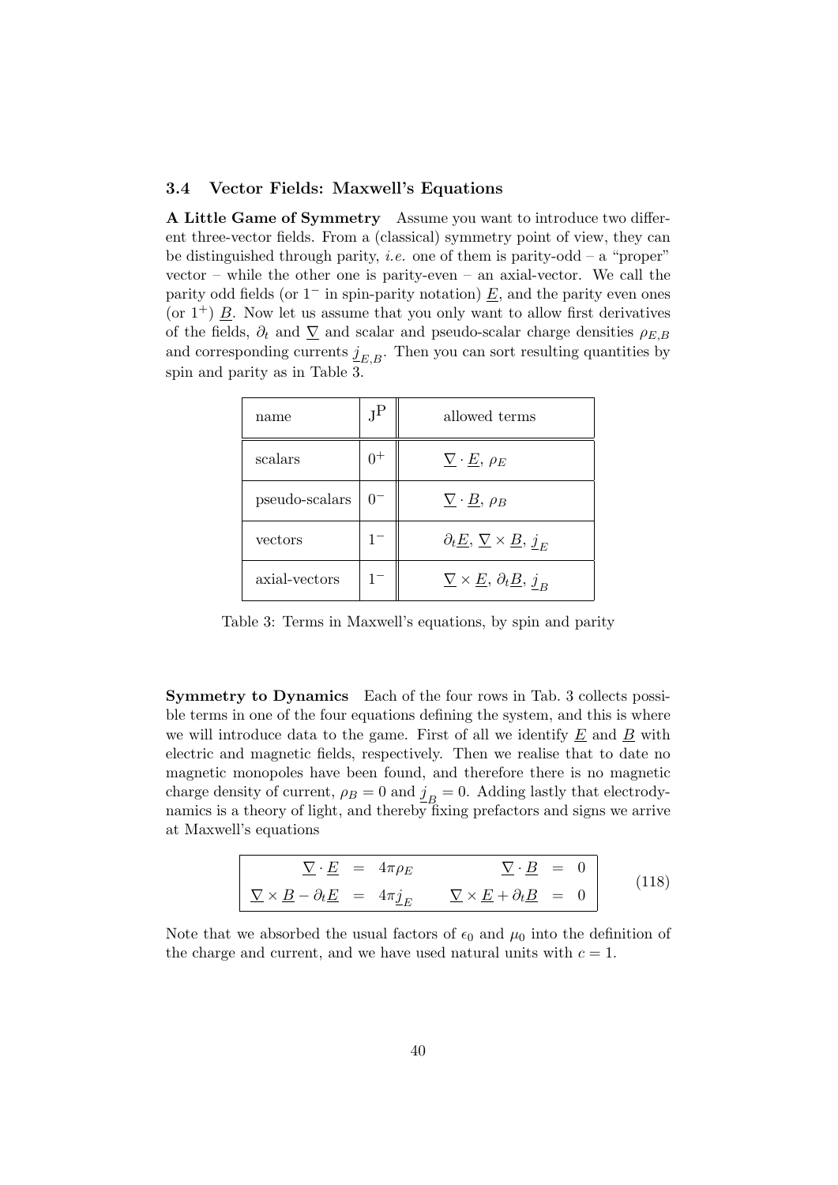### 3.4 Vector Fields: Maxwell's Equations

**A Little Game of Symmetry** Assume you want to introduce two different three-vector fields. From a (classical) symmetry point of view, they can be distinguished through parity, *i.e.* one of them is parity-odd – a "proper" vector – while the other one is parity-even – an axial-vector. We call the parity odd fields (or $1^-$ in spin-parity notation) $\underline{E}$, and the parity even ones (or $1^+$) $\underline{B}$. Now let us assume that you only want to allow first derivatives of the fields, $\partial_t$ and $\underline{\nabla}$ and scalar and pseudo-scalar charge densities $\rho_{E,B}$ and corresponding currents $\underline{j}_{E,B}$. Then you can sort resulting quantities by spin and parity as in Table 3.

| name | $\mathrm{J^P}$ | allowed terms |
|---|---|---|
| scalars | $0^+$ | $\underline{\nabla}\cdot\underline{E}$, $\rho_E$ |
| pseudo-scalars | $0^-$ | $\underline{\nabla}\cdot\underline{B}$, $\rho_B$ |
| vectors | $1^-$ | $\partial_t\underline{E}$, $\underline{\nabla}\times\underline{B}$, $\underline{j}_E$ |
| axial-vectors | $1^-$ | $\underline{\nabla}\times\underline{E}$, $\partial_t\underline{B}$, $\underline{j}_B$ |

Table 3: Terms in Maxwell's equations, by spin and parity

**Symmetry to Dynamics** Each of the four rows in Tab. 3 collects possible terms in one of the four equations defining the system, and this is where we will introduce data to the game. First of all we identify $\underline{E}$ and $\underline{B}$ with electric and magnetic fields, respectively. Then we realise that to date no magnetic monopoles have been found, and therefore there is no magnetic charge density of current, $\rho_B = 0$ and $\underline{j}_B = 0$. Adding lastly that electrodynamics is a theory of light, and thereby fixing prefactors and signs we arrive at Maxwell's equations

$$
\boxed{
\begin{array}{rclcrcl}
\underline{\nabla}\cdot\underline{E} & = & 4\pi\rho_E & \qquad & \underline{\nabla}\cdot\underline{B} & = & 0 \\
\underline{\nabla}\times\underline{B}-\partial_t\underline{E} & = & 4\pi\underline{j}_E & \qquad & \underline{\nabla}\times\underline{E}+\partial_t\underline{B} & = & 0
\end{array}
}
\tag{118}
$$

Note that we absorbed the usual factors of $\epsilon_0$ and $\mu_0$ into the definition of the charge and current, and we have used natural units with $c = 1$.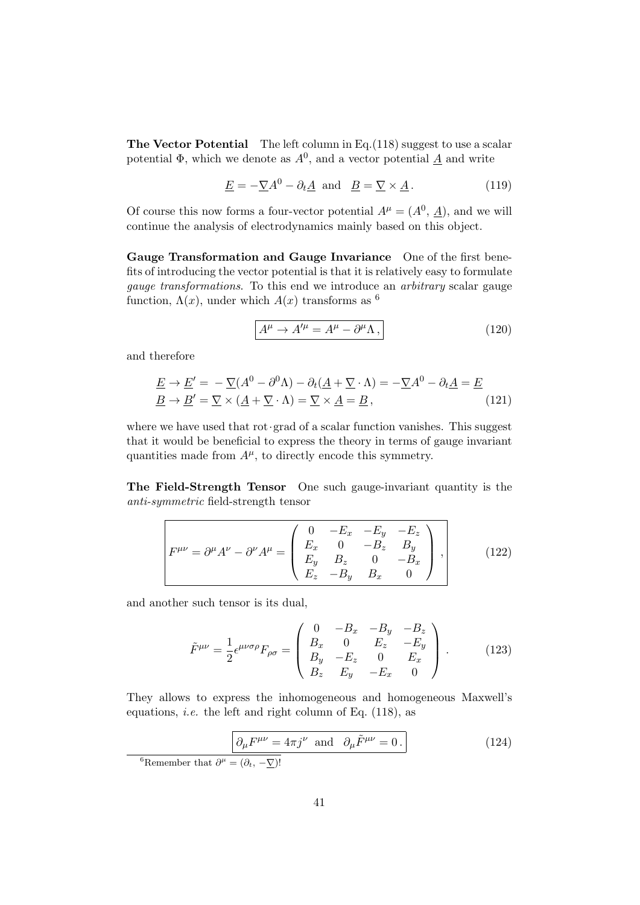**The Vector Potential** The left column in Eq.(118) suggest to use a scalar potential $\Phi$, which we denote as $A^0$, and a vector potential $\underline{A}$ and write

$$\underline{E} = -\underline{\nabla} A^0 - \partial_t \underline{A} \quad \text{and} \quad \underline{B} = \underline{\nabla} \times \underline{A} \,. \tag{119}$$

Of course this now forms a four-vector potential $A^\mu = (A^0, \underline{A})$, and we will continue the analysis of electrodynamics mainly based on this object.

**Gauge Transformation and Gauge Invariance** One of the first benefits of introducing the vector potential is that it is relatively easy to formulate *gauge transformations*. To this end we introduce an *arbitrary* scalar gauge function, $\Lambda(x)$, under which $A(x)$ transforms as [6]

$$\boxed{A^\mu \to A'^\mu = A^\mu - \partial^\mu \Lambda \,,} \tag{120}$$

and therefore

$$\begin{aligned} \underline{E} \to \underline{E}' &= -\underline{\nabla}(A^0 - \partial^0 \Lambda) - \partial_t(\underline{A} + \underline{\nabla} \cdot \Lambda) = -\underline{\nabla} A^0 - \partial_t \underline{A} = \underline{E} \\ \underline{B} \to \underline{B}' &= \underline{\nabla} \times (\underline{A} + \underline{\nabla} \cdot \Lambda) = \underline{\nabla} \times \underline{A} = \underline{B} \,, \end{aligned} \tag{121}$$

where we have used that rot$\cdot$grad of a scalar function vanishes. This suggest that it would be beneficial to express the theory in terms of gauge invariant quantities made from $A^\mu$, to directly encode this symmetry.

**The Field-Strength Tensor** One such gauge-invariant quantity is the *anti-symmetric* field-strength tensor

$$\boxed{F^{\mu\nu} = \partial^\mu A^\nu - \partial^\nu A^\mu = \begin{pmatrix} 0 & -E_x & -E_y & -E_z \\ E_x & 0 & -B_z & B_y \\ E_y & B_z & 0 & -B_x \\ E_z & -B_y & B_x & 0 \end{pmatrix} ,} \tag{122}$$

and another such tensor is its dual,

$$\tilde{F}^{\mu\nu} = \frac{1}{2}\epsilon^{\mu\nu\sigma\rho} F_{\rho\sigma} = \begin{pmatrix} 0 & -B_x & -B_y & -B_z \\ B_x & 0 & E_z & -E_y \\ B_y & -E_z & 0 & E_x \\ B_z & E_y & -E_x & 0 \end{pmatrix} . \tag{123}$$

They allows to express the inhomogeneous and homogeneous Maxwell's equations, *i.e.* the left and right column of Eq. (118), as

$$\boxed{\partial_\mu F^{\mu\nu} = 4\pi j^\nu \quad \text{and} \quad \partial_\mu \tilde{F}^{\mu\nu} = 0 \,.} \tag{124}$$

[6] Remember that $\partial^\mu = (\partial_t, -\underline{\nabla})$!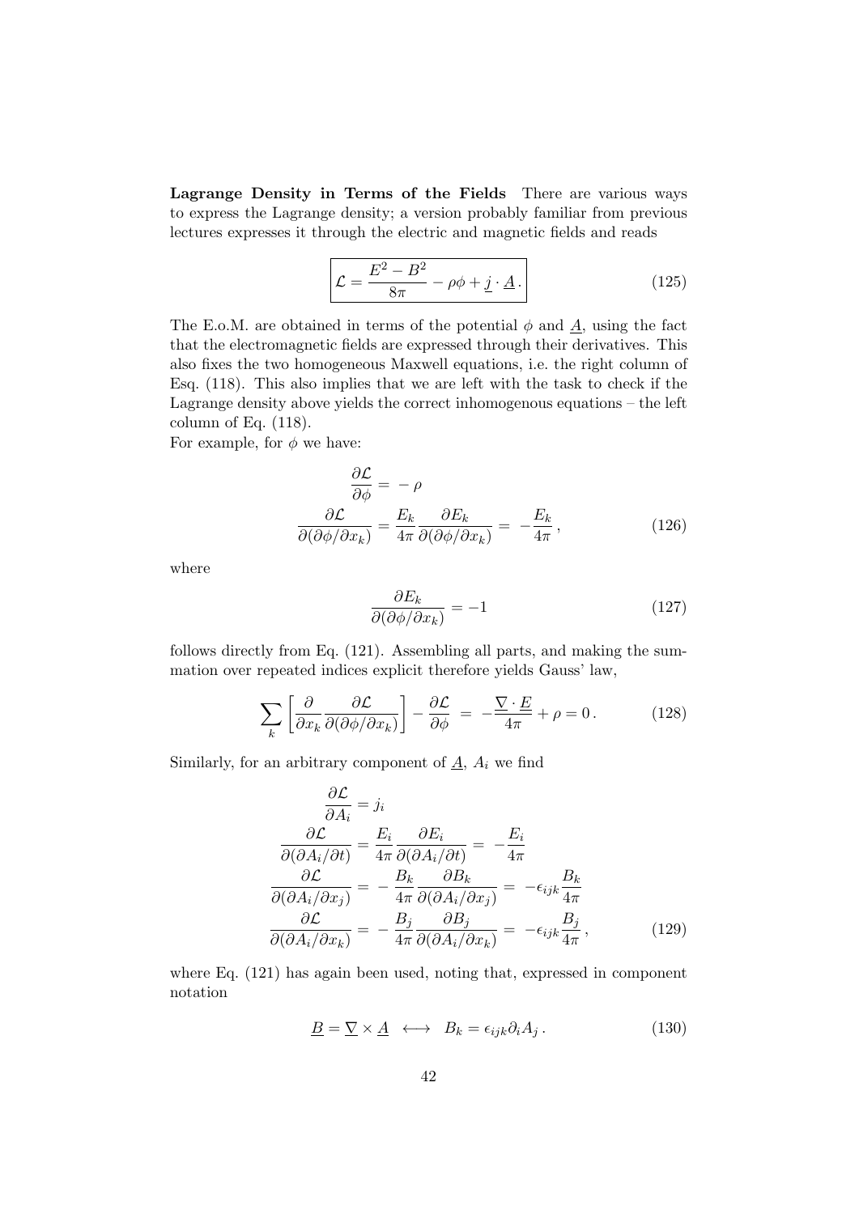**Lagrange Density in Terms of the Fields** There are various ways to express the Lagrange density; a version probably familiar from previous lectures expresses it through the electric and magnetic fields and reads

$$\boxed{\mathcal{L} = \frac{E^2 - B^2}{8\pi} - \rho\phi + \underline{j} \cdot \underline{A}\,.} \tag{125}$$

The E.o.M. are obtained in terms of the potential $\phi$ and $\underline{A}$, using the fact that the electromagnetic fields are expressed through their derivatives. This also fixes the two homogeneous Maxwell equations, i.e. the right column of Esq. (118). This also implies that we are left with the task to check if the Lagrange density above yields the correct inhomogenous equations – the left column of Eq. (118).

For example, for $\phi$ we have:

$$\begin{aligned}
\frac{\partial \mathcal{L}}{\partial \phi} &= -\rho \\
\frac{\partial \mathcal{L}}{\partial(\partial\phi/\partial x_k)} &= \frac{E_k}{4\pi}\frac{\partial E_k}{\partial(\partial\phi/\partial x_k)} = -\frac{E_k}{4\pi}\,,
\end{aligned} \tag{126}$$

where

$$\frac{\partial E_k}{\partial(\partial\phi/\partial x_k)} = -1 \tag{127}$$

follows directly from Eq. (121). Assembling all parts, and making the summation over repeated indices explicit therefore yields Gauss' law,

$$\sum_k \left[\frac{\partial}{\partial x_k}\frac{\partial \mathcal{L}}{\partial(\partial\phi/\partial x_k)}\right] - \frac{\partial \mathcal{L}}{\partial \phi} = -\frac{\underline{\nabla}\cdot\underline{E}}{4\pi} + \rho = 0\,. \tag{128}$$

Similarly, for an arbitrary component of $\underline{A}$, $A_i$ we find

$$\begin{aligned}
\frac{\partial \mathcal{L}}{\partial A_i} &= j_i \\
\frac{\partial \mathcal{L}}{\partial(\partial A_i/\partial t)} &= \frac{E_i}{4\pi}\frac{\partial E_i}{\partial(\partial A_i/\partial t)} = -\frac{E_i}{4\pi} \\
\frac{\partial \mathcal{L}}{\partial(\partial A_i/\partial x_j)} &= -\frac{B_k}{4\pi}\frac{\partial B_k}{\partial(\partial A_i/\partial x_j)} = -\epsilon_{ijk}\frac{B_k}{4\pi} \\
\frac{\partial \mathcal{L}}{\partial(\partial A_i/\partial x_k)} &= -\frac{B_j}{4\pi}\frac{\partial B_j}{\partial(\partial A_i/\partial x_k)} = -\epsilon_{ijk}\frac{B_j}{4\pi}\,,
\end{aligned} \tag{129}$$

where Eq. (121) has again been used, noting that, expressed in component notation

$$\underline{B} = \underline{\nabla}\times\underline{A} \;\;\longleftrightarrow\;\; B_k = \epsilon_{ijk}\partial_i A_j\,. \tag{130}$$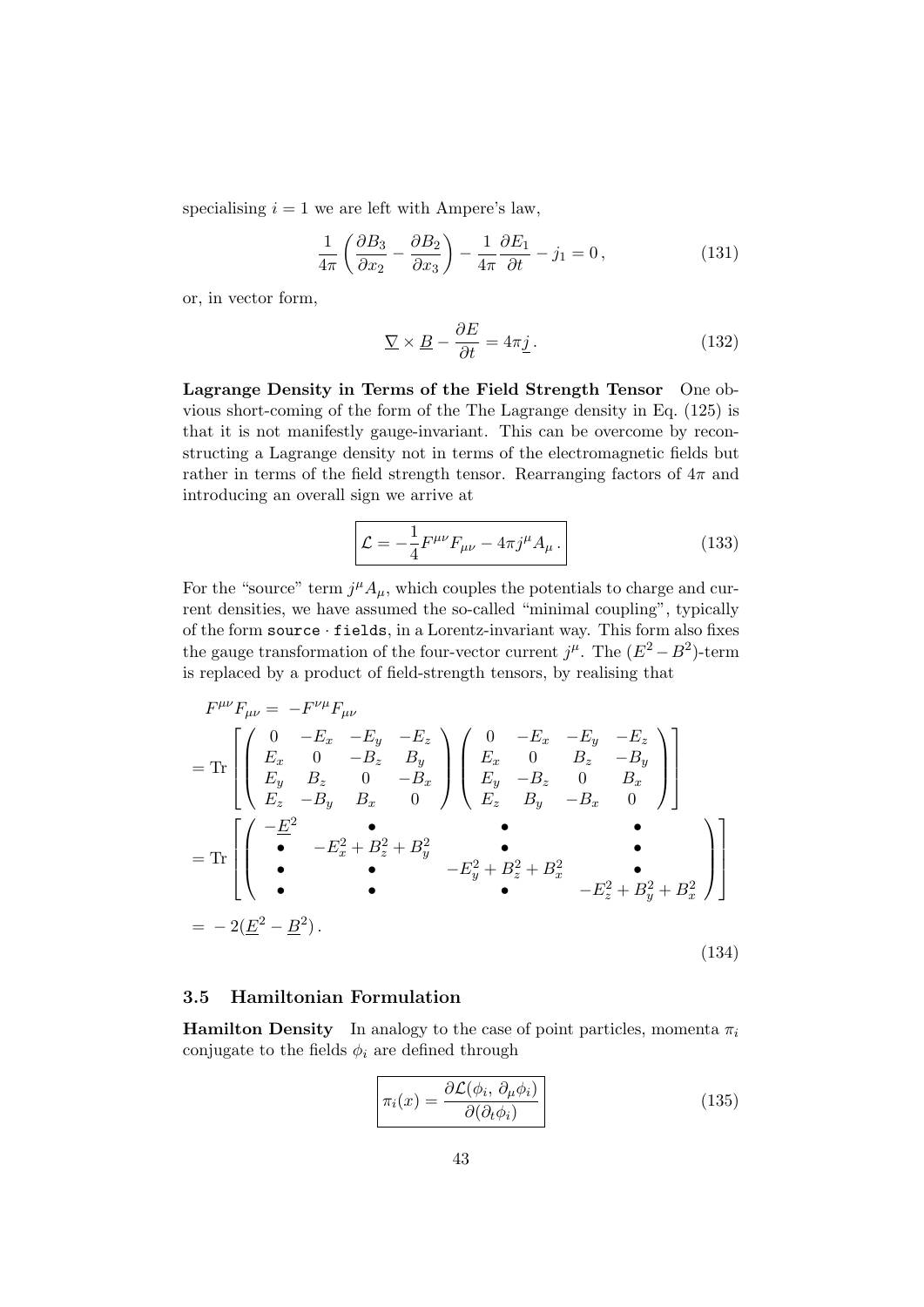specialising $i = 1$ we are left with Ampere's law,

$$\frac{1}{4\pi}\left(\frac{\partial B_3}{\partial x_2} - \frac{\partial B_2}{\partial x_3}\right) - \frac{1}{4\pi}\frac{\partial E_1}{\partial t} - j_1 = 0\,, \tag{131}$$

or, in vector form,

$$\underline{\nabla} \times \underline{B} - \frac{\partial E}{\partial t} = 4\pi \underline{j}\,. \tag{132}$$

**Lagrange Density in Terms of the Field Strength Tensor** One obvious short-coming of the form of the The Lagrange density in Eq. (125) is that it is not manifestly gauge-invariant. This can be overcome by reconstructing a Lagrange density not in terms of the electromagnetic fields but rather in terms of the field strength tensor. Rearranging factors of $4\pi$ and introducing an overall sign we arrive at

$$\boxed{\mathcal{L} = -\frac{1}{4}F^{\mu\nu}F_{\mu\nu} - 4\pi j^\mu A_\mu\,.} \tag{133}$$

For the "source" term $j^\mu A_\mu$, which couples the potentials to charge and current densities, we have assumed the so-called "minimal coupling", typically of the form `source · fields`, in a Lorentz-invariant way. This form also fixes the gauge transformation of the four-vector current $j^\mu$. The $(E^2 - B^2)$-term is replaced by a product of field-strength tensors, by realising that

$$\begin{aligned}
F^{\mu\nu}F_{\mu\nu} =&\ -F^{\nu\mu}F_{\mu\nu} \\
= \mathrm{Tr}&\left[\begin{pmatrix} 0 & -E_x & -E_y & -E_z \\ E_x & 0 & -B_z & B_y \\ E_y & B_z & 0 & -B_x \\ E_z & -B_y & B_x & 0 \end{pmatrix}\begin{pmatrix} 0 & -E_x & -E_y & -E_z \\ E_x & 0 & B_z & -B_y \\ E_y & -B_z & 0 & B_x \\ E_z & B_y & -B_x & 0 \end{pmatrix}\right] \\
= \mathrm{Tr}&\left[\begin{pmatrix} -\underline{E}^2 & \bullet & \bullet & \bullet \\ \bullet & -E_x^2 + B_z^2 + B_y^2 & \bullet & \bullet \\ \bullet & \bullet & -E_y^2 + B_z^2 + B_x^2 & \bullet \\ \bullet & \bullet & \bullet & -E_z^2 + B_y^2 + B_x^2 \end{pmatrix}\right] \\
=&\ -2(\underline{E}^2 - \underline{B}^2)\,.
\end{aligned} \tag{134}$$

### 3.5 Hamiltonian Formulation

**Hamilton Density** In analogy to the case of point particles, momenta $\pi_i$ conjugate to the fields $\phi_i$ are defined through

$$\boxed{\pi_i(x) = \frac{\partial \mathcal{L}(\phi_i,\, \partial_\mu \phi_i)}{\partial(\partial_t \phi_i)}} \tag{135}$$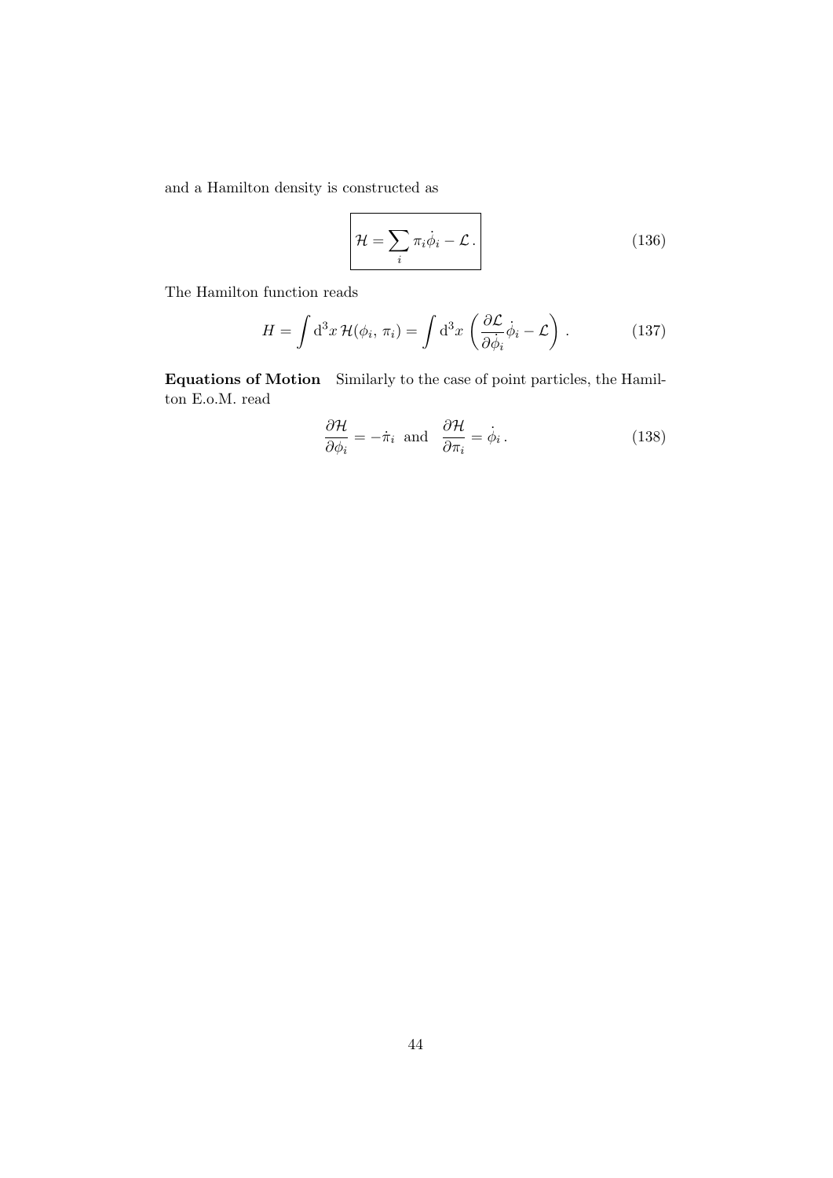and a Hamilton density is constructed as

$$\boxed{\mathcal{H} = \sum_i \pi_i \dot{\phi}_i - \mathcal{L}\,.} \tag{136}$$

The Hamilton function reads

$$H = \int \mathrm{d}^3x\, \mathcal{H}(\phi_i,\, \pi_i) = \int \mathrm{d}^3x \left( \frac{\partial \mathcal{L}}{\partial \dot{\phi}_i} \dot{\phi}_i - \mathcal{L} \right) . \tag{137}$$

**Equations of Motion** Similarly to the case of point particles, the Hamilton E.o.M. read

$$\frac{\partial \mathcal{H}}{\partial \phi_i} = -\dot{\pi}_i \;\text{ and }\; \frac{\partial \mathcal{H}}{\partial \pi_i} = \dot{\phi}_i\,. \tag{138}$$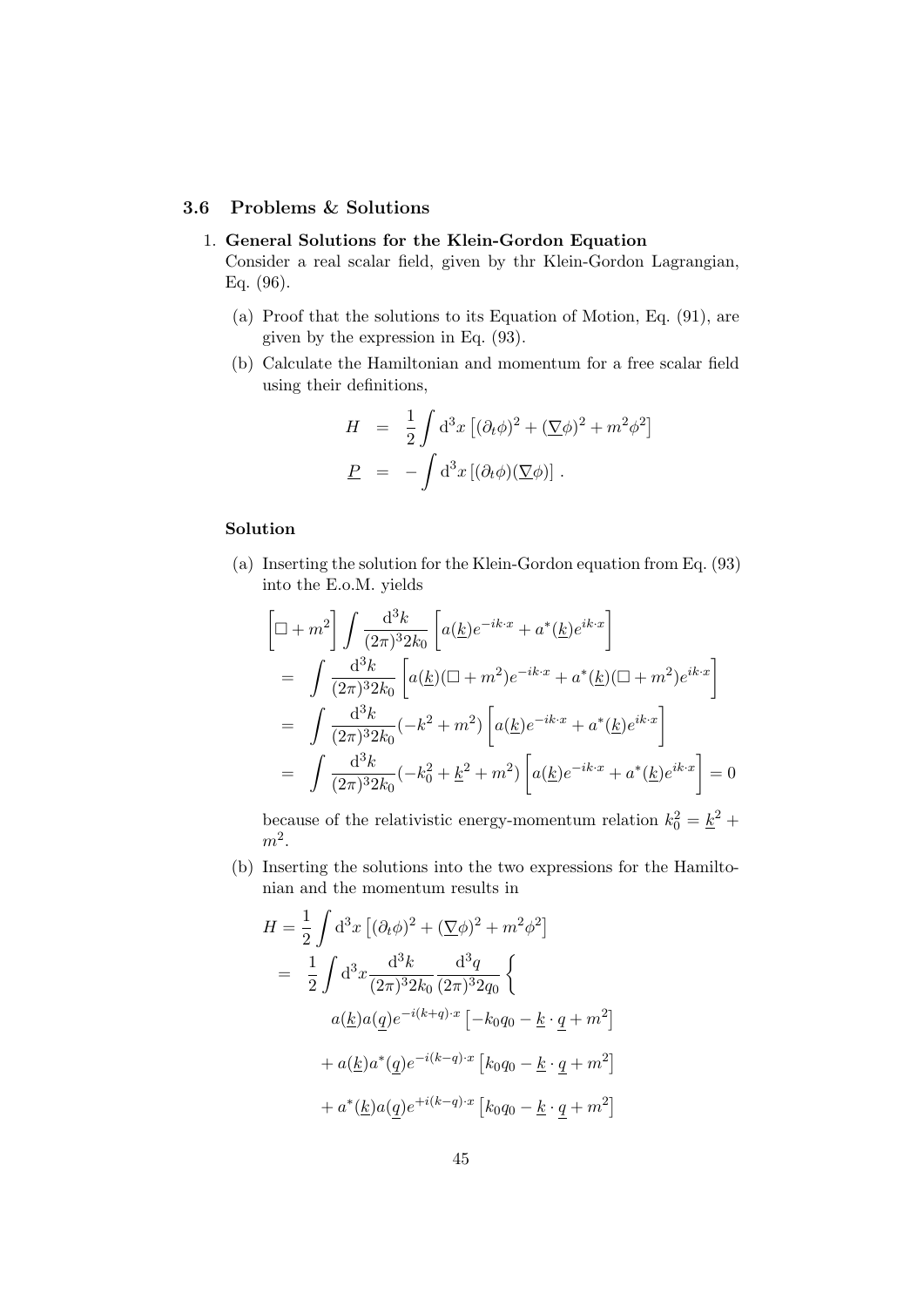### 3.6 Problems & Solutions

1. **General Solutions for the Klein-Gordon Equation**
   Consider a real scalar field, given by thr Klein-Gordon Lagrangian, Eq. (96).

   (a) Proof that the solutions to its Equation of Motion, Eq. (91), are given by the expression in Eq. (93).

   (b) Calculate the Hamiltonian and momentum for a free scalar field using their definitions,

$$
\begin{aligned}
H &= \frac{1}{2}\int \mathrm{d}^3x \left[(\partial_t\phi)^2 + (\underline{\nabla}\phi)^2 + m^2\phi^2\right] \\
\underline{P} &= -\int \mathrm{d}^3x \left[(\partial_t\phi)(\underline{\nabla}\phi)\right].
\end{aligned}
$$

**Solution**

(a) Inserting the solution for the Klein-Gordon equation from Eq. (93) into the E.o.M. yields

$$
\begin{aligned}
&\left[\Box + m^2\right]\int \frac{\mathrm{d}^3k}{(2\pi)^3 2k_0}\left[a(\underline{k})e^{-ik\cdot x} + a^*(\underline{k})e^{ik\cdot x}\right] \\
&= \int \frac{\mathrm{d}^3k}{(2\pi)^3 2k_0}\left[a(\underline{k})(\Box + m^2)e^{-ik\cdot x} + a^*(\underline{k})(\Box + m^2)e^{ik\cdot x}\right] \\
&= \int \frac{\mathrm{d}^3k}{(2\pi)^3 2k_0}(-k^2 + m^2)\left[a(\underline{k})e^{-ik\cdot x} + a^*(\underline{k})e^{ik\cdot x}\right] \\
&= \int \frac{\mathrm{d}^3k}{(2\pi)^3 2k_0}(-k_0^2 + \underline{k}^2 + m^2)\left[a(\underline{k})e^{-ik\cdot x} + a^*(\underline{k})e^{ik\cdot x}\right] = 0
\end{aligned}
$$

because of the relativistic energy-momentum relation $k_0^2 = \underline{k}^2 + m^2$.

(b) Inserting the solutions into the two expressions for the Hamiltonian and the momentum results in

$$
\begin{aligned}
H &= \frac{1}{2}\int \mathrm{d}^3x \left[(\partial_t\phi)^2 + (\underline{\nabla}\phi)^2 + m^2\phi^2\right] \\
&= \frac{1}{2}\int \mathrm{d}^3x \frac{\mathrm{d}^3k}{(2\pi)^3 2k_0}\frac{\mathrm{d}^3q}{(2\pi)^3 2q_0}\Bigg\{ \\
&\qquad a(\underline{k})a(\underline{q})e^{-i(k+q)\cdot x}\left[-k_0q_0 - \underline{k}\cdot\underline{q} + m^2\right] \\
&\qquad + a(\underline{k})a^*(\underline{q})e^{-i(k-q)\cdot x}\left[k_0q_0 - \underline{k}\cdot\underline{q} + m^2\right] \\
&\qquad + a^*(\underline{k})a(\underline{q})e^{+i(k-q)\cdot x}\left[k_0q_0 - \underline{k}\cdot\underline{q} + m^2\right]
\end{aligned}
$$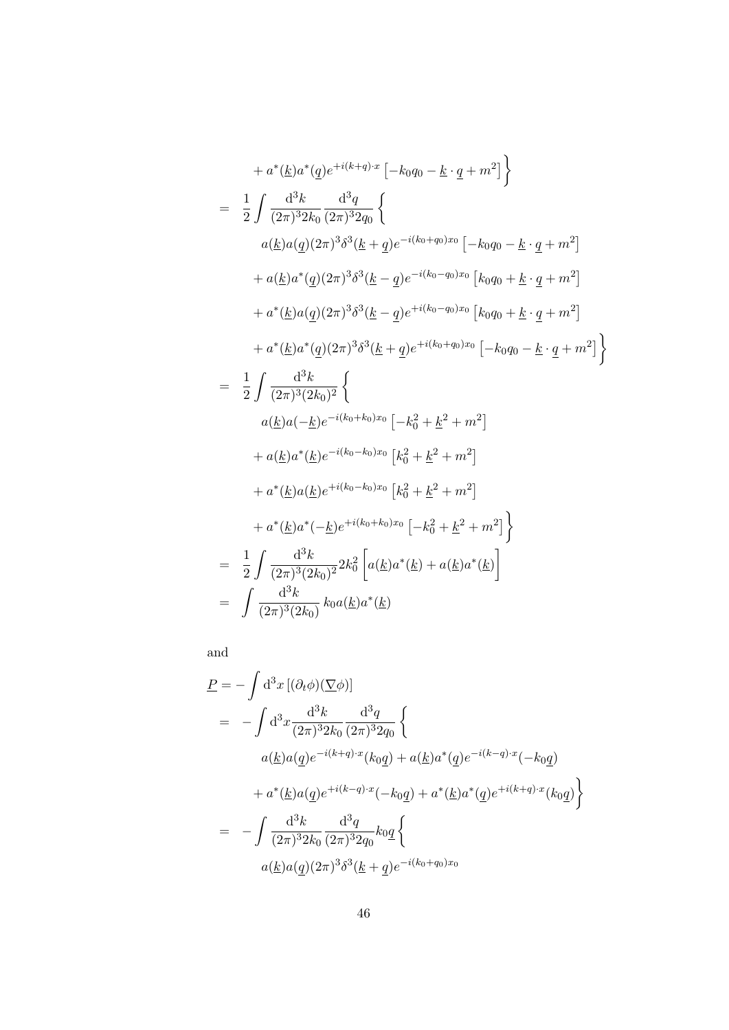$$
\begin{aligned}
&\quad + a^*(\underline{k})a^*(\underline{q})e^{+i(k+q)\cdot x}\left[-k_0q_0 - \underline{k}\cdot\underline{q} + m^2\right]\Bigg\} \\
&= \frac{1}{2}\int \frac{\mathrm{d}^3k}{(2\pi)^3 2k_0}\frac{\mathrm{d}^3q}{(2\pi)^3 2q_0}\Bigg\{ \\
&\qquad a(\underline{k})a(\underline{q})(2\pi)^3\delta^3(\underline{k}+\underline{q})e^{-i(k_0+q_0)x_0}\left[-k_0q_0 - \underline{k}\cdot\underline{q} + m^2\right] \\
&\qquad + a(\underline{k})a^*(\underline{q})(2\pi)^3\delta^3(\underline{k}-\underline{q})e^{-i(k_0-q_0)x_0}\left[k_0q_0 + \underline{k}\cdot\underline{q} + m^2\right] \\
&\qquad + a^*(\underline{k})a(\underline{q})(2\pi)^3\delta^3(\underline{k}-\underline{q})e^{+i(k_0-q_0)x_0}\left[k_0q_0 + \underline{k}\cdot\underline{q} + m^2\right] \\
&\qquad + a^*(\underline{k})a^*(\underline{q})(2\pi)^3\delta^3(\underline{k}+\underline{q})e^{+i(k_0+q_0)x_0}\left[-k_0q_0 - \underline{k}\cdot\underline{q} + m^2\right]\Bigg\} \\
&= \frac{1}{2}\int \frac{\mathrm{d}^3k}{(2\pi)^3(2k_0)^2}\Bigg\{ \\
&\qquad a(\underline{k})a(-\underline{k})e^{-i(k_0+k_0)x_0}\left[-k_0^2 + \underline{k}^2 + m^2\right] \\
&\qquad + a(\underline{k})a^*(\underline{k})e^{-i(k_0-k_0)x_0}\left[k_0^2 + \underline{k}^2 + m^2\right] \\
&\qquad + a^*(\underline{k})a(\underline{k})e^{+i(k_0-k_0)x_0}\left[k_0^2 + \underline{k}^2 + m^2\right] \\
&\qquad + a^*(\underline{k})a^*(-\underline{k})e^{+i(k_0+k_0)x_0}\left[-k_0^2 + \underline{k}^2 + m^2\right]\Bigg\} \\
&= \frac{1}{2}\int \frac{\mathrm{d}^3k}{(2\pi)^3(2k_0)^2}2k_0^2\left[a(\underline{k})a^*(\underline{k}) + a(\underline{k})a^*(\underline{k})\right] \\
&= \int \frac{\mathrm{d}^3k}{(2\pi)^3(2k_0)}\,k_0 a(\underline{k})a^*(\underline{k})
\end{aligned}
$$

and

$$
\begin{aligned}
\underline{P} &= -\int \mathrm{d}^3x\left[(\partial_t\phi)(\underline{\nabla}\phi)\right] \\
&= -\int \mathrm{d}^3x\frac{\mathrm{d}^3k}{(2\pi)^3 2k_0}\frac{\mathrm{d}^3q}{(2\pi)^3 2q_0}\Bigg\{ \\
&\qquad a(\underline{k})a(\underline{q})e^{-i(k+q)\cdot x}(k_0\underline{q}) + a(\underline{k})a^*(\underline{q})e^{-i(k-q)\cdot x}(-k_0\underline{q}) \\
&\qquad + a^*(\underline{k})a(\underline{q})e^{+i(k-q)\cdot x}(-k_0\underline{q}) + a^*(\underline{k})a^*(\underline{q})e^{+i(k+q)\cdot x}(k_0\underline{q})\Bigg\} \\
&= -\int \frac{\mathrm{d}^3k}{(2\pi)^3 2k_0}\frac{\mathrm{d}^3q}{(2\pi)^3 2q_0}k_0\underline{q}\Bigg\{ \\
&\qquad a(\underline{k})a(\underline{q})(2\pi)^3\delta^3(\underline{k}+\underline{q})e^{-i(k_0+q_0)x_0}
\end{aligned}
$$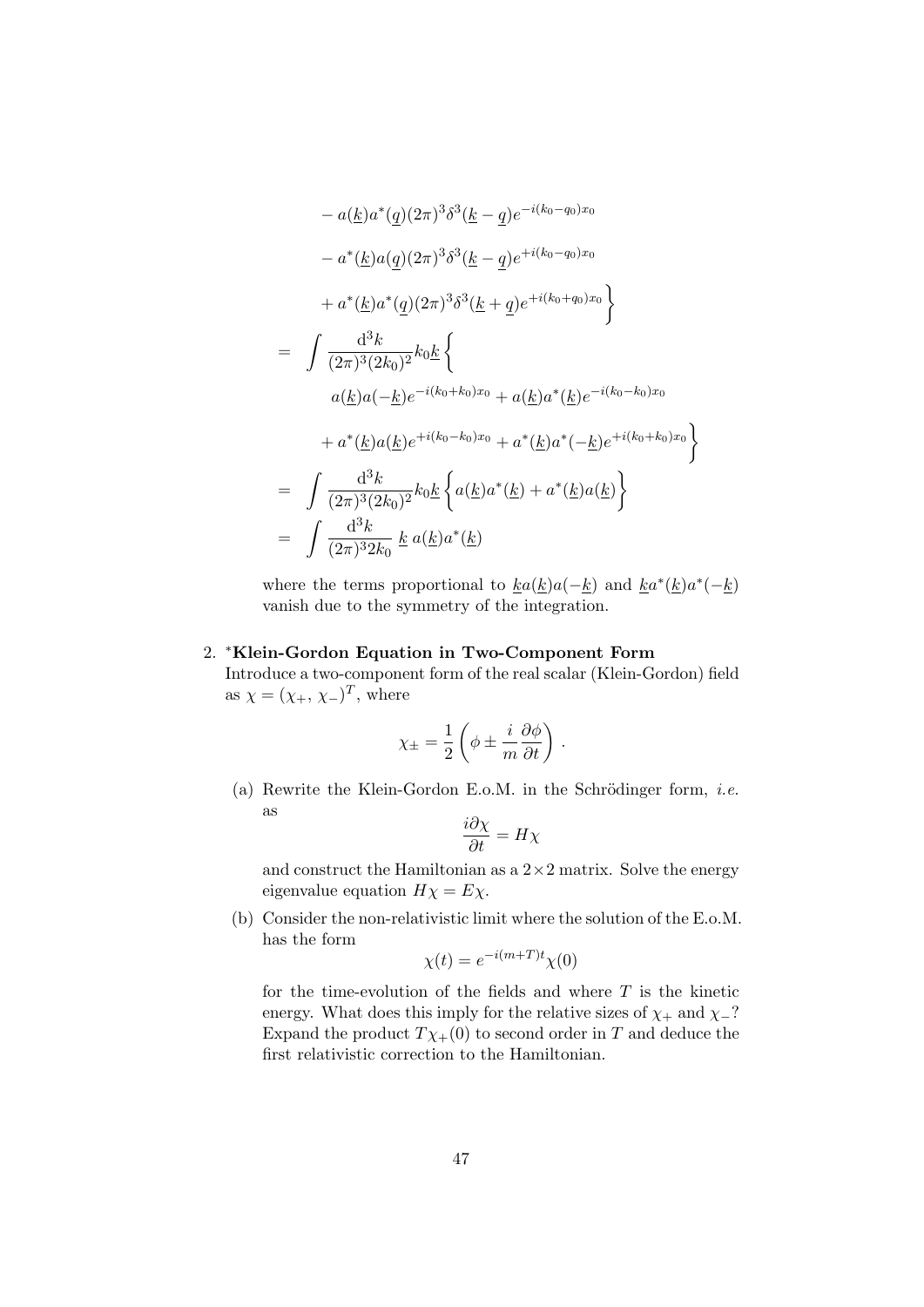$$
\begin{aligned}
& - a(\underline{k})a^*(\underline{q})(2\pi)^3\delta^3(\underline{k}-\underline{q})e^{-i(k_0-q_0)x_0} \\
& - a^*(\underline{k})a(\underline{q})(2\pi)^3\delta^3(\underline{k}-\underline{q})e^{+i(k_0-q_0)x_0} \\
& + a^*(\underline{k})a^*(\underline{q})(2\pi)^3\delta^3(\underline{k}+\underline{q})e^{+i(k_0+q_0)x_0} \Big\} \\
= & \int \frac{\mathrm{d}^3k}{(2\pi)^3(2k_0)^2} k_0 \underline{k} \Big\{ \\
& a(\underline{k})a(-\underline{k})e^{-i(k_0+k_0)x_0} + a(\underline{k})a^*(\underline{k})e^{-i(k_0-k_0)x_0} \\
& + a^*(\underline{k})a(\underline{k})e^{+i(k_0-k_0)x_0} + a^*(\underline{k})a^*(-\underline{k})e^{+i(k_0+k_0)x_0} \Big\} \\
= & \int \frac{\mathrm{d}^3k}{(2\pi)^3(2k_0)^2} k_0 \underline{k} \Big\{ a(\underline{k})a^*(\underline{k}) + a^*(\underline{k})a(\underline{k}) \Big\} \\
= & \int \frac{\mathrm{d}^3k}{(2\pi)^3 2k_0} \; \underline{k} \; a(\underline{k})a^*(\underline{k})
\end{aligned}
$$

where the terms proportional to $\underline{k}a(\underline{k})a(-\underline{k})$ and $\underline{k}a^*(\underline{k})a^*(-\underline{k})$ vanish due to the symmetry of the integration.

2. ***Klein-Gordon Equation in Two-Component Form**

   Introduce a two-component form of the real scalar (Klein-Gordon) field as $\chi = (\chi_+, \chi_-)^T$, where

   $$\chi_\pm = \frac{1}{2}\left(\phi \pm \frac{i}{m}\frac{\partial \phi}{\partial t}\right).$$

   (a) Rewrite the Klein-Gordon E.o.M. in the Schrödinger form, *i.e.* as

   $$\frac{i\partial\chi}{\partial t} = H\chi$$

   and construct the Hamiltonian as a $2\times 2$ matrix. Solve the energy eigenvalue equation $H\chi = E\chi$.

   (b) Consider the non-relativistic limit where the solution of the E.o.M. has the form

   $$\chi(t) = e^{-i(m+T)t}\chi(0)$$

   for the time-evolution of the fields and where $T$ is the kinetic energy. What does this imply for the relative sizes of $\chi_+$ and $\chi_-$? Expand the product $T\chi_+(0)$ to second order in $T$ and deduce the first relativistic correction to the Hamiltonian.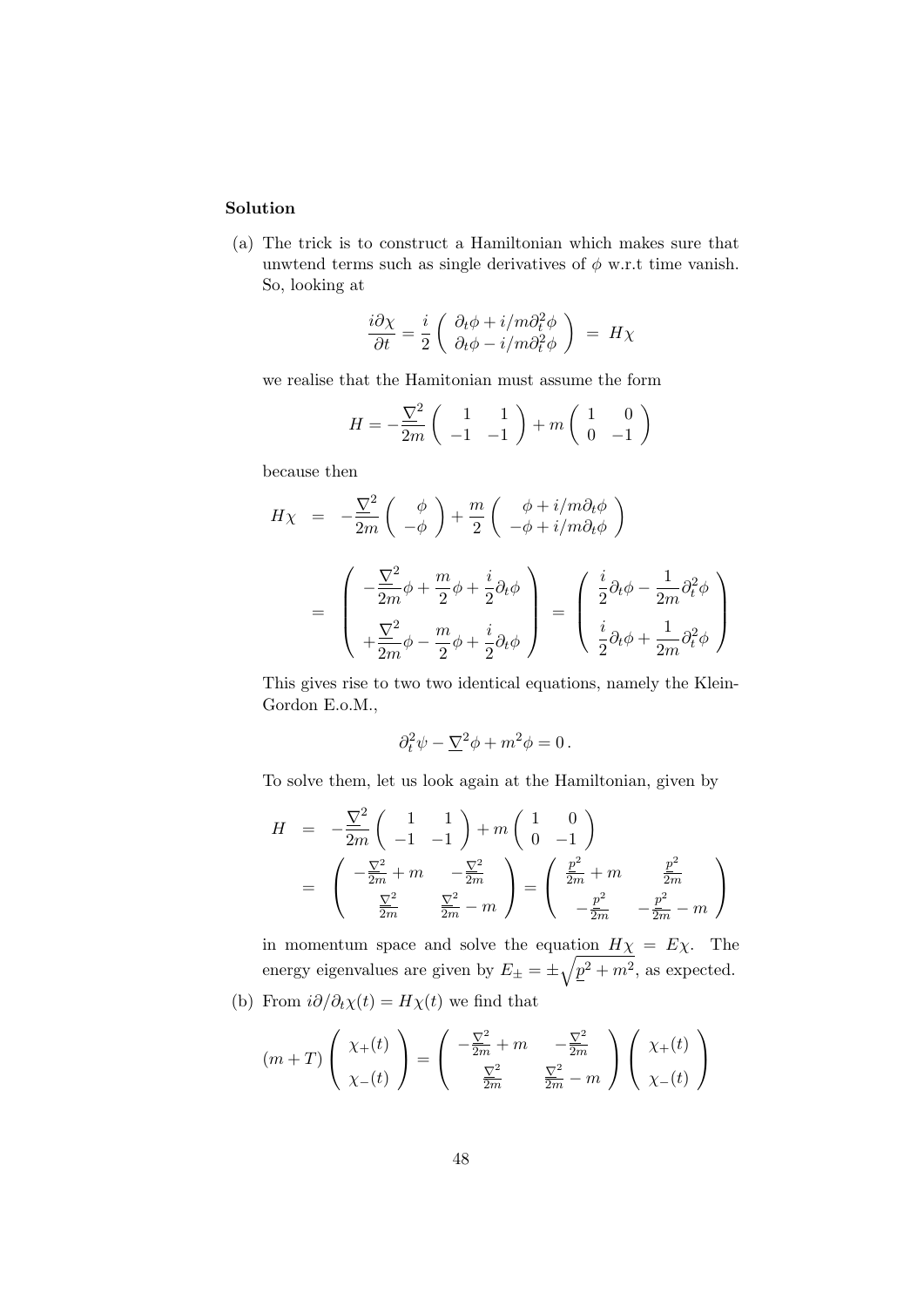**Solution**

(a) The trick is to construct a Hamiltonian which makes sure that unwtend terms such as single derivatives of $\phi$ w.r.t time vanish. So, looking at

$$\frac{i\partial\chi}{\partial t} = \frac{i}{2}\left(\begin{array}{c} \partial_t\phi + i/m\partial_t^2\phi \\ \partial_t\phi - i/m\partial_t^2\phi \end{array}\right) \;=\; H\chi$$

we realise that the Hamitonian must assume the form

$$H = -\frac{\underline{\nabla}^2}{2m}\left(\begin{array}{cc} 1 & 1 \\ -1 & -1 \end{array}\right) + m\left(\begin{array}{cc} 1 & 0 \\ 0 & -1 \end{array}\right)$$

because then

$$\begin{aligned}
H\chi &= -\frac{\underline{\nabla}^2}{2m}\left(\begin{array}{c} \phi \\ -\phi \end{array}\right) + \frac{m}{2}\left(\begin{array}{c} \phi + i/m\partial_t\phi \\ -\phi + i/m\partial_t\phi \end{array}\right) \\
&= \left(\begin{array}{c} -\dfrac{\underline{\nabla}^2}{2m}\phi + \dfrac{m}{2}\phi + \dfrac{i}{2}\partial_t\phi \\ +\dfrac{\underline{\nabla}^2}{2m}\phi - \dfrac{m}{2}\phi + \dfrac{i}{2}\partial_t\phi \end{array}\right) = \left(\begin{array}{c} \dfrac{i}{2}\partial_t\phi - \dfrac{1}{2m}\partial_t^2\phi \\ \dfrac{i}{2}\partial_t\phi + \dfrac{1}{2m}\partial_t^2\phi \end{array}\right)
\end{aligned}$$

This gives rise to two two identical equations, namely the Klein-Gordon E.o.M.,

$$\partial_t^2\psi - \underline{\nabla}^2\phi + m^2\phi = 0\,.$$

To solve them, let us look again at the Hamiltonian, given by

$$\begin{aligned}
H &= -\frac{\underline{\nabla}^2}{2m}\left(\begin{array}{cc} 1 & 1 \\ -1 & -1 \end{array}\right) + m\left(\begin{array}{cc} 1 & 0 \\ 0 & -1 \end{array}\right) \\
&= \left(\begin{array}{cc} -\frac{\underline{\nabla}^2}{2m} + m & -\frac{\underline{\nabla}^2}{2m} \\ \frac{\underline{\nabla}^2}{2m} & \frac{\underline{\nabla}^2}{2m} - m \end{array}\right) = \left(\begin{array}{cc} \frac{p^2}{2m} + m & \frac{p^2}{2m} \\ -\frac{p^2}{2m} & -\frac{p^2}{2m} - m \end{array}\right)
\end{aligned}$$

in momentum space and solve the equation $H\chi = E\chi$. The energy eigenvalues are given by $E_\pm = \pm\sqrt{\underline{p}^2 + m^2}$, as expected.

(b) From $i\partial/\partial_t\chi(t) = H\chi(t)$ we find that

$$(m+T)\left(\begin{array}{c} \chi_+(t) \\ \chi_-(t) \end{array}\right) = \left(\begin{array}{cc} -\frac{\underline{\nabla}^2}{2m} + m & -\frac{\underline{\nabla}^2}{2m} \\ \frac{\underline{\nabla}^2}{2m} & \frac{\underline{\nabla}^2}{2m} - m \end{array}\right)\left(\begin{array}{c} \chi_+(t) \\ \chi_-(t) \end{array}\right)$$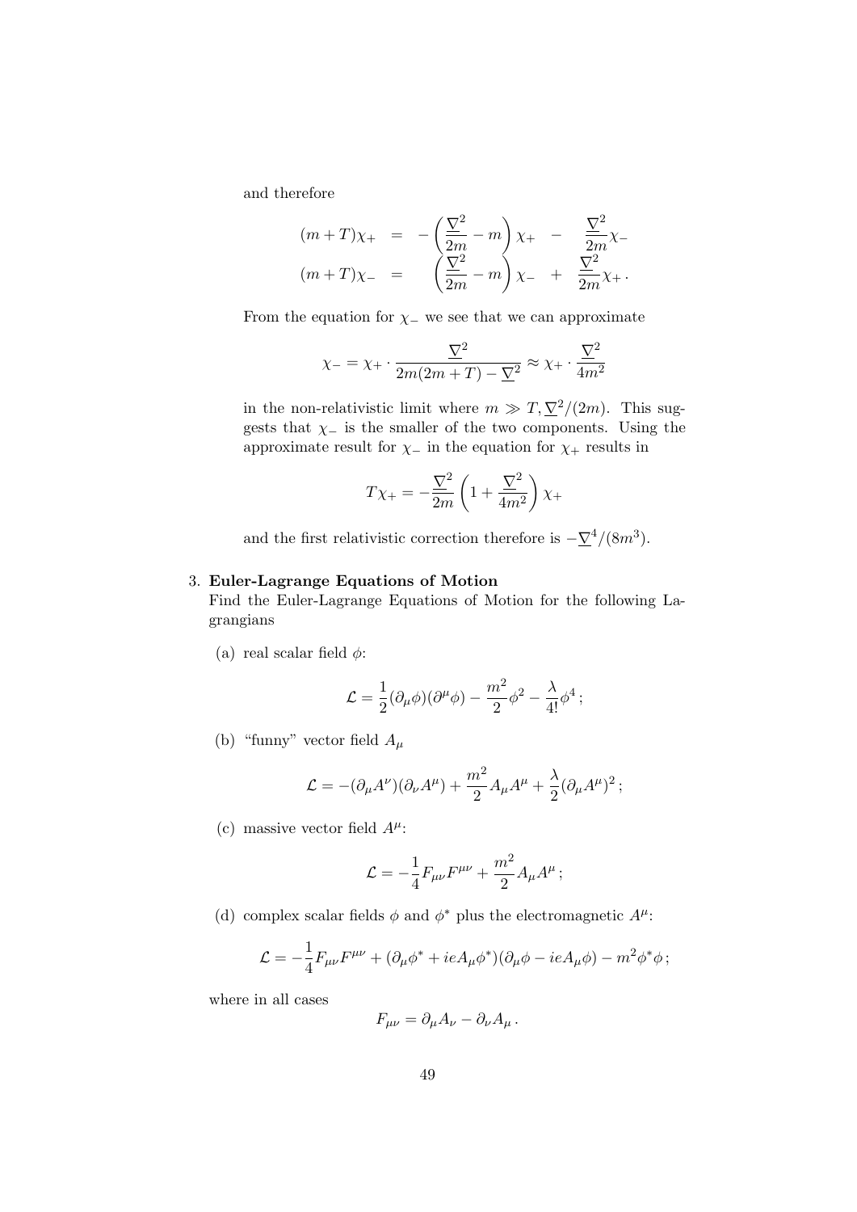and therefore

$$
\begin{aligned}
(m+T)\chi_+ &= -\left(\frac{\underline{\nabla}^2}{2m} - m\right)\chi_+ - \frac{\underline{\nabla}^2}{2m}\chi_- \\
(m+T)\chi_- &= \left(\frac{\underline{\nabla}^2}{2m} - m\right)\chi_- + \frac{\underline{\nabla}^2}{2m}\chi_+ .
\end{aligned}
$$

From the equation for $\chi_-$ we see that we can approximate

$$
\chi_- = \chi_+ \cdot \frac{\underline{\nabla}^2}{2m(2m+T) - \underline{\nabla}^2} \approx \chi_+ \cdot \frac{\underline{\nabla}^2}{4m^2}
$$

in the non-relativistic limit where $m \gg T, \underline{\nabla}^2/(2m)$. This suggests that $\chi_-$ is the smaller of the two components. Using the approximate result for $\chi_-$ in the equation for $\chi_+$ results in

$$
T\chi_+ = -\frac{\underline{\nabla}^2}{2m}\left(1 + \frac{\underline{\nabla}^2}{4m^2}\right)\chi_+
$$

and the first relativistic correction therefore is $-\underline{\nabla}^4/(8m^3)$.

3. **Euler-Lagrange Equations of Motion**
   Find the Euler-Lagrange Equations of Motion for the following Lagrangians

   (a) real scalar field $\phi$:

   $$
   \mathcal{L} = \frac{1}{2}(\partial_\mu \phi)(\partial^\mu \phi) - \frac{m^2}{2}\phi^2 - \frac{\lambda}{4!}\phi^4 ;
   $$

   (b) "funny" vector field $A_\mu$

   $$
   \mathcal{L} = -(\partial_\mu A^\nu)(\partial_\nu A^\mu) + \frac{m^2}{2}A_\mu A^\mu + \frac{\lambda}{2}(\partial_\mu A^\mu)^2 ;
   $$

   (c) massive vector field $A^\mu$:

   $$
   \mathcal{L} = -\frac{1}{4}F_{\mu\nu}F^{\mu\nu} + \frac{m^2}{2}A_\mu A^\mu ;
   $$

   (d) complex scalar fields $\phi$ and $\phi^*$ plus the electromagnetic $A^\mu$:

   $$
   \mathcal{L} = -\frac{1}{4}F_{\mu\nu}F^{\mu\nu} + (\partial_\mu \phi^* + ieA_\mu \phi^*)(\partial_\mu \phi - ieA_\mu \phi) - m^2 \phi^* \phi ;
   $$

   where in all cases

   $$
   F_{\mu\nu} = \partial_\mu A_\nu - \partial_\nu A_\mu .
   $$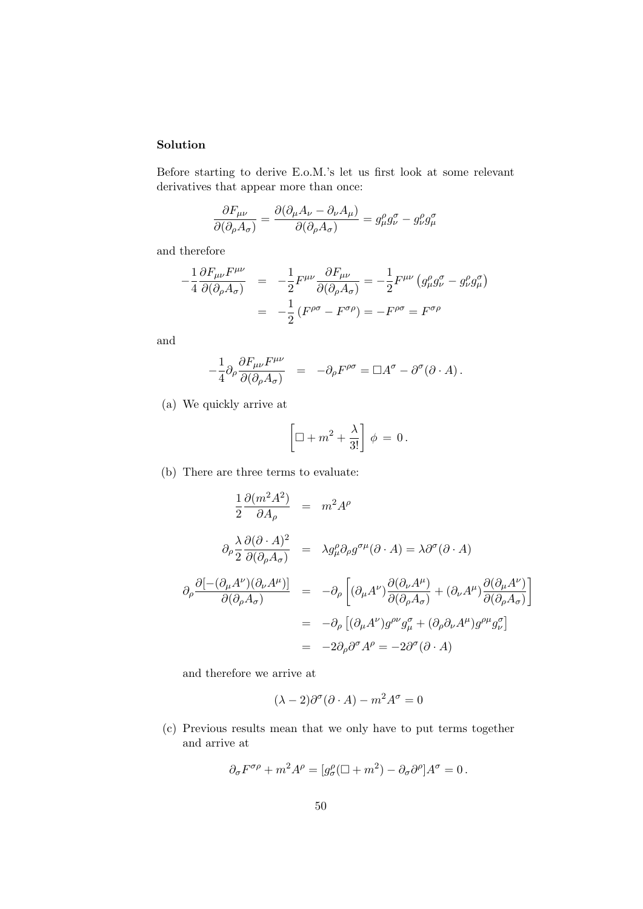### Solution

Before starting to derive E.o.M.'s let us first look at some relevant derivatives that appear more than once:

$$\frac{\partial F_{\mu\nu}}{\partial(\partial_\rho A_\sigma)} = \frac{\partial(\partial_\mu A_\nu - \partial_\nu A_\mu)}{\partial(\partial_\rho A_\sigma)} = g^\rho_\mu g^\sigma_\nu - g^\rho_\nu g^\sigma_\mu$$

and therefore

$$\begin{aligned}
-\frac{1}{4}\frac{\partial F_{\mu\nu}F^{\mu\nu}}{\partial(\partial_\rho A_\sigma)} &= -\frac{1}{2}F^{\mu\nu}\frac{\partial F_{\mu\nu}}{\partial(\partial_\rho A_\sigma)} = -\frac{1}{2}F^{\mu\nu}\left(g^\rho_\mu g^\sigma_\nu - g^\rho_\nu g^\sigma_\mu\right) \\
&= -\frac{1}{2}\left(F^{\rho\sigma} - F^{\sigma\rho}\right) = -F^{\rho\sigma} = F^{\sigma\rho}
\end{aligned}$$

and

$$-\frac{1}{4}\partial_\rho \frac{\partial F_{\mu\nu}F^{\mu\nu}}{\partial(\partial_\rho A_\sigma)} = -\partial_\rho F^{\rho\sigma} = \Box A^\sigma - \partial^\sigma(\partial \cdot A)\,.$$

(a) We quickly arrive at

$$\left[\Box + m^2 + \frac{\lambda}{3!}\right]\,\phi \,=\, 0\,.$$

(b) There are three terms to evaluate:

$$\begin{aligned}
\frac{1}{2}\frac{\partial(m^2 A^2)}{\partial A_\rho} &= m^2 A^\rho \\
\partial_\rho \frac{\lambda}{2}\frac{\partial(\partial\cdot A)^2}{\partial(\partial_\rho A_\sigma)} &= \lambda g^\rho_\mu \partial_\rho g^{\sigma\mu}(\partial\cdot A) = \lambda\partial^\sigma(\partial\cdot A) \\
\partial_\rho \frac{\partial[-(\partial_\mu A^\nu)(\partial_\nu A^\mu)]}{\partial(\partial_\rho A_\sigma)} &= -\partial_\rho\left[(\partial_\mu A^\nu)\frac{\partial(\partial_\nu A^\mu)}{\partial(\partial_\rho A_\sigma)} + (\partial_\nu A^\mu)\frac{\partial(\partial_\mu A^\nu)}{\partial(\partial_\rho A_\sigma)}\right] \\
&= -\partial_\rho\left[(\partial_\mu A^\nu)g^{\rho\nu}g^\sigma_\mu + (\partial_\rho\partial_\nu A^\mu)g^{\rho\mu}g^\sigma_\nu\right] \\
&= -2\partial_\rho\partial^\sigma A^\rho = -2\partial^\sigma(\partial\cdot A)
\end{aligned}$$

and therefore we arrive at

$$(\lambda - 2)\partial^\sigma(\partial\cdot A) - m^2 A^\sigma = 0$$

(c) Previous results mean that we only have to put terms together and arrive at

$$\partial_\sigma F^{\sigma\rho} + m^2 A^\rho = [g^\rho_\sigma(\Box + m^2) - \partial_\sigma\partial^\rho]A^\sigma = 0\,.$$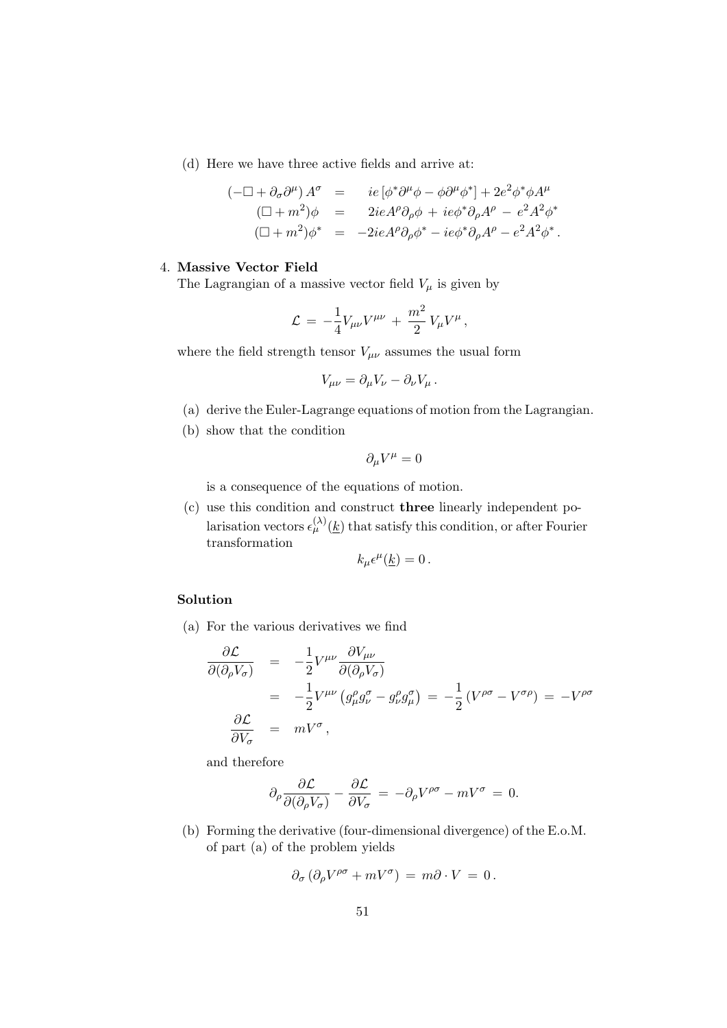(d) Here we have three active fields and arrive at:

$$
\begin{aligned}
(-\Box + \partial_\sigma \partial^\mu) A^\sigma &= ie\left[\phi^* \partial^\mu \phi - \phi \partial^\mu \phi^*\right] + 2e^2 \phi^* \phi A^\mu \\
(\Box + m^2)\phi &= 2ieA^\rho \partial_\rho \phi + ie\phi^* \partial_\rho A^\rho - e^2 A^2 \phi^* \\
(\Box + m^2)\phi^* &= -2ieA^\rho \partial_\rho \phi^* - ie\phi^* \partial_\rho A^\rho - e^2 A^2 \phi^* .
\end{aligned}
$$

4. **Massive Vector Field**
The Lagrangian of a massive vector field $V_\mu$ is given by

$$
\mathcal{L} = -\frac{1}{4} V_{\mu\nu} V^{\mu\nu} + \frac{m^2}{2} V_\mu V^\mu ,
$$

where the field strength tensor $V_{\mu\nu}$ assumes the usual form

$$
V_{\mu\nu} = \partial_\mu V_\nu - \partial_\nu V_\mu .
$$

(a) derive the Euler-Lagrange equations of motion from the Lagrangian.

(b) show that the condition

$$
\partial_\mu V^\mu = 0
$$

is a consequence of the equations of motion.

(c) use this condition and construct **three** linearly independent polarisation vectors $\epsilon_\mu^{(\lambda)}(\underline{k})$ that satisfy this condition, or after Fourier transformation

$$
k_\mu \epsilon^\mu(\underline{k}) = 0 .
$$

**Solution**

(a) For the various derivatives we find

$$
\begin{aligned}
\frac{\partial \mathcal{L}}{\partial(\partial_\rho V_\sigma)} &= -\frac{1}{2} V^{\mu\nu} \frac{\partial V_{\mu\nu}}{\partial(\partial_\rho V_\sigma)} \\
&= -\frac{1}{2} V^{\mu\nu} \left(g_\mu^\rho g_\nu^\sigma - g_\nu^\rho g_\mu^\sigma\right) = -\frac{1}{2}\left(V^{\rho\sigma} - V^{\sigma\rho}\right) = -V^{\rho\sigma} \\
\frac{\partial \mathcal{L}}{\partial V_\sigma} &= mV^\sigma ,
\end{aligned}
$$

and therefore

$$
\partial_\rho \frac{\partial \mathcal{L}}{\partial(\partial_\rho V_\sigma)} - \frac{\partial \mathcal{L}}{\partial V_\sigma} = -\partial_\rho V^{\rho\sigma} - mV^\sigma = 0.
$$

(b) Forming the derivative (four-dimensional divergence) of the E.o.M. of part (a) of the problem yields

$$
\partial_\sigma \left(\partial_\rho V^{\rho\sigma} + mV^\sigma\right) = m\partial \cdot V = 0 .
$$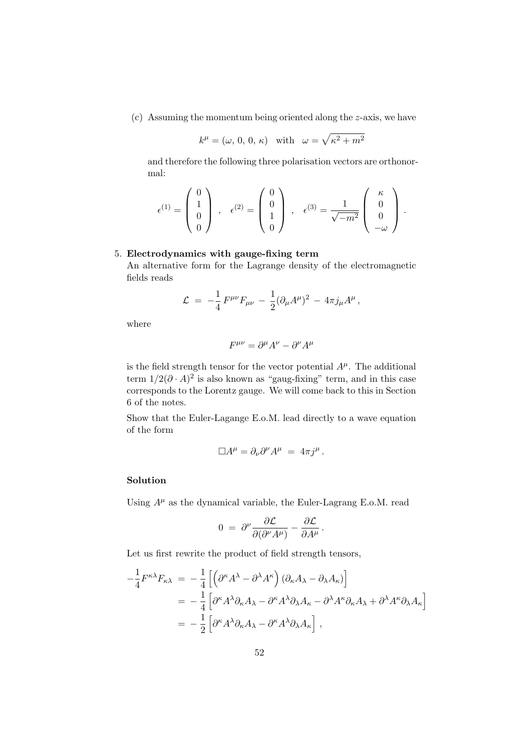(c) Assuming the momentum being oriented along the $z$-axis, we have

$$k^\mu = (\omega,\, 0,\, 0,\, \kappa) \quad \text{with} \quad \omega = \sqrt{\kappa^2 + m^2}$$

and therefore the following three polarisation vectors are orthonormal:

$$\epsilon^{(1)} = \begin{pmatrix} 0 \\ 1 \\ 0 \\ 0 \end{pmatrix} \;,\quad \epsilon^{(2)} = \begin{pmatrix} 0 \\ 0 \\ 1 \\ 0 \end{pmatrix} \;,\quad \epsilon^{(3)} = \frac{1}{\sqrt{-m^2}} \begin{pmatrix} \kappa \\ 0 \\ 0 \\ -\omega \end{pmatrix} .$$

5. **Electrodynamics with gauge-fixing term**

An alternative form for the Lagrange density of the electromagnetic fields reads

$$\mathcal{L} \;=\; -\frac{1}{4}\, F^{\mu\nu} F_{\mu\nu} \,-\, \frac{1}{2} (\partial_\mu A^\mu)^2 \,-\, 4\pi j_\mu A^\mu \,,$$

where

$$F^{\mu\nu} = \partial^\mu A^\nu - \partial^\nu A^\mu$$

is the field strength tensor for the vector potential $A^\mu$. The additional term $1/2(\partial \cdot A)^2$ is also known as "gaug-fixing" term, and in this case corresponds to the Lorentz gauge. We will come back to this in Section 6 of the notes.

Show that the Euler-Lagange E.o.M. lead directly to a wave equation of the form

$$\Box A^\mu = \partial_\nu \partial^\nu A^\mu \;=\; 4\pi j^\mu \,.$$

**Solution**

Using $A^\mu$ as the dynamical variable, the Euler-Lagrang E.o.M. read

$$0 \;=\; \partial^\nu \frac{\partial \mathcal{L}}{\partial(\partial^\nu A^\mu)} - \frac{\partial \mathcal{L}}{\partial A^\mu} \,.$$

Let us first rewrite the product of field strength tensors,

$$\begin{aligned}
-\frac{1}{4} F^{\kappa\lambda} F_{\kappa\lambda} \;&=\; -\frac{1}{4}\left[\left(\partial^\kappa A^\lambda - \partial^\lambda A^\kappa\right)\left(\partial_\kappa A_\lambda - \partial_\lambda A_\kappa\right)\right] \\
&=\; -\frac{1}{4}\left[\partial^\kappa A^\lambda \partial_\kappa A_\lambda - \partial^\kappa A^\lambda \partial_\lambda A_\kappa - \partial^\lambda A^\kappa \partial_\kappa A_\lambda + \partial^\lambda A^\kappa \partial_\lambda A_\kappa\right] \\
&=\; -\frac{1}{2}\left[\partial^\kappa A^\lambda \partial_\kappa A_\lambda - \partial^\kappa A^\lambda \partial_\lambda A_\kappa\right] ,
\end{aligned}$$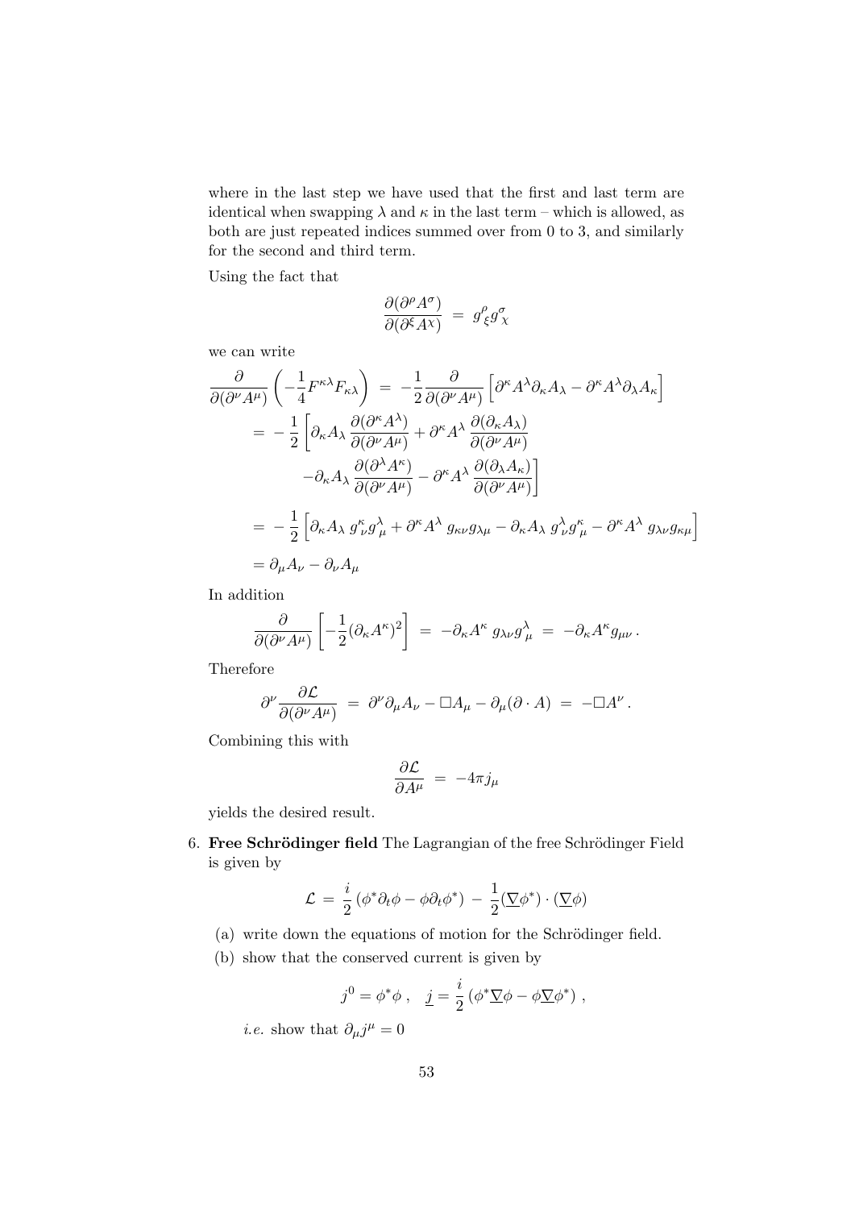where in the last step we have used that the first and last term are identical when swapping $\lambda$ and $\kappa$ in the last term – which is allowed, as both are just repeated indices summed over from 0 to 3, and similarly for the second and third term.

Using the fact that

$$\frac{\partial(\partial^\rho A^\sigma)}{\partial(\partial^\xi A^\chi)} \;=\; g^\rho_{\;\xi} g^\sigma_{\;\chi}$$

we can write

$$\begin{aligned}
\frac{\partial}{\partial(\partial^\nu A^\mu)}\left(-\frac{1}{4}F^{\kappa\lambda}F_{\kappa\lambda}\right) \;&=\; -\frac{1}{2}\frac{\partial}{\partial(\partial^\nu A^\mu)}\left[\partial^\kappa A^\lambda \partial_\kappa A_\lambda - \partial^\kappa A^\lambda \partial_\lambda A_\kappa\right] \\
&=\; -\frac{1}{2}\left[\partial_\kappa A_\lambda \frac{\partial(\partial^\kappa A^\lambda)}{\partial(\partial^\nu A^\mu)} + \partial^\kappa A^\lambda \frac{\partial(\partial_\kappa A_\lambda)}{\partial(\partial^\nu A^\mu)}\right. \\
&\qquad \left. - \partial_\kappa A_\lambda \frac{\partial(\partial^\lambda A^\kappa)}{\partial(\partial^\nu A^\mu)} - \partial^\kappa A^\lambda \frac{\partial(\partial_\lambda A_\kappa)}{\partial(\partial^\nu A^\mu)}\right] \\
&=\; -\frac{1}{2}\left[\partial_\kappa A_\lambda \; g^\kappa_{\;\nu} g^\lambda_{\;\mu} + \partial^\kappa A^\lambda \; g_{\kappa\nu} g_{\lambda\mu} - \partial_\kappa A_\lambda \; g^\lambda_{\;\nu} g^\kappa_{\;\mu} - \partial^\kappa A^\lambda \; g_{\lambda\nu} g_{\kappa\mu}\right] \\
&= \partial_\mu A_\nu - \partial_\nu A_\mu
\end{aligned}$$

In addition

$$\frac{\partial}{\partial(\partial^\nu A^\mu)}\left[-\frac{1}{2}(\partial_\kappa A^\kappa)^2\right] \;=\; -\partial_\kappa A^\kappa \; g_{\lambda\nu} g^\lambda_{\;\mu} \;=\; -\partial_\kappa A^\kappa g_{\mu\nu}\,.$$

Therefore

$$\partial^\nu \frac{\partial \mathcal{L}}{\partial(\partial^\nu A^\mu)} \;=\; \partial^\nu \partial_\mu A_\nu - \Box A_\mu - \partial_\mu(\partial \cdot A) \;=\; -\Box A^\nu\,.$$

Combining this with

$$\frac{\partial \mathcal{L}}{\partial A^\mu} \;=\; -4\pi j_\mu$$

yields the desired result.

6. **Free Schrödinger field** The Lagrangian of the free Schrödinger Field is given by

$$\mathcal{L} \;=\; \frac{i}{2}\left(\phi^* \partial_t \phi - \phi \partial_t \phi^*\right) \;-\; \frac{1}{2}(\underline{\nabla}\phi^*) \cdot (\underline{\nabla}\phi)$$

   (a) write down the equations of motion for the Schrödinger field.

   (b) show that the conserved current is given by

$$j^0 = \phi^* \phi\,, \quad \underline{j} = \frac{i}{2}\left(\phi^* \underline{\nabla}\phi - \phi \underline{\nabla}\phi^*\right)\,,$$

   *i.e.* show that $\partial_\mu j^\mu = 0$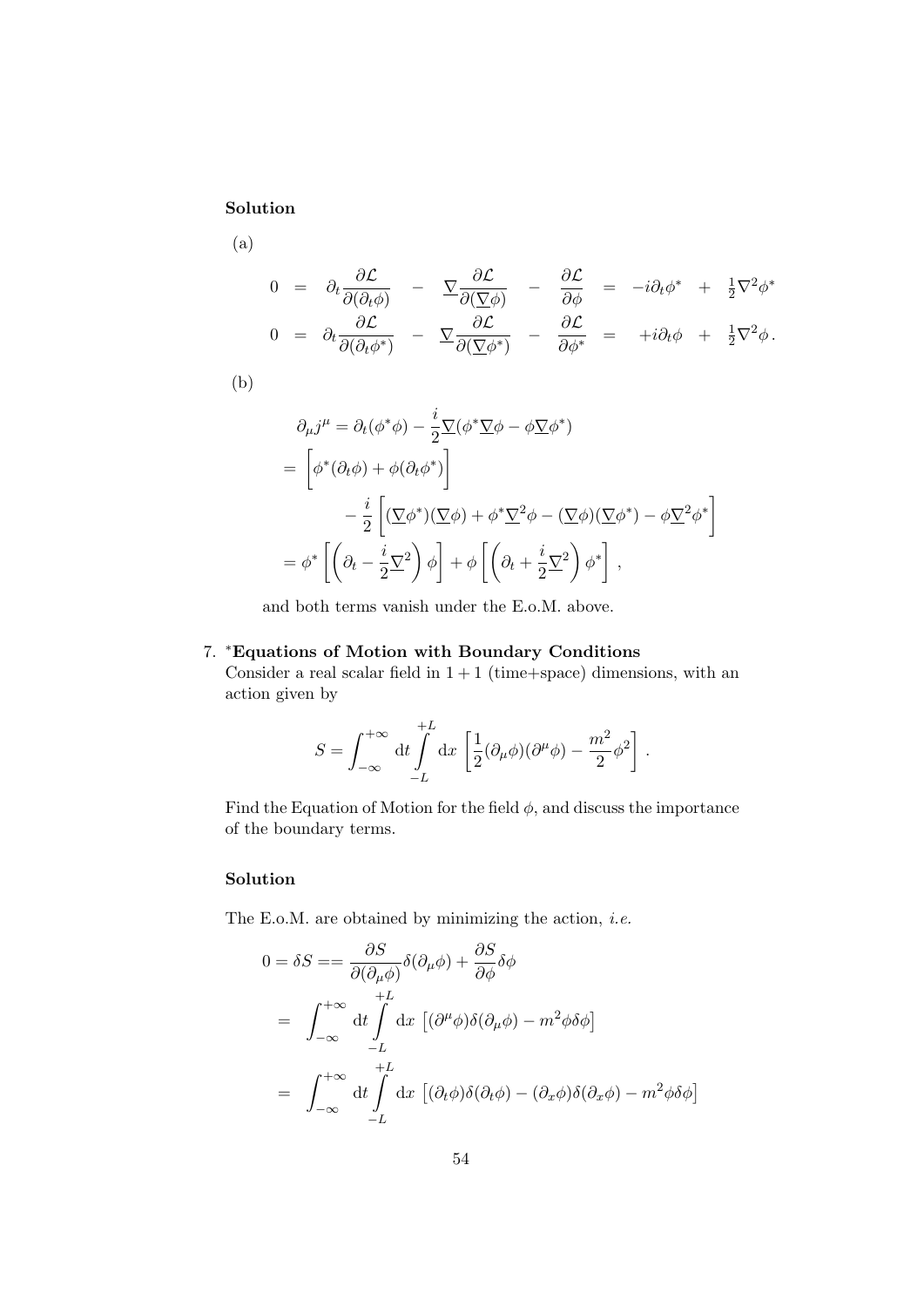**Solution**

(a)

$$
\begin{array}{lllllllllll}
0 & = & \partial_t \dfrac{\partial \mathcal{L}}{\partial(\partial_t \phi)} & - & \underline{\nabla} \dfrac{\partial \mathcal{L}}{\partial(\underline{\nabla}\phi)} & - & \dfrac{\partial \mathcal{L}}{\partial \phi} & = & -i\partial_t \phi^* & + & \frac{1}{2}\nabla^2\phi^* \\
0 & = & \partial_t \dfrac{\partial \mathcal{L}}{\partial(\partial_t \phi^*)} & - & \underline{\nabla} \dfrac{\partial \mathcal{L}}{\partial(\underline{\nabla}\phi^*)} & - & \dfrac{\partial \mathcal{L}}{\partial \phi^*} & = & +i\partial_t \phi & + & \frac{1}{2}\nabla^2\phi \,.
\end{array}
$$

(b)

$$
\begin{aligned}
&\partial_\mu j^\mu = \partial_t(\phi^*\phi) - \frac{i}{2}\underline{\nabla}(\phi^*\underline{\nabla}\phi - \phi\underline{\nabla}\phi^*) \\
&= \left[\phi^*(\partial_t\phi) + \phi(\partial_t\phi^*)\right] \\
&\qquad - \frac{i}{2}\left[(\underline{\nabla}\phi^*)(\underline{\nabla}\phi) + \phi^*\underline{\nabla}^2\phi - (\underline{\nabla}\phi)(\underline{\nabla}\phi^*) - \phi\underline{\nabla}^2\phi^*\right] \\
&= \phi^*\left[\left(\partial_t - \frac{i}{2}\underline{\nabla}^2\right)\phi\right] + \phi\left[\left(\partial_t + \frac{i}{2}\underline{\nabla}^2\right)\phi^*\right],
\end{aligned}
$$

and both terms vanish under the E.o.M. above.

7. ***Equations of Motion with Boundary Conditions**
Consider a real scalar field in $1+1$ (time+space) dimensions, with an action given by

$$
S = \int_{-\infty}^{+\infty} \mathrm{d}t \int_{-L}^{+L} \mathrm{d}x \, \left[\frac{1}{2}(\partial_\mu\phi)(\partial^\mu\phi) - \frac{m^2}{2}\phi^2\right].
$$

Find the Equation of Motion for the field $\phi$, and discuss the importance of the boundary terms.

**Solution**

The E.o.M. are obtained by minimizing the action, *i.e.*

$$
\begin{aligned}
0 = \delta S &== \frac{\partial S}{\partial(\partial_\mu\phi)}\delta(\partial_\mu\phi) + \frac{\partial S}{\partial\phi}\delta\phi \\
&= \int_{-\infty}^{+\infty} \mathrm{d}t \int_{-L}^{+L} \mathrm{d}x \, \left[(\partial^\mu\phi)\delta(\partial_\mu\phi) - m^2\phi\delta\phi\right] \\
&= \int_{-\infty}^{+\infty} \mathrm{d}t \int_{-L}^{+L} \mathrm{d}x \, \left[(\partial_t\phi)\delta(\partial_t\phi) - (\partial_x\phi)\delta(\partial_x\phi) - m^2\phi\delta\phi\right]
\end{aligned}
$$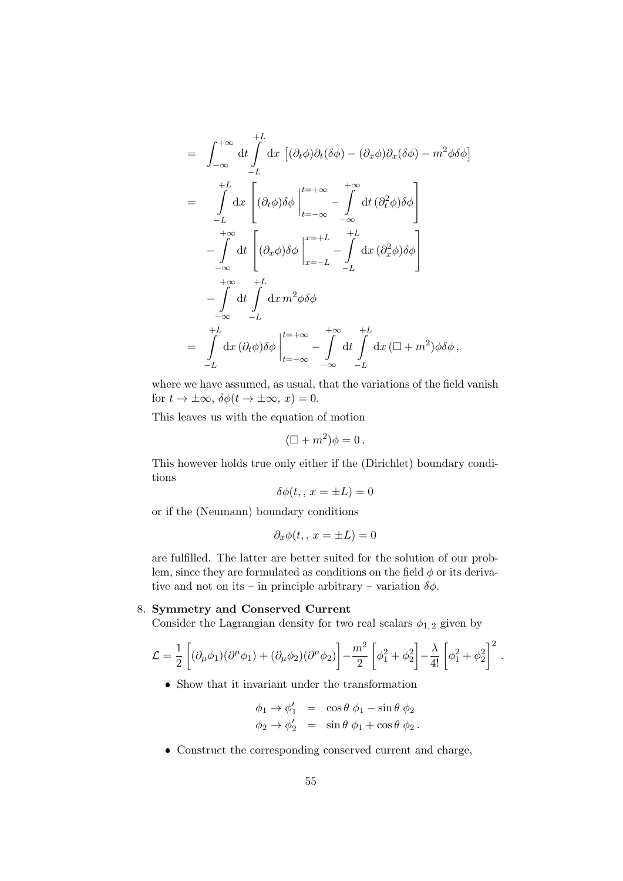$$
\begin{aligned}
&= \int_{-\infty}^{+\infty} \mathrm{d}t \int_{-L}^{+L} \mathrm{d}x\, \left[(\partial_t\phi)\partial_t(\delta\phi) - (\partial_x\phi)\partial_x(\delta\phi) - m^2\phi\delta\phi\right] \\
&= \int_{-L}^{+L} \mathrm{d}x \left[(\partial_t\phi)\delta\phi\,\Big|_{t=-\infty}^{t=+\infty} - \int_{-\infty}^{+\infty} \mathrm{d}t\,(\partial_t^2\phi)\delta\phi\right] \\
&\quad - \int_{-\infty}^{+\infty} \mathrm{d}t \left[(\partial_x\phi)\delta\phi\,\Big|_{x=-L}^{x=+L} - \int_{-L}^{+L} \mathrm{d}x\,(\partial_x^2\phi)\delta\phi\right] \\
&\quad - \int_{-\infty}^{+\infty} \mathrm{d}t \int_{-L}^{+L} \mathrm{d}x\, m^2\phi\delta\phi \\
&= \int_{-L}^{+L} \mathrm{d}x\,(\partial_t\phi)\delta\phi\,\Big|_{t=-\infty}^{t=+\infty} - \int_{-\infty}^{+\infty} \mathrm{d}t \int_{-L}^{+L} \mathrm{d}x\,(\Box + m^2)\phi\delta\phi\,,
\end{aligned}
$$

where we have assumed, as usual, that the variations of the field vanish for $t \to \pm\infty$, $\delta\phi(t \to \pm\infty,\, x) = 0$.

This leaves us with the equation of motion

$$
(\Box + m^2)\phi = 0\,.
$$

This however holds true only either if the (Dirichlet) boundary conditions

$$
\delta\phi(t,\,,\, x = \pm L) = 0
$$

or if the (Neumann) boundary conditions

$$
\partial_x\phi(t,\,,\, x = \pm L) = 0
$$

are fulfilled. The latter are better suited for the solution of our problem, since they are formulated as conditions on the field $\phi$ or its derivative and not on its – in principle arbitrary – variation $\delta\phi$.

8. **Symmetry and Conserved Current**

   Consider the Lagrangian density for two real scalars $\phi_{1,\,2}$ given by

$$
\mathcal{L} = \frac{1}{2}\left[(\partial_\mu\phi_1)(\partial^\mu\phi_1) + (\partial_\mu\phi_2)(\partial^\mu\phi_2)\right] - \frac{m^2}{2}\left[\phi_1^2 + \phi_2^2\right] - \frac{\lambda}{4!}\left[\phi_1^2 + \phi_2^2\right]^2\,.
$$

   - Show that it invariant under the transformation

$$
\begin{aligned}
\phi_1 \to \phi_1' &= \cos\theta\;\phi_1 - \sin\theta\;\phi_2 \\
\phi_2 \to \phi_2' &= \sin\theta\;\phi_1 + \cos\theta\;\phi_2\,.
\end{aligned}
$$

   - Construct the corresponding conserved current and charge,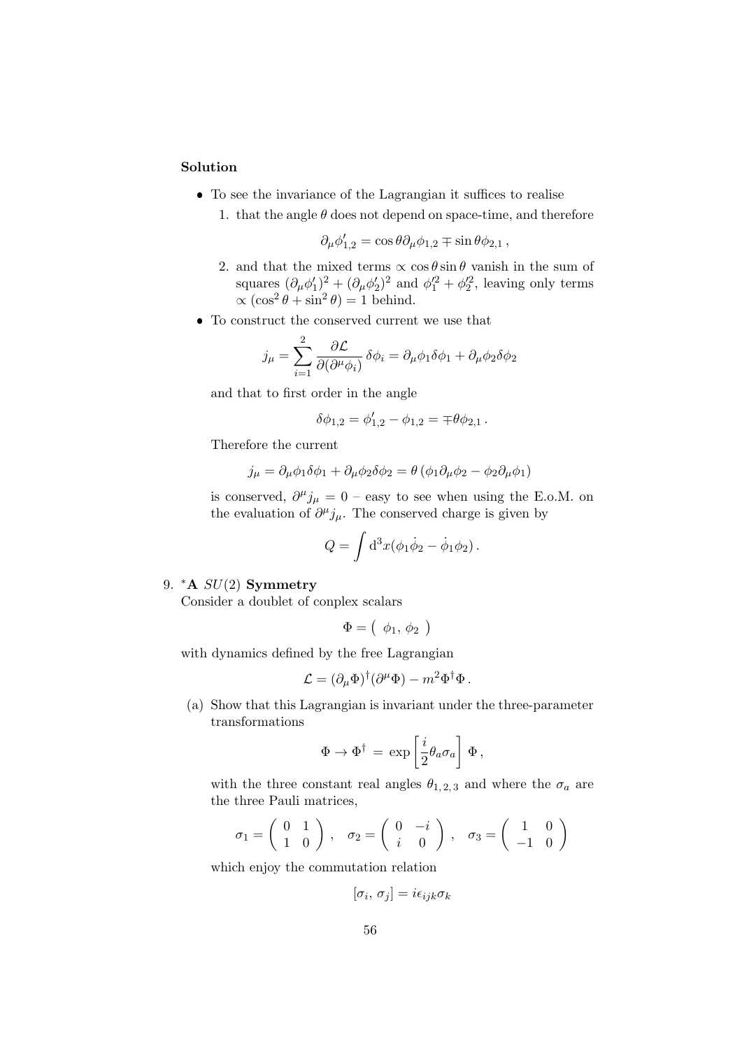**Solution**

- To see the invariance of the Lagrangian it suffices to realise
  1. that the angle $\theta$ does not depend on space-time, and therefore

     $$\partial_\mu \phi'_{1,2} = \cos\theta \partial_\mu \phi_{1,2} \mp \sin\theta \phi_{2,1} ,$$

  2. and that the mixed terms $\propto \cos\theta \sin\theta$ vanish in the sum of squares $(\partial_\mu \phi'_1)^2 + (\partial_\mu \phi'_2)^2$ and $\phi'^2_1 + \phi'^2_2$, leaving only terms $\propto (\cos^2\theta + \sin^2\theta) = 1$ behind.

- To construct the conserved current we use that

  $$j_\mu = \sum_{i=1}^{2} \frac{\partial \mathcal{L}}{\partial(\partial^\mu \phi_i)} \delta\phi_i = \partial_\mu \phi_1 \delta\phi_1 + \partial_\mu \phi_2 \delta\phi_2$$

  and that to first order in the angle

  $$\delta\phi_{1,2} = \phi'_{1,2} - \phi_{1,2} = \mp\theta\phi_{2,1} .$$

  Therefore the current

  $$j_\mu = \partial_\mu \phi_1 \delta\phi_1 + \partial_\mu \phi_2 \delta\phi_2 = \theta \left(\phi_1 \partial_\mu \phi_2 - \phi_2 \partial_\mu \phi_1\right)$$

  is conserved, $\partial^\mu j_\mu = 0$ – easy to see when using the E.o.M. on the evaluation of $\partial^\mu j_\mu$. The conserved charge is given by

  $$Q = \int \mathrm{d}^3x (\phi_1 \dot{\phi}_2 - \dot{\phi}_1 \phi_2) .$$

9. ***A $SU(2)$ Symmetry**

   Consider a doublet of conplex scalars

   $$\Phi = \left( \ \phi_1, \ \phi_2 \ \right)$$

   with dynamics defined by the free Lagrangian

   $$\mathcal{L} = (\partial_\mu \Phi)^\dagger (\partial^\mu \Phi) - m^2 \Phi^\dagger \Phi .$$

   (a) Show that this Lagrangian is invariant under the three-parameter transformations

   $$\Phi \to \Phi^\dagger \ = \ \exp\left[\frac{i}{2}\theta_a \sigma_a\right] \ \Phi ,$$

   with the three constant real angles $\theta_{1,2,3}$ and where the $\sigma_a$ are the three Pauli matrices,

   $$\sigma_1 = \left(\begin{array}{cc} 0 & 1 \\ 1 & 0 \end{array}\right) , \quad \sigma_2 = \left(\begin{array}{cc} 0 & -i \\ i & 0 \end{array}\right) , \quad \sigma_3 = \left(\begin{array}{cc} 1 & 0 \\ -1 & 0 \end{array}\right)$$

   which enjoy the commutation relation

   $$[\sigma_i, \sigma_j] = i\epsilon_{ijk}\sigma_k$$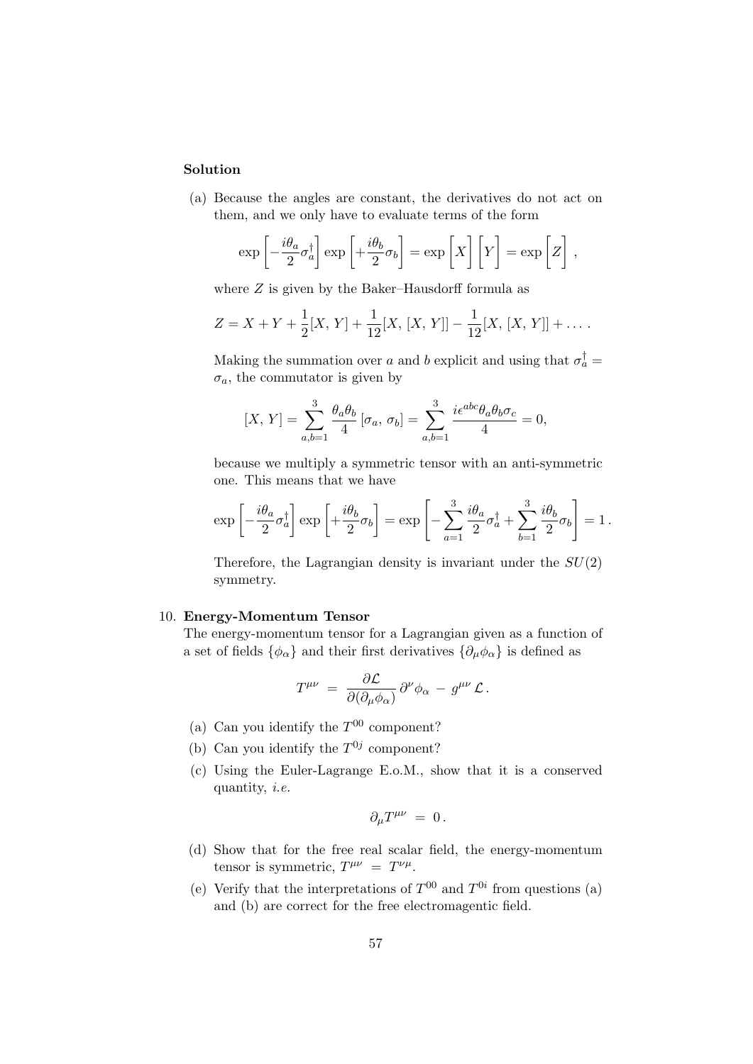**Solution**

(a) Because the angles are constant, the derivatives do not act on them, and we only have to evaluate terms of the form

$$\exp\left[-\frac{i\theta_a}{2}\sigma_a^\dagger\right]\exp\left[+\frac{i\theta_b}{2}\sigma_b\right] = \exp\Big[X\Big]\Big[Y\Big] = \exp\Big[Z\Big]\,,$$

where $Z$ is given by the Baker–Hausdorff formula as

$$Z = X + Y + \frac{1}{2}[X,\, Y] + \frac{1}{12}[X,\, [X,\, Y]] - \frac{1}{12}[X,\, [X,\, Y]] + \dots\,.$$

Making the summation over $a$ and $b$ explicit and using that $\sigma_a^\dagger = \sigma_a$, the commutator is given by

$$[X,\, Y] = \sum_{a,b=1}^{3} \frac{\theta_a\theta_b}{4}\,[\sigma_a,\, \sigma_b] = \sum_{a,b=1}^{3} \frac{i\epsilon^{abc}\theta_a\theta_b\sigma_c}{4} = 0,$$

because we multiply a symmetric tensor with an anti-symmetric one. This means that we have

$$\exp\left[-\frac{i\theta_a}{2}\sigma_a^\dagger\right]\exp\left[+\frac{i\theta_b}{2}\sigma_b\right] = \exp\left[-\sum_{a=1}^{3}\frac{i\theta_a}{2}\sigma_a^\dagger + \sum_{b=1}^{3}\frac{i\theta_b}{2}\sigma_b\right] = 1\,.$$

Therefore, the Lagrangian density is invariant under the $SU(2)$ symmetry.

10. **Energy-Momentum Tensor**
The energy-momentum tensor for a Lagrangian given as a function of a set of fields $\{\phi_\alpha\}$ and their first derivatives $\{\partial_\mu\phi_\alpha\}$ is defined as

$$T^{\mu\nu} \;=\; \frac{\partial\mathcal{L}}{\partial(\partial_\mu\phi_\alpha)}\,\partial^\nu\phi_\alpha \;-\; g^{\mu\nu}\,\mathcal{L}\,.$$

(a) Can you identify the $T^{00}$ component?

(b) Can you identify the $T^{0j}$ component?

(c) Using the Euler-Lagrange E.o.M., show that it is a conserved quantity, *i.e.*

$$\partial_\mu T^{\mu\nu} \;=\; 0\,.$$

(d) Show that for the free real scalar field, the energy-momentum tensor is symmetric, $T^{\mu\nu} \;=\; T^{\nu\mu}$.

(e) Verify that the interpretations of $T^{00}$ and $T^{0i}$ from questions (a) and (b) are correct for the free electromagentic field.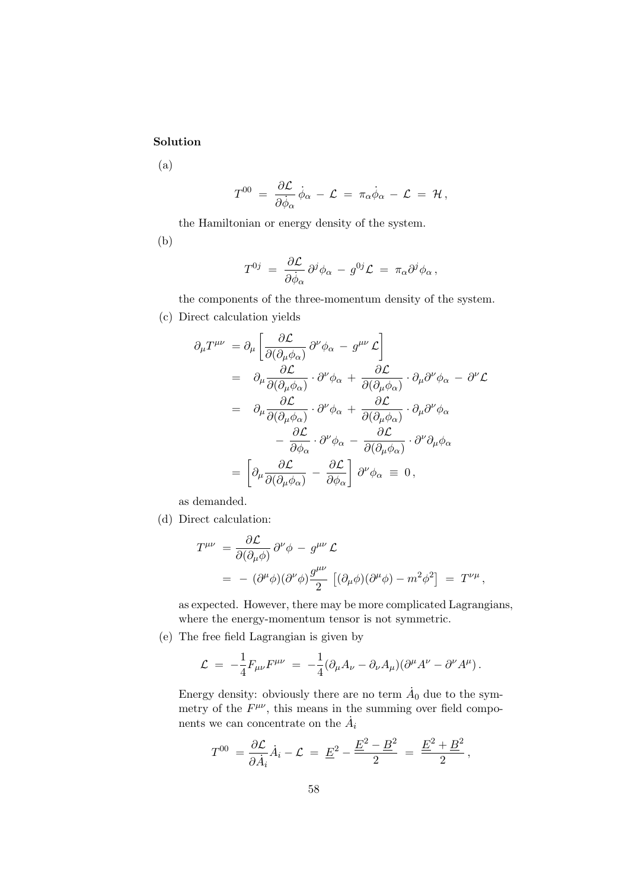**Solution**

(a)

$$T^{00} \;=\; \frac{\partial \mathcal{L}}{\partial \dot{\phi}_\alpha}\,\dot{\phi}_\alpha \;-\; \mathcal{L} \;=\; \pi_\alpha \dot{\phi}_\alpha \;-\; \mathcal{L} \;=\; \mathcal{H}\,,$$

the Hamiltonian or energy density of the system.

(b)

$$T^{0j} \;=\; \frac{\partial \mathcal{L}}{\partial \dot{\phi}_\alpha}\,\partial^j \phi_\alpha \;-\; g^{0j}\mathcal{L} \;=\; \pi_\alpha \partial^j \phi_\alpha\,,$$

the components of the three-momentum density of the system.

(c) Direct calculation yields

$$\begin{aligned}
\partial_\mu T^{\mu\nu} &= \partial_\mu \left[ \frac{\partial \mathcal{L}}{\partial(\partial_\mu \phi_\alpha)}\,\partial^\nu \phi_\alpha \;-\; g^{\mu\nu}\,\mathcal{L} \right] \\
&= \;\; \partial_\mu \frac{\partial \mathcal{L}}{\partial(\partial_\mu \phi_\alpha)} \cdot \partial^\nu \phi_\alpha \;+\; \frac{\partial \mathcal{L}}{\partial(\partial_\mu \phi_\alpha)} \cdot \partial_\mu \partial^\nu \phi_\alpha \;-\; \partial^\nu \mathcal{L} \\
&= \;\; \partial_\mu \frac{\partial \mathcal{L}}{\partial(\partial_\mu \phi_\alpha)} \cdot \partial^\nu \phi_\alpha \;+\; \frac{\partial \mathcal{L}}{\partial(\partial_\mu \phi_\alpha)} \cdot \partial_\mu \partial^\nu \phi_\alpha \\
&\qquad -\; \frac{\partial \mathcal{L}}{\partial \phi_\alpha} \cdot \partial^\nu \phi_\alpha \;-\; \frac{\partial \mathcal{L}}{\partial(\partial_\mu \phi_\alpha)} \cdot \partial^\nu \partial_\mu \phi_\alpha \\
&= \left[ \partial_\mu \frac{\partial \mathcal{L}}{\partial(\partial_\mu \phi_\alpha)} \;-\; \frac{\partial \mathcal{L}}{\partial \phi_\alpha} \right] \partial^\nu \phi_\alpha \;\equiv\; 0\,,
\end{aligned}$$

as demanded.

(d) Direct calculation:

$$\begin{aligned}
T^{\mu\nu} &= \frac{\partial \mathcal{L}}{\partial(\partial_\mu \phi)}\,\partial^\nu \phi \;-\; g^{\mu\nu}\,\mathcal{L} \\
&= \;-\; (\partial^\mu \phi)(\partial^\nu \phi)\frac{g^{\mu\nu}}{2}\,\left[(\partial_\mu \phi)(\partial^\mu \phi) - m^2\phi^2\right] \;=\; T^{\nu\mu}\,,
\end{aligned}$$

as expected. However, there may be more complicated Lagrangians, where the energy-momentum tensor is not symmetric.

(e) The free field Lagrangian is given by

$$\mathcal{L} \;=\; -\frac{1}{4}F_{\mu\nu}F^{\mu\nu} \;=\; -\frac{1}{4}(\partial_\mu A_\nu - \partial_\nu A_\mu)(\partial^\mu A^\nu - \partial^\nu A^\mu)\,.$$

Energy density: obviously there are no term $\dot{A}_0$ due to the symmetry of the $F^{\mu\nu}$, this means in the summing over field components we can concentrate on the $\dot{A}_i$

$$T^{00} \;= \frac{\partial \mathcal{L}}{\partial \dot{A}_i}\dot{A}_i - \mathcal{L} \;=\; \underline{E}^2 - \frac{\underline{E}^2 - \underline{B}^2}{2} \;=\; \frac{\underline{E}^2 + \underline{B}^2}{2}\,,$$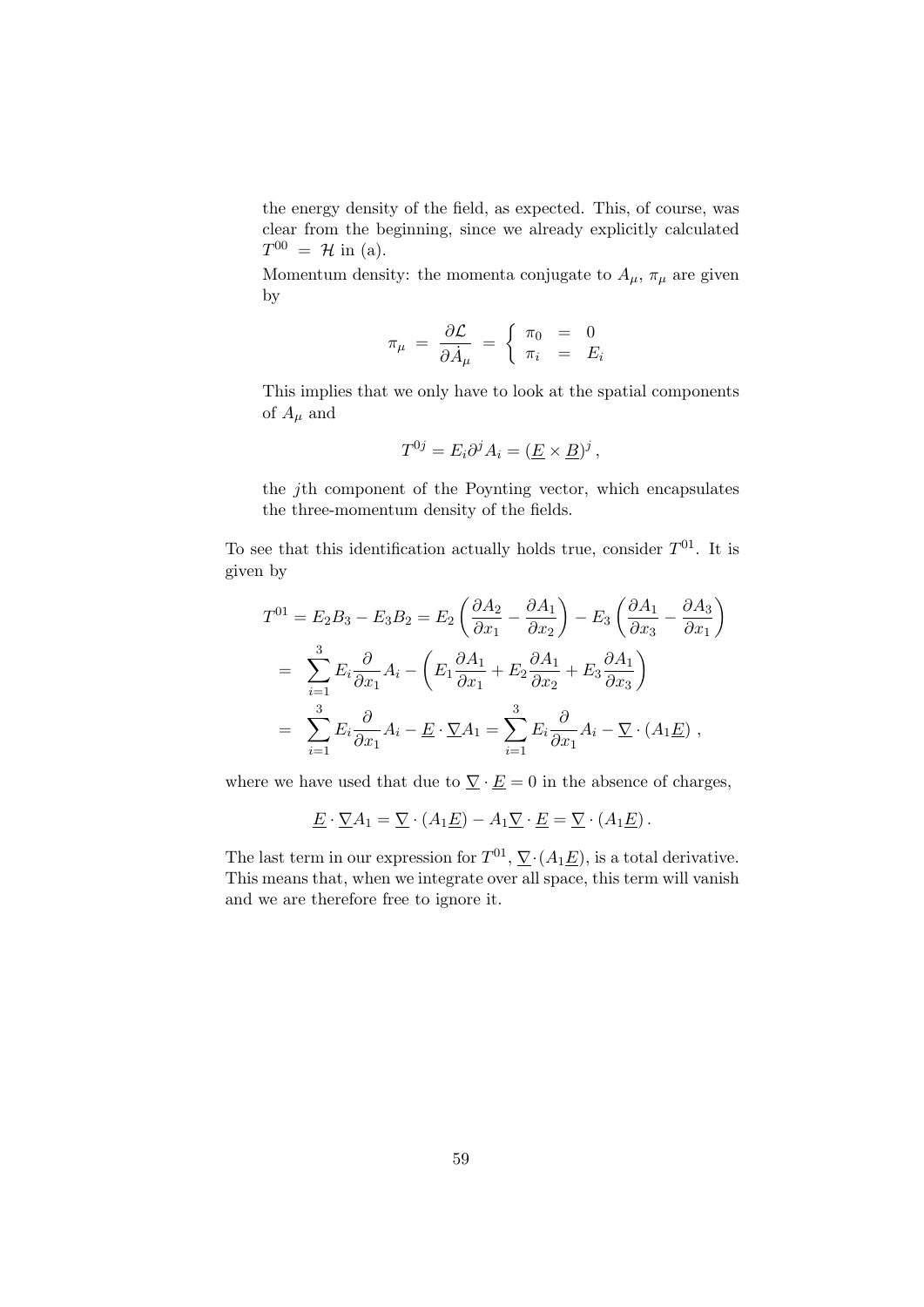the energy density of the field, as expected. This, of course, was clear from the beginning, since we already explicitly calculated $T^{00} = \mathcal{H}$ in (a).

Momentum density: the momenta conjugate to $A_\mu$, $\pi_\mu$ are given by

$$\pi_\mu = \frac{\partial \mathcal{L}}{\partial \dot{A}_\mu} = \begin{cases} \pi_0 & = & 0 \\ \pi_i & = & E_i \end{cases}$$

This implies that we only have to look at the spatial components of $A_\mu$ and

$$T^{0j} = E_i \partial^j A_i = (\underline{E} \times \underline{B})^j \,,$$

the $j$th component of the Poynting vector, which encapsulates the three-momentum density of the fields.

To see that this identification actually holds true, consider $T^{01}$. It is given by

$$\begin{aligned}
T^{01} &= E_2 B_3 - E_3 B_2 = E_2 \left( \frac{\partial A_2}{\partial x_1} - \frac{\partial A_1}{\partial x_2} \right) - E_3 \left( \frac{\partial A_1}{\partial x_3} - \frac{\partial A_3}{\partial x_1} \right) \\
&= \sum_{i=1}^{3} E_i \frac{\partial}{\partial x_1} A_i - \left( E_1 \frac{\partial A_1}{\partial x_1} + E_2 \frac{\partial A_1}{\partial x_2} + E_3 \frac{\partial A_1}{\partial x_3} \right) \\
&= \sum_{i=1}^{3} E_i \frac{\partial}{\partial x_1} A_i - \underline{E} \cdot \underline{\nabla} A_1 = \sum_{i=1}^{3} E_i \frac{\partial}{\partial x_1} A_i - \underline{\nabla} \cdot (A_1 \underline{E}) \,,
\end{aligned}$$

where we have used that due to $\underline{\nabla} \cdot \underline{E} = 0$ in the absence of charges,

$$\underline{E} \cdot \underline{\nabla} A_1 = \underline{\nabla} \cdot (A_1 \underline{E}) - A_1 \underline{\nabla} \cdot \underline{E} = \underline{\nabla} \cdot (A_1 \underline{E}) \,.$$

The last term in our expression for $T^{01}$, $\underline{\nabla} \cdot (A_1 \underline{E})$, is a total derivative. This means that, when we integrate over all space, this term will vanish and we are therefore free to ignore it.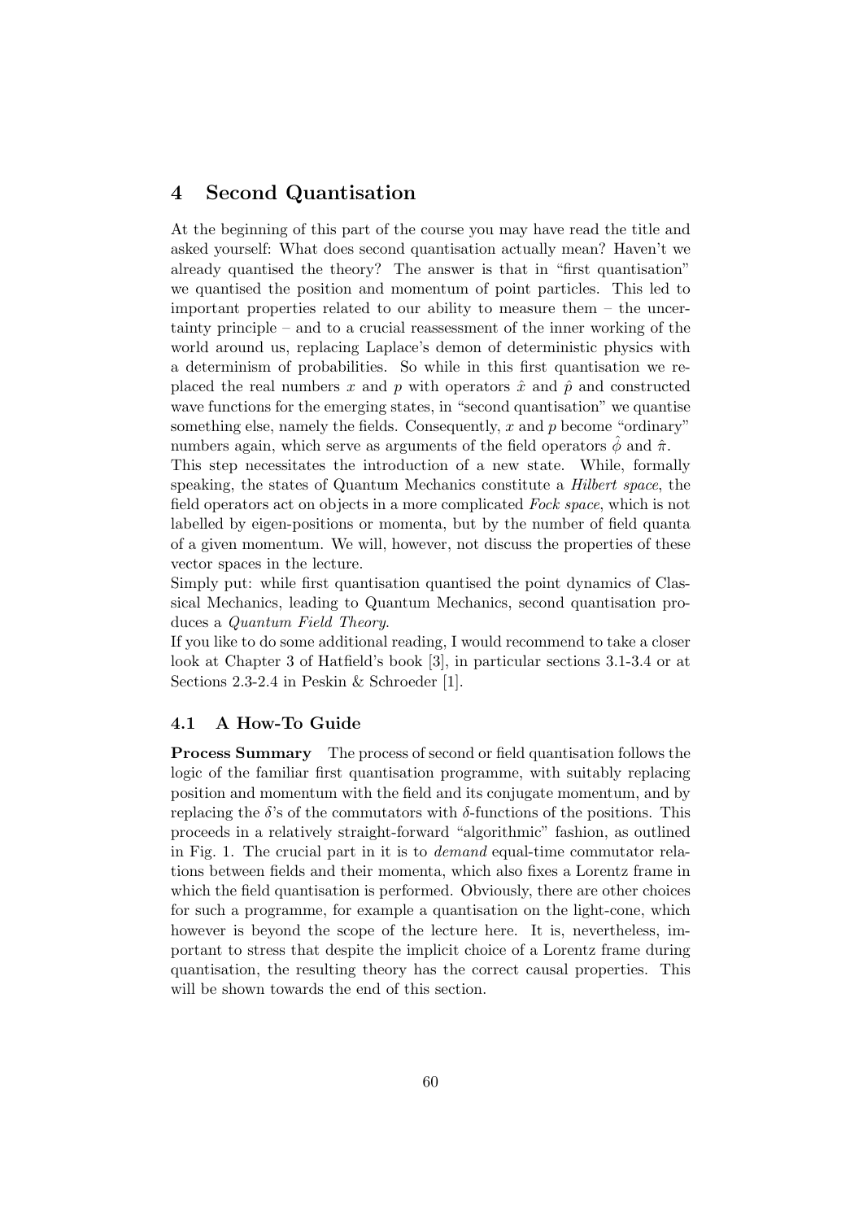# 4 Second Quantisation

At the beginning of this part of the course you may have read the title and asked yourself: What does second quantisation actually mean? Haven't we already quantised the theory? The answer is that in "first quantisation" we quantised the position and momentum of point particles. This led to important properties related to our ability to measure them – the uncertainty principle – and to a crucial reassessment of the inner working of the world around us, replacing Laplace's demon of deterministic physics with a determinism of probabilities. So while in this first quantisation we replaced the real numbers $x$ and $p$ with operators $\hat{x}$ and $\hat{p}$ and constructed wave functions for the emerging states, in "second quantisation" we quantise something else, namely the fields. Consequently, $x$ and $p$ become "ordinary" numbers again, which serve as arguments of the field operators $\hat{\phi}$ and $\hat{\pi}$.

This step necessitates the introduction of a new state. While, formally speaking, the states of Quantum Mechanics constitute a *Hilbert space*, the field operators act on objects in a more complicated *Fock space*, which is not labelled by eigen-positions or momenta, but by the number of field quanta of a given momentum. We will, however, not discuss the properties of these vector spaces in the lecture.

Simply put: while first quantisation quantised the point dynamics of Classical Mechanics, leading to Quantum Mechanics, second quantisation produces a *Quantum Field Theory*.

If you like to do some additional reading, I would recommend to take a closer look at Chapter 3 of Hatfield's book [3], in particular sections 3.1-3.4 or at Sections 2.3-2.4 in Peskin & Schroeder [1].

## 4.1 A How-To Guide

**Process Summary** The process of second or field quantisation follows the logic of the familiar first quantisation programme, with suitably replacing position and momentum with the field and its conjugate momentum, and by replacing the $\delta$'s of the commutators with $\delta$-functions of the positions. This proceeds in a relatively straight-forward "algorithmic" fashion, as outlined in Fig. 1. The crucial part in it is to *demand* equal-time commutator relations between fields and their momenta, which also fixes a Lorentz frame in which the field quantisation is performed. Obviously, there are other choices for such a programme, for example a quantisation on the light-cone, which however is beyond the scope of the lecture here. It is, nevertheless, important to stress that despite the implicit choice of a Lorentz frame during quantisation, the resulting theory has the correct causal properties. This will be shown towards the end of this section.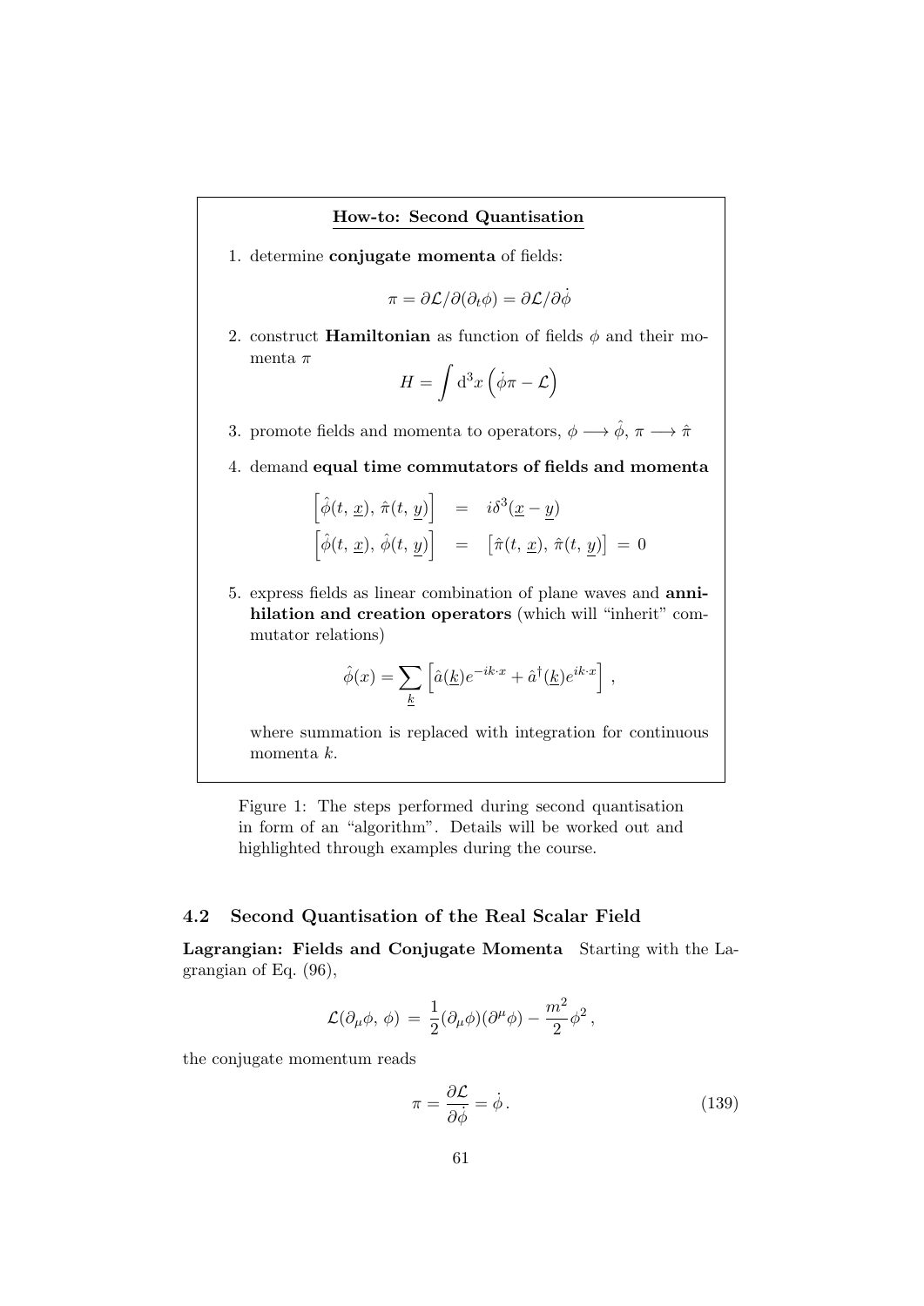**How-to: Second Quantisation**

1. determine **conjugate momenta** of fields:

$$\pi = \partial\mathcal{L}/\partial(\partial_t\phi) = \partial\mathcal{L}/\partial\dot{\phi}$$

2. construct **Hamiltonian** as function of fields $\phi$ and their momenta $\pi$

$$H = \int \mathrm{d}^3x \left(\dot{\phi}\pi - \mathcal{L}\right)$$

3. promote fields and momenta to operators, $\phi \longrightarrow \hat{\phi}$, $\pi \longrightarrow \hat{\pi}$

4. demand **equal time commutators of fields and momenta**

$$\begin{aligned}
\left[\hat{\phi}(t,\,\underline{x}),\,\hat{\pi}(t,\,\underline{y})\right] &= i\delta^3(\underline{x}-\underline{y}) \\
\left[\hat{\phi}(t,\,\underline{x}),\,\hat{\phi}(t,\,\underline{y})\right] &= \left[\hat{\pi}(t,\,\underline{x}),\,\hat{\pi}(t,\,\underline{y})\right] \,=\, 0
\end{aligned}$$

5. express fields as linear combination of plane waves and **annihilation and creation operators** (which will "inherit" commutator relations)

$$\hat{\phi}(x) = \sum_{\underline{k}} \left[\hat{a}(\underline{k})e^{-ik\cdot x} + \hat{a}^\dagger(\underline{k})e^{ik\cdot x}\right]\,,$$

where summation is replaced with integration for continuous momenta $k$.

Figure 1: The steps performed during second quantisation in form of an "algorithm". Details will be worked out and highlighted through examples during the course.

### 4.2 Second Quantisation of the Real Scalar Field

**Lagrangian: Fields and Conjugate Momenta** Starting with the Lagrangian of Eq. (96),

$$\mathcal{L}(\partial_\mu\phi,\,\phi) \,=\, \frac{1}{2}(\partial_\mu\phi)(\partial^\mu\phi) - \frac{m^2}{2}\phi^2\,,$$

the conjugate momentum reads

$$\pi = \frac{\partial\mathcal{L}}{\partial\dot{\phi}} = \dot{\phi}\,. \tag{139}$$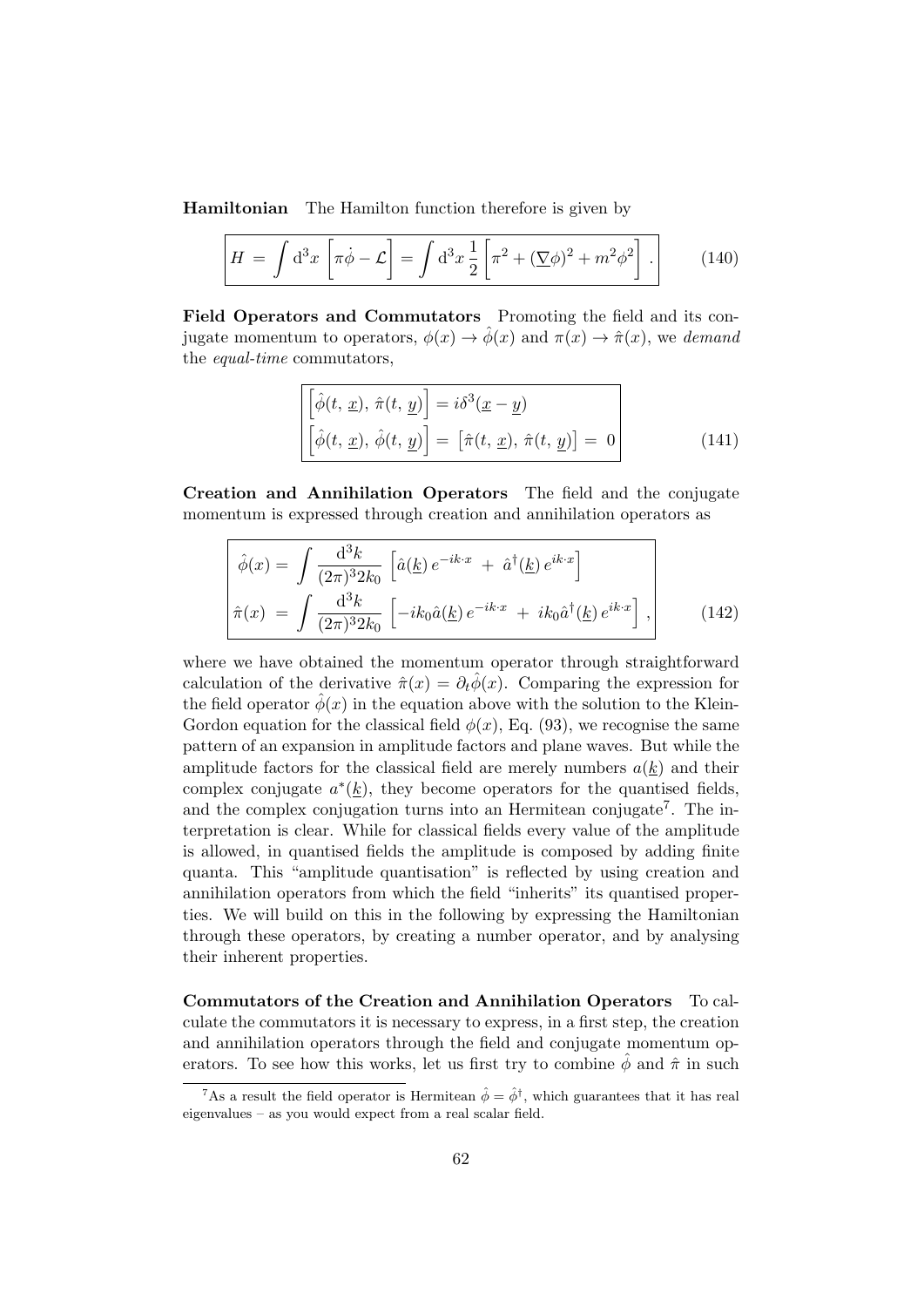**Hamiltonian** The Hamilton function therefore is given by

$$H = \int \mathrm{d}^3x \left[ \pi\dot{\phi} - \mathcal{L} \right] = \int \mathrm{d}^3x \, \frac{1}{2} \left[ \pi^2 + (\underline{\nabla}\phi)^2 + m^2\phi^2 \right] . \tag{140}$$

**Field Operators and Commutators** Promoting the field and its conjugate momentum to operators, $\phi(x) \to \hat{\phi}(x)$ and $\pi(x) \to \hat{\pi}(x)$, we *demand* the *equal-time* commutators,

$$\begin{aligned} \left[ \hat{\phi}(t,\, \underline{x}),\, \hat{\pi}(t,\, \underline{y}) \right] &= i\delta^3(\underline{x} - \underline{y}) \\ \left[ \hat{\phi}(t,\, \underline{x}),\, \hat{\phi}(t,\, \underline{y}) \right] &= \left[ \hat{\pi}(t,\, \underline{x}),\, \hat{\pi}(t,\, \underline{y}) \right] = 0 \end{aligned} \tag{141}$$

**Creation and Annihilation Operators** The field and the conjugate momentum is expressed through creation and annihilation operators as

$$\begin{aligned} \hat{\phi}(x) &= \int \frac{\mathrm{d}^3k}{(2\pi)^3 2k_0} \left[ \hat{a}(\underline{k})\, e^{-ik\cdot x} \; + \; \hat{a}^\dagger(\underline{k})\, e^{ik\cdot x} \right] \\ \hat{\pi}(x) &= \int \frac{\mathrm{d}^3k}{(2\pi)^3 2k_0} \left[ -ik_0\hat{a}(\underline{k})\, e^{-ik\cdot x} \; + \; ik_0\hat{a}^\dagger(\underline{k})\, e^{ik\cdot x} \right] , \end{aligned} \tag{142}$$

where we have obtained the momentum operator through straightforward calculation of the derivative $\hat{\pi}(x) = \partial_t\hat{\phi}(x)$. Comparing the expression for the field operator $\hat{\phi}(x)$ in the equation above with the solution to the Klein-Gordon equation for the classical field $\phi(x)$, Eq. (93), we recognise the same pattern of an expansion in amplitude factors and plane waves. But while the amplitude factors for the classical field are merely numbers $a(\underline{k})$ and their complex conjugate $a^*(\underline{k})$, they become operators for the quantised fields, and the complex conjugation turns into an Hermitean conjugate[7]. The interpretation is clear. While for classical fields every value of the amplitude is allowed, in quantised fields the amplitude is composed by adding finite quanta. This "amplitude quantisation" is reflected by using creation and annihilation operators from which the field "inherits" its quantised properties. We will build on this in the following by expressing the Hamiltonian through these operators, by creating a number operator, and by analysing their inherent properties.

**Commutators of the Creation and Annihilation Operators** To calculate the commutators it is necessary to express, in a first step, the creation and annihilation operators through the field and conjugate momentum operators. To see how this works, let us first try to combine $\hat{\phi}$ and $\hat{\pi}$ in such

[7] As a result the field operator is Hermitean $\hat{\phi} = \hat{\phi}^\dagger$, which guarantees that it has real eigenvalues – as you would expect from a real scalar field.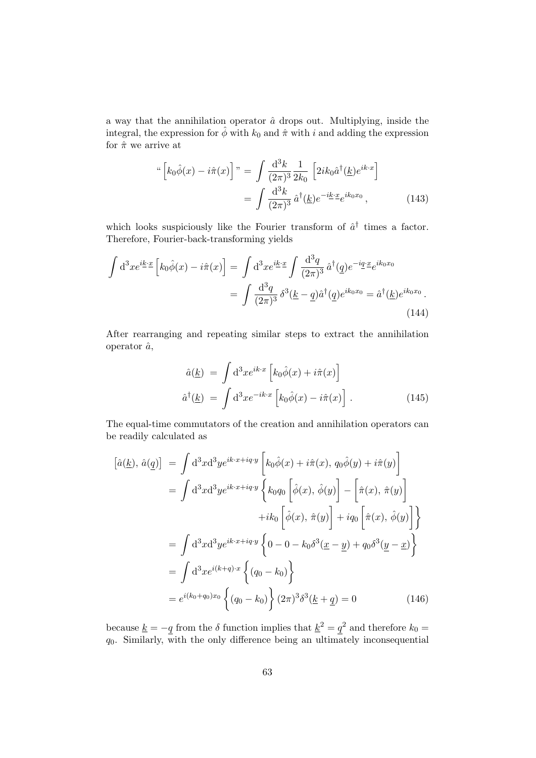a way that the annihilation operator $\hat{a}$ drops out. Multiplying, inside the integral, the expression for $\hat{\phi}$ with $k_0$ and $\hat{\pi}$ with $i$ and adding the expression for $\hat{\pi}$ we arrive at

$$
\begin{aligned}
\text{“}\left[k_0\hat{\phi}(x) - i\hat{\pi}(x)\right]\text{”} &= \int \frac{\mathrm{d}^3k}{(2\pi)^3}\frac{1}{2k_0}\left[2ik_0\hat{a}^\dagger(\underline{k})e^{ik\cdot x}\right] \\
&= \int \frac{\mathrm{d}^3k}{(2\pi)^3}\,\hat{a}^\dagger(\underline{k})e^{-i\underline{k}\cdot\underline{x}}e^{ik_0x_0}\,, \qquad (143)
\end{aligned}
$$

which looks suspiciously like the Fourier transform of $\hat{a}^\dagger$ times a factor. Therefore, Fourier-back-transforming yields

$$
\begin{aligned}
\int \mathrm{d}^3x e^{i\underline{k}\cdot\underline{x}}\left[k_0\hat{\phi}(x) - i\hat{\pi}(x)\right] &= \int \mathrm{d}^3x e^{i\underline{k}\cdot\underline{x}}\int \frac{\mathrm{d}^3q}{(2\pi)^3}\,\hat{a}^\dagger(\underline{q})e^{-i\underline{q}\cdot\underline{x}}e^{ik_0x_0} \\
&= \int \frac{\mathrm{d}^3q}{(2\pi)^3}\,\delta^3(\underline{k}-\underline{q})\hat{a}^\dagger(\underline{q})e^{ik_0x_0} = \hat{a}^\dagger(\underline{k})e^{ik_0x_0}\,. \qquad (144)
\end{aligned}
$$

After rearranging and repeating similar steps to extract the annihilation operator $\hat{a}$,

$$
\begin{aligned}
\hat{a}(\underline{k}) &= \int \mathrm{d}^3x e^{ik\cdot x}\left[k_0\hat{\phi}(x) + i\hat{\pi}(x)\right] \\
\hat{a}^\dagger(\underline{k}) &= \int \mathrm{d}^3x e^{-ik\cdot x}\left[k_0\hat{\phi}(x) - i\hat{\pi}(x)\right]. \qquad (145)
\end{aligned}
$$

The equal-time commutators of the creation and annihilation operators can be readily calculated as

$$
\begin{aligned}
\left[\hat{a}(\underline{k}),\,\hat{a}(\underline{q})\right] &= \int \mathrm{d}^3x\mathrm{d}^3y e^{ik\cdot x+iq\cdot y}\left[k_0\hat{\phi}(x) + i\hat{\pi}(x),\,q_0\hat{\phi}(y) + i\hat{\pi}(y)\right] \\
&= \int \mathrm{d}^3x\mathrm{d}^3y e^{ik\cdot x+iq\cdot y}\left\{k_0q_0\left[\hat{\phi}(x),\,\hat{\phi}(y)\right] - \left[\hat{\pi}(x),\,\hat{\pi}(y)\right]\right. \\
&\qquad\qquad \left. + ik_0\left[\hat{\phi}(x),\,\hat{\pi}(y)\right] + iq_0\left[\hat{\pi}(x),\,\hat{\phi}(y)\right]\right\} \\
&= \int \mathrm{d}^3x\mathrm{d}^3y e^{ik\cdot x+iq\cdot y}\left\{0 - 0 - k_0\delta^3(\underline{x}-\underline{y}) + q_0\delta^3(\underline{y}-\underline{x})\right\} \\
&= \int \mathrm{d}^3x e^{i(k+q)\cdot x}\left\{(q_0 - k_0)\right\} \\
&= e^{i(k_0+q_0)x_0}\left\{(q_0-k_0)\right\}(2\pi)^3\delta^3(\underline{k}+\underline{q}) = 0 \qquad (146)
\end{aligned}
$$

because $\underline{k} = -\underline{q}$ from the $\delta$ function implies that $\underline{k}^2 = \underline{q}^2$ and therefore $k_0 = q_0$. Similarly, with the only difference being an ultimately inconsequential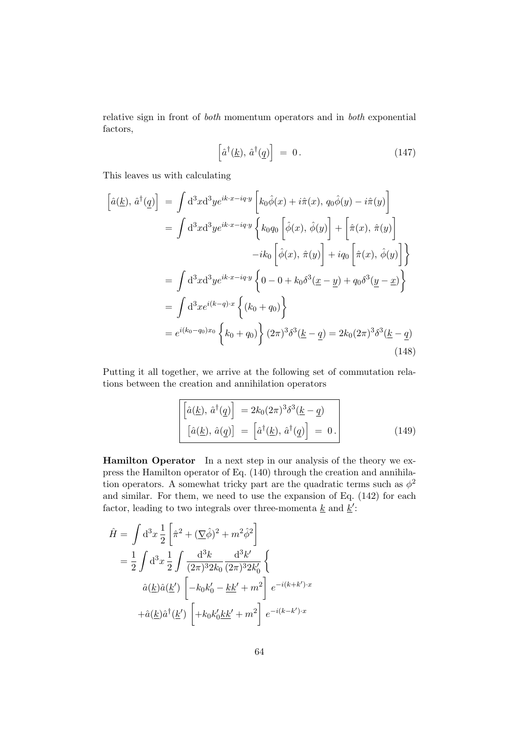relative sign in front of *both* momentum operators and in *both* exponential factors,

$$\left[\hat{a}^\dagger(\underline{k}),\, \hat{a}^\dagger(\underline{q})\right] \;=\; 0\,. \tag{147}$$

This leaves us with calculating

$$\begin{aligned}
\left[\hat{a}(\underline{k}),\, \hat{a}^\dagger(\underline{q})\right] \;&=\; \int \mathrm{d}^3x\mathrm{d}^3y e^{ik\cdot x - iq\cdot y}\left[k_0\hat{\phi}(x) + i\hat{\pi}(x),\, q_0\hat{\phi}(y) - i\hat{\pi}(y)\right] \\
&=\; \int \mathrm{d}^3x\mathrm{d}^3y e^{ik\cdot x - iq\cdot y}\Bigg\{k_0q_0\left[\hat{\phi}(x),\, \hat{\phi}(y)\right] + \left[\hat{\pi}(x),\, \hat{\pi}(y)\right] \\
&\qquad\qquad -ik_0\left[\hat{\phi}(x),\, \hat{\pi}(y)\right] + iq_0\left[\hat{\pi}(x),\, \hat{\phi}(y)\right]\Bigg\} \\
&=\; \int \mathrm{d}^3x\mathrm{d}^3y e^{ik\cdot x - iq\cdot y}\Bigg\{0 - 0 + k_0\delta^3(\underline{x}-\underline{y}) + q_0\delta^3(\underline{y}-\underline{x})\Bigg\} \\
&=\; \int \mathrm{d}^3x e^{i(k-q)\cdot x}\Bigg\{(k_0+q_0)\Bigg\} \\
&= e^{i(k_0-q_0)x_0}\Bigg\{k_0+q_0)\Bigg\}(2\pi)^3\delta^3(\underline{k}-\underline{q}) = 2k_0(2\pi)^3\delta^3(\underline{k}-\underline{q})
\end{aligned} \tag{148}$$

Putting it all together, we arrive at the following set of commutation relations between the creation and annihilation operators

$$\boxed{\begin{aligned}
\left[\hat{a}(\underline{k}),\, \hat{a}^\dagger(\underline{q})\right] \;&= 2k_0(2\pi)^3\delta^3(\underline{k}-\underline{q}) \\
\left[\hat{a}(\underline{k}),\, \hat{a}(\underline{q})\right] \;&=\; \left[\hat{a}^\dagger(\underline{k}),\, \hat{a}^\dagger(\underline{q})\right] \;=\; 0\,.
\end{aligned}} \tag{149}$$

**Hamilton Operator** In a next step in our analysis of the theory we express the Hamilton operator of Eq. (140) through the creation and annihilation operators. A somewhat tricky part are the quadratic terms such as $\phi^2$ and similar. For them, we need to use the expansion of Eq. (142) for each factor, leading to two integrals over three-momenta $\underline{k}$ and $\underline{k}'$:

$$\begin{aligned}
\hat{H} =& \int \mathrm{d}^3x\,\frac{1}{2}\left[\hat{\pi}^2 + (\underline{\nabla}\hat{\phi})^2 + m^2\hat{\phi}^2\right] \\
=& \frac{1}{2}\int \mathrm{d}^3x\,\frac{1}{2}\int\frac{\mathrm{d}^3k}{(2\pi)^3 2k_0}\frac{\mathrm{d}^3k'}{(2\pi)^3 2k_0'}\Bigg\{ \\
& \hat{a}(\underline{k})\hat{a}(\underline{k}')\left[-k_0k_0' - \underline{k}\underline{k}' + m^2\right]e^{-i(k+k')\cdot x} \\
& +\hat{a}(\underline{k})\hat{a}^\dagger(\underline{k}')\left[+k_0k_0'\underline{k}\underline{k}' + m^2\right]e^{-i(k-k')\cdot x}
\end{aligned}$$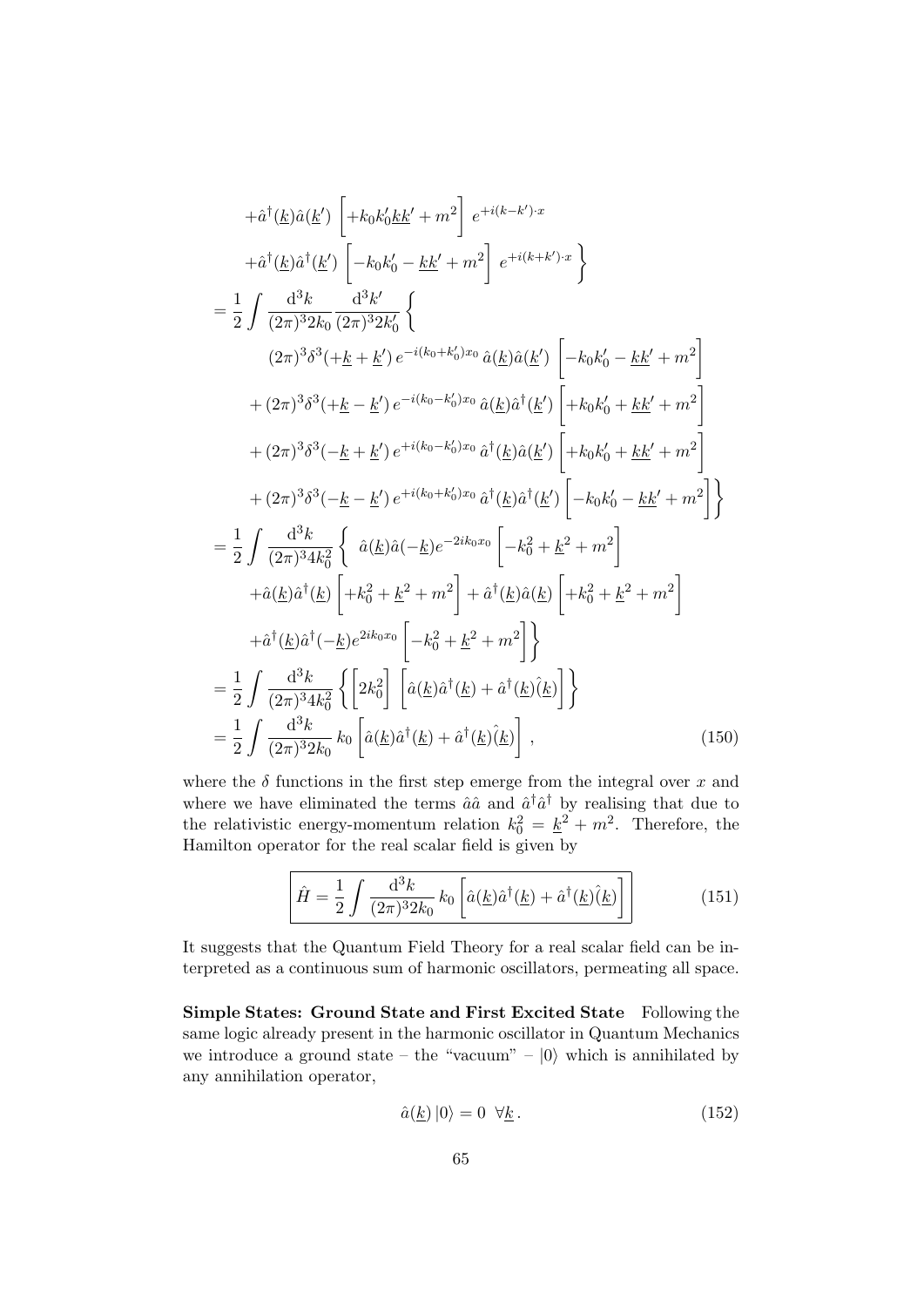$$
\begin{aligned}
&+\hat{a}^\dagger(\underline{k})\hat{a}(\underline{k}')\left[+k_0k_0'\underline{k}\underline{k}'+m^2\right]\,e^{+i(k-k')\cdot x}\\
&+\hat{a}^\dagger(\underline{k})\hat{a}^\dagger(\underline{k}')\left[-k_0k_0'-\underline{k}\underline{k}'+m^2\right]\,e^{+i(k+k')\cdot x}\Bigg\}\\
=&\ \frac{1}{2}\int\frac{\mathrm{d}^3k}{(2\pi)^3 2k_0}\frac{\mathrm{d}^3k'}{(2\pi)^3 2k_0'}\Bigg\{\\
&(2\pi)^3\delta^3(+\underline{k}+\underline{k}')\,e^{-i(k_0+k_0')x_0}\,\hat{a}(\underline{k})\hat{a}(\underline{k}')\left[-k_0k_0'-\underline{k}\underline{k}'+m^2\right]\\
&+(2\pi)^3\delta^3(+\underline{k}-\underline{k}')\,e^{-i(k_0-k_0')x_0}\,\hat{a}(\underline{k})\hat{a}^\dagger(\underline{k}')\left[+k_0k_0'+\underline{k}\underline{k}'+m^2\right]\\
&+(2\pi)^3\delta^3(-\underline{k}+\underline{k}')\,e^{+i(k_0-k_0')x_0}\,\hat{a}^\dagger(\underline{k})\hat{a}(\underline{k}')\left[+k_0k_0'+\underline{k}\underline{k}'+m^2\right]\\
&+(2\pi)^3\delta^3(-\underline{k}-\underline{k}')\,e^{+i(k_0+k_0')x_0}\,\hat{a}^\dagger(\underline{k})\hat{a}^\dagger(\underline{k}')\left[-k_0k_0'-\underline{k}\underline{k}'+m^2\right]\Bigg\}\\
=&\ \frac{1}{2}\int\frac{\mathrm{d}^3k}{(2\pi)^3 4k_0^2}\Bigg\{\ \hat{a}(\underline{k})\hat{a}(-\underline{k})e^{-2ik_0x_0}\left[-k_0^2+\underline{k}^2+m^2\right]\\
&+\hat{a}(\underline{k})\hat{a}^\dagger(\underline{k})\left[+k_0^2+\underline{k}^2+m^2\right]+\hat{a}^\dagger(\underline{k})\hat{a}(\underline{k})\left[+k_0^2+\underline{k}^2+m^2\right]\\
&+\hat{a}^\dagger(\underline{k})\hat{a}^\dagger(-\underline{k})e^{2ik_0x_0}\left[-k_0^2+\underline{k}^2+m^2\right]\Bigg\}\\
=&\ \frac{1}{2}\int\frac{\mathrm{d}^3k}{(2\pi)^3 4k_0^2}\left\{\left[2k_0^2\right]\left[\hat{a}(\underline{k})\hat{a}^\dagger(\underline{k})+\hat{a}^\dagger(\underline{k})\hat{(}\underline{k})\right]\right\}\\
=&\ \frac{1}{2}\int\frac{\mathrm{d}^3k}{(2\pi)^3 2k_0}\,k_0\left[\hat{a}(\underline{k})\hat{a}^\dagger(\underline{k})+\hat{a}^\dagger(\underline{k})\hat{(}\underline{k})\right], \qquad (150)
\end{aligned}
$$

where the $\delta$ functions in the first step emerge from the integral over $x$ and where we have eliminated the terms $\hat{a}\hat{a}$ and $\hat{a}^\dagger\hat{a}^\dagger$ by realising that due to the relativistic energy-momentum relation $k_0^2 = \underline{k}^2 + m^2$. Therefore, the Hamilton operator for the real scalar field is given by

$$
\boxed{\hat{H} = \frac{1}{2}\int\frac{\mathrm{d}^3k}{(2\pi)^3 2k_0}\,k_0\left[\hat{a}(\underline{k})\hat{a}^\dagger(\underline{k})+\hat{a}^\dagger(\underline{k})\hat{(}\underline{k})\right]} \qquad (151)
$$

It suggests that the Quantum Field Theory for a real scalar field can be interpreted as a continuous sum of harmonic oscillators, permeating all space.

**Simple States: Ground State and First Excited State** Following the same logic already present in the harmonic oscillator in Quantum Mechanics we introduce a ground state – the "vacuum" – $|0\rangle$ which is annihilated by any annihilation operator,

$$
\hat{a}(\underline{k})\,|0\rangle = 0\ \ \forall\underline{k}\,. \qquad (152)
$$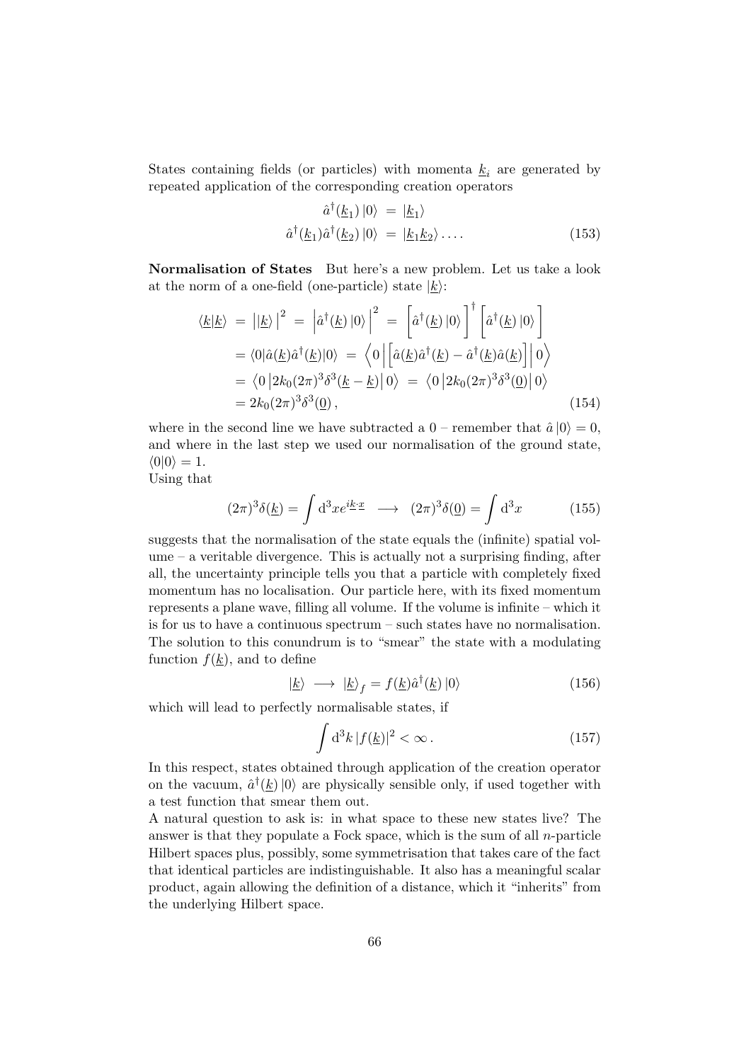States containing fields (or particles) with momenta $\underline{k}_i$ are generated by repeated application of the corresponding creation operators

$$
\begin{aligned}
\hat{a}^\dagger(\underline{k}_1)\,|0\rangle &= |\underline{k}_1\rangle \\
\hat{a}^\dagger(\underline{k}_1)\hat{a}^\dagger(\underline{k}_2)\,|0\rangle &= |\underline{k}_1\underline{k}_2\rangle \ldots .
\end{aligned}
\tag{153}
$$

**Normalisation of States** But here's a new problem. Let us take a look at the norm of a one-field (one-particle) state $|\underline{k}\rangle$:

$$
\begin{aligned}
\langle\underline{k}|\underline{k}\rangle &= \left|\,|\underline{k}\rangle\,\right|^2 = \left|\hat{a}^\dagger(\underline{k})\,|0\rangle\,\right|^2 = \left[\hat{a}^\dagger(\underline{k})\,|0\rangle\right]^\dagger\left[\hat{a}^\dagger(\underline{k})\,|0\rangle\right] \\
&= \langle 0|\hat{a}(\underline{k})\hat{a}^\dagger(\underline{k})|0\rangle = \left\langle 0\left|\left[\hat{a}(\underline{k})\hat{a}^\dagger(\underline{k}) - \hat{a}^\dagger(\underline{k})\hat{a}(\underline{k})\right]\right|0\right\rangle \\
&= \left\langle 0\left|2k_0(2\pi)^3\delta^3(\underline{k}-\underline{k})\right|0\right\rangle = \left\langle 0\left|2k_0(2\pi)^3\delta^3(\underline{0})\right|0\right\rangle \\
&= 2k_0(2\pi)^3\delta^3(\underline{0}) ,
\end{aligned}
\tag{154}
$$

where in the second line we have subtracted a 0 – remember that $\hat{a}\,|0\rangle = 0$, and where in the last step we used our normalisation of the ground state, $\langle 0|0\rangle = 1$.
Using that

$$
(2\pi)^3\delta(\underline{k}) = \int \mathrm{d}^3x e^{i\underline{k}\cdot\underline{x}} \;\longrightarrow\; (2\pi)^3\delta(\underline{0}) = \int \mathrm{d}^3x
\tag{155}
$$

suggests that the normalisation of the state equals the (infinite) spatial volume – a veritable divergence. This is actually not a surprising finding, after all, the uncertainty principle tells you that a particle with completely fixed momentum has no localisation. Our particle here, with its fixed momentum represents a plane wave, filling all volume. If the volume is infinite – which it is for us to have a continuous spectrum – such states have no normalisation. The solution to this conundrum is to "smear" the state with a modulating function $f(\underline{k})$, and to define

$$
|\underline{k}\rangle \;\longrightarrow\; |\underline{k}\rangle_f = f(\underline{k})\hat{a}^\dagger(\underline{k})\,|0\rangle
\tag{156}
$$

which will lead to perfectly normalisable states, if

$$
\int \mathrm{d}^3k\,|f(\underline{k})|^2 < \infty .
\tag{157}
$$

In this respect, states obtained through application of the creation operator on the vacuum, $\hat{a}^\dagger(\underline{k})\,|0\rangle$ are physically sensible only, if used together with a test function that smear them out.
A natural question to ask is: in what space to these new states live? The answer is that they populate a Fock space, which is the sum of all $n$-particle Hilbert spaces plus, possibly, some symmetrisation that takes care of the fact that identical particles are indistinguishable. It also has a meaningful scalar product, again allowing the definition of a distance, which it "inherits" from the underlying Hilbert space.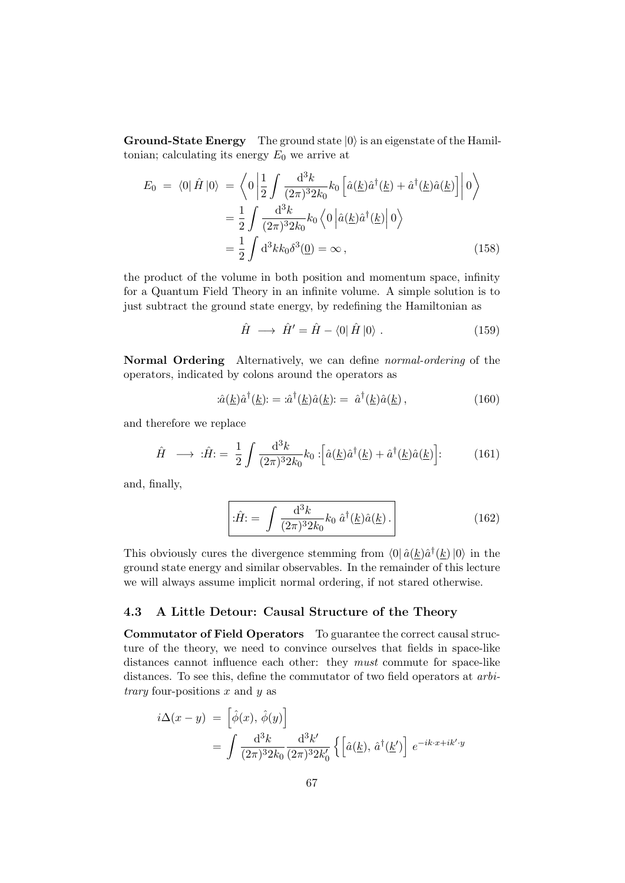**Ground-State Energy** The ground state $|0\rangle$ is an eigenstate of the Hamiltonian; calculating its energy $E_0$ we arrive at

$$
\begin{aligned}
E_0 \;=\; \langle 0|\,\hat{H}\,|0\rangle \;&=\; \left\langle 0 \left| \frac{1}{2}\int \frac{\mathrm{d}^3k}{(2\pi)^3 2k_0} k_0 \left[\hat{a}(\underline{k})\hat{a}^\dagger(\underline{k}) + \hat{a}^\dagger(\underline{k})\hat{a}(\underline{k})\right] \right| 0 \right\rangle \\
&= \frac{1}{2}\int \frac{\mathrm{d}^3k}{(2\pi)^3 2k_0} k_0 \left\langle 0 \left| \hat{a}(\underline{k})\hat{a}^\dagger(\underline{k}) \right| 0 \right\rangle \\
&= \frac{1}{2}\int \mathrm{d}^3k k_0 \delta^3(\underline{0}) = \infty\,,
\end{aligned} \tag{158}
$$

the product of the volume in both position and momentum space, infinity for a Quantum Field Theory in an infinite volume. A simple solution is to just subtract the ground state energy, by redefining the Hamiltonian as

$$
\hat{H} \;\longrightarrow\; \hat{H}' = \hat{H} - \langle 0|\,\hat{H}\,|0\rangle\,. \tag{159}
$$

**Normal Ordering** Alternatively, we can define *normal-ordering* of the operators, indicated by colons around the operators as

$$
:\!\hat{a}(\underline{k})\hat{a}^\dagger(\underline{k})\!: \,=\, :\!\hat{a}^\dagger(\underline{k})\hat{a}(\underline{k})\!: \,=\, \hat{a}^\dagger(\underline{k})\hat{a}(\underline{k})\,, \tag{160}
$$

and therefore we replace

$$
\hat{H} \;\longrightarrow\; :\!\hat{H}\!: \,=\, \frac{1}{2}\int \frac{\mathrm{d}^3k}{(2\pi)^3 2k_0} k_0 :\!\left[\hat{a}(\underline{k})\hat{a}^\dagger(\underline{k}) + \hat{a}^\dagger(\underline{k})\hat{a}(\underline{k})\right]\!: \tag{161}
$$

and, finally,

$$
\boxed{:\!\hat{H}\!: \,=\, \int \frac{\mathrm{d}^3k}{(2\pi)^3 2k_0} k_0\, \hat{a}^\dagger(\underline{k})\hat{a}(\underline{k})\,.} \tag{162}
$$

This obviously cures the divergence stemming from $\langle 0|\,\hat{a}(\underline{k})\hat{a}^\dagger(\underline{k})\,|0\rangle$ in the ground state energy and similar observables. In the remainder of this lecture we will always assume implicit normal ordering, if not stared otherwise.

### 4.3 A Little Detour: Causal Structure of the Theory

**Commutator of Field Operators** To guarantee the correct causal structure of the theory, we need to convince ourselves that fields in space-like distances cannot influence each other: they *must* commute for space-like distances. To see this, define the commutator of two field operators at *arbitrary* four-positions $x$ and $y$ as

$$
\begin{aligned}
i\Delta(x-y) \;&=\; \left[\hat{\phi}(x),\,\hat{\phi}(y)\right] \\
&= \int \frac{\mathrm{d}^3k}{(2\pi)^3 2k_0} \frac{\mathrm{d}^3k'}{(2\pi)^3 2k_0'} \left\{ \left[\hat{a}(\underline{k}),\,\hat{a}^\dagger(\underline{k}')\right] e^{-ik\cdot x + ik'\cdot y}\right.
\end{aligned}
$$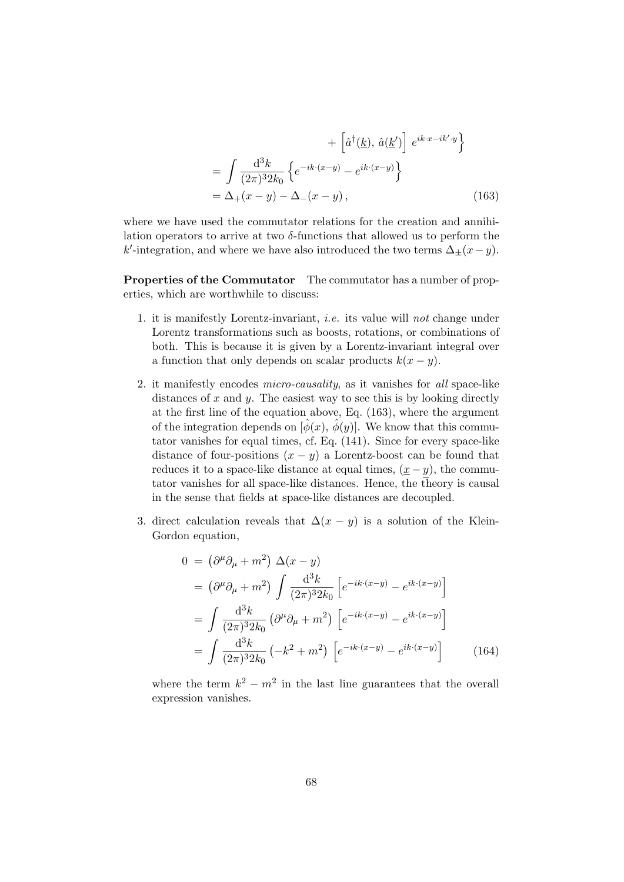$$
\begin{aligned}
&\qquad + \left[\hat{a}^\dagger(\underline{k}),\, \hat{a}(\underline{k}')\right]\, e^{ik\cdot x - ik'\cdot y}\Big\} \\
&= \int \frac{\mathrm{d}^3k}{(2\pi)^3 2k_0} \left\{ e^{-ik\cdot(x-y)} - e^{ik\cdot(x-y)} \right\} \\
&= \Delta_+(x-y) - \Delta_-(x-y)\,, \qquad (163)
\end{aligned}
$$

where we have used the commutator relations for the creation and annihilation operators to arrive at two $\delta$-functions that allowed us to perform the $k'$-integration, and where we have also introduced the two terms $\Delta_\pm(x-y)$.

**Properties of the Commutator** The commutator has a number of properties, which are worthwhile to discuss:

1. it is manifestly Lorentz-invariant, *i.e.* its value will *not* change under Lorentz transformations such as boosts, rotations, or combinations of both. This is because it is given by a Lorentz-invariant integral over a function that only depends on scalar products $k(x-y)$.

2. it manifestly encodes *micro-causality*, as it vanishes for *all* space-like distances of $x$ and $y$. The easiest way to see this is by looking directly at the first line of the equation above, Eq. (163), where the argument of the integration depends on $[\hat{\phi}(x),\, \hat{\phi}(y)]$. We know that this commutator vanishes for equal times, cf. Eq. (141). Since for every space-like distance of four-positions $(x-y)$ a Lorentz-boost can be found that reduces it to a space-like distance at equal times, $(\underline{x}-\underline{y})$, the commutator vanishes for all space-like distances. Hence, the theory is causal in the sense that fields at space-like distances are decoupled.

3. direct calculation reveals that $\Delta(x-y)$ is a solution of the Klein-Gordon equation,

$$
\begin{aligned}
0 \;&=\; \left(\partial^\mu\partial_\mu + m^2\right)\, \Delta(x-y) \\
&=\; \left(\partial^\mu\partial_\mu + m^2\right) \int \frac{\mathrm{d}^3k}{(2\pi)^3 2k_0} \left[e^{-ik\cdot(x-y)} - e^{ik\cdot(x-y)}\right] \\
&=\; \int \frac{\mathrm{d}^3k}{(2\pi)^3 2k_0} \left(\partial^\mu\partial_\mu + m^2\right) \left[e^{-ik\cdot(x-y)} - e^{ik\cdot(x-y)}\right] \\
&=\; \int \frac{\mathrm{d}^3k}{(2\pi)^3 2k_0} \left(-k^2 + m^2\right) \left[e^{-ik\cdot(x-y)} - e^{ik\cdot(x-y)}\right] \qquad (164)
\end{aligned}
$$

where the term $k^2 - m^2$ in the last line guarantees that the overall expression vanishes.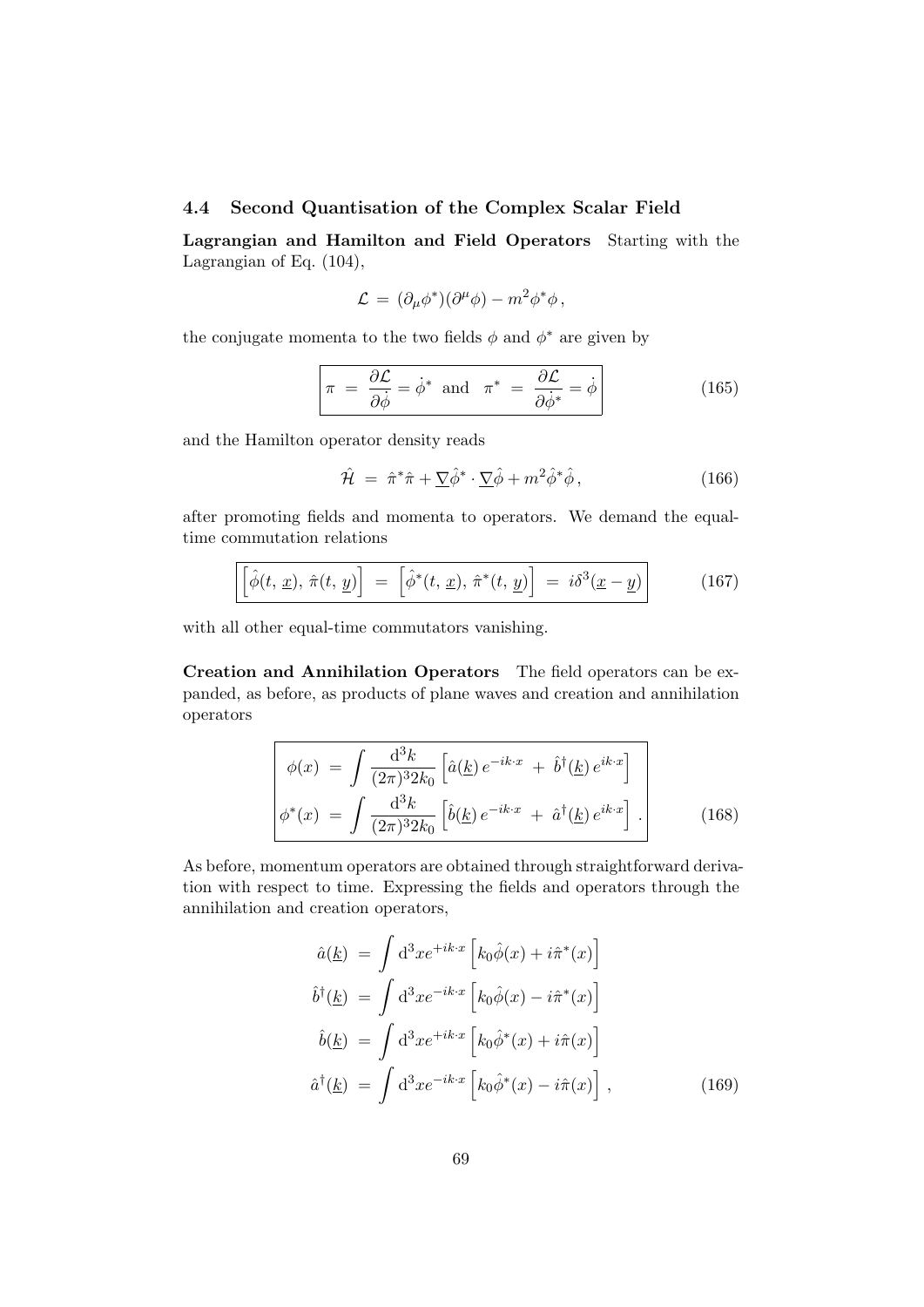### 4.4 Second Quantisation of the Complex Scalar Field

**Lagrangian and Hamilton and Field Operators** Starting with the Lagrangian of Eq. (104),

$$\mathcal{L} \,=\, (\partial_\mu \phi^*)(\partial^\mu \phi) - m^2 \phi^* \phi \,,$$

the conjugate momenta to the two fields $\phi$ and $\phi^*$ are given by

$$\boxed{\pi \;=\; \frac{\partial \mathcal{L}}{\partial \dot{\phi}} = \dot{\phi}^* \;\text{ and }\; \pi^* \;=\; \frac{\partial \mathcal{L}}{\partial \dot{\phi}^*} = \dot{\phi}} \tag{165}$$

and the Hamilton operator density reads

$$\hat{\mathcal{H}} \;=\; \hat{\pi}^* \hat{\pi} + \underline{\nabla} \hat{\phi}^* \cdot \underline{\nabla} \hat{\phi} + m^2 \hat{\phi}^* \hat{\phi} \,, \tag{166}$$

after promoting fields and momenta to operators. We demand the equal-time commutation relations

$$\boxed{\left[\hat{\phi}(t,\,\underline{x}),\,\hat{\pi}(t,\,\underline{y})\right] \;=\; \left[\hat{\phi}^*(t,\,\underline{x}),\,\hat{\pi}^*(t,\,\underline{y})\right] \;=\; i\delta^3(\underline{x}-\underline{y})} \tag{167}$$

with all other equal-time commutators vanishing.

**Creation and Annihilation Operators** The field operators can be expanded, as before, as products of plane waves and creation and annihilation operators

$$\boxed{\begin{aligned}
\phi(x) \;&=\; \int \frac{\mathrm{d}^3 k}{(2\pi)^3 2k_0} \left[\hat{a}(\underline{k})\, e^{-ik\cdot x} \;+\; \hat{b}^\dagger(\underline{k})\, e^{ik\cdot x}\right] \\
\phi^*(x) \;&=\; \int \frac{\mathrm{d}^3 k}{(2\pi)^3 2k_0} \left[\hat{b}(\underline{k})\, e^{-ik\cdot x} \;+\; \hat{a}^\dagger(\underline{k})\, e^{ik\cdot x}\right] .
\end{aligned}} \tag{168}$$

As before, momentum operators are obtained through straightforward derivation with respect to time. Expressing the fields and operators through the annihilation and creation operators,

$$\begin{aligned}
\hat{a}(\underline{k}) \;&=\; \int \mathrm{d}^3 x e^{+ik\cdot x} \left[k_0 \hat{\phi}(x) + i\hat{\pi}^*(x)\right] \\
\hat{b}^\dagger(\underline{k}) \;&=\; \int \mathrm{d}^3 x e^{-ik\cdot x} \left[k_0 \hat{\phi}(x) - i\hat{\pi}^*(x)\right] \\
\hat{b}(\underline{k}) \;&=\; \int \mathrm{d}^3 x e^{+ik\cdot x} \left[k_0 \hat{\phi}^*(x) + i\hat{\pi}(x)\right] \\
\hat{a}^\dagger(\underline{k}) \;&=\; \int \mathrm{d}^3 x e^{-ik\cdot x} \left[k_0 \hat{\phi}^*(x) - i\hat{\pi}(x)\right] \,,
\end{aligned} \tag{169}$$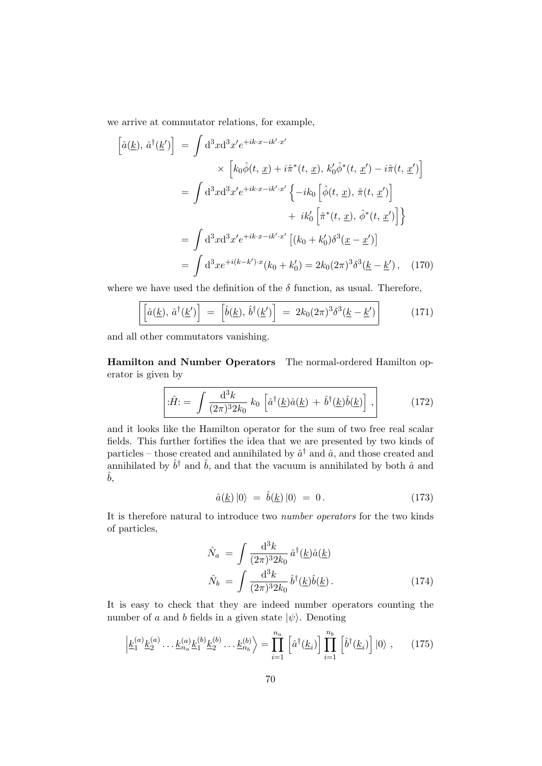we arrive at commutator relations, for example,

$$
\begin{aligned}
\left[\hat{a}(\underline{k}),\, \hat{a}^\dagger(\underline{k}')\right] &= \int \mathrm{d}^3x \mathrm{d}^3x' e^{+ik\cdot x - ik'\cdot x'} \\
&\qquad \times \left[k_0 \hat{\phi}(t,\, \underline{x}) + i\hat{\pi}^*(t,\, \underline{x}),\, k_0' \hat{\phi}^*(t,\, \underline{x}') - i\hat{\pi}(t,\, \underline{x}')\right] \\
&= \int \mathrm{d}^3x \mathrm{d}^3x' e^{+ik\cdot x - ik'\cdot x'} \left\{ -ik_0 \left[\hat{\phi}(t,\, \underline{x}),\, \hat{\pi}(t,\, \underline{x}')\right] \right. \\
&\qquad \left. +\ ik_0' \left[\hat{\pi}^*(t,\, \underline{x}),\, \hat{\phi}^*(t,\, \underline{x}')\right] \right\} \\
&= \int \mathrm{d}^3x \mathrm{d}^3x' e^{+ik\cdot x - ik'\cdot x'} \left[(k_0 + k_0')\delta^3(\underline{x} - \underline{x}')\right] \\
&= \int \mathrm{d}^3x e^{+i(k-k')\cdot x}(k_0 + k_0') = 2k_0 (2\pi)^3 \delta^3(\underline{k} - \underline{k}')\,, \quad (170)
\end{aligned}
$$

where we have used the definition of the $\delta$ function, as usual. Therefore,

$$
\boxed{\left[\hat{a}(\underline{k}),\, \hat{a}^\dagger(\underline{k}')\right] \;=\; \left[\hat{b}(\underline{k}),\, \hat{b}^\dagger(\underline{k}')\right] \;=\; 2k_0 (2\pi)^3 \delta^3(\underline{k} - \underline{k}')} \qquad (171)
$$

and all other commutators vanishing.

**Hamilton and Number Operators** The normal-ordered Hamilton operator is given by

$$
\boxed{:\!\hat{H}\!: = \int \frac{\mathrm{d}^3k}{(2\pi)^3 2k_0}\, k_0 \left[\hat{a}^\dagger(\underline{k})\hat{a}(\underline{k}) \,+\, \hat{b}^\dagger(\underline{k})\hat{b}(\underline{k})\right]\,,} \qquad (172)
$$

and it looks like the Hamilton operator for the sum of two free real scalar fields. This further fortifies the idea that we are presented by two kinds of particles – those created and annihilated by $\hat{a}^\dagger$ and $\hat{a}$, and those created and annihilated by $\hat{b}^\dagger$ and $\hat{b}$, and that the vacuum is annihilated by both $\hat{a}$ and $\hat{b}$,

$$
\hat{a}(\underline{k})\,|0\rangle \;=\; \hat{b}(\underline{k})\,|0\rangle \;=\; 0\,. \qquad (173)
$$

It is therefore natural to introduce two *number operators* for the two kinds of particles,

$$
\begin{aligned}
\hat{N}_a &= \int \frac{\mathrm{d}^3k}{(2\pi)^3 2k_0}\, \hat{a}^\dagger(\underline{k})\hat{a}(\underline{k}) \\
\hat{N}_b &= \int \frac{\mathrm{d}^3k}{(2\pi)^3 2k_0}\, \hat{b}^\dagger(\underline{k})\hat{b}(\underline{k})\,. \qquad (174)
\end{aligned}
$$

It is easy to check that they are indeed number operators counting the number of $a$ and $b$ fields in a given state $|\psi\rangle$. Denoting

$$
\left|\underline{k}_1^{(a)}\underline{k}_2^{(a)} \ldots \underline{k}_{n_a}^{(a)}\underline{k}_1^{(b)}\underline{k}_2^{(b)} \ldots \underline{k}_{n_b}^{(b)}\right\rangle = \prod_{i=1}^{n_a}\left[\hat{a}^\dagger(\underline{k}_i)\right]\prod_{i=1}^{n_b}\left[\hat{b}^\dagger(\underline{k}_i)\right]|0\rangle\;, \qquad (175)
$$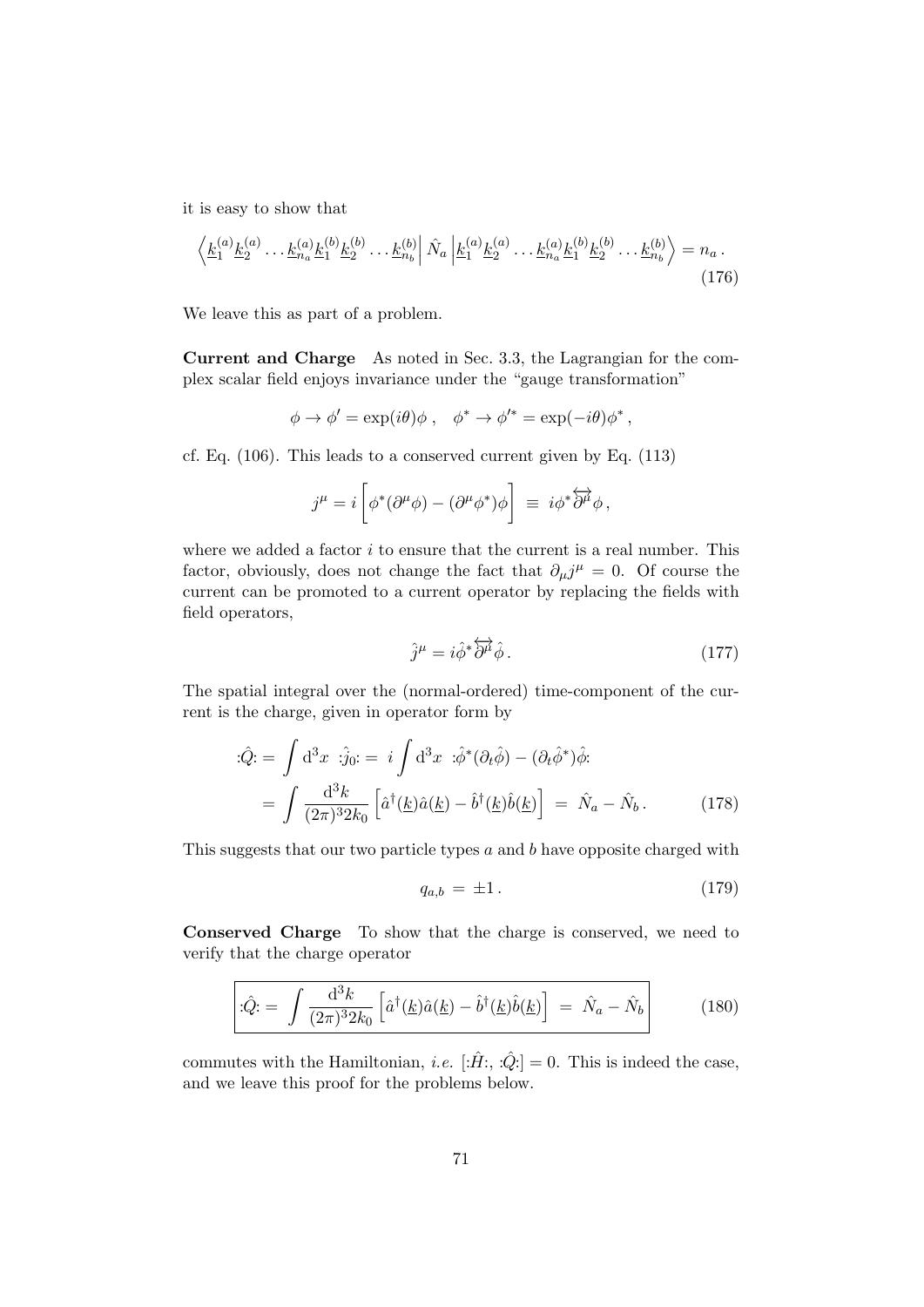it is easy to show that

$$\left\langle \underline{k}_1^{(a)} \underline{k}_2^{(a)} \ldots \underline{k}_{n_a}^{(a)} \underline{k}_1^{(b)} \underline{k}_2^{(b)} \ldots \underline{k}_{n_b}^{(b)} \right| \hat{N}_a \left| \underline{k}_1^{(a)} \underline{k}_2^{(a)} \ldots \underline{k}_{n_a}^{(a)} \underline{k}_1^{(b)} \underline{k}_2^{(b)} \ldots \underline{k}_{n_b}^{(b)} \right\rangle = n_a \,. \tag{176}$$

We leave this as part of a problem.

**Current and Charge** As noted in Sec. 3.3, the Lagrangian for the complex scalar field enjoys invariance under the "gauge transformation"

$$\phi \to \phi' = \exp(i\theta)\phi \,, \quad \phi^* \to \phi'^* = \exp(-i\theta)\phi^* \,,$$

cf. Eq. (106). This leads to a conserved current given by Eq. (113)

$$j^\mu = i \left[ \phi^* (\partial^\mu \phi) - (\partial^\mu \phi^*) \phi \right] \; \equiv \; i \phi^* \overleftrightarrow{\partial^\mu} \phi \,,$$

where we added a factor $i$ to ensure that the current is a real number. This factor, obviously, does not change the fact that $\partial_\mu j^\mu = 0$. Of course the current can be promoted to a current operator by replacing the fields with field operators,

$$\hat{j}^\mu = i \hat{\phi}^* \overleftrightarrow{\partial^\mu} \hat{\phi} \,. \tag{177}$$

The spatial integral over the (normal-ordered) time-component of the current is the charge, given in operator form by

$$\begin{aligned} {:}\hat{Q}{:} = \int \mathrm{d}^3x \; {:}\hat{j}_0{:} &= \; i \int \mathrm{d}^3x \; {:}\hat{\phi}^* (\partial_t \hat{\phi}) - (\partial_t \hat{\phi}^*) \hat{\phi}{:} \\ &= \int \frac{\mathrm{d}^3k}{(2\pi)^3 2k_0} \left[ \hat{a}^\dagger(\underline{k}) \hat{a}(\underline{k}) - \hat{b}^\dagger(\underline{k}) \hat{b}(\underline{k}) \right] \; = \; \hat{N}_a - \hat{N}_b \,. \end{aligned} \tag{178}$$

This suggests that our two particle types $a$ and $b$ have opposite charged with

$$q_{a,b} \; = \; \pm 1 \,. \tag{179}$$

**Conserved Charge** To show that the charge is conserved, we need to verify that the charge operator

$$\boxed{{:}\hat{Q}{:} = \int \frac{\mathrm{d}^3k}{(2\pi)^3 2k_0} \left[ \hat{a}^\dagger(\underline{k}) \hat{a}(\underline{k}) - \hat{b}^\dagger(\underline{k}) \hat{b}(\underline{k}) \right] \; = \; \hat{N}_a - \hat{N}_b} \tag{180}$$

commutes with the Hamiltonian, *i.e.* $[{:}\hat{H}{:}, {:}\hat{Q}{:}] = 0$. This is indeed the case, and we leave this proof for the problems below.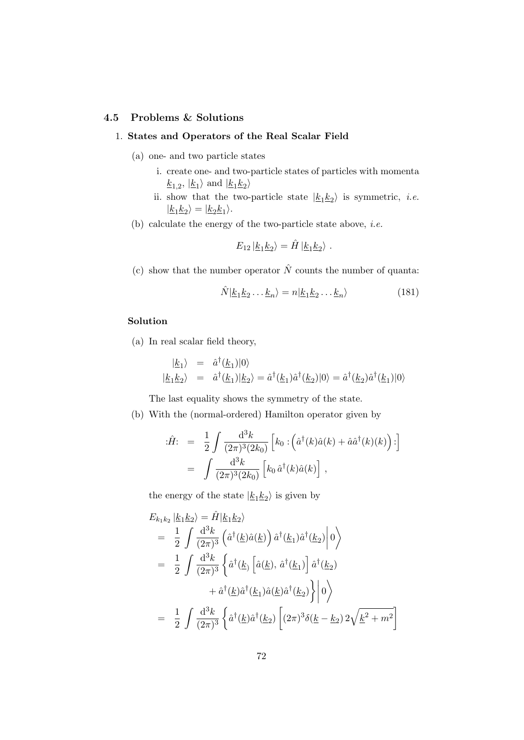### 4.5 Problems & Solutions

1. **States and Operators of the Real Scalar Field**

   (a) one- and two particle states

   i. create one- and two-particle states of particles with momenta $\underline{k}_{1,2}$, $|\underline{k}_1\rangle$ and $|\underline{k}_1\underline{k}_2\rangle$

   ii. show that the two-particle state $|\underline{k}_1\underline{k}_2\rangle$ is symmetric, *i.e.* $|\underline{k}_1\underline{k}_2\rangle = |\underline{k}_2\underline{k}_1\rangle$.

   (b) calculate the energy of the two-particle state above, *i.e.*

$$E_{12}\,|\underline{k}_1\underline{k}_2\rangle = \hat{H}\,|\underline{k}_1\underline{k}_2\rangle\ .$$

   (c) show that the number operator $\hat{N}$ counts the number of quanta:

$$\hat{N}|\underline{k}_1\underline{k}_2\dots\underline{k}_n\rangle = n|\underline{k}_1\underline{k}_2\dots\underline{k}_n\rangle \qquad (181)$$

**Solution**

(a) In real scalar field theory,

$$\begin{aligned}
|\underline{k}_1\rangle &= \hat{a}^\dagger(\underline{k}_1)|0\rangle \\
|\underline{k}_1\underline{k}_2\rangle &= \hat{a}^\dagger(\underline{k}_1)|\underline{k}_2\rangle = \hat{a}^\dagger(\underline{k}_1)\hat{a}^\dagger(\underline{k}_2)|0\rangle = \hat{a}^\dagger(\underline{k}_2)\hat{a}^\dagger(\underline{k}_1)|0\rangle
\end{aligned}$$

The last equality shows the symmetry of the state.

(b) With the (normal-ordered) Hamilton operator given by

$$\begin{aligned}
:\!\hat{H}\!: &= \frac{1}{2}\int \frac{\mathrm{d}^3k}{(2\pi)^3(2k_0)}\left[k_0 :\!\left(\hat{a}^\dagger(k)\hat{a}(k) + \hat{a}\hat{a}^\dagger(k)(k)\right)\!:\right] \\
&= \int \frac{\mathrm{d}^3k}{(2\pi)^3(2k_0)}\left[k_0\,\hat{a}^\dagger(k)\hat{a}(k)\right]\,,
\end{aligned}$$

the energy of the state $|\underline{k}_1\underline{k}_2\rangle$ is given by

$$\begin{aligned}
&E_{k_1k_2}\,|\underline{k}_1\underline{k}_2\rangle = \hat{H}|\underline{k}_1\underline{k}_2\rangle \\
&= \frac{1}{2}\int \frac{\mathrm{d}^3k}{(2\pi)^3}\left(\hat{a}^\dagger(\underline{k})\hat{a}(\underline{k})\right)\hat{a}^\dagger(\underline{k}_1)\hat{a}^\dagger(\underline{k}_2)\Big|\,0\Big\rangle \\
&= \frac{1}{2}\int \frac{\mathrm{d}^3k}{(2\pi)^3}\Big\{\hat{a}^\dagger(\underline{k}_)\left[\hat{a}(\underline{k}),\,\hat{a}^\dagger(\underline{k}_1)\right]\hat{a}^\dagger(\underline{k}_2) \\
&\qquad\qquad + \hat{a}^\dagger(\underline{k})\hat{a}^\dagger(\underline{k}_1)\hat{a}(\underline{k})\hat{a}^\dagger(\underline{k}_2)\Big\}\Big|\,0\Big\rangle \\
&= \frac{1}{2}\int \frac{\mathrm{d}^3k}{(2\pi)^3}\Big\{\hat{a}^\dagger(\underline{k})\hat{a}^\dagger(\underline{k}_2)\left[(2\pi)^3\delta(\underline{k}-\underline{k}_2)\,2\sqrt{\underline{k}^2+m^2}\right]
\end{aligned}$$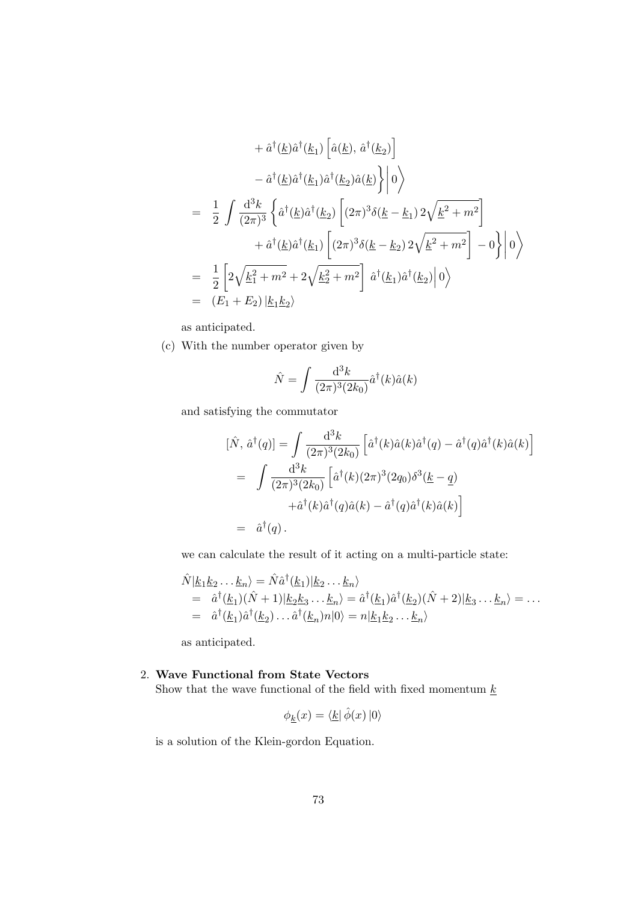$$
\begin{aligned}
&\quad + \hat{a}^\dagger(\underline{k})\hat{a}^\dagger(\underline{k}_1)\left[\hat{a}(\underline{k}),\, \hat{a}^\dagger(\underline{k}_2)\right] \\
&\quad - \hat{a}^\dagger(\underline{k})\hat{a}^\dagger(\underline{k}_1)\hat{a}^\dagger(\underline{k}_2)\hat{a}(\underline{k})\Big\}\Big|\, 0\Big\rangle \\
&= \frac{1}{2}\int \frac{\mathrm{d}^3k}{(2\pi)^3}\Big\{\hat{a}^\dagger(\underline{k})\hat{a}^\dagger(\underline{k}_2)\left[(2\pi)^3\delta(\underline{k}-\underline{k}_1)\, 2\sqrt{\underline{k}^2+m^2}\right] \\
&\quad + \hat{a}^\dagger(\underline{k})\hat{a}^\dagger(\underline{k}_1)\left[(2\pi)^3\delta(\underline{k}-\underline{k}_2)\, 2\sqrt{\underline{k}^2+m^2}\right] - 0\Big\}\Big|\, 0\Big\rangle \\
&= \frac{1}{2}\left[2\sqrt{\underline{k}_1^2+m^2}+2\sqrt{\underline{k}_2^2+m^2}\right]\, \hat{a}^\dagger(\underline{k}_1)\hat{a}^\dagger(\underline{k}_2)\Big|\, 0\Big\rangle \\
&= (E_1+E_2)\, |\underline{k}_1\underline{k}_2\rangle
\end{aligned}
$$

as anticipated.

(c) With the number operator given by

$$
\hat{N} = \int \frac{\mathrm{d}^3k}{(2\pi)^3(2k_0)}\hat{a}^\dagger(k)\hat{a}(k)
$$

and satisfying the commutator

$$
\begin{aligned}
[\hat{N},\, \hat{a}^\dagger(q)] &= \int \frac{\mathrm{d}^3k}{(2\pi)^3(2k_0)}\left[\hat{a}^\dagger(k)\hat{a}(k)\hat{a}^\dagger(q) - \hat{a}^\dagger(q)\hat{a}^\dagger(k)\hat{a}(k)\right] \\
&= \int \frac{\mathrm{d}^3k}{(2\pi)^3(2k_0)}\Big[\hat{a}^\dagger(k)(2\pi)^3(2q_0)\delta^3(\underline{k}-\underline{q}) \\
&\quad + \hat{a}^\dagger(k)\hat{a}^\dagger(q)\hat{a}(k) - \hat{a}^\dagger(q)\hat{a}^\dagger(k)\hat{a}(k)\Big] \\
&= \hat{a}^\dagger(q)\,.
\end{aligned}
$$

we can calculate the result of it acting on a multi-particle state:

$$
\begin{aligned}
&\hat{N}|\underline{k}_1\underline{k}_2\ldots\underline{k}_n\rangle = \hat{N}\hat{a}^\dagger(\underline{k}_1)|\underline{k}_2\ldots\underline{k}_n\rangle \\
&= \hat{a}^\dagger(\underline{k}_1)(\hat{N}+1)|\underline{k}_2\underline{k}_3\ldots\underline{k}_n\rangle = \hat{a}^\dagger(\underline{k}_1)\hat{a}^\dagger(\underline{k}_2)(\hat{N}+2)|\underline{k}_3\ldots\underline{k}_n\rangle = \ldots \\
&= \hat{a}^\dagger(\underline{k}_1)\hat{a}^\dagger(\underline{k}_2)\ldots\hat{a}^\dagger(\underline{k}_n)n|0\rangle = n|\underline{k}_1\underline{k}_2\ldots\underline{k}_n\rangle
\end{aligned}
$$

as anticipated.

2. **Wave Functional from State Vectors**
Show that the wave functional of the field with fixed momentum $\underline{k}$

$$
\phi_{\underline{k}}(x) = \langle\underline{k}|\,\hat{\phi}(x)\,|0\rangle
$$

is a solution of the Klein-gordon Equation.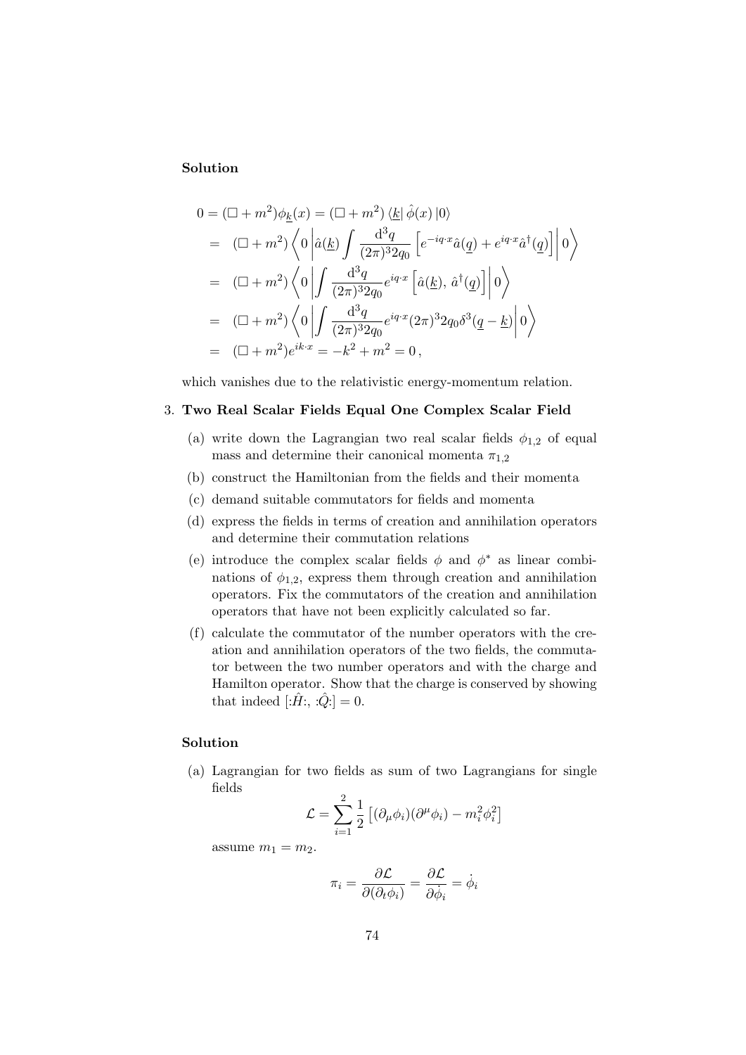**Solution**

$$
\begin{aligned}
0 &= (\Box + m^2)\phi_{\underline{k}}(x) = (\Box + m^2)\left\langle \underline{k}\right| \hat{\phi}(x)\left|0\right\rangle \\
&= (\Box + m^2)\left\langle 0 \left| \hat{a}(\underline{k}) \int \frac{\mathrm{d}^3 q}{(2\pi)^3 2q_0}\left[e^{-iq\cdot x}\hat{a}(\underline{q}) + e^{iq\cdot x}\hat{a}^\dagger(\underline{q})\right]\right| 0 \right\rangle \\
&= (\Box + m^2)\left\langle 0 \left| \int \frac{\mathrm{d}^3 q}{(2\pi)^3 2q_0} e^{iq\cdot x}\left[\hat{a}(\underline{k}),\, \hat{a}^\dagger(\underline{q})\right]\right| 0 \right\rangle \\
&= (\Box + m^2)\left\langle 0 \left| \int \frac{\mathrm{d}^3 q}{(2\pi)^3 2q_0} e^{iq\cdot x}(2\pi)^3 2q_0 \delta^3(\underline{q} - \underline{k})\right| 0 \right\rangle \\
&= (\Box + m^2)e^{ik\cdot x} = -k^2 + m^2 = 0\,,
\end{aligned}
$$

which vanishes due to the relativistic energy-momentum relation.

3. **Two Real Scalar Fields Equal One Complex Scalar Field**

   (a) write down the Lagrangian two real scalar fields $\phi_{1,2}$ of equal mass and determine their canonical momenta $\pi_{1,2}$

   (b) construct the Hamiltonian from the fields and their momenta

   (c) demand suitable commutators for fields and momenta

   (d) express the fields in terms of creation and annihilation operators and determine their commutation relations

   (e) introduce the complex scalar fields $\phi$ and $\phi^*$ as linear combinations of $\phi_{1,2}$, express them through creation and annihilation operators. Fix the commutators of the creation and annihilation operators that have not been explicitly calculated so far.

   (f) calculate the commutator of the number operators with the creation and annihilation operators of the two fields, the commutator between the two number operators and with the charge and Hamilton operator. Show that the charge is conserved by showing that indeed $[:\hat{H}:,\, :\hat{Q}:] = 0$.

**Solution**

(a) Lagrangian for two fields as sum of two Lagrangians for single fields

$$
\mathcal{L} = \sum_{i=1}^{2} \frac{1}{2}\left[(\partial_\mu \phi_i)(\partial^\mu \phi_i) - m_i^2 \phi_i^2\right]
$$

assume $m_1 = m_2$.

$$
\pi_i = \frac{\partial \mathcal{L}}{\partial(\partial_t \phi_i)} = \frac{\partial \mathcal{L}}{\partial \dot{\phi}_i} = \dot{\phi}_i
$$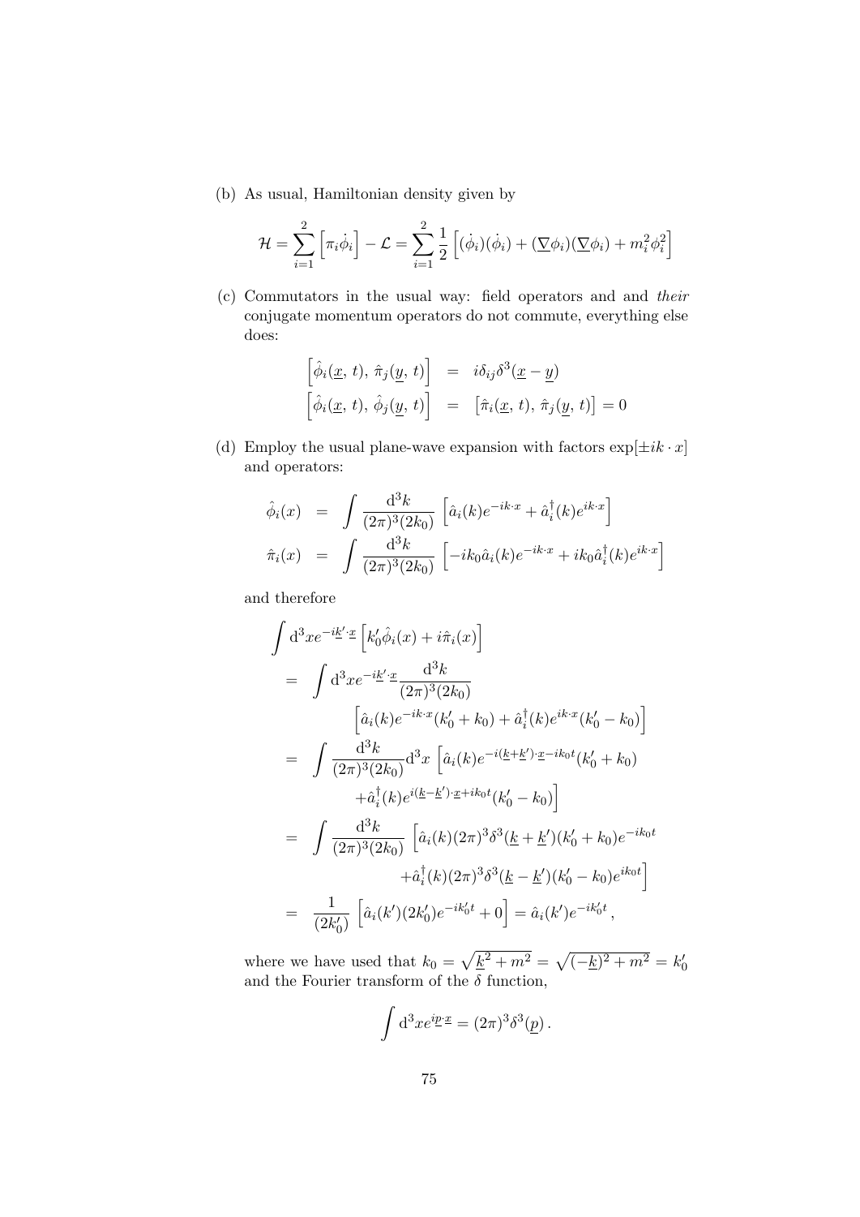(b) As usual, Hamiltonian density given by

$$\mathcal{H} = \sum_{i=1}^{2} \left[\pi_i \dot{\phi}_i\right] - \mathcal{L} = \sum_{i=1}^{2} \frac{1}{2}\left[(\dot{\phi}_i)(\dot{\phi}_i) + (\underline{\nabla}\phi_i)(\underline{\nabla}\phi_i) + m_i^2\phi_i^2\right]$$

(c) Commutators in the usual way: field operators and and *their* conjugate momentum operators do not commute, everything else does:

$$\begin{aligned}
\left[\hat{\phi}_i(\underline{x},\, t),\, \hat{\pi}_j(\underline{y},\, t)\right] &= i\delta_{ij}\delta^3(\underline{x}-\underline{y}) \\
\left[\hat{\phi}_i(\underline{x},\, t),\, \hat{\phi}_j(\underline{y},\, t)\right] &= \left[\hat{\pi}_i(\underline{x},\, t),\, \hat{\pi}_j(\underline{y},\, t)\right] = 0
\end{aligned}$$

(d) Employ the usual plane-wave expansion with factors $\exp[\pm ik\cdot x]$ and operators:

$$\begin{aligned}
\hat{\phi}_i(x) &= \int \frac{\mathrm{d}^3k}{(2\pi)^3(2k_0)}\left[\hat{a}_i(k)e^{-ik\cdot x} + \hat{a}_i^\dagger(k)e^{ik\cdot x}\right] \\
\hat{\pi}_i(x) &= \int \frac{\mathrm{d}^3k}{(2\pi)^3(2k_0)}\left[-ik_0\hat{a}_i(k)e^{-ik\cdot x} + ik_0\hat{a}_i^\dagger(k)e^{ik\cdot x}\right]
\end{aligned}$$

and therefore

$$\begin{aligned}
&\int \mathrm{d}^3x e^{-i\underline{k}'\cdot\underline{x}}\left[k_0'\hat{\phi}_i(x) + i\hat{\pi}_i(x)\right] \\
&= \int \mathrm{d}^3x e^{-i\underline{k}'\cdot\underline{x}}\frac{\mathrm{d}^3k}{(2\pi)^3(2k_0)} \\
&\qquad \left[\hat{a}_i(k)e^{-ik\cdot x}(k_0'+k_0) + \hat{a}_i^\dagger(k)e^{ik\cdot x}(k_0'-k_0)\right] \\
&= \int \frac{\mathrm{d}^3k}{(2\pi)^3(2k_0)}\mathrm{d}^3x\left[\hat{a}_i(k)e^{-i(\underline{k}+\underline{k}')\cdot\underline{x}-ik_0t}(k_0'+k_0)\right. \\
&\qquad \left. + \hat{a}_i^\dagger(k)e^{i(\underline{k}-\underline{k}')\cdot\underline{x}+ik_0t}(k_0'-k_0)\right] \\
&= \int \frac{\mathrm{d}^3k}{(2\pi)^3(2k_0)}\left[\hat{a}_i(k)(2\pi)^3\delta^3(\underline{k}+\underline{k}')(k_0'+k_0)e^{-ik_0t}\right. \\
&\qquad \left. + \hat{a}_i^\dagger(k)(2\pi)^3\delta^3(\underline{k}-\underline{k}')(k_0'-k_0)e^{ik_0t}\right] \\
&= \frac{1}{(2k_0')}\left[\hat{a}_i(k')(2k_0')e^{-ik_0't} + 0\right] = \hat{a}_i(k')e^{-ik_0't}\,,
\end{aligned}$$

where we have used that $k_0 = \sqrt{\underline{k}^2+m^2} = \sqrt{(-\underline{k})^2+m^2} = k_0'$ and the Fourier transform of the $\delta$ function,

$$\int \mathrm{d}^3x e^{i\underline{p}\cdot\underline{x}} = (2\pi)^3\delta^3(\underline{p})\,.$$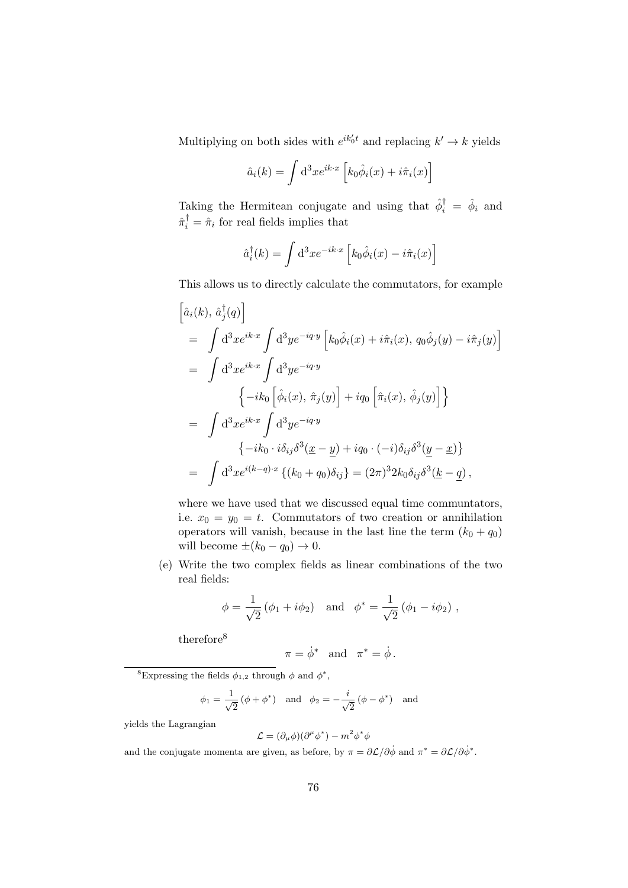Multiplying on both sides with $e^{ik_0't}$ and replacing $k' \to k$ yields

$$\hat{a}_i(k) = \int \mathrm{d}^3x e^{ik\cdot x} \left[ k_0 \hat{\phi}_i(x) + i\hat{\pi}_i(x) \right]$$

Taking the Hermitean conjugate and using that $\hat{\phi}_i^\dagger = \hat{\phi}_i$ and $\hat{\pi}_i^\dagger = \hat{\pi}_i$ for real fields implies that

$$\hat{a}_i^\dagger(k) = \int \mathrm{d}^3x e^{-ik\cdot x} \left[ k_0 \hat{\phi}_i(x) - i\hat{\pi}_i(x) \right]$$

This allows us to directly calculate the commutators, for example

$$\begin{aligned}
&\left[ \hat{a}_i(k),\, \hat{a}_j^\dagger(q) \right] \\
&= \int \mathrm{d}^3x e^{ik\cdot x} \int \mathrm{d}^3y e^{-iq\cdot y} \left[ k_0 \hat{\phi}_i(x) + i\hat{\pi}_i(x),\, q_0 \hat{\phi}_j(y) - i\hat{\pi}_j(y) \right] \\
&= \int \mathrm{d}^3x e^{ik\cdot x} \int \mathrm{d}^3y e^{-iq\cdot y} \\
&\qquad \left\{ -ik_0 \left[ \hat{\phi}_i(x),\, \hat{\pi}_j(y) \right] + iq_0 \left[ \hat{\pi}_i(x),\, \hat{\phi}_j(y) \right] \right\} \\
&= \int \mathrm{d}^3x e^{ik\cdot x} \int \mathrm{d}^3y e^{-iq\cdot y} \\
&\qquad \left\{ -ik_0 \cdot i\delta_{ij} \delta^3(\underline{x} - \underline{y}) + iq_0 \cdot (-i)\delta_{ij}\delta^3(\underline{y} - \underline{x}) \right\} \\
&= \int \mathrm{d}^3x e^{i(k-q)\cdot x} \left\{ (k_0 + q_0)\delta_{ij} \right\} = (2\pi)^3 2k_0 \delta_{ij} \delta^3(\underline{k} - \underline{q}) \,,
\end{aligned}$$

where we have used that we discussed equal time communtators, i.e. $x_0 = y_0 = t$. Commutators of two creation or annihilation operators will vanish, because in the last line the term $(k_0 + q_0)$ will become $\pm(k_0 - q_0) \to 0$.

(e) Write the two complex fields as linear combinations of the two real fields:

$$\phi = \frac{1}{\sqrt{2}} (\phi_1 + i\phi_2) \quad \text{and} \quad \phi^* = \frac{1}{\sqrt{2}} (\phi_1 - i\phi_2) \,,$$

therefore[8]

$$\pi = \dot{\phi}^* \quad \text{and} \quad \pi^* = \dot{\phi} \,.$$

---

[8]Expressing the fields $\phi_{1,2}$ through $\phi$ and $\phi^*$,

$$\phi_1 = \frac{1}{\sqrt{2}} (\phi + \phi^*) \quad \text{and} \quad \phi_2 = -\frac{i}{\sqrt{2}} (\phi - \phi^*) \quad \text{and}$$

yields the Lagrangian

$$\mathcal{L} = (\partial_\mu \phi)(\partial^\mu \phi^*) - m^2 \phi^* \phi$$

and the conjugate momenta are given, as before, by $\pi = \partial\mathcal{L}/\partial\dot{\phi}$ and $\pi^* = \partial\mathcal{L}/\partial\dot{\phi}^*$.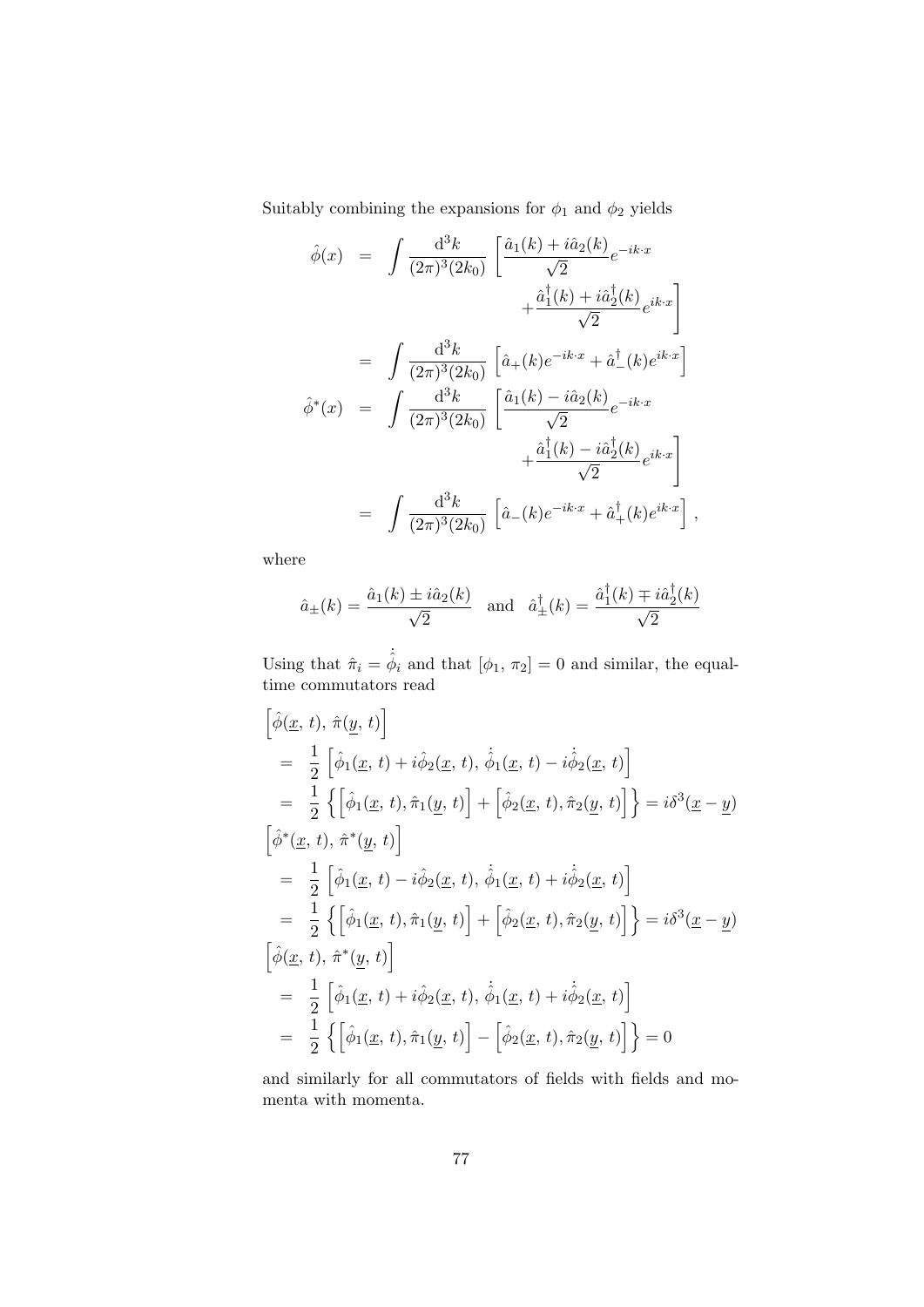Suitably combining the expansions for $\phi_1$ and $\phi_2$ yields

$$
\begin{aligned}
\hat{\phi}(x) &= \int \frac{\mathrm{d}^3k}{(2\pi)^3(2k_0)} \left[ \frac{\hat{a}_1(k) + i\hat{a}_2(k)}{\sqrt{2}} e^{-ik\cdot x} \right. \\
&\qquad \left. + \frac{\hat{a}_1^\dagger(k) + i\hat{a}_2^\dagger(k)}{\sqrt{2}} e^{ik\cdot x} \right] \\
&= \int \frac{\mathrm{d}^3k}{(2\pi)^3(2k_0)} \left[ \hat{a}_+(k) e^{-ik\cdot x} + \hat{a}_-^\dagger(k) e^{ik\cdot x} \right] \\
\hat{\phi}^*(x) &= \int \frac{\mathrm{d}^3k}{(2\pi)^3(2k_0)} \left[ \frac{\hat{a}_1(k) - i\hat{a}_2(k)}{\sqrt{2}} e^{-ik\cdot x} \right. \\
&\qquad \left. + \frac{\hat{a}_1^\dagger(k) - i\hat{a}_2^\dagger(k)}{\sqrt{2}} e^{ik\cdot x} \right] \\
&= \int \frac{\mathrm{d}^3k}{(2\pi)^3(2k_0)} \left[ \hat{a}_-(k) e^{-ik\cdot x} + \hat{a}_+^\dagger(k) e^{ik\cdot x} \right],
\end{aligned}
$$

where

$$
\hat{a}_\pm(k) = \frac{\hat{a}_1(k) \pm i\hat{a}_2(k)}{\sqrt{2}} \quad \text{and} \quad \hat{a}_\pm^\dagger(k) = \frac{\hat{a}_1^\dagger(k) \mp i\hat{a}_2^\dagger(k)}{\sqrt{2}}
$$

Using that $\hat{\pi}_i = \dot{\hat{\phi}}_i$ and that $[\phi_1, \pi_2] = 0$ and similar, the equal-time commutators read

$$
\begin{aligned}
&\left[\hat{\phi}(\underline{x}, t), \hat{\pi}(\underline{y}, t)\right] \\
&= \frac{1}{2}\left[\hat{\phi}_1(\underline{x}, t) + i\hat{\phi}_2(\underline{x}, t), \dot{\hat{\phi}}_1(\underline{x}, t) - i\dot{\hat{\phi}}_2(\underline{x}, t)\right] \\
&= \frac{1}{2}\left\{\left[\hat{\phi}_1(\underline{x}, t), \hat{\pi}_1(\underline{y}, t)\right] + \left[\hat{\phi}_2(\underline{x}, t), \hat{\pi}_2(\underline{y}, t)\right]\right\} = i\delta^3(\underline{x} - \underline{y}) \\
&\left[\hat{\phi}^*(\underline{x}, t), \hat{\pi}^*(\underline{y}, t)\right] \\
&= \frac{1}{2}\left[\hat{\phi}_1(\underline{x}, t) - i\hat{\phi}_2(\underline{x}, t), \dot{\hat{\phi}}_1(\underline{x}, t) + i\dot{\hat{\phi}}_2(\underline{x}, t)\right] \\
&= \frac{1}{2}\left\{\left[\hat{\phi}_1(\underline{x}, t), \hat{\pi}_1(\underline{y}, t)\right] + \left[\hat{\phi}_2(\underline{x}, t), \hat{\pi}_2(\underline{y}, t)\right]\right\} = i\delta^3(\underline{x} - \underline{y}) \\
&\left[\hat{\phi}(\underline{x}, t), \hat{\pi}^*(\underline{y}, t)\right] \\
&= \frac{1}{2}\left[\hat{\phi}_1(\underline{x}, t) + i\hat{\phi}_2(\underline{x}, t), \dot{\hat{\phi}}_1(\underline{x}, t) + i\dot{\hat{\phi}}_2(\underline{x}, t)\right] \\
&= \frac{1}{2}\left\{\left[\hat{\phi}_1(\underline{x}, t), \hat{\pi}_1(\underline{y}, t)\right] - \left[\hat{\phi}_2(\underline{x}, t), \hat{\pi}_2(\underline{y}, t)\right]\right\} = 0
\end{aligned}
$$

and similarly for all commutators of fields with fields and momenta with momenta.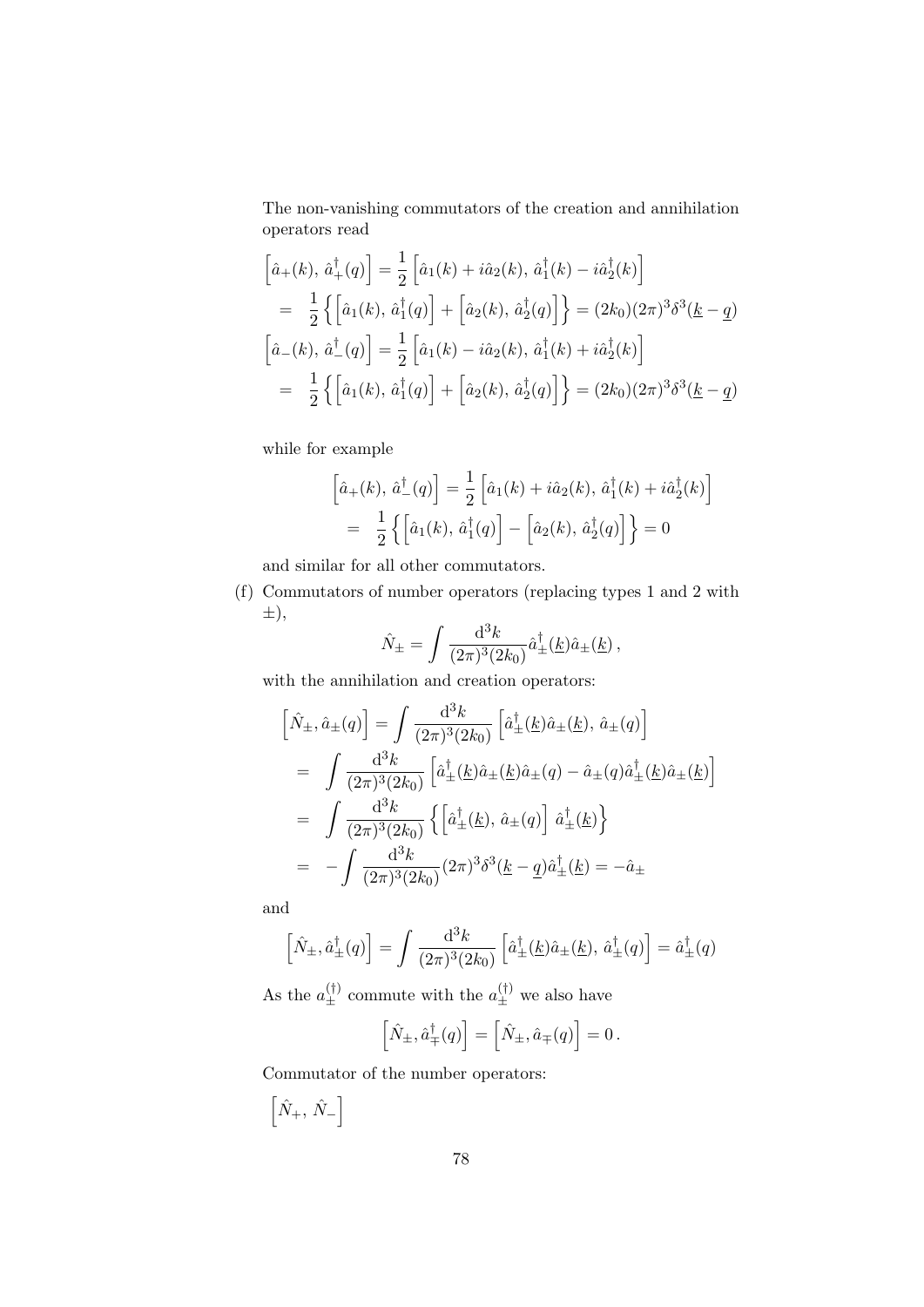The non-vanishing commutators of the creation and annihilation operators read

$$
\begin{aligned}
\left[\hat{a}_+(k),\, \hat{a}_+^\dagger(q)\right] &= \frac{1}{2}\left[\hat{a}_1(k) + i\hat{a}_2(k),\, \hat{a}_1^\dagger(k) - i\hat{a}_2^\dagger(k)\right] \\
&= \frac{1}{2}\left\{\left[\hat{a}_1(k),\, \hat{a}_1^\dagger(q)\right] + \left[\hat{a}_2(k),\, \hat{a}_2^\dagger(q)\right]\right\} = (2k_0)(2\pi)^3\delta^3(\underline{k} - \underline{q}) \\
\left[\hat{a}_-(k),\, \hat{a}_-^\dagger(q)\right] &= \frac{1}{2}\left[\hat{a}_1(k) - i\hat{a}_2(k),\, \hat{a}_1^\dagger(k) + i\hat{a}_2^\dagger(k)\right] \\
&= \frac{1}{2}\left\{\left[\hat{a}_1(k),\, \hat{a}_1^\dagger(q)\right] + \left[\hat{a}_2(k),\, \hat{a}_2^\dagger(q)\right]\right\} = (2k_0)(2\pi)^3\delta^3(\underline{k} - \underline{q})
\end{aligned}
$$

while for example

$$
\begin{aligned}
\left[\hat{a}_+(k),\, \hat{a}_-^\dagger(q)\right] &= \frac{1}{2}\left[\hat{a}_1(k) + i\hat{a}_2(k),\, \hat{a}_1^\dagger(k) + i\hat{a}_2^\dagger(k)\right] \\
&= \frac{1}{2}\left\{\left[\hat{a}_1(k),\, \hat{a}_1^\dagger(q)\right] - \left[\hat{a}_2(k),\, \hat{a}_2^\dagger(q)\right]\right\} = 0
\end{aligned}
$$

and similar for all other commutators.

(f) Commutators of number operators (replacing types 1 and 2 with $\pm$),

$$
\hat{N}_\pm = \int \frac{\mathrm{d}^3k}{(2\pi)^3(2k_0)} \hat{a}_\pm^\dagger(\underline{k})\hat{a}_\pm(\underline{k})\,,
$$

with the annihilation and creation operators:

$$
\begin{aligned}
\left[\hat{N}_\pm, \hat{a}_\pm(q)\right] &= \int \frac{\mathrm{d}^3k}{(2\pi)^3(2k_0)}\left[\hat{a}_\pm^\dagger(\underline{k})\hat{a}_\pm(\underline{k}),\, \hat{a}_\pm(q)\right] \\
&= \int \frac{\mathrm{d}^3k}{(2\pi)^3(2k_0)}\left[\hat{a}_\pm^\dagger(\underline{k})\hat{a}_\pm(\underline{k})\hat{a}_\pm(q) - \hat{a}_\pm(q)\hat{a}_\pm^\dagger(\underline{k})\hat{a}_\pm(\underline{k})\right] \\
&= \int \frac{\mathrm{d}^3k}{(2\pi)^3(2k_0)}\left\{\left[\hat{a}_\pm^\dagger(\underline{k}),\, \hat{a}_\pm(q)\right]\, \hat{a}_\pm^\dagger(\underline{k})\right\} \\
&= -\int \frac{\mathrm{d}^3k}{(2\pi)^3(2k_0)}(2\pi)^3\delta^3(\underline{k} - \underline{q})\hat{a}_\pm^\dagger(\underline{k}) = -\hat{a}_\pm
\end{aligned}
$$

and

$$
\left[\hat{N}_\pm, \hat{a}_\pm^\dagger(q)\right] = \int \frac{\mathrm{d}^3k}{(2\pi)^3(2k_0)}\left[\hat{a}_\pm^\dagger(\underline{k})\hat{a}_\pm(\underline{k}),\, \hat{a}_\pm^\dagger(q)\right] = \hat{a}_\pm^\dagger(q)
$$

As the $a_\pm^{(\dagger)}$ commute with the $a_\pm^{(\dagger)}$ we also have

$$
\left[\hat{N}_\pm, \hat{a}_\mp^\dagger(q)\right] = \left[\hat{N}_\pm, \hat{a}_\mp(q)\right] = 0\,.
$$

Commutator of the number operators:

$$
\left[\hat{N}_+,\, \hat{N}_-\right]
$$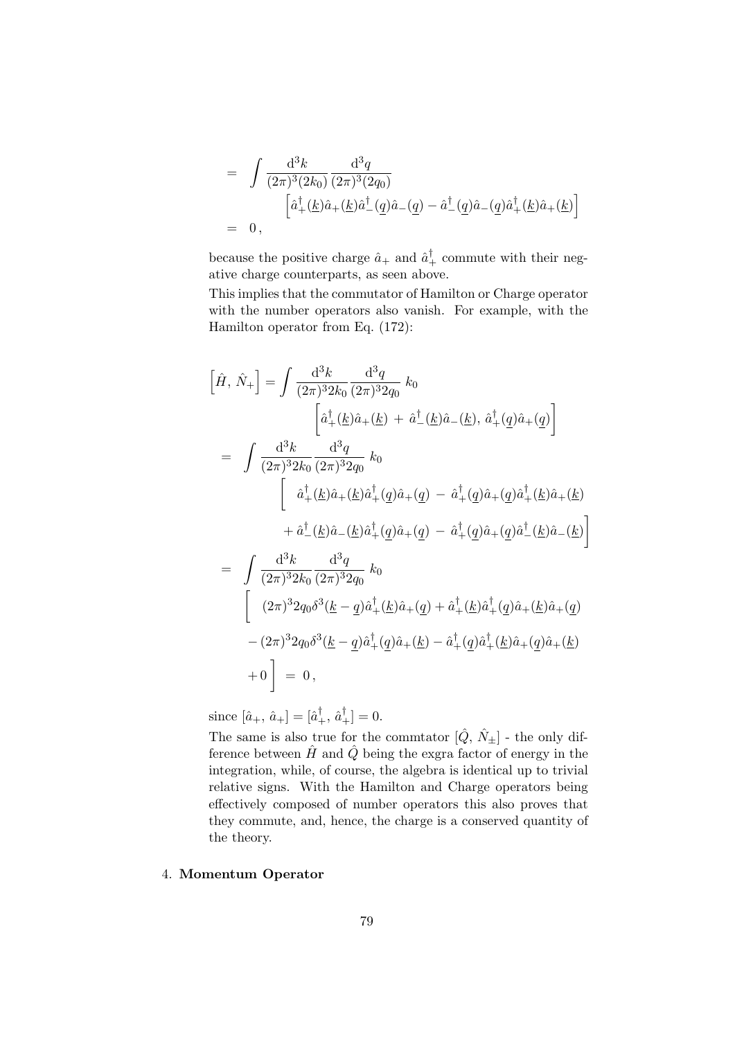$$
\begin{aligned}
&= \int \frac{\mathrm{d}^3k}{(2\pi)^3(2k_0)} \frac{\mathrm{d}^3q}{(2\pi)^3(2q_0)} \\
&\qquad \left[\hat{a}_+^\dagger(\underline{k})\hat{a}_+(\underline{k})\hat{a}_-^\dagger(\underline{q})\hat{a}_-(\underline{q}) - \hat{a}_-^\dagger(\underline{q})\hat{a}_-(\underline{q})\hat{a}_+^\dagger(\underline{k})\hat{a}_+(\underline{k})\right] \\
&= 0\,,
\end{aligned}
$$

because the positive charge $\hat{a}_+$ and $\hat{a}_+^\dagger$ commute with their negative charge counterparts, as seen above.

This implies that the commutator of Hamilton or Charge operator with the number operators also vanish. For example, with the Hamilton operator from Eq. (172):

$$
\begin{aligned}
\left[\hat{H},\, \hat{N}_+\right] &= \int \frac{\mathrm{d}^3k}{(2\pi)^3 2k_0} \frac{\mathrm{d}^3q}{(2\pi)^3 2q_0}\; k_0 \\
&\qquad \left[\hat{a}_+^\dagger(\underline{k})\hat{a}_+(\underline{k}) \,+\, \hat{a}_-^\dagger(\underline{k})\hat{a}_-(\underline{k}),\, \hat{a}_+^\dagger(\underline{q})\hat{a}_+(\underline{q})\right] \\
&= \int \frac{\mathrm{d}^3k}{(2\pi)^3 2k_0} \frac{\mathrm{d}^3q}{(2\pi)^3 2q_0}\; k_0 \\
&\qquad \Big[\; \hat{a}_+^\dagger(\underline{k})\hat{a}_+(\underline{k})\hat{a}_+^\dagger(\underline{q})\hat{a}_+(\underline{q}) \,-\, \hat{a}_+^\dagger(\underline{q})\hat{a}_+(\underline{q})\hat{a}_+^\dagger(\underline{k})\hat{a}_+(\underline{k}) \\
&\qquad + \hat{a}_-^\dagger(\underline{k})\hat{a}_-(\underline{k})\hat{a}_+^\dagger(\underline{q})\hat{a}_+(\underline{q}) \,-\, \hat{a}_+^\dagger(\underline{q})\hat{a}_+(\underline{q})\hat{a}_-^\dagger(\underline{k})\hat{a}_-(\underline{k})\Big] \\
&= \int \frac{\mathrm{d}^3k}{(2\pi)^3 2k_0} \frac{\mathrm{d}^3q}{(2\pi)^3 2q_0}\; k_0 \\
&\Big[\; (2\pi)^3 2q_0 \delta^3(\underline{k}-\underline{q})\hat{a}_+^\dagger(\underline{k})\hat{a}_+(\underline{q}) + \hat{a}_+^\dagger(\underline{k})\hat{a}_+^\dagger(\underline{q})\hat{a}_+(\underline{k})\hat{a}_+(\underline{q}) \\
&- (2\pi)^3 2q_0 \delta^3(\underline{k}-\underline{q})\hat{a}_+^\dagger(\underline{q})\hat{a}_+(\underline{k}) - \hat{a}_+^\dagger(\underline{q})\hat{a}_+^\dagger(\underline{k})\hat{a}_+(\underline{q})\hat{a}_+(\underline{k}) \\
&+ 0\,\Big] \;=\; 0\,,
\end{aligned}
$$

since $[\hat{a}_+,\, \hat{a}_+] = [\hat{a}_+^\dagger,\, \hat{a}_+^\dagger] = 0$.

The same is also true for the commtator $[\hat{Q},\, \hat{N}_\pm]$ - the only difference between $\hat{H}$ and $\hat{Q}$ being the exgra factor of energy in the integration, while, of course, the algebra is identical up to trivial relative signs. With the Hamilton and Charge operators being effectively composed of number operators this also proves that they commute, and, hence, the charge is a conserved quantity of the theory.

4. **Momentum Operator**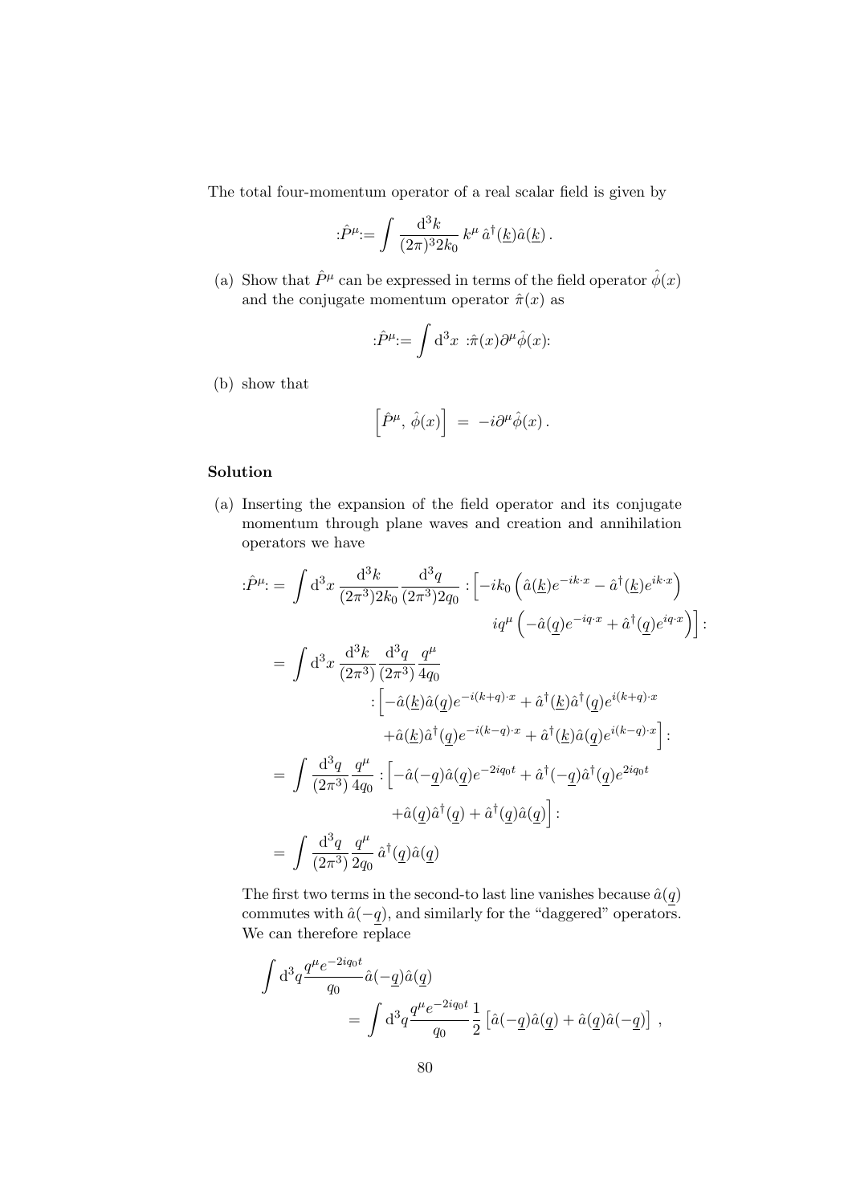The total four-momentum operator of a real scalar field is given by

$$:\hat{P}^\mu := \int \frac{\mathrm{d}^3k}{(2\pi)^3 2k_0}\, k^\mu \,\hat{a}^\dagger(\underline{k})\hat{a}(\underline{k})\,.$$

(a) Show that $\hat{P}^\mu$ can be expressed in terms of the field operator $\hat{\phi}(x)$ and the conjugate momentum operator $\hat{\pi}(x)$ as

$$:\hat{P}^\mu := \int \mathrm{d}^3x \;:\hat{\pi}(x)\partial^\mu\hat{\phi}(x):$$

(b) show that

$$\left[\hat{P}^\mu,\, \hat{\phi}(x)\right] \;=\; -i\partial^\mu\hat{\phi}(x)\,.$$

**Solution**

(a) Inserting the expansion of the field operator and its conjugate momentum through plane waves and creation and annihilation operators we have

$$
\begin{aligned}
:\hat{P}^\mu: = & \int \mathrm{d}^3x \,\frac{\mathrm{d}^3k}{(2\pi^3)2k_0}\frac{\mathrm{d}^3q}{(2\pi^3)2q_0} :\Big[-ik_0\left(\hat{a}(\underline{k})e^{-ik\cdot x} - \hat{a}^\dagger(\underline{k})e^{ik\cdot x}\right) \\
& \qquad\qquad\qquad\qquad\qquad iq^\mu\left(-\hat{a}(\underline{q})e^{-iq\cdot x} + \hat{a}^\dagger(\underline{q})e^{iq\cdot x}\right)\Big]: \\
= & \int \mathrm{d}^3x\,\frac{\mathrm{d}^3k}{(2\pi^3)}\frac{\mathrm{d}^3q}{(2\pi^3)}\frac{q^\mu}{4q_0} \\
& \qquad :\Big[-\hat{a}(\underline{k})\hat{a}(\underline{q})e^{-i(k+q)\cdot x} + \hat{a}^\dagger(\underline{k})\hat{a}^\dagger(\underline{q})e^{i(k+q)\cdot x} \\
& \qquad\quad +\hat{a}(\underline{k})\hat{a}^\dagger(\underline{q})e^{-i(k-q)\cdot x} + \hat{a}^\dagger(\underline{k})\hat{a}(\underline{q})e^{i(k-q)\cdot x}\Big]: \\
= & \int \frac{\mathrm{d}^3q}{(2\pi^3)}\frac{q^\mu}{4q_0} :\Big[-\hat{a}(-\underline{q})\hat{a}(\underline{q})e^{-2iq_0t} + \hat{a}^\dagger(-\underline{q})\hat{a}^\dagger(\underline{q})e^{2iq_0t} \\
& \qquad\qquad +\hat{a}(\underline{q})\hat{a}^\dagger(\underline{q}) + \hat{a}^\dagger(\underline{q})\hat{a}(\underline{q})\Big]: \\
= & \int \frac{\mathrm{d}^3q}{(2\pi^3)}\frac{q^\mu}{2q_0}\,\hat{a}^\dagger(\underline{q})\hat{a}(\underline{q})
\end{aligned}
$$

The first two terms in the second-to last line vanishes because $\hat{a}(\underline{q})$ commutes with $\hat{a}(-\underline{q})$, and similarly for the "daggered" operators. We can therefore replace

$$
\begin{aligned}
\int \mathrm{d}^3q \frac{q^\mu e^{-2iq_0t}}{q_0}\hat{a}(-\underline{q})\hat{a}(\underline{q}) \\
= \int \mathrm{d}^3q \frac{q^\mu e^{-2iq_0t}}{q_0}\frac{1}{2}\left[\hat{a}(-\underline{q})\hat{a}(\underline{q}) + \hat{a}(\underline{q})\hat{a}(-\underline{q})\right]\,,
\end{aligned}
$$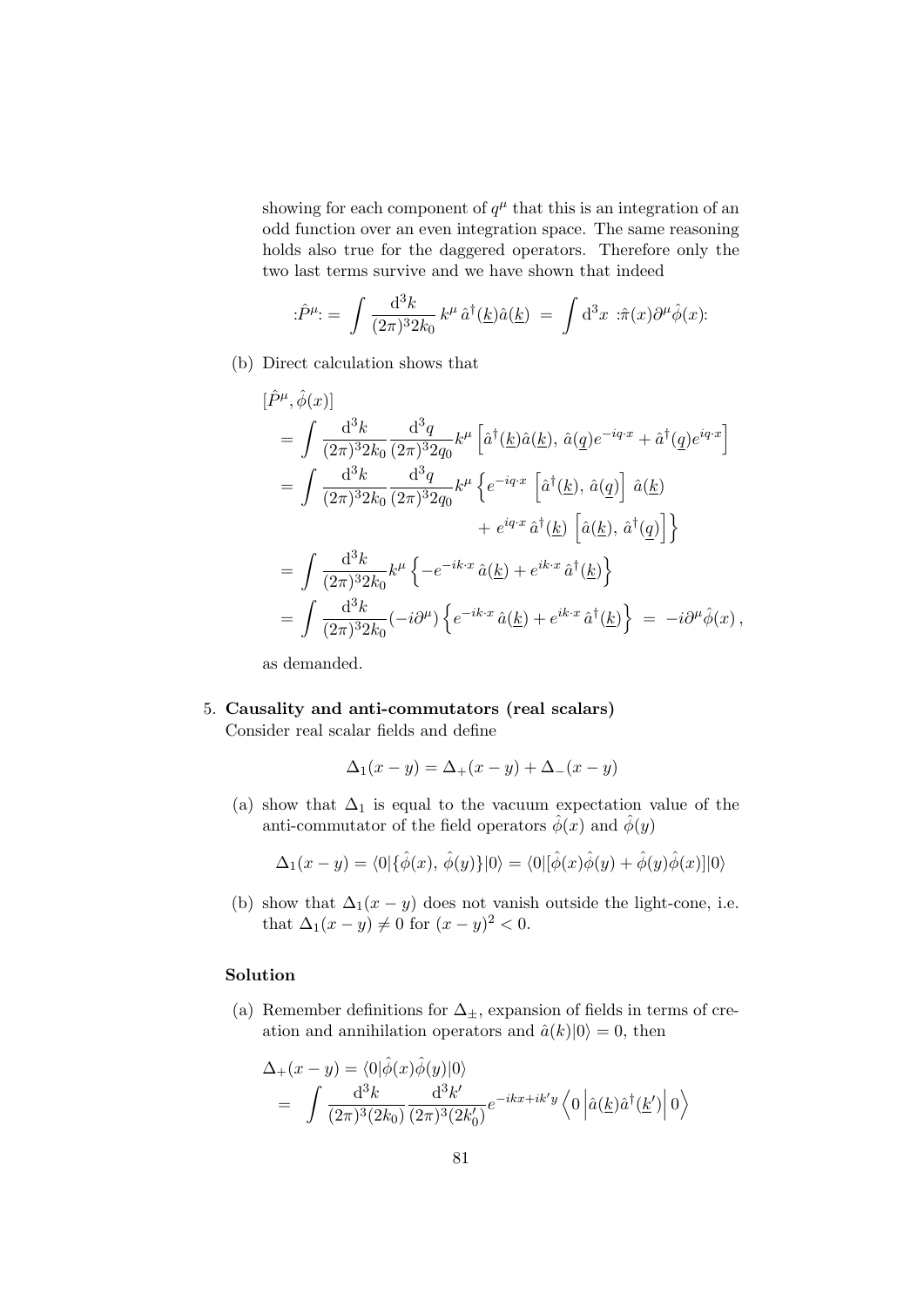showing for each component of $q^\mu$ that this is an integration of an odd function over an even integration space. The same reasoning holds also true for the daggered operators. Therefore only the two last terms survive and we have shown that indeed

$$:\hat{P}^\mu: = \int \frac{\mathrm{d}^3k}{(2\pi)^3 2k_0}\, k^\mu\, \hat{a}^\dagger(\underline{k})\hat{a}(\underline{k}) \;=\; \int \mathrm{d}^3x \;:\hat{\pi}(x)\partial^\mu\hat{\phi}(x):$$

(b) Direct calculation shows that

$$\begin{aligned}
&[\hat{P}^\mu, \hat{\phi}(x)] \\
&= \int \frac{\mathrm{d}^3k}{(2\pi)^3 2k_0}\frac{\mathrm{d}^3q}{(2\pi)^3 2q_0} k^\mu \left[\hat{a}^\dagger(\underline{k})\hat{a}(\underline{k}),\, \hat{a}(\underline{q})e^{-iq\cdot x} + \hat{a}^\dagger(\underline{q})e^{iq\cdot x}\right] \\
&= \int \frac{\mathrm{d}^3k}{(2\pi)^3 2k_0}\frac{\mathrm{d}^3q}{(2\pi)^3 2q_0} k^\mu \Big\{ e^{-iq\cdot x}\left[\hat{a}^\dagger(\underline{k}),\, \hat{a}(\underline{q})\right]\hat{a}(\underline{k}) \\
&\qquad\qquad + e^{iq\cdot x}\,\hat{a}^\dagger(\underline{k})\left[\hat{a}(\underline{k}),\, \hat{a}^\dagger(\underline{q})\right]\Big\} \\
&= \int \frac{\mathrm{d}^3k}{(2\pi)^3 2k_0} k^\mu \left\{ -e^{-ik\cdot x}\,\hat{a}(\underline{k}) + e^{ik\cdot x}\,\hat{a}^\dagger(\underline{k})\right\} \\
&= \int \frac{\mathrm{d}^3k}{(2\pi)^3 2k_0} (-i\partial^\mu)\left\{ e^{-ik\cdot x}\,\hat{a}(\underline{k}) + e^{ik\cdot x}\,\hat{a}^\dagger(\underline{k})\right\} \;=\; -i\partial^\mu\hat{\phi}(x)\,,
\end{aligned}$$

as demanded.

5. **Causality and anti-commutators (real scalars)**
Consider real scalar fields and define

$$\Delta_1(x-y) = \Delta_+(x-y) + \Delta_-(x-y)$$

(a) show that $\Delta_1$ is equal to the vacuum expectation value of the anti-commutator of the field operators $\hat{\phi}(x)$ and $\hat{\phi}(y)$

$$\Delta_1(x-y) = \langle 0|\{\hat{\phi}(x),\, \hat{\phi}(y)\}|0\rangle = \langle 0|[\hat{\phi}(x)\hat{\phi}(y) + \hat{\phi}(y)\hat{\phi}(x)]|0\rangle$$

(b) show that $\Delta_1(x-y)$ does not vanish outside the light-cone, i.e. that $\Delta_1(x-y) \neq 0$ for $(x-y)^2 < 0$.

**Solution**

(a) Remember definitions for $\Delta_\pm$, expansion of fields in terms of creation and annihilation operators and $\hat{a}(k)|0\rangle = 0$, then

$$\begin{aligned}
&\Delta_+(x-y) = \langle 0|\hat{\phi}(x)\hat{\phi}(y)|0\rangle \\
&= \int \frac{\mathrm{d}^3k}{(2\pi)^3(2k_0)}\frac{\mathrm{d}^3k'}{(2\pi)^3(2k_0')} e^{-ikx+ik'y}\left\langle 0\left|\hat{a}(\underline{k})\hat{a}^\dagger(\underline{k}')\right|0\right\rangle
\end{aligned}$$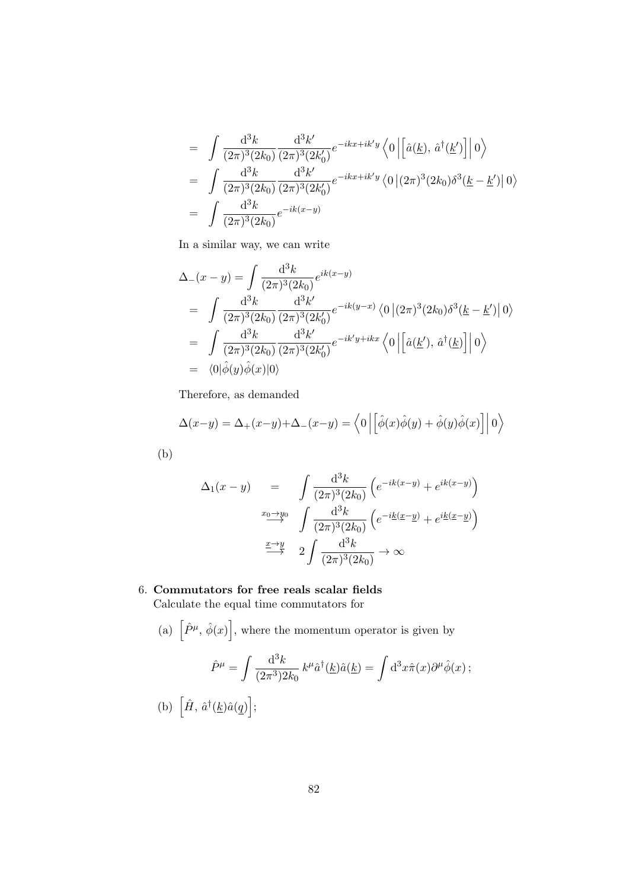$$
\begin{aligned}
&= \int \frac{\mathrm{d}^3k}{(2\pi)^3(2k_0)} \frac{\mathrm{d}^3k'}{(2\pi)^3(2k_0')} e^{-ikx+ik'y} \left\langle 0 \left| \left[ \hat{a}(\underline{k}),\, \hat{a}^\dagger(\underline{k}') \right] \right| 0 \right\rangle \\
&= \int \frac{\mathrm{d}^3k}{(2\pi)^3(2k_0)} \frac{\mathrm{d}^3k'}{(2\pi)^3(2k_0')} e^{-ikx+ik'y} \left\langle 0 \left| (2\pi)^3(2k_0)\delta^3(\underline{k}-\underline{k}') \right| 0 \right\rangle \\
&= \int \frac{\mathrm{d}^3k}{(2\pi)^3(2k_0)} e^{-ik(x-y)}
\end{aligned}
$$

In a similar way, we can write

$$
\begin{aligned}
\Delta_-(x-y) &= \int \frac{\mathrm{d}^3k}{(2\pi)^3(2k_0)} e^{ik(x-y)} \\
&= \int \frac{\mathrm{d}^3k}{(2\pi)^3(2k_0)} \frac{\mathrm{d}^3k'}{(2\pi)^3(2k_0')} e^{-ik(y-x)} \left\langle 0 \left| (2\pi)^3(2k_0)\delta^3(\underline{k}-\underline{k}') \right| 0 \right\rangle \\
&= \int \frac{\mathrm{d}^3k}{(2\pi)^3(2k_0)} \frac{\mathrm{d}^3k'}{(2\pi)^3(2k_0')} e^{-ik'y+ikx} \left\langle 0 \left| \left[ \hat{a}(\underline{k}'),\, \hat{a}^\dagger(\underline{k}) \right] \right| 0 \right\rangle \\
&= \langle 0|\hat{\phi}(y)\hat{\phi}(x)|0\rangle
\end{aligned}
$$

Therefore, as demanded

$$
\Delta(x-y) = \Delta_+(x-y) + \Delta_-(x-y) = \left\langle 0 \left| \left[ \hat{\phi}(x)\hat{\phi}(y) + \hat{\phi}(y)\hat{\phi}(x) \right] \right| 0 \right\rangle
$$

(b)

$$
\begin{aligned}
\Delta_1(x-y) &= \int \frac{\mathrm{d}^3k}{(2\pi)^3(2k_0)} \left( e^{-ik(x-y)} + e^{ik(x-y)} \right) \\
&\overset{x_0\to y_0}{\longrightarrow} \int \frac{\mathrm{d}^3k}{(2\pi)^3(2k_0)} \left( e^{-i\underline{k}(\underline{x}-\underline{y})} + e^{i\underline{k}(\underline{x}-\underline{y})} \right) \\
&\overset{\underline{x}\to\underline{y}}{\longrightarrow} 2\int \frac{\mathrm{d}^3k}{(2\pi)^3(2k_0)} \to \infty
\end{aligned}
$$

6. **Commutators for free reals scalar fields**
   Calculate the equal time commutators for

   (a) $\left[\hat{P}^\mu,\, \hat{\phi}(x)\right]$, where the momentum operator is given by

$$
\hat{P}^\mu = \int \frac{\mathrm{d}^3k}{(2\pi^3)2k_0}\, k^\mu \hat{a}^\dagger(\underline{k})\hat{a}(\underline{k}) = \int \mathrm{d}^3x \hat{\pi}(x)\partial^\mu\hat{\phi}(x)\,;
$$

   (b) $\left[\hat{H},\, \hat{a}^\dagger(\underline{k})\hat{a}(\underline{q})\right]$;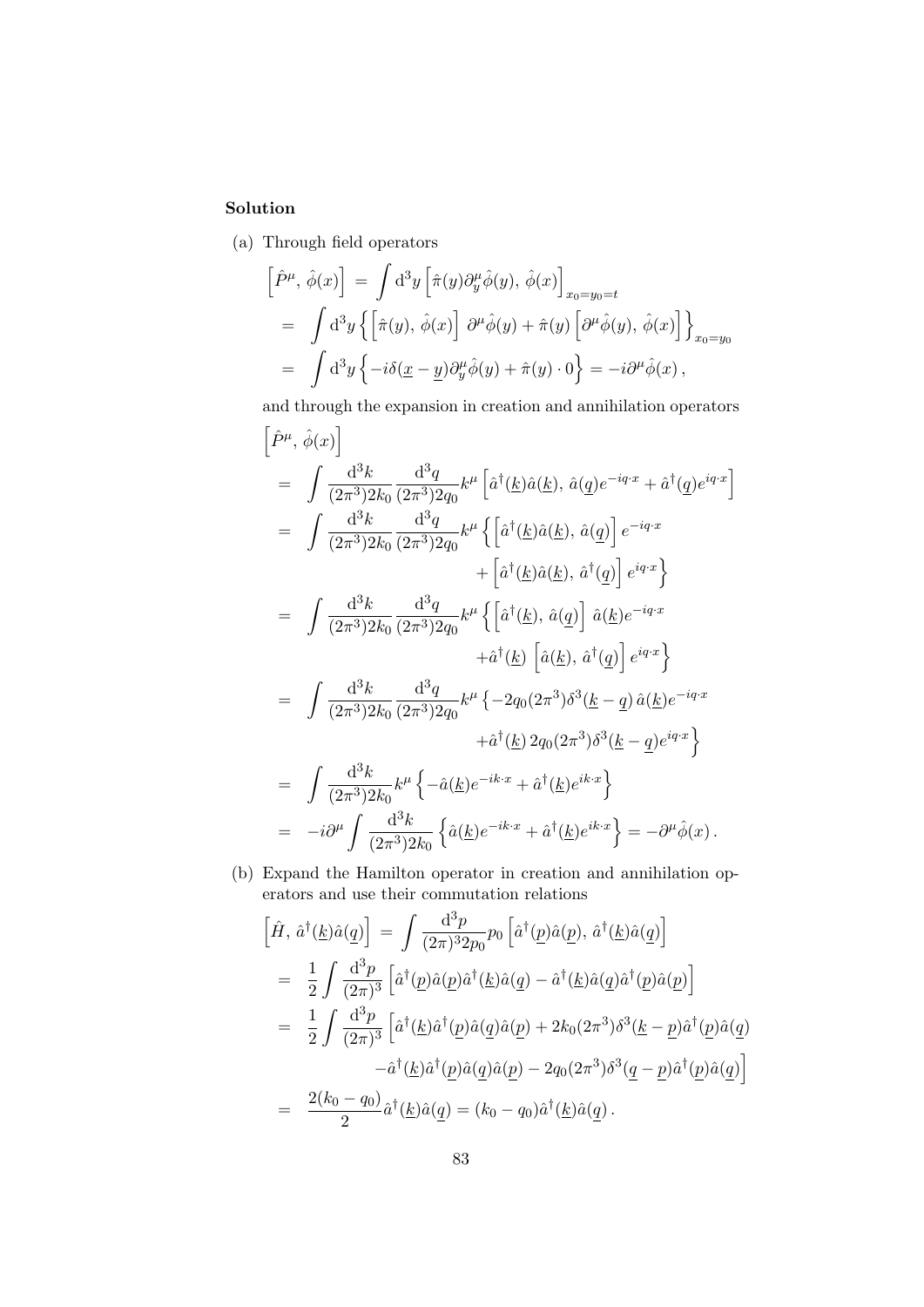**Solution**

(a) Through field operators

$$
\begin{aligned}
\left[\hat{P}^\mu,\, \hat{\phi}(x)\right] &= \int \mathrm{d}^3y \left[\hat{\pi}(y)\partial_y^\mu \hat{\phi}(y),\, \hat{\phi}(x)\right]_{x_0=y_0=t} \\
&= \int \mathrm{d}^3y \left\{ \left[\hat{\pi}(y),\, \hat{\phi}(x)\right]\, \partial^\mu \hat{\phi}(y) + \hat{\pi}(y)\left[\partial^\mu \hat{\phi}(y),\, \hat{\phi}(x)\right]\right\}_{x_0=y_0} \\
&= \int \mathrm{d}^3y \left\{ -i\delta(\underline{x}-\underline{y})\partial_y^\mu \hat{\phi}(y) + \hat{\pi}(y)\cdot 0\right\} = -i\partial^\mu \hat{\phi}(x)\,,
\end{aligned}
$$

and through the expansion in creation and annihilation operators

$$
\begin{aligned}
&\left[\hat{P}^\mu,\, \hat{\phi}(x)\right] \\
&= \int \frac{\mathrm{d}^3k}{(2\pi^3)2k_0}\frac{\mathrm{d}^3q}{(2\pi^3)2q_0} k^\mu \left[\hat{a}^\dagger(\underline{k})\hat{a}(\underline{k}),\, \hat{a}(\underline{q})e^{-iq\cdot x} + \hat{a}^\dagger(\underline{q})e^{iq\cdot x}\right] \\
&= \int \frac{\mathrm{d}^3k}{(2\pi^3)2k_0}\frac{\mathrm{d}^3q}{(2\pi^3)2q_0} k^\mu \left\{ \left[\hat{a}^\dagger(\underline{k})\hat{a}(\underline{k}),\, \hat{a}(\underline{q})\right]e^{-iq\cdot x} \right. \\
&\qquad\qquad \left. + \left[\hat{a}^\dagger(\underline{k})\hat{a}(\underline{k}),\, \hat{a}^\dagger(\underline{q})\right]e^{iq\cdot x}\right\} \\
&= \int \frac{\mathrm{d}^3k}{(2\pi^3)2k_0}\frac{\mathrm{d}^3q}{(2\pi^3)2q_0} k^\mu \left\{ \left[\hat{a}^\dagger(\underline{k}),\, \hat{a}(\underline{q})\right]\, \hat{a}(\underline{k})e^{-iq\cdot x} \right. \\
&\qquad\qquad \left. + \hat{a}^\dagger(\underline{k})\, \left[\hat{a}(\underline{k}),\, \hat{a}^\dagger(\underline{q})\right] e^{iq\cdot x}\right\} \\
&= \int \frac{\mathrm{d}^3k}{(2\pi^3)2k_0}\frac{\mathrm{d}^3q}{(2\pi^3)2q_0} k^\mu \left\{ -2q_0(2\pi^3)\delta^3(\underline{k}-\underline{q})\, \hat{a}(\underline{k})e^{-iq\cdot x} \right. \\
&\qquad\qquad \left. + \hat{a}^\dagger(\underline{k})\, 2q_0(2\pi^3)\delta^3(\underline{k}-\underline{q})e^{iq\cdot x}\right\} \\
&= \int \frac{\mathrm{d}^3k}{(2\pi^3)2k_0} k^\mu \left\{ -\hat{a}(\underline{k})e^{-ik\cdot x} + \hat{a}^\dagger(\underline{k})e^{ik\cdot x}\right\} \\
&= -i\partial^\mu \int \frac{\mathrm{d}^3k}{(2\pi^3)2k_0} \left\{ \hat{a}(\underline{k})e^{-ik\cdot x} + \hat{a}^\dagger(\underline{k})e^{ik\cdot x}\right\} = -\partial^\mu \hat{\phi}(x)\,.
\end{aligned}
$$

(b) Expand the Hamilton operator in creation and annihilation operators and use their commutation relations

$$
\begin{aligned}
\left[\hat{H},\, \hat{a}^\dagger(\underline{k})\hat{a}(\underline{q})\right] &= \int \frac{\mathrm{d}^3p}{(2\pi)^3 2p_0} p_0 \left[\hat{a}^\dagger(\underline{p})\hat{a}(\underline{p}),\, \hat{a}^\dagger(\underline{k})\hat{a}(\underline{q})\right] \\
&= \frac{1}{2}\int \frac{\mathrm{d}^3p}{(2\pi)^3}\left[\hat{a}^\dagger(\underline{p})\hat{a}(\underline{p})\hat{a}^\dagger(\underline{k})\hat{a}(\underline{q}) - \hat{a}^\dagger(\underline{k})\hat{a}(\underline{q})\hat{a}^\dagger(\underline{p})\hat{a}(\underline{p})\right] \\
&= \frac{1}{2}\int \frac{\mathrm{d}^3p}{(2\pi)^3}\left[\hat{a}^\dagger(\underline{k})\hat{a}^\dagger(\underline{p})\hat{a}(\underline{q})\hat{a}(\underline{p}) + 2k_0(2\pi^3)\delta^3(\underline{k}-\underline{p})\hat{a}^\dagger(\underline{p})\hat{a}(\underline{q}) \right. \\
&\qquad \left. - \hat{a}^\dagger(\underline{k})\hat{a}^\dagger(\underline{p})\hat{a}(\underline{q})\hat{a}(\underline{p}) - 2q_0(2\pi^3)\delta^3(\underline{q}-\underline{p})\hat{a}^\dagger(\underline{p})\hat{a}(\underline{q})\right] \\
&= \frac{2(k_0-q_0)}{2}\hat{a}^\dagger(\underline{k})\hat{a}(\underline{q}) = (k_0-q_0)\hat{a}^\dagger(\underline{k})\hat{a}(\underline{q})\,.
\end{aligned}
$$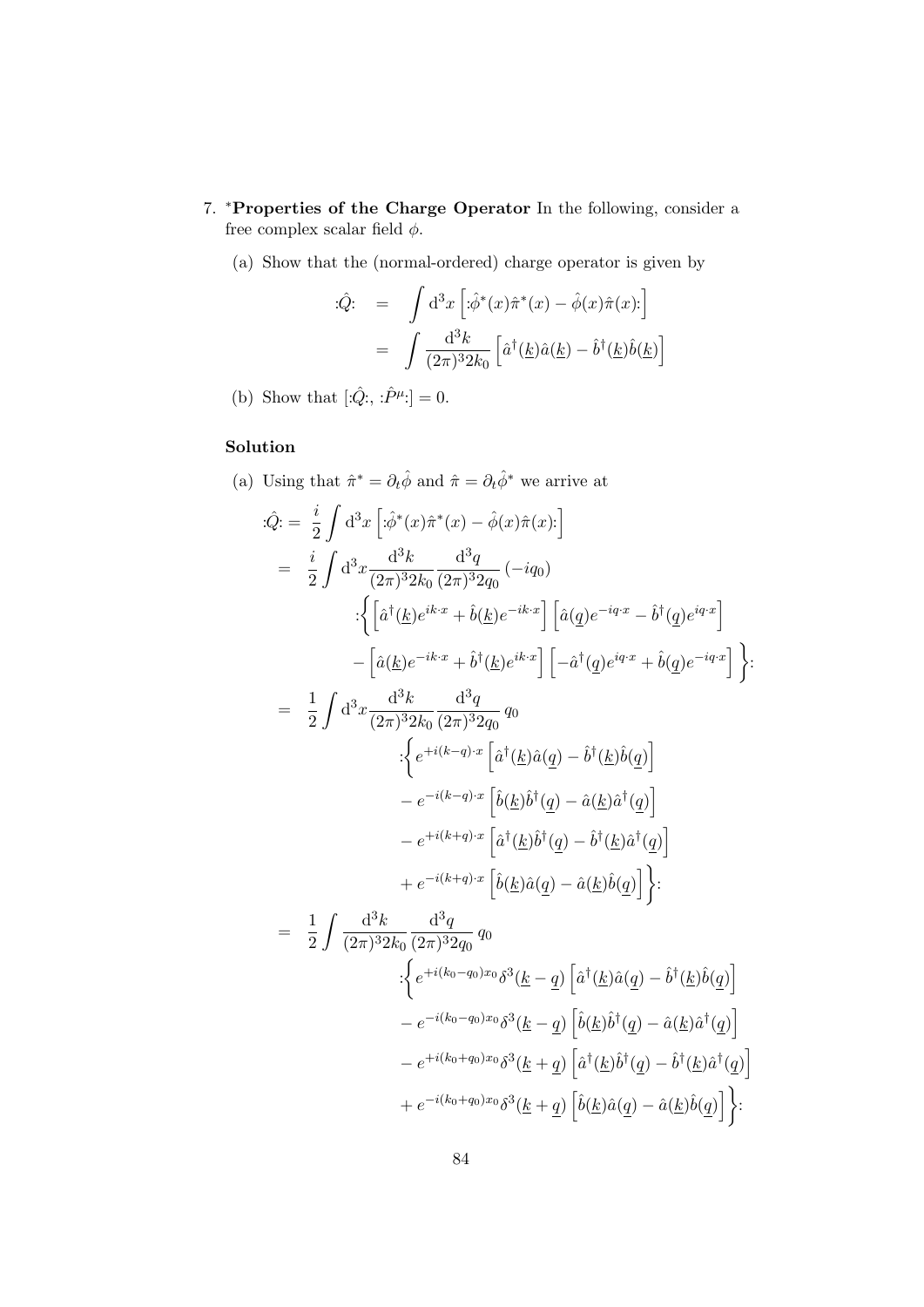7. $^*$**Properties of the Charge Operator** In the following, consider a free complex scalar field $\phi$.

   (a) Show that the (normal-ordered) charge operator is given by

$$
\begin{aligned}
:\!\hat{Q}\!: \quad &= \quad \int \mathrm{d}^3x \left[ :\!\hat{\phi}^*(x)\hat{\pi}^*(x) - \hat{\phi}(x)\hat{\pi}(x)\!: \right] \\
&= \quad \int \frac{\mathrm{d}^3k}{(2\pi)^3 2k_0} \left[ \hat{a}^\dagger(\underline{k})\hat{a}(\underline{k}) - \hat{b}^\dagger(\underline{k})\hat{b}(\underline{k}) \right]
\end{aligned}
$$

   (b) Show that $[:\!\hat{Q}\!:, :\!\hat{P}^\mu\!:] = 0$.

**Solution**

(a) Using that $\hat{\pi}^* = \partial_t \hat{\phi}$ and $\hat{\pi} = \partial_t \hat{\phi}^*$ we arrive at

$$
\begin{aligned}
:\!\hat{Q}\!: = \; & \frac{i}{2} \int \mathrm{d}^3x \left[ :\!\hat{\phi}^*(x)\hat{\pi}^*(x) - \hat{\phi}(x)\hat{\pi}(x)\!: \right] \\
= \; & \frac{i}{2} \int \mathrm{d}^3x \frac{\mathrm{d}^3k}{(2\pi)^3 2k_0} \frac{\mathrm{d}^3q}{(2\pi)^3 2q_0} (-iq_0) \\
& :\!\Bigg\{ \left[ \hat{a}^\dagger(\underline{k})e^{ik\cdot x} + \hat{b}(\underline{k})e^{-ik\cdot x} \right] \left[ \hat{a}(\underline{q})e^{-iq\cdot x} - \hat{b}^\dagger(\underline{q})e^{iq\cdot x} \right] \\
& - \left[ \hat{a}(\underline{k})e^{-ik\cdot x} + \hat{b}^\dagger(\underline{k})e^{ik\cdot x} \right] \left[ -\hat{a}^\dagger(\underline{q})e^{iq\cdot x} + \hat{b}(\underline{q})e^{-iq\cdot x} \right] \Bigg\}\!: \\
= \; & \frac{1}{2} \int \mathrm{d}^3x \frac{\mathrm{d}^3k}{(2\pi)^3 2k_0} \frac{\mathrm{d}^3q}{(2\pi)^3 2q_0} \, q_0 \\
& :\!\Bigg\{ e^{+i(k-q)\cdot x} \left[ \hat{a}^\dagger(\underline{k})\hat{a}(\underline{q}) - \hat{b}^\dagger(\underline{k})\hat{b}(\underline{q}) \right] \\
& - e^{-i(k-q)\cdot x} \left[ \hat{b}(\underline{k})\hat{b}^\dagger(\underline{q}) - \hat{a}(\underline{k})\hat{a}^\dagger(\underline{q}) \right] \\
& - e^{+i(k+q)\cdot x} \left[ \hat{a}^\dagger(\underline{k})\hat{b}^\dagger(\underline{q}) - \hat{b}^\dagger(\underline{k})\hat{a}^\dagger(\underline{q}) \right] \\
& + e^{-i(k+q)\cdot x} \left[ \hat{b}(\underline{k})\hat{a}(\underline{q}) - \hat{a}(\underline{k})\hat{b}(\underline{q}) \right] \Bigg\}\!: \\
= \; & \frac{1}{2} \int \frac{\mathrm{d}^3k}{(2\pi)^3 2k_0} \frac{\mathrm{d}^3q}{(2\pi)^3 2q_0} \, q_0 \\
& :\!\Bigg\{ e^{+i(k_0-q_0)x_0} \delta^3(\underline{k}-\underline{q}) \left[ \hat{a}^\dagger(\underline{k})\hat{a}(\underline{q}) - \hat{b}^\dagger(\underline{k})\hat{b}(\underline{q}) \right] \\
& - e^{-i(k_0-q_0)x_0} \delta^3(\underline{k}-\underline{q}) \left[ \hat{b}(\underline{k})\hat{b}^\dagger(\underline{q}) - \hat{a}(\underline{k})\hat{a}^\dagger(\underline{q}) \right] \\
& - e^{+i(k_0+q_0)x_0} \delta^3(\underline{k}+\underline{q}) \left[ \hat{a}^\dagger(\underline{k})\hat{b}^\dagger(\underline{q}) - \hat{b}^\dagger(\underline{k})\hat{a}^\dagger(\underline{q}) \right] \\
& + e^{-i(k_0+q_0)x_0} \delta^3(\underline{k}+\underline{q}) \left[ \hat{b}(\underline{k})\hat{a}(\underline{q}) - \hat{a}(\underline{k})\hat{b}(\underline{q}) \right] \Bigg\}\!:
\end{aligned}
$$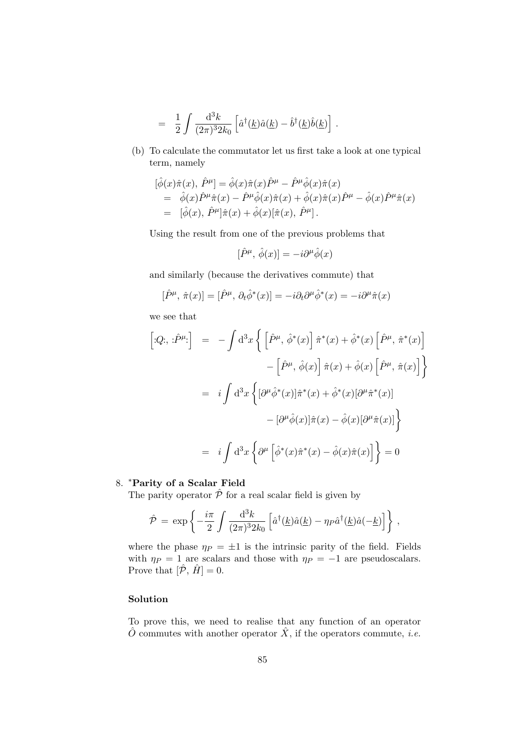$$= \frac{1}{2}\int \frac{\mathrm{d}^3k}{(2\pi)^3 2k_0}\left[\hat{a}^\dagger(\underline{k})\hat{a}(\underline{k}) - \hat{b}^\dagger(\underline{k})\hat{b}(\underline{k})\right].$$

(b) To calculate the commutator let us first take a look at one typical term, namely

$$\begin{aligned}
[\hat{\phi}(x)\hat{\pi}(x),\, \hat{P}^\mu] &= \hat{\phi}(x)\hat{\pi}(x)\hat{P}^\mu - \hat{P}^\mu\hat{\phi}(x)\hat{\pi}(x) \\
&= \hat{\phi}(x)\hat{P}^\mu\hat{\pi}(x) - \hat{P}^\mu\hat{\phi}(x)\hat{\pi}(x) + \hat{\phi}(x)\hat{\pi}(x)\hat{P}^\mu - \hat{\phi}(x)\hat{P}^\mu\hat{\pi}(x) \\
&= [\hat{\phi}(x),\, \hat{P}^\mu]\hat{\pi}(x) + \hat{\phi}(x)[\hat{\pi}(x),\, \hat{P}^\mu].
\end{aligned}$$

Using the result from one of the previous problems that

$$[\hat{P}^\mu,\, \hat{\phi}(x)] = -i\partial^\mu\hat{\phi}(x)$$

and similarly (because the derivatives commute) that

$$[\hat{P}^\mu,\, \hat{\pi}(x)] = [\hat{P}^\mu,\, \partial_t\hat{\phi}^*(x)] = -i\partial_t\partial^\mu\hat{\phi}^*(x) = -i\partial^\mu\hat{\pi}(x)$$

we see that

$$\begin{aligned}
\left[:\!Q\!:,\, :\!\hat{P}^\mu\!:\right] &= -\int \mathrm{d}^3x \Big\{ \left[\hat{P}^\mu,\, \hat{\phi}^*(x)\right]\hat{\pi}^*(x) + \hat{\phi}^*(x)\left[\hat{P}^\mu,\, \hat{\pi}^*(x)\right] \\
&\qquad - \left[\hat{P}^\mu,\, \hat{\phi}(x)\right]\hat{\pi}(x) + \hat{\phi}(x)\left[\hat{P}^\mu,\, \hat{\pi}(x)\right]\Big\} \\
&= i\int \mathrm{d}^3x \Big\{ [\partial^\mu\hat{\phi}^*(x)]\hat{\pi}^*(x) + \hat{\phi}^*(x)[\partial^\mu\hat{\pi}^*(x)] \\
&\qquad - [\partial^\mu\hat{\phi}(x)]\hat{\pi}(x) - \hat{\phi}(x)[\partial^\mu\hat{\pi}(x)]\Big\} \\
&= i\int \mathrm{d}^3x \left\{ \partial^\mu\left[\hat{\phi}^*(x)\hat{\pi}^*(x) - \hat{\phi}(x)\hat{\pi}(x)\right]\right\} = 0
\end{aligned}$$

8. ***Parity of a Scalar Field**

The parity operator $\hat{\mathcal{P}}$ for a real scalar field is given by

$$\hat{\mathcal{P}} = \exp\left\{-\frac{i\pi}{2}\int \frac{\mathrm{d}^3k}{(2\pi)^3 2k_0}\left[\hat{a}^\dagger(\underline{k})\hat{a}(\underline{k}) - \eta_P\hat{a}^\dagger(\underline{k})\hat{a}(-\underline{k})\right]\right\},$$

where the phase $\eta_P = \pm 1$ is the intrinsic parity of the field. Fields with $\eta_P = 1$ are scalars and those with $\eta_P = -1$ are pseudoscalars. Prove that $[\hat{\mathcal{P}},\, \hat{H}] = 0$.

**Solution**

To prove this, we need to realise that any function of an operator $\hat{O}$ commutes with another operator $\hat{X}$, if the operators commute, *i.e.*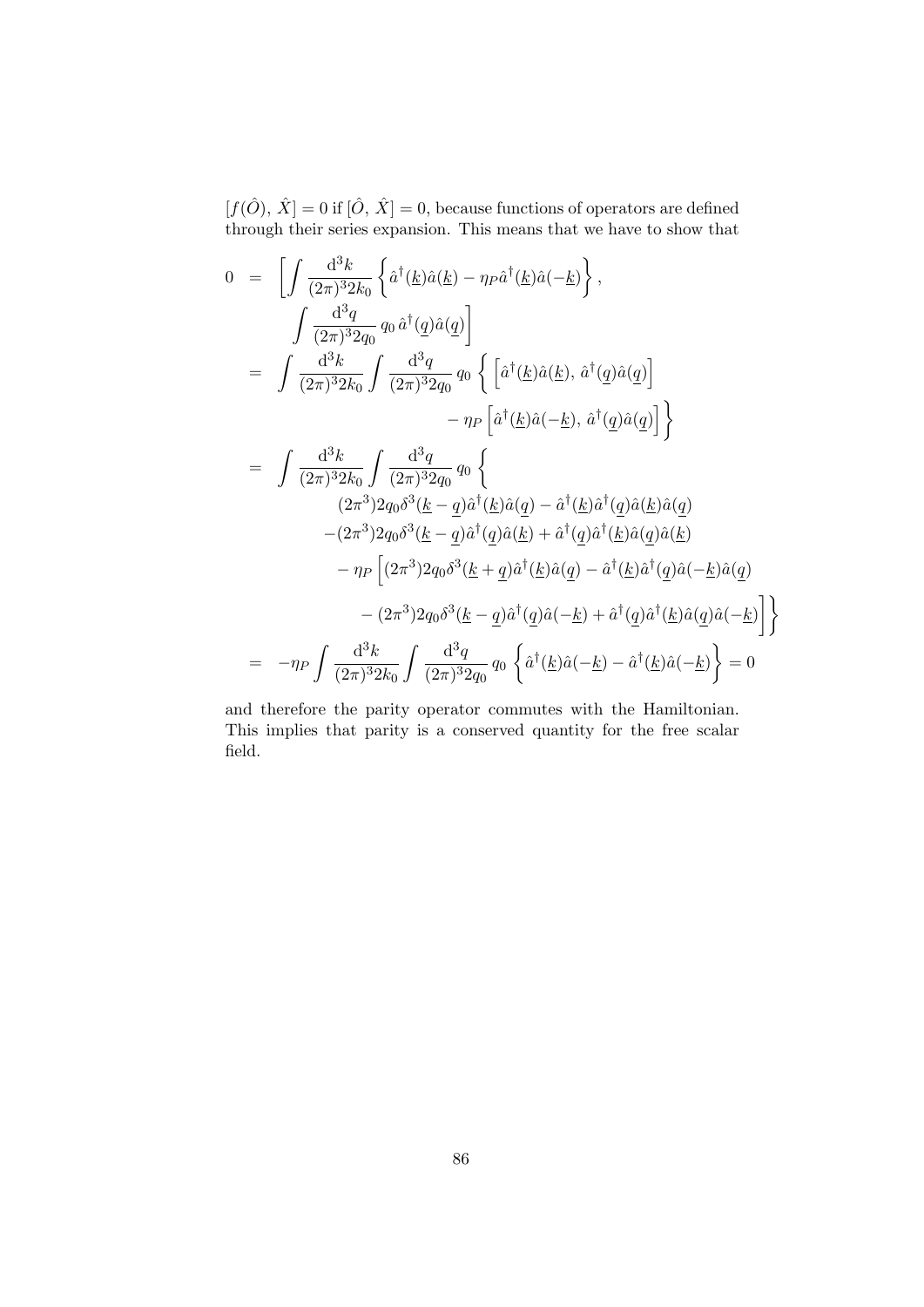$[f(\hat{O}),\, \hat{X}] = 0$ if $[\hat{O},\, \hat{X}] = 0$, because functions of operators are defined through their series expansion. This means that we have to show that

$$
\begin{aligned}
0 \;&=\; \left[\int \frac{\mathrm{d}^3k}{(2\pi)^3 2k_0} \left\{ \hat{a}^\dagger(\underline{k})\hat{a}(\underline{k}) - \eta_P \hat{a}^\dagger(\underline{k})\hat{a}(-\underline{k}) \right\},\right. \\
&\qquad \left. \int \frac{\mathrm{d}^3q}{(2\pi)^3 2q_0}\, q_0\, \hat{a}^\dagger(\underline{q})\hat{a}(\underline{q}) \right] \\
&=\; \int \frac{\mathrm{d}^3k}{(2\pi)^3 2k_0} \int \frac{\mathrm{d}^3q}{(2\pi)^3 2q_0}\, q_0 \left\{ \left[\hat{a}^\dagger(\underline{k})\hat{a}(\underline{k}),\, \hat{a}^\dagger(\underline{q})\hat{a}(\underline{q})\right] \right. \\
&\qquad\qquad \left. - \eta_P \left[\hat{a}^\dagger(\underline{k})\hat{a}(-\underline{k}),\, \hat{a}^\dagger(\underline{q})\hat{a}(\underline{q})\right] \right\} \\
&=\; \int \frac{\mathrm{d}^3k}{(2\pi)^3 2k_0} \int \frac{\mathrm{d}^3q}{(2\pi)^3 2q_0}\, q_0 \left\{ \vphantom{\Big[} \right. \\
&\qquad (2\pi^3) 2q_0 \delta^3(\underline{k} - \underline{q}) \hat{a}^\dagger(\underline{k})\hat{a}(\underline{q}) - \hat{a}^\dagger(\underline{k})\hat{a}^\dagger(\underline{q})\hat{a}(\underline{k})\hat{a}(\underline{q}) \\
&\qquad -(2\pi^3) 2q_0 \delta^3(\underline{k} - \underline{q}) \hat{a}^\dagger(\underline{q})\hat{a}(\underline{k}) + \hat{a}^\dagger(\underline{q})\hat{a}^\dagger(\underline{k})\hat{a}(\underline{q})\hat{a}(\underline{k}) \\
&\qquad - \eta_P \Big[ (2\pi^3) 2q_0 \delta^3(\underline{k} + \underline{q}) \hat{a}^\dagger(\underline{k})\hat{a}(\underline{q}) - \hat{a}^\dagger(\underline{k})\hat{a}^\dagger(\underline{q})\hat{a}(-\underline{k})\hat{a}(\underline{q}) \\
&\qquad\qquad \left. - (2\pi^3) 2q_0 \delta^3(\underline{k} - \underline{q}) \hat{a}^\dagger(\underline{q})\hat{a}(-\underline{k}) + \hat{a}^\dagger(\underline{q})\hat{a}^\dagger(\underline{k})\hat{a}(\underline{q})\hat{a}(-\underline{k}) \Big] \right\} \\
&=\; -\eta_P \int \frac{\mathrm{d}^3k}{(2\pi)^3 2k_0} \int \frac{\mathrm{d}^3q}{(2\pi)^3 2q_0}\, q_0 \left\{ \hat{a}^\dagger(\underline{k})\hat{a}(-\underline{k}) - \hat{a}^\dagger(\underline{k})\hat{a}(-\underline{k}) \right\} = 0
\end{aligned}
$$

and therefore the parity operator commutes with the Hamiltonian. This implies that parity is a conserved quantity for the free scalar field.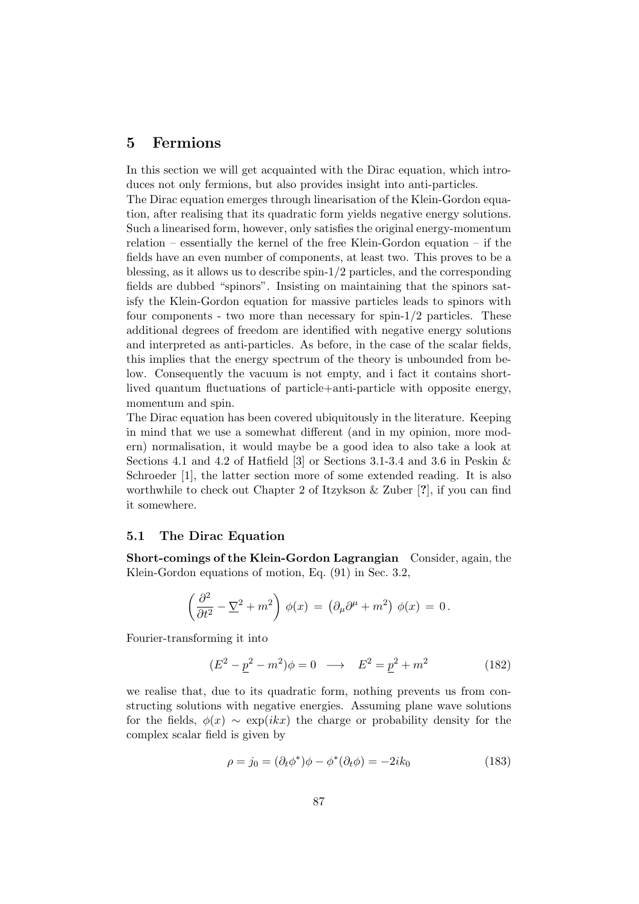# 5 Fermions

In this section we will get acquainted with the Dirac equation, which introduces not only fermions, but also provides insight into anti-particles.
The Dirac equation emerges through linearisation of the Klein-Gordon equation, after realising that its quadratic form yields negative energy solutions. Such a linearised form, however, only satisfies the original energy-momentum relation – essentially the kernel of the free Klein-Gordon equation – if the fields have an even number of components, at least two. This proves to be a blessing, as it allows us to describe spin-1/2 particles, and the corresponding fields are dubbed "spinors". Insisting on maintaining that the spinors satisfy the Klein-Gordon equation for massive particles leads to spinors with four components - two more than necessary for spin-1/2 particles. These additional degrees of freedom are identified with negative energy solutions and interpreted as anti-particles. As before, in the case of the scalar fields, this implies that the energy spectrum of the theory is unbounded from below. Consequently the vacuum is not empty, and i fact it contains short-lived quantum fluctuations of particle+anti-particle with opposite energy, momentum and spin.
The Dirac equation has been covered ubiquitously in the literature. Keeping in mind that we use a somewhat different (and in my opinion, more modern) normalisation, it would maybe be a good idea to also take a look at Sections 4.1 and 4.2 of Hatfield [3] or Sections 3.1-3.4 and 3.6 in Peskin & Schroeder [1], the latter section more of some extended reading. It is also worthwhile to check out Chapter 2 of Itzykson & Zuber [?], if you can find it somewhere.

## 5.1 The Dirac Equation

**Short-comings of the Klein-Gordon Lagrangian** Consider, again, the Klein-Gordon equations of motion, Eq. (91) in Sec. 3.2,

$$\left(\frac{\partial^2}{\partial t^2} - \underline{\nabla}^2 + m^2\right)\,\phi(x) \,=\, \left(\partial_\mu\partial^\mu + m^2\right)\,\phi(x) \,=\, 0\,.$$

Fourier-transforming it into

$$(E^2 - \underline{p}^2 - m^2)\phi = 0 \quad\longrightarrow\quad E^2 = \underline{p}^2 + m^2 \tag{182}$$

we realise that, due to its quadratic form, nothing prevents us from constructing solutions with negative energies. Assuming plane wave solutions for the fields, $\phi(x) \sim \exp(ikx)$ the charge or probability density for the complex scalar field is given by

$$\rho = j_0 = (\partial_t\phi^*)\phi - \phi^*(\partial_t\phi) = -2ik_0 \tag{183}$$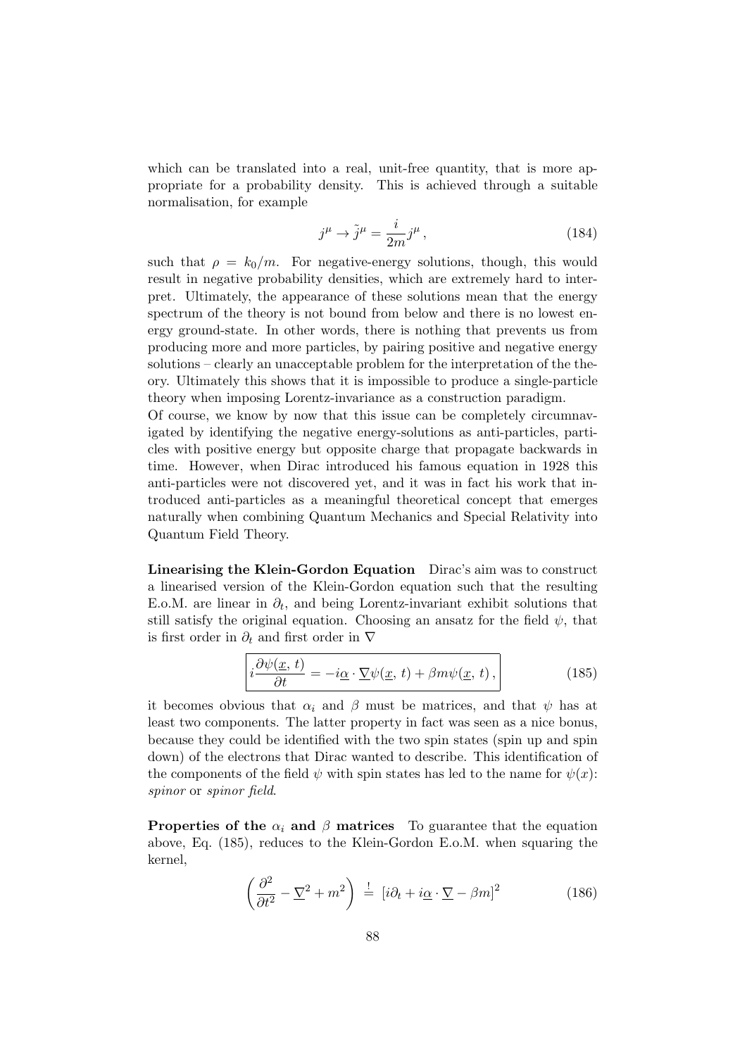which can be translated into a real, unit-free quantity, that is more appropriate for a probability density. This is achieved through a suitable normalisation, for example

$$j^\mu \to \tilde{j}^\mu = \frac{i}{2m} j^\mu \,, \tag{184}$$

such that $\rho = k_0/m$. For negative-energy solutions, though, this would result in negative probability densities, which are extremely hard to interpret. Ultimately, the appearance of these solutions mean that the energy spectrum of the theory is not bound from below and there is no lowest energy ground-state. In other words, there is nothing that prevents us from producing more and more particles, by pairing positive and negative energy solutions – clearly an unacceptable problem for the interpretation of the theory. Ultimately this shows that it is impossible to produce a single-particle theory when imposing Lorentz-invariance as a construction paradigm.
Of course, we know by now that this issue can be completely circumnavigated by identifying the negative energy-solutions as anti-particles, particles with positive energy but opposite charge that propagate backwards in time. However, when Dirac introduced his famous equation in 1928 this anti-particles were not discovered yet, and it was in fact his work that introduced anti-particles as a meaningful theoretical concept that emerges naturally when combining Quantum Mechanics and Special Relativity into Quantum Field Theory.

**Linearising the Klein-Gordon Equation** Dirac's aim was to construct a linearised version of the Klein-Gordon equation such that the resulting E.o.M. are linear in $\partial_t$, and being Lorentz-invariant exhibit solutions that still satisfy the original equation. Choosing an ansatz for the field $\psi$, that is first order in $\partial_t$ and first order in $\nabla$

$$\boxed{i\frac{\partial \psi(\underline{x},\,t)}{\partial t} = -i\underline{\alpha}\cdot\underline{\nabla}\psi(\underline{x},\,t) + \beta m \psi(\underline{x},\,t)\,,} \tag{185}$$

it becomes obvious that $\alpha_i$ and $\beta$ must be matrices, and that $\psi$ has at least two components. The latter property in fact was seen as a nice bonus, because they could be identified with the two spin states (spin up and spin down) of the electrons that Dirac wanted to describe. This identification of the components of the field $\psi$ with spin states has led to the name for $\psi(x)$: *spinor* or *spinor field*.

**Properties of the $\alpha_i$ and $\beta$ matrices** To guarantee that the equation above, Eq. (185), reduces to the Klein-Gordon E.o.M. when squaring the kernel,

$$\left(\frac{\partial^2}{\partial t^2} - \underline{\nabla}^2 + m^2\right) \stackrel{!}{=} \left[i\partial_t + i\underline{\alpha}\cdot\underline{\nabla} - \beta m\right]^2 \tag{186}$$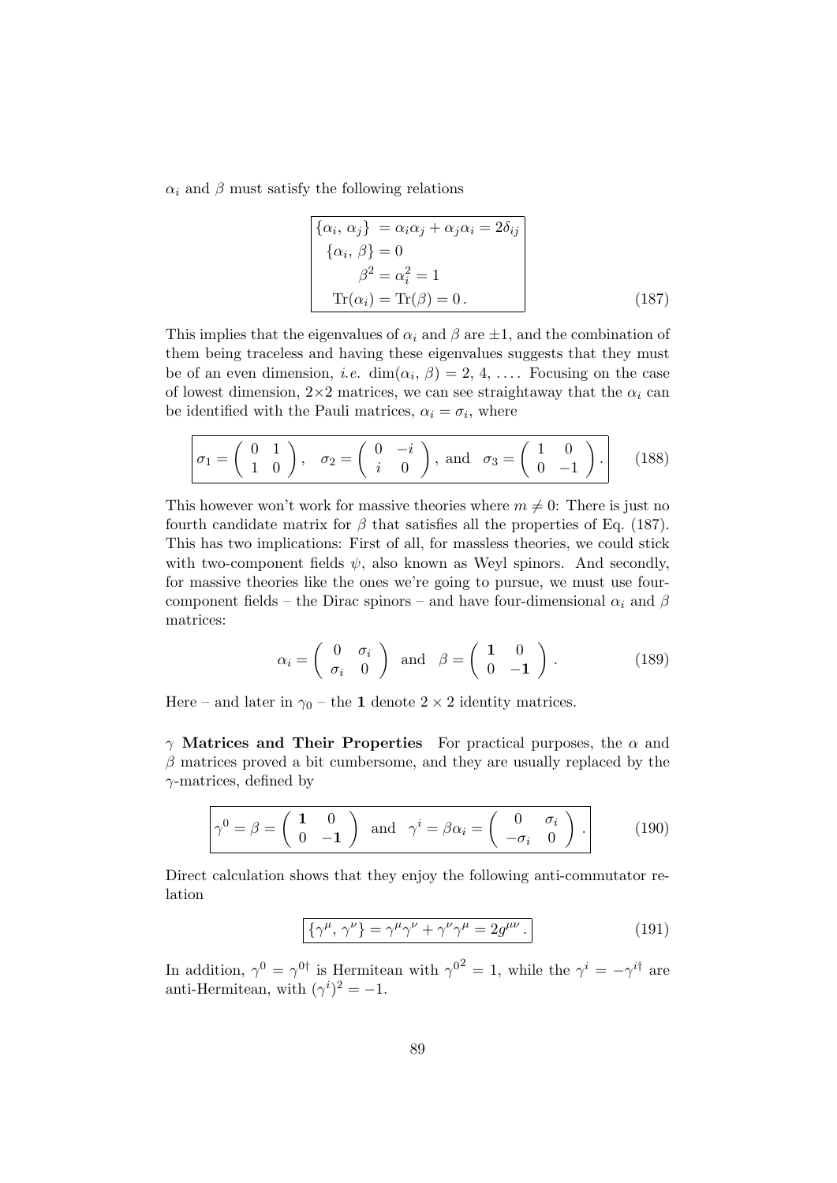$\alpha_i$ and $\beta$ must satisfy the following relations

$$\boxed{\begin{aligned} \{\alpha_i,\, \alpha_j\} &= \alpha_i\alpha_j + \alpha_j\alpha_i = 2\delta_{ij} \\ \{\alpha_i,\, \beta\} &= 0 \\ \beta^2 &= \alpha_i^2 = 1 \\ \mathrm{Tr}(\alpha_i) &= \mathrm{Tr}(\beta) = 0\,. \end{aligned}} \tag{187}$$

This implies that the eigenvalues of $\alpha_i$ and $\beta$ are $\pm 1$, and the combination of them being traceless and having these eigenvalues suggests that they must be of an even dimension, *i.e.* $\dim(\alpha_i,\, \beta) = 2,\, 4,\, \ldots$. Focusing on the case of lowest dimension, $2\times 2$ matrices, we can see straightaway that the $\alpha_i$ can be identified with the Pauli matrices, $\alpha_i = \sigma_i$, where

$$\boxed{\sigma_1 = \begin{pmatrix} 0 & 1 \\ 1 & 0 \end{pmatrix}, \quad \sigma_2 = \begin{pmatrix} 0 & -i \\ i & 0 \end{pmatrix}, \text{ and } \sigma_3 = \begin{pmatrix} 1 & 0 \\ 0 & -1 \end{pmatrix}.} \tag{188}$$

This however won't work for massive theories where $m \neq 0$: There is just no fourth candidate matrix for $\beta$ that satisfies all the properties of Eq. (187). This has two implications: First of all, for massless theories, we could stick with two-component fields $\psi$, also known as Weyl spinors. And secondly, for massive theories like the ones we're going to pursue, we must use four-component fields – the Dirac spinors – and have four-dimensional $\alpha_i$ and $\beta$ matrices:

$$\alpha_i = \begin{pmatrix} 0 & \sigma_i \\ \sigma_i & 0 \end{pmatrix} \text{ and } \beta = \begin{pmatrix} \mathbf{1} & 0 \\ 0 & -\mathbf{1} \end{pmatrix}. \tag{189}$$

Here – and later in $\gamma_0$ – the $\mathbf{1}$ denote $2 \times 2$ identity matrices.

**$\gamma$ Matrices and Their Properties** For practical purposes, the $\alpha$ and $\beta$ matrices proved a bit cumbersome, and they are usually replaced by the $\gamma$-matrices, defined by

$$\boxed{\gamma^0 = \beta = \begin{pmatrix} \mathbf{1} & 0 \\ 0 & -\mathbf{1} \end{pmatrix} \text{ and } \gamma^i = \beta\alpha_i = \begin{pmatrix} 0 & \sigma_i \\ -\sigma_i & 0 \end{pmatrix}.} \tag{190}$$

Direct calculation shows that they enjoy the following anti-commutator relation

$$\boxed{\{\gamma^\mu,\, \gamma^\nu\} = \gamma^\mu\gamma^\nu + \gamma^\nu\gamma^\mu = 2g^{\mu\nu}\,.} \tag{191}$$

In addition, $\gamma^0 = \gamma^{0\dagger}$ is Hermitean with ${\gamma^0}^2 = 1$, while the $\gamma^i = -\gamma^{i\dagger}$ are anti-Hermitean, with $(\gamma^i)^2 = -1$.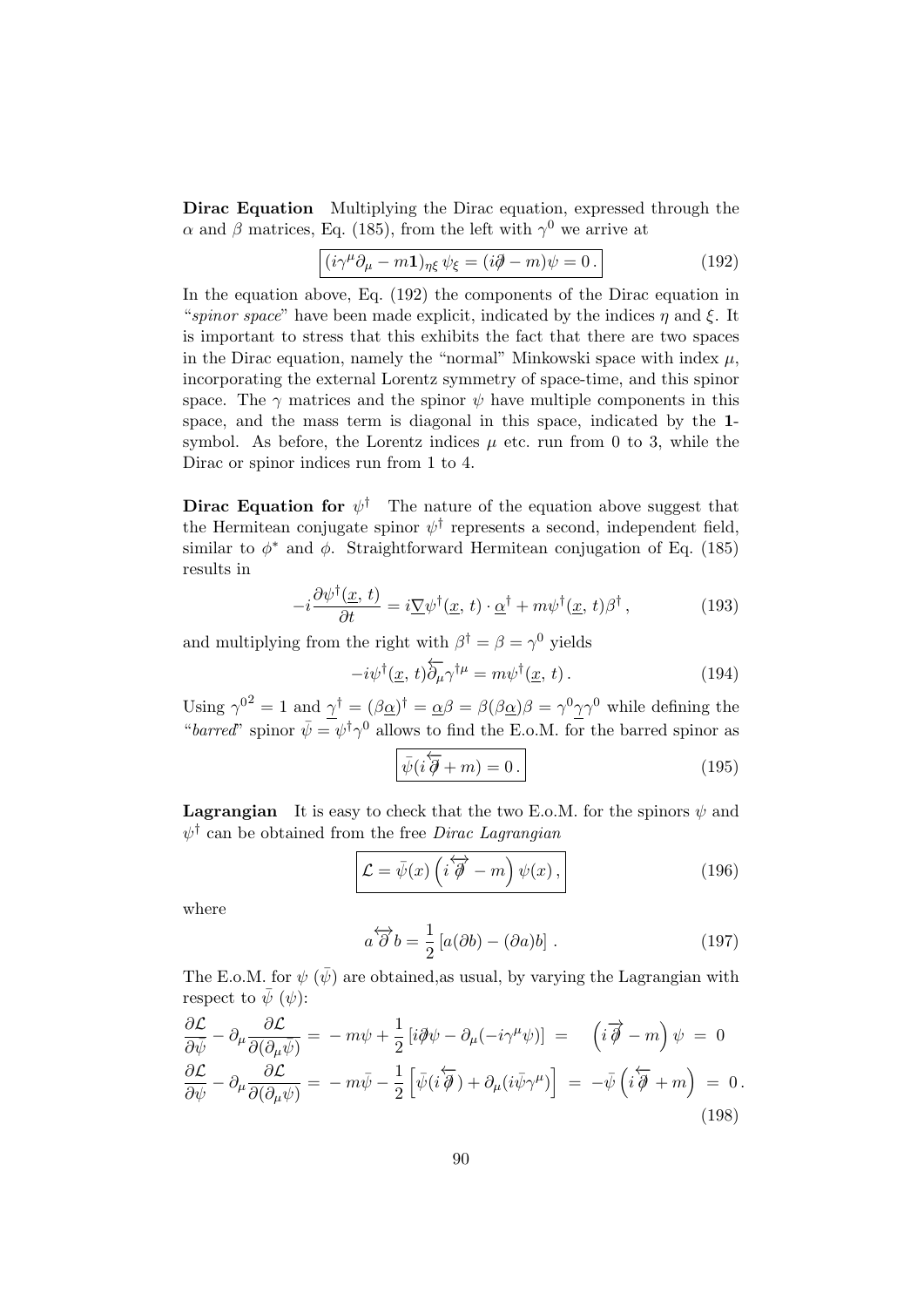**Dirac Equation** Multiplying the Dirac equation, expressed through the $\alpha$ and $\beta$ matrices, Eq. (185), from the left with $\gamma^0$ we arrive at

$$\boxed{(i\gamma^\mu\partial_\mu - m\mathbf{1})_{\eta\xi}\,\psi_\xi = (i\partial\!\!\!/ - m)\psi = 0\,.} \tag{192}$$

In the equation above, Eq. (192) the components of the Dirac equation in "*spinor space*" have been made explicit, indicated by the indices $\eta$ and $\xi$. It is important to stress that this exhibits the fact that there are two spaces in the Dirac equation, namely the "normal" Minkowski space with index $\mu$, incorporating the external Lorentz symmetry of space-time, and this spinor space. The $\gamma$ matrices and the spinor $\psi$ have multiple components in this space, and the mass term is diagonal in this space, indicated by the **1**-symbol. As before, the Lorentz indices $\mu$ etc. run from 0 to 3, while the Dirac or spinor indices run from 1 to 4.

**Dirac Equation for $\psi^\dagger$** The nature of the equation above suggest that the Hermitean conjugate spinor $\psi^\dagger$ represents a second, independent field, similar to $\phi^*$ and $\phi$. Straightforward Hermitean conjugation of Eq. (185) results in

$$-i\frac{\partial\psi^\dagger(\underline{x},\,t)}{\partial t} = i\underline{\nabla}\psi^\dagger(\underline{x},\,t)\cdot\underline{\alpha}^\dagger + m\psi^\dagger(\underline{x},\,t)\beta^\dagger\,, \tag{193}$$

and multiplying from the right with $\beta^\dagger = \beta = \gamma^0$ yields

$$-i\psi^\dagger(\underline{x},\,t)\overleftarrow{\partial}_\mu\gamma^{\dagger\mu} = m\psi^\dagger(\underline{x},\,t)\,. \tag{194}$$

Using ${\gamma^0}^2 = 1$ and $\underline{\gamma}^\dagger = (\beta\underline{\alpha})^\dagger = \underline{\alpha}\beta = \beta(\beta\underline{\alpha})\beta = \gamma^0\underline{\gamma}\gamma^0$ while defining the "*barred*" spinor $\bar{\psi} = \psi^\dagger\gamma^0$ allows to find the E.o.M. for the barred spinor as

$$\boxed{\bar{\psi}(i\overleftarrow{\partial\!\!\!/} + m) = 0\,.} \tag{195}$$

**Lagrangian** It is easy to check that the two E.o.M. for the spinors $\psi$ and $\psi^\dagger$ can be obtained from the free *Dirac Lagrangian*

$$\boxed{\mathcal{L} = \bar{\psi}(x)\left(i\overleftrightarrow{\partial\!\!\!/} - m\right)\psi(x)\,,} \tag{196}$$

where

$$a\overleftrightarrow{\partial}b = \frac{1}{2}\left[a(\partial b) - (\partial a)b\right]\,. \tag{197}$$

The E.o.M. for $\psi$ ($\bar{\psi}$) are obtained,as usual, by varying the Lagrangian with respect to $\bar{\psi}$ ($\psi$):

$$\begin{aligned}
\frac{\partial\mathcal{L}}{\partial\bar{\psi}} - \partial_\mu\frac{\partial\mathcal{L}}{\partial(\partial_\mu\bar{\psi})} &= -m\psi + \frac{1}{2}\left[i\partial\!\!\!/\psi - \partial_\mu(-i\gamma^\mu\psi)\right] = \left(i\overrightarrow{\partial\!\!\!/} - m\right)\psi = 0 \\
\frac{\partial\mathcal{L}}{\partial\psi} - \partial_\mu\frac{\partial\mathcal{L}}{\partial(\partial_\mu\psi)} &= -m\bar{\psi} - \frac{1}{2}\left[\bar{\psi}(i\overleftarrow{\partial\!\!\!/}) + \partial_\mu(i\bar{\psi}\gamma^\mu)\right] = -\bar{\psi}\left(i\overleftarrow{\partial\!\!\!/} + m\right) = 0\,.
\end{aligned} \tag{198}$$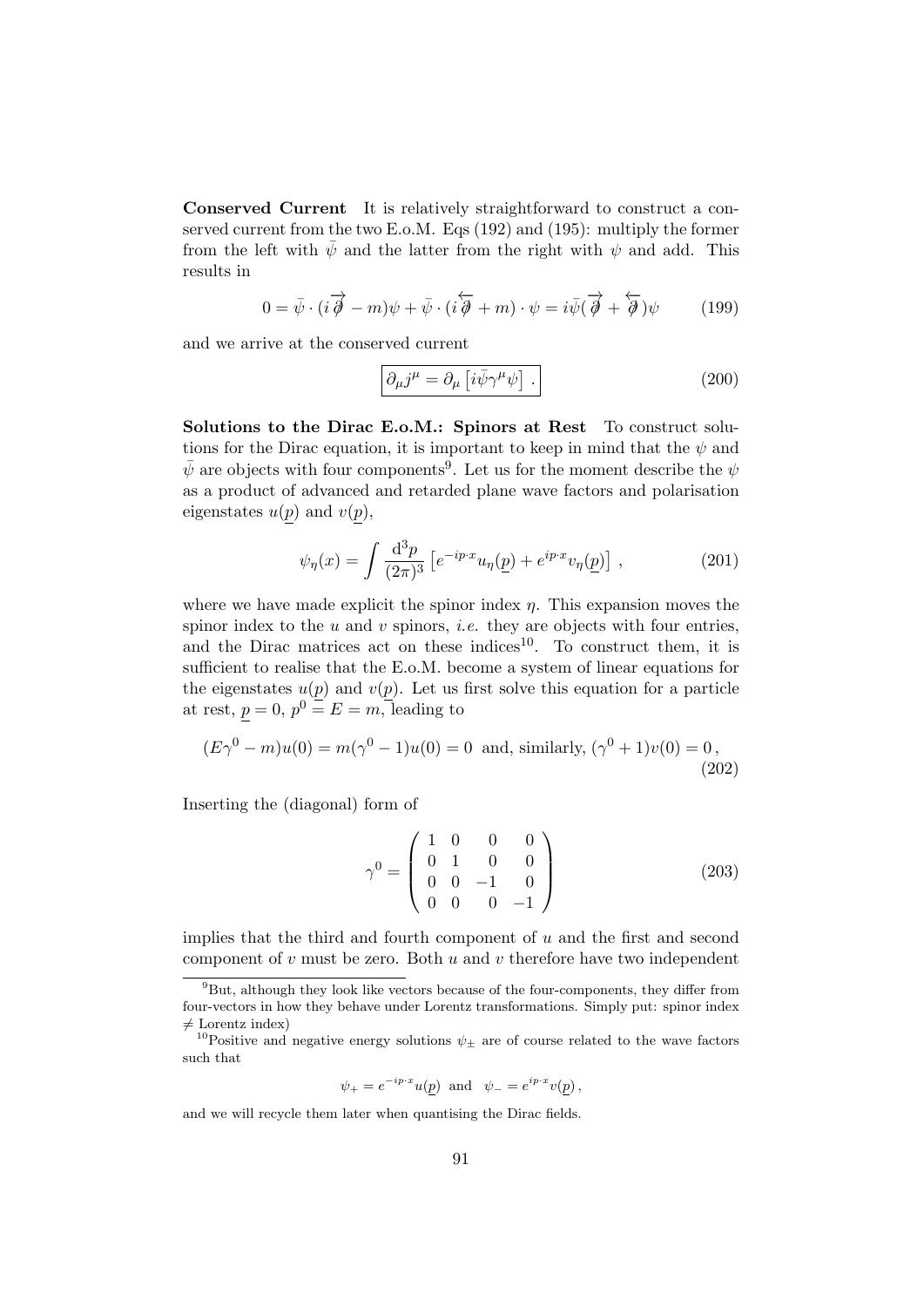**Conserved Current** It is relatively straightforward to construct a conserved current from the two E.o.M. Eqs (192) and (195): multiply the former from the left with $\bar{\psi}$ and the latter from the right with $\psi$ and add. This results in

$$0 = \bar{\psi} \cdot (i\overrightarrow{\not{\partial}} - m)\psi + \bar{\psi} \cdot (i\overleftarrow{\not{\partial}} + m) \cdot \psi = i\bar{\psi}(\overrightarrow{\not{\partial}} + \overleftarrow{\not{\partial}})\psi \tag{199}$$

and we arrive at the conserved current

$$\boxed{\partial_\mu j^\mu = \partial_\mu \left[i\bar{\psi}\gamma^\mu\psi\right] .} \tag{200}$$

**Solutions to the Dirac E.o.M.: Spinors at Rest** To construct solutions for the Dirac equation, it is important to keep in mind that the $\psi$ and $\bar{\psi}$ are objects with four components[9]. Let us for the moment describe the $\psi$ as a product of advanced and retarded plane wave factors and polarisation eigenstates $u(\underline{p})$ and $v(\underline{p})$,

$$\psi_\eta(x) = \int \frac{\mathrm{d}^3p}{(2\pi)^3} \left[e^{-ip\cdot x}u_\eta(\underline{p}) + e^{ip\cdot x}v_\eta(\underline{p})\right] , \tag{201}$$

where we have made explicit the spinor index $\eta$. This expansion moves the spinor index to the $u$ and $v$ spinors, *i.e.* they are objects with four entries, and the Dirac matrices act on these indices[10]. To construct them, it is sufficient to realise that the E.o.M. become a system of linear equations for the eigenstates $u(\underline{p})$ and $v(\underline{p})$. Let us first solve this equation for a particle at rest, $\underline{p} = 0$, $p^0 = E = m$, leading to

$$(E\gamma^0 - m)u(0) = m(\gamma^0 - 1)u(0) = 0 \text{ and, similarly, } (\gamma^0 + 1)v(0) = 0 , \tag{202}$$

Inserting the (diagonal) form of

$$\gamma^0 = \begin{pmatrix} 1 & 0 & 0 & 0 \\ 0 & 1 & 0 & 0 \\ 0 & 0 & -1 & 0 \\ 0 & 0 & 0 & -1 \end{pmatrix} \tag{203}$$

implies that the third and fourth component of $u$ and the first and second component of $v$ must be zero. Both $u$ and $v$ therefore have two independent

---

[9] But, although they look like vectors because of the four-components, they differ from four-vectors in how they behave under Lorentz transformations. Simply put: spinor index $\neq$ Lorentz index)

[10] Positive and negative energy solutions $\psi_\pm$ are of course related to the wave factors such that

$$\psi_+ = e^{-ip\cdot x}u(\underline{p}) \text{ and } \psi_- = e^{ip\cdot x}v(\underline{p}) ,$$

and we will recycle them later when quantising the Dirac fields.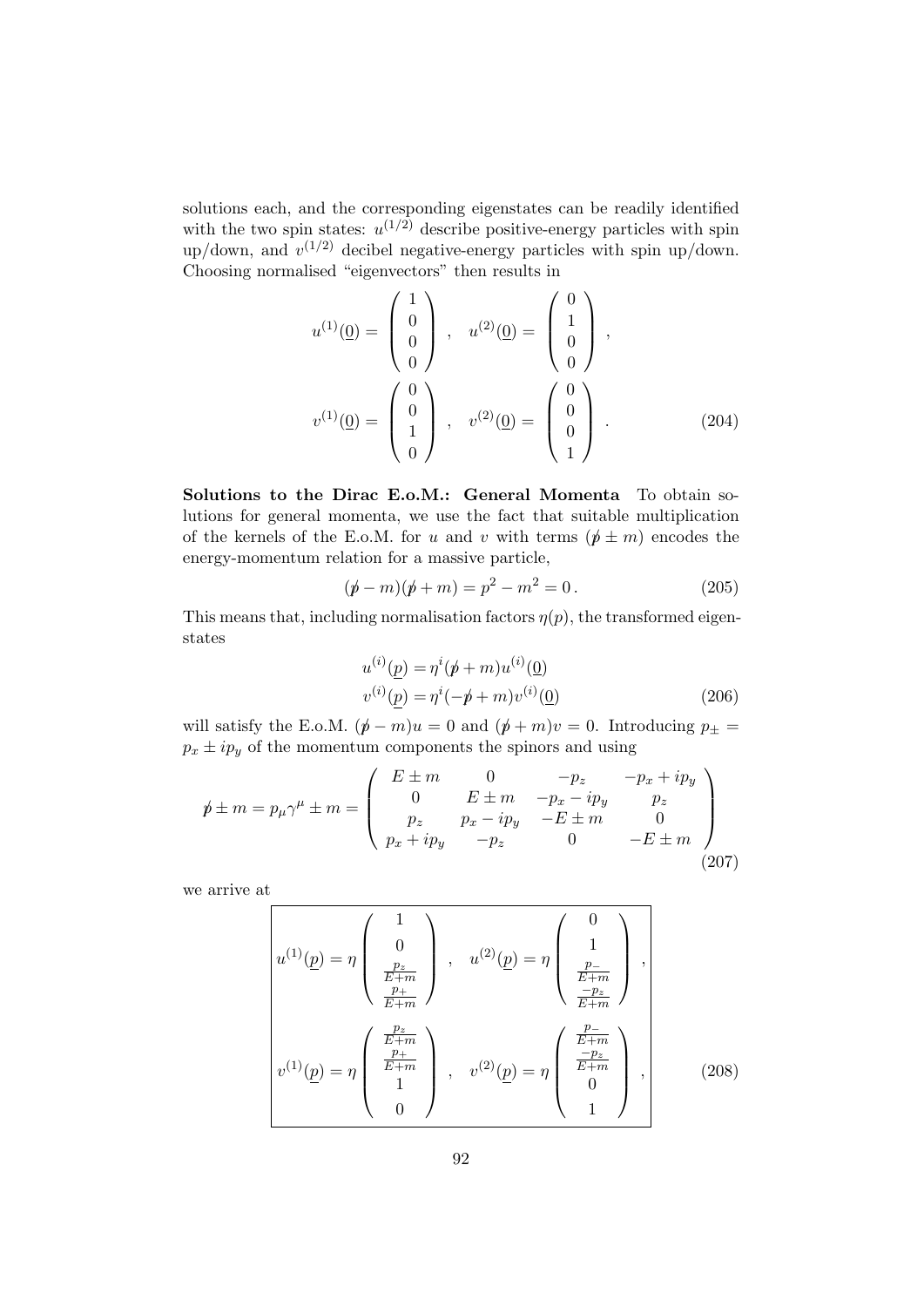solutions each, and the corresponding eigenstates can be readily identified with the two spin states: $u^{(1/2)}$ describe positive-energy particles with spin up/down, and $v^{(1/2)}$ decibel negative-energy particles with spin up/down. Choosing normalised "eigenvectors" then results in

$$
\begin{aligned}
u^{(1)}(\underline{0}) &= \begin{pmatrix} 1 \\ 0 \\ 0 \\ 0 \end{pmatrix} , \quad u^{(2)}(\underline{0}) = \begin{pmatrix} 0 \\ 1 \\ 0 \\ 0 \end{pmatrix} , \\
v^{(1)}(\underline{0}) &= \begin{pmatrix} 0 \\ 0 \\ 1 \\ 0 \end{pmatrix} , \quad v^{(2)}(\underline{0}) = \begin{pmatrix} 0 \\ 0 \\ 0 \\ 1 \end{pmatrix} .
\end{aligned}
\tag{204}
$$

**Solutions to the Dirac E.o.M.: General Momenta** To obtain solutions for general momenta, we use the fact that suitable multiplication of the kernels of the E.o.M. for $u$ and $v$ with terms $(\not{p} \pm m)$ encodes the energy-momentum relation for a massive particle,

$$
(\not{p} - m)(\not{p} + m) = p^2 - m^2 = 0 . \tag{205}
$$

This means that, including normalisation factors $\eta(p)$, the transformed eigenstates

$$
\begin{aligned}
u^{(i)}(\underline{p}) &= \eta^i (\not{p} + m) u^{(i)}(\underline{0}) \\
v^{(i)}(\underline{p}) &= \eta^i (-\not{p} + m) v^{(i)}(\underline{0})
\end{aligned}
\tag{206}
$$

will satisfy the E.o.M. $(\not{p} - m)u = 0$ and $(\not{p} + m)v = 0$. Introducing $p_\pm = p_x \pm i p_y$ of the momentum components the spinors and using

$$
\not{p} \pm m = p_\mu \gamma^\mu \pm m = \begin{pmatrix} E \pm m & 0 & -p_z & -p_x + i p_y \\ 0 & E \pm m & -p_x - i p_y & p_z \\ p_z & p_x - i p_y & -E \pm m & 0 \\ p_x + i p_y & -p_z & 0 & -E \pm m \end{pmatrix}
\tag{207}
$$

we arrive at

$$
\boxed{
\begin{aligned}
u^{(1)}(\underline{p}) &= \eta \begin{pmatrix} 1 \\ 0 \\ \frac{p_z}{E+m} \\ \frac{p_+}{E+m} \end{pmatrix} , \quad u^{(2)}(\underline{p}) = \eta \begin{pmatrix} 0 \\ 1 \\ \frac{p_-}{E+m} \\ \frac{-p_z}{E+m} \end{pmatrix} , \\
v^{(1)}(\underline{p}) &= \eta \begin{pmatrix} \frac{p_z}{E+m} \\ \frac{p_+}{E+m} \\ 1 \\ 0 \end{pmatrix} , \quad v^{(2)}(\underline{p}) = \eta \begin{pmatrix} \frac{p_-}{E+m} \\ \frac{-p_z}{E+m} \\ 0 \\ 1 \end{pmatrix} ,
\end{aligned}
}
\tag{208}
$$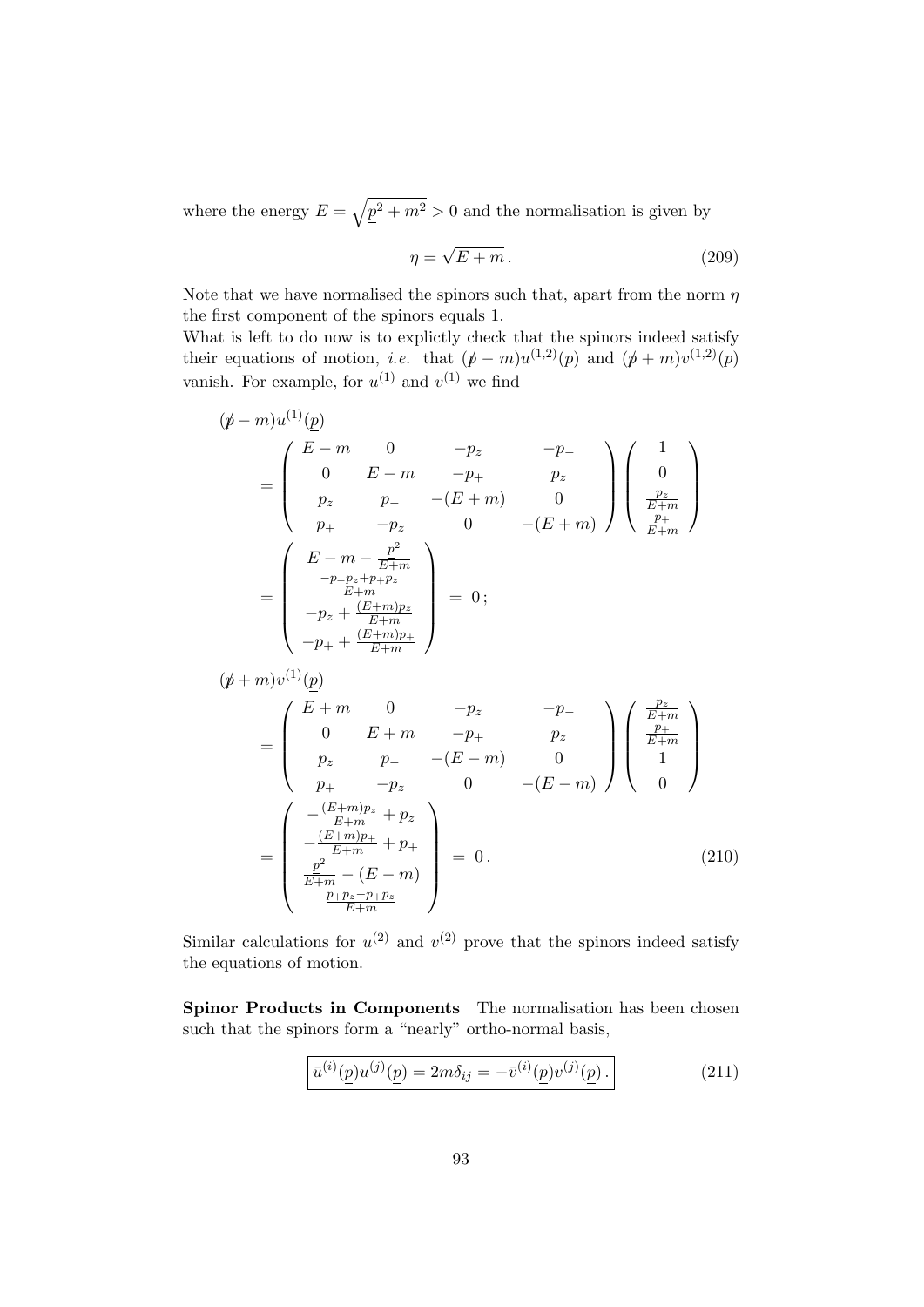where the energy $E = \sqrt{\underline{p}^2 + m^2} > 0$ and the normalisation is given by

$$\eta = \sqrt{E + m} \,. \tag{209}$$

Note that we have normalised the spinors such that, apart from the norm $\eta$ the first component of the spinors equals 1.

What is left to do now is to explictly check that the spinors indeed satisfy their equations of motion, *i.e.* that $(\not{p} - m)u^{(1,2)}(\underline{p})$ and $(\not{p} + m)v^{(1,2)}(\underline{p})$ vanish. For example, for $u^{(1)}$ and $v^{(1)}$ we find

$$\begin{aligned}
(\not{p} - m)u^{(1)}(\underline{p}) \\
&= \begin{pmatrix} E-m & 0 & -p_z & -p_- \\ 0 & E-m & -p_+ & p_z \\ p_z & p_- & -(E+m) & 0 \\ p_+ & -p_z & 0 & -(E+m) \end{pmatrix} \begin{pmatrix} 1 \\ 0 \\ \frac{p_z}{E+m} \\ \frac{p_+}{E+m} \end{pmatrix} \\
&= \begin{pmatrix} E - m - \frac{\underline{p}^2}{E+m} \\ \frac{-p_+p_z + p_+p_z}{E+m} \\ -p_z + \frac{(E+m)p_z}{E+m} \\ -p_+ + \frac{(E+m)p_+}{E+m} \end{pmatrix} \; = \; 0 \, ; \\
(\not{p} + m)v^{(1)}(\underline{p}) \\
&= \begin{pmatrix} E+m & 0 & -p_z & -p_- \\ 0 & E+m & -p_+ & p_z \\ p_z & p_- & -(E-m) & 0 \\ p_+ & -p_z & 0 & -(E-m) \end{pmatrix} \begin{pmatrix} \frac{p_z}{E+m} \\ \frac{p_+}{E+m} \\ 1 \\ 0 \end{pmatrix} \\
&= \begin{pmatrix} -\frac{(E+m)p_z}{E+m} + p_z \\ -\frac{(E+m)p_+}{E+m} + p_+ \\ \frac{\underline{p}^2}{E+m} - (E-m) \\ \frac{p_+p_z - p_+p_z}{E+m} \end{pmatrix} \; = \; 0 \, .
\end{aligned} \tag{210}$$

Similar calculations for $u^{(2)}$ and $v^{(2)}$ prove that the spinors indeed satisfy the equations of motion.

**Spinor Products in Components** The normalisation has been chosen such that the spinors form a "nearly" ortho-normal basis,

$$\boxed{\bar{u}^{(i)}(\underline{p})u^{(j)}(\underline{p}) = 2m\delta_{ij} = -\bar{v}^{(i)}(\underline{p})v^{(j)}(\underline{p}) \, .} \tag{211}$$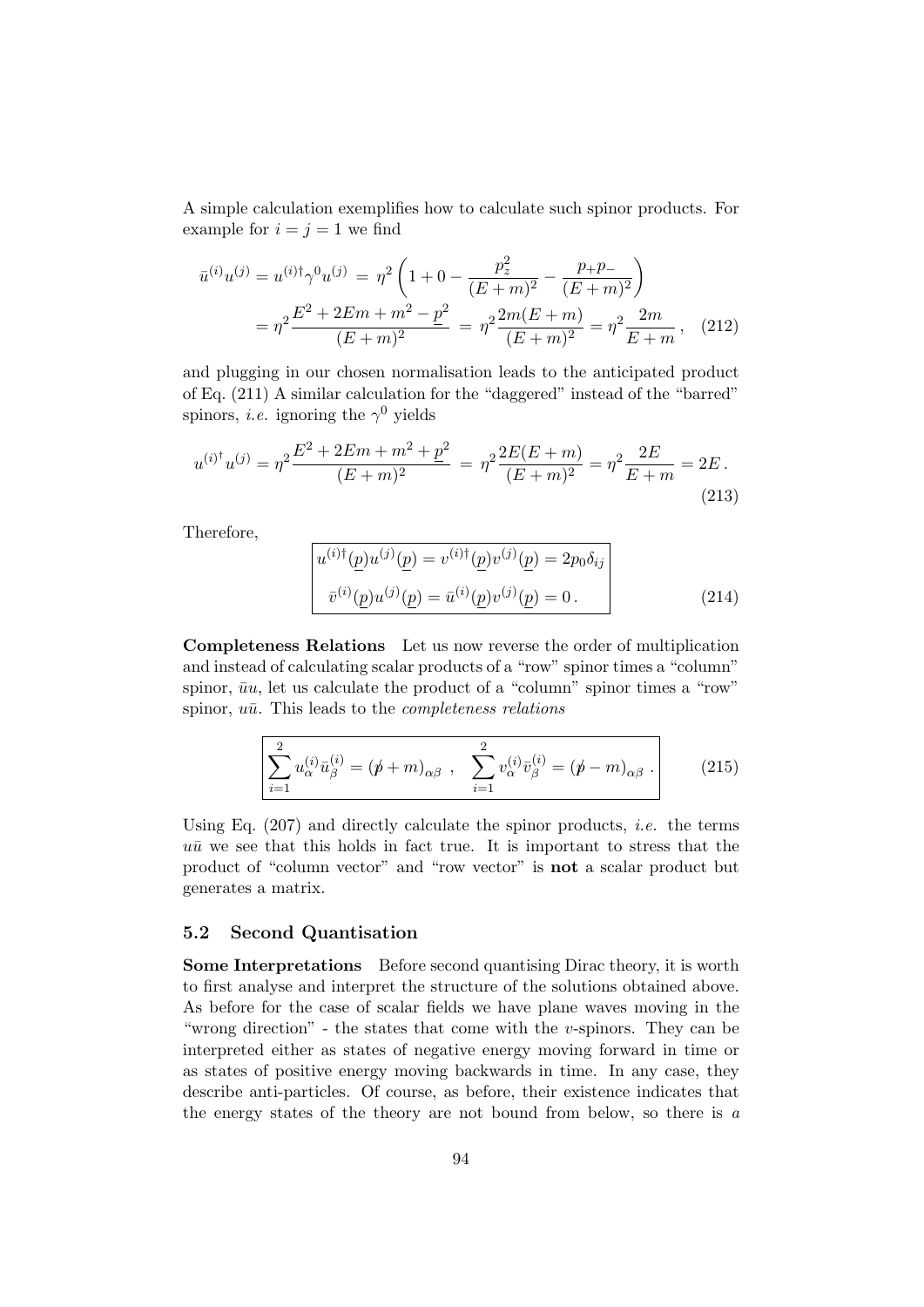A simple calculation exemplifies how to calculate such spinor products. For example for $i = j = 1$ we find

$$
\begin{aligned}
\bar{u}^{(i)} u^{(j)} = u^{(i)\dagger} \gamma^0 u^{(j)} &= \eta^2 \left( 1 + 0 - \frac{p_z^2}{(E+m)^2} - \frac{p_+ p_-}{(E+m)^2} \right) \\
&= \eta^2 \frac{E^2 + 2Em + m^2 - \underline{p}^2}{(E+m)^2} = \eta^2 \frac{2m(E+m)}{(E+m)^2} = \eta^2 \frac{2m}{E+m} \,, \quad (212)
\end{aligned}
$$

and plugging in our chosen normalisation leads to the anticipated product of Eq. (211) A similar calculation for the "daggered" instead of the "barred" spinors, *i.e.* ignoring the $\gamma^0$ yields

$$
u^{(i)^\dagger} u^{(j)} = \eta^2 \frac{E^2 + 2Em + m^2 + \underline{p}^2}{(E+m)^2} = \eta^2 \frac{2E(E+m)}{(E+m)^2} = \eta^2 \frac{2E}{E+m} = 2E \,. \quad (213)
$$

Therefore,

$$
\boxed{
\begin{aligned}
u^{(i)\dagger}(\underline{p}) u^{(j)}(\underline{p}) &= v^{(i)\dagger}(\underline{p}) v^{(j)}(\underline{p}) = 2p_0 \delta_{ij} \\
\bar{v}^{(i)}(\underline{p}) u^{(j)}(\underline{p}) &= \bar{u}^{(i)}(\underline{p}) v^{(j)}(\underline{p}) = 0 \,.
\end{aligned}
} \quad (214)
$$

**Completeness Relations** Let us now reverse the order of multiplication and instead of calculating scalar products of a "row" spinor times a "column" spinor, $\bar{u}u$, let us calculate the product of a "column" spinor times a "row" spinor, $u\bar{u}$. This leads to the *completeness relations*

$$
\boxed{
\sum_{i=1}^{2} u_\alpha^{(i)} \bar{u}_\beta^{(i)} = (\not{p} + m)_{\alpha\beta} \;, \quad \sum_{i=1}^{2} v_\alpha^{(i)} \bar{v}_\beta^{(i)} = (\not{p} - m)_{\alpha\beta} \,.
} \quad (215)
$$

Using Eq. (207) and directly calculate the spinor products, *i.e.* the terms $u\bar{u}$ we see that this holds in fact true. It is important to stress that the product of "column vector" and "row vector" is **not** a scalar product but generates a matrix.

### 5.2 Second Quantisation

**Some Interpretations** Before second quantising Dirac theory, it is worth to first analyse and interpret the structure of the solutions obtained above. As before for the case of scalar fields we have plane waves moving in the "wrong direction" - the states that come with the $v$-spinors. They can be interpreted either as states of negative energy moving forward in time or as states of positive energy moving backwards in time. In any case, they describe anti-particles. Of course, as before, their existence indicates that the energy states of the theory are not bound from below, so there is *a*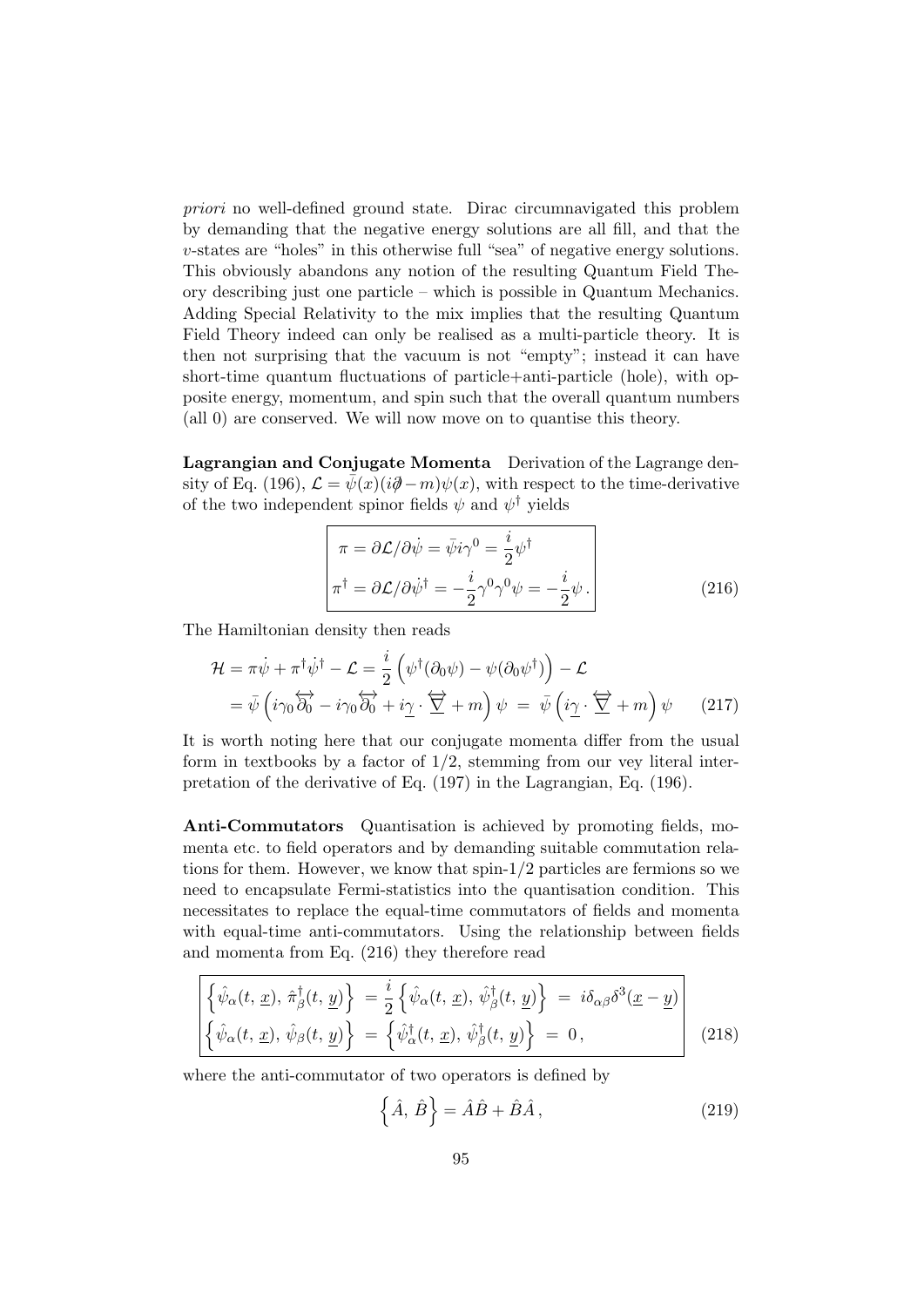*priori* no well-defined ground state. Dirac circumnavigated this problem by demanding that the negative energy solutions are all fill, and that the $v$-states are "holes" in this otherwise full "sea" of negative energy solutions. This obviously abandons any notion of the resulting Quantum Field Theory describing just one particle – which is possible in Quantum Mechanics. Adding Special Relativity to the mix implies that the resulting Quantum Field Theory indeed can only be realised as a multi-particle theory. It is then not surprising that the vacuum is not "empty"; instead it can have short-time quantum fluctuations of particle+anti-particle (hole), with opposite energy, momentum, and spin such that the overall quantum numbers (all 0) are conserved. We will now move on to quantise this theory.

**Lagrangian and Conjugate Momenta** Derivation of the Lagrange density of Eq. (196), $\mathcal{L} = \bar{\psi}(x)(i\partial\!\!\!/ - m)\psi(x)$, with respect to the time-derivative of the two independent spinor fields $\psi$ and $\psi^\dagger$ yields

$$\boxed{\begin{aligned} \pi &= \partial\mathcal{L}/\partial\dot{\psi} = \bar{\psi}i\gamma^0 = \frac{i}{2}\psi^\dagger \\ \pi^\dagger &= \partial\mathcal{L}/\partial\dot{\psi}^\dagger = -\frac{i}{2}\gamma^0\gamma^0\psi = -\frac{i}{2}\psi\,. \end{aligned}} \tag{216}$$

The Hamiltonian density then reads

$$\begin{aligned} \mathcal{H} &= \pi\dot{\psi} + \pi^\dagger\dot{\psi}^\dagger - \mathcal{L} = \frac{i}{2}\left(\psi^\dagger(\partial_0\psi) - \psi(\partial_0\psi^\dagger)\right) - \mathcal{L} \\ &= \bar{\psi}\left(i\gamma_0\overleftrightarrow{\partial_0} - i\gamma_0\overleftrightarrow{\partial_0} + i\underline{\gamma}\cdot\overleftrightarrow{\underline{\nabla}} + m\right)\psi \;=\; \bar{\psi}\left(i\underline{\gamma}\cdot\overleftrightarrow{\underline{\nabla}} + m\right)\psi \end{aligned} \tag{217}$$

It is worth noting here that our conjugate momenta differ from the usual form in textbooks by a factor of $1/2$, stemming from our vey literal interpretation of the derivative of Eq. (197) in the Lagrangian, Eq. (196).

**Anti-Commutators** Quantisation is achieved by promoting fields, momenta etc. to field operators and by demanding suitable commutation relations for them. However, we know that spin-1/2 particles are fermions so we need to encapsulate Fermi-statistics into the quantisation condition. This necessitates to replace the equal-time commutators of fields and momenta with equal-time anti-commutators. Using the relationship between fields and momenta from Eq. (216) they therefore read

$$\boxed{\begin{aligned} \left\{\hat{\psi}_\alpha(t,\,\underline{x}),\,\hat{\pi}^\dagger_\beta(t,\,\underline{y})\right\} &= \frac{i}{2}\left\{\hat{\psi}_\alpha(t,\,\underline{x}),\,\hat{\psi}^\dagger_\beta(t,\,\underline{y})\right\} \;=\; i\delta_{\alpha\beta}\delta^3(\underline{x}-\underline{y}) \\ \left\{\hat{\psi}_\alpha(t,\,\underline{x}),\,\hat{\psi}_\beta(t,\,\underline{y})\right\} &= \left\{\hat{\psi}^\dagger_\alpha(t,\,\underline{x}),\,\hat{\psi}^\dagger_\beta(t,\,\underline{y})\right\} \;=\; 0\,, \end{aligned}} \tag{218}$$

where the anti-commutator of two operators is defined by

$$\left\{\hat{A},\,\hat{B}\right\} = \hat{A}\hat{B} + \hat{B}\hat{A}\,, \tag{219}$$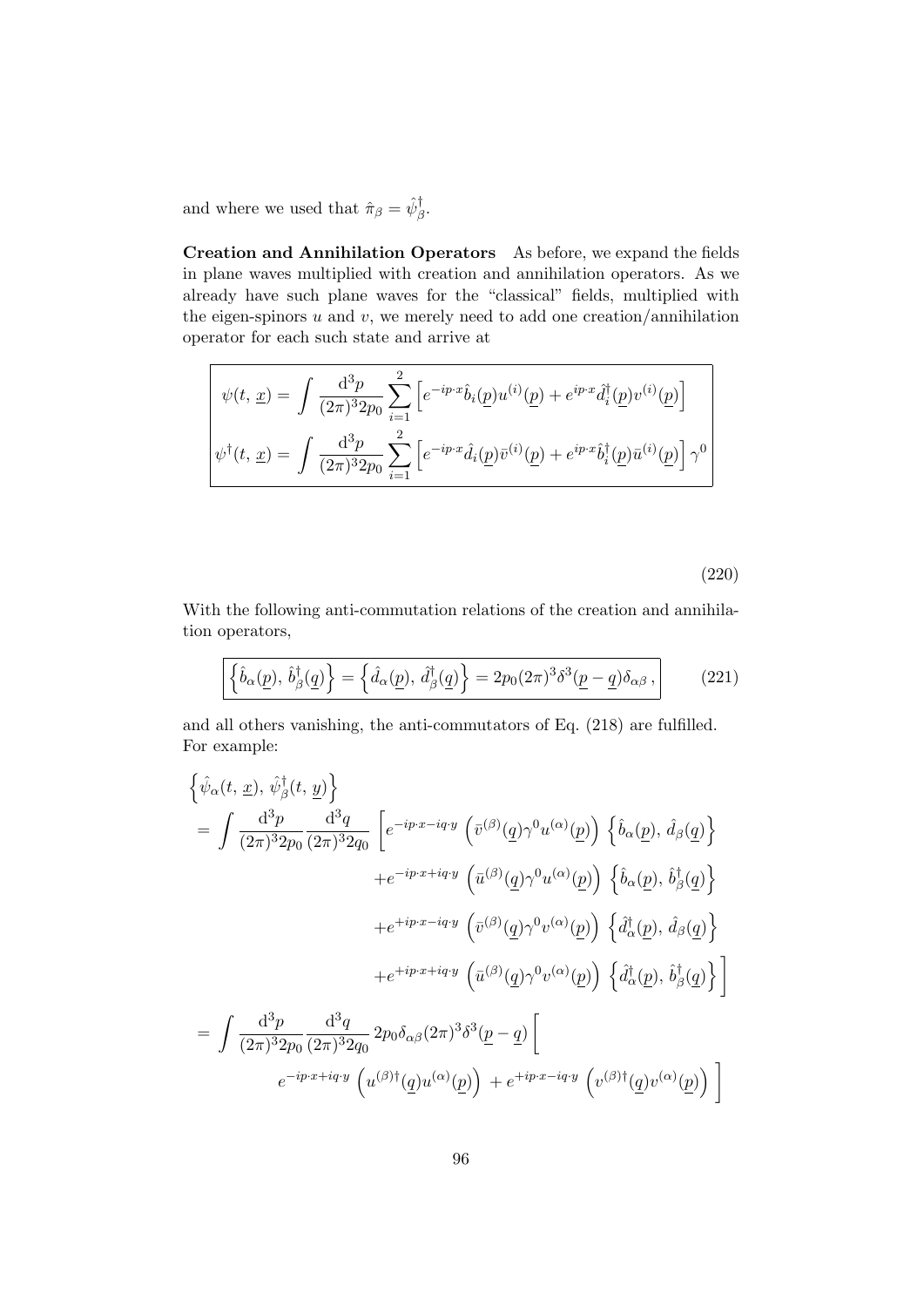and where we used that $\hat{\pi}_\beta = \hat{\psi}^\dagger_\beta$.

**Creation and Annihilation Operators** As before, we expand the fields in plane waves multiplied with creation and annihilation operators. As we already have such plane waves for the "classical" fields, multiplied with the eigen-spinors $u$ and $v$, we merely need to add one creation/annihilation operator for each such state and arrive at

$$\boxed{\begin{aligned} \psi(t,\,\underline{x}) &= \int \frac{\mathrm{d}^3 p}{(2\pi)^3 2p_0} \sum_{i=1}^{2} \left[ e^{-ip\cdot x} \hat{b}_i(\underline{p}) u^{(i)}(\underline{p}) + e^{ip\cdot x} \hat{d}_i^\dagger(\underline{p}) v^{(i)}(\underline{p}) \right] \\ \psi^\dagger(t,\,\underline{x}) &= \int \frac{\mathrm{d}^3 p}{(2\pi)^3 2p_0} \sum_{i=1}^{2} \left[ e^{-ip\cdot x} \hat{d}_i(\underline{p}) \bar{v}^{(i)}(\underline{p}) + e^{ip\cdot x} \hat{b}_i^\dagger(\underline{p}) \bar{u}^{(i)}(\underline{p}) \right] \gamma^0 \end{aligned}} \tag{220}$$

With the following anti-commutation relations of the creation and annihilation operators,

$$\boxed{\left\{ \hat{b}_\alpha(\underline{p}),\, \hat{b}^\dagger_\beta(\underline{q}) \right\} = \left\{ \hat{d}_\alpha(\underline{p}),\, \hat{d}^\dagger_\beta(\underline{q}) \right\} = 2p_0 (2\pi)^3 \delta^3(\underline{p} - \underline{q}) \delta_{\alpha\beta}\,,} \tag{221}$$

and all others vanishing, the anti-commutators of Eq. (218) are fulfilled. For example:

$$\begin{aligned}
&\left\{ \hat{\psi}_\alpha(t,\,\underline{x}),\, \hat{\psi}^\dagger_\beta(t,\,\underline{y}) \right\} \\
&= \int \frac{\mathrm{d}^3 p}{(2\pi)^3 2p_0} \frac{\mathrm{d}^3 q}{(2\pi)^3 2q_0} \left[ e^{-ip\cdot x - iq\cdot y} \left( \bar{v}^{(\beta)}(\underline{q}) \gamma^0 u^{(\alpha)}(\underline{p}) \right) \left\{ \hat{b}_\alpha(\underline{p}),\, \hat{d}_\beta(\underline{q}) \right\} \right. \\
&\qquad\qquad + e^{-ip\cdot x + iq\cdot y} \left( \bar{u}^{(\beta)}(\underline{q}) \gamma^0 u^{(\alpha)}(\underline{p}) \right) \left\{ \hat{b}_\alpha(\underline{p}),\, \hat{b}^\dagger_\beta(\underline{q}) \right\} \\
&\qquad\qquad + e^{+ip\cdot x - iq\cdot y} \left( \bar{v}^{(\beta)}(\underline{q}) \gamma^0 v^{(\alpha)}(\underline{p}) \right) \left\{ \hat{d}^\dagger_\alpha(\underline{p}),\, \hat{d}_\beta(\underline{q}) \right\} \\
&\qquad\qquad \left. + e^{+ip\cdot x + iq\cdot y} \left( \bar{u}^{(\beta)}(\underline{q}) \gamma^0 v^{(\alpha)}(\underline{p}) \right) \left\{ \hat{d}^\dagger_\alpha(\underline{p}),\, \hat{b}^\dagger_\beta(\underline{q}) \right\} \right] \\
&= \int \frac{\mathrm{d}^3 p}{(2\pi)^3 2p_0} \frac{\mathrm{d}^3 q}{(2\pi)^3 2q_0}\, 2p_0 \delta_{\alpha\beta} (2\pi)^3 \delta^3(\underline{p} - \underline{q}) \Big[ \\
&\qquad e^{-ip\cdot x + iq\cdot y} \left( u^{(\beta)\dagger}(\underline{q}) u^{(\alpha)}(\underline{p}) \right) + e^{+ip\cdot x - iq\cdot y} \left( v^{(\beta)\dagger}(\underline{q}) v^{(\alpha)}(\underline{p}) \right) \Big]
\end{aligned}$$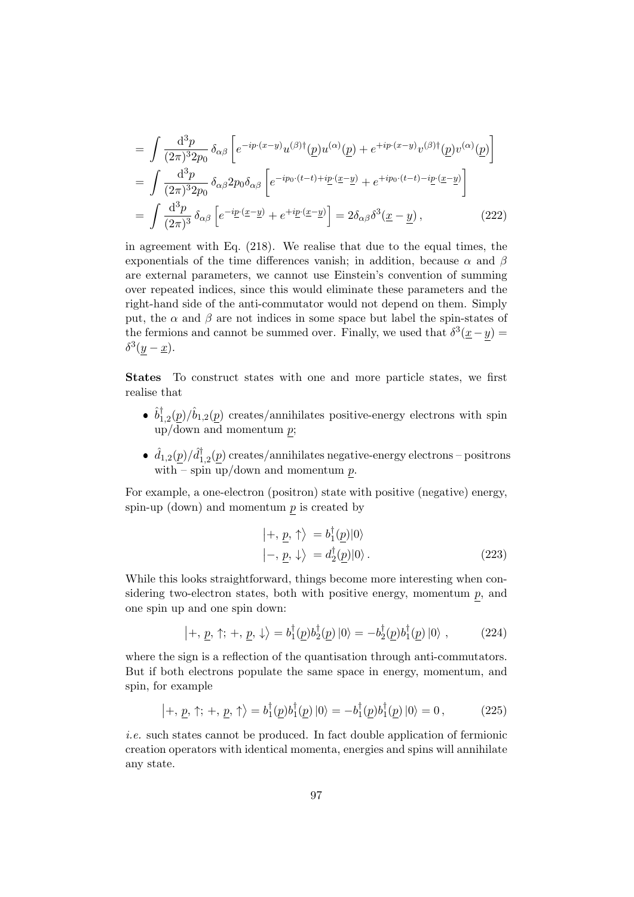$$
\begin{aligned}
&= \int \frac{\mathrm{d}^3p}{(2\pi)^3 2p_0}\,\delta_{\alpha\beta}\left[e^{-ip\cdot(x-y)}u^{(\beta)\dagger}(\underline{p})u^{(\alpha)}(\underline{p}) + e^{+ip\cdot(x-y)}v^{(\beta)\dagger}(\underline{p})v^{(\alpha)}(\underline{p})\right] \\
&= \int \frac{\mathrm{d}^3p}{(2\pi)^3 2p_0}\,\delta_{\alpha\beta}2p_0\delta_{\alpha\beta}\left[e^{-ip_0\cdot(t-t)+i\underline{p}\cdot(\underline{x}-\underline{y})} + e^{+ip_0\cdot(t-t)-i\underline{p}\cdot(\underline{x}-\underline{y})}\right] \\
&= \int \frac{\mathrm{d}^3p}{(2\pi)^3}\,\delta_{\alpha\beta}\left[e^{-i\underline{p}\cdot(\underline{x}-\underline{y})} + e^{+i\underline{p}\cdot(\underline{x}-\underline{y})}\right] = 2\delta_{\alpha\beta}\delta^3(\underline{x}-\underline{y})\,, \qquad (222)
\end{aligned}
$$

in agreement with Eq. (218). We realise that due to the equal times, the exponentials of the time differences vanish; in addition, because $\alpha$ and $\beta$ are external parameters, we cannot use Einstein's convention of summing over repeated indices, since this would eliminate these parameters and the right-hand side of the anti-commutator would not depend on them. Simply put, the $\alpha$ and $\beta$ are not indices in some space but label the spin-states of the fermions and cannot be summed over. Finally, we used that $\delta^3(\underline{x}-\underline{y}) = \delta^3(\underline{y}-\underline{x})$.

**States** To construct states with one and more particle states, we first realise that

- $\hat{b}^\dagger_{1,2}(\underline{p})/\hat{b}_{1,2}(\underline{p})$ creates/annihilates positive-energy electrons with spin up/down and momentum $\underline{p}$;
- $\hat{d}_{1,2}(\underline{p})/\hat{d}^\dagger_{1,2}(\underline{p})$ creates/annihilates negative-energy electrons – positrons with – spin up/down and momentum $\underline{p}$.

For example, a one-electron (positron) state with positive (negative) energy, spin-up (down) and momentum $\underline{p}$ is created by

$$
\begin{aligned}
\left|+,\,\underline{p},\,\uparrow\right\rangle &= b^\dagger_1(\underline{p})|0\rangle \\
\left|-,\,\underline{p},\,\downarrow\right\rangle &= d^\dagger_2(\underline{p})|0\rangle\,. \qquad (223)
\end{aligned}
$$

While this looks straightforward, things become more interesting when considering two-electron states, both with positive energy, momentum $\underline{p}$, and one spin up and one spin down:

$$
\left|+,\,\underline{p},\,\uparrow;\,+,\,\underline{p},\,\downarrow\right\rangle = b^\dagger_1(\underline{p})b^\dagger_2(\underline{p})\,|0\rangle = -b^\dagger_2(\underline{p})b^\dagger_1(\underline{p})\,|0\rangle\;, \qquad (224)
$$

where the sign is a reflection of the quantisation through anti-commutators. But if both electrons populate the same space in energy, momentum, and spin, for example

$$
\left|+,\,\underline{p},\,\uparrow;\,+,\,\underline{p},\,\uparrow\right\rangle = b^\dagger_1(\underline{p})b^\dagger_1(\underline{p})\,|0\rangle = -b^\dagger_1(\underline{p})b^\dagger_1(\underline{p})\,|0\rangle = 0\,, \qquad (225)
$$

*i.e.* such states cannot be produced. In fact double application of fermionic creation operators with identical momenta, energies and spins will annihilate any state.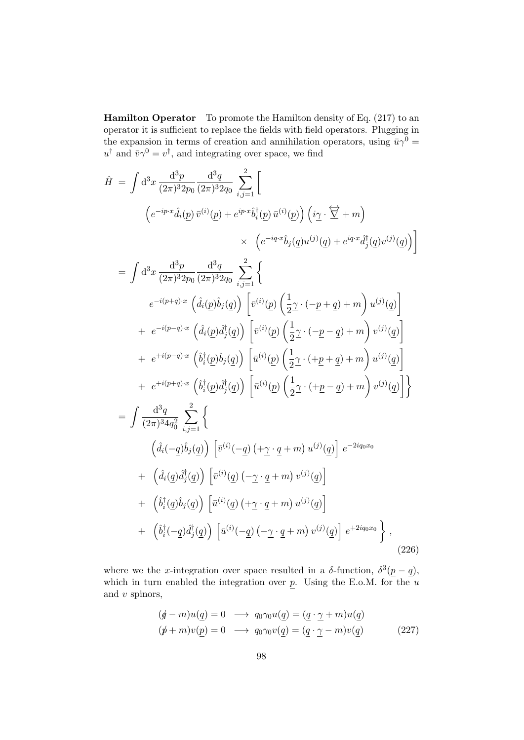**Hamilton Operator** To promote the Hamilton density of Eq. (217) to an operator it is sufficient to replace the fields with field operators. Plugging in the expansion in terms of creation and annihilation operators, using $\bar{u}\gamma^0 = u^\dagger$ and $\bar{v}\gamma^0 = v^\dagger$, and integrating over space, we find

$$
\begin{aligned}
\hat{H} \;=\; & \int \mathrm{d}^3x \, \frac{\mathrm{d}^3p}{(2\pi)^3 2p_0} \frac{\mathrm{d}^3q}{(2\pi)^3 2q_0} \sum_{i,j=1}^{2} \Big[ \\
& \quad \left( e^{-ip\cdot x} \hat{d}_i(\underline{p}) \, \bar{v}^{(i)}(\underline{p}) + e^{ip\cdot x} \hat{b}_i^\dagger(\underline{p}) \, \bar{u}^{(i)}(\underline{p}) \right) \left( i\underline{\gamma} \cdot \overleftrightarrow{\underline{\nabla}} + m \right) \\
& \qquad \times \; \left( e^{-iq\cdot x} \hat{b}_j(\underline{q}) u^{(j)}(\underline{q}) + e^{iq\cdot x} \hat{d}_j^\dagger(\underline{q}) v^{(j)}(\underline{q}) \right) \Big] \\
= \; & \int \mathrm{d}^3x \, \frac{\mathrm{d}^3p}{(2\pi)^3 2p_0} \frac{\mathrm{d}^3q}{(2\pi)^3 2q_0} \sum_{i,j=1}^{2} \Big\{ \\
& \quad e^{-i(p+q)\cdot x} \left( \hat{d}_i(\underline{p}) \hat{b}_j(\underline{q}) \right) \left[ \bar{v}^{(i)}(\underline{p}) \left( \frac{1}{2} \underline{\gamma} \cdot (-\underline{p} + \underline{q}) + m \right) u^{(j)}(\underline{q}) \right] \\
& + \; e^{-i(p-q)\cdot x} \left( \hat{d}_i(\underline{p}) \hat{d}_j^\dagger(\underline{q}) \right) \left[ \bar{v}^{(i)}(\underline{p}) \left( \frac{1}{2} \underline{\gamma} \cdot (-\underline{p} - \underline{q}) + m \right) v^{(j)}(\underline{q}) \right] \\
& + \; e^{+i(p-q)\cdot x} \left( \hat{b}_i^\dagger(\underline{p}) \hat{b}_j(\underline{q}) \right) \left[ \bar{u}^{(i)}(\underline{p}) \left( \frac{1}{2} \underline{\gamma} \cdot (+\underline{p} + \underline{q}) + m \right) u^{(j)}(\underline{q}) \right] \\
& + \; e^{+i(p+q)\cdot x} \left( \hat{b}_i^\dagger(\underline{p}) \hat{d}_j^\dagger(\underline{q}) \right) \left[ \bar{u}^{(i)}(\underline{p}) \left( \frac{1}{2} \underline{\gamma} \cdot (+\underline{p} - \underline{q}) + m \right) v^{(j)}(\underline{q}) \right] \Big\} \\
= \; & \int \frac{\mathrm{d}^3q}{(2\pi)^3 4q_0^2} \sum_{i,j=1}^{2} \Big\{ \\
& \quad \left( \hat{d}_i(-\underline{q}) \hat{b}_j(\underline{q}) \right) \left[ \bar{v}^{(i)}(-\underline{q}) \left( +\underline{\gamma} \cdot \underline{q} + m \right) u^{(j)}(\underline{q}) \right] e^{-2iq_0 x_0} \\
& + \; \left( \hat{d}_i(\underline{q}) \hat{d}_j^\dagger(\underline{q}) \right) \left[ \bar{v}^{(i)}(\underline{q}) \left( -\underline{\gamma} \cdot \underline{q} + m \right) v^{(j)}(\underline{q}) \right] \\
& + \; \left( \hat{b}_i^\dagger(\underline{q}) \hat{b}_j(\underline{q}) \right) \left[ \bar{u}^{(i)}(\underline{q}) \left( +\underline{\gamma} \cdot \underline{q} + m \right) u^{(j)}(\underline{q}) \right] \\
& + \; \left( \hat{b}_i^\dagger(-\underline{q}) \hat{d}_j^\dagger(\underline{q}) \right) \left[ \bar{u}^{(i)}(-\underline{q}) \left( -\underline{\gamma} \cdot \underline{q} + m \right) v^{(j)}(\underline{q}) \right] e^{+2iq_0 x_0} \Big\} \, ,
\end{aligned}
\tag{226}
$$

where we the $x$-integration over space resulted in a $\delta$-function, $\delta^3(\underline{p} - \underline{q})$, which in turn enabled the integration over $\underline{p}$. Using the E.o.M. for the $u$ and $v$ spinors,

$$
\begin{aligned}
(\not{q} - m) u(\underline{q}) = 0 \;\; &\longrightarrow \;\; q_0 \gamma_0 u(\underline{q}) = (\underline{q} \cdot \underline{\gamma} + m) u(\underline{q}) \\
(\not{p} + m) v(\underline{p}) = 0 \;\; &\longrightarrow \;\; q_0 \gamma_0 v(\underline{q}) = (\underline{q} \cdot \underline{\gamma} - m) v(\underline{q})
\end{aligned}
\tag{227}
$$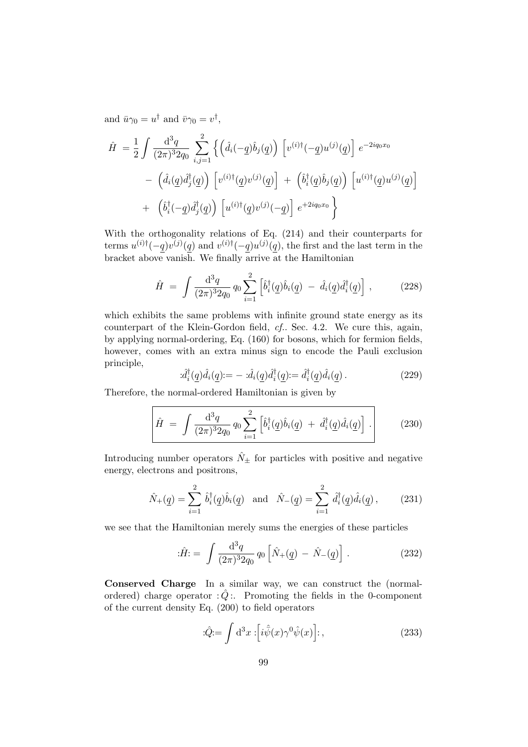and $\bar{u}\gamma_0 = u^\dagger$ and $\bar{v}\gamma_0 = v^\dagger$,

$$\begin{aligned}
\hat{H} \;=&\; \frac{1}{2}\int \frac{\mathrm{d}^3 q}{(2\pi)^3 2q_0} \sum_{i,j=1}^{2} \Big\{ \Big(\hat{d}_i(-\underline{q})\hat{b}_j(\underline{q})\Big) \,\Big[v^{(i)\dagger}(-\underline{q})u^{(j)}(\underline{q})\Big]\, e^{-2iq_0x_0} \\
&- \Big(\hat{d}_i(\underline{q})\hat{d}_j^\dagger(\underline{q})\Big)\,\Big[v^{(i)\dagger}(\underline{q})v^{(j)}(\underline{q})\Big] \;+\; \Big(\hat{b}_i^\dagger(\underline{q})\hat{b}_j(\underline{q})\Big)\,\Big[u^{(i)\dagger}(\underline{q})u^{(j)}(\underline{q})\Big] \\
&+ \Big(\hat{b}_i^\dagger(-\underline{q})\hat{d}_j^\dagger(\underline{q})\Big)\,\Big[u^{(i)\dagger}(\underline{q})v^{(j)}(-\underline{q})\Big]\, e^{+2iq_0x_0} \Big\}
\end{aligned}$$

With the orthogonality relations of Eq. (214) and their counterparts for terms $u^{(i)\dagger}(-\underline{q})v^{(j)}(\underline{q})$ and $v^{(i)\dagger}(-\underline{q})u^{(j)}(\underline{q})$, the first and the last term in the bracket above vanish. We finally arrive at the Hamiltonian

$$\hat{H} \;=\; \int \frac{\mathrm{d}^3 q}{(2\pi)^3 2q_0}\, q_0 \sum_{i=1}^{2}\Big[\hat{b}_i^\dagger(\underline{q})\hat{b}_i(\underline{q}) \;-\; \hat{d}_i(\underline{q})\hat{d}_i^\dagger(\underline{q})\Big]\,, \tag{228}$$

which exhibits the same problems with infinite ground state energy as its counterpart of the Klein-Gordon field, *cf.*. Sec. 4.2. We cure this, again, by applying normal-ordering, Eq. (160) for bosons, which for fermion fields, however, comes with an extra minus sign to encode the Pauli exclusion principle,

$$:\!\hat{d}_i^\dagger(\underline{q})\hat{d}_i(\underline{q})\!:= -\,:\!\hat{d}_i(\underline{q})\hat{d}_i^\dagger(\underline{q})\!:= \hat{d}_i^\dagger(\underline{q})\hat{d}_i(\underline{q})\,. \tag{229}$$

Therefore, the normal-ordered Hamiltonian is given by

$$\boxed{\hat{H} \;=\; \int \frac{\mathrm{d}^3 q}{(2\pi)^3 2q_0}\, q_0 \sum_{i=1}^{2}\Big[\hat{b}_i^\dagger(\underline{q})\hat{b}_i(\underline{q}) \;+\; \hat{d}_i^\dagger(\underline{q})\hat{d}_i(\underline{q})\Big]\,.} \tag{230}$$

Introducing number operators $\hat{N}_\pm$ for particles with positive and negative energy, electrons and positrons,

$$\hat{N}_+(\underline{q}) = \sum_{i=1}^{2}\hat{b}_i^\dagger(\underline{q})\hat{b}_i(\underline{q}) \quad \text{and} \quad \hat{N}_-(\underline{q}) = \sum_{i=1}^{2}\hat{d}_i^\dagger(\underline{q})\hat{d}_i(\underline{q})\,, \tag{231}$$

we see that the Hamiltonian merely sums the energies of these particles

$$:\!\hat{H}\!:= \;\int \frac{\mathrm{d}^3 q}{(2\pi)^3 2q_0}\, q_0 \Big[\hat{N}_+(\underline{q}) \;-\; \hat{N}_-(\underline{q})\Big]\,. \tag{232}$$

**Conserved Charge** In a similar way, we can construct the (normal-ordered) charge operator $:\hat{Q}:$. Promoting the fields in the 0-component of the current density Eq. (200) to field operators

$$:\!\hat{Q}\!:= \int \mathrm{d}^3 x\; :\!\Big[i\hat{\bar{\psi}}(x)\gamma^0\hat{\psi}(x)\Big]\!:\,, \tag{233}$$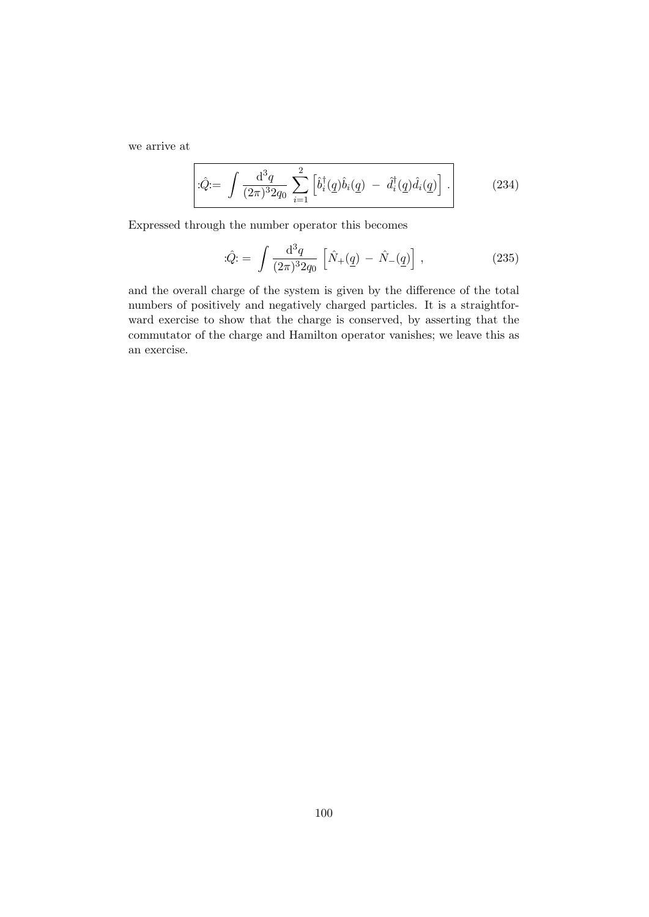we arrive at

$$\boxed{:\hat{Q}:= \int \frac{\mathrm{d}^3 q}{(2\pi)^3 2q_0} \sum_{i=1}^{2} \left[\hat{b}_i^\dagger(\underline{q})\hat{b}_i(\underline{q}) \; - \; \hat{d}_i^\dagger(\underline{q})\hat{d}_i(\underline{q})\right] .} \tag{234}$$

Expressed through the number operator this becomes

$$:\hat{Q}: = \int \frac{\mathrm{d}^3 q}{(2\pi)^3 2q_0} \left[\hat{N}_+(\underline{q}) \; - \; \hat{N}_-(\underline{q})\right] , \tag{235}$$

and the overall charge of the system is given by the difference of the total numbers of positively and negatively charged particles. It is a straightforward exercise to show that the charge is conserved, by asserting that the commutator of the charge and Hamilton operator vanishes; we leave this as an exercise.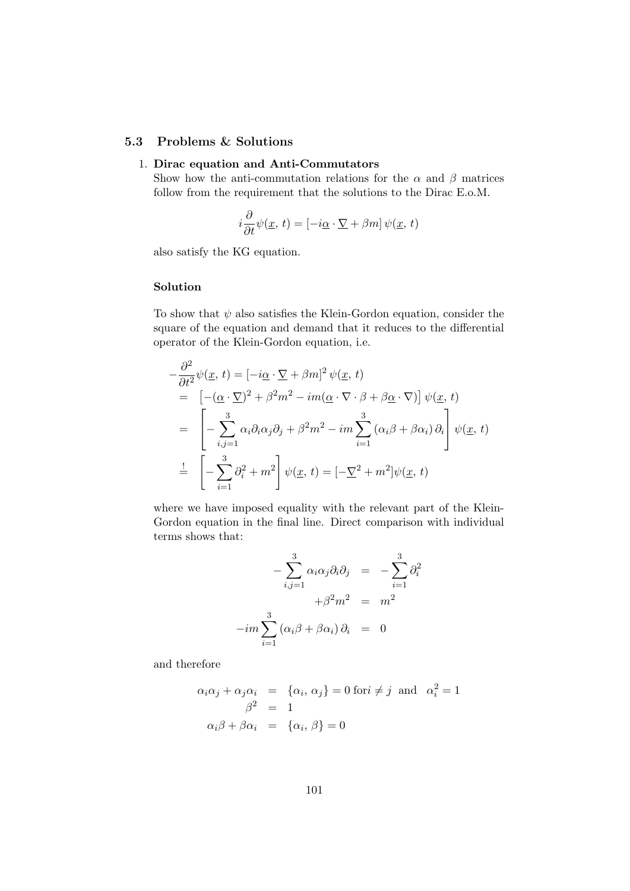### 5.3 Problems & Solutions

1. **Dirac equation and Anti-Commutators**
   Show how the anti-commutation relations for the $\alpha$ and $\beta$ matrices follow from the requirement that the solutions to the Dirac E.o.M.

$$i\frac{\partial}{\partial t}\psi(\underline{x},\, t) = \left[-i\underline{\alpha}\cdot\underline{\nabla} + \beta m\right]\psi(\underline{x},\, t)$$

   also satisfy the KG equation.

   **Solution**

   To show that $\psi$ also satisfies the Klein-Gordon equation, consider the square of the equation and demand that it reduces to the differential operator of the Klein-Gordon equation, i.e.

$$\begin{aligned}
-\frac{\partial^2}{\partial t^2}\psi(\underline{x},\, t) &= \left[-i\underline{\alpha}\cdot\underline{\nabla} + \beta m\right]^2\psi(\underline{x},\, t) \\
&= \left[-(\underline{\alpha}\cdot\underline{\nabla})^2 + \beta^2 m^2 - im(\underline{\alpha}\cdot\nabla\cdot\beta + \beta\underline{\alpha}\cdot\nabla)\right]\psi(\underline{x},\, t) \\
&= \left[-\sum_{i,j=1}^{3}\alpha_i\partial_i\alpha_j\partial_j + \beta^2 m^2 - im\sum_{i=1}^{3}\left(\alpha_i\beta + \beta\alpha_i\right)\partial_i\right]\psi(\underline{x},\, t) \\
&\stackrel{!}{=} \left[-\sum_{i=1}^{3}\partial_i^2 + m^2\right]\psi(\underline{x},\, t) = [-\underline{\nabla}^2 + m^2]\psi(\underline{x},\, t)
\end{aligned}$$

   where we have imposed equality with the relevant part of the Klein-Gordon equation in the final line. Direct comparison with individual terms shows that:

$$\begin{aligned}
-\sum_{i,j=1}^{3}\alpha_i\alpha_j\partial_i\partial_j &= -\sum_{i=1}^{3}\partial_i^2 \\
+\beta^2 m^2 &= m^2 \\
-im\sum_{i=1}^{3}\left(\alpha_i\beta + \beta\alpha_i\right)\partial_i &= 0
\end{aligned}$$

   and therefore

$$\begin{aligned}
\alpha_i\alpha_j + \alpha_j\alpha_i &= \{\alpha_i,\, \alpha_j\} = 0 \text{ for} i \neq j \text{ and } \alpha_i^2 = 1 \\
\beta^2 &= 1 \\
\alpha_i\beta + \beta\alpha_i &= \{\alpha_i,\, \beta\} = 0
\end{aligned}$$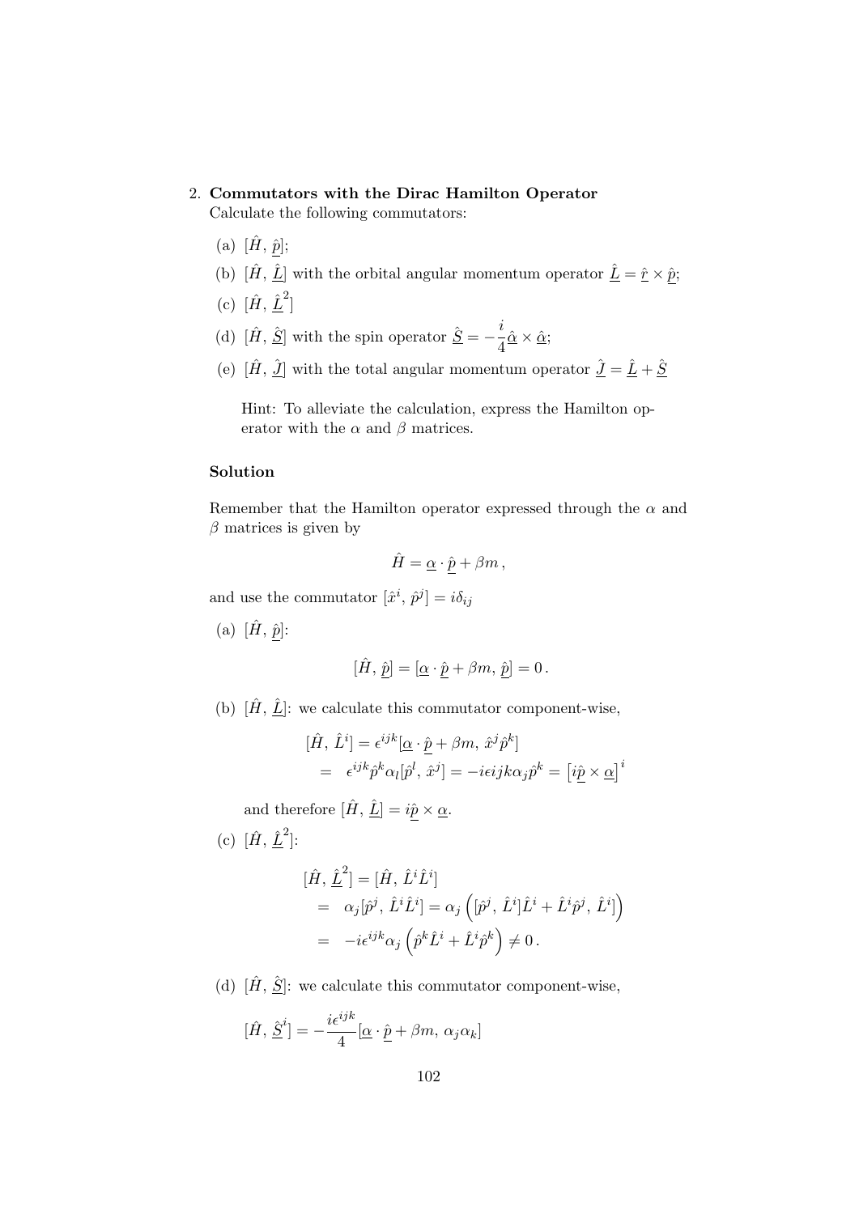2. **Commutators with the Dirac Hamilton Operator**
   Calculate the following commutators:

   (a) $[\hat{H},\, \hat{\underline{p}}]$;

   (b) $[\hat{H},\, \hat{\underline{L}}]$ with the orbital angular momentum operator $\hat{\underline{L}} = \hat{\underline{r}} \times \hat{\underline{p}}$;

   (c) $[\hat{H},\, \hat{\underline{L}}^2]$

   (d) $[\hat{H},\, \hat{\underline{S}}]$ with the spin operator $\hat{\underline{S}} = -\dfrac{i}{4}\hat{\underline{\alpha}} \times \hat{\underline{\alpha}}$;

   (e) $[\hat{H},\, \hat{\underline{J}}]$ with the total angular momentum operator $\hat{\underline{J}} = \hat{\underline{L}} + \hat{\underline{S}}$

   Hint: To alleviate the calculation, express the Hamilton operator with the $\alpha$ and $\beta$ matrices.

**Solution**

Remember that the Hamilton operator expressed through the $\alpha$ and $\beta$ matrices is given by

$$\hat{H} = \underline{\alpha} \cdot \hat{\underline{p}} + \beta m\,,$$

and use the commutator $[\hat{x}^i,\, \hat{p}^j] = i\delta_{ij}$

(a) $[\hat{H},\, \hat{\underline{p}}]$:

$$[\hat{H},\, \hat{\underline{p}}] = [\underline{\alpha} \cdot \hat{\underline{p}} + \beta m,\, \hat{\underline{p}}] = 0\,.$$

(b) $[\hat{H},\, \hat{\underline{L}}]$: we calculate this commutator component-wise,

$$\begin{aligned}
[\hat{H},\, \hat{L}^i] &= \epsilon^{ijk}[\underline{\alpha} \cdot \hat{\underline{p}} + \beta m,\, \hat{x}^j \hat{p}^k] \\
&= \epsilon^{ijk}\hat{p}^k \alpha_l [\hat{p}^l,\, \hat{x}^j] = -i\epsilon ijk \alpha_j \hat{p}^k = \left[i\hat{\underline{p}} \times \underline{\alpha}\right]^i
\end{aligned}$$

and therefore $[\hat{H},\, \hat{\underline{L}}] = i\hat{\underline{p}} \times \underline{\alpha}$.

(c) $[\hat{H},\, \hat{\underline{L}}^2]$:

$$\begin{aligned}
[\hat{H},\, \hat{\underline{L}}^2] &= [\hat{H},\, \hat{L}^i \hat{L}^i] \\
&= \alpha_j [\hat{p}^j,\, \hat{L}^i \hat{L}^i] = \alpha_j \left([\hat{p}^j,\, \hat{L}^i]\hat{L}^i + \hat{L}^i \hat{p}^j,\, \hat{L}^i]\right) \\
&= -i\epsilon^{ijk}\alpha_j \left(\hat{p}^k \hat{L}^i + \hat{L}^i \hat{p}^k\right) \neq 0\,.
\end{aligned}$$

(d) $[\hat{H},\, \hat{\underline{S}}]$: we calculate this commutator component-wise,

$$[\hat{H},\, \hat{\underline{S}}^i] = -\frac{i\epsilon^{ijk}}{4}[\underline{\alpha} \cdot \hat{\underline{p}} + \beta m,\, \alpha_j \alpha_k]$$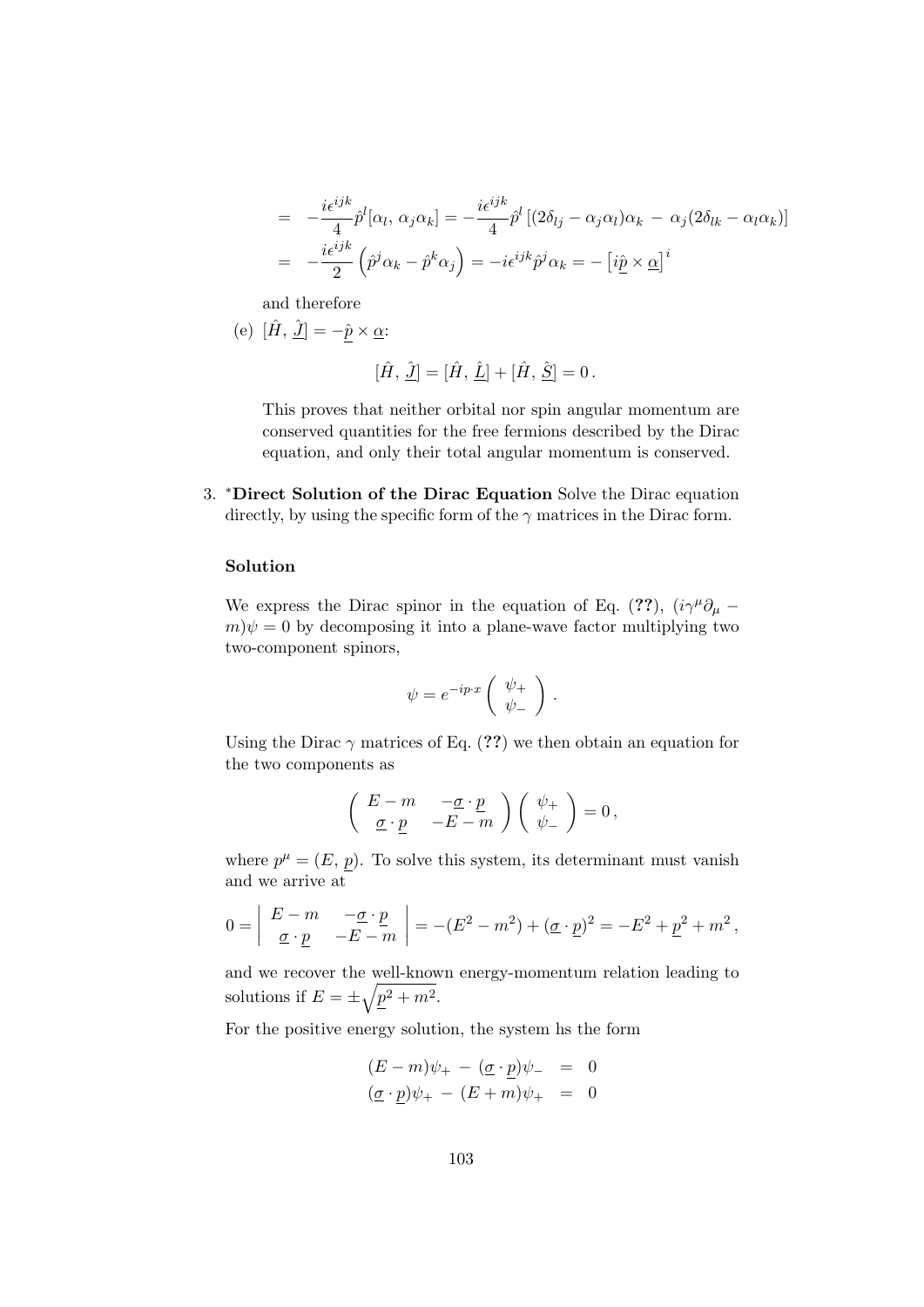$$
\begin{aligned}
&= -\frac{i\epsilon^{ijk}}{4}\hat{p}^l[\alpha_l,\,\alpha_j\alpha_k] = -\frac{i\epsilon^{ijk}}{4}\hat{p}^l\left[(2\delta_{lj}-\alpha_j\alpha_l)\alpha_k\,-\,\alpha_j(2\delta_{lk}-\alpha_l\alpha_k)\right] \\
&= -\frac{i\epsilon^{ijk}}{2}\left(\hat{p}^j\alpha_k-\hat{p}^k\alpha_j\right) = -i\epsilon^{ijk}\hat{p}^j\alpha_k = -\left[i\underline{\hat{p}}\times\underline{\alpha}\right]^i
\end{aligned}
$$

and therefore

(e) $[\hat{H},\,\underline{\hat{J}}] = -\underline{\hat{p}}\times\underline{\alpha}$:

$$
[\hat{H},\,\underline{\hat{J}}] = [\hat{H},\,\underline{\hat{L}}] + [\hat{H},\,\underline{\hat{S}}] = 0\,.
$$

This proves that neither orbital nor spin angular momentum are conserved quantities for the free fermions described by the Dirac equation, and only their total angular momentum is conserved.

3. \***Direct Solution of the Dirac Equation** Solve the Dirac equation directly, by using the specific form of the $\gamma$ matrices in the Dirac form.

**Solution**

We express the Dirac spinor in the equation of Eq. (**??**), $(i\gamma^\mu\partial_\mu - m)\psi = 0$ by decomposing it into a plane-wave factor multiplying two two-component spinors,

$$
\psi = e^{-ip\cdot x}\left(\begin{array}{c}\psi_+\\ \psi_-\end{array}\right).
$$

Using the Dirac $\gamma$ matrices of Eq. (**??**) we then obtain an equation for the two components as

$$
\left(\begin{array}{cc} E-m & -\underline{\sigma}\cdot\underline{p} \\ \underline{\sigma}\cdot\underline{p} & -E-m \end{array}\right)\left(\begin{array}{c}\psi_+\\ \psi_-\end{array}\right) = 0\,,
$$

where $p^\mu = (E,\,\underline{p})$. To solve this system, its determinant must vanish and we arrive at

$$
0 = \left|\begin{array}{cc} E-m & -\underline{\sigma}\cdot\underline{p} \\ \underline{\sigma}\cdot\underline{p} & -E-m \end{array}\right| = -(E^2-m^2) + (\underline{\sigma}\cdot\underline{p})^2 = -E^2 + \underline{p}^2 + m^2\,,
$$

and we recover the well-known energy-momentum relation leading to solutions if $E = \pm\sqrt{\underline{p}^2+m^2}$.

For the positive energy solution, the system hs the form

$$
\begin{aligned}
(E-m)\psi_+ \,-\, (\underline{\sigma}\cdot\underline{p})\psi_- &= 0 \\
(\underline{\sigma}\cdot\underline{p})\psi_+ \,-\, (E+m)\psi_+ &= 0
\end{aligned}
$$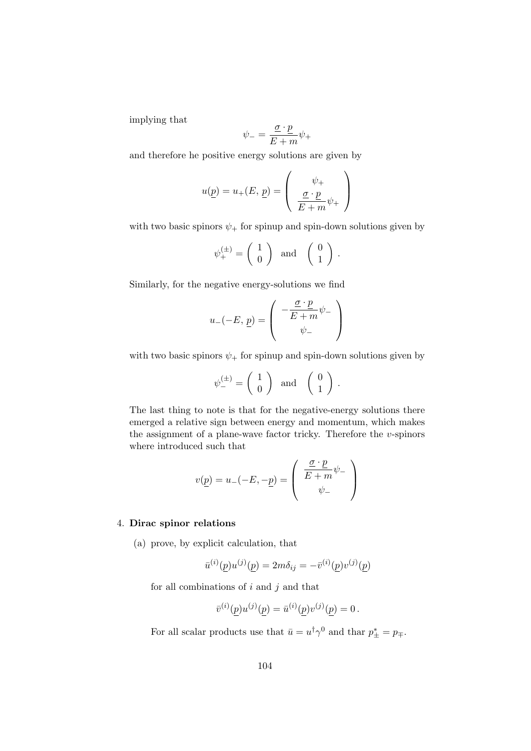implying that

$$\psi_- = \frac{\underline{\sigma} \cdot \underline{p}}{E+m}\psi_+$$

and therefore he positive energy solutions are given by

$$u(\underline{p}) = u_+(E,\,\underline{p}) = \left(\begin{array}{c} \psi_+ \\ \dfrac{\underline{\sigma}\cdot\underline{p}}{E+m}\psi_+ \end{array}\right)$$

with two basic spinors $\psi_+$ for spinup and spin-down solutions given by

$$\psi_+^{(\pm)} = \left(\begin{array}{c} 1 \\ 0 \end{array}\right) \;\text{ and }\; \left(\begin{array}{c} 0 \\ 1 \end{array}\right).$$

Similarly, for the negative energy-solutions we find

$$u_-(-E,\,\underline{p}) = \left(\begin{array}{c} -\dfrac{\underline{\sigma}\cdot\underline{p}}{E+m}\psi_- \\ \psi_- \end{array}\right)$$

with two basic spinors $\psi_+$ for spinup and spin-down solutions given by

$$\psi_-^{(\pm)} = \left(\begin{array}{c} 1 \\ 0 \end{array}\right) \;\text{ and }\; \left(\begin{array}{c} 0 \\ 1 \end{array}\right).$$

The last thing to note is that for the negative-energy solutions there emerged a relative sign between energy and momentum, which makes the assignment of a plane-wave factor tricky. Therefore the $v$-spinors where introduced such that

$$v(\underline{p}) = u_-(-E,-\underline{p}) = \left(\begin{array}{c} \dfrac{\underline{\sigma}\cdot\underline{p}}{E+m}\psi_- \\ \psi_- \end{array}\right)$$

4. **Dirac spinor relations**

   (a) prove, by explicit calculation, that

   $$\bar{u}^{(i)}(\underline{p})u^{(j)}(\underline{p}) = 2m\delta_{ij} = -\bar{v}^{(i)}(\underline{p})v^{(j)}(\underline{p})$$

   for all combinations of $i$ and $j$ and that

   $$\bar{v}^{(i)}(\underline{p})u^{(j)}(\underline{p}) = \bar{u}^{(i)}(\underline{p})v^{(j)}(\underline{p}) = 0\,.$$

   For all scalar products use that $\bar{u} = u^\dagger\gamma^0$ and thar $p_\pm^* = p_\mp$.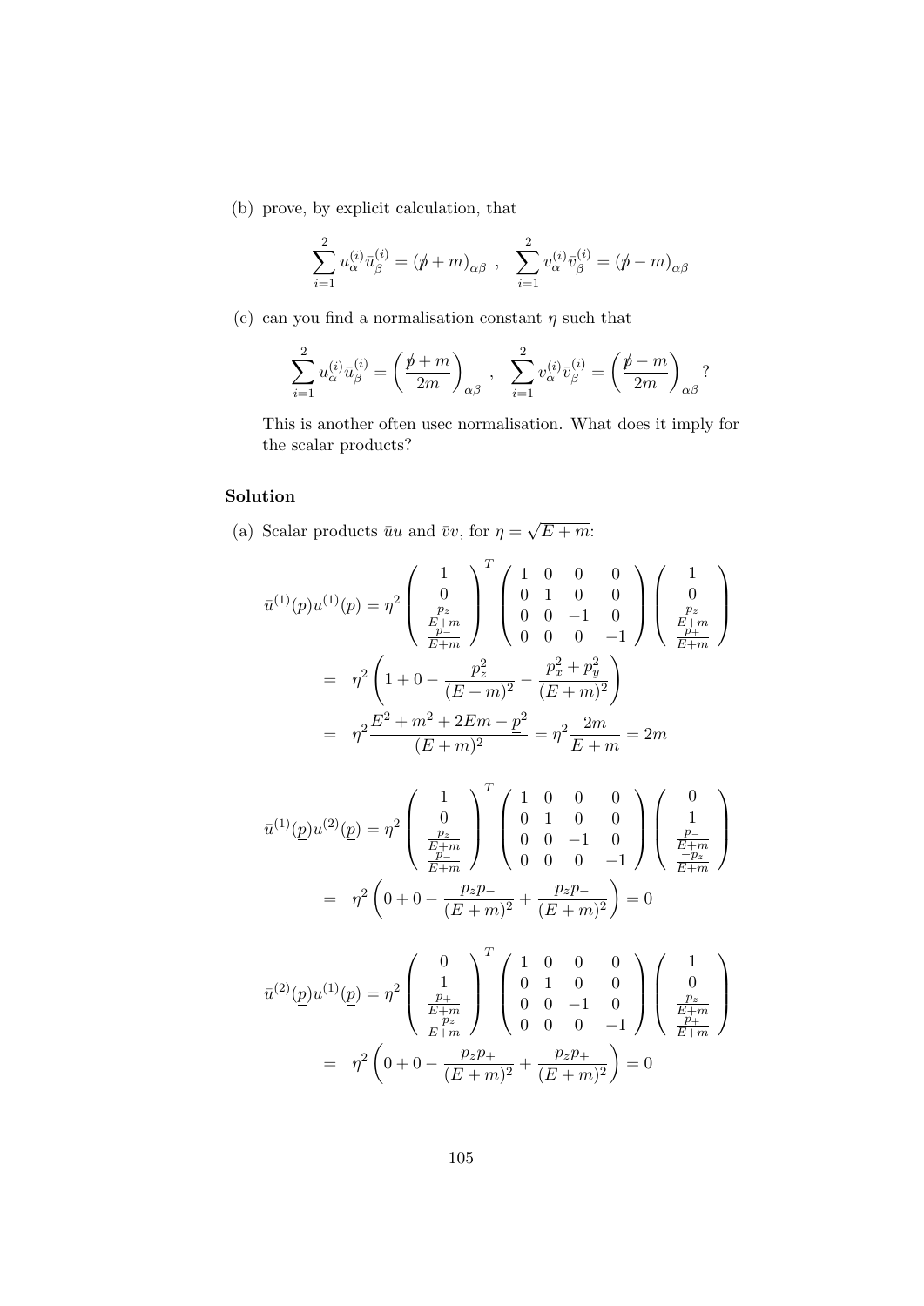(b) prove, by explicit calculation, that

$$\sum_{i=1}^{2} u_\alpha^{(i)} \bar{u}_\beta^{(i)} = (\not{p} + m)_{\alpha\beta} \;, \quad \sum_{i=1}^{2} v_\alpha^{(i)} \bar{v}_\beta^{(i)} = (\not{p} - m)_{\alpha\beta}$$

(c) can you find a normalisation constant $\eta$ such that

$$\sum_{i=1}^{2} u_\alpha^{(i)} \bar{u}_\beta^{(i)} = \left(\frac{\not{p} + m}{2m}\right)_{\alpha\beta} \;, \quad \sum_{i=1}^{2} v_\alpha^{(i)} \bar{v}_\beta^{(i)} = \left(\frac{\not{p} - m}{2m}\right)_{\alpha\beta} ?$$

This is another often usec normalisation. What does it imply for the scalar products?

### Solution

(a) Scalar products $\bar{u}u$ and $\bar{v}v$, for $\eta = \sqrt{E+m}$:

$$\begin{aligned}
\bar{u}^{(1)}(\underline{p})u^{(1)}(\underline{p}) = \eta^2 &\begin{pmatrix} 1 \\ 0 \\ \frac{p_z}{E+m} \\ \frac{p_-}{E+m} \end{pmatrix}^T \begin{pmatrix} 1 & 0 & 0 & 0 \\ 0 & 1 & 0 & 0 \\ 0 & 0 & -1 & 0 \\ 0 & 0 & 0 & -1 \end{pmatrix} \begin{pmatrix} 1 \\ 0 \\ \frac{p_z}{E+m} \\ \frac{p_+}{E+m} \end{pmatrix} \\
= \;\; & \eta^2 \left(1 + 0 - \frac{p_z^2}{(E+m)^2} - \frac{p_x^2 + p_y^2}{(E+m)^2}\right) \\
= \;\; & \eta^2 \frac{E^2 + m^2 + 2Em - \underline{p}^2}{(E+m)^2} = \eta^2 \frac{2m}{E+m} = 2m
\end{aligned}$$

$$\begin{aligned}
\bar{u}^{(1)}(\underline{p})u^{(2)}(\underline{p}) = \eta^2 &\begin{pmatrix} 1 \\ 0 \\ \frac{p_z}{E+m} \\ \frac{p_-}{E+m} \end{pmatrix}^T \begin{pmatrix} 1 & 0 & 0 & 0 \\ 0 & 1 & 0 & 0 \\ 0 & 0 & -1 & 0 \\ 0 & 0 & 0 & -1 \end{pmatrix} \begin{pmatrix} 0 \\ 1 \\ \frac{p_-}{E+m} \\ \frac{-p_z}{E+m} \end{pmatrix} \\
= \;\; & \eta^2 \left(0 + 0 - \frac{p_z p_-}{(E+m)^2} + \frac{p_z p_-}{(E+m)^2}\right) = 0
\end{aligned}$$

$$\begin{aligned}
\bar{u}^{(2)}(\underline{p})u^{(1)}(\underline{p}) = \eta^2 &\begin{pmatrix} 0 \\ 1 \\ \frac{p_+}{E+m} \\ \frac{-p_z}{E+m} \end{pmatrix}^T \begin{pmatrix} 1 & 0 & 0 & 0 \\ 0 & 1 & 0 & 0 \\ 0 & 0 & -1 & 0 \\ 0 & 0 & 0 & -1 \end{pmatrix} \begin{pmatrix} 1 \\ 0 \\ \frac{p_z}{E+m} \\ \frac{p_+}{E+m} \end{pmatrix} \\
= \;\; & \eta^2 \left(0 + 0 - \frac{p_z p_+}{(E+m)^2} + \frac{p_z p_+}{(E+m)^2}\right) = 0
\end{aligned}$$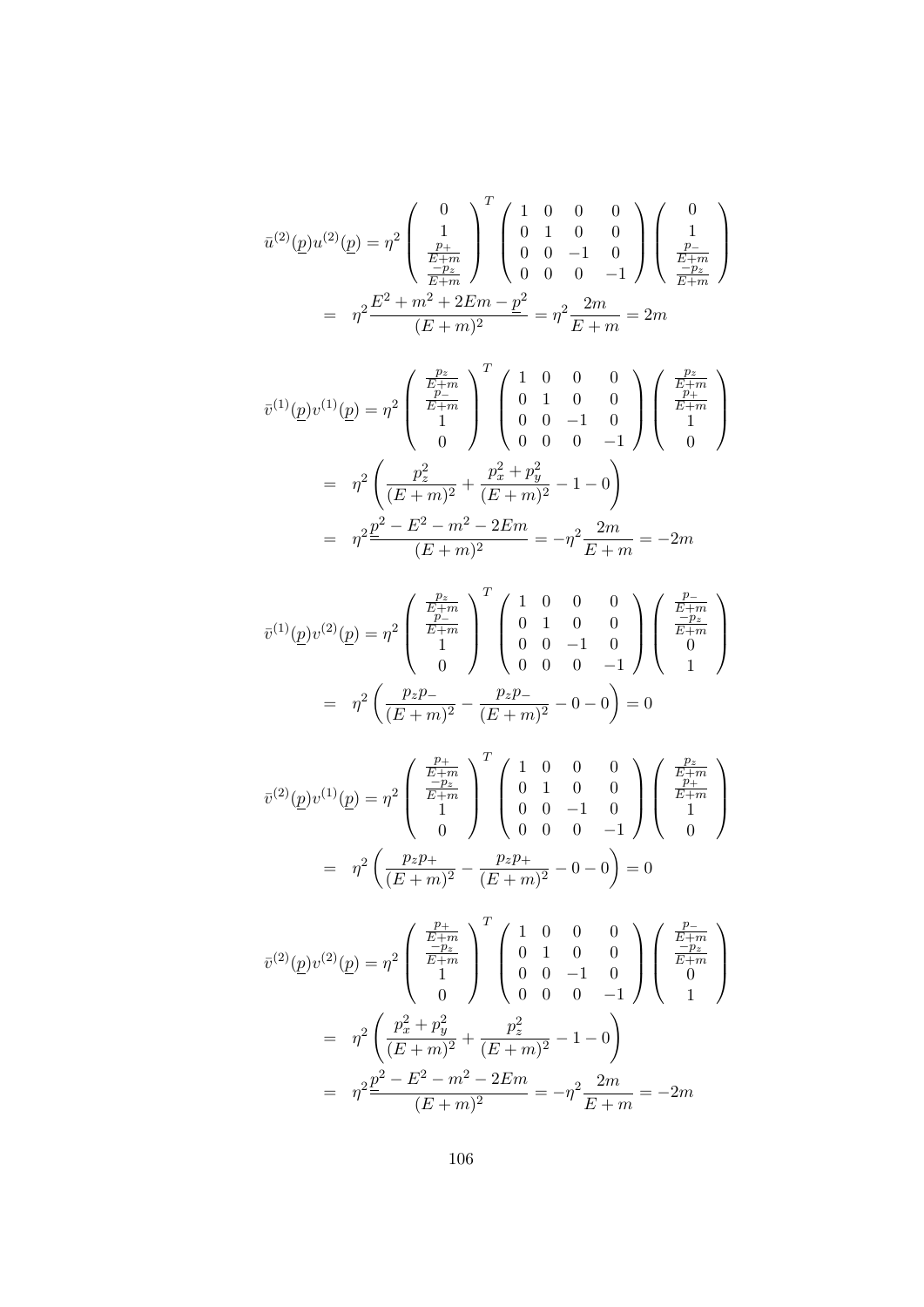$$
\begin{aligned}
\bar{u}^{(2)}(\underline{p})u^{(2)}(\underline{p}) &= \eta^2 \left( \begin{array}{c} 0 \\ 1 \\ \frac{p_+}{E+m} \\ \frac{-p_z}{E+m} \end{array} \right)^T \left( \begin{array}{cccc} 1 & 0 & 0 & 0 \\ 0 & 1 & 0 & 0 \\ 0 & 0 & -1 & 0 \\ 0 & 0 & 0 & -1 \end{array} \right) \left( \begin{array}{c} 0 \\ 1 \\ \frac{p_-}{E+m} \\ \frac{-p_z}{E+m} \end{array} \right) \\
&= \eta^2 \frac{E^2 + m^2 + 2Em - \underline{p}^2}{(E+m)^2} = \eta^2 \frac{2m}{E+m} = 2m
\end{aligned}
$$

$$
\begin{aligned}
\bar{v}^{(1)}(\underline{p})v^{(1)}(\underline{p}) &= \eta^2 \left( \begin{array}{c} \frac{p_z}{E+m} \\ \frac{p_-}{E+m} \\ 1 \\ 0 \end{array} \right)^T \left( \begin{array}{cccc} 1 & 0 & 0 & 0 \\ 0 & 1 & 0 & 0 \\ 0 & 0 & -1 & 0 \\ 0 & 0 & 0 & -1 \end{array} \right) \left( \begin{array}{c} \frac{p_z}{E+m} \\ \frac{p_+}{E+m} \\ 1 \\ 0 \end{array} \right) \\
&= \eta^2 \left( \frac{p_z^2}{(E+m)^2} + \frac{p_x^2 + p_y^2}{(E+m)^2} - 1 - 0 \right) \\
&= \eta^2 \frac{\underline{p}^2 - E^2 - m^2 - 2Em}{(E+m)^2} = -\eta^2 \frac{2m}{E+m} = -2m
\end{aligned}
$$

$$
\begin{aligned}
\bar{v}^{(1)}(\underline{p})v^{(2)}(\underline{p}) &= \eta^2 \left( \begin{array}{c} \frac{p_z}{E+m} \\ \frac{p_-}{E+m} \\ 1 \\ 0 \end{array} \right)^T \left( \begin{array}{cccc} 1 & 0 & 0 & 0 \\ 0 & 1 & 0 & 0 \\ 0 & 0 & -1 & 0 \\ 0 & 0 & 0 & -1 \end{array} \right) \left( \begin{array}{c} \frac{p_-}{E+m} \\ \frac{-p_z}{E+m} \\ 0 \\ 1 \end{array} \right) \\
&= \eta^2 \left( \frac{p_z p_-}{(E+m)^2} - \frac{p_z p_-}{(E+m)^2} - 0 - 0 \right) = 0
\end{aligned}
$$

$$
\begin{aligned}
\bar{v}^{(2)}(\underline{p})v^{(1)}(\underline{p}) &= \eta^2 \left( \begin{array}{c} \frac{p_+}{E+m} \\ \frac{-p_z}{E+m} \\ 1 \\ 0 \end{array} \right)^T \left( \begin{array}{cccc} 1 & 0 & 0 & 0 \\ 0 & 1 & 0 & 0 \\ 0 & 0 & -1 & 0 \\ 0 & 0 & 0 & -1 \end{array} \right) \left( \begin{array}{c} \frac{p_z}{E+m} \\ \frac{p_+}{E+m} \\ 1 \\ 0 \end{array} \right) \\
&= \eta^2 \left( \frac{p_z p_+}{(E+m)^2} - \frac{p_z p_+}{(E+m)^2} - 0 - 0 \right) = 0
\end{aligned}
$$

$$
\begin{aligned}
\bar{v}^{(2)}(\underline{p})v^{(2)}(\underline{p}) &= \eta^2 \left( \begin{array}{c} \frac{p_+}{E+m} \\ \frac{-p_z}{E+m} \\ 1 \\ 0 \end{array} \right)^T \left( \begin{array}{cccc} 1 & 0 & 0 & 0 \\ 0 & 1 & 0 & 0 \\ 0 & 0 & -1 & 0 \\ 0 & 0 & 0 & -1 \end{array} \right) \left( \begin{array}{c} \frac{p_-}{E+m} \\ \frac{-p_z}{E+m} \\ 0 \\ 1 \end{array} \right) \\
&= \eta^2 \left( \frac{p_x^2 + p_y^2}{(E+m)^2} + \frac{p_z^2}{(E+m)^2} - 1 - 0 \right) \\
&= \eta^2 \frac{\underline{p}^2 - E^2 - m^2 - 2Em}{(E+m)^2} = -\eta^2 \frac{2m}{E+m} = -2m
\end{aligned}
$$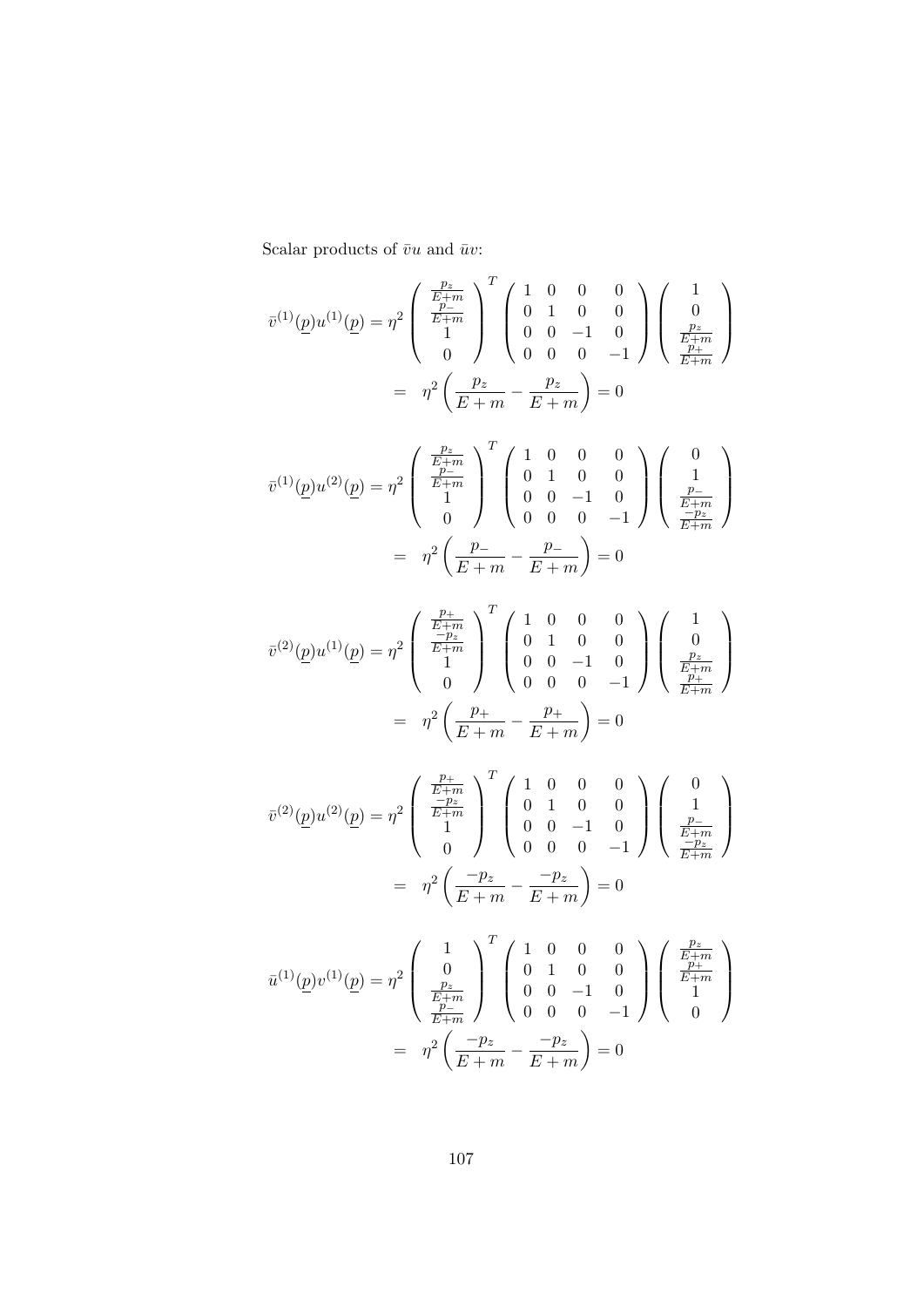Scalar products of $\bar{v}u$ and $\bar{u}v$:

$$\bar{v}^{(1)}(\underline{p})u^{(1)}(\underline{p}) = \eta^2 \begin{pmatrix} \frac{p_z}{E+m} \\ \frac{p_-}{E+m} \\ 1 \\ 0 \end{pmatrix}^T \begin{pmatrix} 1 & 0 & 0 & 0 \\ 0 & 1 & 0 & 0 \\ 0 & 0 & -1 & 0 \\ 0 & 0 & 0 & -1 \end{pmatrix} \begin{pmatrix} 1 \\ 0 \\ \frac{p_z}{E+m} \\ \frac{p_+}{E+m} \end{pmatrix}$$

$$= \eta^2 \left( \frac{p_z}{E+m} - \frac{p_z}{E+m} \right) = 0$$

$$\bar{v}^{(1)}(\underline{p})u^{(2)}(\underline{p}) = \eta^2 \begin{pmatrix} \frac{p_z}{E+m} \\ \frac{p_-}{E+m} \\ 1 \\ 0 \end{pmatrix}^T \begin{pmatrix} 1 & 0 & 0 & 0 \\ 0 & 1 & 0 & 0 \\ 0 & 0 & -1 & 0 \\ 0 & 0 & 0 & -1 \end{pmatrix} \begin{pmatrix} 0 \\ 1 \\ \frac{p_-}{E+m} \\ \frac{-p_z}{E+m} \end{pmatrix}$$

$$= \eta^2 \left( \frac{p_-}{E+m} - \frac{p_-}{E+m} \right) = 0$$

$$\bar{v}^{(2)}(\underline{p})u^{(1)}(\underline{p}) = \eta^2 \begin{pmatrix} \frac{p_+}{E+m} \\ \frac{-p_z}{E+m} \\ 1 \\ 0 \end{pmatrix}^T \begin{pmatrix} 1 & 0 & 0 & 0 \\ 0 & 1 & 0 & 0 \\ 0 & 0 & -1 & 0 \\ 0 & 0 & 0 & -1 \end{pmatrix} \begin{pmatrix} 1 \\ 0 \\ \frac{p_z}{E+m} \\ \frac{p_+}{E+m} \end{pmatrix}$$

$$= \eta^2 \left( \frac{p_+}{E+m} - \frac{p_+}{E+m} \right) = 0$$

$$\bar{v}^{(2)}(\underline{p})u^{(2)}(\underline{p}) = \eta^2 \begin{pmatrix} \frac{p_+}{E+m} \\ \frac{-p_z}{E+m} \\ 1 \\ 0 \end{pmatrix}^T \begin{pmatrix} 1 & 0 & 0 & 0 \\ 0 & 1 & 0 & 0 \\ 0 & 0 & -1 & 0 \\ 0 & 0 & 0 & -1 \end{pmatrix} \begin{pmatrix} 0 \\ 1 \\ \frac{p_-}{E+m} \\ \frac{-p_z}{E+m} \end{pmatrix}$$

$$= \eta^2 \left( \frac{-p_z}{E+m} - \frac{-p_z}{E+m} \right) = 0$$

$$\bar{u}^{(1)}(\underline{p})v^{(1)}(\underline{p}) = \eta^2 \begin{pmatrix} 1 \\ 0 \\ \frac{p_z}{E+m} \\ \frac{p_-}{E+m} \end{pmatrix}^T \begin{pmatrix} 1 & 0 & 0 & 0 \\ 0 & 1 & 0 & 0 \\ 0 & 0 & -1 & 0 \\ 0 & 0 & 0 & -1 \end{pmatrix} \begin{pmatrix} \frac{p_z}{E+m} \\ \frac{p_+}{E+m} \\ 1 \\ 0 \end{pmatrix}$$

$$= \eta^2 \left( \frac{-p_z}{E+m} - \frac{-p_z}{E+m} \right) = 0$$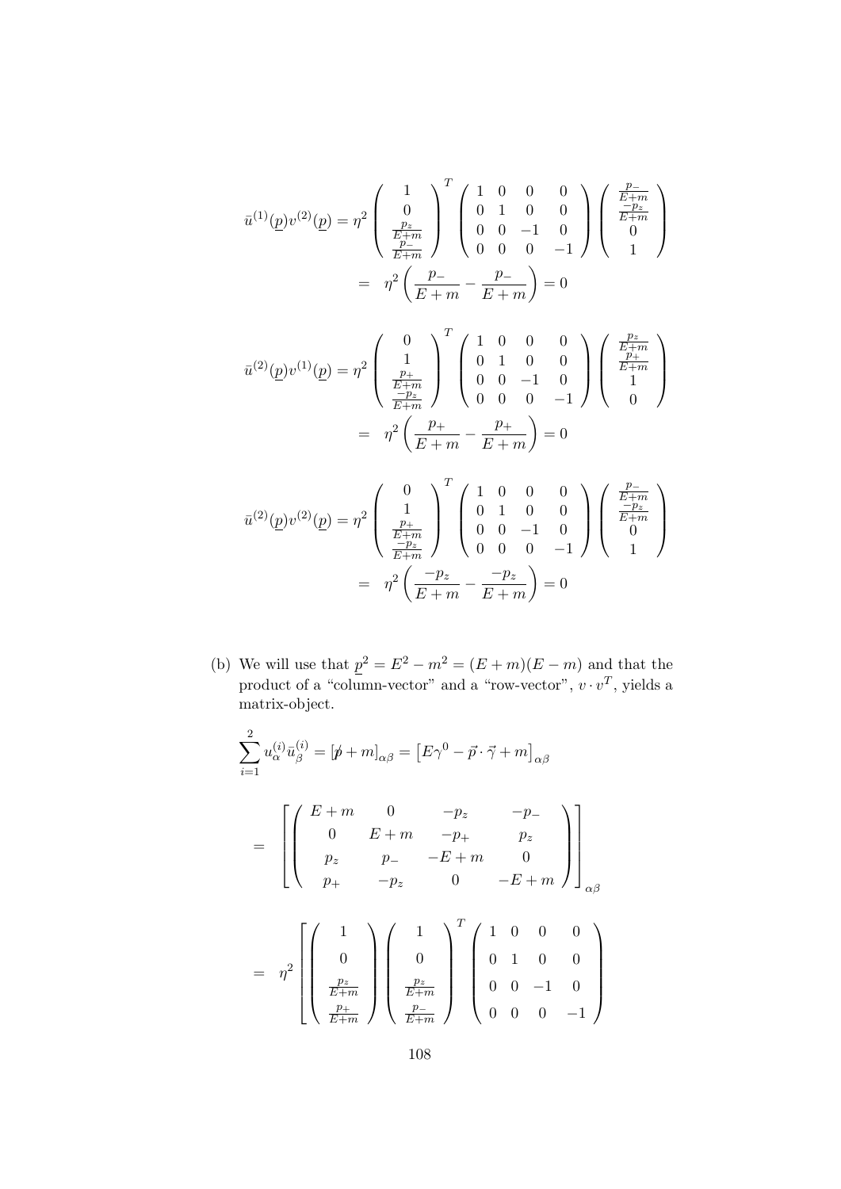$$
\bar{u}^{(1)}(\underline{p})v^{(2)}(\underline{p}) = \eta^2 \begin{pmatrix} 1 \\ 0 \\ \frac{p_z}{E+m} \\ \frac{p_-}{E+m} \end{pmatrix}^T \begin{pmatrix} 1 & 0 & 0 & 0 \\ 0 & 1 & 0 & 0 \\ 0 & 0 & -1 & 0 \\ 0 & 0 & 0 & -1 \end{pmatrix} \begin{pmatrix} \frac{p_-}{E+m} \\ \frac{-p_z}{E+m} \\ 0 \\ 1 \end{pmatrix}
$$

$$
= \eta^2 \left( \frac{p_-}{E+m} - \frac{p_-}{E+m} \right) = 0
$$

$$
\bar{u}^{(2)}(\underline{p})v^{(1)}(\underline{p}) = \eta^2 \begin{pmatrix} 0 \\ 1 \\ \frac{p_+}{E+m} \\ \frac{-p_z}{E+m} \end{pmatrix}^T \begin{pmatrix} 1 & 0 & 0 & 0 \\ 0 & 1 & 0 & 0 \\ 0 & 0 & -1 & 0 \\ 0 & 0 & 0 & -1 \end{pmatrix} \begin{pmatrix} \frac{p_z}{E+m} \\ \frac{p_+}{E+m} \\ 1 \\ 0 \end{pmatrix}
$$

$$
= \eta^2 \left( \frac{p_+}{E+m} - \frac{p_+}{E+m} \right) = 0
$$

$$
\bar{u}^{(2)}(\underline{p})v^{(2)}(\underline{p}) = \eta^2 \begin{pmatrix} 0 \\ 1 \\ \frac{p_+}{E+m} \\ \frac{-p_z}{E+m} \end{pmatrix}^T \begin{pmatrix} 1 & 0 & 0 & 0 \\ 0 & 1 & 0 & 0 \\ 0 & 0 & -1 & 0 \\ 0 & 0 & 0 & -1 \end{pmatrix} \begin{pmatrix} \frac{p_-}{E+m} \\ \frac{-p_z}{E+m} \\ 0 \\ 1 \end{pmatrix}
$$

$$
= \eta^2 \left( \frac{-p_z}{E+m} - \frac{-p_z}{E+m} \right) = 0
$$

(b) We will use that $\underline{p}^2 = E^2 - m^2 = (E+m)(E-m)$ and that the product of a "column-vector" and a "row-vector", $v \cdot v^T$, yields a matrix-object.

$$
\sum_{i=1}^{2} u_\alpha^{(i)} \bar{u}_\beta^{(i)} = [\not{p} + m]_{\alpha\beta} = \left[ E\gamma^0 - \vec{p} \cdot \vec{\gamma} + m \right]_{\alpha\beta}
$$

$$
= \left[ \begin{pmatrix} E+m & 0 & -p_z & -p_- \\ 0 & E+m & -p_+ & p_z \\ p_z & p_- & -E+m & 0 \\ p_+ & -p_z & 0 & -E+m \end{pmatrix} \right]_{\alpha\beta}
$$

$$
= \eta^2 \left[ \begin{pmatrix} 1 \\ 0 \\ \frac{p_z}{E+m} \\ \frac{p_+}{E+m} \end{pmatrix} \begin{pmatrix} 1 \\ 0 \\ \frac{p_z}{E+m} \\ \frac{p_-}{E+m} \end{pmatrix}^T \begin{pmatrix} 1 & 0 & 0 & 0 \\ 0 & 1 & 0 & 0 \\ 0 & 0 & -1 & 0 \\ 0 & 0 & 0 & -1 \end{pmatrix} \right.
$$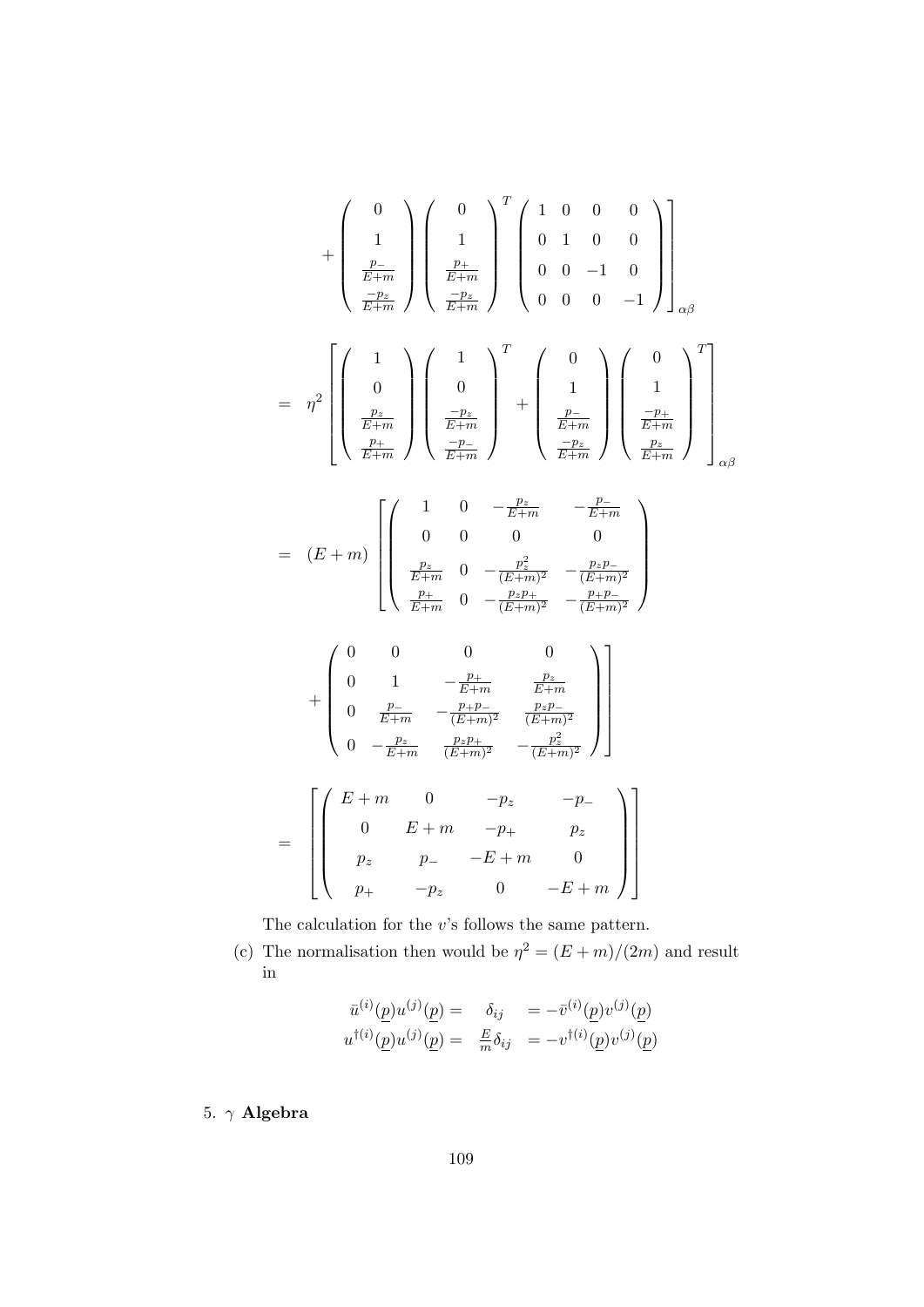$$
+ \begin{pmatrix} 0 \\ 1 \\ \frac{p_-}{E+m} \\ \frac{-p_z}{E+m} \end{pmatrix} \begin{pmatrix} 0 \\ 1 \\ \frac{p_+}{E+m} \\ \frac{-p_z}{E+m} \end{pmatrix}^T \begin{pmatrix} 1 & 0 & 0 & 0 \\ 0 & 1 & 0 & 0 \\ 0 & 0 & -1 & 0 \\ 0 & 0 & 0 & -1 \end{pmatrix} \Bigg]_{\alpha\beta}
$$

$$
= \eta^2 \left[ \begin{pmatrix} 1 \\ 0 \\ \frac{p_z}{E+m} \\ \frac{p_+}{E+m} \end{pmatrix} \begin{pmatrix} 1 \\ 0 \\ \frac{-p_z}{E+m} \\ \frac{-p_-}{E+m} \end{pmatrix}^T + \begin{pmatrix} 0 \\ 1 \\ \frac{p_-}{E+m} \\ \frac{-p_z}{E+m} \end{pmatrix} \begin{pmatrix} 0 \\ 1 \\ \frac{-p_+}{E+m} \\ \frac{p_z}{E+m} \end{pmatrix}^T \right]_{\alpha\beta}
$$

$$
= (E+m) \left[ \begin{pmatrix} 1 & 0 & -\frac{p_z}{E+m} & -\frac{p_-}{E+m} \\ 0 & 0 & 0 & 0 \\ \frac{p_z}{E+m} & 0 & -\frac{p_z^2}{(E+m)^2} & -\frac{p_z p_-}{(E+m)^2} \\ \frac{p_+}{E+m} & 0 & -\frac{p_z p_+}{(E+m)^2} & -\frac{p_+ p_-}{(E+m)^2} \end{pmatrix} \right.
$$

$$
\left. + \begin{pmatrix} 0 & 0 & 0 & 0 \\ 0 & 1 & -\frac{p_+}{E+m} & \frac{p_z}{E+m} \\ 0 & \frac{p_-}{E+m} & -\frac{p_+ p_-}{(E+m)^2} & \frac{p_z p_-}{(E+m)^2} \\ 0 & -\frac{p_z}{E+m} & \frac{p_z p_+}{(E+m)^2} & -\frac{p_z^2}{(E+m)^2} \end{pmatrix} \right]
$$

$$
= \left[ \begin{pmatrix} E+m & 0 & -p_z & -p_- \\ 0 & E+m & -p_+ & p_z \\ p_z & p_- & -E+m & 0 \\ p_+ & -p_z & 0 & -E+m \end{pmatrix} \right]
$$

The calculation for the $v$'s follows the same pattern.

(c) The normalisation then would be $\eta^2 = (E+m)/(2m)$ and result in

$$
\begin{aligned}
\bar{u}^{(i)}(\underline{p}) u^{(j)}(\underline{p}) = \quad & \delta_{ij} \quad = -\bar{v}^{(i)}(\underline{p}) v^{(j)}(\underline{p}) \\
u^{\dagger(i)}(\underline{p}) u^{(j)}(\underline{p}) = \quad & \tfrac{E}{m}\delta_{ij} \quad = -v^{\dagger(i)}(\underline{p}) v^{(j)}(\underline{p})
\end{aligned}
$$

5. **$\gamma$ Algebra**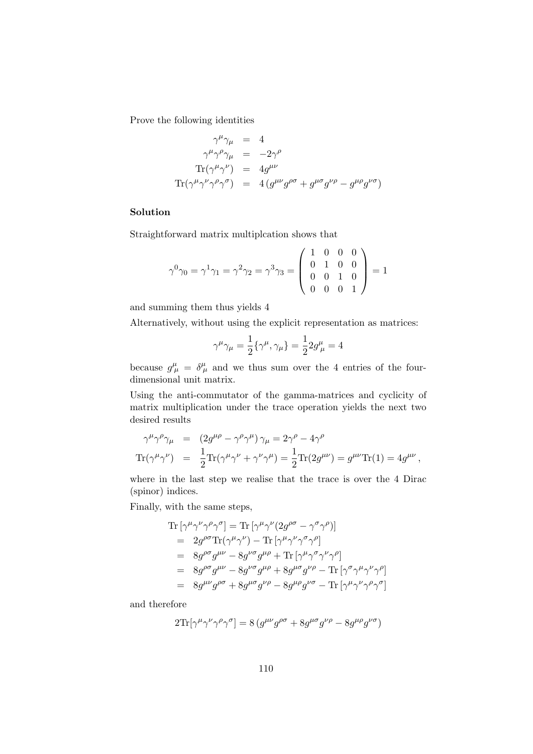Prove the following identities

$$\begin{aligned}
\gamma^\mu \gamma_\mu &= 4 \\
\gamma^\mu \gamma^\rho \gamma_\mu &= -2\gamma^\rho \\
\mathrm{Tr}(\gamma^\mu \gamma^\nu) &= 4 g^{\mu\nu} \\
\mathrm{Tr}(\gamma^\mu \gamma^\nu \gamma^\rho \gamma^\sigma) &= 4\left(g^{\mu\nu} g^{\rho\sigma} + g^{\mu\sigma} g^{\nu\rho} - g^{\mu\rho} g^{\nu\sigma}\right)
\end{aligned}$$

**Solution**

Straightforward matrix multiplcation shows that

$$\gamma^0 \gamma_0 = \gamma^1 \gamma_1 = \gamma^2 \gamma_2 = \gamma^3 \gamma_3 = \begin{pmatrix} 1 & 0 & 0 & 0 \\ 0 & 1 & 0 & 0 \\ 0 & 0 & 1 & 0 \\ 0 & 0 & 0 & 1 \end{pmatrix} = 1$$

and summing them thus yields 4

Alternatively, without using the explicit representation as matrices:

$$\gamma^\mu \gamma_\mu = \frac{1}{2}\{\gamma^\mu, \gamma_\mu\} = \frac{1}{2} 2 g^\mu_\mu = 4$$

because $g^\mu_\mu = \delta^\mu_\mu$ and we thus sum over the 4 entries of the four-dimensional unit matrix.

Using the anti-commutator of the gamma-matrices and cyclicity of matrix multiplication under the trace operation yields the next two desired results

$$\begin{aligned}
\gamma^\mu \gamma^\rho \gamma_\mu &= \left(2g^{\mu\rho} - \gamma^\rho \gamma^\mu\right)\gamma_\mu = 2\gamma^\rho - 4\gamma^\rho \\
\mathrm{Tr}(\gamma^\mu \gamma^\nu) &= \frac{1}{2}\mathrm{Tr}(\gamma^\mu \gamma^\nu + \gamma^\nu \gamma^\mu) = \frac{1}{2}\mathrm{Tr}(2g^{\mu\nu}) = g^{\mu\nu}\mathrm{Tr}(1) = 4g^{\mu\nu}\,,
\end{aligned}$$

where in the last step we realise that the trace is over the 4 Dirac (spinor) indices.

Finally, with the same steps,

$$\begin{aligned}
&\mathrm{Tr}\left[\gamma^\mu \gamma^\nu \gamma^\rho \gamma^\sigma\right] = \mathrm{Tr}\left[\gamma^\mu \gamma^\nu (2g^{\rho\sigma} - \gamma^\sigma \gamma^\rho)\right] \\
&= 2g^{\rho\sigma}\mathrm{Tr}(\gamma^\mu \gamma^\nu) - \mathrm{Tr}\left[\gamma^\mu \gamma^\nu \gamma^\sigma \gamma^\rho\right] \\
&= 8g^{\rho\sigma} g^{\mu\nu} - 8g^{\nu\sigma} g^{\mu\rho} + \mathrm{Tr}\left[\gamma^\mu \gamma^\sigma \gamma^\nu \gamma^\rho\right] \\
&= 8g^{\rho\sigma} g^{\mu\nu} - 8g^{\nu\sigma} g^{\mu\rho} + 8g^{\mu\sigma} g^{\nu\rho} - \mathrm{Tr}\left[\gamma^\sigma \gamma^\mu \gamma^\nu \gamma^\rho\right] \\
&= 8g^{\mu\nu} g^{\rho\sigma} + 8g^{\mu\sigma} g^{\nu\rho} - 8g^{\mu\rho} g^{\nu\sigma} - \mathrm{Tr}\left[\gamma^\mu \gamma^\nu \gamma^\rho \gamma^\sigma\right]
\end{aligned}$$

and therefore

$$2\mathrm{Tr}[\gamma^\mu \gamma^\nu \gamma^\rho \gamma^\sigma] = 8\left(g^{\mu\nu} g^{\rho\sigma} + 8g^{\mu\sigma} g^{\nu\rho} - 8g^{\mu\rho} g^{\nu\sigma}\right)$$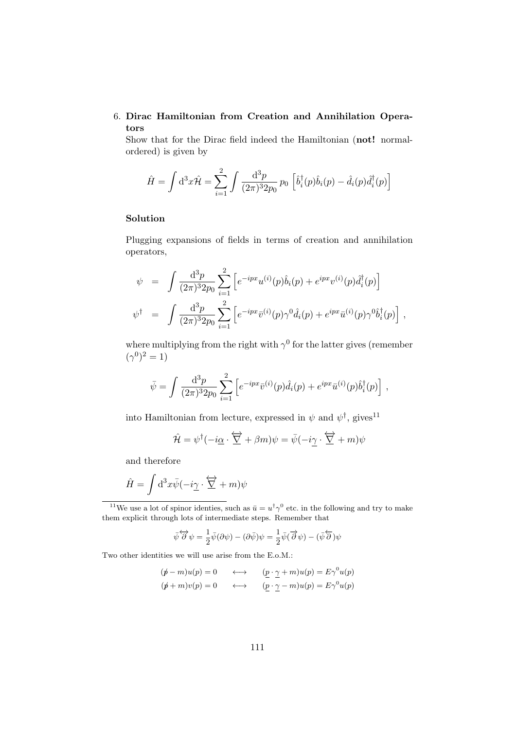6. **Dirac Hamiltonian from Creation and Annihilation Operators**

   Show that for the Dirac field indeed the Hamiltonian (**not!** normal-ordered) is given by

$$\hat{H} = \int \mathrm{d}^3x \hat{\mathcal{H}} = \sum_{i=1}^{2} \int \frac{\mathrm{d}^3p}{(2\pi)^3 2p_0}\, p_0 \left[\hat{b}_i^\dagger(p)\hat{b}_i(p) - \hat{d}_i(p)\hat{d}_i^\dagger(p)\right]$$

**Solution**

Plugging expansions of fields in terms of creation and annihilation operators,

$$\begin{aligned}
\psi &= \int \frac{\mathrm{d}^3p}{(2\pi)^3 2p_0} \sum_{i=1}^{2} \left[e^{-ipx}u^{(i)}(p)\hat{b}_i(p) + e^{ipx}v^{(i)}(p)\hat{d}_i^\dagger(p)\right] \\
\psi^\dagger &= \int \frac{\mathrm{d}^3p}{(2\pi)^3 2p_0} \sum_{i=1}^{2} \left[e^{-ipx}\bar{v}^{(i)}(p)\gamma^0\hat{d}_i(p) + e^{ipx}\bar{u}^{(i)}(p)\gamma^0\hat{b}_i^\dagger(p)\right] ,
\end{aligned}$$

where multiplying from the right with $\gamma^0$ for the latter gives (remember $(\gamma^0)^2 = 1$)

$$\bar{\psi} = \int \frac{\mathrm{d}^3p}{(2\pi)^3 2p_0} \sum_{i=1}^{2} \left[e^{-ipx}\bar{v}^{(i)}(p)\hat{d}_i(p) + e^{ipx}\bar{u}^{(i)}(p)\hat{b}_i^\dagger(p)\right] ,$$

into Hamiltonian from lecture, expressed in $\psi$ and $\psi^\dagger$, gives[11]

$$\hat{\mathcal{H}} = \psi^\dagger(-i\underline{\alpha} \cdot \overleftrightarrow{\underline{\nabla}} + \beta m)\psi = \bar{\psi}(-i\underline{\gamma} \cdot \overleftrightarrow{\underline{\nabla}} + m)\psi$$

and therefore

$$\hat{H} = \int \mathrm{d}^3x \bar{\psi}(-i\underline{\gamma} \cdot \overleftrightarrow{\underline{\nabla}} + m)\psi$$

---

[11] We use a lot of spinor identies, such as $\bar{u} = u^\dagger\gamma^0$ etc. in the following and try to make them explicit through lots of intermediate steps. Remember that

$$\bar{\psi}\overleftrightarrow{\partial}\psi = \frac{1}{2}\bar{\psi}(\partial\psi) - (\partial\bar{\psi})\psi = \frac{1}{2}\bar{\psi}(\overrightarrow{\partial}\psi) - (\bar{\psi}\overleftarrow{\partial})\psi$$

Two other identities we will use arise from the E.o.M.:

$$\begin{aligned}
(\not{p} - m)u(p) = 0 \qquad &\longleftrightarrow \qquad (\underline{p} \cdot \underline{\gamma} + m)u(p) = E\gamma^0 u(p) \\
(\not{p} + m)v(p) = 0 \qquad &\longleftrightarrow \qquad (\underline{p} \cdot \underline{\gamma} - m)u(p) = E\gamma^0 u(p)
\end{aligned}$$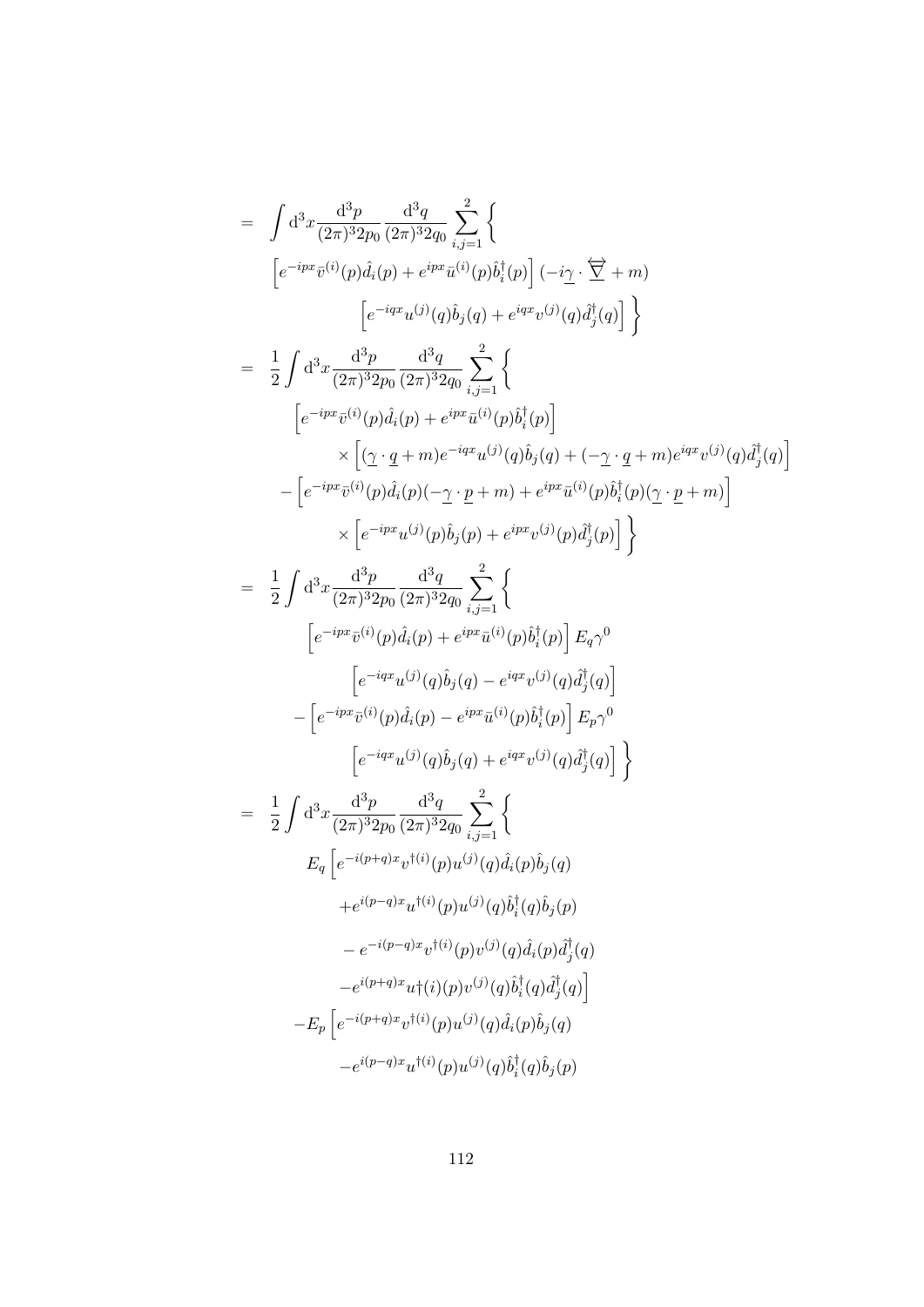$$
\begin{aligned}
= \;& \int \mathrm{d}^3x \frac{\mathrm{d}^3p}{(2\pi)^3 2p_0} \frac{\mathrm{d}^3q}{(2\pi)^3 2q_0} \sum_{i,j=1}^{2} \Bigg\{ \\
& \left[ e^{-ipx} \bar{v}^{(i)}(p) \hat{d}_i(p) + e^{ipx} \bar{u}^{(i)}(p) \hat{b}_i^\dagger(p) \right] (-i\underline{\gamma} \cdot \overleftrightarrow{\underline{\nabla}} + m) \\
& \qquad \left[ e^{-iqx} u^{(j)}(q) \hat{b}_j(q) + e^{iqx} v^{(j)}(q) \hat{d}_j^\dagger(q) \right] \Bigg\} \\
= \;& \frac{1}{2} \int \mathrm{d}^3x \frac{\mathrm{d}^3p}{(2\pi)^3 2p_0} \frac{\mathrm{d}^3q}{(2\pi)^3 2q_0} \sum_{i,j=1}^{2} \Bigg\{ \\
& \left[ e^{-ipx} \bar{v}^{(i)}(p) \hat{d}_i(p) + e^{ipx} \bar{u}^{(i)}(p) \hat{b}_i^\dagger(p) \right] \\
& \qquad \times \left[ (\underline{\gamma} \cdot \underline{q} + m) e^{-iqx} u^{(j)}(q) \hat{b}_j(q) + (-\underline{\gamma} \cdot \underline{q} + m) e^{iqx} v^{(j)}(q) \hat{d}_j^\dagger(q) \right] \\
& - \left[ e^{-ipx} \bar{v}^{(i)}(p) \hat{d}_i(p) (-\underline{\gamma} \cdot \underline{p} + m) + e^{ipx} \bar{u}^{(i)}(p) \hat{b}_i^\dagger(p) (\underline{\gamma} \cdot \underline{p} + m) \right] \\
& \qquad \times \left[ e^{-ipx} u^{(j)}(p) \hat{b}_j(p) + e^{ipx} v^{(j)}(p) \hat{d}_j^\dagger(p) \right] \Bigg\} \\
= \;& \frac{1}{2} \int \mathrm{d}^3x \frac{\mathrm{d}^3p}{(2\pi)^3 2p_0} \frac{\mathrm{d}^3q}{(2\pi)^3 2q_0} \sum_{i,j=1}^{2} \Bigg\{ \\
& \left[ e^{-ipx} \bar{v}^{(i)}(p) \hat{d}_i(p) + e^{ipx} \bar{u}^{(i)}(p) \hat{b}_i^\dagger(p) \right] E_q \gamma^0 \\
& \qquad \left[ e^{-iqx} u^{(j)}(q) \hat{b}_j(q) - e^{iqx} v^{(j)}(q) \hat{d}_j^\dagger(q) \right] \\
& - \left[ e^{-ipx} \bar{v}^{(i)}(p) \hat{d}_i(p) - e^{ipx} \bar{u}^{(i)}(p) \hat{b}_i^\dagger(p) \right] E_p \gamma^0 \\
& \qquad \left[ e^{-iqx} u^{(j)}(q) \hat{b}_j(q) + e^{iqx} v^{(j)}(q) \hat{d}_j^\dagger(q) \right] \Bigg\} \\
= \;& \frac{1}{2} \int \mathrm{d}^3x \frac{\mathrm{d}^3p}{(2\pi)^3 2p_0} \frac{\mathrm{d}^3q}{(2\pi)^3 2q_0} \sum_{i,j=1}^{2} \Bigg\{ \\
& E_q \Big[ e^{-i(p+q)x} v^{\dagger(i)}(p) u^{(j)}(q) \hat{d}_i(p) \hat{b}_j(q) \\
& \qquad + e^{i(p-q)x} u^{\dagger(i)}(p) u^{(j)}(q) \hat{b}_i^\dagger(q) \hat{b}_j(p) \\
& \qquad - e^{-i(p-q)x} v^{\dagger(i)}(p) v^{(j)}(q) \hat{d}_i(p) \hat{d}_j^\dagger(q) \\
& \qquad - e^{i(p+q)x} u\dagger(i)(p) v^{(j)}(q) \hat{b}_i^\dagger(q) \hat{d}_j^\dagger(q) \Big] \\
& - E_p \Big[ e^{-i(p+q)x} v^{\dagger(i)}(p) u^{(j)}(q) \hat{d}_i(p) \hat{b}_j(q) \\
& \qquad - e^{i(p-q)x} u^{\dagger(i)}(p) u^{(j)}(q) \hat{b}_i^\dagger(q) \hat{b}_j(p)
\end{aligned}
$$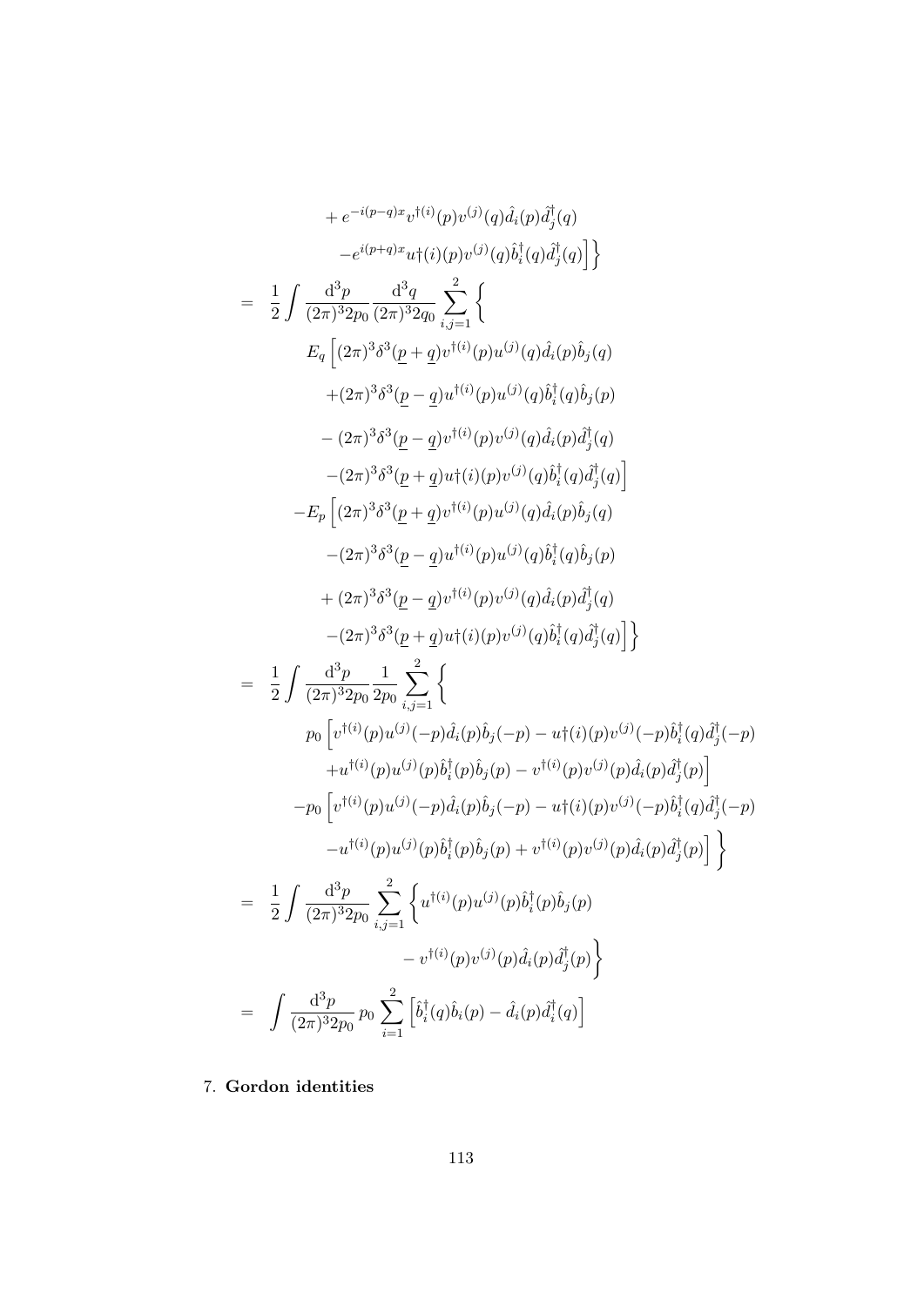$$
\begin{aligned}
& + e^{-i(p-q)x} v^{\dagger(i)}(p) v^{(j)}(q) \hat{d}_i(p) \hat{d}_j^\dagger(q) \\
& - e^{i(p+q)x} u\dagger(i)(p) v^{(j)}(q) \hat{b}_i^\dagger(q) \hat{d}_j^\dagger(q) \Big] \Big\} \\
= \; & \frac{1}{2} \int \frac{\mathrm{d}^3 p}{(2\pi)^3 2p_0} \frac{\mathrm{d}^3 q}{(2\pi)^3 2q_0} \sum_{i,j=1}^{2} \Big\{ \\
& E_q \Big[ (2\pi)^3 \delta^3(\underline{p} + \underline{q}) v^{\dagger(i)}(p) u^{(j)}(q) \hat{d}_i(p) \hat{b}_j(q) \\
& + (2\pi)^3 \delta^3(\underline{p} - \underline{q}) u^{\dagger(i)}(p) u^{(j)}(q) \hat{b}_i^\dagger(q) \hat{b}_j(p) \\
& - (2\pi)^3 \delta^3(\underline{p} - \underline{q}) v^{\dagger(i)}(p) v^{(j)}(q) \hat{d}_i(p) \hat{d}_j^\dagger(q) \\
& - (2\pi)^3 \delta^3(\underline{p} + \underline{q}) u\dagger(i)(p) v^{(j)}(q) \hat{b}_i^\dagger(q) \hat{d}_j^\dagger(q) \Big] \\
& - E_p \Big[ (2\pi)^3 \delta^3(\underline{p} + \underline{q}) v^{\dagger(i)}(p) u^{(j)}(q) \hat{d}_i(p) \hat{b}_j(q) \\
& - (2\pi)^3 \delta^3(\underline{p} - \underline{q}) u^{\dagger(i)}(p) u^{(j)}(q) \hat{b}_i^\dagger(q) \hat{b}_j(p) \\
& + (2\pi)^3 \delta^3(\underline{p} - \underline{q}) v^{\dagger(i)}(p) v^{(j)}(q) \hat{d}_i(p) \hat{d}_j^\dagger(q) \\
& - (2\pi)^3 \delta^3(\underline{p} + \underline{q}) u\dagger(i)(p) v^{(j)}(q) \hat{b}_i^\dagger(q) \hat{d}_j^\dagger(q) \Big] \Big\} \\
= \; & \frac{1}{2} \int \frac{\mathrm{d}^3 p}{(2\pi)^3 2p_0} \frac{1}{2p_0} \sum_{i,j=1}^{2} \Big\{ \\
& p_0 \Big[ v^{\dagger(i)}(p) u^{(j)}(-p) \hat{d}_i(p) \hat{b}_j(-p) - u\dagger(i)(p) v^{(j)}(-p) \hat{b}_i^\dagger(q) \hat{d}_j^\dagger(-p) \\
& + u^{\dagger(i)}(p) u^{(j)}(p) \hat{b}_i^\dagger(p) \hat{b}_j(p) - v^{\dagger(i)}(p) v^{(j)}(p) \hat{d}_i(p) \hat{d}_j^\dagger(p) \Big] \\
& - p_0 \Big[ v^{\dagger(i)}(p) u^{(j)}(-p) \hat{d}_i(p) \hat{b}_j(-p) - u\dagger(i)(p) v^{(j)}(-p) \hat{b}_i^\dagger(q) \hat{d}_j^\dagger(-p) \\
& - u^{\dagger(i)}(p) u^{(j)}(p) \hat{b}_i^\dagger(p) \hat{b}_j(p) + v^{\dagger(i)}(p) v^{(j)}(p) \hat{d}_i(p) \hat{d}_j^\dagger(p) \Big] \Big\} \\
= \; & \frac{1}{2} \int \frac{\mathrm{d}^3 p}{(2\pi)^3 2p_0} \sum_{i,j=1}^{2} \Big\{ u^{\dagger(i)}(p) u^{(j)}(p) \hat{b}_i^\dagger(p) \hat{b}_j(p) \\
& - v^{\dagger(i)}(p) v^{(j)}(p) \hat{d}_i(p) \hat{d}_j^\dagger(p) \Big\} \\
= \; & \int \frac{\mathrm{d}^3 p}{(2\pi)^3 2p_0} \, p_0 \sum_{i=1}^{2} \Big[ \hat{b}_i^\dagger(q) \hat{b}_i(p) - \hat{d}_i(p) \hat{d}_i^\dagger(q) \Big]
\end{aligned}
$$

7. **Gordon identities**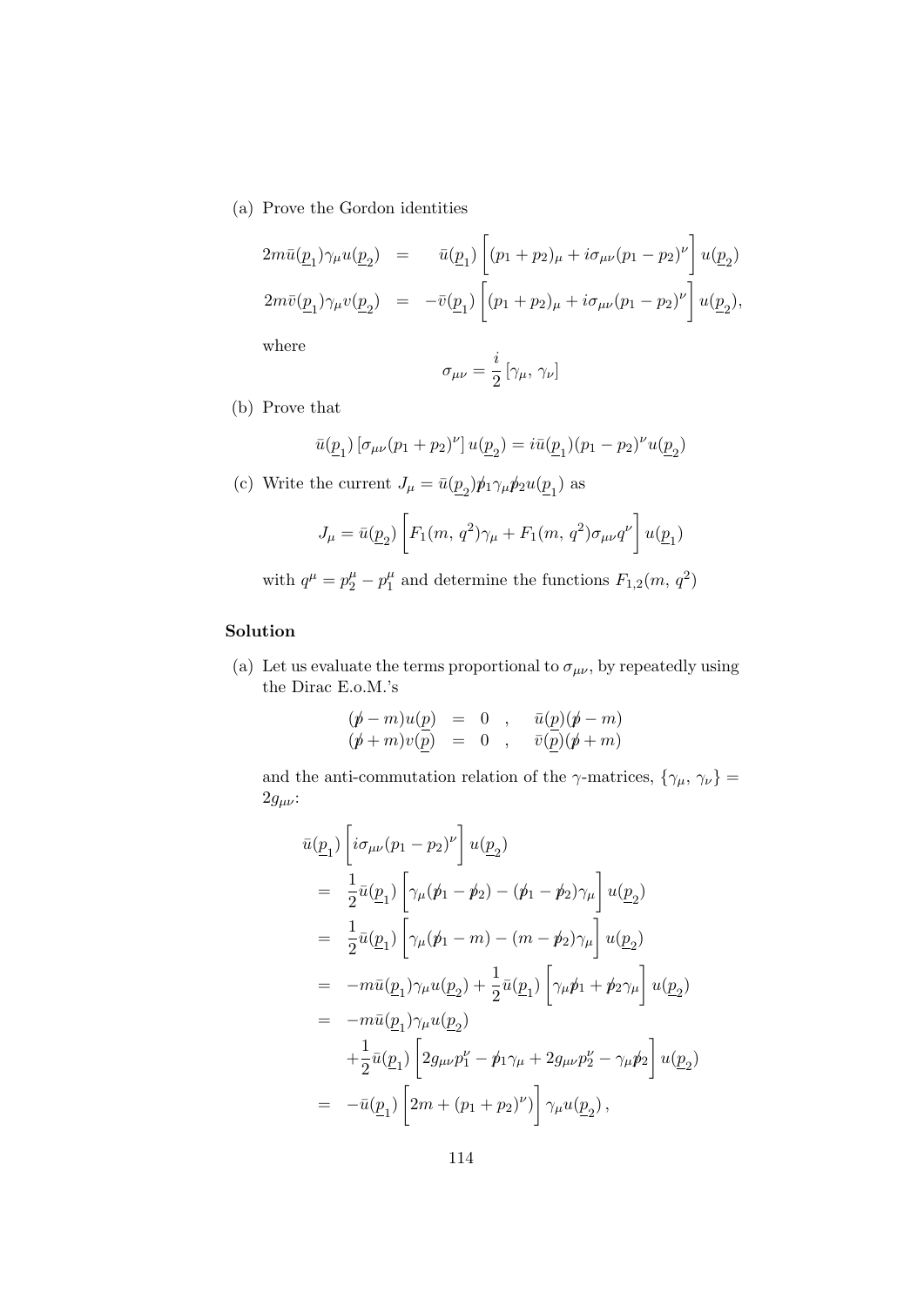(a) Prove the Gordon identities

$$
\begin{aligned}
2m\bar{u}(\underline{p}_1)\gamma_\mu u(\underline{p}_2) &= \bar{u}(\underline{p}_1)\left[(p_1+p_2)_\mu + i\sigma_{\mu\nu}(p_1-p_2)^\nu\right]u(\underline{p}_2) \\
2m\bar{v}(\underline{p}_1)\gamma_\mu v(\underline{p}_2) &= -\bar{v}(\underline{p}_1)\left[(p_1+p_2)_\mu + i\sigma_{\mu\nu}(p_1-p_2)^\nu\right]u(\underline{p}_2),
\end{aligned}
$$

where

$$
\sigma_{\mu\nu} = \frac{i}{2}\left[\gamma_\mu,\, \gamma_\nu\right]
$$

(b) Prove that

$$
\bar{u}(\underline{p}_1)\left[\sigma_{\mu\nu}(p_1+p_2)^\nu\right]u(\underline{p}_2) = i\bar{u}(\underline{p}_1)(p_1-p_2)^\nu u(\underline{p}_2)
$$

(c) Write the current $J_\mu = \bar{u}(\underline{p}_2)\not{p}_1\gamma_\mu\not{p}_2 u(\underline{p}_1)$ as

$$
J_\mu = \bar{u}(\underline{p}_2)\left[F_1(m,\, q^2)\gamma_\mu + F_1(m,\, q^2)\sigma_{\mu\nu}q^\nu\right]u(\underline{p}_1)
$$

with $q^\mu = p_2^\mu - p_1^\mu$ and determine the functions $F_{1,2}(m,\, q^2)$

### Solution

(a) Let us evaluate the terms proportional to $\sigma_{\mu\nu}$, by repeatedly using the Dirac E.o.M.'s

$$
\begin{aligned}
(\not{p}-m)u(\underline{p}) &= 0 \quad , \quad \bar{u}(\underline{p})(\not{p}-m) \\
(\not{p}+m)v(\underline{p}) &= 0 \quad , \quad \bar{v}(\underline{p})(\not{p}+m)
\end{aligned}
$$

and the anti-commutation relation of the $\gamma$-matrices, $\{\gamma_\mu,\, \gamma_\nu\} = 2g_{\mu\nu}$:

$$
\begin{aligned}
&\bar{u}(\underline{p}_1)\left[i\sigma_{\mu\nu}(p_1-p_2)^\nu\right]u(\underline{p}_2) \\
&= \frac{1}{2}\bar{u}(\underline{p}_1)\left[\gamma_\mu(\not{p}_1-\not{p}_2) - (\not{p}_1-\not{p}_2)\gamma_\mu\right]u(\underline{p}_2) \\
&= \frac{1}{2}\bar{u}(\underline{p}_1)\left[\gamma_\mu(\not{p}_1-m) - (m-\not{p}_2)\gamma_\mu\right]u(\underline{p}_2) \\
&= -m\bar{u}(\underline{p}_1)\gamma_\mu u(\underline{p}_2) + \frac{1}{2}\bar{u}(\underline{p}_1)\left[\gamma_\mu\not{p}_1 + \not{p}_2\gamma_\mu\right]u(\underline{p}_2) \\
&= -m\bar{u}(\underline{p}_1)\gamma_\mu u(\underline{p}_2) \\
&\quad + \frac{1}{2}\bar{u}(\underline{p}_1)\left[2g_{\mu\nu}p_1^\nu - \not{p}_1\gamma_\mu + 2g_{\mu\nu}p_2^\nu - \gamma_\mu\not{p}_2\right]u(\underline{p}_2) \\
&= -\bar{u}(\underline{p}_1)\left[2m + (p_1+p_2)^\nu)\right]\gamma_\mu u(\underline{p}_2)\,,
\end{aligned}
$$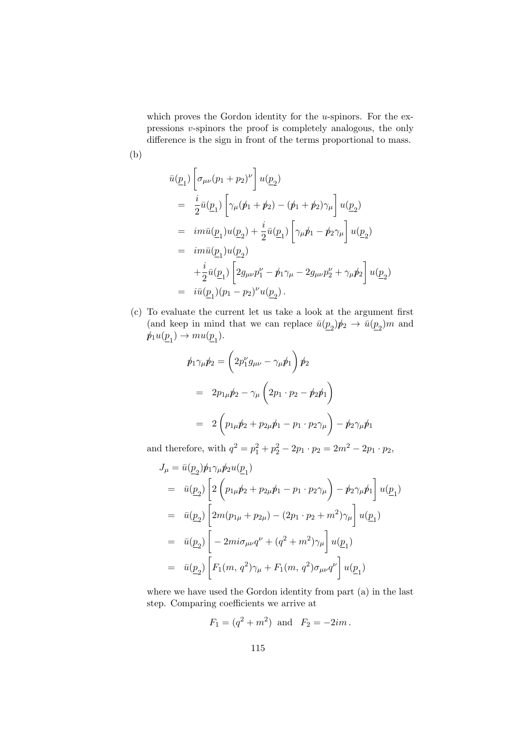which proves the Gordon identity for the $u$-spinors. For the expressions $v$-spinors the proof is completely analogous, the only difference is the sign in front of the terms proportional to mass.

(b)

$$
\begin{aligned}
&\bar{u}(\underline{p}_1)\left[\sigma_{\mu\nu}(p_1+p_2)^\nu\right]u(\underline{p}_2) \\
&= \frac{i}{2}\bar{u}(\underline{p}_1)\left[\gamma_\mu(\not{p}_1+\not{p}_2)-(\not{p}_1+\not{p}_2)\gamma_\mu\right]u(\underline{p}_2) \\
&= im\bar{u}(\underline{p}_1)u(\underline{p}_2)+\frac{i}{2}\bar{u}(\underline{p}_1)\left[\gamma_\mu\not{p}_1-\not{p}_2\gamma_\mu\right]u(\underline{p}_2) \\
&= im\bar{u}(\underline{p}_1)u(\underline{p}_2) \\
&\quad +\frac{i}{2}\bar{u}(\underline{p}_1)\left[2g_{\mu\nu}p_1^\nu-\not{p}_1\gamma_\mu-2g_{\mu\nu}p_2^\nu+\gamma_\mu\not{p}_2\right]u(\underline{p}_2) \\
&= i\bar{u}(\underline{p}_1)(p_1-p_2)^\nu u(\underline{p}_2)\,.
\end{aligned}
$$

(c) To evaluate the current let us take a look at the argument first (and keep in mind that we can replace $\bar{u}(\underline{p}_2)\not{p}_2 \to \bar{u}(\underline{p}_2)m$ and $\not{p}_1 u(\underline{p}_1) \to m u(\underline{p}_1)$.

$$
\begin{aligned}
\not{p}_1\gamma_\mu\not{p}_2 &= \left(2p_1^\nu g_{\mu\nu}-\gamma_\mu\not{p}_1\right)\not{p}_2 \\
&= 2p_{1\mu}\not{p}_2-\gamma_\mu\left(2p_1\cdot p_2-\not{p}_2\not{p}_1\right) \\
&= 2\left(p_{1\mu}\not{p}_2+p_{2\mu}\not{p}_1-p_1\cdot p_2\gamma_\mu\right)-\not{p}_2\gamma_\mu\not{p}_1
\end{aligned}
$$

and therefore, with $q^2=p_1^2+p_2^2-2p_1\cdot p_2=2m^2-2p_1\cdot p_2$,

$$
\begin{aligned}
J_\mu &= \bar{u}(\underline{p}_2)\not{p}_1\gamma_\mu\not{p}_2 u(\underline{p}_1) \\
&= \bar{u}(\underline{p}_2)\left[2\left(p_{1\mu}\not{p}_2+p_{2\mu}\not{p}_1-p_1\cdot p_2\gamma_\mu\right)-\not{p}_2\gamma_\mu\not{p}_1\right]u(\underline{p}_1) \\
&= \bar{u}(\underline{p}_2)\left[2m(p_{1\mu}+p_{2\mu})-(2p_1\cdot p_2+m^2)\gamma_\mu\right]u(\underline{p}_1) \\
&= \bar{u}(\underline{p}_2)\left[-2mi\sigma_{\mu\nu}q^\nu+(q^2+m^2)\gamma_\mu\right]u(\underline{p}_1) \\
&= \bar{u}(\underline{p}_2)\left[F_1(m,\,q^2)\gamma_\mu+F_1(m,\,q^2)\sigma_{\mu\nu}q^\nu\right]u(\underline{p}_1)
\end{aligned}
$$

where we have used the Gordon identity from part (a) in the last step. Comparing coefficients we arrive at

$$
F_1=(q^2+m^2)\ \text{ and }\ F_2=-2im\,.
$$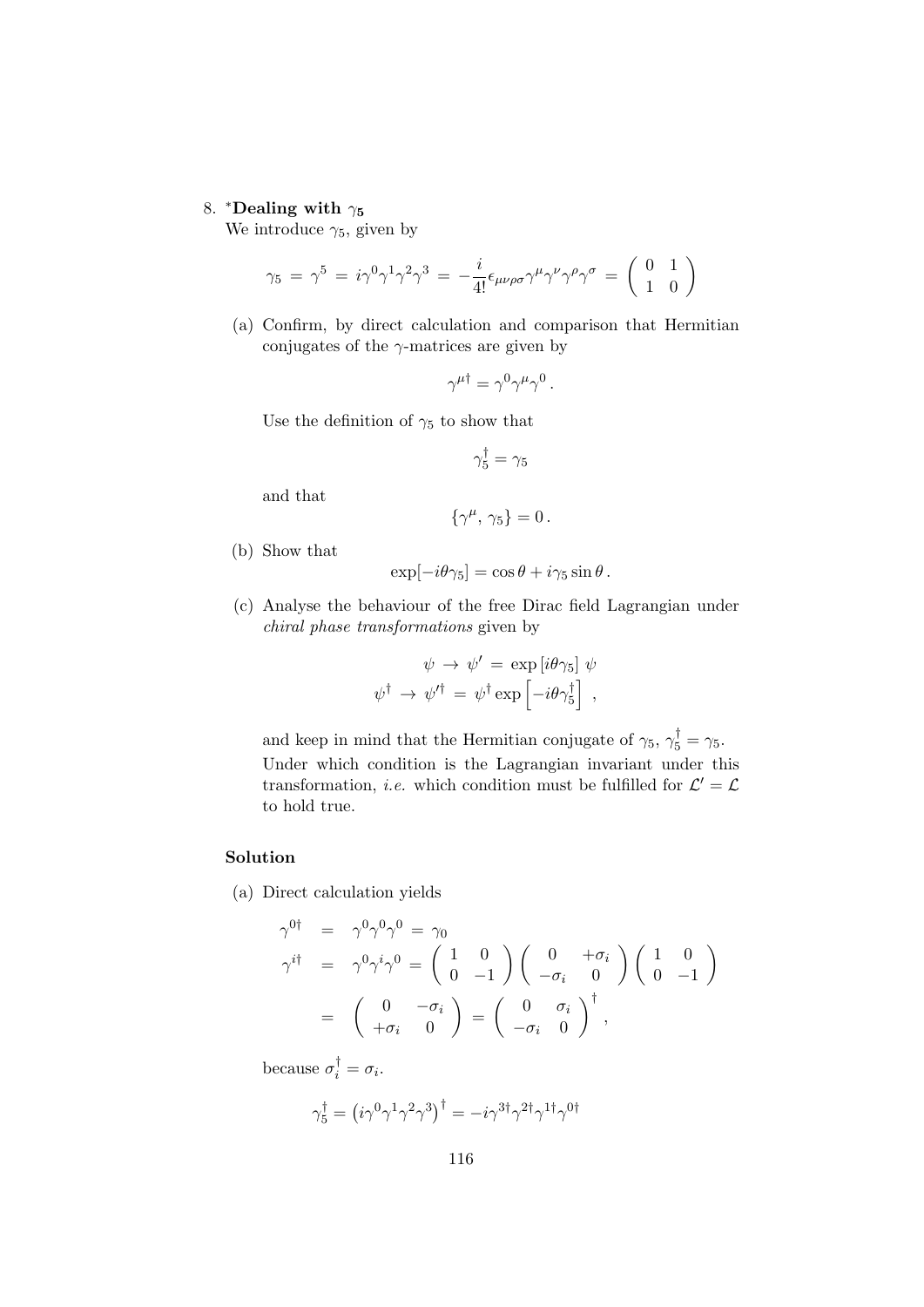8. ***Dealing with $\gamma_5$**

We introduce $\gamma_5$, given by

$$\gamma_5 \,=\, \gamma^5 \,=\, i\gamma^0\gamma^1\gamma^2\gamma^3 \,=\, -\frac{i}{4!}\epsilon_{\mu\nu\rho\sigma}\gamma^\mu\gamma^\nu\gamma^\rho\gamma^\sigma \,=\, \begin{pmatrix} 0 & 1 \\ 1 & 0 \end{pmatrix}$$

(a) Confirm, by direct calculation and comparison that Hermitian conjugates of the $\gamma$-matrices are given by

$$\gamma^{\mu\dagger} = \gamma^0\gamma^\mu\gamma^0\,.$$

Use the definition of $\gamma_5$ to show that

$$\gamma_5^\dagger = \gamma_5$$

and that

$$\{\gamma^\mu,\,\gamma_5\} = 0\,.$$

(b) Show that

$$\exp[-i\theta\gamma_5] = \cos\theta + i\gamma_5\sin\theta\,.$$

(c) Analyse the behaviour of the free Dirac field Lagrangian under *chiral phase transformations* given by

$$\begin{aligned} \psi \,&\to\, \psi' \,=\, \exp\left[i\theta\gamma_5\right]\,\psi \\ \psi^\dagger \,&\to\, \psi'^\dagger \,=\, \psi^\dagger\exp\left[-i\theta\gamma_5^\dagger\right]\,, \end{aligned}$$

and keep in mind that the Hermitian conjugate of $\gamma_5$, $\gamma_5^\dagger = \gamma_5$. Under which condition is the Lagrangian invariant under this transformation, *i.e.* which condition must be fulfilled for $\mathcal{L}' = \mathcal{L}$ to hold true.

**Solution**

(a) Direct calculation yields

$$\begin{aligned} \gamma^{0\dagger} \,&=\, \gamma^0\gamma^0\gamma^0 \,=\, \gamma_0 \\ \gamma^{i\dagger} \,&=\, \gamma^0\gamma^i\gamma^0 \,=\, \begin{pmatrix} 1 & 0 \\ 0 & -1 \end{pmatrix}\begin{pmatrix} 0 & +\sigma_i \\ -\sigma_i & 0 \end{pmatrix}\begin{pmatrix} 1 & 0 \\ 0 & -1 \end{pmatrix} \\ &=\, \begin{pmatrix} 0 & -\sigma_i \\ +\sigma_i & 0 \end{pmatrix} \,=\, \begin{pmatrix} 0 & \sigma_i \\ -\sigma_i & 0 \end{pmatrix}^\dagger\,, \end{aligned}$$

because $\sigma_i^\dagger = \sigma_i$.

$$\gamma_5^\dagger = \left(i\gamma^0\gamma^1\gamma^2\gamma^3\right)^\dagger = -i\gamma^{3\dagger}\gamma^{2\dagger}\gamma^{1\dagger}\gamma^{0\dagger}$$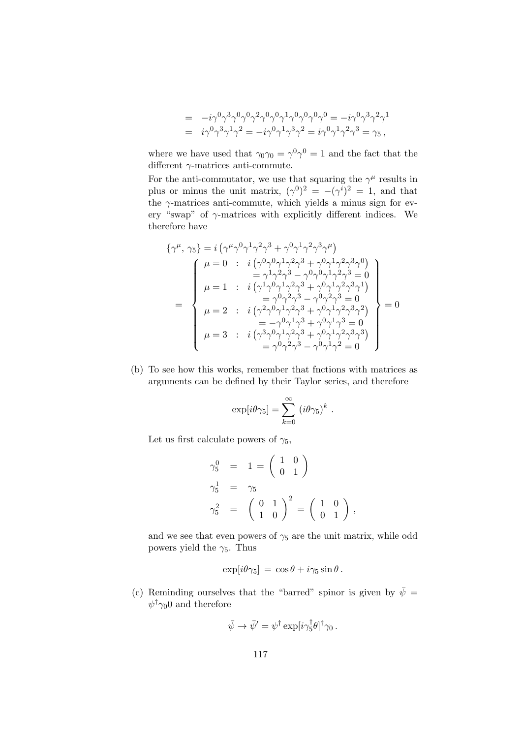$$
\begin{aligned}
&= \; -i\gamma^0\gamma^3\gamma^0\gamma^0\gamma^2\gamma^0\gamma^0\gamma^1\gamma^0\gamma^0\gamma^0\gamma^0 = -i\gamma^0\gamma^3\gamma^2\gamma^1 \\
&= \; i\gamma^0\gamma^3\gamma^1\gamma^2 = -i\gamma^0\gamma^1\gamma^3\gamma^2 = i\gamma^0\gamma^1\gamma^2\gamma^3 = \gamma_5 \,,
\end{aligned}
$$

where we have used that $\gamma_0\gamma_0 = \gamma^0\gamma^0 = 1$ and the fact that the different $\gamma$-matrices anti-commute.

For the anti-commutator, we use that squaring the $\gamma^\mu$ results in plus or minus the unit matrix, $(\gamma^0)^2 = -(\gamma^i)^2 = 1$, and that the $\gamma$-matrices anti-commute, which yields a minus sign for every "swap" of $\gamma$-matrices with explicitly different indices. We therefore have

$$
\{\gamma^\mu,\, \gamma_5\} = i\left(\gamma^\mu\gamma^0\gamma^1\gamma^2\gamma^3 + \gamma^0\gamma^1\gamma^2\gamma^3\gamma^\mu\right)
$$

$$
= \left\{
\begin{array}{lcl}
\mu = 0 & : & i\left(\gamma^0\gamma^0\gamma^1\gamma^2\gamma^3 + \gamma^0\gamma^1\gamma^2\gamma^3\gamma^0\right) \\
 & & \quad = \gamma^1\gamma^2\gamma^3 - \gamma^0\gamma^0\gamma^1\gamma^2\gamma^3 = 0 \\
\mu = 1 & : & i\left(\gamma^1\gamma^0\gamma^1\gamma^2\gamma^3 + \gamma^0\gamma^1\gamma^2\gamma^3\gamma^1\right) \\
 & & \quad = \gamma^0\gamma^2\gamma^3 - \gamma^0\gamma^2\gamma^3 = 0 \\
\mu = 2 & : & i\left(\gamma^2\gamma^0\gamma^1\gamma^2\gamma^3 + \gamma^0\gamma^1\gamma^2\gamma^3\gamma^2\right) \\
 & & \quad = -\gamma^0\gamma^1\gamma^3 + \gamma^0\gamma^1\gamma^3 = 0 \\
\mu = 3 & : & i\left(\gamma^3\gamma^0\gamma^1\gamma^2\gamma^3 + \gamma^0\gamma^1\gamma^2\gamma^3\gamma^3\right) \\
 & & \quad = \gamma^0\gamma^2\gamma^3 - \gamma^0\gamma^1\gamma^2 = 0
\end{array}
\right\} = 0
$$

(b) To see how this works, remember that fnctions with matrices as arguments can be defined by their Taylor series, and therefore

$$
\exp[i\theta\gamma_5] = \sum_{k=0}^{\infty} \left(i\theta\gamma_5\right)^k .
$$

Let us first calculate powers of $\gamma_5$,

$$
\begin{aligned}
\gamma_5^0 &= 1 = \begin{pmatrix} 1 & 0 \\ 0 & 1 \end{pmatrix} \\
\gamma_5^1 &= \gamma_5 \\
\gamma_5^2 &= \begin{pmatrix} 0 & 1 \\ 1 & 0 \end{pmatrix}^2 = \begin{pmatrix} 1 & 0 \\ 0 & 1 \end{pmatrix},
\end{aligned}
$$

and we see that even powers of $\gamma_5$ are the unit matrix, while odd powers yield the $\gamma_5$. Thus

$$
\exp[i\theta\gamma_5] \,=\, \cos\theta + i\gamma_5 \sin\theta \,.
$$

(c) Reminding ourselves that the "barred" spinor is given by $\bar{\psi} = \psi^\dagger\gamma_0 0$ and therefore

$$
\bar{\psi} \to \bar{\psi}' = \psi^\dagger \exp[i\gamma_5^\dagger\theta]^\dagger\gamma_0 \,.
$$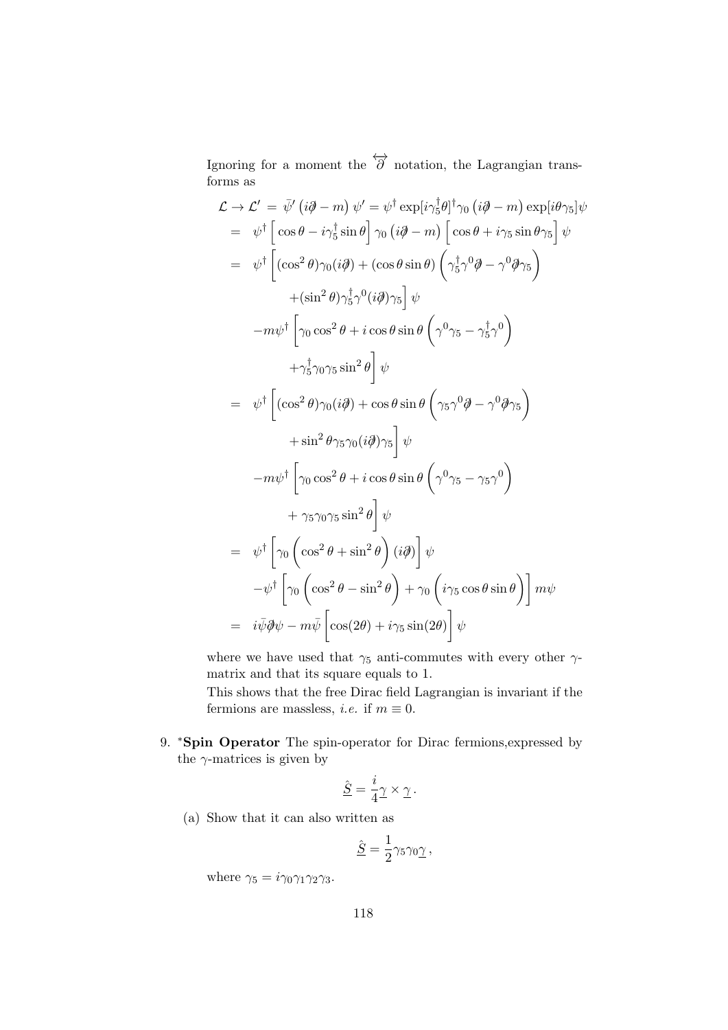Ignoring for a moment the $\overleftrightarrow{\partial}$ notation, the Lagrangian transforms as

$$
\begin{aligned}
\mathcal{L} \to \mathcal{L}' &= \bar{\psi}' \left(i\partial\!\!\!/ - m\right) \psi' = \psi^\dagger \exp[i\gamma_5^\dagger \theta]^\dagger \gamma_0 \left(i\partial\!\!\!/ - m\right) \exp[i\theta\gamma_5]\psi \\
&= \psi^\dagger \Big[ \cos\theta - i\gamma_5^\dagger \sin\theta \Big] \gamma_0 \left(i\partial\!\!\!/ - m\right) \Big[ \cos\theta + i\gamma_5 \sin\theta \gamma_5 \Big] \psi \\
&= \psi^\dagger \bigg[ (\cos^2\theta)\gamma_0(i\partial\!\!\!/) + (\cos\theta\sin\theta) \left( \gamma_5^\dagger \gamma^0 \partial\!\!\!/ - \gamma^0 \partial\!\!\!/ \gamma_5 \right) \\
&\qquad + (\sin^2\theta)\gamma_5^\dagger \gamma^0 (i\partial\!\!\!/)\gamma_5 \bigg] \psi \\
&\quad - m\psi^\dagger \bigg[ \gamma_0 \cos^2\theta + i\cos\theta\sin\theta \left( \gamma^0\gamma_5 - \gamma_5^\dagger \gamma^0 \right) \\
&\qquad + \gamma_5^\dagger \gamma_0 \gamma_5 \sin^2\theta \bigg] \psi \\
&= \psi^\dagger \bigg[ (\cos^2\theta)\gamma_0(i\partial\!\!\!/) + \cos\theta\sin\theta \left( \gamma_5 \gamma^0 \partial\!\!\!/ - \gamma^0 \partial\!\!\!/ \gamma_5 \right) \\
&\qquad + \sin^2\theta \gamma_5 \gamma_0 (i\partial\!\!\!/)\gamma_5 \bigg] \psi \\
&\quad - m\psi^\dagger \bigg[ \gamma_0 \cos^2\theta + i\cos\theta\sin\theta \left( \gamma^0\gamma_5 - \gamma_5 \gamma^0 \right) \\
&\qquad + \gamma_5 \gamma_0 \gamma_5 \sin^2\theta \bigg] \psi \\
&= \psi^\dagger \bigg[ \gamma_0 \left( \cos^2\theta + \sin^2\theta \right) (i\partial\!\!\!/) \bigg] \psi \\
&\quad - \psi^\dagger \bigg[ \gamma_0 \left( \cos^2\theta - \sin^2\theta \right) + \gamma_0 \left( i\gamma_5 \cos\theta\sin\theta \right) \bigg] m\psi \\
&= i\bar{\psi}\partial\!\!\!/\psi - m\bar{\psi} \Big[ \cos(2\theta) + i\gamma_5 \sin(2\theta) \Big] \psi
\end{aligned}
$$

where we have used that $\gamma_5$ anti-commutes with every other $\gamma$-matrix and that its square equals to 1.

This shows that the free Dirac field Lagrangian is invariant if the fermions are massless, *i.e.* if $m \equiv 0$.

9. ***Spin Operator** The spin-operator for Dirac fermions,expressed by the $\gamma$-matrices is given by

$$
\underline{\hat{S}} = \frac{i}{4} \underline{\gamma} \times \underline{\gamma}\,.
$$

(a) Show that it can also written as

$$
\underline{\hat{S}} = \frac{1}{2} \gamma_5 \gamma_0 \underline{\gamma}\,,
$$

where $\gamma_5 = i\gamma_0\gamma_1\gamma_2\gamma_3$.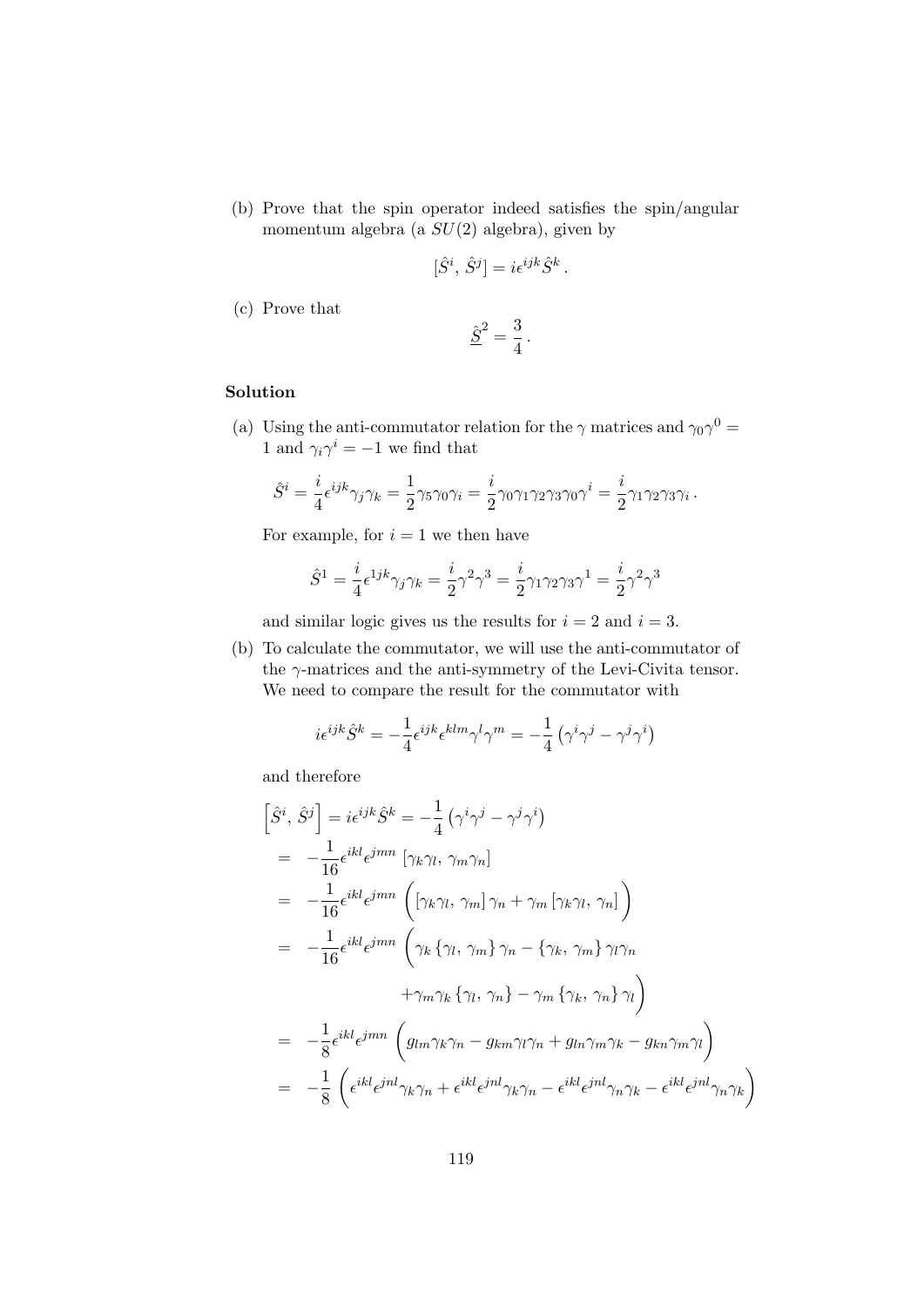(b) Prove that the spin operator indeed satisfies the spin/angular momentum algebra (a $SU(2)$ algebra), given by

$$[\hat{S}^i,\, \hat{S}^j] = i\epsilon^{ijk}\hat{S}^k\,.$$

(c) Prove that

$$\underline{\hat{S}}^2 = \frac{3}{4}\,.$$

**Solution**

(a) Using the anti-commutator relation for the $\gamma$ matrices and $\gamma_0\gamma^0 = 1$ and $\gamma_i\gamma^i = -1$ we find that

$$\hat{S}^i = \frac{i}{4}\epsilon^{ijk}\gamma_j\gamma_k = \frac{1}{2}\gamma_5\gamma_0\gamma_i = \frac{i}{2}\gamma_0\gamma_1\gamma_2\gamma_3\gamma_0\gamma^i = \frac{i}{2}\gamma_1\gamma_2\gamma_3\gamma_i\,.$$

For example, for $i = 1$ we then have

$$\hat{S}^1 = \frac{i}{4}\epsilon^{1jk}\gamma_j\gamma_k = \frac{i}{2}\gamma^2\gamma^3 = \frac{i}{2}\gamma_1\gamma_2\gamma_3\gamma^1 = \frac{i}{2}\gamma^2\gamma^3$$

and similar logic gives us the results for $i = 2$ and $i = 3$.

(b) To calculate the commutator, we will use the anti-commutator of the $\gamma$-matrices and the anti-symmetry of the Levi-Civita tensor. We need to compare the result for the commutator with

$$i\epsilon^{ijk}\hat{S}^k = -\frac{1}{4}\epsilon^{ijk}\epsilon^{klm}\gamma^l\gamma^m = -\frac{1}{4}\left(\gamma^i\gamma^j - \gamma^j\gamma^i\right)$$

and therefore

$$
\begin{aligned}
\left[\hat{S}^i,\, \hat{S}^j\right] &= i\epsilon^{ijk}\hat{S}^k = -\frac{1}{4}\left(\gamma^i\gamma^j - \gamma^j\gamma^i\right) \\
&= -\frac{1}{16}\epsilon^{ikl}\epsilon^{jmn}\left[\gamma_k\gamma_l,\, \gamma_m\gamma_n\right] \\
&= -\frac{1}{16}\epsilon^{ikl}\epsilon^{jmn}\left(\left[\gamma_k\gamma_l,\, \gamma_m\right]\gamma_n + \gamma_m\left[\gamma_k\gamma_l,\, \gamma_n\right]\right) \\
&= -\frac{1}{16}\epsilon^{ikl}\epsilon^{jmn}\Big(\gamma_k\left\{\gamma_l,\, \gamma_m\right\}\gamma_n - \left\{\gamma_k,\, \gamma_m\right\}\gamma_l\gamma_n \\
&\qquad\qquad + \gamma_m\gamma_k\left\{\gamma_l,\, \gamma_n\right\} - \gamma_m\left\{\gamma_k,\, \gamma_n\right\}\gamma_l\Big) \\
&= -\frac{1}{8}\epsilon^{ikl}\epsilon^{jmn}\Big(g_{lm}\gamma_k\gamma_n - g_{km}\gamma_l\gamma_n + g_{ln}\gamma_m\gamma_k - g_{kn}\gamma_m\gamma_l\Big) \\
&= -\frac{1}{8}\Big(\epsilon^{ikl}\epsilon^{jnl}\gamma_k\gamma_n + \epsilon^{ikl}\epsilon^{jnl}\gamma_k\gamma_n - \epsilon^{ikl}\epsilon^{jnl}\gamma_n\gamma_k - \epsilon^{ikl}\epsilon^{jnl}\gamma_n\gamma_k\Big)
\end{aligned}
$$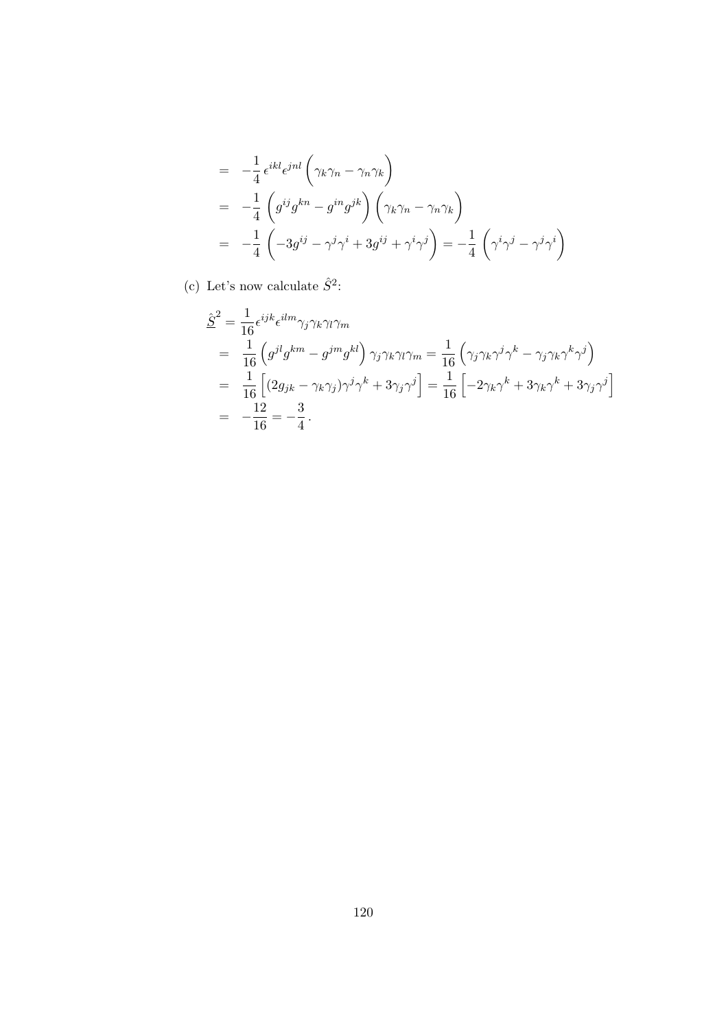$$
\begin{aligned}
&= -\frac{1}{4}\,\epsilon^{ikl}\epsilon^{jnl}\left(\gamma_k\gamma_n - \gamma_n\gamma_k\right) \\
&= -\frac{1}{4}\left(g^{ij}g^{kn} - g^{in}g^{jk}\right)\left(\gamma_k\gamma_n - \gamma_n\gamma_k\right) \\
&= -\frac{1}{4}\left(-3g^{ij} - \gamma^j\gamma^i + 3g^{ij} + \gamma^i\gamma^j\right) = -\frac{1}{4}\,\left(\gamma^i\gamma^j - \gamma^j\gamma^i\right)
\end{aligned}
$$

(c) Let's now calculate $\hat{S}^2$:

$$
\begin{aligned}
\underline{\hat{S}}^2 &= \frac{1}{16}\epsilon^{ijk}\epsilon^{ilm}\gamma_j\gamma_k\gamma_l\gamma_m \\
&= \frac{1}{16}\left(g^{jl}g^{km} - g^{jm}g^{kl}\right)\gamma_j\gamma_k\gamma_l\gamma_m = \frac{1}{16}\left(\gamma_j\gamma_k\gamma^j\gamma^k - \gamma_j\gamma_k\gamma^k\gamma^j\right) \\
&= \frac{1}{16}\left[(2g_{jk} - \gamma_k\gamma_j)\gamma^j\gamma^k + 3\gamma_j\gamma^j\right] = \frac{1}{16}\left[-2\gamma_k\gamma^k + 3\gamma_k\gamma^k + 3\gamma_j\gamma^j\right] \\
&= -\frac{12}{16} = -\frac{3}{4}\,.
\end{aligned}
$$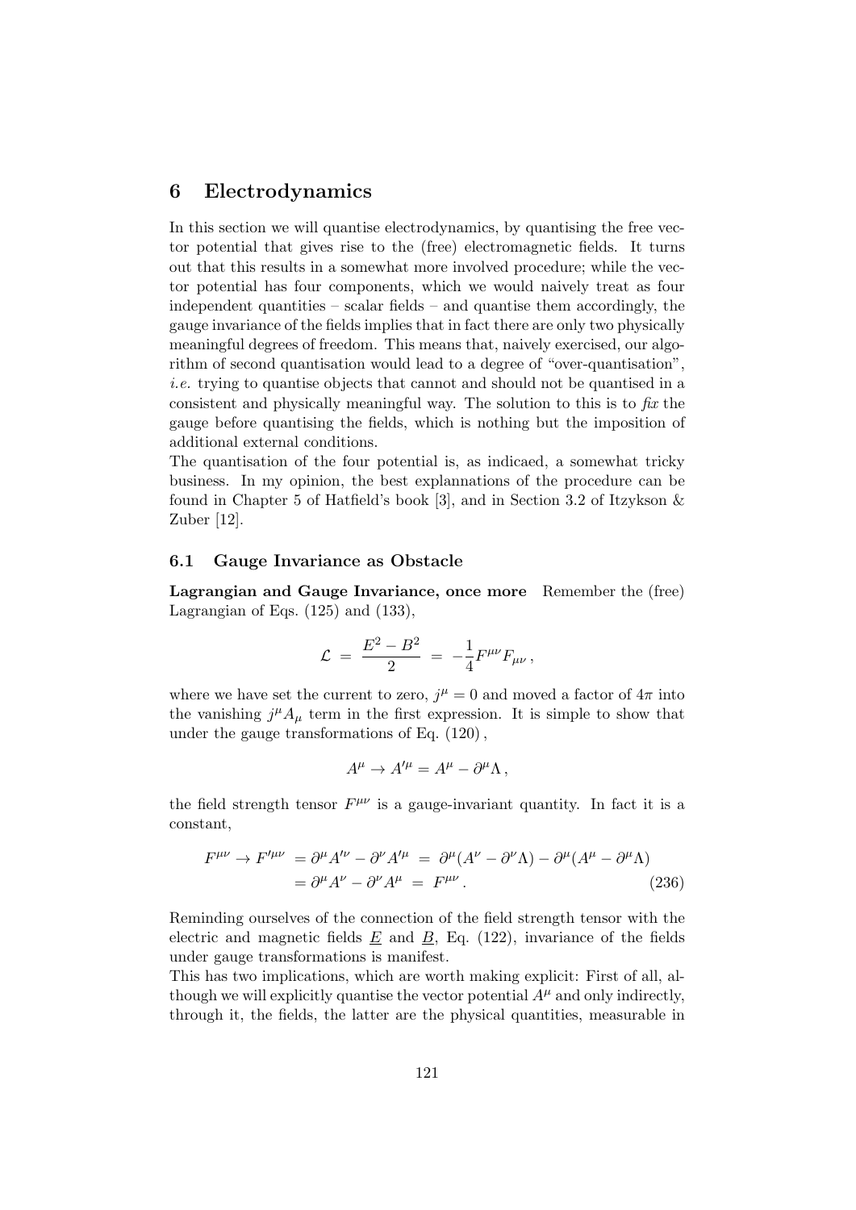# 6 Electrodynamics

In this section we will quantise electrodynamics, by quantising the free vector potential that gives rise to the (free) electromagnetic fields. It turns out that this results in a somewhat more involved procedure; while the vector potential has four components, which we would naively treat as four independent quantities – scalar fields – and quantise them accordingly, the gauge invariance of the fields implies that in fact there are only two physically meaningful degrees of freedom. This means that, naively exercised, our algorithm of second quantisation would lead to a degree of "over-quantisation", *i.e.* trying to quantise objects that cannot and should not be quantised in a consistent and physically meaningful way. The solution to this is to *fix* the gauge before quantising the fields, which is nothing but the imposition of additional external conditions.

The quantisation of the four potential is, as indicaed, a somewhat tricky business. In my opinion, the best explannations of the procedure can be found in Chapter 5 of Hatfield's book [3], and in Section 3.2 of Itzykson & Zuber [12].

## 6.1 Gauge Invariance as Obstacle

**Lagrangian and Gauge Invariance, once more** Remember the (free) Lagrangian of Eqs. (125) and (133),

$$\mathcal{L} \;=\; \frac{E^2 - B^2}{2} \;=\; -\frac{1}{4}F^{\mu\nu}F_{\mu\nu}\,,$$

where we have set the current to zero, $j^\mu = 0$ and moved a factor of $4\pi$ into the vanishing $j^\mu A_\mu$ term in the first expression. It is simple to show that under the gauge transformations of Eq. (120) ,

$$A^\mu \to A'^\mu = A^\mu - \partial^\mu \Lambda\,,$$

the field strength tensor $F^{\mu\nu}$ is a gauge-invariant quantity. In fact it is a constant,

$$\begin{aligned} F^{\mu\nu} \to F'^{\mu\nu} \;&=\; \partial^\mu A'^\nu - \partial^\nu A'^\mu \;=\; \partial^\mu(A^\nu - \partial^\nu\Lambda) - \partial^\mu(A^\mu - \partial^\mu\Lambda) \\ &=\; \partial^\mu A^\nu - \partial^\nu A^\mu \;=\; F^{\mu\nu}\,. \end{aligned} \tag{236}$$

Reminding ourselves of the connection of the field strength tensor with the electric and magnetic fields $\underline{E}$ and $\underline{B}$, Eq. (122), invariance of the fields under gauge transformations is manifest.

This has two implications, which are worth making explicit: First of all, although we will explicitly quantise the vector potential $A^\mu$ and only indirectly, through it, the fields, the latter are the physical quantities, measurable in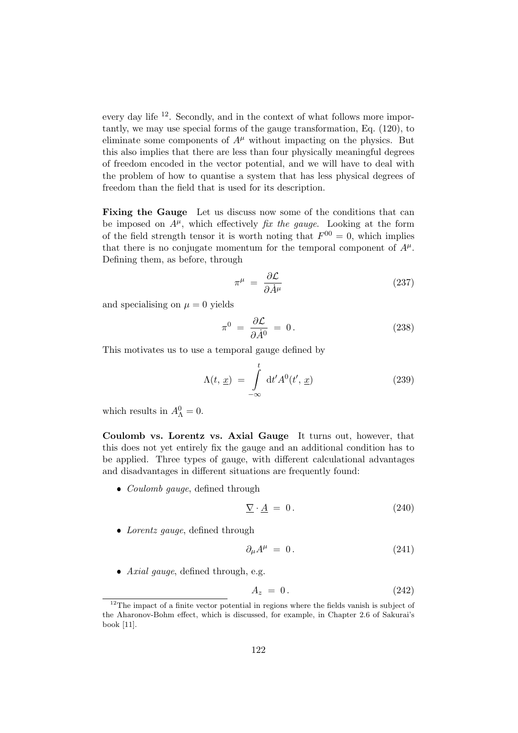every day life [12]. Secondly, and in the context of what follows more importantly, we may use special forms of the gauge transformation, Eq. (120), to eliminate some components of $A^\mu$ without impacting on the physics. But this also implies that there are less than four physically meaningful degrees of freedom encoded in the vector potential, and we will have to deal with the problem of how to quantise a system that has less physical degrees of freedom than the field that is used for its description.

**Fixing the Gauge** Let us discuss now some of the conditions that can be imposed on $A^\mu$, which effectively *fix the gauge*. Looking at the form of the field strength tensor it is worth noting that $F^{00} = 0$, which implies that there is no conjugate momentum for the temporal component of $A^\mu$. Defining them, as before, through

$$\pi^\mu \;=\; \frac{\partial \mathcal{L}}{\partial \dot{A}^\mu} \tag{237}$$

and specialising on $\mu = 0$ yields

$$\pi^0 \;=\; \frac{\partial \mathcal{L}}{\partial \dot{A}^0} \;=\; 0\,. \tag{238}$$

This motivates us to use a temporal gauge defined by

$$\Lambda(t,\,\underline{x}) \;=\; \int\limits_{-\infty}^{t} \mathrm{d}t' A^0(t',\,\underline{x}) \tag{239}$$

which results in $A^0_\Lambda = 0$.

**Coulomb vs. Lorentz vs. Axial Gauge** It turns out, however, that this does not yet entirely fix the gauge and an additional condition has to be applied. Three types of gauge, with different calculational advantages and disadvantages in different situations are frequently found:

- *Coulomb gauge*, defined through

$$\underline{\nabla} \cdot \underline{A} \;=\; 0\,. \tag{240}$$

- *Lorentz gauge*, defined through

$$\partial_\mu A^\mu \;=\; 0\,. \tag{241}$$

- *Axial gauge*, defined through, e.g.

$$A_z \;=\; 0\,. \tag{242}$$

[12] The impact of a finite vector potential in regions where the fields vanish is subject of the Aharonov-Bohm effect, which is discussed, for example, in Chapter 2.6 of Sakurai's book [11].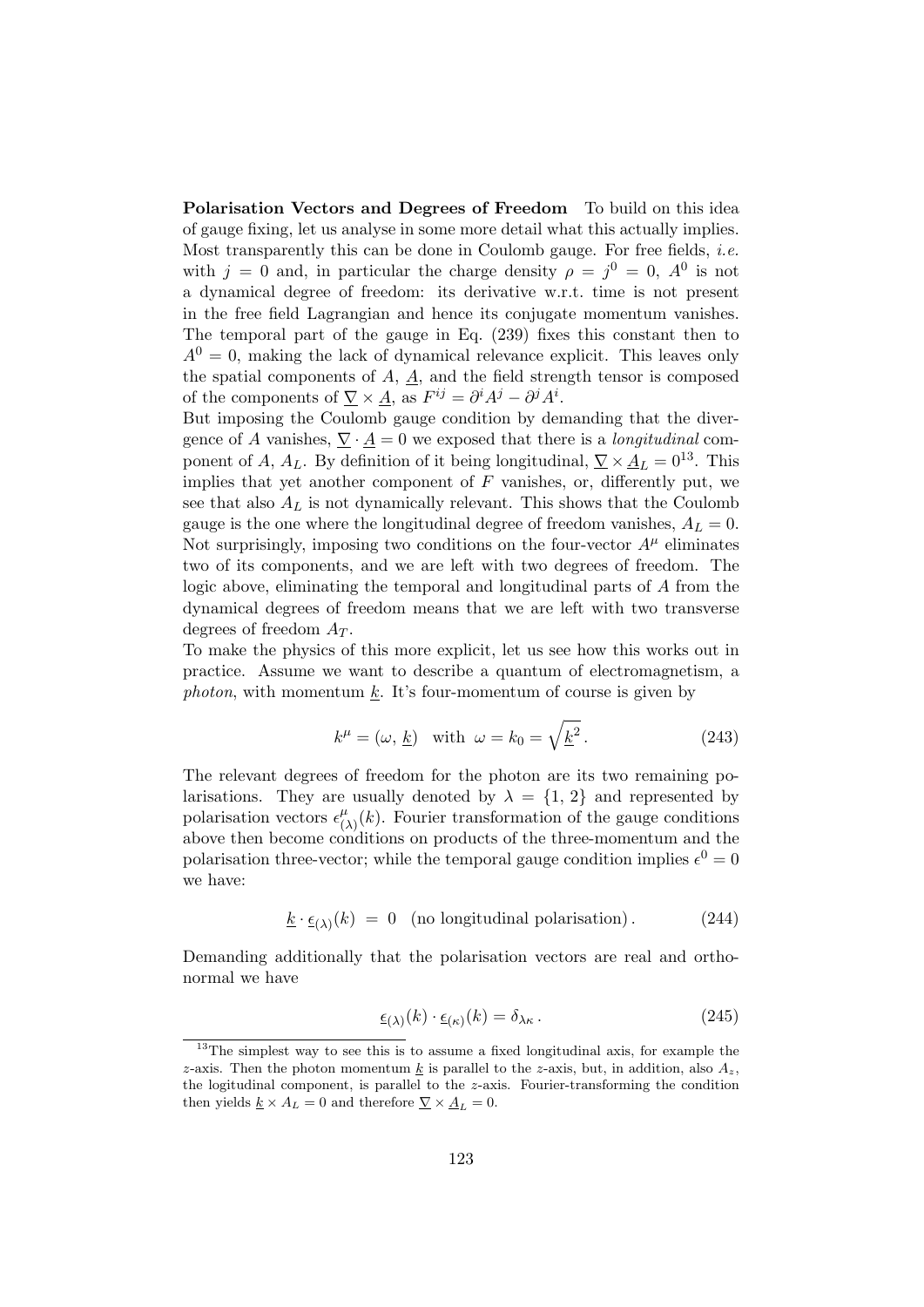**Polarisation Vectors and Degrees of Freedom** To build on this idea of gauge fixing, let us analyse in some more detail what this actually implies. Most transparently this can be done in Coulomb gauge. For free fields, *i.e.* with $j = 0$ and, in particular the charge density $\rho = j^0 = 0$, $A^0$ is not a dynamical degree of freedom: its derivative w.r.t. time is not present in the free field Lagrangian and hence its conjugate momentum vanishes. The temporal part of the gauge in Eq. (239) fixes this constant then to $A^0 = 0$, making the lack of dynamical relevance explicit. This leaves only the spatial components of $A$, $\underline{A}$, and the field strength tensor is composed of the components of $\underline{\nabla} \times \underline{A}$, as $F^{ij} = \partial^i A^j - \partial^j A^i$.

But imposing the Coulomb gauge condition by demanding that the divergence of $A$ vanishes, $\underline{\nabla} \cdot \underline{A} = 0$ we exposed that there is a *longitudinal* component of $A$, $A_L$. By definition of it being longitudinal, $\underline{\nabla} \times \underline{A}_L = 0$[13]. This implies that yet another component of $F$ vanishes, or, differently put, we see that also $A_L$ is not dynamically relevant. This shows that the Coulomb gauge is the one where the longitudinal degree of freedom vanishes, $A_L = 0$. Not surprisingly, imposing two conditions on the four-vector $A^\mu$ eliminates two of its components, and we are left with two degrees of freedom. The logic above, eliminating the temporal and longitudinal parts of $A$ from the dynamical degrees of freedom means that we are left with two transverse degrees of freedom $A_T$.

To make the physics of this more explicit, let us see how this works out in practice. Assume we want to describe a quantum of electromagnetism, a *photon*, with momentum $\underline{k}$. It's four-momentum of course is given by

$$k^\mu = (\omega, \underline{k}) \quad \text{with} \quad \omega = k_0 = \sqrt{\underline{k}^2}\,. \tag{243}$$

The relevant degrees of freedom for the photon are its two remaining polarisations. They are usually denoted by $\lambda = \{1, 2\}$ and represented by polarisation vectors $\epsilon^\mu_{(\lambda)}(k)$. Fourier transformation of the gauge conditions above then become conditions on products of the three-momentum and the polarisation three-vector; while the temporal gauge condition implies $\epsilon^0 = 0$ we have:

$$\underline{k} \cdot \underline{\epsilon}_{(\lambda)}(k) \;=\; 0 \quad \text{(no longitudinal polarisation)}\,. \tag{244}$$

Demanding additionally that the polarisation vectors are real and orthonormal we have

$$\underline{\epsilon}_{(\lambda)}(k) \cdot \underline{\epsilon}_{(\kappa)}(k) = \delta_{\lambda\kappa}\,. \tag{245}$$

[13] The simplest way to see this is to assume a fixed longitudinal axis, for example the $z$-axis. Then the photon momentum $\underline{k}$ is parallel to the $z$-axis, but, in addition, also $A_z$, the logitudinal component, is parallel to the $z$-axis. Fourier-transforming the condition then yields $\underline{k} \times A_L = 0$ and therefore $\underline{\nabla} \times \underline{A}_L = 0$.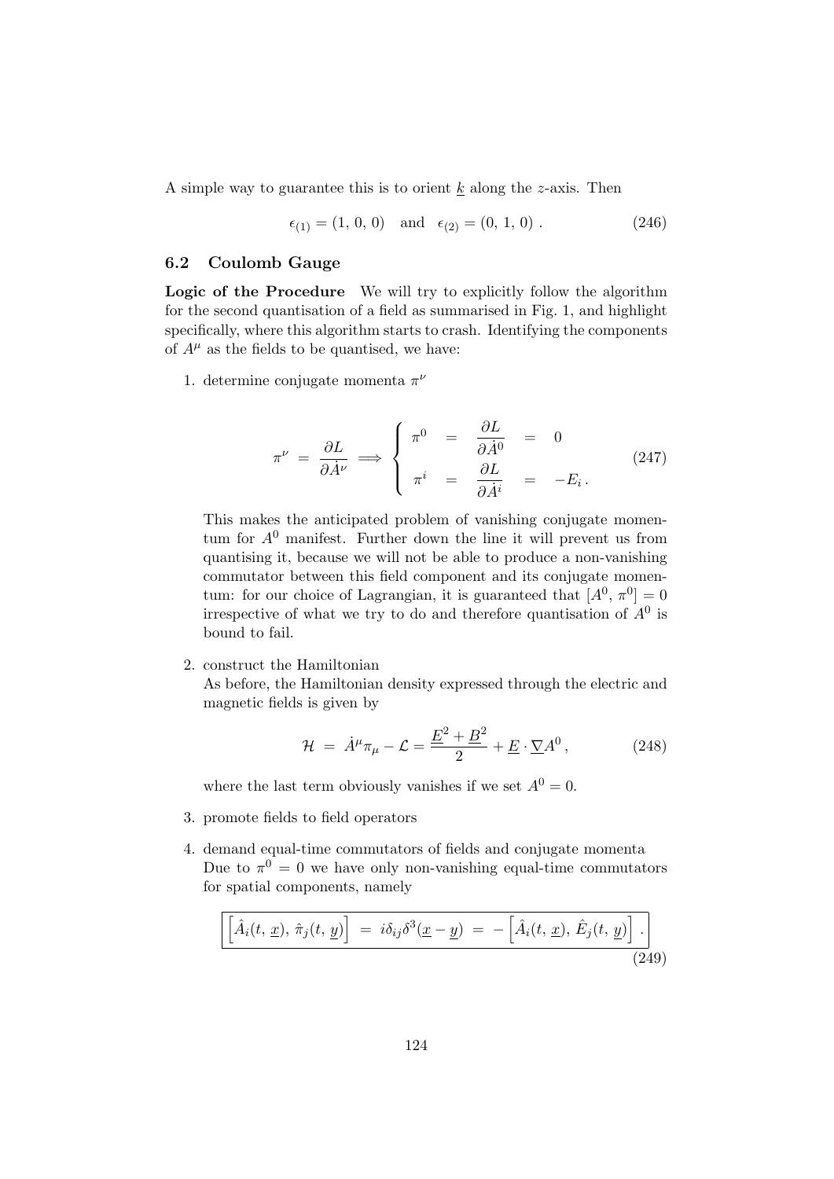A simple way to guarantee this is to orient $\underline{k}$ along the $z$-axis. Then

$$\epsilon_{(1)} = (1,\, 0,\, 0) \quad \text{and} \quad \epsilon_{(2)} = (0,\, 1,\, 0)\,. \tag{246}$$

### 6.2 Coulomb Gauge

**Logic of the Procedure** We will try to explicitly follow the algorithm for the second quantisation of a field as summarised in Fig. 1, and highlight specifically, where this algorithm starts to crash. Identifying the components of $A^\mu$ as the fields to be quantised, we have:

1. determine conjugate momenta $\pi^\nu$

$$\pi^\nu \;=\; \frac{\partial L}{\partial \dot{A}^\nu} \;\Longrightarrow\; \begin{cases} \pi^0 \;=\; \dfrac{\partial L}{\partial \dot{A}^0} \;=\; 0 \\[2ex] \pi^i \;=\; \dfrac{\partial L}{\partial \dot{A}^i} \;=\; -E_i\,. \end{cases} \tag{247}$$

   This makes the anticipated problem of vanishing conjugate momentum for $A^0$ manifest. Further down the line it will prevent us from quantising it, because we will not be able to produce a non-vanishing commutator between this field component and its conjugate momentum: for our choice of Lagrangian, it is guaranteed that $[A^0,\, \pi^0] = 0$ irrespective of what we try to do and therefore quantisation of $A^0$ is bound to fail.

2. construct the Hamiltonian
   As before, the Hamiltonian density expressed through the electric and magnetic fields is given by

$$\mathcal{H} \;=\; \dot{A}^\mu \pi_\mu - \mathcal{L} = \frac{\underline{E}^2 + \underline{B}^2}{2} + \underline{E}\cdot\underline{\nabla} A^0\,, \tag{248}$$

   where the last term obviously vanishes if we set $A^0 = 0$.

3. promote fields to field operators

4. demand equal-time commutators of fields and conjugate momenta
   Due to $\pi^0 = 0$ we have only non-vanishing equal-time commutators for spatial components, namely

$$\boxed{\left[\hat{A}_i(t,\, \underline{x}),\, \hat{\pi}_j(t,\, \underline{y})\right] \;=\; i\delta_{ij}\delta^3(\underline{x} - \underline{y}) \;=\; -\left[\hat{A}_i(t,\, \underline{x}),\, \hat{E}_j(t,\, \underline{y})\right]\,.} \tag{249}$$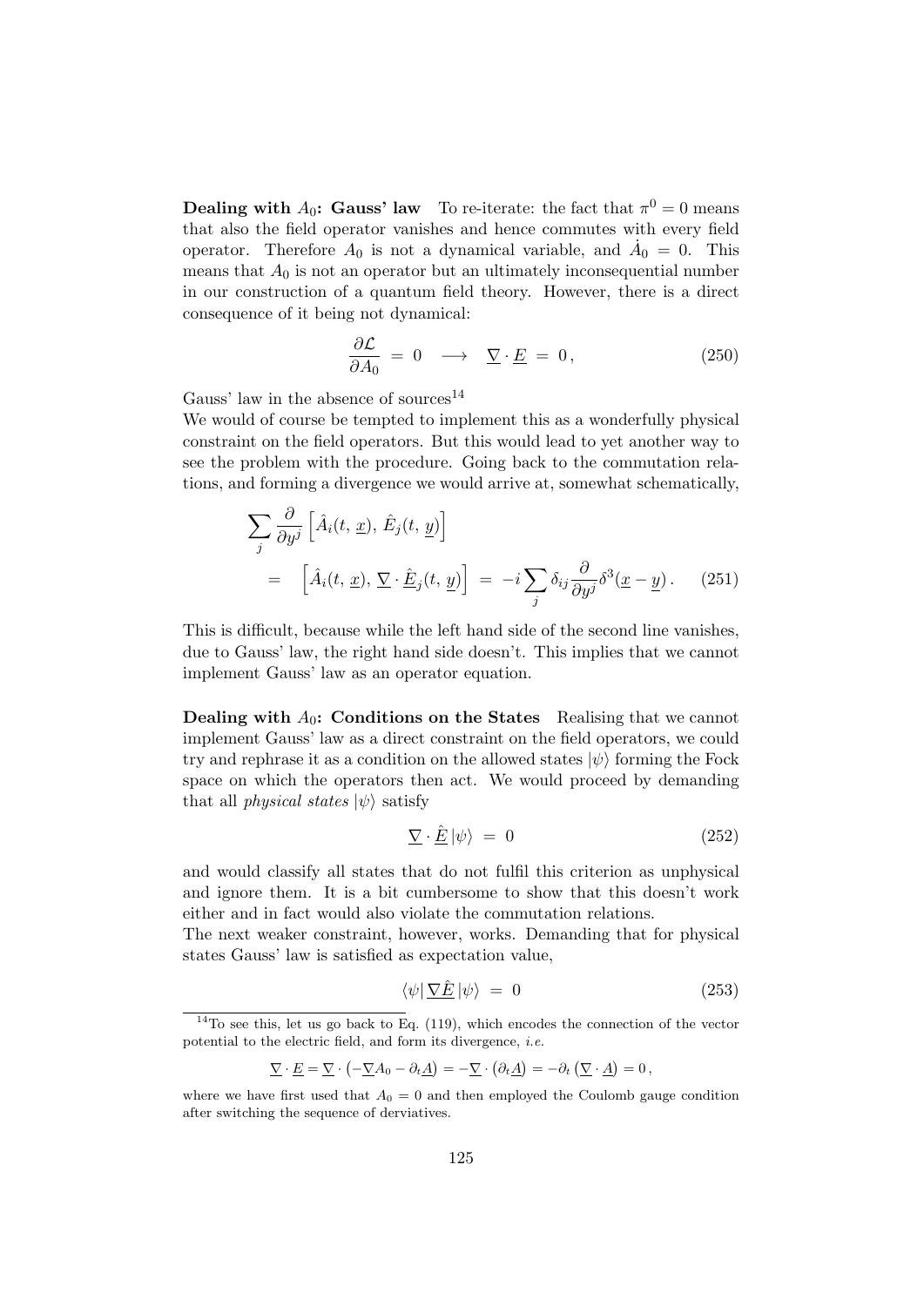**Dealing with $A_0$: Gauss' law** To re-iterate: the fact that $\pi^0 = 0$ means that also the field operator vanishes and hence commutes with every field operator. Therefore $A_0$ is not a dynamical variable, and $\dot{A}_0 = 0$. This means that $A_0$ is not an operator but an ultimately inconsequential number in our construction of a quantum field theory. However, there is a direct consequence of it being not dynamical:

$$\frac{\partial \mathcal{L}}{\partial A_0} = 0 \quad \longrightarrow \quad \underline{\nabla} \cdot \underline{E} = 0\,, \tag{250}$$

Gauss' law in the absence of sources[14]

We would of course be tempted to implement this as a wonderfully physical constraint on the field operators. But this would lead to yet another way to see the problem with the procedure. Going back to the commutation relations, and forming a divergence we would arrive at, somewhat schematically,

$$\begin{aligned}
&\sum_j \frac{\partial}{\partial y^j}\left[\hat{A}_i(t,\,\underline{x}),\,\hat{E}_j(t,\,\underline{y})\right] \\
&= \quad \left[\hat{A}_i(t,\,\underline{x}),\,\underline{\nabla}\cdot\underline{\hat{E}}_j(t,\,\underline{y})\right] \;=\; -i\sum_j \delta_{ij}\frac{\partial}{\partial y^j}\delta^3(\underline{x}-\underline{y})\,.
\end{aligned} \tag{251}$$

This is difficult, because while the left hand side of the second line vanishes, due to Gauss' law, the right hand side doesn't. This implies that we cannot implement Gauss' law as an operator equation.

**Dealing with $A_0$: Conditions on the States** Realising that we cannot implement Gauss' law as a direct constraint on the field operators, we could try and rephrase it as a condition on the allowed states $|\psi\rangle$ forming the Fock space on which the operators then act. We would proceed by demanding that all *physical states* $|\psi\rangle$ satisfy

$$\underline{\nabla}\cdot\underline{\hat{E}}\,|\psi\rangle = 0 \tag{252}$$

and would classify all states that do not fulfil this criterion as unphysical and ignore them. It is a bit cumbersome to show that this doesn't work either and in fact would also violate the commutation relations.

The next weaker constraint, however, works. Demanding that for physical states Gauss' law is satisfied as expectation value,

$$\langle\psi|\,\underline{\nabla}\underline{\hat{E}}\,|\psi\rangle = 0 \tag{253}$$

---

[14] To see this, let us go back to Eq. (119), which encodes the connection of the vector potential to the electric field, and form its divergence, *i.e.*

$$\underline{\nabla}\cdot\underline{E} = \underline{\nabla}\cdot\left(-\underline{\nabla}A_0 - \partial_t\underline{A}\right) = -\underline{\nabla}\cdot\left(\partial_t\underline{A}\right) = -\partial_t\left(\underline{\nabla}\cdot\underline{A}\right) = 0\,,$$

where we have first used that $A_0 = 0$ and then employed the Coulomb gauge condition after switching the sequence of derviatives.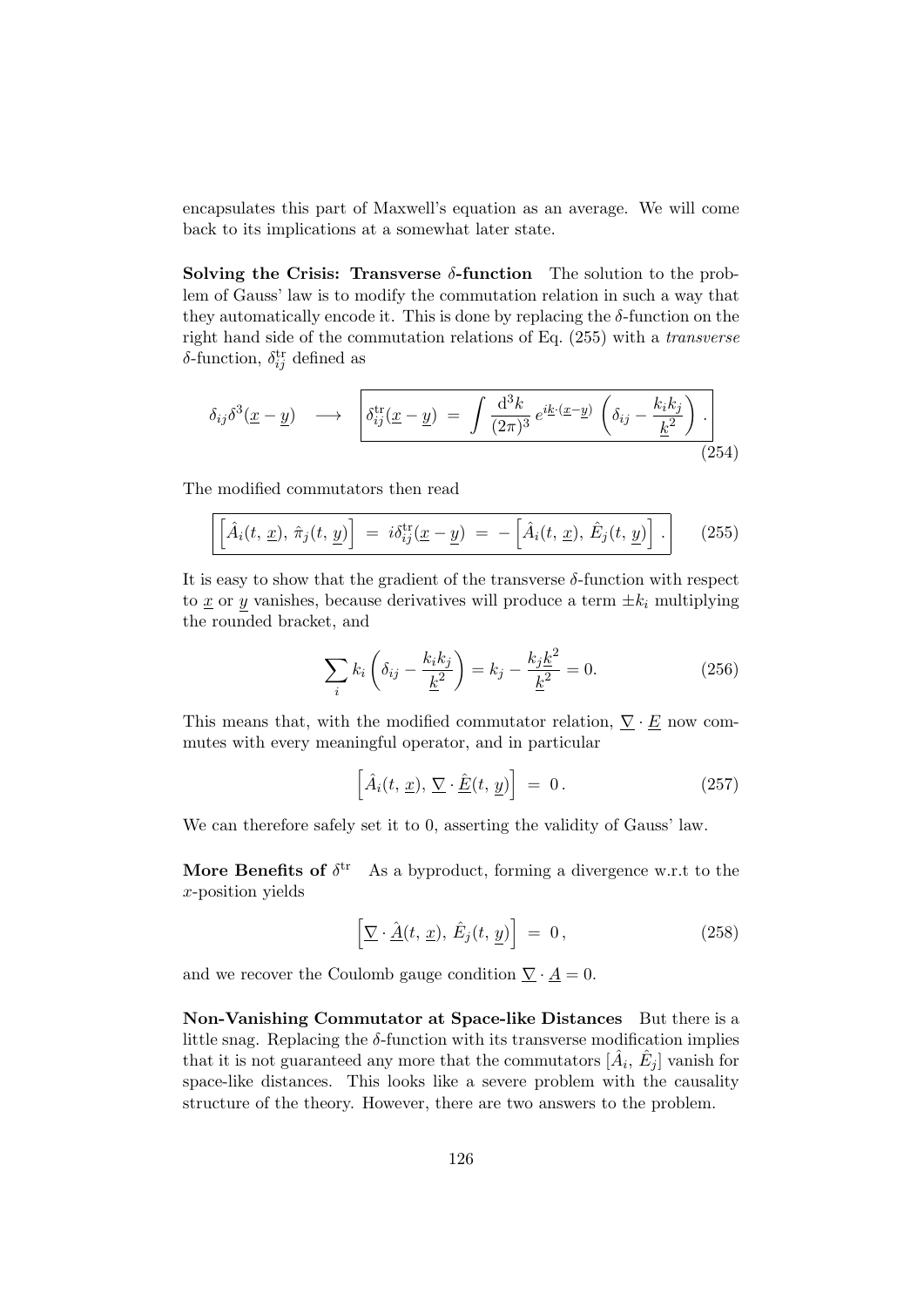encapsulates this part of Maxwell's equation as an average. We will come back to its implications at a somewhat later state.

**Solving the Crisis: Transverse $\delta$-function** The solution to the problem of Gauss' law is to modify the commutation relation in such a way that they automatically encode it. This is done by replacing the $\delta$-function on the right hand side of the commutation relations of Eq. (255) with a *transverse* $\delta$-function, $\delta^{\mathrm{tr}}_{ij}$ defined as

$$\delta_{ij}\delta^3(\underline{x}-\underline{y}) \quad \longrightarrow \quad \boxed{\delta^{\mathrm{tr}}_{ij}(\underline{x}-\underline{y}) \;=\; \int \frac{\mathrm{d}^3k}{(2\pi)^3}\, e^{i\underline{k}\cdot(\underline{x}-\underline{y})} \left(\delta_{ij} - \frac{k_i k_j}{\underline{k}^2}\right).} \tag{254}$$

The modified commutators then read

$$\boxed{\left[\hat{A}_i(t,\,\underline{x}),\,\hat{\pi}_j(t,\,\underline{y})\right] \;=\; i\delta^{\mathrm{tr}}_{ij}(\underline{x}-\underline{y}) \;=\; -\left[\hat{A}_i(t,\,\underline{x}),\,\hat{E}_j(t,\,\underline{y})\right].} \tag{255}$$

It is easy to show that the gradient of the transverse $\delta$-function with respect to $\underline{x}$ or $\underline{y}$ vanishes, because derivatives will produce a term $\pm k_i$ multiplying the rounded bracket, and

$$\sum_i k_i \left(\delta_{ij} - \frac{k_i k_j}{\underline{k}^2}\right) = k_j - \frac{k_j \underline{k}^2}{\underline{k}^2} = 0. \tag{256}$$

This means that, with the modified commutator relation, $\underline{\nabla}\cdot\underline{E}$ now commutes with every meaningful operator, and in particular

$$\left[\hat{A}_i(t,\,\underline{x}),\,\underline{\nabla}\cdot\hat{\underline{E}}(t,\,\underline{y})\right] \;=\; 0\,. \tag{257}$$

We can therefore safely set it to 0, asserting the validity of Gauss' law.

**More Benefits of $\delta^{\mathrm{tr}}$** As a byproduct, forming a divergence w.r.t to the $x$-position yields

$$\left[\underline{\nabla}\cdot\hat{\underline{A}}(t,\,\underline{x}),\,\hat{E}_j(t,\,\underline{y})\right] \;=\; 0\,, \tag{258}$$

and we recover the Coulomb gauge condition $\underline{\nabla}\cdot\underline{A} = 0$.

**Non-Vanishing Commutator at Space-like Distances** But there is a little snag. Replacing the $\delta$-function with its transverse modification implies that it is not guaranteed any more that the commutators $[\hat{A}_i,\,\hat{E}_j]$ vanish for space-like distances. This looks like a severe problem with the causality structure of the theory. However, there are two answers to the problem.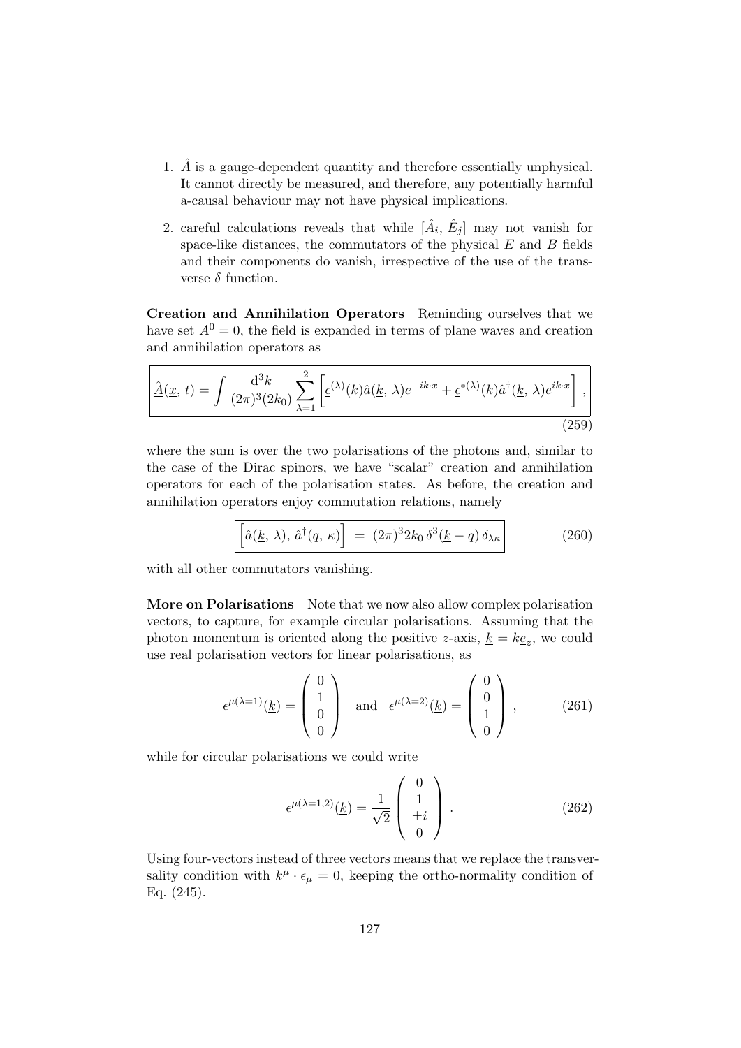1. $\hat{A}$ is a gauge-dependent quantity and therefore essentially unphysical. It cannot directly be measured, and therefore, any potentially harmful a-causal behaviour may not have physical implications.

2. careful calculations reveals that while $[\hat{A}_i,\, \hat{E}_j]$ may not vanish for space-like distances, the commutators of the physical $E$ and $B$ fields and their components do vanish, irrespective of the use of the transverse $\delta$ function.

**Creation and Annihilation Operators** Reminding ourselves that we have set $A^0 = 0$, the field is expanded in terms of plane waves and creation and annihilation operators as

$$\boxed{\underline{\hat{A}}(\underline{x},\, t) = \int \frac{\mathrm{d}^3 k}{(2\pi)^3 (2k_0)} \sum_{\lambda=1}^{2} \left[ \underline{\epsilon}^{(\lambda)}(k) \hat{a}(\underline{k},\, \lambda) e^{-ik\cdot x} + \underline{\epsilon}^{*(\lambda)}(k) \hat{a}^\dagger(\underline{k},\, \lambda) e^{ik\cdot x} \right],} \tag{259}$$

where the sum is over the two polarisations of the photons and, similar to the case of the Dirac spinors, we have "scalar" creation and annihilation operators for each of the polarisation states. As before, the creation and annihilation operators enjoy commutation relations, namely

$$\boxed{\left[\hat{a}(\underline{k},\, \lambda),\, \hat{a}^\dagger(\underline{q},\, \kappa)\right] \;=\; (2\pi)^3 2k_0\, \delta^3(\underline{k} - \underline{q})\, \delta_{\lambda\kappa}} \tag{260}$$

with all other commutators vanishing.

**More on Polarisations** Note that we now also allow complex polarisation vectors, to capture, for example circular polarisations. Assuming that the photon momentum is oriented along the positive $z$-axis, $\underline{k} = k\underline{e}_z$, we could use real polarisation vectors for linear polarisations, as

$$\epsilon^{\mu(\lambda=1)}(\underline{k}) = \begin{pmatrix} 0 \\ 1 \\ 0 \\ 0 \end{pmatrix} \quad \text{and} \quad \epsilon^{\mu(\lambda=2)}(\underline{k}) = \begin{pmatrix} 0 \\ 0 \\ 1 \\ 0 \end{pmatrix}, \tag{261}$$

while for circular polarisations we could write

$$\epsilon^{\mu(\lambda=1,2)}(\underline{k}) = \frac{1}{\sqrt{2}} \begin{pmatrix} 0 \\ 1 \\ \pm i \\ 0 \end{pmatrix}. \tag{262}$$

Using four-vectors instead of three vectors means that we replace the transversality condition with $k^\mu \cdot \epsilon_\mu = 0$, keeping the ortho-normality condition of Eq. (245).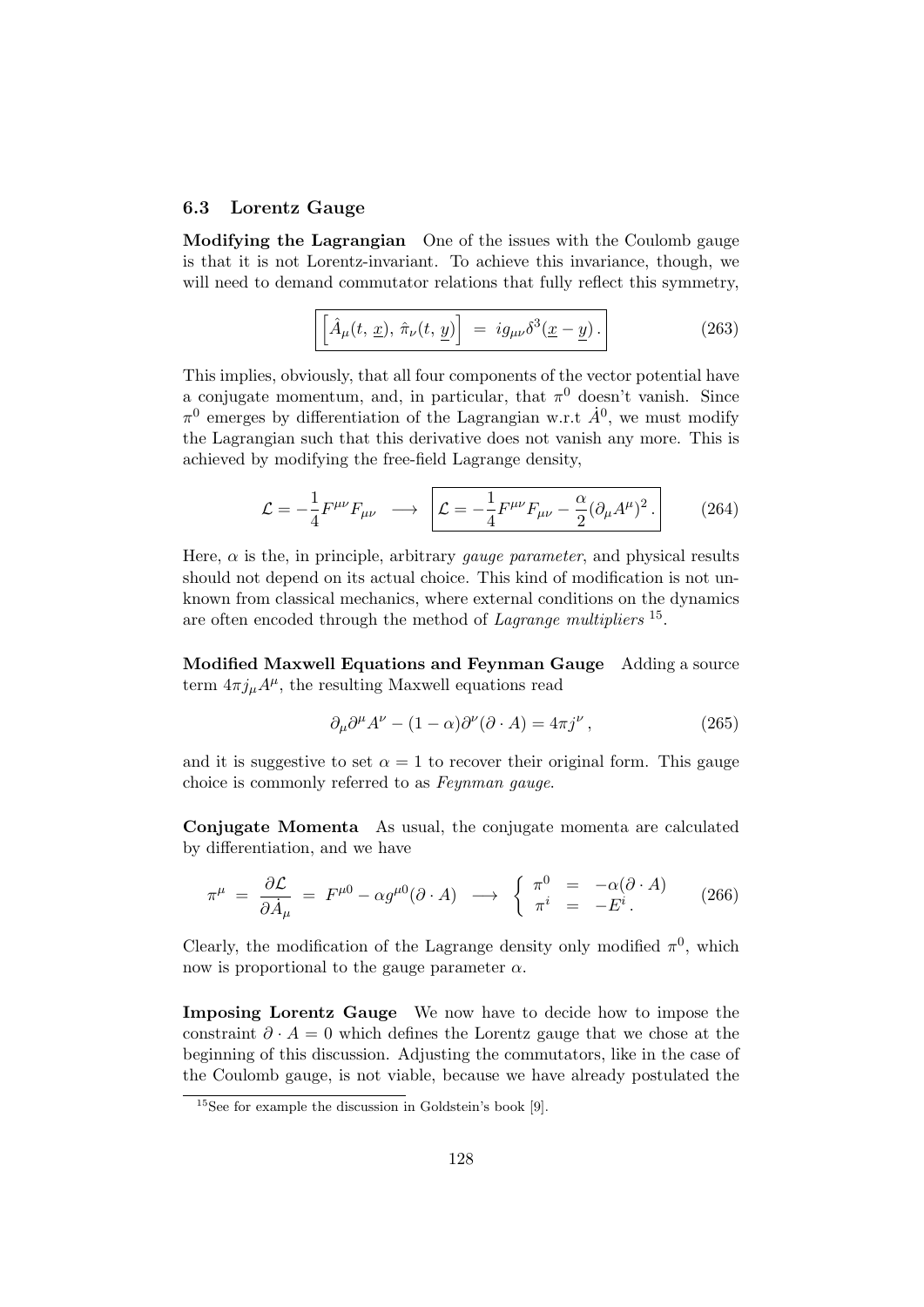### 6.3 Lorentz Gauge

**Modifying the Lagrangian** One of the issues with the Coulomb gauge is that it is not Lorentz-invariant. To achieve this invariance, though, we will need to demand commutator relations that fully reflect this symmetry,

$$\boxed{\left[\hat{A}_\mu(t,\,\underline{x}),\,\hat{\pi}_\nu(t,\,\underline{y})\right] \;=\; ig_{\mu\nu}\delta^3(\underline{x}-\underline{y})\,.} \tag{263}$$

This implies, obviously, that all four components of the vector potential have a conjugate momentum, and, in particular, that $\pi^0$ doesn't vanish. Since $\pi^0$ emerges by differentiation of the Lagrangian w.r.t $\dot{A}^0$, we must modify the Lagrangian such that this derivative does not vanish any more. This is achieved by modifying the free-field Lagrange density,

$$\mathcal{L} = -\frac{1}{4}F^{\mu\nu}F_{\mu\nu} \;\longrightarrow\; \boxed{\mathcal{L} = -\frac{1}{4}F^{\mu\nu}F_{\mu\nu} - \frac{\alpha}{2}(\partial_\mu A^\mu)^2\,.} \tag{264}$$

Here, $\alpha$ is the, in principle, arbitrary *gauge parameter*, and physical results should not depend on its actual choice. This kind of modification is not unknown from classical mechanics, where external conditions on the dynamics are often encoded through the method of *Lagrange multipliers* [15].

**Modified Maxwell Equations and Feynman Gauge** Adding a source term $4\pi j_\mu A^\mu$, the resulting Maxwell equations read

$$\partial_\mu\partial^\mu A^\nu - (1-\alpha)\partial^\nu(\partial\cdot A) = 4\pi j^\nu\,, \tag{265}$$

and it is suggestive to set $\alpha = 1$ to recover their original form. This gauge choice is commonly referred to as *Feynman gauge*.

**Conjugate Momenta** As usual, the conjugate momenta are calculated by differentiation, and we have

$$\pi^\mu \;=\; \frac{\partial\mathcal{L}}{\partial\dot{A}_\mu} \;=\; F^{\mu 0} - \alpha g^{\mu 0}(\partial\cdot A) \;\longrightarrow\; \left\{\begin{array}{lcl} \pi^0 & = & -\alpha(\partial\cdot A) \\ \pi^i & = & -E^i\,. \end{array}\right. \tag{266}$$

Clearly, the modification of the Lagrange density only modified $\pi^0$, which now is proportional to the gauge parameter $\alpha$.

**Imposing Lorentz Gauge** We now have to decide how to impose the constraint $\partial\cdot A = 0$ which defines the Lorentz gauge that we chose at the beginning of this discussion. Adjusting the commutators, like in the case of the Coulomb gauge, is not viable, because we have already postulated the

[15] See for example the discussion in Goldstein's book [9].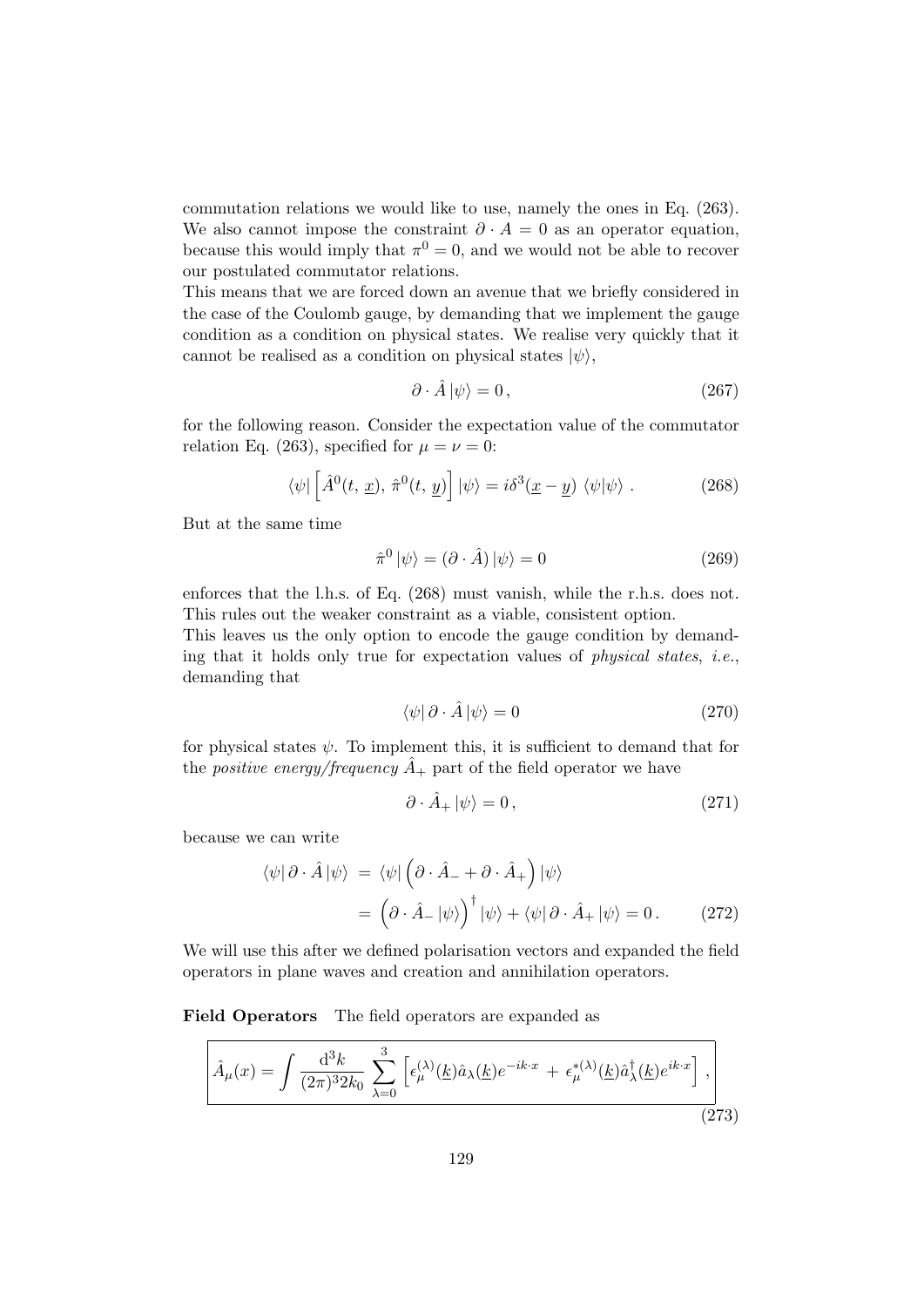commutation relations we would like to use, namely the ones in Eq. (263). We also cannot impose the constraint $\partial \cdot A = 0$ as an operator equation, because this would imply that $\pi^0 = 0$, and we would not be able to recover our postulated commutator relations.

This means that we are forced down an avenue that we briefly considered in the case of the Coulomb gauge, by demanding that we implement the gauge condition as a condition on physical states. We realise very quickly that it cannot be realised as a condition on physical states $|\psi\rangle$,

$$\partial \cdot \hat{A} \, |\psi\rangle = 0 \,, \tag{267}$$

for the following reason. Consider the expectation value of the commutator relation Eq. (263), specified for $\mu = \nu = 0$:

$$\langle\psi| \left[\hat{A}^0(t, \underline{x}), \, \hat{\pi}^0(t, \underline{y})\right] |\psi\rangle = i\delta^3(\underline{x} - \underline{y}) \, \langle\psi|\psi\rangle \,. \tag{268}$$

But at the same time

$$\hat{\pi}^0 \, |\psi\rangle = (\partial \cdot \hat{A}) \, |\psi\rangle = 0 \tag{269}$$

enforces that the l.h.s. of Eq. (268) must vanish, while the r.h.s. does not. This rules out the weaker constraint as a viable, consistent option.

This leaves us the only option to encode the gauge condition by demanding that it holds only true for expectation values of *physical states*, *i.e.*, demanding that

$$\langle\psi| \, \partial \cdot \hat{A} \, |\psi\rangle = 0 \tag{270}$$

for physical states $\psi$. To implement this, it is sufficient to demand that for the *positive energy/frequency* $\hat{A}_+$ part of the field operator we have

$$\partial \cdot \hat{A}_+ \, |\psi\rangle = 0 \,, \tag{271}$$

because we can write

$$\begin{aligned}
\langle\psi| \, \partial \cdot \hat{A} \, |\psi\rangle \; &= \; \langle\psi| \left(\partial \cdot \hat{A}_- + \partial \cdot \hat{A}_+\right) |\psi\rangle \\
&= \; \left(\partial \cdot \hat{A}_- \, |\psi\rangle\right)^\dagger |\psi\rangle + \langle\psi| \, \partial \cdot \hat{A}_+ \, |\psi\rangle = 0 \,.
\end{aligned} \tag{272}$$

We will use this after we defined polarisation vectors and expanded the field operators in plane waves and creation and annihilation operators.

**Field Operators** The field operators are expanded as

$$\boxed{\hat{A}_\mu(x) = \int \frac{\mathrm{d}^3 k}{(2\pi)^3 2k_0} \, \sum_{\lambda=0}^{3} \left[\epsilon_\mu^{(\lambda)}(\underline{k}) \hat{a}_\lambda(\underline{k}) e^{-ik\cdot x} \, + \, \epsilon_\mu^{*(\lambda)}(\underline{k}) \hat{a}_\lambda^\dagger(\underline{k}) e^{ik\cdot x}\right] \,,} \tag{273}$$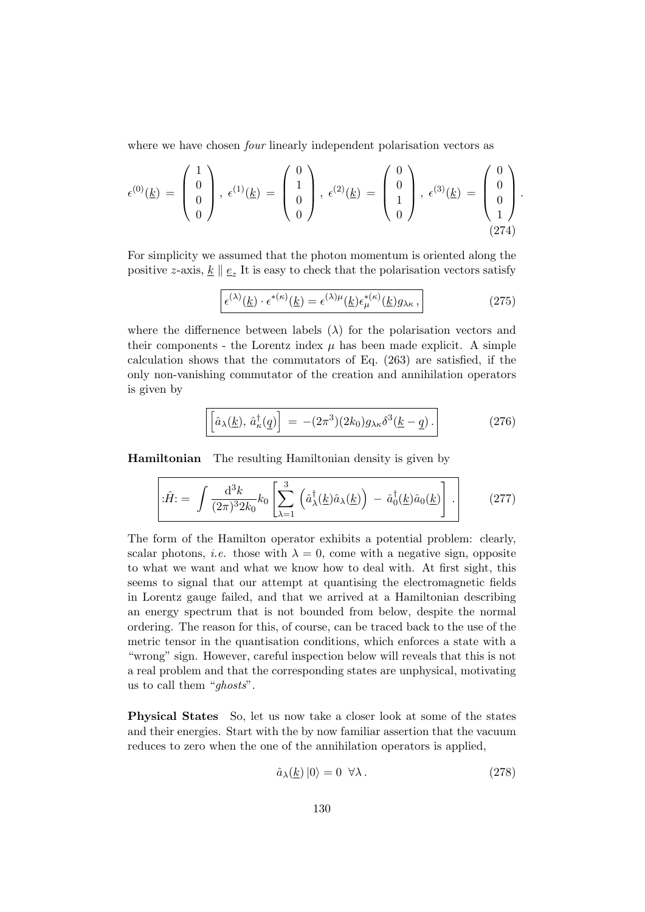where we have chosen *four* linearly independent polarisation vectors as

$$\epsilon^{(0)}(\underline{k}) = \begin{pmatrix} 1 \\ 0 \\ 0 \\ 0 \end{pmatrix}, \; \epsilon^{(1)}(\underline{k}) = \begin{pmatrix} 0 \\ 1 \\ 0 \\ 0 \end{pmatrix}, \; \epsilon^{(2)}(\underline{k}) = \begin{pmatrix} 0 \\ 0 \\ 1 \\ 0 \end{pmatrix}, \; \epsilon^{(3)}(\underline{k}) = \begin{pmatrix} 0 \\ 0 \\ 0 \\ 1 \end{pmatrix}. \tag{274}$$

For simplicity we assumed that the photon momentum is oriented along the positive $z$-axis, $\underline{k} \parallel \underline{e}_z$ It is easy to check that the polarisation vectors satisfy

$$\boxed{\epsilon^{(\lambda)}(\underline{k}) \cdot \epsilon^{*(\kappa)}(\underline{k}) = \epsilon^{(\lambda)\mu}(\underline{k}) \epsilon^{*(\kappa)}_{\mu}(\underline{k}) g_{\lambda\kappa}\,,} \tag{275}$$

where the differnence between labels ($\lambda$) for the polarisation vectors and their components - the Lorentz index $\mu$ has been made explicit. A simple calculation shows that the commutators of Eq. (263) are satisfied, if the only non-vanishing commutator of the creation and annihilation operators is given by

$$\boxed{\left[\hat{a}_\lambda(\underline{k}),\, \hat{a}^\dagger_\kappa(\underline{q})\right] \;=\; -(2\pi^3)(2k_0) g_{\lambda\kappa} \delta^3(\underline{k} - \underline{q})\,.} \tag{276}$$

**Hamiltonian** The resulting Hamiltonian density is given by

$$\boxed{:\!\hat{H}\!: = \int \frac{\mathrm{d}^3 k}{(2\pi)^3 2k_0} k_0 \left[ \sum_{\lambda=1}^{3} \left( \hat{a}^\dagger_\lambda(\underline{k}) \hat{a}_\lambda(\underline{k}) \right) \;-\; \hat{a}^\dagger_0(\underline{k}) \hat{a}_0(\underline{k}) \right].} \tag{277}$$

The form of the Hamilton operator exhibits a potential problem: clearly, scalar photons, *i.e.* those with $\lambda = 0$, come with a negative sign, opposite to what we want and what we know how to deal with. At first sight, this seems to signal that our attempt at quantising the electromagnetic fields in Lorentz gauge failed, and that we arrived at a Hamiltonian describing an energy spectrum that is not bounded from below, despite the normal ordering. The reason for this, of course, can be traced back to the use of the metric tensor in the quantisation conditions, which enforces a state with a "wrong" sign. However, careful inspection below will reveals that this is not a real problem and that the corresponding states are unphysical, motivating us to call them "*ghosts*".

**Physical States** So, let us now take a closer look at some of the states and their energies. Start with the by now familiar assertion that the vacuum reduces to zero when the one of the annihilation operators is applied,

$$\hat{a}_\lambda(\underline{k})\,|0\rangle = 0 \;\; \forall \lambda\,. \tag{278}$$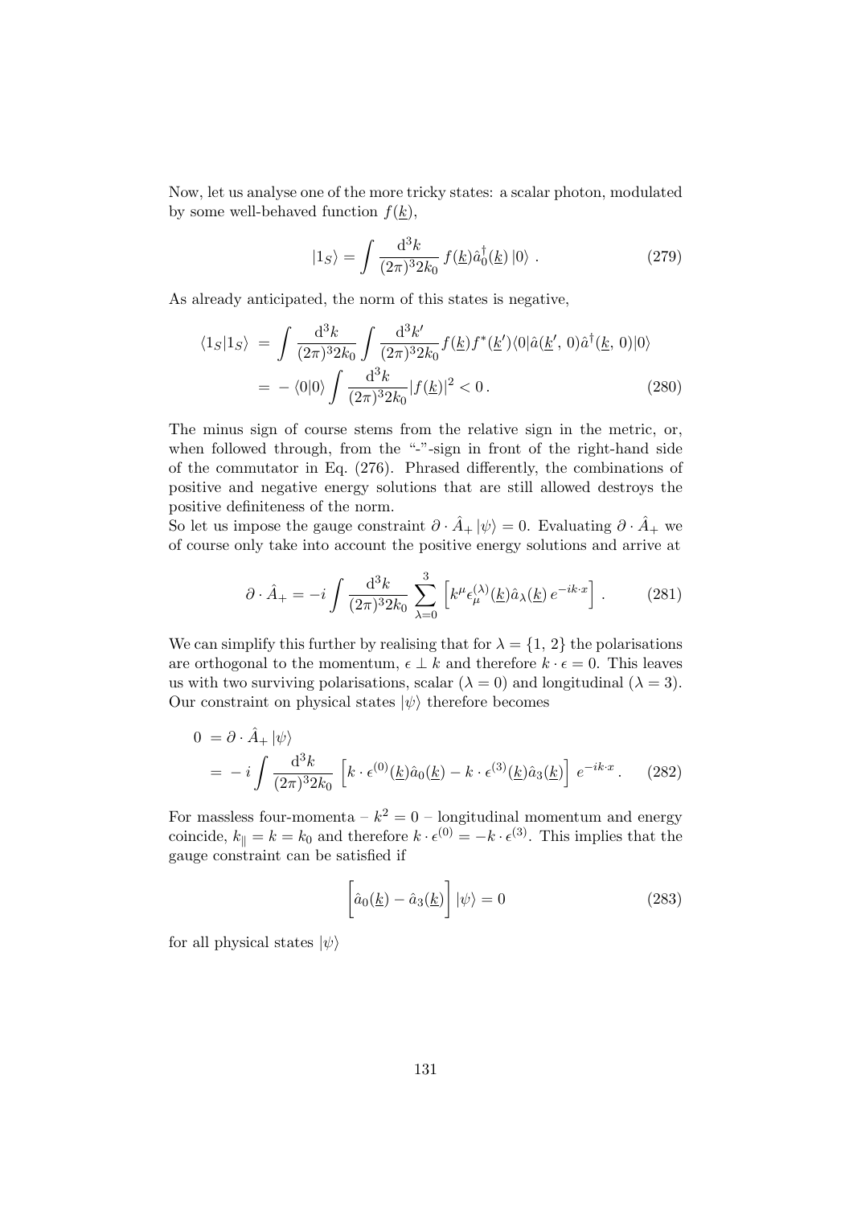Now, let us analyse one of the more tricky states: a scalar photon, modulated by some well-behaved function $f(\underline{k})$,

$$|1_S\rangle = \int \frac{\mathrm{d}^3 k}{(2\pi)^3 2k_0} \, f(\underline{k}) \hat{a}_0^\dagger(\underline{k}) \, |0\rangle \; . \tag{279}$$

As already anticipated, the norm of this states is negative,

$$\begin{aligned}
\langle 1_S | 1_S \rangle \; &= \int \frac{\mathrm{d}^3 k}{(2\pi)^3 2k_0} \int \frac{\mathrm{d}^3 k'}{(2\pi)^3 2k_0} f(\underline{k}) f^*(\underline{k}') \langle 0 | \hat{a}(\underline{k}', \, 0) \hat{a}^\dagger(\underline{k}, \, 0) | 0 \rangle \\
&= - \langle 0 | 0 \rangle \int \frac{\mathrm{d}^3 k}{(2\pi)^3 2k_0} |f(\underline{k})|^2 < 0 \, .
\end{aligned} \tag{280}$$

The minus sign of course stems from the relative sign in the metric, or, when followed through, from the "-"-sign in front of the right-hand side of the commutator in Eq. (276). Phrased differently, the combinations of positive and negative energy solutions that are still allowed destroys the positive definiteness of the norm.

So let us impose the gauge constraint $\partial \cdot \hat{A}_+ |\psi\rangle = 0$. Evaluating $\partial \cdot \hat{A}_+$ we of course only take into account the positive energy solutions and arrive at

$$\partial \cdot \hat{A}_+ = -i \int \frac{\mathrm{d}^3 k}{(2\pi)^3 2k_0} \sum_{\lambda=0}^{3} \left[ k^\mu \epsilon_\mu^{(\lambda)}(\underline{k}) \hat{a}_\lambda(\underline{k}) \, e^{-ik\cdot x} \right] . \tag{281}$$

We can simplify this further by realising that for $\lambda = \{1, \, 2\}$ the polarisations are orthogonal to the momentum, $\epsilon \perp k$ and therefore $k \cdot \epsilon = 0$. This leaves us with two surviving polarisations, scalar ($\lambda = 0$) and longitudinal ($\lambda = 3$). Our constraint on physical states $|\psi\rangle$ therefore becomes

$$\begin{aligned}
0 \; &= \partial \cdot \hat{A}_+ \, |\psi\rangle \\
&= -i \int \frac{\mathrm{d}^3 k}{(2\pi)^3 2k_0} \left[ k \cdot \epsilon^{(0)}(\underline{k}) \hat{a}_0(\underline{k}) - k \cdot \epsilon^{(3)}(\underline{k}) \hat{a}_3(\underline{k}) \right] e^{-ik\cdot x} \, .
\end{aligned} \tag{282}$$

For massless four-momenta – $k^2 = 0$ – longitudinal momentum and energy coincide, $k_\parallel = k = k_0$ and therefore $k \cdot \epsilon^{(0)} = -k \cdot \epsilon^{(3)}$. This implies that the gauge constraint can be satisfied if

$$\left[ \hat{a}_0(\underline{k}) - \hat{a}_3(\underline{k}) \right] |\psi\rangle = 0 \tag{283}$$

for all physical states $|\psi\rangle$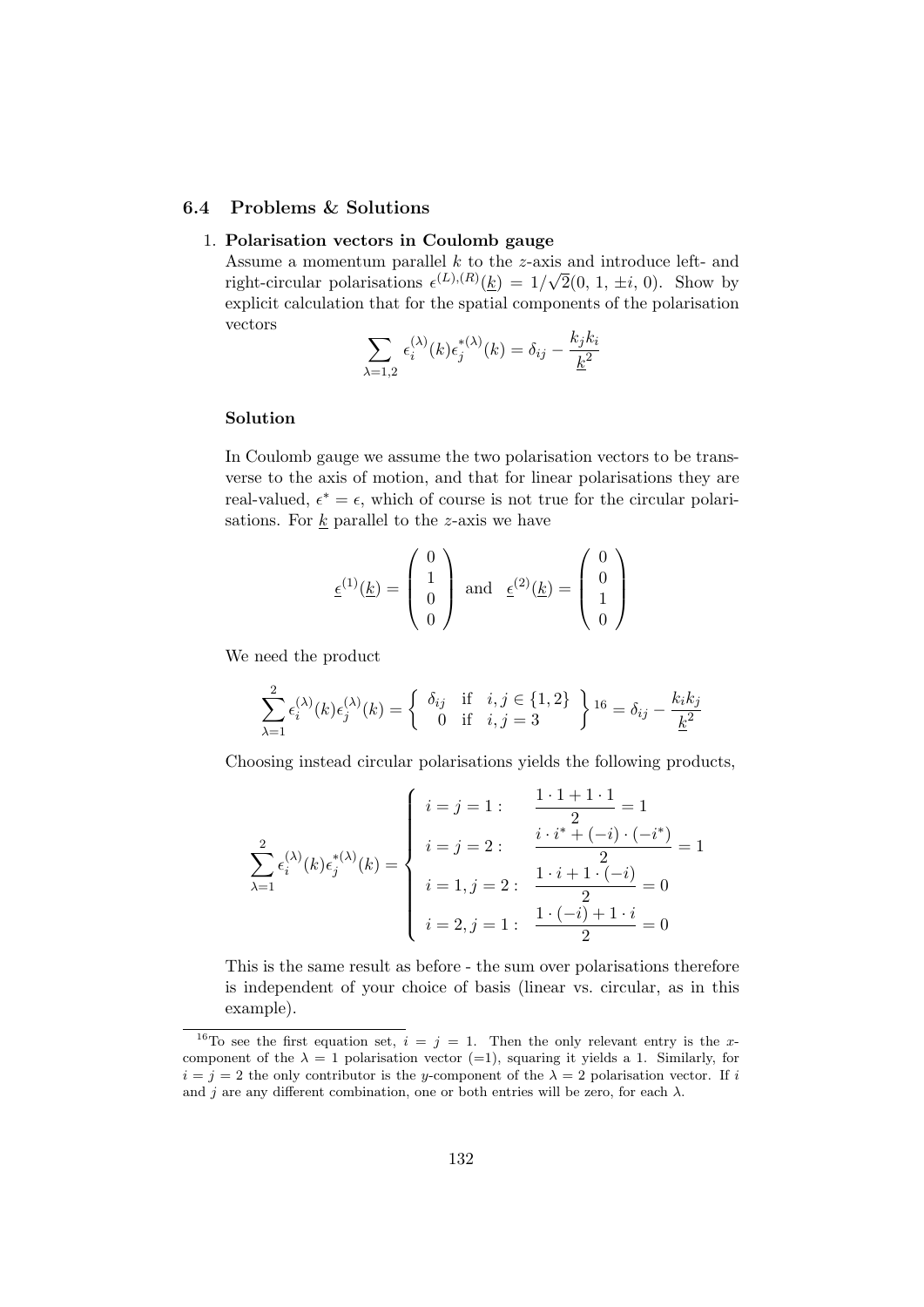### 6.4 Problems & Solutions

1. **Polarisation vectors in Coulomb gauge**
   Assume a momentum parallel $k$ to the $z$-axis and introduce left- and right-circular polarisations $\epsilon^{(L),(R)}(\underline{k}) = 1/\sqrt{2}(0,\, 1,\, \pm i,\, 0)$. Show by explicit calculation that for the spatial components of the polarisation vectors

$$\sum_{\lambda=1,2} \epsilon_i^{(\lambda)}(k)\epsilon_j^{*(\lambda)}(k) = \delta_{ij} - \frac{k_j k_i}{\underline{k}^2}$$

   **Solution**

   In Coulomb gauge we assume the two polarisation vectors to be transverse to the axis of motion, and that for linear polarisations they are real-valued, $\epsilon^* = \epsilon$, which of course is not true for the circular polarisations. For $\underline{k}$ parallel to the $z$-axis we have

$$\underline{\epsilon}^{(1)}(\underline{k}) = \begin{pmatrix} 0 \\ 1 \\ 0 \\ 0 \end{pmatrix} \text{ and } \underline{\epsilon}^{(2)}(\underline{k}) = \begin{pmatrix} 0 \\ 0 \\ 1 \\ 0 \end{pmatrix}$$

   We need the product

$$\sum_{\lambda=1}^{2} \epsilon_i^{(\lambda)}(k)\epsilon_j^{(\lambda)}(k) = \left\{ \begin{array}{ll} \delta_{ij} & \text{if } \; i,j \in \{1,2\} \\ 0 & \text{if } \; i,j = 3 \end{array} \right\}^{16} = \delta_{ij} - \frac{k_i k_j}{\underline{k}^2}$$

   Choosing instead circular polarisations yields the following products,

$$\sum_{\lambda=1}^{2} \epsilon_i^{(\lambda)}(k)\epsilon_j^{*(\lambda)}(k) = \left\{ \begin{array}{ll} i=j=1: & \dfrac{1\cdot 1 + 1\cdot 1}{2} = 1 \\ i=j=2: & \dfrac{i\cdot i^* + (-i)\cdot(-i^*)}{2} = 1 \\ i=1, j=2: & \dfrac{1\cdot i + 1\cdot(-i)}{2} = 0 \\ i=2, j=1: & \dfrac{1\cdot(-i) + 1\cdot i}{2} = 0 \end{array} \right.$$

   This is the same result as before - the sum over polarisations therefore is independent of your choice of basis (linear vs. circular, as in this example).

---

[16] To see the first equation set, $i = j = 1$. Then the only relevant entry is the $x$-component of the $\lambda = 1$ polarisation vector (=1), squaring it yields a 1. Similarly, for $i = j = 2$ the only contributor is the $y$-component of the $\lambda = 2$ polarisation vector. If $i$ and $j$ are any different combination, one or both entries will be zero, for each $\lambda$.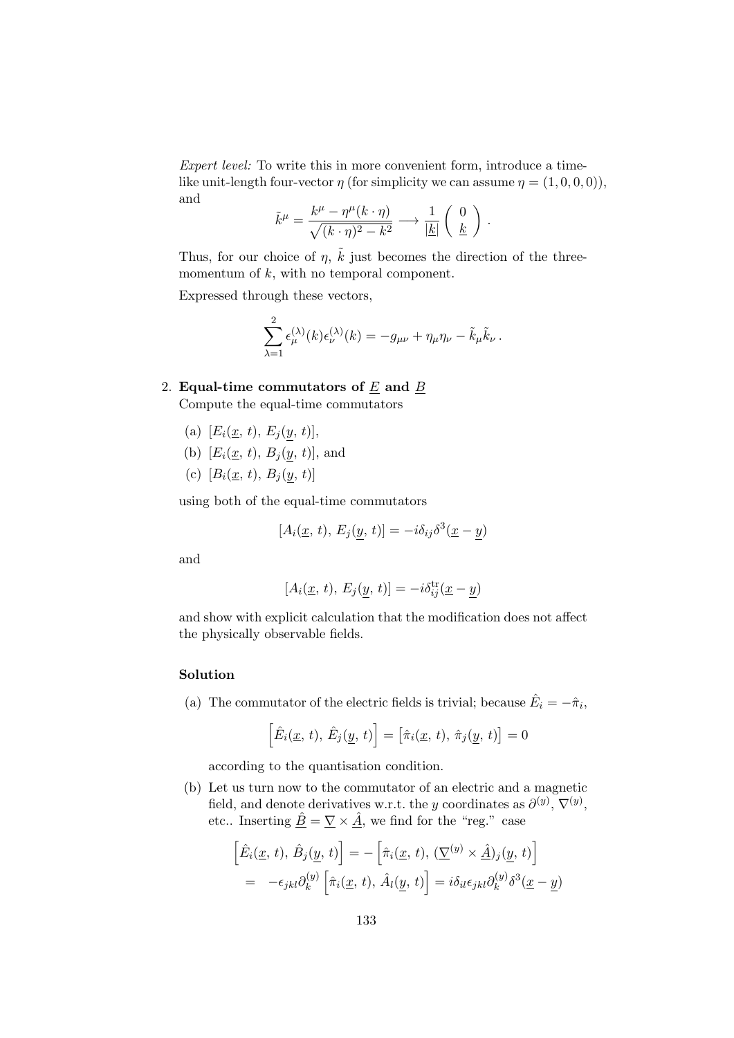*Expert level:* To write this in more convenient form, introduce a time-like unit-length four-vector $\eta$ (for simplicity we can assume $\eta = (1, 0, 0, 0)$), and

$$\tilde{k}^\mu = \frac{k^\mu - \eta^\mu (k \cdot \eta)}{\sqrt{(k \cdot \eta)^2 - k^2}} \longrightarrow \frac{1}{|\underline{k}|} \begin{pmatrix} 0 \\ \underline{k} \end{pmatrix} .$$

Thus, for our choice of $\eta$, $\tilde{k}$ just becomes the direction of the three-momentum of $k$, with no temporal component.

Expressed through these vectors,

$$\sum_{\lambda=1}^{2} \epsilon_\mu^{(\lambda)}(k) \epsilon_\nu^{(\lambda)}(k) = -g_{\mu\nu} + \eta_\mu \eta_\nu - \tilde{k}_\mu \tilde{k}_\nu .$$

2. **Equal-time commutators of $\underline{E}$ and $\underline{B}$**
   Compute the equal-time commutators

   (a) $[E_i(\underline{x},\, t),\, E_j(\underline{y},\, t)]$,

   (b) $[E_i(\underline{x},\, t),\, B_j(\underline{y},\, t)]$, and

   (c) $[B_i(\underline{x},\, t),\, B_j(\underline{y},\, t)]$

   using both of the equal-time commutators

   $$[A_i(\underline{x},\, t),\, E_j(\underline{y},\, t)] = -i\delta_{ij}\delta^3(\underline{x} - \underline{y})$$

   and

   $$[A_i(\underline{x},\, t),\, E_j(\underline{y},\, t)] = -i\delta_{ij}^{\text{tr}}(\underline{x} - \underline{y})$$

   and show with explicit calculation that the modification does not affect the physically observable fields.

#### Solution

(a) The commutator of the electric fields is trivial; because $\hat{E}_i = -\hat{\pi}_i$,

$$\left[\hat{E}_i(\underline{x},\, t),\, \hat{E}_j(\underline{y},\, t)\right] = \left[\hat{\pi}_i(\underline{x},\, t),\, \hat{\pi}_j(\underline{y},\, t)\right] = 0$$

according to the quantisation condition.

(b) Let us turn now to the commutator of an electric and a magnetic field, and denote derivatives w.r.t. the $y$ coordinates as $\partial^{(y)}$, $\nabla^{(y)}$, etc.. Inserting $\underline{\hat{B}} = \underline{\nabla} \times \underline{\hat{A}}$, we find for the "reg." case

$$\begin{aligned}
\left[\hat{E}_i(\underline{x},\, t),\, \hat{B}_j(\underline{y},\, t)\right] &= -\left[\hat{\pi}_i(\underline{x},\, t),\, (\underline{\nabla}^{(y)} \times \underline{\hat{A}})_j(\underline{y},\, t)\right] \\
&= -\epsilon_{jkl}\partial_k^{(y)} \left[\hat{\pi}_i(\underline{x},\, t),\, \hat{A}_l(\underline{y},\, t)\right] = i\delta_{il}\epsilon_{jkl}\partial_k^{(y)}\delta^3(\underline{x} - \underline{y})
\end{aligned}$$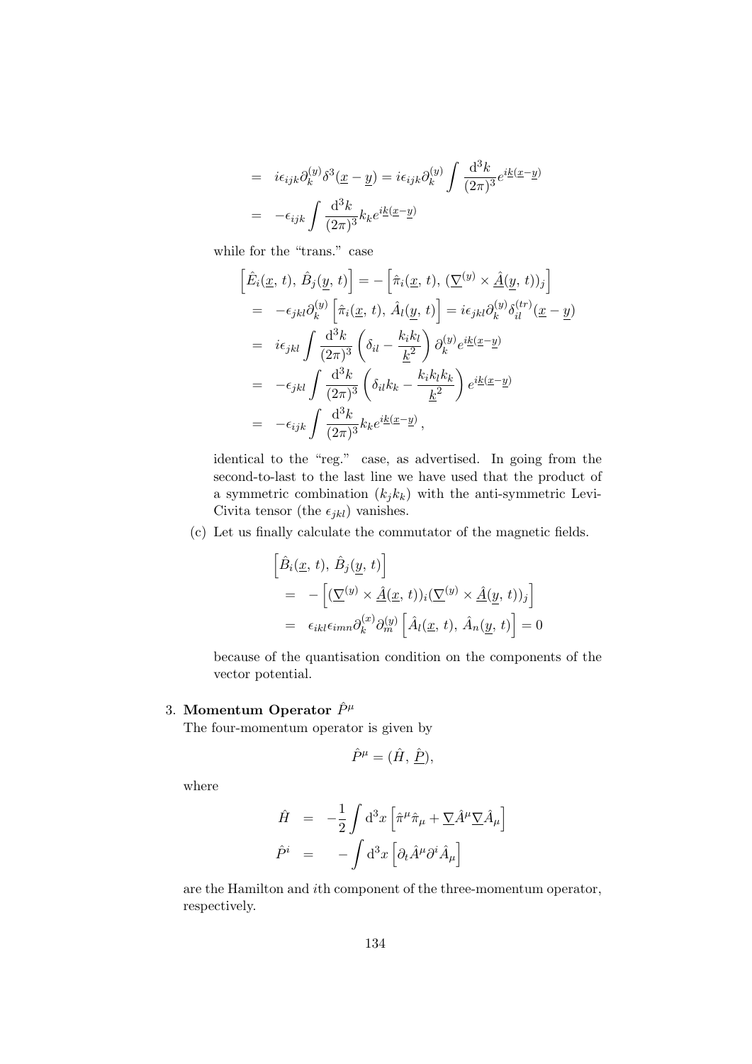$$
\begin{aligned}
&= i\epsilon_{ijk}\partial_k^{(y)}\delta^3(\underline{x}-\underline{y}) = i\epsilon_{ijk}\partial_k^{(y)}\int \frac{\mathrm{d}^3k}{(2\pi)^3}e^{i\underline{k}(\underline{x}-\underline{y})} \\
&= -\epsilon_{ijk}\int \frac{\mathrm{d}^3k}{(2\pi)^3}k_k e^{i\underline{k}(\underline{x}-\underline{y})}
\end{aligned}
$$

while for the "trans." case

$$
\begin{aligned}
&\left[\hat{E}_i(\underline{x},\, t),\, \hat{B}_j(\underline{y},\, t)\right] = -\left[\hat{\pi}_i(\underline{x},\, t),\, (\underline{\nabla}^{(y)} \times \underline{\hat{A}}(\underline{y},\, t))_j\right] \\
&= -\epsilon_{jkl}\partial_k^{(y)}\left[\hat{\pi}_i(\underline{x},\, t),\, \hat{A}_l(\underline{y},\, t)\right] = i\epsilon_{jkl}\partial_k^{(y)}\delta_{il}^{(tr)}(\underline{x}-\underline{y}) \\
&= i\epsilon_{jkl}\int \frac{\mathrm{d}^3k}{(2\pi)^3}\left(\delta_{il} - \frac{k_i k_l}{\underline{k}^2}\right)\partial_k^{(y)} e^{i\underline{k}(\underline{x}-\underline{y})} \\
&= -\epsilon_{jkl}\int \frac{\mathrm{d}^3k}{(2\pi)^3}\left(\delta_{il}k_k - \frac{k_i k_l k_k}{\underline{k}^2}\right)e^{i\underline{k}(\underline{x}-\underline{y})} \\
&= -\epsilon_{ijk}\int \frac{\mathrm{d}^3k}{(2\pi)^3}k_k e^{i\underline{k}(\underline{x}-\underline{y})}\,,
\end{aligned}
$$

identical to the "reg." case, as advertised. In going from the second-to-last to the last line we have used that the product of a symmetric combination ($k_j k_k$) with the anti-symmetric Levi-Civita tensor (the $\epsilon_{jkl}$) vanishes.

(c) Let us finally calculate the commutator of the magnetic fields.

$$
\begin{aligned}
&\left[\hat{B}_i(\underline{x},\, t),\, \hat{B}_j(\underline{y},\, t)\right] \\
&= -\left[(\underline{\nabla}^{(y)} \times \underline{\hat{A}}(\underline{x},\, t))_i(\underline{\nabla}^{(y)} \times \underline{\hat{A}}(\underline{y},\, t))_j\right] \\
&= \epsilon_{ikl}\epsilon_{imn}\partial_k^{(x)}\partial_m^{(y)}\left[\hat{A}_l(\underline{x},\, t),\, \hat{A}_n(\underline{y},\, t)\right] = 0
\end{aligned}
$$

because of the quantisation condition on the components of the vector potential.

3. **Momentum Operator $\hat{P}^\mu$**

The four-momentum operator is given by

$$
\hat{P}^\mu = (\hat{H},\, \underline{\hat{P}}),
$$

where

$$
\begin{aligned}
\hat{H} &= -\frac{1}{2}\int \mathrm{d}^3x\left[\hat{\pi}^\mu\hat{\pi}_\mu + \underline{\nabla}\hat{A}^\mu\underline{\nabla}\hat{A}_\mu\right] \\
\hat{P}^i &= -\int \mathrm{d}^3x\left[\partial_t\hat{A}^\mu\partial^i\hat{A}_\mu\right]
\end{aligned}
$$

are the Hamilton and $i$th component of the three-momentum operator, respectively.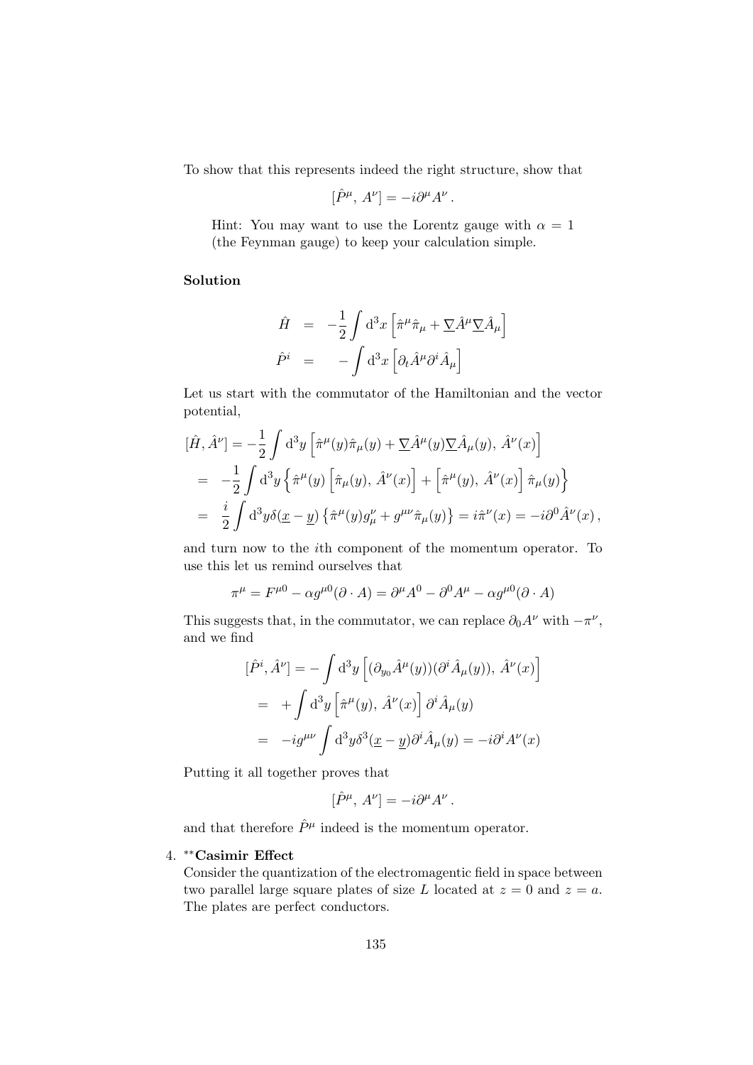To show that this represents indeed the right structure, show that

$$[\hat{P}^\mu,\, A^\nu] = -i\partial^\mu A^\nu\,.$$

Hint: You may want to use the Lorentz gauge with $\alpha = 1$ (the Feynman gauge) to keep your calculation simple.

**Solution**

$$\begin{aligned}
\hat{H} &= -\frac{1}{2}\int \mathrm{d}^3x \left[\hat{\pi}^\mu\hat{\pi}_\mu + \underline{\nabla}\hat{A}^\mu\underline{\nabla}\hat{A}_\mu\right] \\
\hat{P}^i &= \quad -\int \mathrm{d}^3x \left[\partial_t\hat{A}^\mu\partial^i\hat{A}_\mu\right]
\end{aligned}$$

Let us start with the commutator of the Hamiltonian and the vector potential,

$$\begin{aligned}
[\hat{H},\hat{A}^\nu] &= -\frac{1}{2}\int \mathrm{d}^3y \left[\hat{\pi}^\mu(y)\hat{\pi}_\mu(y) + \underline{\nabla}\hat{A}^\mu(y)\underline{\nabla}\hat{A}_\mu(y),\, \hat{A}^\nu(x)\right] \\
&= -\frac{1}{2}\int \mathrm{d}^3y \left\{\hat{\pi}^\mu(y)\left[\hat{\pi}_\mu(y),\, \hat{A}^\nu(x)\right] + \left[\hat{\pi}^\mu(y),\, \hat{A}^\nu(x)\right]\hat{\pi}_\mu(y)\right\} \\
&= \frac{i}{2}\int \mathrm{d}^3y\delta(\underline{x}-\underline{y})\left\{\hat{\pi}^\mu(y)g^\nu_\mu + g^{\mu\nu}\hat{\pi}_\mu(y)\right\} = i\hat{\pi}^\nu(x) = -i\partial^0\hat{A}^\nu(x)\,,
\end{aligned}$$

and turn now to the $i$th component of the momentum operator. To use this let us remind ourselves that

$$\pi^\mu = F^{\mu 0} - \alpha g^{\mu 0}(\partial\cdot A) = \partial^\mu A^0 - \partial^0 A^\mu - \alpha g^{\mu 0}(\partial\cdot A)$$

This suggests that, in the commutator, we can replace $\partial_0 A^\nu$ with $-\pi^\nu$, and we find

$$\begin{aligned}
[\hat{P}^i,\hat{A}^\nu] &= -\int \mathrm{d}^3y \left[(\partial_{y_0}\hat{A}^\mu(y))(\partial^i\hat{A}_\mu(y)),\, \hat{A}^\nu(x)\right] \\
&= +\int \mathrm{d}^3y \left[\hat{\pi}^\mu(y),\, \hat{A}^\nu(x)\right]\partial^i\hat{A}_\mu(y) \\
&= -ig^{\mu\nu}\int \mathrm{d}^3y\delta^3(\underline{x}-\underline{y})\partial^i\hat{A}_\mu(y) = -i\partial^i A^\nu(x)
\end{aligned}$$

Putting it all together proves that

$$[\hat{P}^\mu,\, A^\nu] = -i\partial^\mu A^\nu\,.$$

and that therefore $\hat{P}^\mu$ indeed is the momentum operator.

4. $^{**}$**Casimir Effect**
Consider the quantization of the electromagentic field in space between two parallel large square plates of size $L$ located at $z = 0$ and $z = a$. The plates are perfect conductors.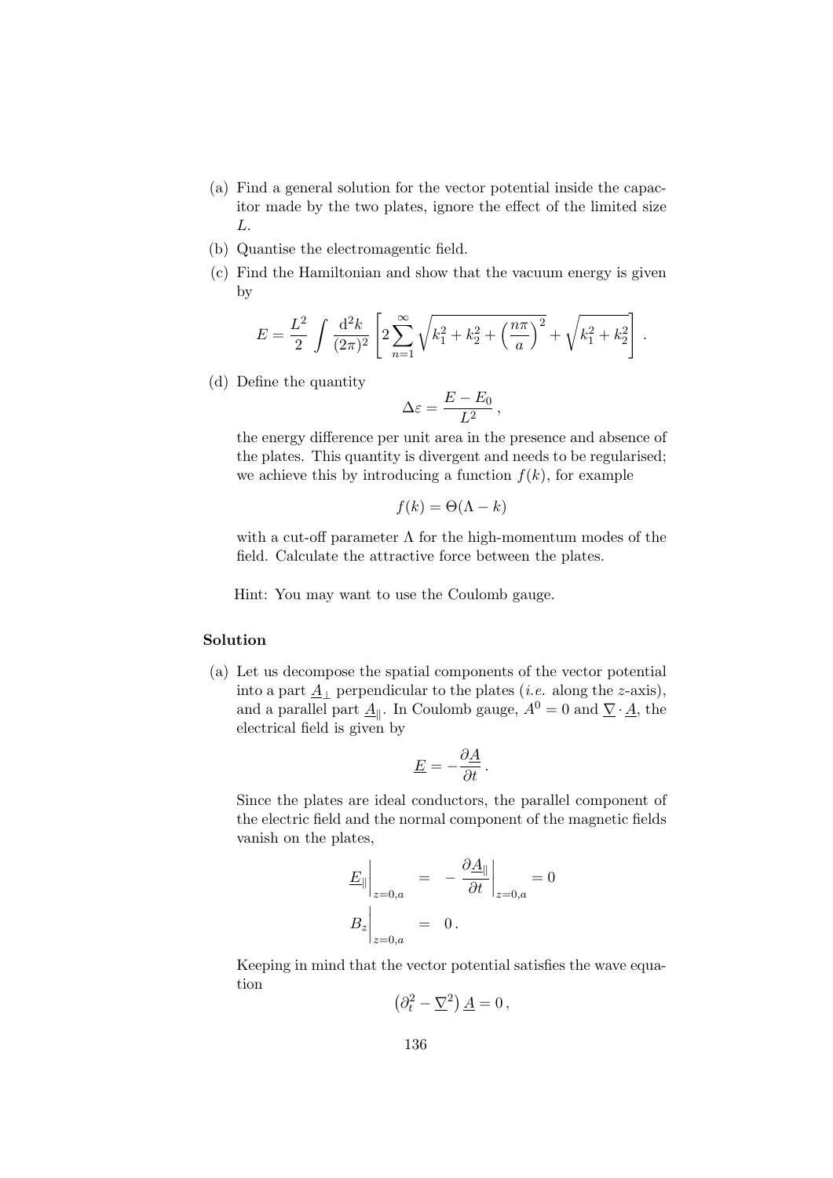(a) Find a general solution for the vector potential inside the capacitor made by the two plates, ignore the effect of the limited size $L$.

(b) Quantise the electromagentic field.

(c) Find the Hamiltonian and show that the vacuum energy is given by

$$E = \frac{L^2}{2} \int \frac{\mathrm{d}^2 k}{(2\pi)^2} \left[ 2 \sum_{n=1}^{\infty} \sqrt{k_1^2 + k_2^2 + \left(\frac{n\pi}{a}\right)^2} + \sqrt{k_1^2 + k_2^2} \right].$$

(d) Define the quantity

$$\Delta\varepsilon = \frac{E - E_0}{L^2},$$

the energy difference per unit area in the presence and absence of the plates. This quantity is divergent and needs to be regularised; we achieve this by introducing a function $f(k)$, for example

$$f(k) = \Theta(\Lambda - k)$$

with a cut-off parameter $\Lambda$ for the high-momentum modes of the field. Calculate the attractive force between the plates.

Hint: You may want to use the Coulomb gauge.

**Solution**

(a) Let us decompose the spatial components of the vector potential into a part $\underline{A}_\perp$ perpendicular to the plates (*i.e.* along the $z$-axis), and a parallel part $\underline{A}_\parallel$. In Coulomb gauge, $A^0 = 0$ and $\underline{\nabla} \cdot \underline{A}$, the electrical field is given by

$$\underline{E} = -\frac{\partial \underline{A}}{\partial t}.$$

Since the plates are ideal conductors, the parallel component of the electric field and the normal component of the magnetic fields vanish on the plates,

$$\underline{E}_\parallel \bigg|_{z=0,a} = -\frac{\partial \underline{A}_\parallel}{\partial t}\bigg|_{z=0,a} = 0$$

$$B_z \bigg|_{z=0,a} = 0.$$

Keeping in mind that the vector potential satisfies the wave equation

$$\left(\partial_t^2 - \underline{\nabla}^2\right) \underline{A} = 0,$$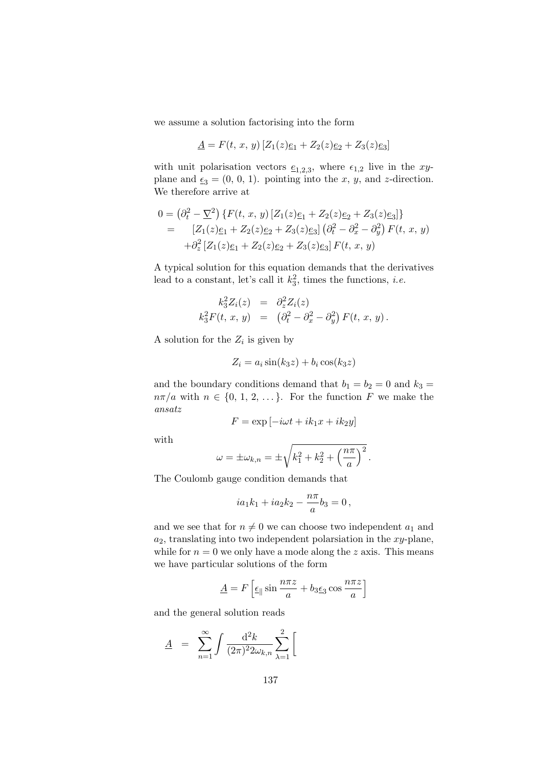we assume a solution factorising into the form

$$\underline{A} = F(t,\, x,\, y)\left[Z_1(z)\underline{e}_1 + Z_2(z)\underline{e}_2 + Z_3(z)\underline{e}_3\right]$$

with unit polarisation vectors $\underline{\epsilon}_{1,2,3}$, where $\epsilon_{1,2}$ live in the $xy$-plane and $\underline{\epsilon}_3 = (0,\, 0,\, 1)$. pointing into the $x$, $y$, and $z$-direction. We therefore arrive at

$$\begin{aligned}
0 = &\left(\partial_t^2 - \underline{\nabla}^2\right)\left\{F(t,\, x,\, y)\left[Z_1(z)\underline{e}_1 + Z_2(z)\underline{e}_2 + Z_3(z)\underline{e}_3\right]\right\} \\
= &\quad \left[Z_1(z)\underline{e}_1 + Z_2(z)\underline{e}_2 + Z_3(z)\underline{e}_3\right]\left(\partial_t^2 - \partial_x^2 - \partial_y^2\right)F(t,\, x,\, y) \\
&+\partial_z^2\left[Z_1(z)\underline{e}_1 + Z_2(z)\underline{e}_2 + Z_3(z)\underline{e}_3\right]F(t,\, x,\, y)
\end{aligned}$$

A typical solution for this equation demands that the derivatives lead to a constant, let's call it $k_3^2$, times the functions, *i.e.*

$$\begin{aligned}
k_3^2 Z_i(z) &= \partial_z^2 Z_i(z) \\
k_3^2 F(t,\, x,\, y) &= \left(\partial_t^2 - \partial_x^2 - \partial_y^2\right)F(t,\, x,\, y)\,.
\end{aligned}$$

A solution for the $Z_i$ is given by

$$Z_i = a_i \sin(k_3 z) + b_i \cos(k_3 z)$$

and the boundary conditions demand that $b_1 = b_2 = 0$ and $k_3 = n\pi/a$ with $n \in \{0,\, 1,\, 2,\, \dots\}$. For the function $F$ we make the *ansatz*

$$F = \exp\left[-i\omega t + ik_1 x + ik_2 y\right]$$

with

$$\omega = \pm\omega_{k,n} = \pm\sqrt{k_1^2 + k_2^2 + \left(\frac{n\pi}{a}\right)^2}\,.$$

The Coulomb gauge condition demands that

$$ia_1 k_1 + ia_2 k_2 - \frac{n\pi}{a} b_3 = 0\,,$$

and we see that for $n \neq 0$ we can choose two independent $a_1$ and $a_2$, translating into two independent polarsiation in the $xy$-plane, while for $n = 0$ we only have a mode along the $z$ axis. This means we have particular solutions of the form

$$\underline{A} = F\left[\underline{\epsilon}_\parallel \sin\frac{n\pi z}{a} + b_3 \underline{\epsilon}_3 \cos\frac{n\pi z}{a}\right]$$

and the general solution reads

$$\underline{A} \;=\; \sum_{n=1}^{\infty}\int\frac{\mathrm{d}^2 k}{(2\pi)^2 2\omega_{k,n}}\sum_{\lambda=1}^{2}\Big[$$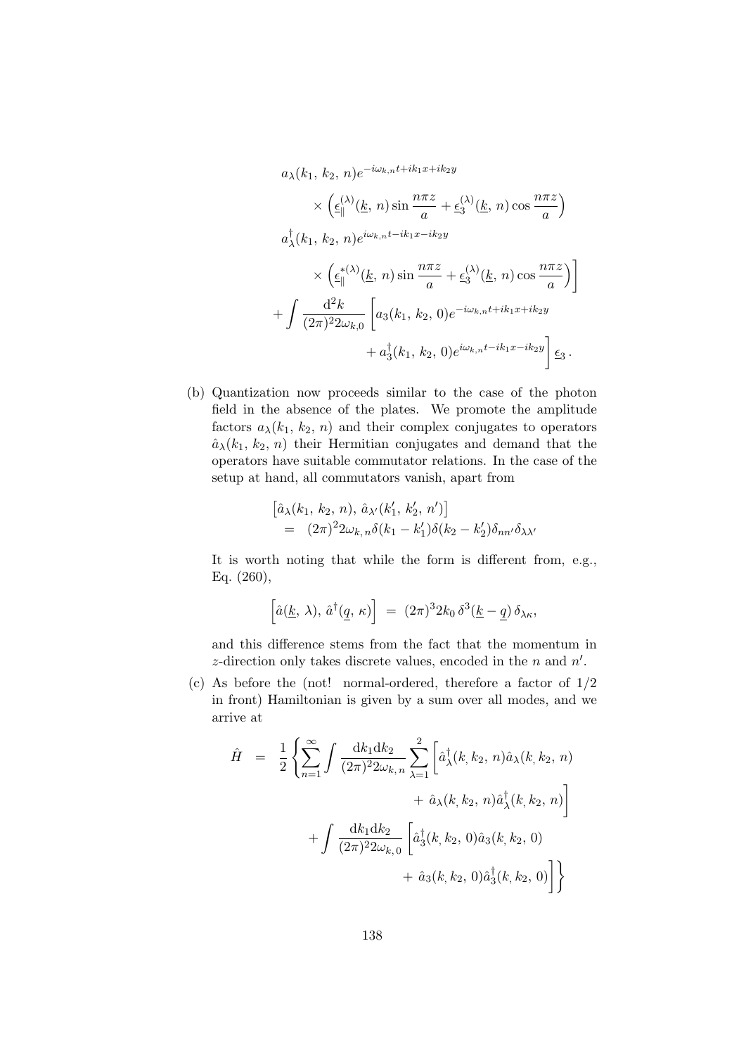$$
\begin{aligned}
& a_\lambda(k_1,\, k_2,\, n) e^{-i\omega_{k,n}t + ik_1x + ik_2y} \\
& \qquad \times \left( \underline{\epsilon}_{\|}^{(\lambda)}(\underline{k},\, n) \sin \frac{n\pi z}{a} + \underline{\epsilon}_3^{(\lambda)}(\underline{k},\, n) \cos \frac{n\pi z}{a} \right) \\
& a_\lambda^\dagger(k_1,\, k_2,\, n) e^{i\omega_{k,n}t - ik_1x - ik_2y} \\
& \qquad \times \left( \underline{\epsilon}_{\|}^{*(\lambda)}(\underline{k},\, n) \sin \frac{n\pi z}{a} + \underline{\epsilon}_3^{(\lambda)}(\underline{k},\, n) \cos \frac{n\pi z}{a} \right) \Bigg] \\
& + \int \frac{\mathrm{d}^2 k}{(2\pi)^2 2\omega_{k,0}} \left[ a_3(k_1,\, k_2,\, 0) e^{-i\omega_{k,n}t + ik_1x + ik_2y} \right. \\
& \qquad \left. + a_3^\dagger(k_1,\, k_2,\, 0) e^{i\omega_{k,n}t - ik_1x - ik_2y} \right] \underline{\epsilon}_3 \,.
\end{aligned}
$$

(b) Quantization now proceeds similar to the case of the photon field in the absence of the plates. We promote the amplitude factors $a_\lambda(k_1,\, k_2,\, n)$ and their complex conjugates to operators $\hat{a}_\lambda(k_1,\, k_2,\, n)$ their Hermitian conjugates and demand that the operators have suitable commutator relations. In the case of the setup at hand, all commutators vanish, apart from

$$
\begin{aligned}
& \left[ \hat{a}_\lambda(k_1,\, k_2,\, n),\, \hat{a}_{\lambda'}(k_1',\, k_2',\, n') \right] \\
& \quad = \; (2\pi)^2 2\omega_{k,\,n} \delta(k_1 - k_1') \delta(k_2 - k_2') \delta_{nn'} \delta_{\lambda\lambda'}
\end{aligned}
$$

It is worth noting that while the form is different from, e.g., Eq. (260),

$$
\left[ \hat{a}(\underline{k},\, \lambda),\, \hat{a}^\dagger(\underline{q},\, \kappa) \right] \;=\; (2\pi)^3 2k_0\, \delta^3(\underline{k} - \underline{q})\, \delta_{\lambda\kappa},
$$

and this difference stems from the fact that the momentum in $z$-direction only takes discrete values, encoded in the $n$ and $n'$.

(c) As before the (not! normal-ordered, therefore a factor of $1/2$ in front) Hamiltonian is given by a sum over all modes, and we arrive at

$$
\begin{aligned}
\hat{H} \;=\; \frac{1}{2} \Bigg\{ & \sum_{n=1}^{\infty} \int \frac{\mathrm{d}k_1 \mathrm{d}k_2}{(2\pi)^2 2\omega_{k,\,n}} \sum_{\lambda=1}^{2} \Bigg[ \hat{a}_\lambda^\dagger(k_, k_2,\, n) \hat{a}_\lambda(k_, k_2,\, n) \\
& \qquad + \; \hat{a}_\lambda(k_, k_2,\, n) \hat{a}_\lambda^\dagger(k_, k_2,\, n) \Bigg] \\
& + \int \frac{\mathrm{d}k_1 \mathrm{d}k_2}{(2\pi)^2 2\omega_{k,\,0}} \Bigg[ \hat{a}_3^\dagger(k_, k_2,\, 0) \hat{a}_3(k_, k_2,\, 0) \\
& \qquad + \; \hat{a}_3(k_, k_2,\, 0) \hat{a}_3^\dagger(k_, k_2,\, 0) \Bigg] \Bigg\}
\end{aligned}
$$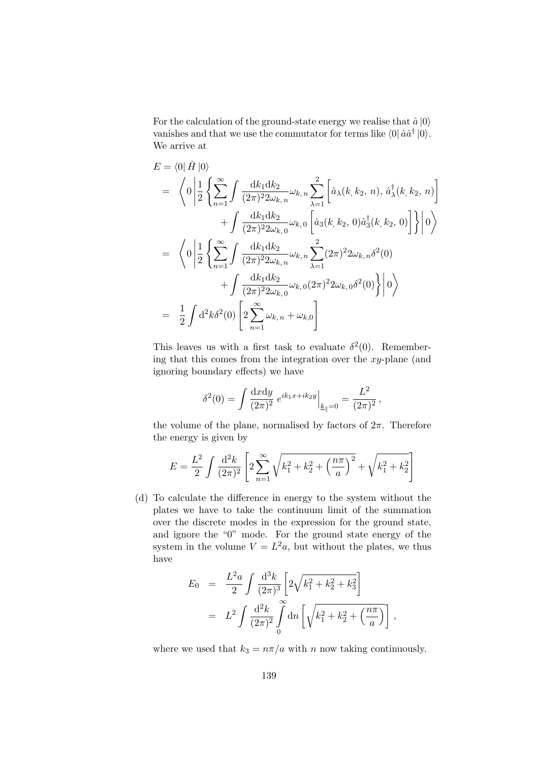For the calculation of the ground-state energy we realise that $\hat{a}\,|0\rangle$ vanishes and that we use the commutator for terms like $\langle 0|\,\hat{a}\hat{a}^\dagger\,|0\rangle$. We arrive at

$$
\begin{aligned}
E &= \langle 0|\,\hat{H}\,|0\rangle \\
&= \left\langle 0 \left| \frac{1}{2}\left\{ \sum_{n=1}^{\infty} \int \frac{\mathrm{d}k_1 \mathrm{d}k_2}{(2\pi)^2 2\omega_{k,\,n}} \omega_{k,\,n} \sum_{\lambda=1}^{2} \left[ \hat{a}_\lambda(k_, k_2,\, n),\, \hat{a}_\lambda^\dagger(k_, k_2,\, n) \right] \right.\right.\right. \\
&\qquad \left.\left.\left. + \int \frac{\mathrm{d}k_1 \mathrm{d}k_2}{(2\pi)^2 2\omega_{k,\,0}} \omega_{k,\,0} \left[ \hat{a}_3(k_, k_2,\, 0) \hat{a}_3^\dagger(k_, k_2,\, 0) \right] \right\} \right| 0 \right\rangle \\
&= \left\langle 0 \left| \frac{1}{2}\left\{ \sum_{n=1}^{\infty} \int \frac{\mathrm{d}k_1 \mathrm{d}k_2}{(2\pi)^2 2\omega_{k,\,n}} \omega_{k,\,n} \sum_{\lambda=1}^{2} (2\pi)^2 2\omega_{k,\,n} \delta^2(0) \right.\right.\right. \\
&\qquad \left.\left.\left. + \int \frac{\mathrm{d}k_1 \mathrm{d}k_2}{(2\pi)^2 2\omega_{k,\,0}} \omega_{k,\,0} (2\pi)^2 2\omega_{k,\,0} \delta^2(0) \right\} \right| 0 \right\rangle \\
&= \frac{1}{2} \int \mathrm{d}^2 k\, \delta^2(0) \left[ 2\sum_{n=1}^{\infty} \omega_{k,\,n} + \omega_{k,0} \right]
\end{aligned}
$$

This leaves us with a first task to evaluate $\delta^2(0)$. Remembering that this comes from the integration over the $xy$-plane (and ignoring boundary effects) we have

$$
\delta^2(0) = \int \frac{\mathrm{d}x \mathrm{d}y}{(2\pi)^2}\, e^{ik_1 x + ik_2 y}\Big|_{\underline{k}_\parallel = 0} = \frac{L^2}{(2\pi)^2}\,,
$$

the volume of the plane, normalised by factors of $2\pi$. Therefore the energy is given by

$$
E = \frac{L^2}{2} \int \frac{\mathrm{d}^2 k}{(2\pi)^2} \left[ 2\sum_{n=1}^{\infty} \sqrt{k_1^2 + k_2^2 + \left(\frac{n\pi}{a}\right)^2} + \sqrt{k_1^2 + k_2^2} \right]
$$

(d) To calculate the difference in energy to the system without the plates we have to take the continuum limit of the summation over the discrete modes in the expression for the ground state, and ignore the "0" mode. For the ground state energy of the system in the volume $V = L^2 a$, but without the plates, we thus have

$$
\begin{aligned}
E_0 &= \frac{L^2 a}{2} \int \frac{\mathrm{d}^3 k}{(2\pi)^3} \left[ 2\sqrt{k_1^2 + k_2^2 + k_3^2} \right] \\
&= L^2 \int \frac{\mathrm{d}^2 k}{(2\pi)^2} \int_0^\infty \mathrm{d}n \left[ \sqrt{k_1^2 + k_2^2 + \left(\frac{n\pi}{a}\right)} \right],
\end{aligned}
$$

where we used that $k_3 = n\pi/a$ with $n$ now taking continuously.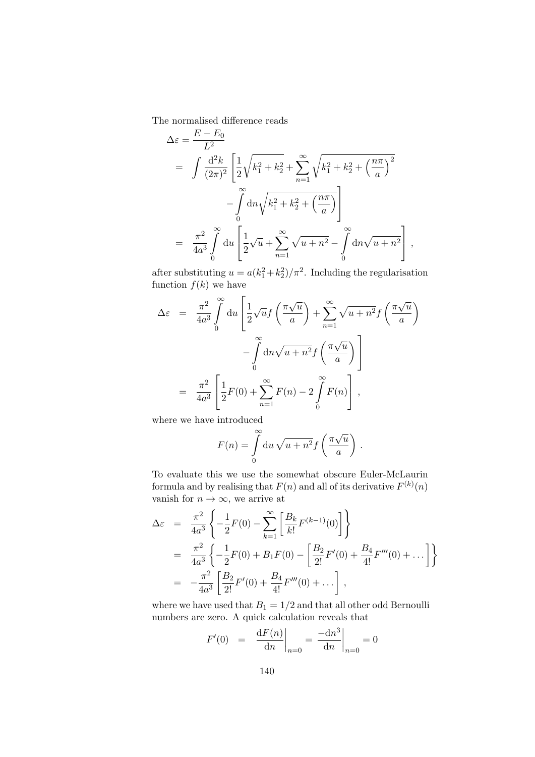The normalised difference reads

$$
\begin{aligned}
\Delta\varepsilon &= \frac{E - E_0}{L^2} \\
&= \int \frac{\mathrm{d}^2 k}{(2\pi)^2} \left[ \frac{1}{2}\sqrt{k_1^2 + k_2^2} + \sum_{n=1}^{\infty} \sqrt{k_1^2 + k_2^2 + \left(\frac{n\pi}{a}\right)^2} \right. \\
&\qquad \left. - \int_0^{\infty} \mathrm{d}n \sqrt{k_1^2 + k_2^2 + \left(\frac{n\pi}{a}\right)} \right] \\
&= \frac{\pi^2}{4a^3} \int_0^{\infty} \mathrm{d}u \left[ \frac{1}{2}\sqrt{u} + \sum_{n=1}^{\infty} \sqrt{u + n^2} - \int_0^{\infty} \mathrm{d}n \sqrt{u + n^2} \right] ,
\end{aligned}
$$

after substituting $u = a(k_1^2 + k_2^2)/\pi^2$. Including the regularisation function $f(k)$ we have

$$
\begin{aligned}
\Delta\varepsilon &= \frac{\pi^2}{4a^3} \int_0^{\infty} \mathrm{d}u \left[ \frac{1}{2}\sqrt{u} f\left(\frac{\pi\sqrt{u}}{a}\right) + \sum_{n=1}^{\infty} \sqrt{u + n^2} f\left(\frac{\pi\sqrt{u}}{a}\right) \right. \\
&\qquad \left. - \int_0^{\infty} \mathrm{d}n \sqrt{u + n^2} f\left(\frac{\pi\sqrt{u}}{a}\right) \right] \\
&= \frac{\pi^2}{4a^3} \left[ \frac{1}{2} F(0) + \sum_{n=1}^{\infty} F(n) - 2 \int_0^{\infty} F(n) \right] ,
\end{aligned}
$$

where we have introduced

$$
F(n) = \int_0^{\infty} \mathrm{d}u \, \sqrt{u + n^2} f\left(\frac{\pi\sqrt{u}}{a}\right) .
$$

To evaluate this we use the somewhat obscure Euler-McLaurin formula and by realising that $F(n)$ and all of its derivative $F^{(k)}(n)$ vanish for $n \to \infty$, we arrive at

$$
\begin{aligned}
\Delta\varepsilon &= \frac{\pi^2}{4a^3} \left\{ -\frac{1}{2} F(0) - \sum_{k=1}^{\infty} \left[ \frac{B_k}{k!} F^{(k-1)}(0) \right] \right\} \\
&= \frac{\pi^2}{4a^3} \left\{ -\frac{1}{2} F(0) + B_1 F(0) - \left[ \frac{B_2}{2!} F'(0) + \frac{B_4}{4!} F'''(0) + \ldots \right] \right\} \\
&= -\frac{\pi^2}{4a^3} \left[ \frac{B_2}{2!} F'(0) + \frac{B_4}{4!} F'''(0) + \ldots \right] ,
\end{aligned}
$$

where we have used that $B_1 = 1/2$ and that all other odd Bernoulli numbers are zero. A quick calculation reveals that

$$
F'(0) \;=\; \left.\frac{\mathrm{d}F(n)}{\mathrm{d}n}\right|_{n=0} = \left.\frac{-\mathrm{d}n^3}{\mathrm{d}n}\right|_{n=0} = 0
$$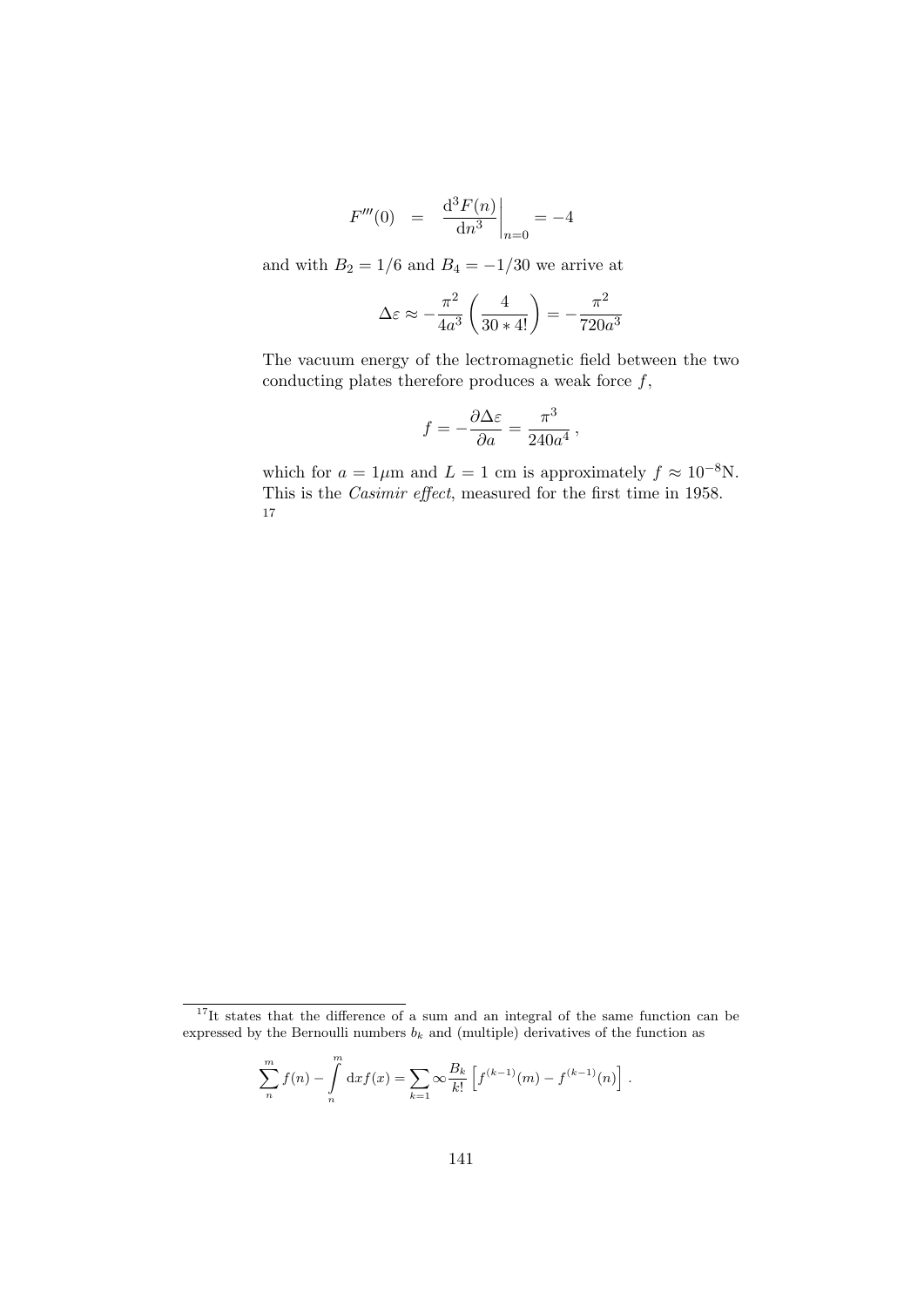$$F'''(0) \;\; = \;\; \left.\frac{\mathrm{d}^3 F(n)}{\mathrm{d}n^3}\right|_{n=0} = -4$$

and with $B_2 = 1/6$ and $B_4 = -1/30$ we arrive at

$$\Delta\varepsilon \approx -\frac{\pi^2}{4a^3}\left(\frac{4}{30 * 4!}\right) = -\frac{\pi^2}{720a^3}$$

The vacuum energy of the lectromagnetic field between the two conducting plates therefore produces a weak force $f$,

$$f = -\frac{\partial \Delta\varepsilon}{\partial a} = \frac{\pi^3}{240a^4}\,,$$

which for $a = 1\mu$m and $L = 1$ cm is approximately $f \approx 10^{-8}$N. This is the *Casimir effect*, measured for the first time in 1958. [17]

---

[17] It states that the difference of a sum and an integral of the same function can be expressed by the Bernoulli numbers $b_k$ and (multiple) derivatives of the function as

$$\sum_n^m f(n) - \int_n^m \mathrm{d}x f(x) = \sum_{k=1} \infty \frac{B_k}{k!}\left[f^{(k-1)}(m) - f^{(k-1)}(n)\right]\,.$$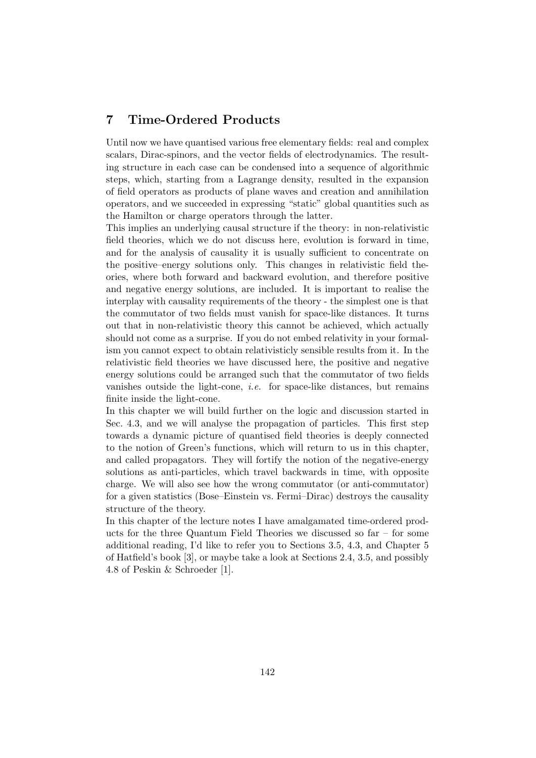# 7 Time-Ordered Products

Until now we have quantised various free elementary fields: real and complex scalars, Dirac-spinors, and the vector fields of electrodynamics. The resulting structure in each case can be condensed into a sequence of algorithmic steps, which, starting from a Lagrange density, resulted in the expansion of field operators as products of plane waves and creation and annihilation operators, and we succeeded in expressing "static" global quantities such as the Hamilton or charge operators through the latter.

This implies an underlying causal structure if the theory: in non-relativistic field theories, which we do not discuss here, evolution is forward in time, and for the analysis of causality it is usually sufficient to concentrate on the positive–energy solutions only. This changes in relativistic field theories, where both forward and backward evolution, and therefore positive and negative energy solutions, are included. It is important to realise the interplay with causality requirements of the theory - the simplest one is that the commutator of two fields must vanish for space-like distances. It turns out that in non-relativistic theory this cannot be achieved, which actually should not come as a surprise. If you do not embed relativity in your formalism you cannot expect to obtain relativisticly sensible results from it. In the relativistic field theories we have discussed here, the positive and negative energy solutions could be arranged such that the commutator of two fields vanishes outside the light-cone, *i.e.* for space-like distances, but remains finite inside the light-cone.

In this chapter we will build further on the logic and discussion started in Sec. 4.3, and we will analyse the propagation of particles. This first step towards a dynamic picture of quantised field theories is deeply connected to the notion of Green's functions, which will return to us in this chapter, and called propagators. They will fortify the notion of the negative-energy solutions as anti-particles, which travel backwards in time, with opposite charge. We will also see how the wrong commutator (or anti-commutator) for a given statistics (Bose–Einstein vs. Fermi–Dirac) destroys the causality structure of the theory.

In this chapter of the lecture notes I have amalgamated time-ordered products for the three Quantum Field Theories we discussed so far – for some additional reading, I'd like to refer you to Sections 3.5, 4.3, and Chapter 5 of Hatfield's book [3], or maybe take a look at Sections 2.4, 3.5, and possibly 4.8 of Peskin & Schroeder [1].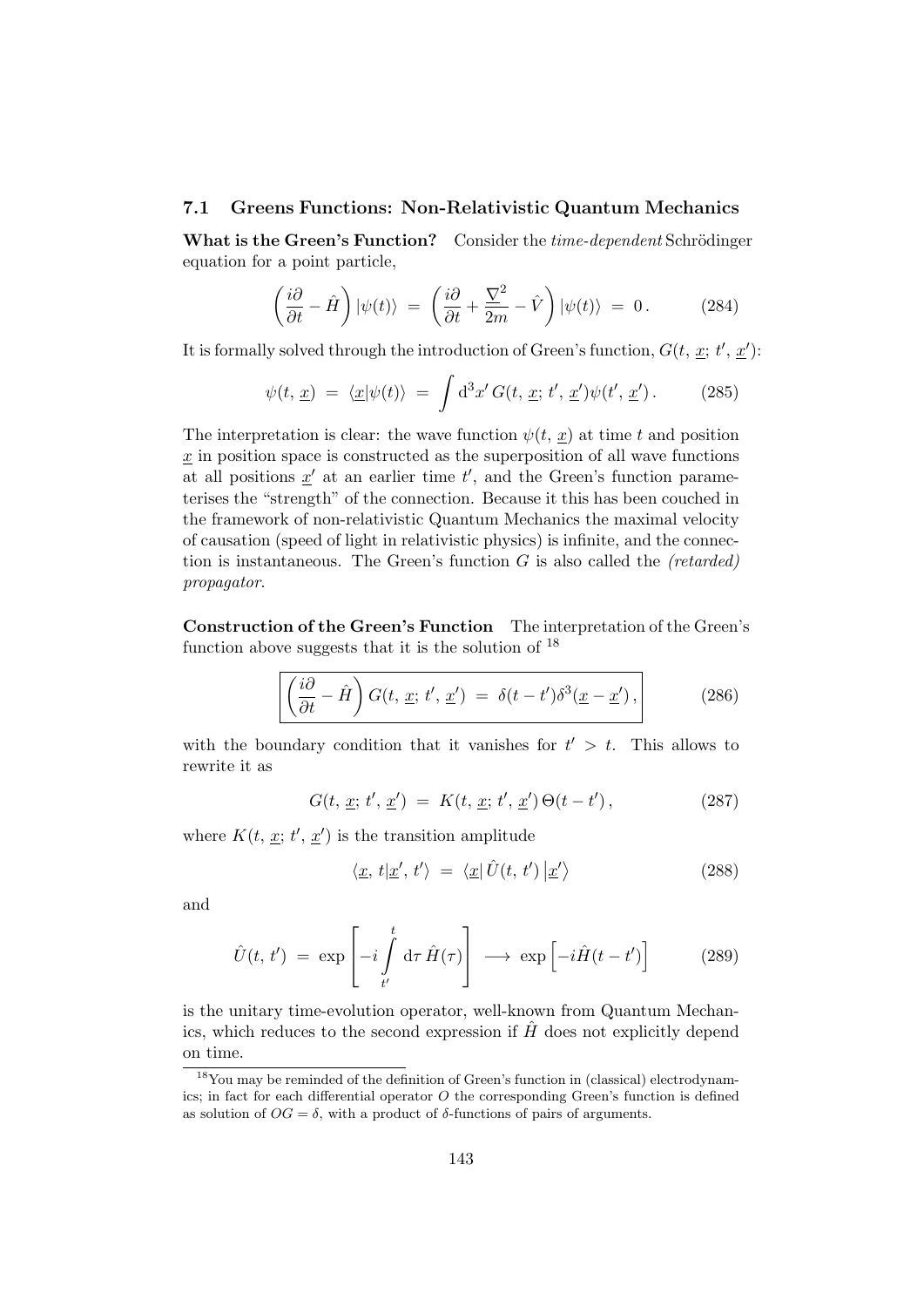### 7.1 Greens Functions: Non-Relativistic Quantum Mechanics

**What is the Green's Function?** Consider the *time-dependent* Schrödinger equation for a point particle,

$$\left(\frac{i\partial}{\partial t} - \hat{H}\right)|\psi(t)\rangle \;=\; \left(\frac{i\partial}{\partial t} + \frac{\underline{\nabla}^2}{2m} - \hat{V}\right)|\psi(t)\rangle \;=\; 0\,. \tag{284}$$

It is formally solved through the introduction of Green's function, $G(t,\,\underline{x};\,t',\,\underline{x}')$:

$$\psi(t,\,\underline{x}) \;=\; \langle\underline{x}|\psi(t)\rangle \;=\; \int \mathrm{d}^3x'\,G(t,\,\underline{x};\,t',\,\underline{x}')\psi(t',\,\underline{x}')\,. \tag{285}$$

The interpretation is clear: the wave function $\psi(t,\,\underline{x})$ at time $t$ and position $\underline{x}$ in position space is constructed as the superposition of all wave functions at all positions $\underline{x}'$ at an earlier time $t'$, and the Green's function parameterises the "strength" of the connection. Because it this has been couched in the framework of non-relativistic Quantum Mechanics the maximal velocity of causation (speed of light in relativistic physics) is infinite, and the connection is instantaneous. The Green's function $G$ is also called the *(retarded) propagator*.

**Construction of the Green's Function** The interpretation of the Green's function above suggests that it is the solution of [18]

$$\boxed{\left(\frac{i\partial}{\partial t} - \hat{H}\right)G(t,\,\underline{x};\,t',\,\underline{x}') \;=\; \delta(t-t')\delta^3(\underline{x}-\underline{x}')\,,} \tag{286}$$

with the boundary condition that it vanishes for $t' > t$. This allows to rewrite it as

$$G(t,\,\underline{x};\,t',\,\underline{x}') \;=\; K(t,\,\underline{x};\,t',\,\underline{x}')\,\Theta(t-t')\,, \tag{287}$$

where $K(t,\,\underline{x};\,t',\,\underline{x}')$ is the transition amplitude

$$\langle\underline{x},\,t|\underline{x}',\,t'\rangle \;=\; \langle\underline{x}|\,\hat{U}(t,\,t')\,|\underline{x}'\rangle \tag{288}$$

and

$$\hat{U}(t,\,t') \;=\; \exp\left[-i\int\limits_{t'}^{t}\mathrm{d}\tau\,\hat{H}(\tau)\right] \;\longrightarrow\; \exp\left[-i\hat{H}(t-t')\right] \tag{289}$$

is the unitary time-evolution operator, well-known from Quantum Mechanics, which reduces to the second expression if $\hat{H}$ does not explicitly depend on time.

[18] You may be reminded of the definition of Green's function in (classical) electrodynamics; in fact for each differential operator $O$ the corresponding Green's function is defined as solution of $OG = \delta$, with a product of $\delta$-functions of pairs of arguments.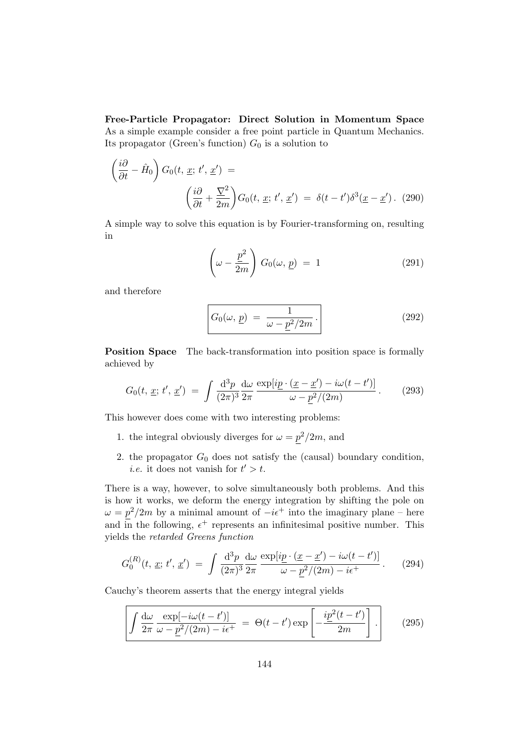**Free-Particle Propagator: Direct Solution in Momentum Space** As a simple example consider a free point particle in Quantum Mechanics. Its propagator (Green's function) $G_0$ is a solution to

$$\left(\frac{i\partial}{\partial t} - \hat{H}_0\right) G_0(t,\, \underline{x};\, t',\, \underline{x}') \;=\; \left(\frac{i\partial}{\partial t} + \frac{\underline{\nabla}^2}{2m}\right) G_0(t,\, \underline{x};\, t',\, \underline{x}') \;=\; \delta(t-t')\delta^3(\underline{x}-\underline{x}')\,. \quad (290)$$

A simple way to solve this equation is by Fourier-transforming on, resulting in

$$\left(\omega - \frac{\underline{p}^2}{2m}\right) G_0(\omega,\, \underline{p}) \;=\; 1 \quad (291)$$

and therefore

$$\boxed{G_0(\omega,\, \underline{p}) \;=\; \frac{1}{\omega - \underline{p}^2/2m}\,.} \quad (292)$$

**Position Space** The back-transformation into position space is formally achieved by

$$G_0(t,\, \underline{x};\, t',\, \underline{x}') \;=\; \int \frac{\mathrm{d}^3 p}{(2\pi)^3}\frac{\mathrm{d}\omega}{2\pi}\, \frac{\exp[i\underline{p}\cdot(\underline{x}-\underline{x}') - i\omega(t-t')]}{\omega - \underline{p}^2/(2m)}\,. \quad (293)$$

This however does come with two interesting problems:

1. the integral obviously diverges for $\omega = \underline{p}^2/2m$, and
2. the propagator $G_0$ does not satisfy the (causal) boundary condition, *i.e.* it does not vanish for $t' > t$.

There is a way, however, to solve simultaneously both problems. And this is how it works, we deform the energy integration by shifting the pole on $\omega = \underline{p}^2/2m$ by a minimal amount of $-i\epsilon^+$ into the imaginary plane – here and in the following, $\epsilon^+$ represents an infinitesimal positive number. This yields the *retarded Greens function*

$$G_0^{(R)}(t,\, \underline{x};\, t',\, \underline{x}') \;=\; \int \frac{\mathrm{d}^3 p}{(2\pi)^3}\frac{\mathrm{d}\omega}{2\pi}\, \frac{\exp[i\underline{p}\cdot(\underline{x}-\underline{x}') - i\omega(t-t')]}{\omega - \underline{p}^2/(2m) - i\epsilon^+}\,. \quad (294)$$

Cauchy's theorem asserts that the energy integral yields

$$\boxed{\int \frac{\mathrm{d}\omega}{2\pi}\, \frac{\exp[-i\omega(t-t')]}{\omega - \underline{p}^2/(2m) - i\epsilon^+} \;=\; \Theta(t-t')\exp\left[-\frac{i\underline{p}^2(t-t')}{2m}\right]\,.} \quad (295)$$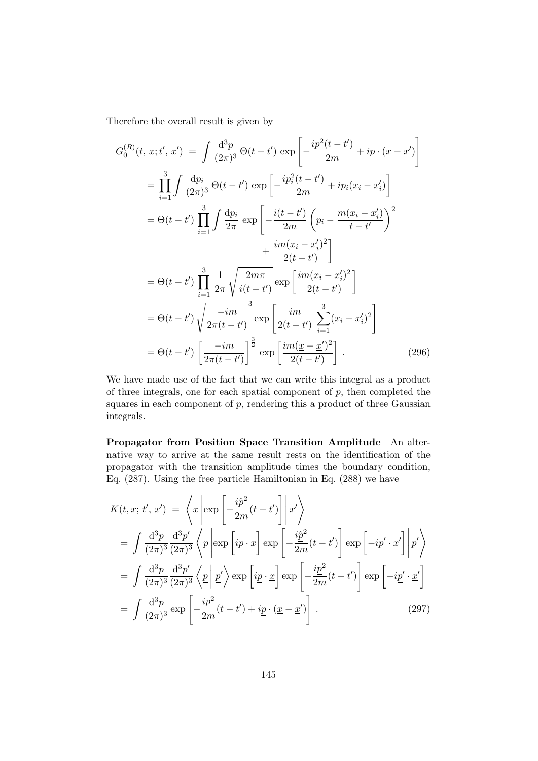Therefore the overall result is given by

$$
\begin{aligned}
G_0^{(R)}(t,\,\underline{x};t',\,\underline{x}') \;&=\; \int \frac{\mathrm{d}^3p}{(2\pi)^3}\,\Theta(t-t')\,\exp\left[-\frac{i\underline{p}^2(t-t')}{2m}+i\underline{p}\cdot(\underline{x}-\underline{x}')\right] \\
&= \prod_{i=1}^{3}\int \frac{\mathrm{d}p_i}{(2\pi)^3}\,\Theta(t-t')\,\exp\left[-\frac{ip_i^2(t-t')}{2m}+ip_i(x_i-x_i')\right] \\
&= \Theta(t-t')\prod_{i=1}^{3}\int \frac{\mathrm{d}p_i}{2\pi}\,\exp\left[-\frac{i(t-t')}{2m}\left(p_i-\frac{m(x_i-x_i')}{t-t'}\right)^2\right. \\
&\qquad\qquad\qquad\qquad\left.+\,\frac{im(x_i-x_i')^2}{2(t-t')}\right] \\
&= \Theta(t-t')\prod_{i=1}^{3}\frac{1}{2\pi}\sqrt{\frac{2m\pi}{i(t-t')}}\,\exp\left[\frac{im(x_i-x_i')^2}{2(t-t')}\right] \\
&= \Theta(t-t')\,\sqrt{\frac{-im}{2\pi(t-t')}}^{\,3}\,\exp\left[\frac{im}{2(t-t')}\,\sum_{i=1}^{3}(x_i-x_i')^2\right] \\
&= \Theta(t-t')\,\left[\frac{-im}{2\pi(t-t')}\right]^{\frac{3}{2}}\,\exp\left[\frac{im(\underline{x}-\underline{x}')^2}{2(t-t')}\right]\,. \qquad (296)
\end{aligned}
$$

We have made use of the fact that we can write this integral as a product of three integrals, one for each spatial component of $p$, then completed the squares in each component of $p$, rendering this a product of three Gaussian integrals.

**Propagator from Position Space Transition Amplitude** An alternative way to arrive at the same result rests on the identification of the propagator with the transition amplitude times the boundary condition, Eq. (287). Using the free particle Hamiltonian in Eq. (288) we have

$$
\begin{aligned}
K(t,\underline{x};\,t',\,\underline{x}') \;&=\; \left\langle \underline{x}\left|\exp\left[-\frac{i\hat{\underline{p}}^2}{2m}(t-t')\right]\right|\underline{x}'\right\rangle \\
&= \int \frac{\mathrm{d}^3p}{(2\pi)^3}\frac{\mathrm{d}^3p'}{(2\pi)^3}\left\langle \underline{p}\left|\exp\left[i\underline{p}\cdot\underline{x}\right]\exp\left[-\frac{i\hat{\underline{p}}^2}{2m}(t-t')\right]\exp\left[-i\underline{p}'\cdot\underline{x}'\right]\right|\underline{p}'\right\rangle \\
&= \int \frac{\mathrm{d}^3p}{(2\pi)^3}\frac{\mathrm{d}^3p'}{(2\pi)^3}\left\langle \underline{p}\,\middle|\,\underline{p}'\right\rangle\exp\left[i\underline{p}\cdot\underline{x}\right]\exp\left[-\frac{i\underline{p}^2}{2m}(t-t')\right]\exp\left[-i\underline{p}'\cdot\underline{x}'\right] \\
&= \int \frac{\mathrm{d}^3p}{(2\pi)^3}\exp\left[-\frac{i\underline{p}^2}{2m}(t-t')+i\underline{p}\cdot(\underline{x}-\underline{x}')\right]\,. \qquad (297)
\end{aligned}
$$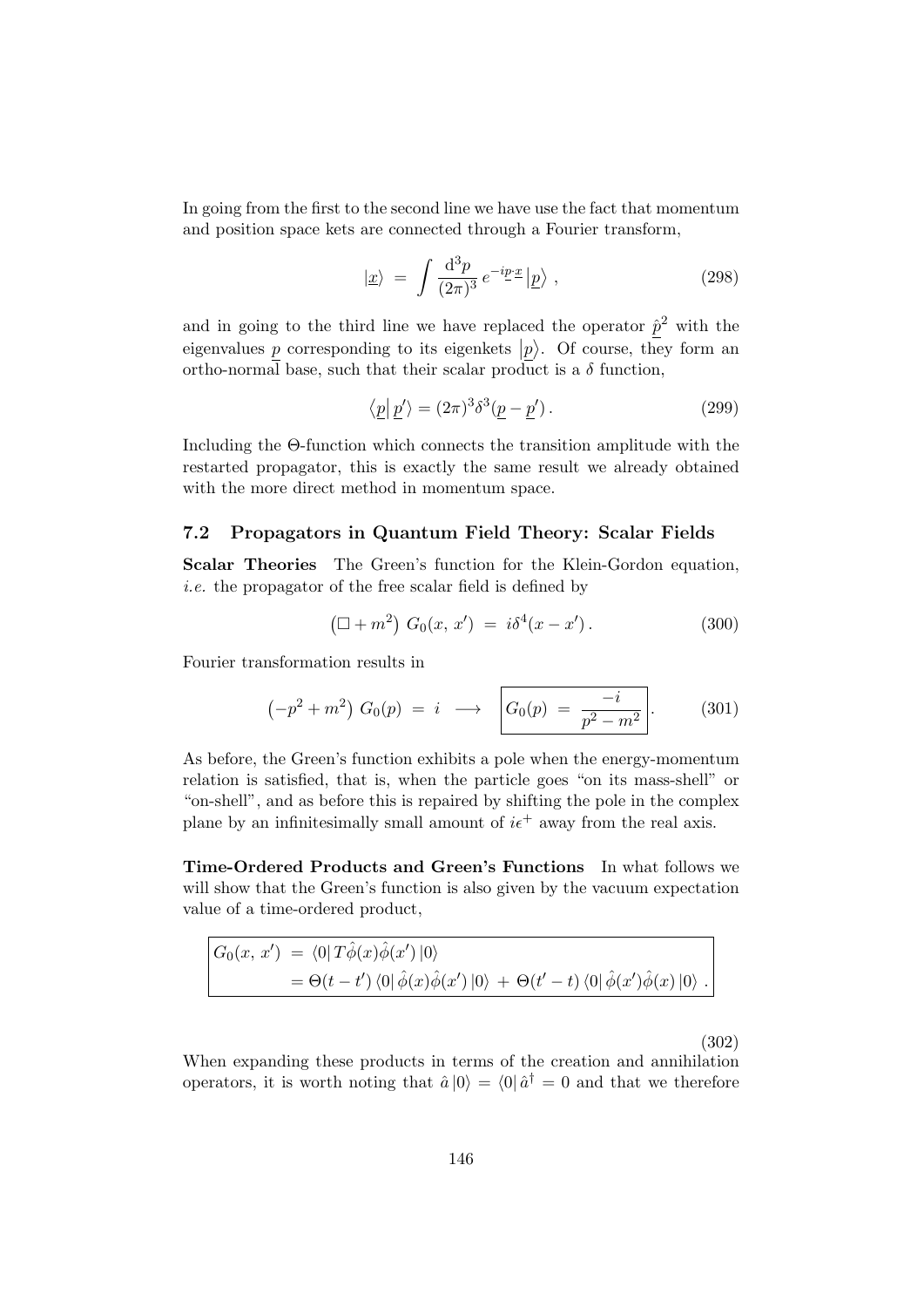In going from the first to the second line we have use the fact that momentum and position space kets are connected through a Fourier transform,

$$|\underline{x}\rangle \;=\; \int \frac{\mathrm{d}^3p}{(2\pi)^3}\, e^{-i\underline{p}\cdot\underline{x}}\, |\underline{p}\rangle\,, \tag{298}$$

and in going to the third line we have replaced the operator $\underline{\hat{p}}^2$ with the eigenvalues $\underline{p}$ corresponding to its eigenkets $|\underline{p}\rangle$. Of course, they form an ortho-normal base, such that their scalar product is a $\delta$ function,

$$\langle \underline{p}|\,\underline{p}'\rangle = (2\pi)^3\delta^3(\underline{p}-\underline{p}')\,. \tag{299}$$

Including the $\Theta$-function which connects the transition amplitude with the restarted propagator, this is exactly the same result we already obtained with the more direct method in momentum space.

### 7.2 Propagators in Quantum Field Theory: Scalar Fields

**Scalar Theories** The Green's function for the Klein-Gordon equation, *i.e.* the propagator of the free scalar field is defined by

$$\left(\Box + m^2\right)\, G_0(x,\, x') \;=\; i\delta^4(x-x')\,. \tag{300}$$

Fourier transformation results in

$$\left(-p^2 + m^2\right)\, G_0(p) \;=\; i \;\longrightarrow\; \boxed{G_0(p) \;=\; \frac{-i}{p^2-m^2}}\,. \tag{301}$$

As before, the Green's function exhibits a pole when the energy-momentum relation is satisfied, that is, when the particle goes "on its mass-shell" or "on-shell", and as before this is repaired by shifting the pole in the complex plane by an infinitesimally small amount of $i\epsilon^+$ away from the real axis.

**Time-Ordered Products and Green's Functions** In what follows we will show that the Green's function is also given by the vacuum expectation value of a time-ordered product,

$$\boxed{\begin{aligned} G_0(x,\, x') \;&=\; \langle 0|\, T\hat{\phi}(x)\hat{\phi}(x')\,|0\rangle \\ &= \Theta(t-t')\,\langle 0|\,\hat{\phi}(x)\hat{\phi}(x')\,|0\rangle \,+\, \Theta(t'-t)\,\langle 0|\,\hat{\phi}(x')\hat{\phi}(x)\,|0\rangle\,. \end{aligned}} \tag{302}$$

When expanding these products in terms of the creation and annihilation operators, it is worth noting that $\hat{a}\,|0\rangle = \langle 0|\,\hat{a}^\dagger = 0$ and that we therefore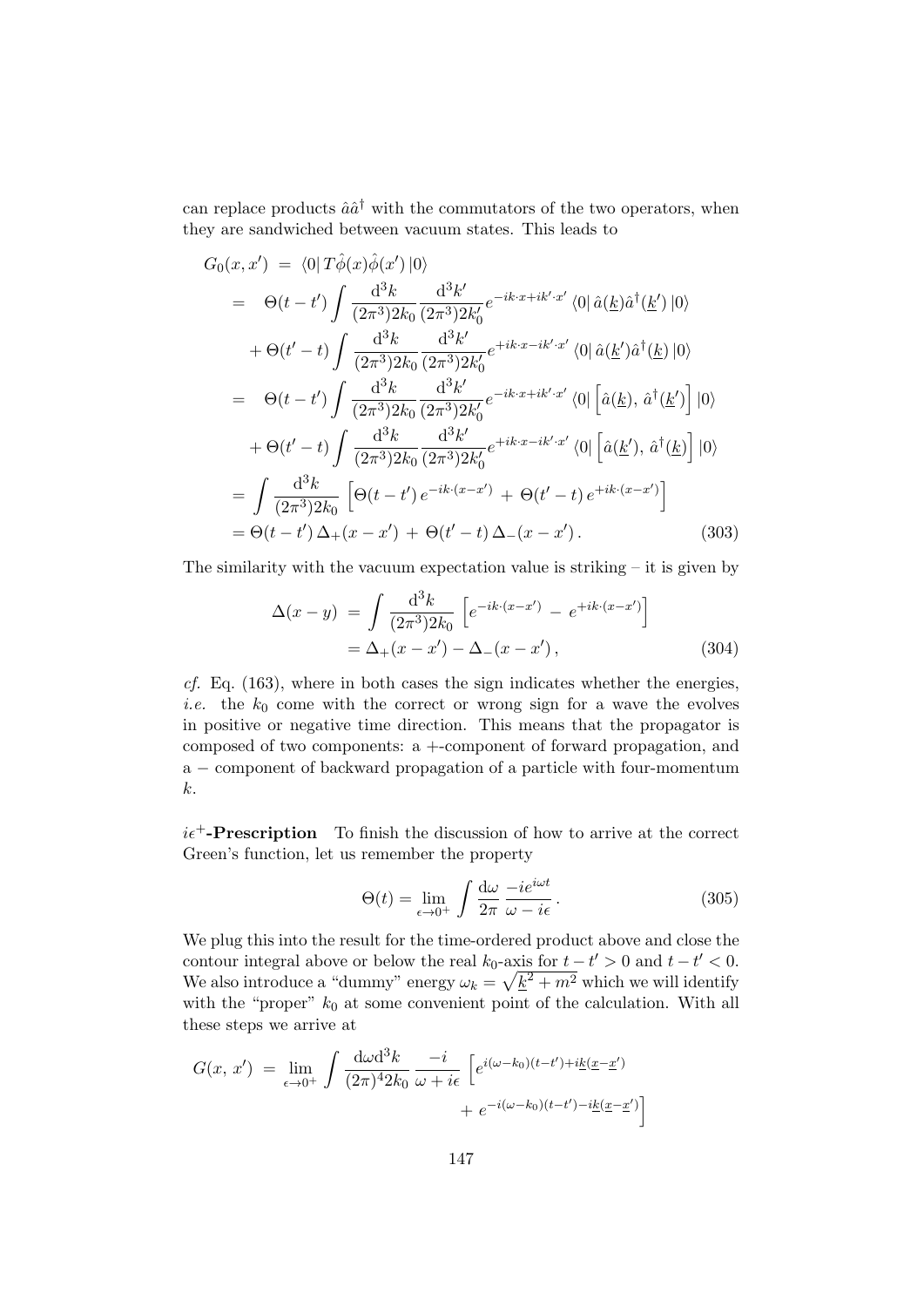can replace products $\hat{a}\hat{a}^\dagger$ with the commutators of the two operators, when they are sandwiched between vacuum states. This leads to

$$
\begin{aligned}
G_0(x,x') \;&=\; \langle 0|\, T\hat{\phi}(x)\hat{\phi}(x')\,|0\rangle \\
&=\;\; \Theta(t-t')\int \frac{\mathrm{d}^3k}{(2\pi^3)2k_0}\frac{\mathrm{d}^3k'}{(2\pi^3)2k_0'} e^{-ik\cdot x+ik'\cdot x'}\,\langle 0|\,\hat{a}(\underline{k})\hat{a}^\dagger(\underline{k}')\,|0\rangle \\
&\quad +\Theta(t'-t)\int \frac{\mathrm{d}^3k}{(2\pi^3)2k_0}\frac{\mathrm{d}^3k'}{(2\pi^3)2k_0'} e^{+ik\cdot x-ik'\cdot x'}\,\langle 0|\,\hat{a}(\underline{k}')\hat{a}^\dagger(\underline{k})\,|0\rangle \\
&=\;\; \Theta(t-t')\int \frac{\mathrm{d}^3k}{(2\pi^3)2k_0}\frac{\mathrm{d}^3k'}{(2\pi^3)2k_0'} e^{-ik\cdot x+ik'\cdot x'}\,\langle 0|\left[\hat{a}(\underline{k}),\,\hat{a}^\dagger(\underline{k}')\right]|0\rangle \\
&\quad +\Theta(t'-t)\int \frac{\mathrm{d}^3k}{(2\pi^3)2k_0}\frac{\mathrm{d}^3k'}{(2\pi^3)2k_0'} e^{+ik\cdot x-ik'\cdot x'}\,\langle 0|\left[\hat{a}(\underline{k}'),\,\hat{a}^\dagger(\underline{k})\right]|0\rangle \\
&= \int \frac{\mathrm{d}^3k}{(2\pi^3)2k_0}\left[\Theta(t-t')\,e^{-ik\cdot(x-x')}\,+\,\Theta(t'-t)\,e^{+ik\cdot(x-x')}\right] \\
&= \Theta(t-t')\,\Delta_+(x-x')\,+\,\Theta(t'-t)\,\Delta_-(x-x')\,. 
\end{aligned}
\tag{303}
$$

The similarity with the vacuum expectation value is striking – it is given by

$$
\begin{aligned}
\Delta(x-y) \;&=\; \int \frac{\mathrm{d}^3k}{(2\pi^3)2k_0}\left[e^{-ik\cdot(x-x')}\,-\,e^{+ik\cdot(x-x')}\right] \\
&= \Delta_+(x-x')-\Delta_-(x-x')\,,
\end{aligned}
\tag{304}
$$

*cf.* Eq. (163), where in both cases the sign indicates whether the energies, *i.e.* the $k_0$ come with the correct or wrong sign for a wave the evolves in positive or negative time direction. This means that the propagator is composed of two components: a +-component of forward propagation, and a − component of backward propagation of a particle with four-momentum $k$.

**$i\epsilon^+$-Prescription** To finish the discussion of how to arrive at the correct Green's function, let us remember the property

$$
\Theta(t) = \lim_{\epsilon\to 0^+}\int \frac{\mathrm{d}\omega}{2\pi}\,\frac{-ie^{i\omega t}}{\omega-i\epsilon}\,. \tag{305}
$$

We plug this into the result for the time-ordered product above and close the contour integral above or below the real $k_0$-axis for $t-t'>0$ and $t-t'<0$. We also introduce a "dummy" energy $\omega_k=\sqrt{\underline{k}^2+m^2}$ which we will identify with the "proper" $k_0$ at some convenient point of the calculation. With all these steps we arrive at

$$
\begin{aligned}
G(x,\,x') \;=\; \lim_{\epsilon\to 0^+}\int \frac{\mathrm{d}\omega\mathrm{d}^3k}{(2\pi)^4 2k_0}\,\frac{-i}{\omega+i\epsilon}\,&\Big[e^{i(\omega-k_0)(t-t')+i\underline{k}(\underline{x}-\underline{x}')} \\
&+\,e^{-i(\omega-k_0)(t-t')-i\underline{k}(\underline{x}-\underline{x}')}\Big]
\end{aligned}
$$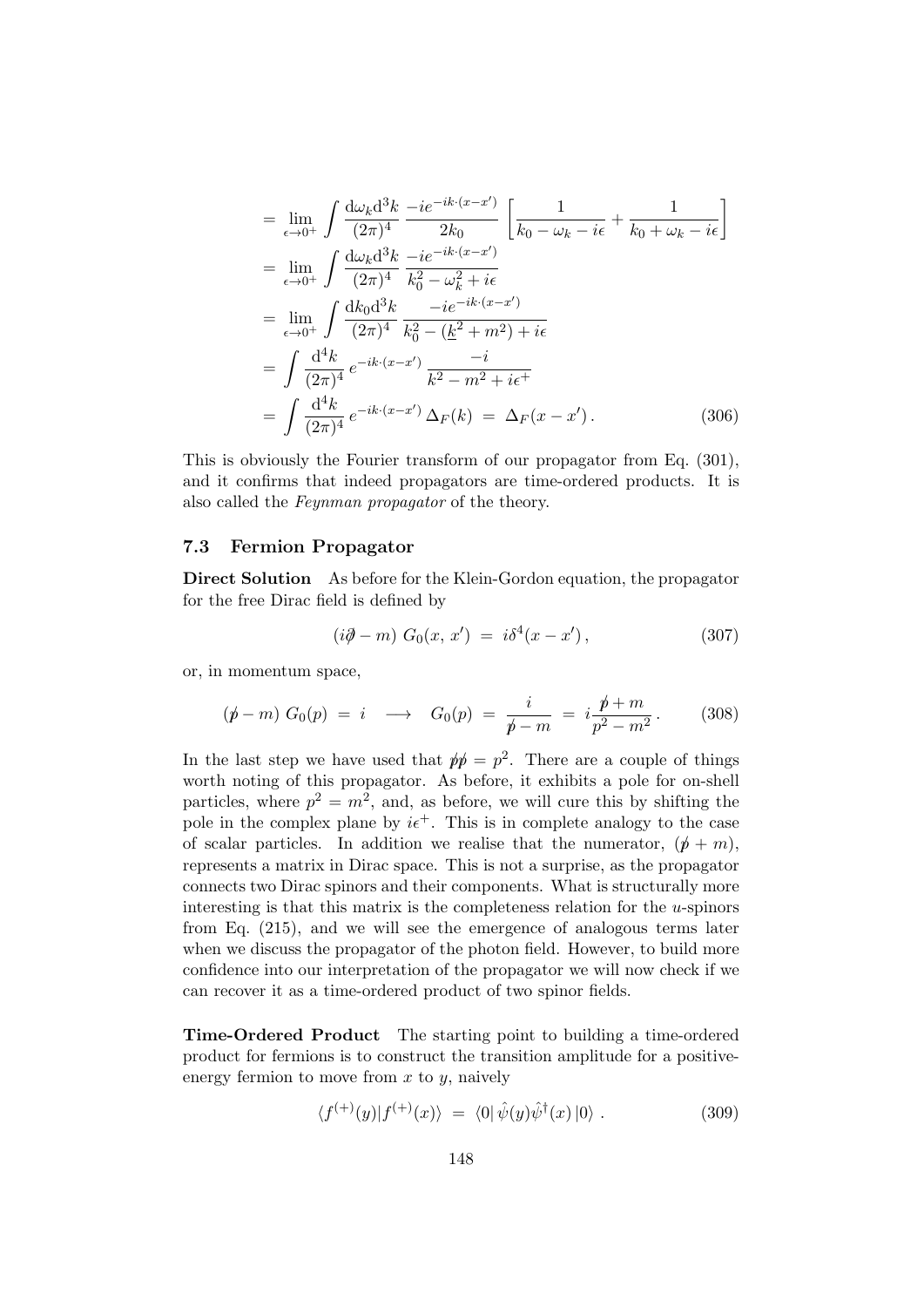$$
\begin{aligned}
&= \lim_{\epsilon\to 0^+} \int \frac{\mathrm{d}\omega_k \mathrm{d}^3k}{(2\pi)^4} \frac{-ie^{-ik\cdot(x-x')}}{2k_0} \left[\frac{1}{k_0-\omega_k-i\epsilon} + \frac{1}{k_0+\omega_k-i\epsilon}\right] \\
&= \lim_{\epsilon\to 0^+} \int \frac{\mathrm{d}\omega_k \mathrm{d}^3k}{(2\pi)^4} \frac{-ie^{-ik\cdot(x-x')}}{k_0^2-\omega_k^2+i\epsilon} \\
&= \lim_{\epsilon\to 0^+} \int \frac{\mathrm{d}k_0 \mathrm{d}^3k}{(2\pi)^4} \frac{-ie^{-ik\cdot(x-x')}}{k_0^2-(\underline{k}^2+m^2)+i\epsilon} \\
&= \int \frac{\mathrm{d}^4k}{(2\pi)^4} e^{-ik\cdot(x-x')} \frac{-i}{k^2-m^2+i\epsilon^+} \\
&= \int \frac{\mathrm{d}^4k}{(2\pi)^4} e^{-ik\cdot(x-x')} \Delta_F(k) \;=\; \Delta_F(x-x') \,. 
\end{aligned} \tag{306}
$$

This is obviously the Fourier transform of our propagator from Eq. (301), and it confirms that indeed propagators are time-ordered products. It is also called the *Feynman propagator* of the theory.

### 7.3 Fermion Propagator

**Direct Solution** As before for the Klein-Gordon equation, the propagator for the free Dirac field is defined by

$$
(i\partial\!\!\!/ - m)\; G_0(x,\,x') \;=\; i\delta^4(x-x')\,, \tag{307}
$$

or, in momentum space,

$$
(p\!\!\!/ - m)\; G_0(p) \;=\; i \quad\longrightarrow\quad G_0(p) \;=\; \frac{i}{p\!\!\!/ - m} \;=\; i\frac{p\!\!\!/ + m}{p^2-m^2}\,. \tag{308}
$$

In the last step we have used that $p\!\!\!/ p\!\!\!/ = p^2$. There are a couple of things worth noting of this propagator. As before, it exhibits a pole for on-shell particles, where $p^2 = m^2$, and, as before, we will cure this by shifting the pole in the complex plane by $i\epsilon^+$. This is in complete analogy to the case of scalar particles. In addition we realise that the numerator, $(p\!\!\!/ + m)$, represents a matrix in Dirac space. This is not a surprise, as the propagator connects two Dirac spinors and their components. What is structurally more interesting is that this matrix is the completeness relation for the $u$-spinors from Eq. (215), and we will see the emergence of analogous terms later when we discuss the propagator of the photon field. However, to build more confidence into our interpretation of the propagator we will now check if we can recover it as a time-ordered product of two spinor fields.

**Time-Ordered Product** The starting point to building a time-ordered product for fermions is to construct the transition amplitude for a positive-energy fermion to move from $x$ to $y$, naively

$$
\langle f^{(+)}(y)|f^{(+)}(x)\rangle \;=\; \langle 0|\,\hat{\psi}(y)\hat{\psi}^\dagger(x)\,|0\rangle \,. \tag{309}
$$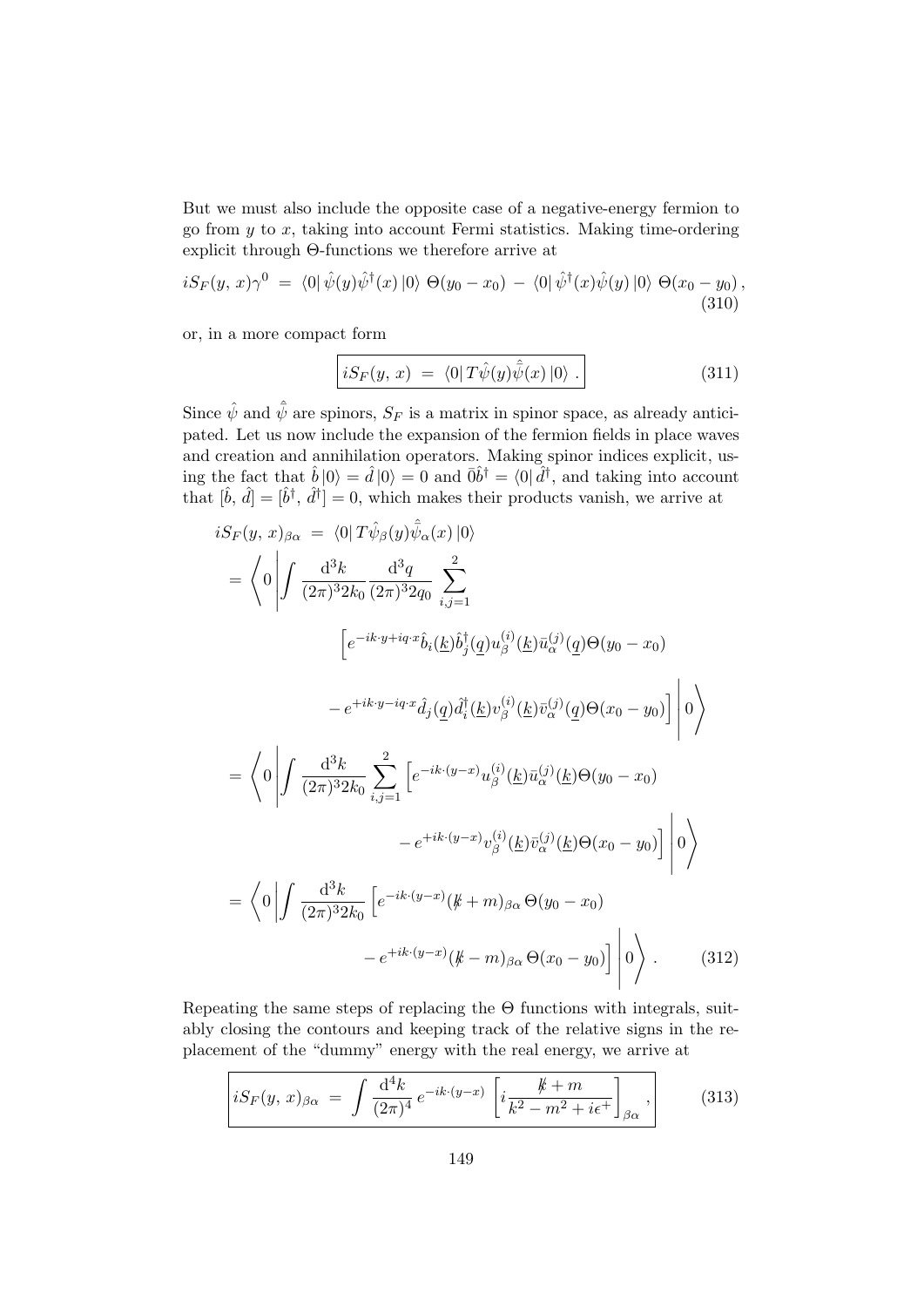But we must also include the opposite case of a negative-energy fermion to go from $y$ to $x$, taking into account Fermi statistics. Making time-ordering explicit through $\Theta$-functions we therefore arrive at

$$iS_F(y,\,x)\gamma^0 \;=\; \langle 0|\,\hat\psi(y)\hat\psi^\dagger(x)\,|0\rangle\;\Theta(y_0-x_0)\;-\;\langle 0|\,\hat\psi^\dagger(x)\hat\psi(y)\,|0\rangle\;\Theta(x_0-y_0)\,, \tag{310}$$

or, in a more compact form

$$\boxed{iS_F(y,\,x) \;=\; \langle 0|\,T\hat\psi(y)\hat{\bar\psi}(x)\,|0\rangle\;.} \tag{311}$$

Since $\hat\psi$ and $\hat{\bar\psi}$ are spinors, $S_F$ is a matrix in spinor space, as already anticipated. Let us now include the expansion of the fermion fields in place waves and creation and annihilation operators. Making spinor indices explicit, using the fact that $\hat b\,|0\rangle = \hat d\,|0\rangle = 0$ and $\bar 0 \hat b^\dagger = \langle 0|\,\hat d^\dagger$, and taking into account that $[\hat b,\,\hat d] = [\hat b^\dagger,\,\hat d^\dagger] = 0$, which makes their products vanish, we arrive at

$$\begin{aligned}
iS_F(y,\,x)_{\beta\alpha} \;&=\; \langle 0|\,T\hat\psi_\beta(y)\hat{\bar\psi}_\alpha(x)\,|0\rangle \\
&= \left\langle 0\left|\int \frac{\mathrm{d}^3k}{(2\pi)^3 2k_0}\frac{\mathrm{d}^3q}{(2\pi)^3 2q_0}\;\sum_{i,j=1}^{2}\right.\right. \\
&\qquad\qquad \Big[e^{-ik\cdot y+iq\cdot x}\hat b_i(\underline{k})\hat b_j^\dagger(\underline{q})u_\beta^{(i)}(\underline{k})\bar u_\alpha^{(j)}(\underline{q})\Theta(y_0-x_0) \\
&\qquad\qquad \left.\left. -\,e^{+ik\cdot y-iq\cdot x}\hat d_j(\underline{q})\hat d_i^\dagger(\underline{k})v_\beta^{(i)}(\underline{k})\bar v_\alpha^{(j)}(\underline{q})\Theta(x_0-y_0)\Big]\,\right|0\right\rangle \\
&= \left\langle 0\left|\int \frac{\mathrm{d}^3k}{(2\pi)^3 2k_0}\sum_{i,j=1}^{2}\Big[e^{-ik\cdot(y-x)}u_\beta^{(i)}(\underline{k})\bar u_\alpha^{(j)}(\underline{k})\Theta(y_0-x_0)\right.\right. \\
&\qquad\qquad \left.\left. -\,e^{+ik\cdot(y-x)}v_\beta^{(i)}(\underline{k})\bar v_\alpha^{(j)}(\underline{k})\Theta(x_0-y_0)\Big]\,\right|0\right\rangle \\
&= \left\langle 0\left|\int \frac{\mathrm{d}^3k}{(2\pi)^3 2k_0}\Big[e^{-ik\cdot(y-x)}(\not k+m)_{\beta\alpha}\,\Theta(y_0-x_0)\right.\right. \\
&\qquad\qquad \left.\left. -\,e^{+ik\cdot(y-x)}(\not k-m)_{\beta\alpha}\,\Theta(x_0-y_0)\Big]\,\right|0\right\rangle\,.
\end{aligned} \tag{312}$$

Repeating the same steps of replacing the $\Theta$ functions with integrals, suitably closing the contours and keeping track of the relative signs in the replacement of the "dummy" energy with the real energy, we arrive at

$$\boxed{iS_F(y,\,x)_{\beta\alpha} \;=\; \int \frac{\mathrm{d}^4k}{(2\pi)^4}\,e^{-ik\cdot(y-x)}\,\left[i\frac{\not k+m}{k^2-m^2+i\epsilon^+}\right]_{\beta\alpha}\,,} \tag{313}$$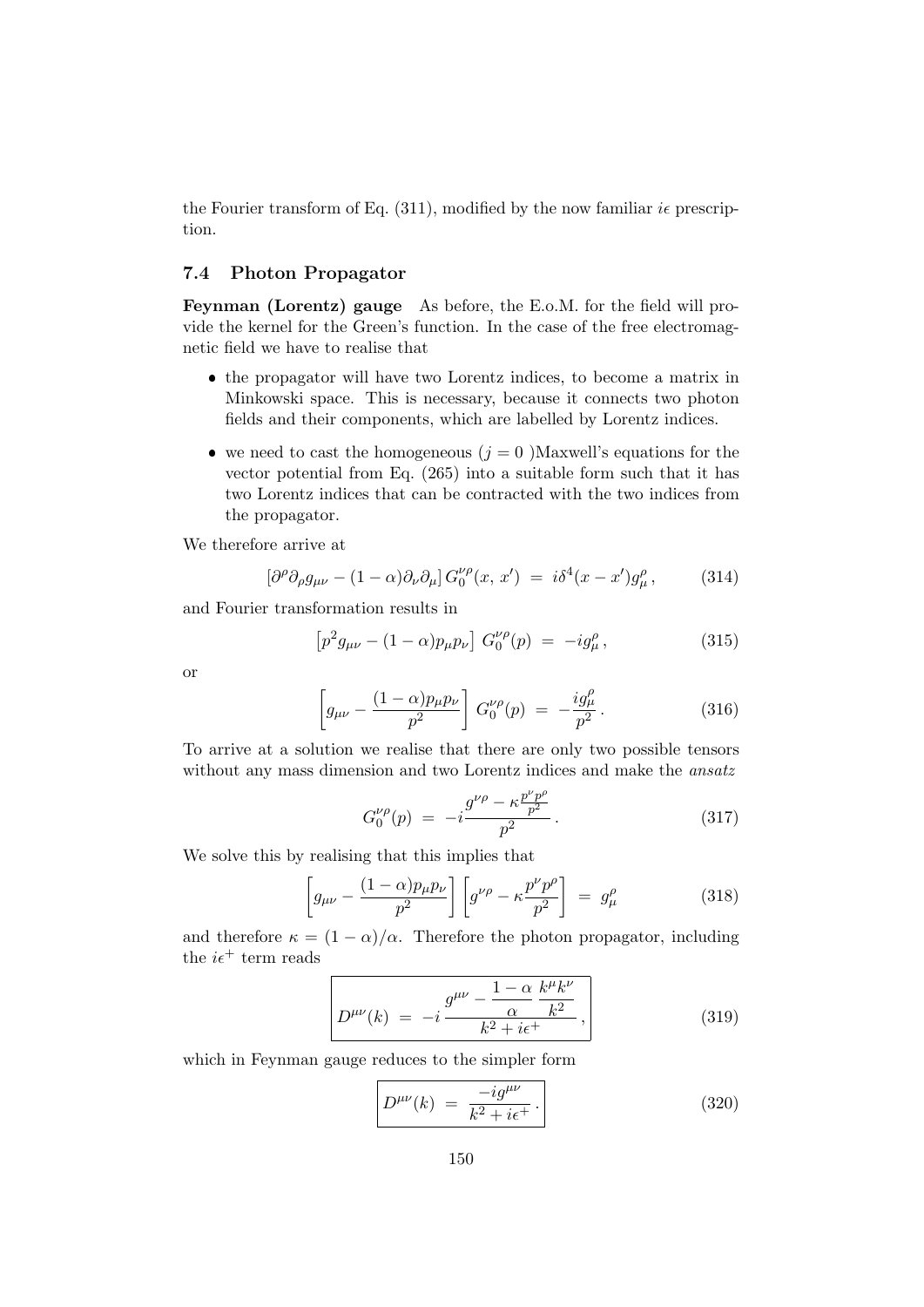the Fourier transform of Eq. (311), modified by the now familiar $i\epsilon$ prescription.

### 7.4 Photon Propagator

**Feynman (Lorentz) gauge** As before, the E.o.M. for the field will provide the kernel for the Green's function. In the case of the free electromagnetic field we have to realise that

- the propagator will have two Lorentz indices, to become a matrix in Minkowski space. This is necessary, because it connects two photon fields and their components, which are labelled by Lorentz indices.
- we need to cast the homogeneous ($j = 0$ )Maxwell's equations for the vector potential from Eq. (265) into a suitable form such that it has two Lorentz indices that can be contracted with the two indices from the propagator.

We therefore arrive at

$$\left[\partial^\rho\partial_\rho g_{\mu\nu} - (1-\alpha)\partial_\nu\partial_\mu\right] G_0^{\nu\rho}(x,\, x') \;=\; i\delta^4(x-x')g_\mu^\rho\,, \tag{314}$$

and Fourier transformation results in

$$\left[p^2 g_{\mu\nu} - (1-\alpha)p_\mu p_\nu\right]\, G_0^{\nu\rho}(p) \;=\; -ig_\mu^\rho\,, \tag{315}$$

or

$$\left[g_{\mu\nu} - \frac{(1-\alpha)p_\mu p_\nu}{p^2}\right]\, G_0^{\nu\rho}(p) \;=\; -\frac{ig_\mu^\rho}{p^2}\,. \tag{316}$$

To arrive at a solution we realise that there are only two possible tensors without any mass dimension and two Lorentz indices and make the *ansatz*

$$G_0^{\nu\rho}(p) \;=\; -i\frac{g^{\nu\rho} - \kappa\frac{p^\nu p^\rho}{p^2}}{p^2}\,. \tag{317}$$

We solve this by realising that this implies that

$$\left[g_{\mu\nu} - \frac{(1-\alpha)p_\mu p_\nu}{p^2}\right]\left[g^{\nu\rho} - \kappa\frac{p^\nu p^\rho}{p^2}\right] \;=\; g_\mu^\rho \tag{318}$$

and therefore $\kappa = (1-\alpha)/\alpha$. Therefore the photon propagator, including the $i\epsilon^+$ term reads

$$\boxed{D^{\mu\nu}(k) \;=\; -i\,\frac{g^{\mu\nu} - \dfrac{1-\alpha}{\alpha}\,\dfrac{k^\mu k^\nu}{k^2}}{k^2 + i\epsilon^+}\,,} \tag{319}$$

which in Feynman gauge reduces to the simpler form

$$\boxed{D^{\mu\nu}(k) \;=\; \frac{-ig^{\mu\nu}}{k^2 + i\epsilon^+}\,.} \tag{320}$$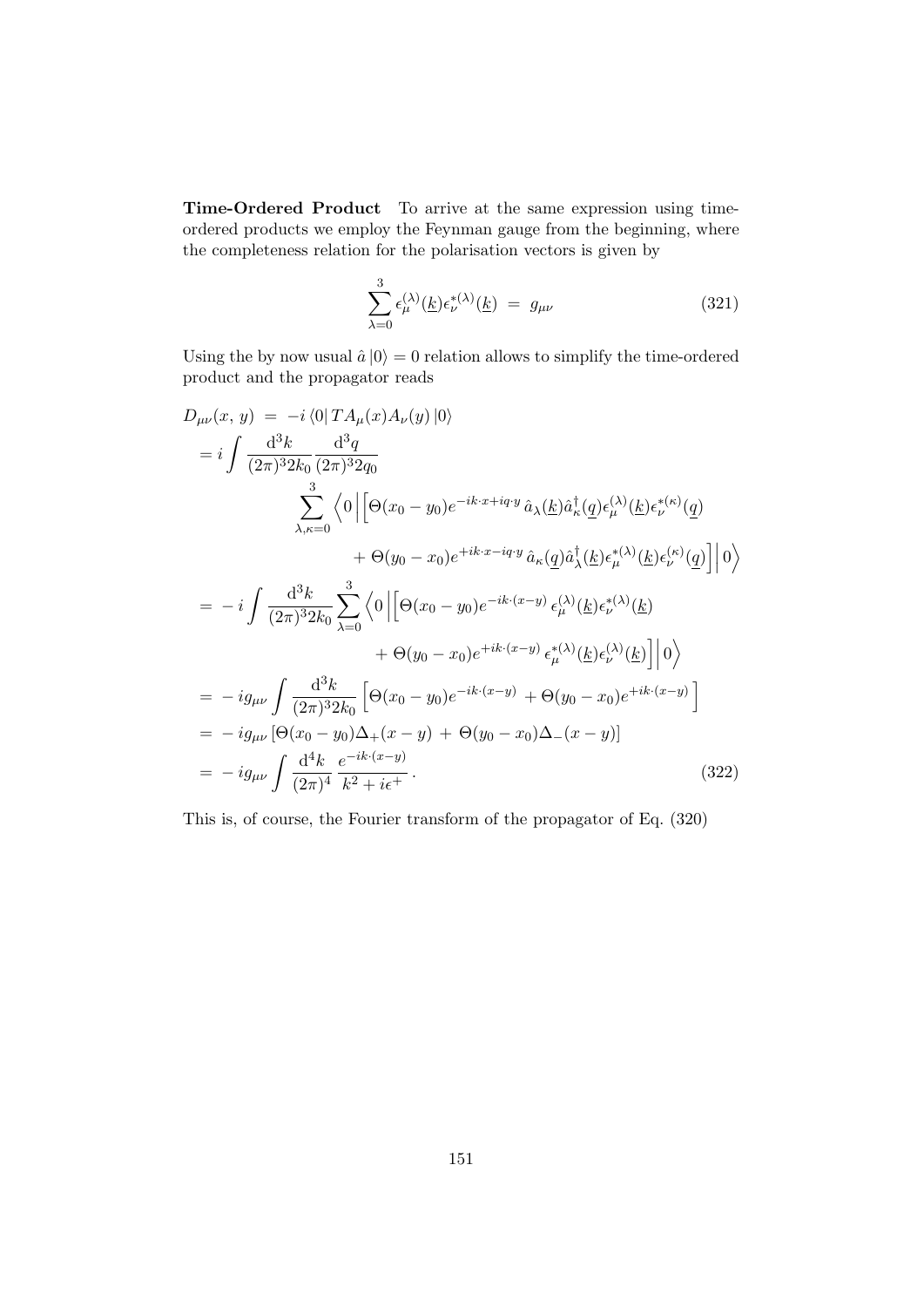**Time-Ordered Product** To arrive at the same expression using time-ordered products we employ the Feynman gauge from the beginning, where the completeness relation for the polarisation vectors is given by

$$\sum_{\lambda=0}^{3} \epsilon_\mu^{(\lambda)}(\underline{k})\epsilon_\nu^{*(\lambda)}(\underline{k}) \;=\; g_{\mu\nu} \tag{321}$$

Using the by now usual $\hat{a}\,|0\rangle = 0$ relation allows to simplify the time-ordered product and the propagator reads

$$\begin{aligned}
D_{\mu\nu}(x,\,y) \;&=\; -i\,\langle 0|\,TA_\mu(x)A_\nu(y)\,|0\rangle \\
&= i\int \frac{\mathrm{d}^3k}{(2\pi)^3 2k_0}\frac{\mathrm{d}^3q}{(2\pi)^3 2q_0} \\
&\qquad \sum_{\lambda,\kappa=0}^{3} \Big\langle 0\Big|\Big[\Theta(x_0-y_0)e^{-ik\cdot x+iq\cdot y}\,\hat{a}_\lambda(\underline{k})\hat{a}_\kappa^\dagger(\underline{q})\epsilon_\mu^{(\lambda)}(\underline{k})\epsilon_\nu^{*(\kappa)}(\underline{q}) \\
&\qquad\qquad + \Theta(y_0-x_0)e^{+ik\cdot x-iq\cdot y}\,\hat{a}_\kappa(\underline{q})\hat{a}_\lambda^\dagger(\underline{k})\epsilon_\mu^{*(\lambda)}(\underline{k})\epsilon_\nu^{(\kappa)}(\underline{q})\Big]\Big|0\Big\rangle \\
&=\; -i\int \frac{\mathrm{d}^3k}{(2\pi)^3 2k_0}\sum_{\lambda=0}^{3}\Big\langle 0\Big|\Big[\Theta(x_0-y_0)e^{-ik\cdot(x-y)}\,\epsilon_\mu^{(\lambda)}(\underline{k})\epsilon_\nu^{*(\lambda)}(\underline{k}) \\
&\qquad\qquad + \Theta(y_0-x_0)e^{+ik\cdot(x-y)}\,\epsilon_\mu^{*(\lambda)}(\underline{k})\epsilon_\nu^{(\lambda)}(\underline{k})\Big]\Big|0\Big\rangle \\
&=\; -ig_{\mu\nu}\int \frac{\mathrm{d}^3k}{(2\pi)^3 2k_0}\Big[\Theta(x_0-y_0)e^{-ik\cdot(x-y)} + \Theta(y_0-x_0)e^{+ik\cdot(x-y)}\Big] \\
&=\; -ig_{\mu\nu}\left[\Theta(x_0-y_0)\Delta_+(x-y) \,+\, \Theta(y_0-x_0)\Delta_-(x-y)\right] \\
&=\; -ig_{\mu\nu}\int \frac{\mathrm{d}^4k}{(2\pi)^4}\,\frac{e^{-ik\cdot(x-y)}}{k^2+i\epsilon^+}\,.
\end{aligned} \tag{322}$$

This is, of course, the Fourier transform of the propagator of Eq. (320)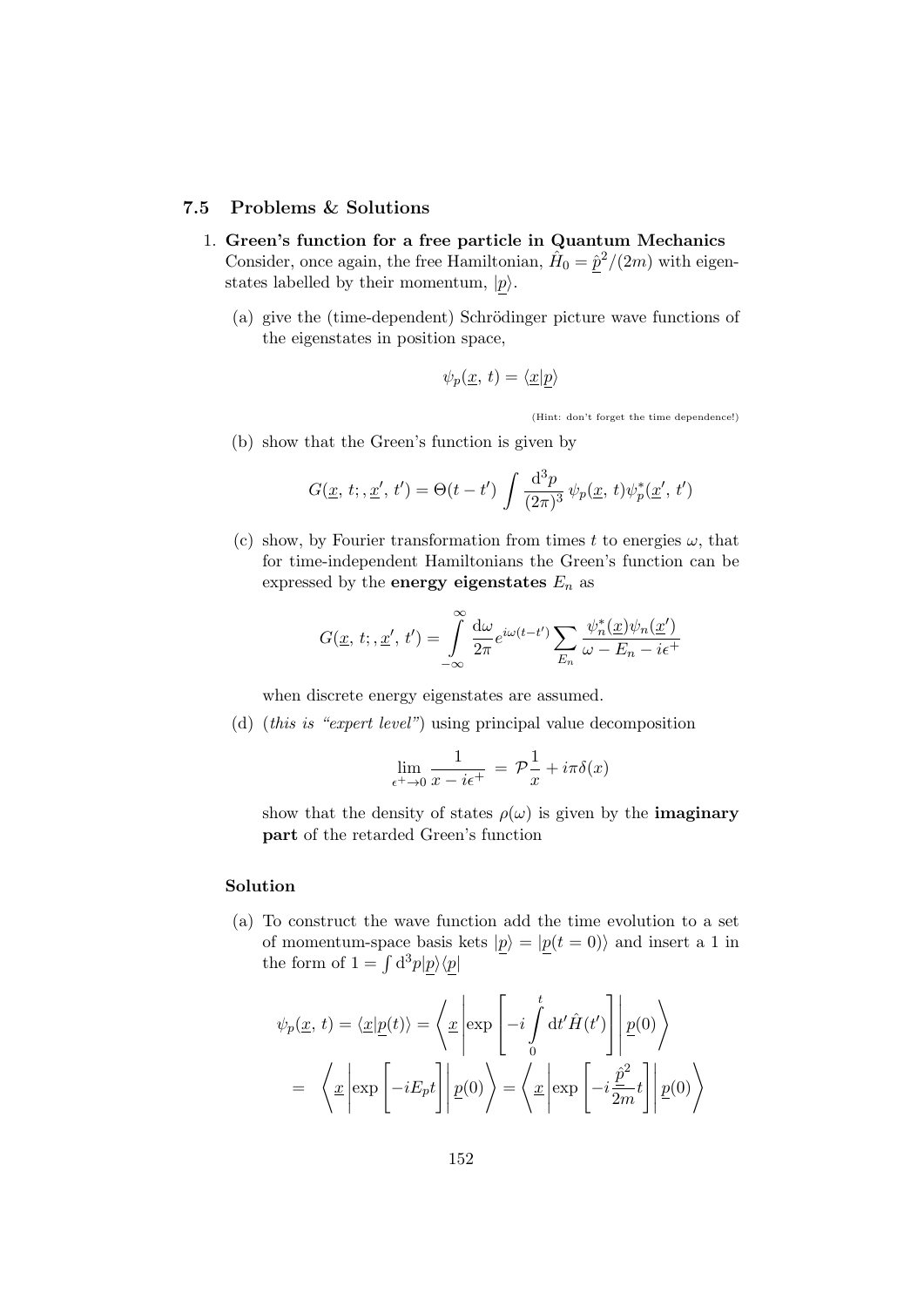### 7.5 Problems & Solutions

1. **Green's function for a free particle in Quantum Mechanics** Consider, once again, the free Hamiltonian, $\hat{H}_0 = \underline{\hat{p}}^2/(2m)$ with eigenstates labelled by their momentum, $|\underline{p}\rangle$.

   (a) give the (time-dependent) Schrödinger picture wave functions of the eigenstates in position space,

   $$\psi_p(\underline{x},\, t) = \langle \underline{x} | \underline{p} \rangle$$

   (Hint: don't forget the time dependence!)

   (b) show that the Green's function is given by

   $$G(\underline{x},\, t;, \underline{x}',\, t') = \Theta(t - t') \int \frac{\mathrm{d}^3 p}{(2\pi)^3}\, \psi_p(\underline{x},\, t) \psi_p^*(\underline{x}',\, t')$$

   (c) show, by Fourier transformation from times $t$ to energies $\omega$, that for time-independent Hamiltonians the Green's function can be expressed by the **energy eigenstates** $E_n$ as

   $$G(\underline{x},\, t;, \underline{x}',\, t') = \int\limits_{-\infty}^{\infty} \frac{\mathrm{d}\omega}{2\pi} e^{i\omega(t-t')} \sum_{E_n} \frac{\psi_n^*(\underline{x}) \psi_n(\underline{x}')}{\omega - E_n - i\epsilon^+}$$

   when discrete energy eigenstates are assumed.

   (d) (*this is "expert level"*) using principal value decomposition

   $$\lim_{\epsilon^+ \to 0} \frac{1}{x - i\epsilon^+} \;=\; \mathcal{P}\frac{1}{x} + i\pi\delta(x)$$

   show that the density of states $\rho(\omega)$ is given by the **imaginary part** of the retarded Green's function

#### Solution

(a) To construct the wave function add the time evolution to a set of momentum-space basis kets $|\underline{p}\rangle = |\underline{p}(t=0)\rangle$ and insert a 1 in the form of $1 = \int \mathrm{d}^3 p |\underline{p}\rangle\langle\underline{p}|$

$$\psi_p(\underline{x},\, t) = \langle \underline{x} | \underline{p}(t) \rangle = \left\langle \underline{x} \left| \exp\left[ -i \int\limits_0^t \mathrm{d}t' \hat{H}(t') \right] \right| \underline{p}(0) \right\rangle$$

$$= \;\; \left\langle \underline{x} \left| \exp\left[ -iE_p t \right] \right| \underline{p}(0) \right\rangle = \left\langle \underline{x} \left| \exp\left[ -i \frac{\underline{\hat{p}}^2}{2m} t \right] \right| \underline{p}(0) \right\rangle$$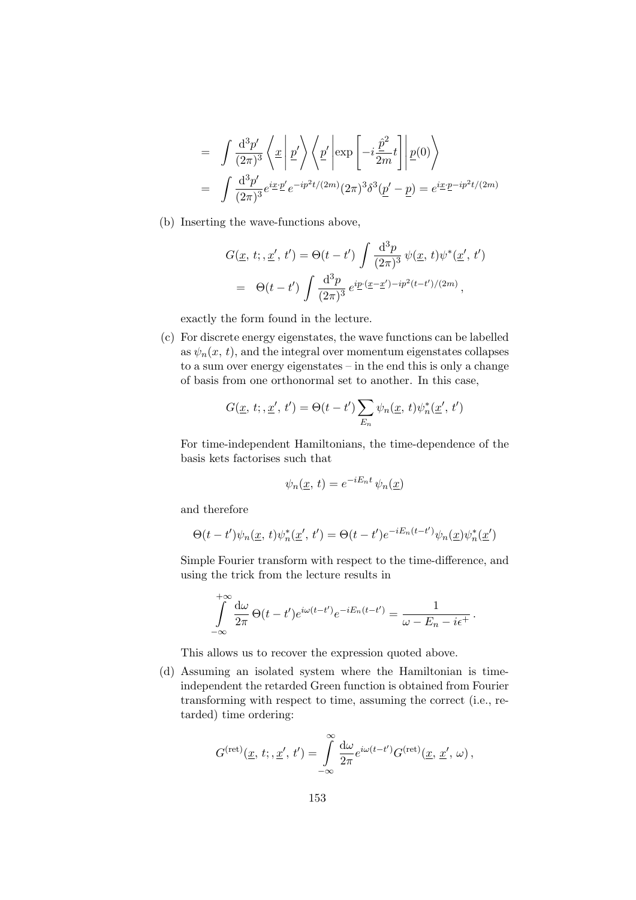$$= \int \frac{\mathrm{d}^3p'}{(2\pi)^3} \left\langle \underline{x} \,\middle|\, \underline{p}' \right\rangle \left\langle \underline{p}' \,\middle|\, \exp\left[-i\frac{\hat{\underline{p}}^2}{2m}t\right] \,\middle|\, \underline{p}(0) \right\rangle$$

$$= \int \frac{\mathrm{d}^3p'}{(2\pi)^3} e^{i\underline{x}\cdot\underline{p}'} e^{-ip^2t/(2m)} (2\pi)^3 \delta^3(\underline{p}' - \underline{p}) = e^{i\underline{x}\cdot\underline{p} - ip^2t/(2m)}$$

(b) Inserting the wave-functions above,

$$G(\underline{x},\, t;,\underline{x}',\, t') = \Theta(t-t') \int \frac{\mathrm{d}^3p}{(2\pi)^3}\, \psi(\underline{x},\, t)\psi^*(\underline{x}',\, t')$$

$$= \Theta(t-t') \int \frac{\mathrm{d}^3p}{(2\pi)^3}\, e^{i\underline{p}\cdot(\underline{x}-\underline{x}') - ip^2(t-t')/(2m)}\,,$$

exactly the form found in the lecture.

(c) For discrete energy eigenstates, the wave functions can be labelled as $\psi_n(x,\, t)$, and the integral over momentum eigenstates collapses to a sum over energy eigenstates – in the end this is only a change of basis from one orthonormal set to another. In this case,

$$G(\underline{x},\, t;,\underline{x}',\, t') = \Theta(t-t') \sum_{E_n} \psi_n(\underline{x},\, t)\psi_n^*(\underline{x}',\, t')$$

For time-independent Hamiltonians, the time-dependence of the basis kets factorises such that

$$\psi_n(\underline{x},\, t) = e^{-iE_nt}\,\psi_n(\underline{x})$$

and therefore

$$\Theta(t-t')\psi_n(\underline{x},\, t)\psi_n^*(\underline{x}',\, t') = \Theta(t-t')e^{-iE_n(t-t')}\psi_n(\underline{x})\psi_n^*(\underline{x}')$$

Simple Fourier transform with respect to the time-difference, and using the trick from the lecture results in

$$\int\limits_{-\infty}^{+\infty} \frac{\mathrm{d}\omega}{2\pi}\, \Theta(t-t')e^{i\omega(t-t')}e^{-iE_n(t-t')} = \frac{1}{\omega - E_n - i\epsilon^+}\,.$$

This allows us to recover the expression quoted above.

(d) Assuming an isolated system where the Hamiltonian is time-independent the retarded Green function is obtained from Fourier transforming with respect to time, assuming the correct (i.e., retarded) time ordering:

$$G^{(\mathrm{ret})}(\underline{x},\, t;,\underline{x}',\, t') = \int\limits_{-\infty}^{\infty} \frac{\mathrm{d}\omega}{2\pi} e^{i\omega(t-t')} G^{(\mathrm{ret})}(\underline{x},\, \underline{x}',\, \omega)\,,$$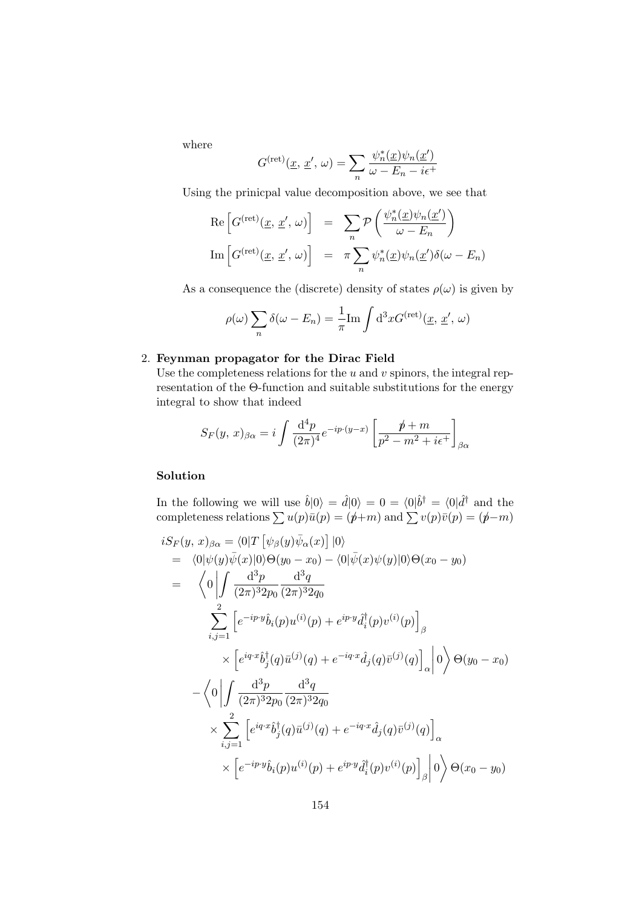where

$$G^{(\mathrm{ret})}(\underline{x},\,\underline{x}',\,\omega) = \sum_n \frac{\psi_n^*(\underline{x})\psi_n(\underline{x}')}{\omega - E_n - i\epsilon^+}$$

Using the prinicpal value decomposition above, we see that

$$\begin{aligned}
\mathrm{Re}\left[G^{(\mathrm{ret})}(\underline{x},\,\underline{x}',\,\omega)\right] &= \sum_n \mathcal{P}\left(\frac{\psi_n^*(\underline{x})\psi_n(\underline{x}')}{\omega - E_n}\right) \\
\mathrm{Im}\left[G^{(\mathrm{ret})}(\underline{x},\,\underline{x}',\,\omega)\right] &= \pi\sum_n \psi_n^*(\underline{x})\psi_n(\underline{x}')\delta(\omega - E_n)
\end{aligned}$$

As a consequence the (discrete) density of states $\rho(\omega)$ is given by

$$\rho(\omega)\sum_n \delta(\omega - E_n) = \frac{1}{\pi}\mathrm{Im}\int \mathrm{d}^3x G^{(\mathrm{ret})}(\underline{x},\,\underline{x}',\,\omega)$$

2. **Feynman propagator for the Dirac Field**
Use the completeness relations for the $u$ and $v$ spinors, the integral representation of the $\Theta$-function and suitable substitutions for the energy integral to show that indeed

$$S_F(y,\,x)_{\beta\alpha} = i\int \frac{\mathrm{d}^4p}{(2\pi)^4}e^{-ip\cdot(y-x)}\left[\frac{\not{p}+m}{p^2-m^2+i\epsilon^+}\right]_{\beta\alpha}$$

**Solution**

In the following we will use $\hat{b}|0\rangle = \hat{d}|0\rangle = 0 = \langle 0|\hat{b}^\dagger = \langle 0|\hat{d}^\dagger$ and the completeness relations $\sum u(p)\bar{u}(p) = (\not{p}+m)$ and $\sum v(p)\bar{v}(p) = (\not{p}-m)$

$$\begin{aligned}
&iS_F(y,\,x)_{\beta\alpha} = \langle 0|T\left[\psi_\beta(y)\bar{\psi}_\alpha(x)\right]|0\rangle \\
&= \langle 0|\psi(y)\bar{\psi}(x)|0\rangle\Theta(y_0 - x_0) - \langle 0|\bar{\psi}(x)\psi(y)|0\rangle\Theta(x_0 - y_0) \\
&= \Bigg\langle 0\Bigg|\int \frac{\mathrm{d}^3p}{(2\pi)^3 2p_0}\frac{\mathrm{d}^3q}{(2\pi)^3 2q_0} \\
&\qquad \sum_{i,j=1}^{2}\left[e^{-ip\cdot y}\hat{b}_i(p)u^{(i)}(p) + e^{ip\cdot y}\hat{d}_i^\dagger(p)v^{(i)}(p)\right]_\beta \\
&\qquad\qquad \times\left[e^{iq\cdot x}\hat{b}_j^\dagger(q)\bar{u}^{(j)}(q) + e^{-iq\cdot x}\hat{d}_j(q)\bar{v}^{(j)}(q)\right]_\alpha\Bigg|0\Bigg\rangle\Theta(y_0 - x_0) \\
&\quad - \Bigg\langle 0\Bigg|\int \frac{\mathrm{d}^3p}{(2\pi)^3 2p_0}\frac{\mathrm{d}^3q}{(2\pi)^3 2q_0} \\
&\qquad \times\sum_{i,j=1}^{2}\left[e^{iq\cdot x}\hat{b}_j^\dagger(q)\bar{u}^{(j)}(q) + e^{-iq\cdot x}\hat{d}_j(q)\bar{v}^{(j)}(q)\right]_\alpha \\
&\qquad\qquad \times\left[e^{-ip\cdot y}\hat{b}_i(p)u^{(i)}(p) + e^{ip\cdot y}\hat{d}_i^\dagger(p)v^{(i)}(p)\right]_\beta\Bigg|0\Bigg\rangle\Theta(x_0 - y_0)
\end{aligned}$$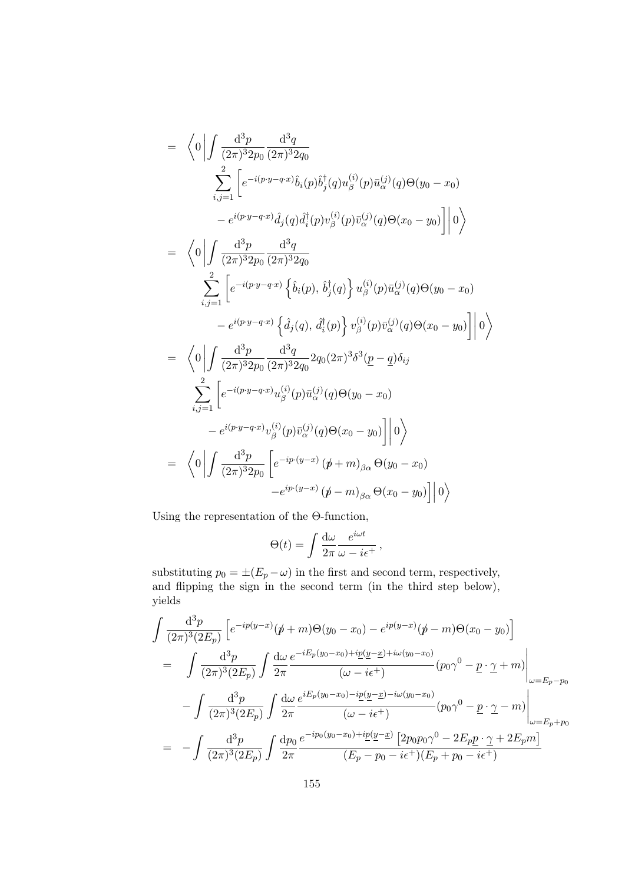$$
\begin{aligned}
= \; & \left\langle 0 \middle| \int \frac{\mathrm{d}^3p}{(2\pi)^3 2p_0} \frac{\mathrm{d}^3q}{(2\pi)^3 2q_0} \right. \\
& \sum_{i,j=1}^{2} \left[ e^{-i(p\cdot y - q\cdot x)} \hat{b}_i(p) \hat{b}_j^\dagger(q) u_\beta^{(i)}(p) \bar{u}_\alpha^{(j)}(q) \Theta(y_0 - x_0) \right. \\
& \left. \left. - \, e^{i(p\cdot y - q\cdot x)} \hat{d}_j(q) \hat{d}_i^\dagger(p) v_\beta^{(i)}(p) \bar{v}_\alpha^{(j)}(q) \Theta(x_0 - y_0) \right] \middle| 0 \right\rangle \\
= \; & \left\langle 0 \middle| \int \frac{\mathrm{d}^3p}{(2\pi)^3 2p_0} \frac{\mathrm{d}^3q}{(2\pi)^3 2q_0} \right. \\
& \sum_{i,j=1}^{2} \left[ e^{-i(p\cdot y - q\cdot x)} \left\{ \hat{b}_i(p), \, \hat{b}_j^\dagger(q) \right\} u_\beta^{(i)}(p) \bar{u}_\alpha^{(j)}(q) \Theta(y_0 - x_0) \right. \\
& \left. \left. - \, e^{i(p\cdot y - q\cdot x)} \left\{ \hat{d}_j(q), \, \hat{d}_i^\dagger(p) \right\} v_\beta^{(i)}(p) \bar{v}_\alpha^{(j)}(q) \Theta(x_0 - y_0) \right] \middle| 0 \right\rangle \\
= \; & \left\langle 0 \middle| \int \frac{\mathrm{d}^3p}{(2\pi)^3 2p_0} \frac{\mathrm{d}^3q}{(2\pi)^3 2q_0} 2q_0 (2\pi)^3 \delta^3(\underline{p} - \underline{q}) \delta_{ij} \right. \\
& \sum_{i,j=1}^{2} \left[ e^{-i(p\cdot y - q\cdot x)} u_\beta^{(i)}(p) \bar{u}_\alpha^{(j)}(q) \Theta(y_0 - x_0) \right. \\
& \left. \left. - \, e^{i(p\cdot y - q\cdot x)} v_\beta^{(i)}(p) \bar{v}_\alpha^{(j)}(q) \Theta(x_0 - y_0) \right] \middle| 0 \right\rangle \\
= \; & \left\langle 0 \middle| \int \frac{\mathrm{d}^3p}{(2\pi)^3 2p_0} \left[ e^{-ip\cdot(y-x)} \left( \not{p} + m \right)_{\beta\alpha} \Theta(y_0 - x_0) \right. \right. \\
& \left. \left. - e^{ip\cdot(y-x)} \left( \not{p} - m \right)_{\beta\alpha} \Theta(x_0 - y_0) \right] \middle| 0 \right\rangle
\end{aligned}
$$

Using the representation of the $\Theta$-function,

$$
\Theta(t) = \int \frac{\mathrm{d}\omega}{2\pi} \frac{e^{i\omega t}}{\omega - i\epsilon^+} \, ,
$$

substituting $p_0 = \pm(E_p - \omega)$ in the first and second term, respectively, and flipping the sign in the second term (in the third step below), yields

$$
\begin{aligned}
& \int \frac{\mathrm{d}^3p}{(2\pi)^3(2E_p)} \left[ e^{-ip(y-x)}(\not{p} + m)\Theta(y_0 - x_0) - e^{ip(y-x)}(\not{p} - m)\Theta(x_0 - y_0) \right] \\
= \; & \int \frac{\mathrm{d}^3p}{(2\pi)^3(2E_p)} \int \frac{\mathrm{d}\omega}{2\pi} \frac{e^{-iE_p(y_0 - x_0) + i\underline{p}(\underline{y} - \underline{x}) + i\omega(y_0 - x_0)}}{(\omega - i\epsilon^+)} (p_0\gamma^0 - \underline{p}\cdot\underline{\gamma} + m) \bigg|_{\omega = E_p - p_0} \\
& - \int \frac{\mathrm{d}^3p}{(2\pi)^3(2E_p)} \int \frac{\mathrm{d}\omega}{2\pi} \frac{e^{iE_p(y_0 - x_0) - i\underline{p}(\underline{y} - \underline{x}) - i\omega(y_0 - x_0)}}{(\omega - i\epsilon^+)} (p_0\gamma^0 - \underline{p}\cdot\underline{\gamma} - m) \bigg|_{\omega = E_p + p_0} \\
= \; & - \int \frac{\mathrm{d}^3p}{(2\pi)^3(2E_p)} \int \frac{\mathrm{d}p_0}{2\pi} \frac{e^{-ip_0(y_0 - x_0) + i\underline{p}(\underline{y} - \underline{x})} \left[ 2p_0 p_0 \gamma^0 - 2E_p \underline{p}\cdot\underline{\gamma} + 2E_p m \right]}{(E_p - p_0 - i\epsilon^+)(E_p + p_0 - i\epsilon^+)}
\end{aligned}
$$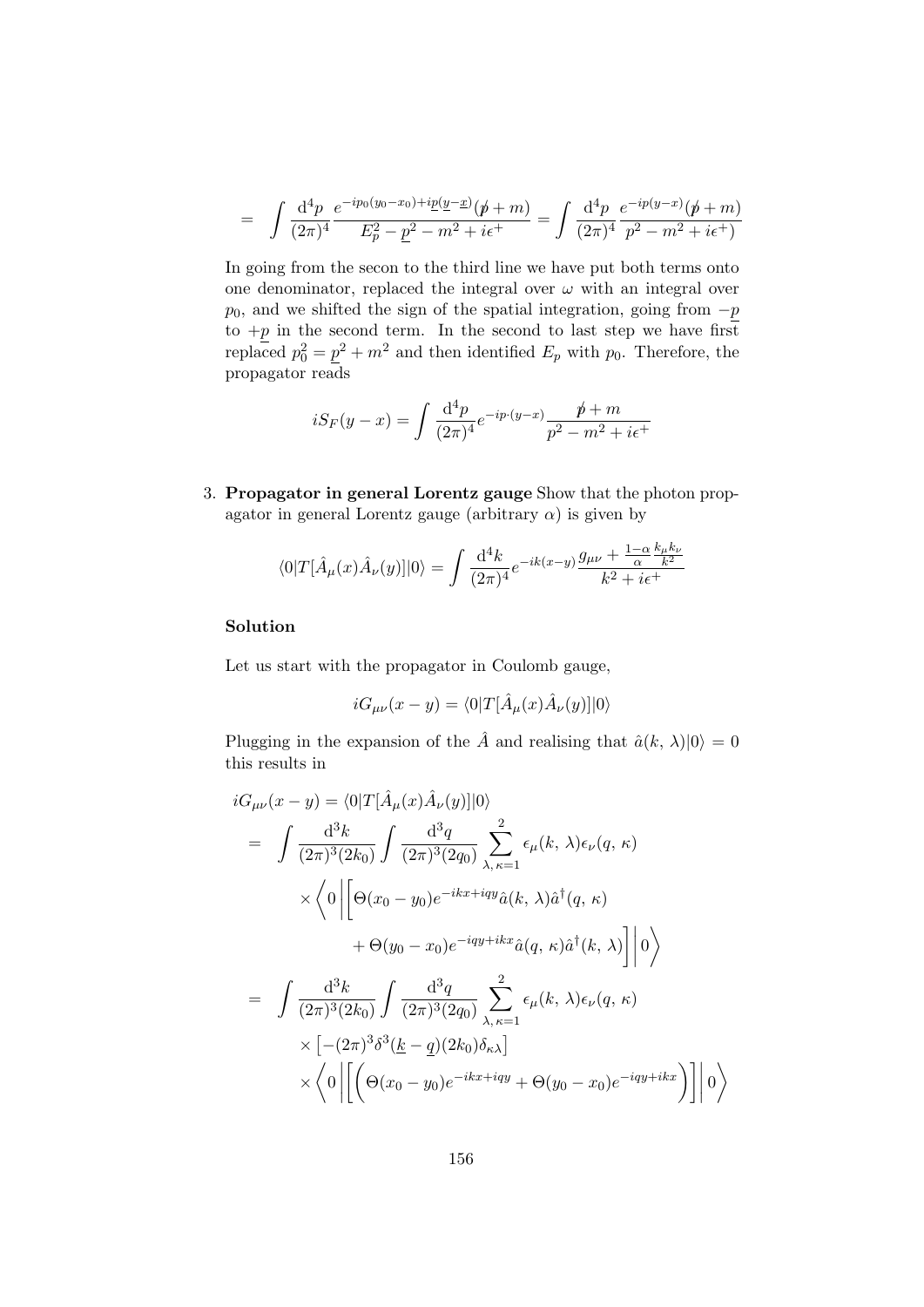$$= \int \frac{\mathrm{d}^4 p}{(2\pi)^4} \frac{e^{-ip_0(y_0-x_0)+i\underline{p}(\underline{y}-\underline{x})}(\not{p}+m)}{E_p^2 - \underline{p}^2 - m^2 + i\epsilon^+} = \int \frac{\mathrm{d}^4 p}{(2\pi)^4} \frac{e^{-ip(y-x)}(\not{p}+m)}{p^2 - m^2 + i\epsilon^+)}$$

In going from the secon to the third line we have put both terms onto one denominator, replaced the integral over $\omega$ with an integral over $p_0$, and we shifted the sign of the spatial integration, going from $-\underline{p}$ to $+\underline{p}$ in the second term. In the second to last step we have first replaced $p_0^2 = \underline{p}^2 + m^2$ and then identified $E_p$ with $p_0$. Therefore, the propagator reads

$$iS_F(y-x) = \int \frac{\mathrm{d}^4 p}{(2\pi)^4} e^{-ip\cdot(y-x)} \frac{\not{p}+m}{p^2 - m^2 + i\epsilon^+}$$

3. **Propagator in general Lorentz gauge** Show that the photon propagator in general Lorentz gauge (arbitrary $\alpha$) is given by

$$\langle 0|T[\hat{A}_\mu(x)\hat{A}_\nu(y)]|0\rangle = \int \frac{\mathrm{d}^4 k}{(2\pi)^4} e^{-ik(x-y)} \frac{g_{\mu\nu} + \frac{1-\alpha}{\alpha}\frac{k_\mu k_\nu}{k^2}}{k^2 + i\epsilon^+}$$

**Solution**

Let us start with the propagator in Coulomb gauge,

$$iG_{\mu\nu}(x-y) = \langle 0|T[\hat{A}_\mu(x)\hat{A}_\nu(y)]|0\rangle$$

Plugging in the expansion of the $\hat{A}$ and realising that $\hat{a}(k,\lambda)|0\rangle = 0$ this results in

$$\begin{aligned}
iG_{\mu\nu}(x-y) &= \langle 0|T[\hat{A}_\mu(x)\hat{A}_\nu(y)]|0\rangle \\
&= \int \frac{\mathrm{d}^3 k}{(2\pi)^3(2k_0)} \int \frac{\mathrm{d}^3 q}{(2\pi)^3(2q_0)} \sum_{\lambda,\kappa=1}^{2} \epsilon_\mu(k,\lambda)\epsilon_\nu(q,\kappa) \\
&\quad \times \Bigg\langle 0 \Bigg| \Big[ \Theta(x_0-y_0)e^{-ikx+iqy}\hat{a}(k,\lambda)\hat{a}^\dagger(q,\kappa) \\
&\qquad + \Theta(y_0-x_0)e^{-iqy+ikx}\hat{a}(q,\kappa)\hat{a}^\dagger(k,\lambda) \Big] \Bigg| 0 \Bigg\rangle \\
&= \int \frac{\mathrm{d}^3 k}{(2\pi)^3(2k_0)} \int \frac{\mathrm{d}^3 q}{(2\pi)^3(2q_0)} \sum_{\lambda,\kappa=1}^{2} \epsilon_\mu(k,\lambda)\epsilon_\nu(q,\kappa) \\
&\quad \times \left[-(2\pi)^3\delta^3(\underline{k}-\underline{q})(2k_0)\delta_{\kappa\lambda}\right] \\
&\quad \times \Bigg\langle 0 \Bigg| \Big[ \Big( \Theta(x_0-y_0)e^{-ikx+iqy} + \Theta(y_0-x_0)e^{-iqy+ikx} \Big) \Big] \Bigg| 0 \Bigg\rangle
\end{aligned}$$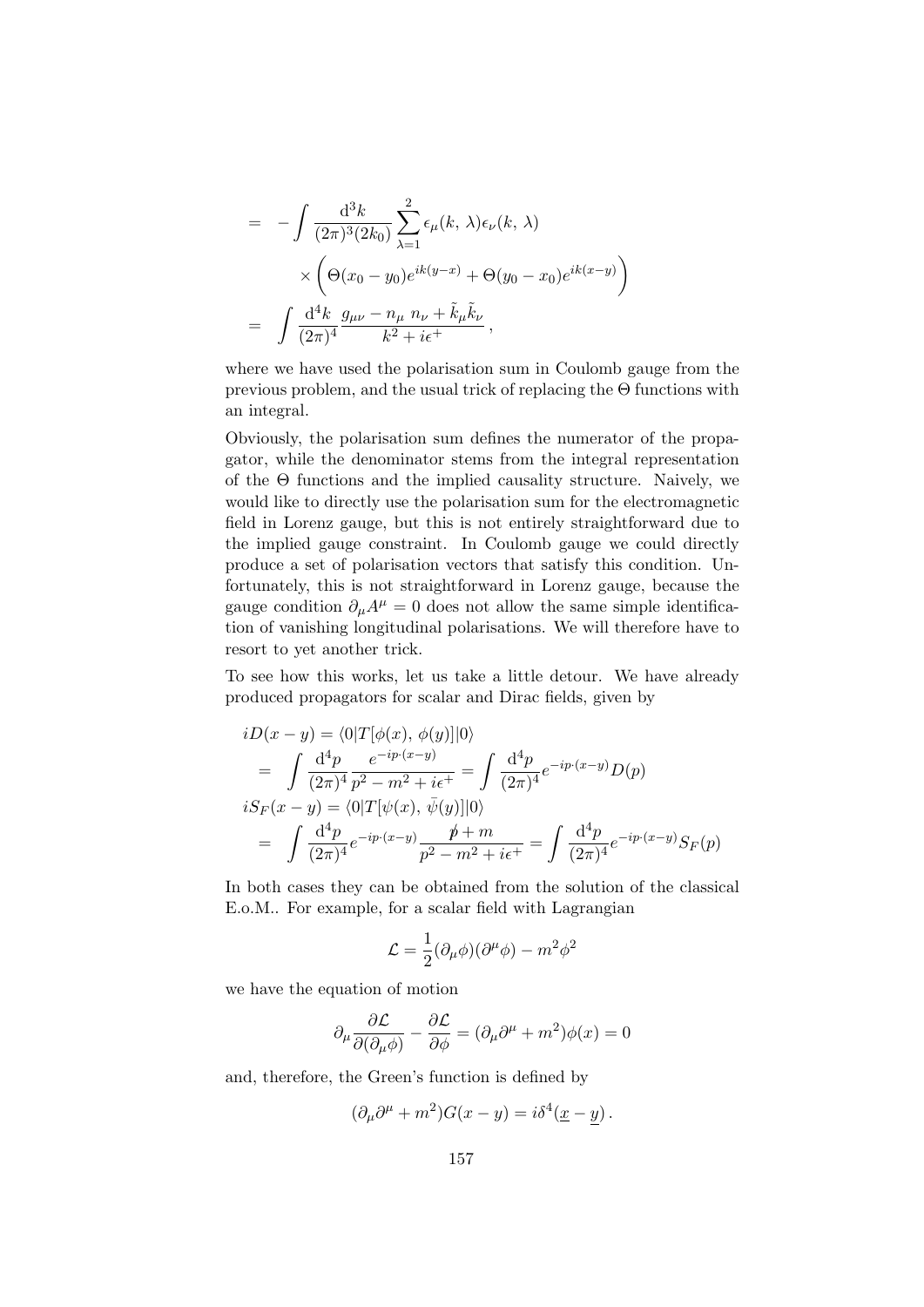$$
\begin{aligned}
&= -\int \frac{\mathrm{d}^3k}{(2\pi)^3(2k_0)} \sum_{\lambda=1}^{2} \epsilon_\mu(k,\,\lambda)\epsilon_\nu(k,\,\lambda) \\
&\qquad \times \left( \Theta(x_0-y_0)e^{ik(y-x)} + \Theta(y_0-x_0)e^{ik(x-y)} \right) \\
&= \int \frac{\mathrm{d}^4k}{(2\pi)^4} \frac{g_{\mu\nu} - n_\mu\, n_\nu + \tilde{k}_\mu \tilde{k}_\nu}{k^2 + i\epsilon^+}\,,
\end{aligned}
$$

where we have used the polarisation sum in Coulomb gauge from the previous problem, and the usual trick of replacing the $\Theta$ functions with an integral.

Obviously, the polarisation sum defines the numerator of the propagator, while the denominator stems from the integral representation of the $\Theta$ functions and the implied causality structure. Naively, we would like to directly use the polarisation sum for the electromagnetic field in Lorenz gauge, but this is not entirely straightforward due to the implied gauge constraint. In Coulomb gauge we could directly produce a set of polarisation vectors that satisfy this condition. Unfortunately, this is not straightforward in Lorenz gauge, because the gauge condition $\partial_\mu A^\mu = 0$ does not allow the same simple identification of vanishing longitudinal polarisations. We will therefore have to resort to yet another trick.

To see how this works, let us take a little detour. We have already produced propagators for scalar and Dirac fields, given by

$$
\begin{aligned}
&iD(x-y) = \langle 0|T[\phi(x),\,\phi(y)]|0\rangle \\
&= \int \frac{\mathrm{d}^4p}{(2\pi)^4} \frac{e^{-ip\cdot(x-y)}}{p^2 - m^2 + i\epsilon^+} = \int \frac{\mathrm{d}^4p}{(2\pi)^4} e^{-ip\cdot(x-y)} D(p) \\
&iS_F(x-y) = \langle 0|T[\psi(x),\,\bar{\psi}(y)]|0\rangle \\
&= \int \frac{\mathrm{d}^4p}{(2\pi)^4} e^{-ip\cdot(x-y)} \frac{\not{p} + m}{p^2 - m^2 + i\epsilon^+} = \int \frac{\mathrm{d}^4p}{(2\pi)^4} e^{-ip\cdot(x-y)} S_F(p)
\end{aligned}
$$

In both cases they can be obtained from the solution of the classical E.o.M.. For example, for a scalar field with Lagrangian

$$
\mathcal{L} = \frac{1}{2}(\partial_\mu\phi)(\partial^\mu\phi) - m^2\phi^2
$$

we have the equation of motion

$$
\partial_\mu \frac{\partial\mathcal{L}}{\partial(\partial_\mu\phi)} - \frac{\partial\mathcal{L}}{\partial\phi} = (\partial_\mu\partial^\mu + m^2)\phi(x) = 0
$$

and, therefore, the Green's function is defined by

$$
(\partial_\mu\partial^\mu + m^2)G(x-y) = i\delta^4(\underline{x} - \underline{y})\,.
$$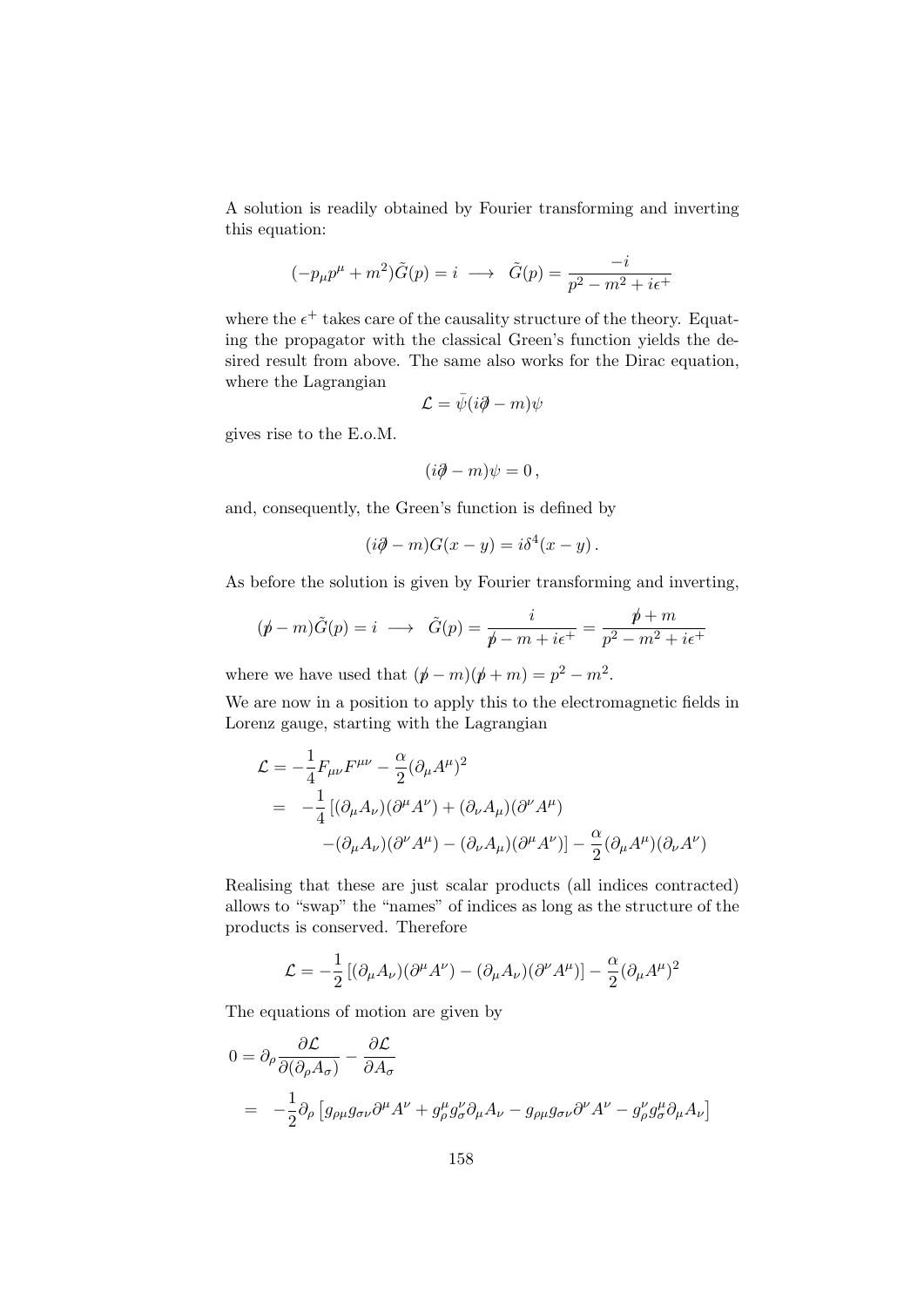A solution is readily obtained by Fourier transforming and inverting this equation:

$$(-p_\mu p^\mu + m^2)\tilde{G}(p) = i \;\longrightarrow\; \tilde{G}(p) = \frac{-i}{p^2 - m^2 + i\epsilon^+}$$

where the $\epsilon^+$ takes care of the causality structure of the theory. Equating the propagator with the classical Green's function yields the desired result from above. The same also works for the Dirac equation, where the Lagrangian

$$\mathcal{L} = \bar{\psi}(i\partial\!\!\!/ - m)\psi$$

gives rise to the E.o.M.

$$(i\partial\!\!\!/ - m)\psi = 0\,,$$

and, consequently, the Green's function is defined by

$$(i\partial\!\!\!/ - m)G(x-y) = i\delta^4(x-y)\,.$$

As before the solution is given by Fourier transforming and inverting,

$$(p\!\!\!/ - m)\tilde{G}(p) = i \;\longrightarrow\; \tilde{G}(p) = \frac{i}{p\!\!\!/ - m + i\epsilon^+} = \frac{p\!\!\!/ + m}{p^2 - m^2 + i\epsilon^+}$$

where we have used that $(p\!\!\!/ - m)(p\!\!\!/ + m) = p^2 - m^2$.

We are now in a position to apply this to the electromagnetic fields in Lorenz gauge, starting with the Lagrangian

$$\begin{aligned}
\mathcal{L} &= -\frac{1}{4}F_{\mu\nu}F^{\mu\nu} - \frac{\alpha}{2}(\partial_\mu A^\mu)^2 \\
&= \; -\frac{1}{4}\left[(\partial_\mu A_\nu)(\partial^\mu A^\nu) + (\partial_\nu A_\mu)(\partial^\nu A^\mu)\right. \\
&\qquad \left. -(\partial_\mu A_\nu)(\partial^\nu A^\mu) - (\partial_\nu A_\mu)(\partial^\mu A^\nu)\right] - \frac{\alpha}{2}(\partial_\mu A^\mu)(\partial_\nu A^\nu)
\end{aligned}$$

Realising that these are just scalar products (all indices contracted) allows to "swap" the "names" of indices as long as the structure of the products is conserved. Therefore

$$\mathcal{L} = -\frac{1}{2}\left[(\partial_\mu A_\nu)(\partial^\mu A^\nu) - (\partial_\mu A_\nu)(\partial^\nu A^\mu)\right] - \frac{\alpha}{2}(\partial_\mu A^\mu)^2$$

The equations of motion are given by

$$\begin{aligned}
0 &= \partial_\rho \frac{\partial \mathcal{L}}{\partial(\partial_\rho A_\sigma)} - \frac{\partial \mathcal{L}}{\partial A_\sigma} \\
&= \; -\frac{1}{2}\partial_\rho\left[g_{\rho\mu}g_{\sigma\nu}\partial^\mu A^\nu + g^\mu_\rho g^\nu_\sigma \partial_\mu A_\nu - g_{\rho\mu}g_{\sigma\nu}\partial^\nu A^\nu - g^\nu_\rho g^\mu_\sigma \partial_\mu A_\nu\right]
\end{aligned}$$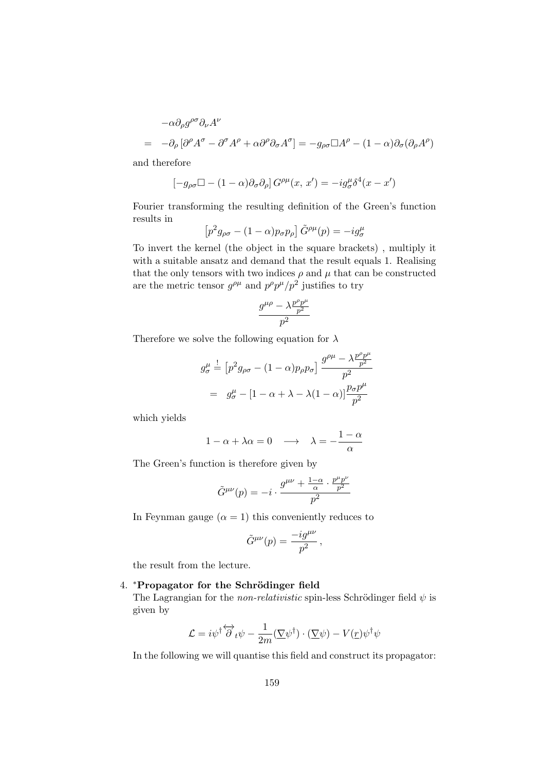$$-\alpha\partial_\rho g^{\rho\sigma}\partial_\nu A^\nu$$

$$= -\partial_\rho\left[\partial^\rho A^\sigma - \partial^\sigma A^\rho + \alpha\partial^\rho\partial_\sigma A^\sigma\right] = -g_{\rho\sigma}\Box A^\rho - (1-\alpha)\partial_\sigma(\partial_\rho A^\rho)$$

and therefore

$$\left[-g_{\rho\sigma}\Box - (1-\alpha)\partial_\sigma\partial_\rho\right] G^{\rho\mu}(x,\, x') = -ig^\mu_\sigma\delta^4(x-x')$$

Fourier transforming the resulting definition of the Green's function results in

$$\left[p^2 g_{\rho\sigma} - (1-\alpha)p_\sigma p_\rho\right]\tilde{G}^{\rho\mu}(p) = -ig^\mu_\sigma$$

To invert the kernel (the object in the square brackets) , multiply it with a suitable ansatz and demand that the result equals 1. Realising that the only tensors with two indices $\rho$ and $\mu$ that can be constructed are the metric tensor $g^{\rho\mu}$ and $p^\rho p^\mu/p^2$ justifies to try

$$\frac{g^{\mu\rho} - \lambda\frac{p^\rho p^\mu}{p^2}}{p^2}$$

Therefore we solve the following equation for $\lambda$

$$g^\mu_\sigma \stackrel{!}{=} \left[p^2 g_{\rho\sigma} - (1-\alpha)p_\rho p_\sigma\right]\frac{g^{\rho\mu} - \lambda\frac{p^\rho p^\mu}{p^2}}{p^2}$$

$$= g^\mu_\sigma - \left[1-\alpha+\lambda-\lambda(1-\alpha)\right]\frac{p_\sigma p^\mu}{p^2}$$

which yields

$$1-\alpha+\lambda\alpha = 0 \quad\longrightarrow\quad \lambda = -\frac{1-\alpha}{\alpha}$$

The Green's function is therefore given by

$$\tilde{G}^{\mu\nu}(p) = -i\cdot\frac{g^{\mu\nu} + \frac{1-\alpha}{\alpha}\cdot\frac{p^\mu p^\nu}{p^2}}{p^2}$$

In Feynman gauge ($\alpha = 1$) this conveniently reduces to

$$\tilde{G}^{\mu\nu}(p) = \frac{-ig^{\mu\nu}}{p^2}\,,$$

the result from the lecture.

4. ***Propagator for the Schrödinger field**

The Lagrangian for the *non-relativistic* spin-less Schrödinger field $\psi$ is given by

$$\mathcal{L} = i\psi^\dagger\overleftrightarrow{\partial}_t\psi - \frac{1}{2m}(\underline{\nabla}\psi^\dagger)\cdot(\underline{\nabla}\psi) - V(\underline{r})\psi^\dagger\psi$$

In the following we will quantise this field and construct its propagator: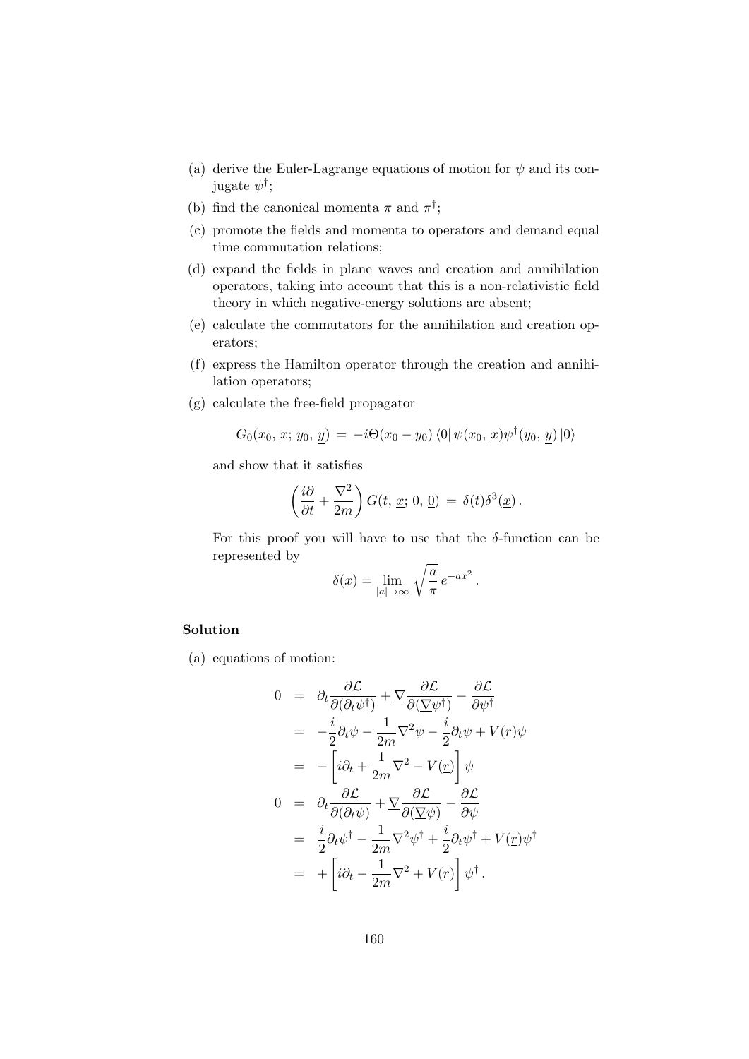(a) derive the Euler-Lagrange equations of motion for $\psi$ and its conjugate $\psi^\dagger$;

(b) find the canonical momenta $\pi$ and $\pi^\dagger$;

(c) promote the fields and momenta to operators and demand equal time commutation relations;

(d) expand the fields in plane waves and creation and annihilation operators, taking into account that this is a non-relativistic field theory in which negative-energy solutions are absent;

(e) calculate the commutators for the annihilation and creation operators;

(f) express the Hamilton operator through the creation and annihilation operators;

(g) calculate the free-field propagator

$$G_0(x_0,\, \underline{x};\, y_0,\, \underline{y}) \,=\, -i\Theta(x_0 - y_0)\, \langle 0|\, \psi(x_0,\, \underline{x})\psi^\dagger(y_0,\, \underline{y})\, |0\rangle$$

and show that it satisfies

$$\left(\frac{i\partial}{\partial t} + \frac{\nabla^2}{2m}\right) G(t,\, \underline{x};\, 0,\, \underline{0}) \,=\, \delta(t)\delta^3(\underline{x})\,.$$

For this proof you will have to use that the $\delta$-function can be represented by

$$\delta(x) = \lim_{|a|\to\infty} \sqrt{\frac{a}{\pi}}\, e^{-ax^2}\,.$$

**Solution**

(a) equations of motion:

$$\begin{aligned}
0 &= \partial_t \frac{\partial \mathcal{L}}{\partial(\partial_t \psi^\dagger)} + \underline{\nabla}\frac{\partial \mathcal{L}}{\partial(\underline{\nabla}\psi^\dagger)} - \frac{\partial \mathcal{L}}{\partial \psi^\dagger} \\
&= -\frac{i}{2}\partial_t\psi - \frac{1}{2m}\nabla^2\psi - \frac{i}{2}\partial_t\psi + V(\underline{r})\psi \\
&= -\left[i\partial_t + \frac{1}{2m}\nabla^2 - V(\underline{r})\right]\psi \\
0 &= \partial_t \frac{\partial \mathcal{L}}{\partial(\partial_t \psi)} + \underline{\nabla}\frac{\partial \mathcal{L}}{\partial(\underline{\nabla}\psi)} - \frac{\partial \mathcal{L}}{\partial \psi} \\
&= \frac{i}{2}\partial_t\psi^\dagger - \frac{1}{2m}\nabla^2\psi^\dagger + \frac{i}{2}\partial_t\psi^\dagger + V(\underline{r})\psi^\dagger \\
&= +\left[i\partial_t - \frac{1}{2m}\nabla^2 + V(\underline{r})\right]\psi^\dagger\,.
\end{aligned}$$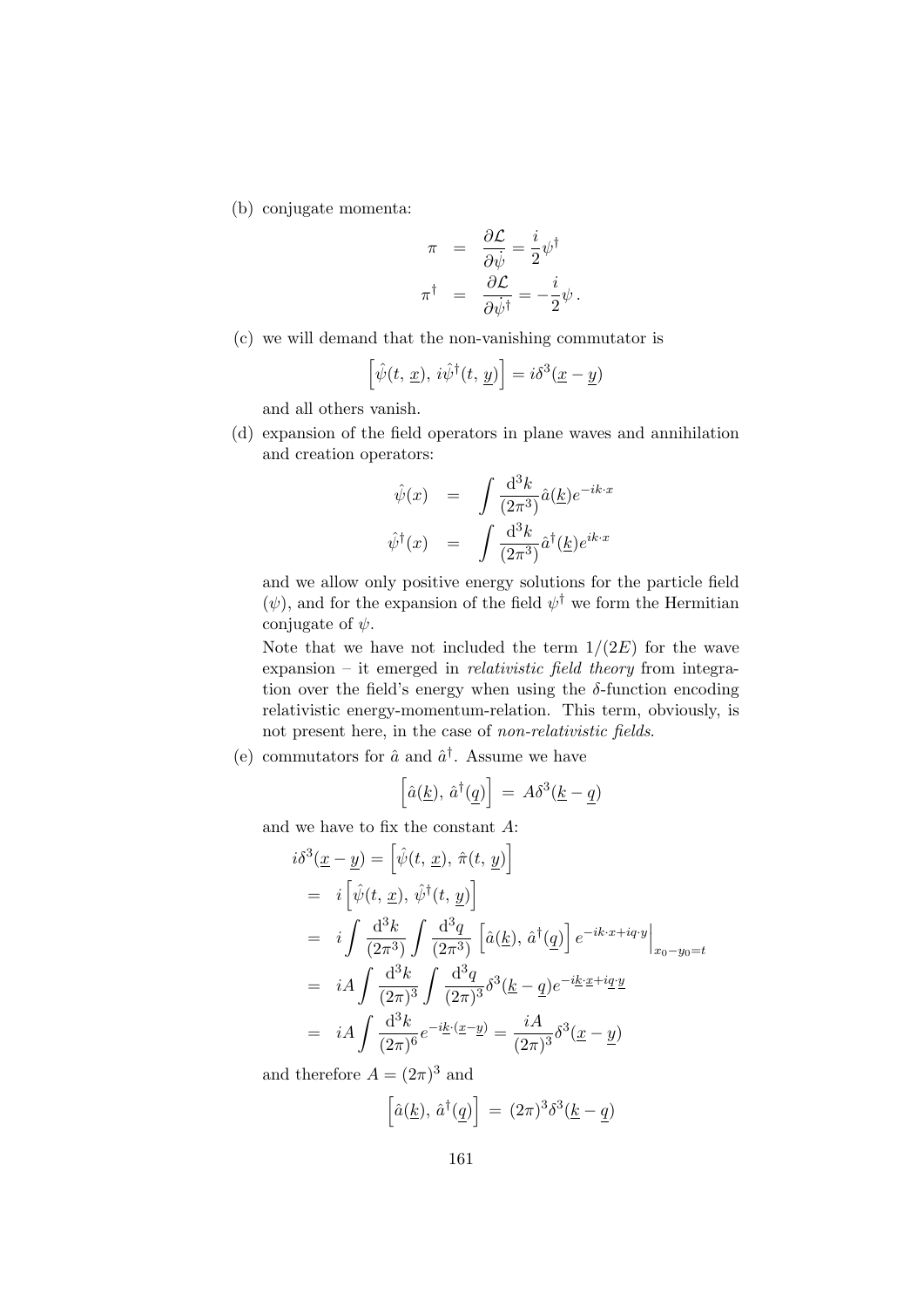(b) conjugate momenta:

$$
\begin{aligned}
\pi &= \frac{\partial \mathcal{L}}{\partial \dot{\psi}} = \frac{i}{2}\psi^\dagger \\
\pi^\dagger &= \frac{\partial \mathcal{L}}{\partial \dot{\psi}^\dagger} = -\frac{i}{2}\psi\,.
\end{aligned}
$$

(c) we will demand that the non-vanishing commutator is

$$
\left[\hat{\psi}(t,\,\underline{x}),\, i\hat{\psi}^\dagger(t,\,\underline{y})\right] = i\delta^3(\underline{x}-\underline{y})
$$

and all others vanish.

(d) expansion of the field operators in plane waves and annihilation and creation operators:

$$
\begin{aligned}
\hat{\psi}(x) &= \int \frac{\mathrm{d}^3k}{(2\pi^3)}\hat{a}(\underline{k})e^{-ik\cdot x} \\
\hat{\psi}^\dagger(x) &= \int \frac{\mathrm{d}^3k}{(2\pi^3)}\hat{a}^\dagger(\underline{k})e^{ik\cdot x}
\end{aligned}
$$

and we allow only positive energy solutions for the particle field ($\psi$), and for the expansion of the field $\psi^\dagger$ we form the Hermitian conjugate of $\psi$.

Note that we have not included the term $1/(2E)$ for the wave expansion – it emerged in *relativistic field theory* from integration over the field's energy when using the $\delta$-function encoding relativistic energy-momentum-relation. This term, obviously, is not present here, in the case of *non-relativistic fields*.

(e) commutators for $\hat{a}$ and $\hat{a}^\dagger$. Assume we have

$$
\left[\hat{a}(\underline{k}),\, \hat{a}^\dagger(\underline{q})\right] \;=\; A\delta^3(\underline{k}-\underline{q})
$$

and we have to fix the constant $A$:

$$
\begin{aligned}
i\delta^3(\underline{x}-\underline{y}) &= \left[\hat{\psi}(t,\,\underline{x}),\, \hat{\pi}(t,\,\underline{y})\right] \\
&= i\left[\hat{\psi}(t,\,\underline{x}),\, \hat{\psi}^\dagger(t,\,\underline{y})\right] \\
&= i\int \frac{\mathrm{d}^3k}{(2\pi^3)}\int \frac{\mathrm{d}^3q}{(2\pi^3)}\left[\hat{a}(\underline{k}),\, \hat{a}^\dagger(\underline{q})\right]e^{-ik\cdot x+iq\cdot y}\Big|_{x_0-y_0=t} \\
&= iA\int \frac{\mathrm{d}^3k}{(2\pi)^3}\int \frac{\mathrm{d}^3q}{(2\pi)^3}\delta^3(\underline{k}-\underline{q})e^{-i\underline{k}\cdot\underline{x}+i\underline{q}\cdot\underline{y}} \\
&= iA\int \frac{\mathrm{d}^3k}{(2\pi)^6}e^{-i\underline{k}\cdot(\underline{x}-\underline{y})} = \frac{iA}{(2\pi)^3}\delta^3(\underline{x}-\underline{y})
\end{aligned}
$$

and therefore $A=(2\pi)^3$ and

$$
\left[\hat{a}(\underline{k}),\, \hat{a}^\dagger(\underline{q})\right] \;=\; (2\pi)^3\delta^3(\underline{k}-\underline{q})
$$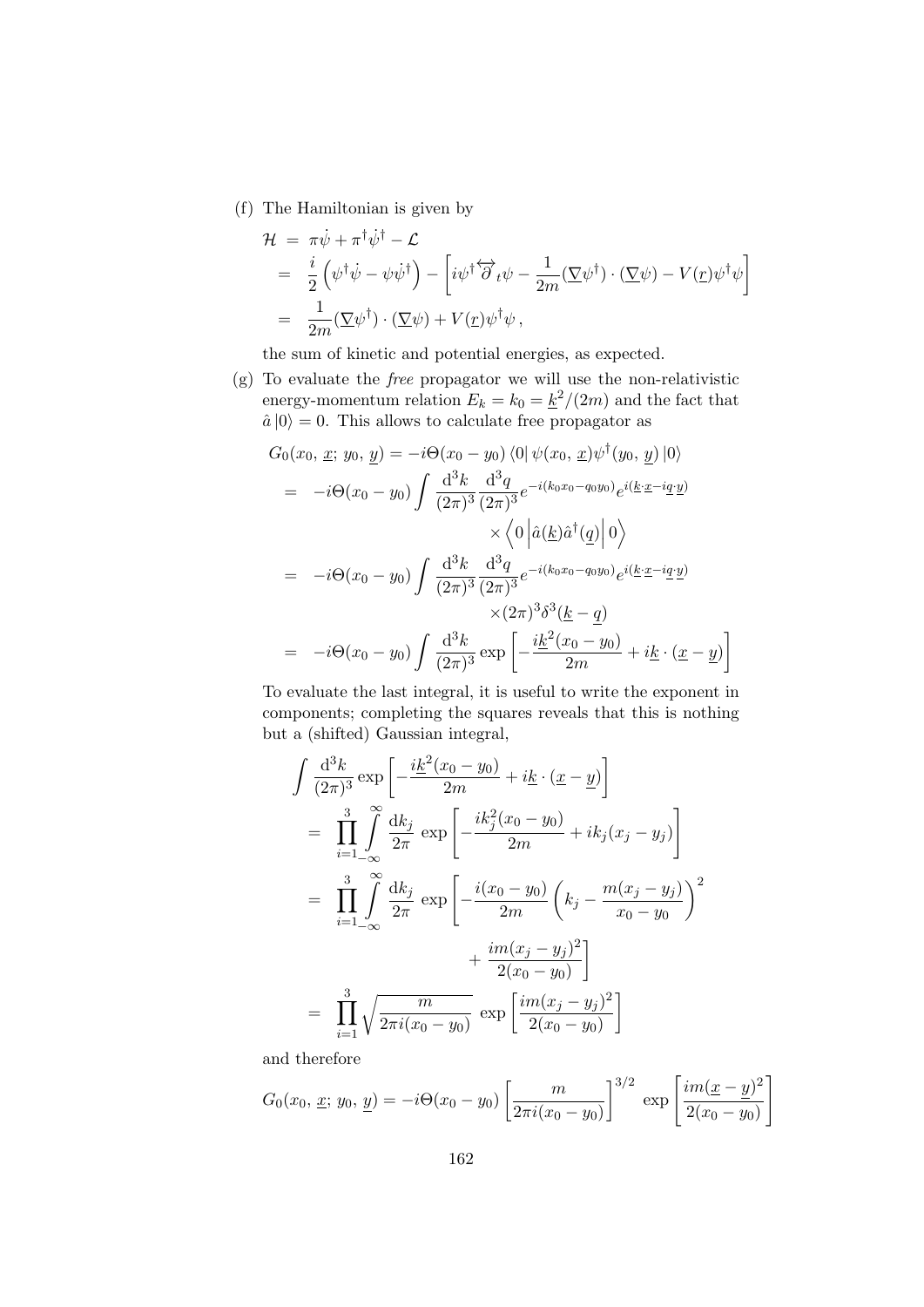(f) The Hamiltonian is given by

$$
\begin{aligned}
\mathcal{H} &= \pi\dot{\psi} + \pi^\dagger\dot{\psi}^\dagger - \mathcal{L} \\
&= \frac{i}{2}\left(\psi^\dagger\dot{\psi} - \psi\dot{\psi}^\dagger\right) - \left[i\psi^\dagger\overleftrightarrow{\partial}_t\psi - \frac{1}{2m}(\underline{\nabla}\psi^\dagger)\cdot(\underline{\nabla}\psi) - V(\underline{r})\psi^\dagger\psi\right] \\
&= \frac{1}{2m}(\underline{\nabla}\psi^\dagger)\cdot(\underline{\nabla}\psi) + V(\underline{r})\psi^\dagger\psi\,,
\end{aligned}
$$

the sum of kinetic and potential energies, as expected.

(g) To evaluate the *free* propagator we will use the non-relativistic energy-momentum relation $E_k = k_0 = \underline{k}^2/(2m)$ and the fact that $\hat{a}\,|0\rangle = 0$. This allows to calculate free propagator as

$$
\begin{aligned}
G_0(x_0,\,\underline{x};\,y_0,\,\underline{y}) &= -i\Theta(x_0-y_0)\,\langle 0|\,\psi(x_0,\,\underline{x})\psi^\dagger(y_0,\,\underline{y})\,|0\rangle \\
&= -i\Theta(x_0-y_0)\int\frac{\mathrm{d}^3k}{(2\pi)^3}\frac{\mathrm{d}^3q}{(2\pi)^3}e^{-i(k_0x_0-q_0y_0)}e^{i(\underline{k}\cdot\underline{x}-i\underline{q}\cdot\underline{y})} \\
&\qquad\times\left\langle 0\left|\hat{a}(\underline{k})\hat{a}^\dagger(\underline{q})\right|0\right\rangle \\
&= -i\Theta(x_0-y_0)\int\frac{\mathrm{d}^3k}{(2\pi)^3}\frac{\mathrm{d}^3q}{(2\pi)^3}e^{-i(k_0x_0-q_0y_0)}e^{i(\underline{k}\cdot\underline{x}-i\underline{q}\cdot\underline{y})} \\
&\qquad\times(2\pi)^3\delta^3(\underline{k}-\underline{q}) \\
&= -i\Theta(x_0-y_0)\int\frac{\mathrm{d}^3k}{(2\pi)^3}\exp\left[-\frac{i\underline{k}^2(x_0-y_0)}{2m}+i\underline{k}\cdot(\underline{x}-\underline{y})\right]
\end{aligned}
$$

To evaluate the last integral, it is useful to write the exponent in components; completing the squares reveals that this is nothing but a (shifted) Gaussian integral,

$$
\begin{aligned}
&\int\frac{\mathrm{d}^3k}{(2\pi)^3}\exp\left[-\frac{i\underline{k}^2(x_0-y_0)}{2m}+i\underline{k}\cdot(\underline{x}-\underline{y})\right] \\
&= \prod_{i=1}^{3}\int_{-\infty}^{\infty}\frac{\mathrm{d}k_j}{2\pi}\,\exp\left[-\frac{ik_j^2(x_0-y_0)}{2m}+ik_j(x_j-y_j)\right] \\
&= \prod_{i=1}^{3}\int_{-\infty}^{\infty}\frac{\mathrm{d}k_j}{2\pi}\,\exp\left[-\frac{i(x_0-y_0)}{2m}\left(k_j-\frac{m(x_j-y_j)}{x_0-y_0}\right)^2\right. \\
&\qquad\qquad\left.+\,\frac{im(x_j-y_j)^2}{2(x_0-y_0)}\right] \\
&= \prod_{i=1}^{3}\sqrt{\frac{m}{2\pi i(x_0-y_0)}}\,\exp\left[\frac{im(x_j-y_j)^2}{2(x_0-y_0)}\right]
\end{aligned}
$$

and therefore

$$
G_0(x_0,\,\underline{x};\,y_0,\,\underline{y}) = -i\Theta(x_0-y_0)\left[\frac{m}{2\pi i(x_0-y_0)}\right]^{3/2}\,\exp\left[\frac{im(\underline{x}-\underline{y})^2}{2(x_0-y_0)}\right]
$$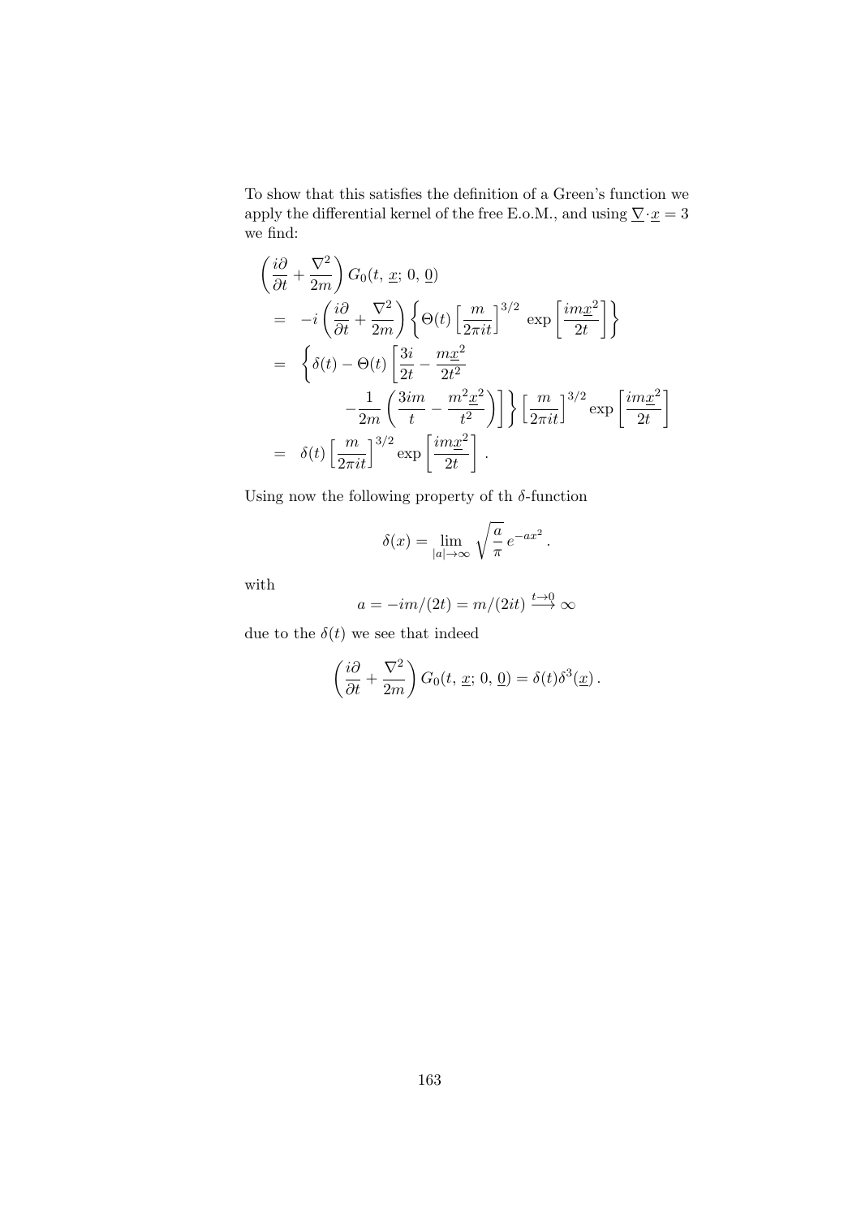To show that this satisfies the definition of a Green's function we apply the differential kernel of the free E.o.M., and using $\underline{\nabla}\cdot\underline{x} = 3$ we find:

$$
\begin{aligned}
&\left(\frac{i\partial}{\partial t} + \frac{\nabla^2}{2m}\right) G_0(t,\, \underline{x};\, 0,\, \underline{0}) \\
&= \; -i\left(\frac{i\partial}{\partial t} + \frac{\nabla^2}{2m}\right)\left\{\Theta(t)\left[\frac{m}{2\pi i t}\right]^{3/2}\, \exp\left[\frac{im\underline{x}^2}{2t}\right]\right\} \\
&= \; \left\{\delta(t) - \Theta(t)\left[\frac{3i}{2t} - \frac{m\underline{x}^2}{2t^2}\right.\right. \\
&\qquad\qquad \left.\left. -\frac{1}{2m}\left(\frac{3im}{t} - \frac{m^2\underline{x}^2}{t^2}\right)\right]\right\}\left[\frac{m}{2\pi i t}\right]^{3/2} \exp\left[\frac{im\underline{x}^2}{2t}\right] \\
&= \; \delta(t)\left[\frac{m}{2\pi i t}\right]^{3/2} \exp\left[\frac{im\underline{x}^2}{2t}\right].
\end{aligned}
$$

Using now the following property of th $\delta$-function

$$
\delta(x) = \lim_{|a|\to\infty} \sqrt{\frac{a}{\pi}}\, e^{-ax^2}\,.
$$

with

$$
a = -im/(2t) = m/(2it) \overset{t\to 0}{\longrightarrow} \infty
$$

due to the $\delta(t)$ we see that indeed

$$
\left(\frac{i\partial}{\partial t} + \frac{\nabla^2}{2m}\right) G_0(t,\, \underline{x};\, 0,\, \underline{0}) = \delta(t)\delta^3(\underline{x})\,.
$$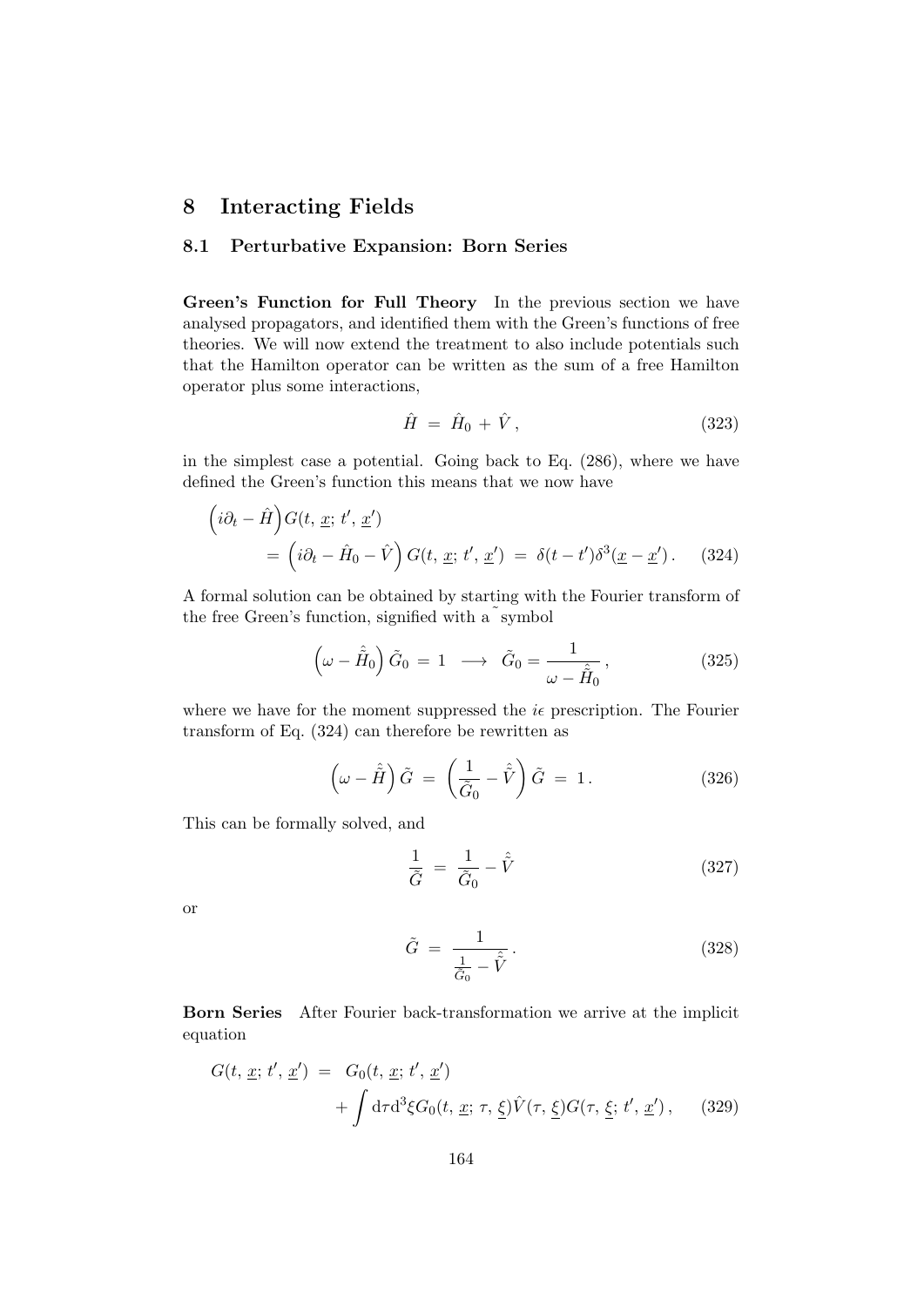# 8 Interacting Fields

## 8.1 Perturbative Expansion: Born Series

**Green's Function for Full Theory** In the previous section we have analysed propagators, and identified them with the Green's functions of free theories. We will now extend the treatment to also include potentials such that the Hamilton operator can be written as the sum of a free Hamilton operator plus some interactions,

$$\hat{H} \;=\; \hat{H}_0 + \hat{V}\,, \tag{323}$$

in the simplest case a potential. Going back to Eq. (286), where we have defined the Green's function this means that we now have

$$\begin{aligned}\left(i\partial_t - \hat{H}\right)&G(t,\,\underline{x};\,t',\,\underline{x}') \\ &= \left(i\partial_t - \hat{H}_0 - \hat{V}\right)G(t,\,\underline{x};\,t',\,\underline{x}') \;=\; \delta(t-t')\delta^3(\underline{x}-\underline{x}')\,.\end{aligned} \tag{324}$$

A formal solution can be obtained by starting with the Fourier transform of the free Green's function, signified with a ˜ symbol

$$\left(\omega - \hat{\tilde{H}}_0\right)\tilde{G}_0 \;=\; 1 \;\longrightarrow\; \tilde{G}_0 = \frac{1}{\omega - \hat{\tilde{H}}_0}\,, \tag{325}$$

where we have for the moment suppressed the $i\epsilon$ prescription. The Fourier transform of Eq. (324) can therefore be rewritten as

$$\left(\omega - \hat{\tilde{H}}\right)\tilde{G} \;=\; \left(\frac{1}{\tilde{G}_0} - \hat{\tilde{V}}\right)\tilde{G} \;=\; 1\,. \tag{326}$$

This can be formally solved, and

$$\frac{1}{\tilde{G}} \;=\; \frac{1}{\tilde{G}_0} - \hat{\tilde{V}} \tag{327}$$

or

$$\tilde{G} \;=\; \frac{1}{\frac{1}{\tilde{G}_0} - \hat{\tilde{V}}}\,. \tag{328}$$

**Born Series** After Fourier back-transformation we arrive at the implicit equation

$$\begin{aligned}G(t,\,\underline{x};\,t',\,\underline{x}') \;=\;& G_0(t,\,\underline{x};\,t',\,\underline{x}') \\ &+\int \mathrm{d}\tau \mathrm{d}^3\xi G_0(t,\,\underline{x};\,\tau,\,\underline{\xi})\hat{V}(\tau,\,\underline{\xi})G(\tau,\,\underline{\xi};\,t',\,\underline{x}')\,,\end{aligned} \tag{329}$$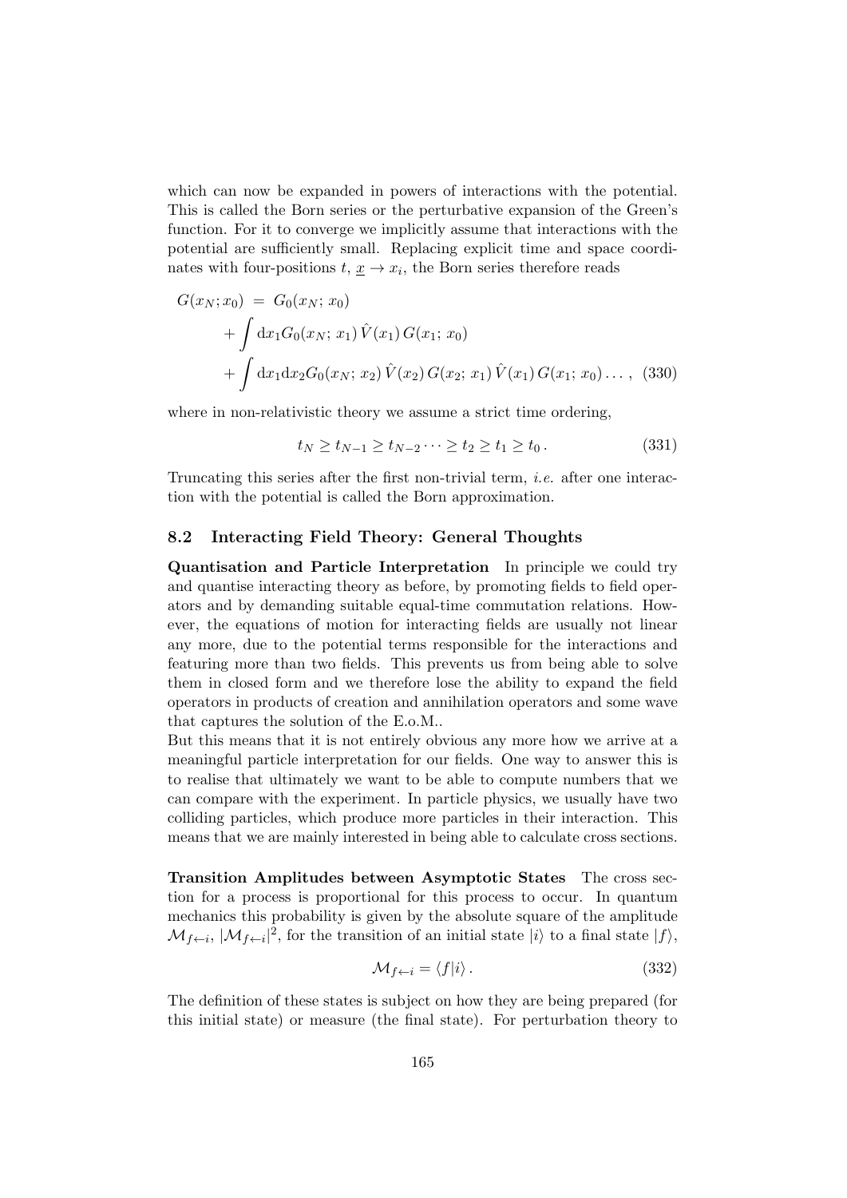which can now be expanded in powers of interactions with the potential. This is called the Born series or the perturbative expansion of the Green's function. For it to converge we implicitly assume that interactions with the potential are sufficiently small. Replacing explicit time and space coordinates with four-positions $t,\, \underline{x} \to x_i$, the Born series therefore reads

$$
\begin{aligned}
G(x_N; x_0) \;&=\; G_0(x_N;\, x_0) \\
&+ \int \mathrm{d}x_1 G_0(x_N;\, x_1)\, \hat{V}(x_1)\, G(x_1;\, x_0) \\
&+ \int \mathrm{d}x_1 \mathrm{d}x_2 G_0(x_N;\, x_2)\, \hat{V}(x_2)\, G(x_2;\, x_1)\, \hat{V}(x_1)\, G(x_1;\, x_0) \ldots\,, \quad (330)
\end{aligned}
$$

where in non-relativistic theory we assume a strict time ordering,

$$
t_N \geq t_{N-1} \geq t_{N-2} \cdots \geq t_2 \geq t_1 \geq t_0\,. \quad (331)
$$

Truncating this series after the first non-trivial term, *i.e.* after one interaction with the potential is called the Born approximation.

### 8.2 Interacting Field Theory: General Thoughts

**Quantisation and Particle Interpretation** In principle we could try and quantise interacting theory as before, by promoting fields to field operators and by demanding suitable equal-time commutation relations. However, the equations of motion for interacting fields are usually not linear any more, due to the potential terms responsible for the interactions and featuring more than two fields. This prevents us from being able to solve them in closed form and we therefore lose the ability to expand the field operators in products of creation and annihilation operators and some wave that captures the solution of the E.o.M..

But this means that it is not entirely obvious any more how we arrive at a meaningful particle interpretation for our fields. One way to answer this is to realise that ultimately we want to be able to compute numbers that we can compare with the experiment. In particle physics, we usually have two colliding particles, which produce more particles in their interaction. This means that we are mainly interested in being able to calculate cross sections.

**Transition Amplitudes between Asymptotic States** The cross section for a process is proportional for this process to occur. In quantum mechanics this probability is given by the absolute square of the amplitude $\mathcal{M}_{f\leftarrow i}$, $|\mathcal{M}_{f\leftarrow i}|^2$, for the transition of an initial state $|i\rangle$ to a final state $|f\rangle$,

$$
\mathcal{M}_{f\leftarrow i} = \langle f|i\rangle\,. \quad (332)
$$

The definition of these states is subject on how they are being prepared (for this initial state) or measure (the final state). For perturbation theory to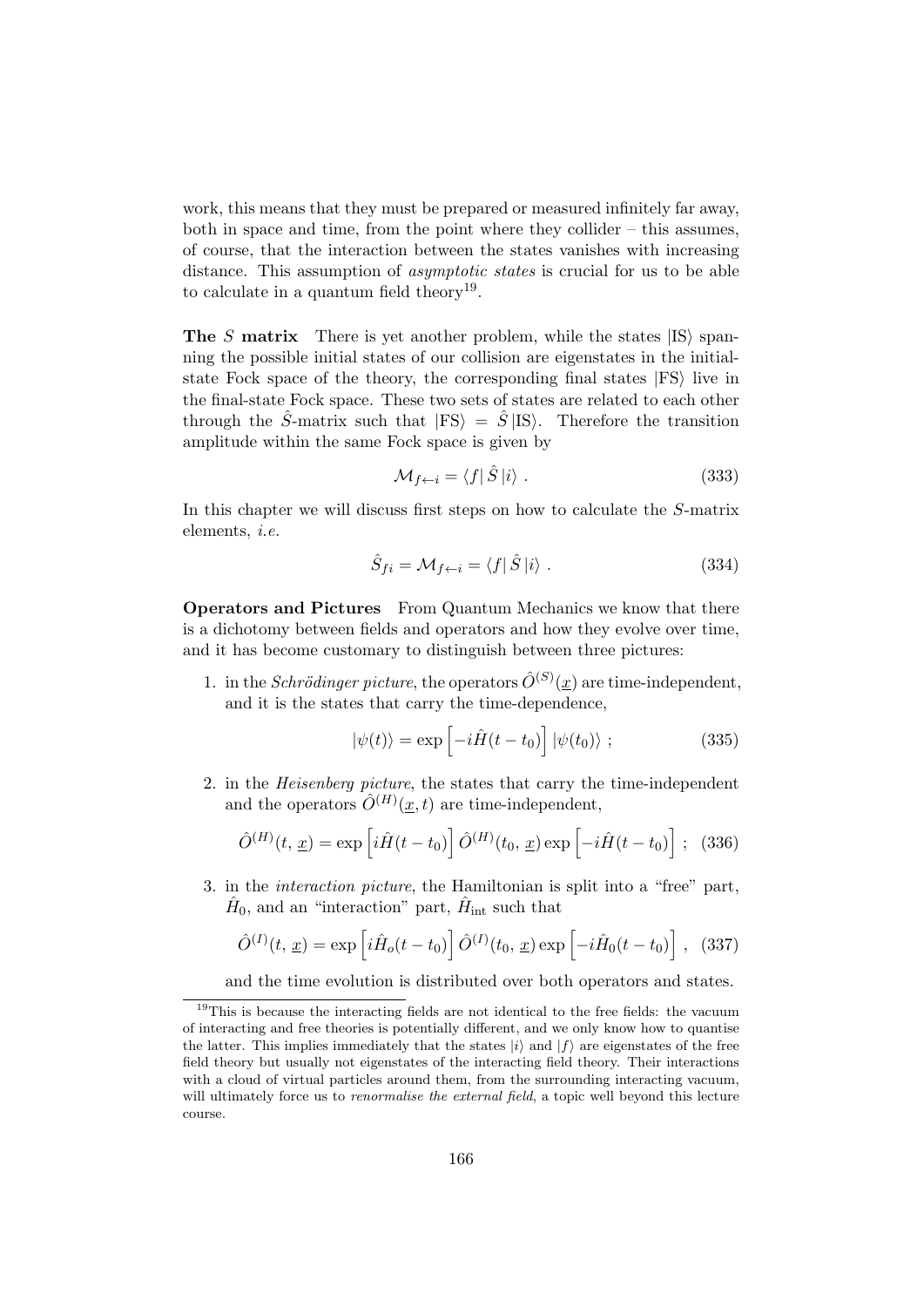work, this means that they must be prepared or measured infinitely far away, both in space and time, from the point where they collider – this assumes, of course, that the interaction between the states vanishes with increasing distance. This assumption of *asymptotic states* is crucial for us to be able to calculate in a quantum field theory[19].

**The $S$ matrix** There is yet another problem, while the states $|\text{IS}\rangle$ spanning the possible initial states of our collision are eigenstates in the initial-state Fock space of the theory, the corresponding final states $|\text{FS}\rangle$ live in the final-state Fock space. These two sets of states are related to each other through the $\hat{S}$-matrix such that $|\text{FS}\rangle = \hat{S}\,|\text{IS}\rangle$. Therefore the transition amplitude within the same Fock space is given by

$$\mathcal{M}_{f\leftarrow i} = \langle f|\,\hat{S}\,|i\rangle \,. \tag{333}$$

In this chapter we will discuss first steps on how to calculate the $S$-matrix elements, *i.e.*

$$\hat{S}_{fi} = \mathcal{M}_{f\leftarrow i} = \langle f|\,\hat{S}\,|i\rangle \,. \tag{334}$$

**Operators and Pictures** From Quantum Mechanics we know that there is a dichotomy between fields and operators and how they evolve over time, and it has become customary to distinguish between three pictures:

1. in the *Schrödinger picture*, the operators $\hat{O}^{(S)}(\underline{x})$ are time-independent, and it is the states that carry the time-dependence,

$$|\psi(t)\rangle = \exp\left[-i\hat{H}(t-t_0)\right]|\psi(t_0)\rangle \;; \tag{335}$$

2. in the *Heisenberg picture*, the states that carry the time-independent and the operators $\hat{O}^{(H)}(\underline{x},t)$ are time-independent,

$$\hat{O}^{(H)}(t,\,\underline{x}) = \exp\left[i\hat{H}(t-t_0)\right]\hat{O}^{(H)}(t_0,\,\underline{x})\exp\left[-i\hat{H}(t-t_0)\right] \;; \tag{336}$$

3. in the *interaction picture*, the Hamiltonian is split into a "free" part, $\hat{H}_0$, and an "interaction" part, $\hat{H}_{\text{int}}$ such that

$$\hat{O}^{(I)}(t,\,\underline{x}) = \exp\left[i\hat{H}_o(t-t_0)\right]\hat{O}^{(I)}(t_0,\,\underline{x})\exp\left[-i\hat{H}_0(t-t_0)\right] \,, \tag{337}$$

and the time evolution is distributed over both operators and states.

---

[19] This is because the interacting fields are not identical to the free fields: the vacuum of interacting and free theories is potentially different, and we only know how to quantise the latter. This implies immediately that the states $|i\rangle$ and $|f\rangle$ are eigenstates of the free field theory but usually not eigenstates of the interacting field theory. Their interactions with a cloud of virtual particles around them, from the surrounding interacting vacuum, will ultimately force us to *renormalise the external field*, a topic well beyond this lecture course.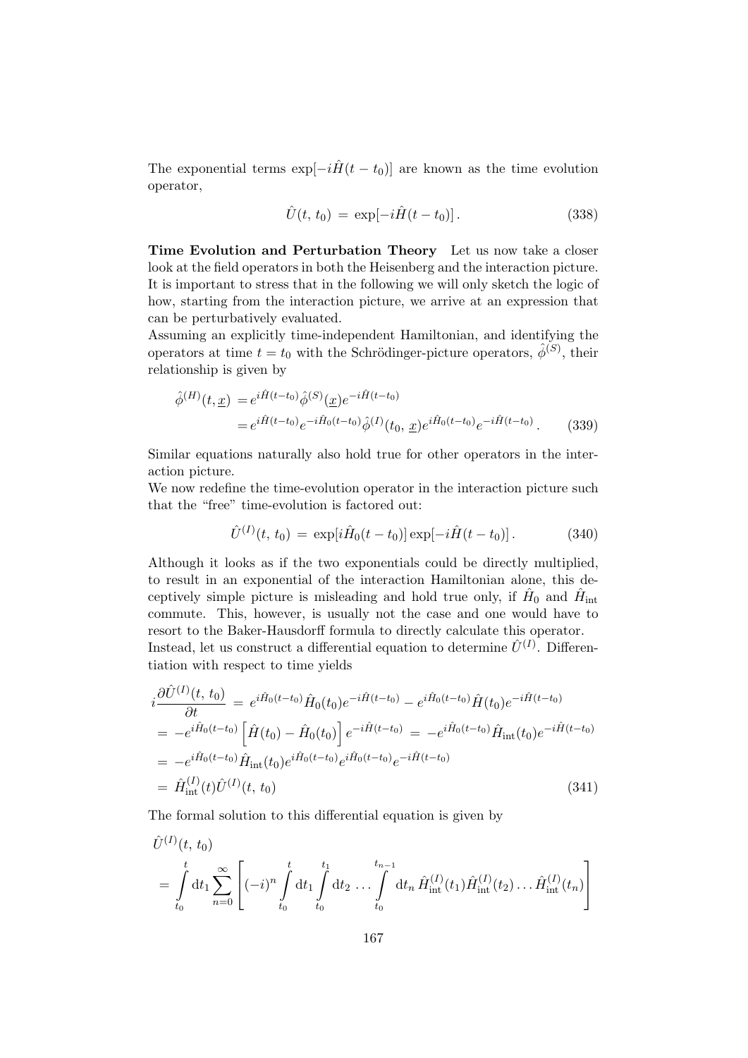The exponential terms $\exp[-i\hat{H}(t-t_0)]$ are known as the time evolution operator,

$$\hat{U}(t,\,t_0)\,=\,\exp[-i\hat{H}(t-t_0)]\,. \tag{338}$$

**Time Evolution and Perturbation Theory** Let us now take a closer look at the field operators in both the Heisenberg and the interaction picture. It is important to stress that in the following we will only sketch the logic of how, starting from the interaction picture, we arrive at an expression that can be perturbatively evaluated.
Assuming an explicitly time-independent Hamiltonian, and identifying the operators at time $t = t_0$ with the Schrödinger-picture operators, $\hat{\phi}^{(S)}$, their relationship is given by

$$\begin{aligned}\hat{\phi}^{(H)}(t,\underline{x}) &= e^{i\hat{H}(t-t_0)}\hat{\phi}^{(S)}(\underline{x})e^{-i\hat{H}(t-t_0)}\\ &= e^{i\hat{H}(t-t_0)}e^{-i\hat{H}_0(t-t_0)}\hat{\phi}^{(I)}(t_0,\,\underline{x})e^{i\hat{H}_0(t-t_0)}e^{-i\hat{H}(t-t_0)}\,.\end{aligned} \tag{339}$$

Similar equations naturally also hold true for other operators in the interaction picture.
We now redefine the time-evolution operator in the interaction picture such that the "free" time-evolution is factored out:

$$\hat{U}^{(I)}(t,\,t_0)\,=\,\exp[i\hat{H}_0(t-t_0)]\exp[-i\hat{H}(t-t_0)]\,. \tag{340}$$

Although it looks as if the two exponentials could be directly multiplied, to result in an exponential of the interaction Hamiltonian alone, this deceptively simple picture is misleading and hold true only, if $\hat{H}_0$ and $\hat{H}_{\rm int}$ commute. This, however, is usually not the case and one would have to resort to the Baker-Hausdorff formula to directly calculate this operator.
Instead, let us construct a differential equation to determine $\hat{U}^{(I)}$. Differentiation with respect to time yields

$$\begin{aligned}&i\frac{\partial\hat{U}^{(I)}(t,\,t_0)}{\partial t}\,=\,e^{i\hat{H}_0(t-t_0)}\hat{H}_0(t_0)e^{-i\hat{H}(t-t_0)}-e^{i\hat{H}_0(t-t_0)}\hat{H}(t_0)e^{-i\hat{H}(t-t_0)}\\ &=\,-e^{i\hat{H}_0(t-t_0)}\left[\hat{H}(t_0)-\hat{H}_0(t_0)\right]e^{-i\hat{H}(t-t_0)}\,=\,-e^{i\hat{H}_0(t-t_0)}\hat{H}_{\rm int}(t_0)e^{-i\hat{H}(t-t_0)}\\ &=\,-e^{i\hat{H}_0(t-t_0)}\hat{H}_{\rm int}(t_0)e^{i\hat{H}_0(t-t_0)}e^{i\hat{H}_0(t-t_0)}e^{-i\hat{H}(t-t_0)}\\ &=\,\hat{H}^{(I)}_{\rm int}(t)\hat{U}^{(I)}(t,\,t_0)\end{aligned} \tag{341}$$

The formal solution to this differential equation is given by

$$\begin{aligned}&\hat{U}^{(I)}(t,\,t_0)\\ &=\,\int\limits_{t_0}^{t}{\rm d}t_1\sum_{n=0}^{\infty}\left[(-i)^n\int\limits_{t_0}^{t}{\rm d}t_1\int\limits_{t_0}^{t_1}{\rm d}t_2\,\ldots\int\limits_{t_0}^{t_{n-1}}{\rm d}t_n\,\hat{H}^{(I)}_{\rm int}(t_1)\hat{H}^{(I)}_{\rm int}(t_2)\ldots\hat{H}^{(I)}_{\rm int}(t_n)\right]\end{aligned}$$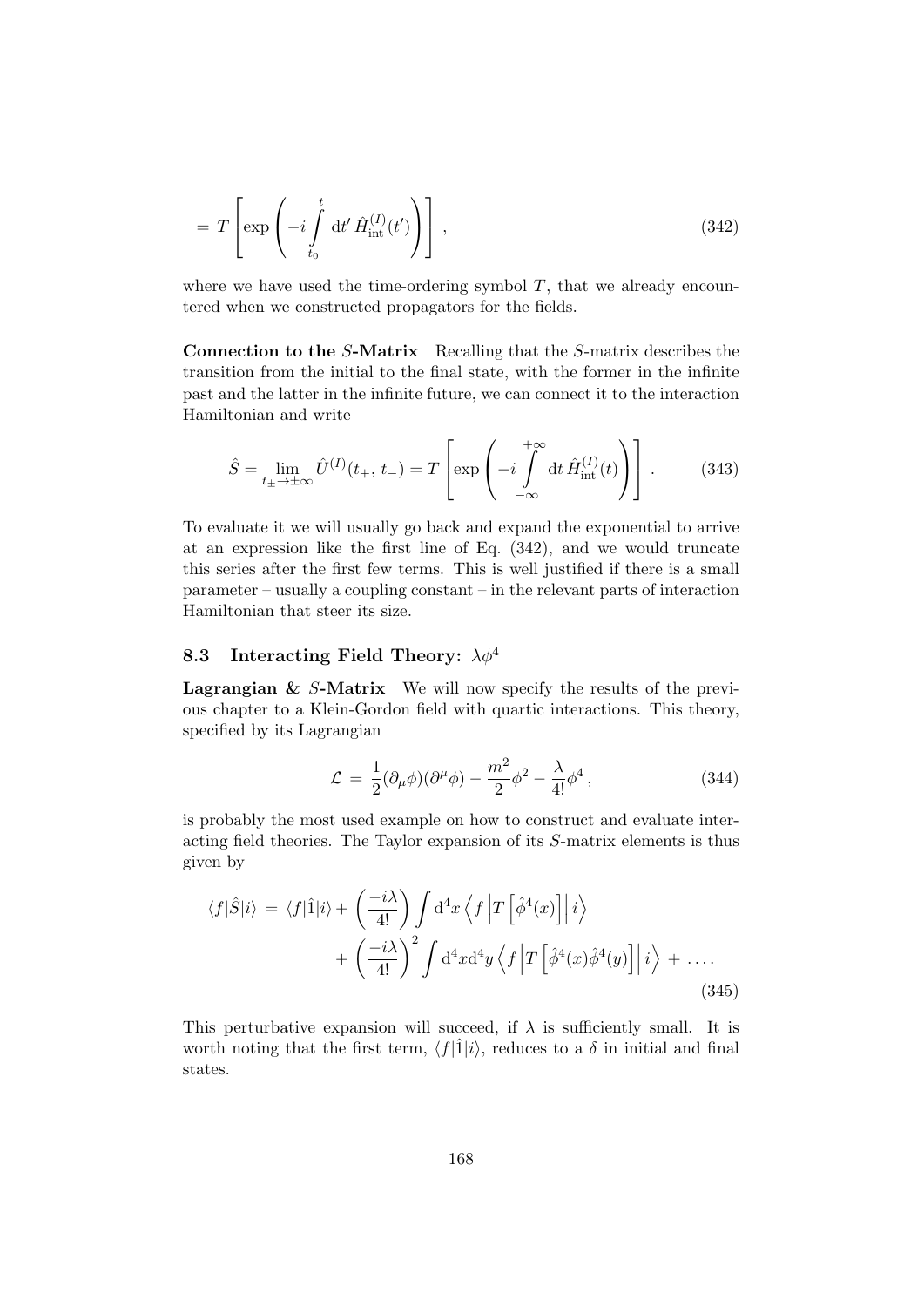$$= T\left[\exp\left(-i\int_{t_0}^{t} \mathrm{d}t'\, \hat{H}_{\rm int}^{(I)}(t')\right)\right]\,, \tag{342}$$

where we have used the time-ordering symbol $T$, that we already encountered when we constructed propagators for the fields.

**Connection to the $S$-Matrix** Recalling that the $S$-matrix describes the transition from the initial to the final state, with the former in the infinite past and the latter in the infinite future, we can connect it to the interaction Hamiltonian and write

$$\hat{S} = \lim_{t_\pm \to \pm\infty} \hat{U}^{(I)}(t_+,\, t_-) = T\left[\exp\left(-i\int_{-\infty}^{+\infty} \mathrm{d}t\, \hat{H}_{\rm int}^{(I)}(t)\right)\right]\,. \tag{343}$$

To evaluate it we will usually go back and expand the exponential to arrive at an expression like the first line of Eq. (342), and we would truncate this series after the first few terms. This is well justified if there is a small parameter – usually a coupling constant – in the relevant parts of interaction Hamiltonian that steer its size.

### 8.3 Interacting Field Theory: $\lambda\phi^4$

**Lagrangian & $S$-Matrix** We will now specify the results of the previous chapter to a Klein-Gordon field with quartic interactions. This theory, specified by its Lagrangian

$$\mathcal{L} \,=\, \frac{1}{2}(\partial_\mu\phi)(\partial^\mu\phi) - \frac{m^2}{2}\phi^2 - \frac{\lambda}{4!}\phi^4\,, \tag{344}$$

is probably the most used example on how to construct and evaluate interacting field theories. The Taylor expansion of its $S$-matrix elements is thus given by

$$\begin{aligned}\langle f|\hat{S}|i\rangle \,=\, \langle f|\hat{1}|i\rangle + \left(\frac{-i\lambda}{4!}\right)\int \mathrm{d}^4x \left\langle f\left|T\left[\hat{\phi}^4(x)\right]\right|i\right\rangle \\ + \left(\frac{-i\lambda}{4!}\right)^2\int \mathrm{d}^4x\mathrm{d}^4y \left\langle f\left|T\left[\hat{\phi}^4(x)\hat{\phi}^4(y)\right]\right|i\right\rangle \,+\, \dots\,.\end{aligned} \tag{345}$$

This perturbative expansion will succeed, if $\lambda$ is sufficiently small. It is worth noting that the first term, $\langle f|\hat{1}|i\rangle$, reduces to a $\delta$ in initial and final states.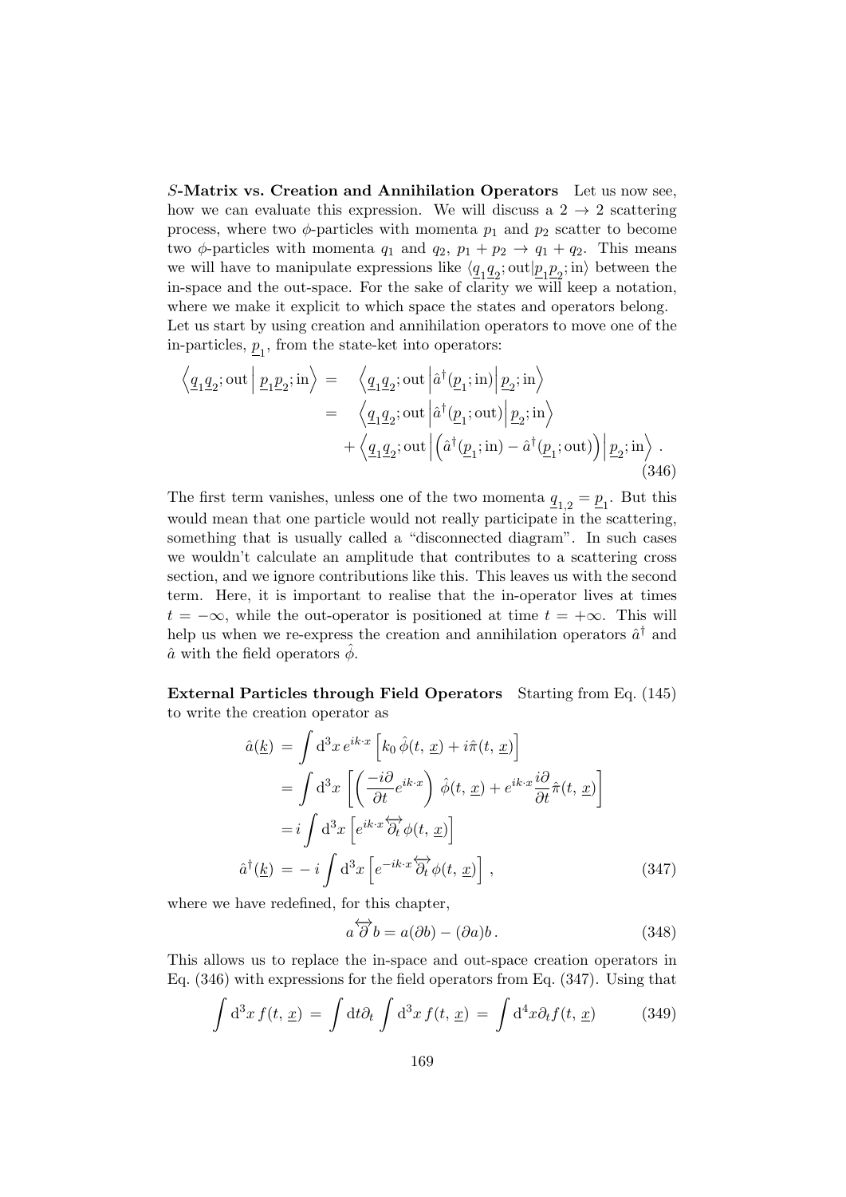**$S$-Matrix vs. Creation and Annihilation Operators** Let us now see, how we can evaluate this expression. We will discuss a $2 \to 2$ scattering process, where two $\phi$-particles with momenta $p_1$ and $p_2$ scatter to become two $\phi$-particles with momenta $q_1$ and $q_2$, $p_1 + p_2 \to q_1 + q_2$. This means we will have to manipulate expressions like $\langle \underline{q}_1 \underline{q}_2; \mathrm{out} | \underline{p}_1 \underline{p}_2; \mathrm{in} \rangle$ between the in-space and the out-space. For the sake of clarity we will keep a notation, where we make it explicit to which space the states and operators belong. Let us start by using creation and annihilation operators to move one of the in-particles, $\underline{p}_1$, from the state-ket into operators:

$$
\begin{aligned}
\left\langle \underline{q}_1 \underline{q}_2; \mathrm{out} \,\middle|\, \underline{p}_1 \underline{p}_2; \mathrm{in} \right\rangle =& \quad \left\langle \underline{q}_1 \underline{q}_2; \mathrm{out} \,\middle|\, \hat{a}^\dagger(\underline{p}_1; \mathrm{in}) \,\middle|\, \underline{p}_2; \mathrm{in} \right\rangle \\
=& \quad \left\langle \underline{q}_1 \underline{q}_2; \mathrm{out} \,\middle|\, \hat{a}^\dagger(\underline{p}_1; \mathrm{out}) \,\middle|\, \underline{p}_2; \mathrm{in} \right\rangle \\
& + \left\langle \underline{q}_1 \underline{q}_2; \mathrm{out} \,\middle|\, \left( \hat{a}^\dagger(\underline{p}_1; \mathrm{in}) - \hat{a}^\dagger(\underline{p}_1; \mathrm{out}) \right) \,\middle|\, \underline{p}_2; \mathrm{in} \right\rangle .
\end{aligned} \tag{346}
$$

The first term vanishes, unless one of the two momenta $\underline{q}_{1,2} = \underline{p}_1$. But this would mean that one particle would not really participate in the scattering, something that is usually called a "disconnected diagram". In such cases we wouldn't calculate an amplitude that contributes to a scattering cross section, and we ignore contributions like this. This leaves us with the second term. Here, it is important to realise that the in-operator lives at times $t = -\infty$, while the out-operator is positioned at time $t = +\infty$. This will help us when we re-express the creation and annihilation operators $\hat{a}^\dagger$ and $\hat{a}$ with the field operators $\hat{\phi}$.

**External Particles through Field Operators** Starting from Eq. (145) to write the creation operator as

$$
\begin{aligned}
\hat{a}(\underline{k}) =& \int \mathrm{d}^3x \, e^{ik\cdot x} \left[ k_0 \, \hat{\phi}(t, \underline{x}) + i\hat{\pi}(t, \underline{x}) \right] \\
=& \int \mathrm{d}^3x \left[ \left( \frac{-i\partial}{\partial t} e^{ik\cdot x} \right) \hat{\phi}(t, \underline{x}) + e^{ik\cdot x} \frac{i\partial}{\partial t} \hat{\pi}(t, \underline{x}) \right] \\
=& \, i \int \mathrm{d}^3x \left[ e^{ik\cdot x} \overleftrightarrow{\partial_t} \phi(t, \underline{x}) \right] \\
\hat{a}^\dagger(\underline{k}) =& -i \int \mathrm{d}^3x \left[ e^{-ik\cdot x} \overleftrightarrow{\partial_t} \phi(t, \underline{x}) \right] ,
\end{aligned} \tag{347}
$$

where we have redefined, for this chapter,

$$
a \overleftrightarrow{\partial} b = a(\partial b) - (\partial a) b \, . \tag{348}
$$

This allows us to replace the in-space and out-space creation operators in Eq. (346) with expressions for the field operators from Eq. (347). Using that

$$
\int \mathrm{d}^3x \, f(t, \underline{x}) = \int \mathrm{d}t \partial_t \int \mathrm{d}^3x \, f(t, \underline{x}) = \int \mathrm{d}^4x \partial_t f(t, \underline{x}) \tag{349}
$$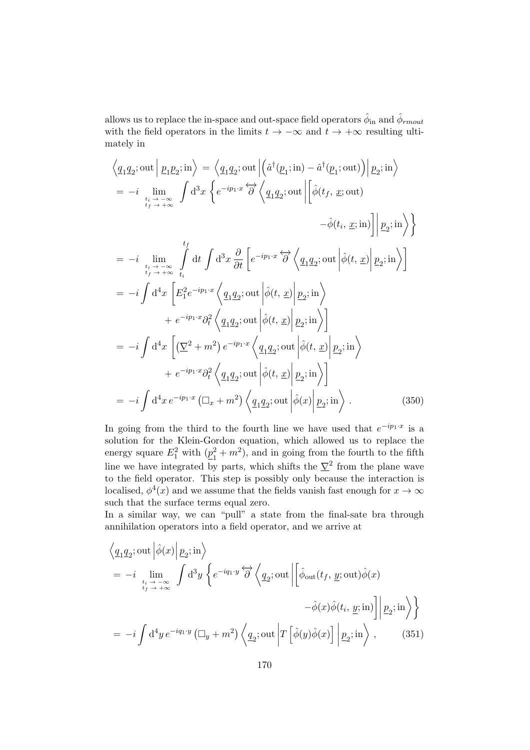allows us to replace the in-space and out-space field operators $\hat{\phi}_{\rm in}$ and $\hat{\phi}_{rmout}$ with the field operators in the limits $t \to -\infty$ and $t \to +\infty$ resulting ultimately in

$$
\begin{aligned}
&\left\langle \underline{q}_1\underline{q}_2;\text{out}\,\middle|\, \underline{p}_1\underline{p}_2;\text{in}\right\rangle = \left\langle \underline{q}_1\underline{q}_2;\text{out}\middle|\left(\hat{a}^\dagger(\underline{p}_1;\text{in}) - \hat{a}^\dagger(\underline{p}_1;\text{out})\right)\middle|\underline{p}_2;\text{in}\right\rangle \\
&= -i \lim_{\substack{t_i \to -\infty \\ t_f \to +\infty}} \int \mathrm{d}^3x \left\{ e^{-ip_1\cdot x} \overleftrightarrow{\partial} \left\langle \underline{q}_1\underline{q}_2;\text{out}\middle|\left[\hat{\phi}(t_f,\,\underline{x};\text{out}) \right.\right.\right. \\
&\qquad\qquad\qquad\qquad\qquad\qquad \left.\left.\left. -\hat{\phi}(t_i,\,\underline{x};\text{in})\right]\middle|\underline{p}_2;\text{in}\right\rangle\right\} \\
&= -i \lim_{\substack{t_i \to -\infty \\ t_f \to +\infty}} \int_{t_i}^{t_f} \mathrm{d}t \int \mathrm{d}^3x \,\frac{\partial}{\partial t}\left[e^{-ip_1\cdot x} \overleftrightarrow{\partial} \left\langle \underline{q}_1\underline{q}_2;\text{out}\middle|\hat{\phi}(t,\,\underline{x})\middle|\underline{p}_2;\text{in}\right\rangle\right] \\
&= -i \int \mathrm{d}^4x \left[E_1^2 e^{-ip_1\cdot x}\left\langle \underline{q}_1\underline{q}_2;\text{out}\middle|\hat{\phi}(t,\,\underline{x})\middle|\underline{p}_2;\text{in}\right\rangle \right. \\
&\qquad\qquad \left. + \,e^{-ip_1\cdot x}\partial_t^2\left\langle \underline{q}_1\underline{q}_2;\text{out}\middle|\hat{\phi}(t,\,\underline{x})\middle|\underline{p}_2;\text{in}\right\rangle\right] \\
&= -i \int \mathrm{d}^4x \left[\left(\underline{\nabla}^2 + m^2\right) e^{-ip_1\cdot x}\left\langle \underline{q}_1\underline{q}_2;\text{out}\middle|\hat{\phi}(t,\,\underline{x})\middle|\underline{p}_2;\text{in}\right\rangle \right. \\
&\qquad\qquad \left. + \,e^{-ip_1\cdot x}\partial_t^2\left\langle \underline{q}_1\underline{q}_2;\text{out}\middle|\hat{\phi}(t,\,\underline{x})\middle|\underline{p}_2;\text{in}\right\rangle\right] \\
&= -i \int \mathrm{d}^4x \, e^{-ip_1\cdot x}\left(\Box_x + m^2\right)\left\langle \underline{q}_1\underline{q}_2;\text{out}\middle|\hat{\phi}(x)\middle|\underline{p}_2;\text{in}\right\rangle . \qquad (350)
\end{aligned}
$$

In going from the third to the fourth line we have used that $e^{-ip_1\cdot x}$ is a solution for the Klein-Gordon equation, which allowed us to replace the energy square $E_1^2$ with $(\underline{p}_1^2 + m^2)$, and in going from the fourth to the fifth line we have integrated by parts, which shifts the $\underline{\nabla}^2$ from the plane wave to the field operator. This step is possibly only because the interaction is localised, $\phi^4(x)$ and we assume that the fields vanish fast enough for $x \to \infty$ such that the surface terms equal zero.

In a similar way, we can "pull" a state from the final-sate bra through annihilation operators into a field operator, and we arrive at

$$
\begin{aligned}
&\left\langle \underline{q}_1\underline{q}_2;\text{out}\middle|\hat{\phi}(x)\middle|\underline{p}_2;\text{in}\right\rangle \\
&= -i \lim_{\substack{t_i \to -\infty \\ t_f \to +\infty}} \int \mathrm{d}^3y \left\{ e^{-iq_1\cdot y} \overleftrightarrow{\partial} \left\langle \underline{q}_2;\text{out}\middle|\left[\hat{\phi}_{\rm out}(t_f,\,\underline{y};\text{out})\hat{\phi}(x) \right.\right.\right. \\
&\qquad\qquad\qquad\qquad\qquad\qquad \left.\left.\left. -\hat{\phi}(x)\hat{\phi}(t_i,\,\underline{y};\text{in})\right]\middle|\underline{p}_2;\text{in}\right\rangle\right\} \\
&= -i \int \mathrm{d}^4y \, e^{-iq_1\cdot y}\left(\Box_y + m^2\right)\left\langle \underline{q}_2;\text{out}\middle|T\left[\hat{\phi}(y)\hat{\phi}(x)\right]\middle|\underline{p}_2;\text{in}\right\rangle , \qquad (351)
\end{aligned}
$$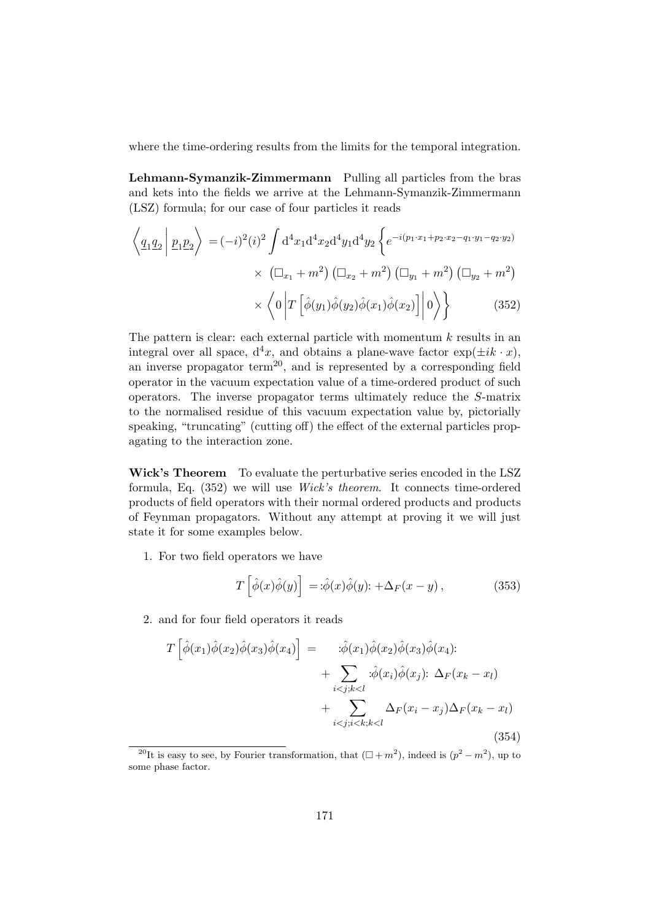where the time-ordering results from the limits for the temporal integration.

**Lehmann-Symanzik-Zimmermann** Pulling all particles from the bras and kets into the fields we arrive at the Lehmann-Symanzik-Zimmermann (LSZ) formula; for our case of four particles it reads

$$
\begin{aligned}
\left\langle \underline{q}_1 \underline{q}_2 \,\middle|\, \underline{p}_1 \underline{p}_2 \right\rangle = (-i)^2 (i)^2 \int \mathrm{d}^4x_1 \mathrm{d}^4x_2 \mathrm{d}^4y_1 \mathrm{d}^4y_2 \Big\{ & e^{-i(p_1\cdot x_1 + p_2\cdot x_2 - q_1\cdot y_1 - q_2\cdot y_2)} \\
\times & \left(\Box_{x_1} + m^2\right)\left(\Box_{x_2} + m^2\right)\left(\Box_{y_1} + m^2\right)\left(\Box_{y_2} + m^2\right) \\
\times & \left\langle 0 \middle| T\left[\hat{\phi}(y_1)\hat{\phi}(y_2)\hat{\phi}(x_1)\hat{\phi}(x_2)\right] \middle| 0 \right\rangle \Big\}
\end{aligned}
\tag{352}
$$

The pattern is clear: each external particle with momentum $k$ results in an integral over all space, $\mathrm{d}^4x$, and obtains a plane-wave factor $\exp(\pm ik \cdot x)$, an inverse propagator term[20], and is represented by a corresponding field operator in the vacuum expectation value of a time-ordered product of such operators. The inverse propagator terms ultimately reduce the $S$-matrix to the normalised residue of this vacuum expectation value by, pictorially speaking, "truncating" (cutting off) the effect of the external particles propagating to the interaction zone.

**Wick's Theorem** To evaluate the perturbative series encoded in the LSZ formula, Eq. (352) we will use *Wick's theorem*. It connects time-ordered products of field operators with their normal ordered products and products of Feynman propagators. Without any attempt at proving it we will just state it for some examples below.

1. For two field operators we have

$$
T\left[\hat{\phi}(x)\hat{\phi}(y)\right] = :\!\hat{\phi}(x)\hat{\phi}(y)\!: + \Delta_F(x-y)\,, \tag{353}
$$

2. and for four field operators it reads

$$
\begin{aligned}
T\left[\hat{\phi}(x_1)\hat{\phi}(x_2)\hat{\phi}(x_3)\hat{\phi}(x_4)\right] = \quad & :\!\hat{\phi}(x_1)\hat{\phi}(x_2)\hat{\phi}(x_3)\hat{\phi}(x_4)\!: \\
& + \sum_{i<j;k<l} :\!\hat{\phi}(x_i)\hat{\phi}(x_j)\!:\; \Delta_F(x_k - x_l) \\
& + \sum_{i<j;i<k;k<l} \Delta_F(x_i - x_j)\Delta_F(x_k - x_l)
\end{aligned}
\tag{354}
$$

[20] It is easy to see, by Fourier transformation, that $(\Box + m^2)$, indeed is $(p^2 - m^2)$, up to some phase factor.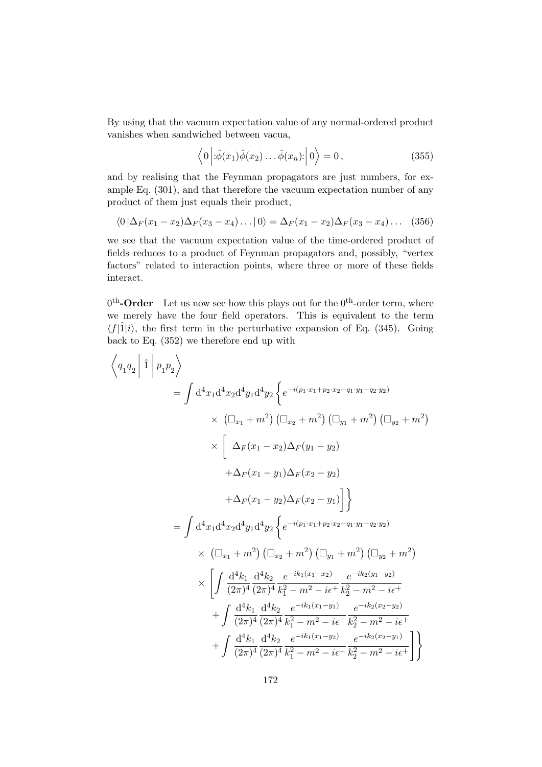By using that the vacuum expectation value of any normal-ordered product vanishes when sandwiched between vacua,

$$\left\langle 0 \left| :\hat{\phi}(x_1)\hat{\phi}(x_2)\dots\hat{\phi}(x_n): \right| 0 \right\rangle = 0\,, \tag{355}$$

and by realising that the Feynman propagators are just numbers, for example Eq. (301), and that therefore the vacuum expectation number of any product of them just equals their product,

$$\langle 0\,|\Delta_F(x_1-x_2)\Delta_F(x_3-x_4)\dots|\,0\rangle = \Delta_F(x_1-x_2)\Delta_F(x_3-x_4)\dots \tag{356}$$

we see that the vacuum expectation value of the time-ordered product of fields reduces to a product of Feynman propagators and, possibly, "vertex factors" related to interaction points, where three or more of these fields interact.

**$0^{\text{th}}$-Order** Let us now see how this plays out for the $0^{\text{th}}$-order term, where we merely have the four field operators. This is equivalent to the term $\langle f|\hat{1}|i\rangle$, the first term in the perturbative expansion of Eq. (345). Going back to Eq. (352) we therefore end up with

$$\begin{aligned}
\left\langle \underline{q}_1\underline{q}_2 \left| \,\hat{1}\, \right| \underline{p}_1\underline{p}_2 \right\rangle
&= \int \mathrm{d}^4x_1\mathrm{d}^4x_2\mathrm{d}^4y_1\mathrm{d}^4y_2 \Bigg\{ e^{-i(p_1\cdot x_1 + p_2\cdot x_2 - q_1\cdot y_1 - q_2\cdot y_2)} \\
&\qquad \times \left(\Box_{x_1}+m^2\right)\left(\Box_{x_2}+m^2\right)\left(\Box_{y_1}+m^2\right)\left(\Box_{y_2}+m^2\right) \\
&\qquad \times \Bigg[ \;\Delta_F(x_1-x_2)\Delta_F(y_1-y_2) \\
&\qquad\qquad + \Delta_F(x_1-y_1)\Delta_F(x_2-y_2) \\
&\qquad\qquad + \Delta_F(x_1-y_2)\Delta_F(x_2-y_1) \Bigg] \Bigg\} \\
&= \int \mathrm{d}^4x_1\mathrm{d}^4x_2\mathrm{d}^4y_1\mathrm{d}^4y_2 \Bigg\{ e^{-i(p_1\cdot x_1 + p_2\cdot x_2 - q_1\cdot y_1 - q_2\cdot y_2)} \\
&\qquad \times \left(\Box_{x_1}+m^2\right)\left(\Box_{x_2}+m^2\right)\left(\Box_{y_1}+m^2\right)\left(\Box_{y_2}+m^2\right) \\
&\qquad \times \Bigg[ \int \frac{\mathrm{d}^4k_1}{(2\pi)^4}\frac{\mathrm{d}^4k_2}{(2\pi)^4} \frac{e^{-ik_1(x_1-x_2)}}{k_1^2-m^2-i\epsilon^+}\frac{e^{-ik_2(y_1-y_2)}}{k_2^2-m^2-i\epsilon^+} \\
&\qquad\qquad + \int \frac{\mathrm{d}^4k_1}{(2\pi)^4}\frac{\mathrm{d}^4k_2}{(2\pi)^4} \frac{e^{-ik_1(x_1-y_1)}}{k_1^2-m^2-i\epsilon^+}\frac{e^{-ik_2(x_2-y_2)}}{k_2^2-m^2-i\epsilon^+} \\
&\qquad\qquad + \int \frac{\mathrm{d}^4k_1}{(2\pi)^4}\frac{\mathrm{d}^4k_2}{(2\pi)^4} \frac{e^{-ik_1(x_1-y_2)}}{k_1^2-m^2-i\epsilon^+}\frac{e^{-ik_2(x_2-y_1)}}{k_2^2-m^2-i\epsilon^+} \Bigg] \Bigg\}
\end{aligned}$$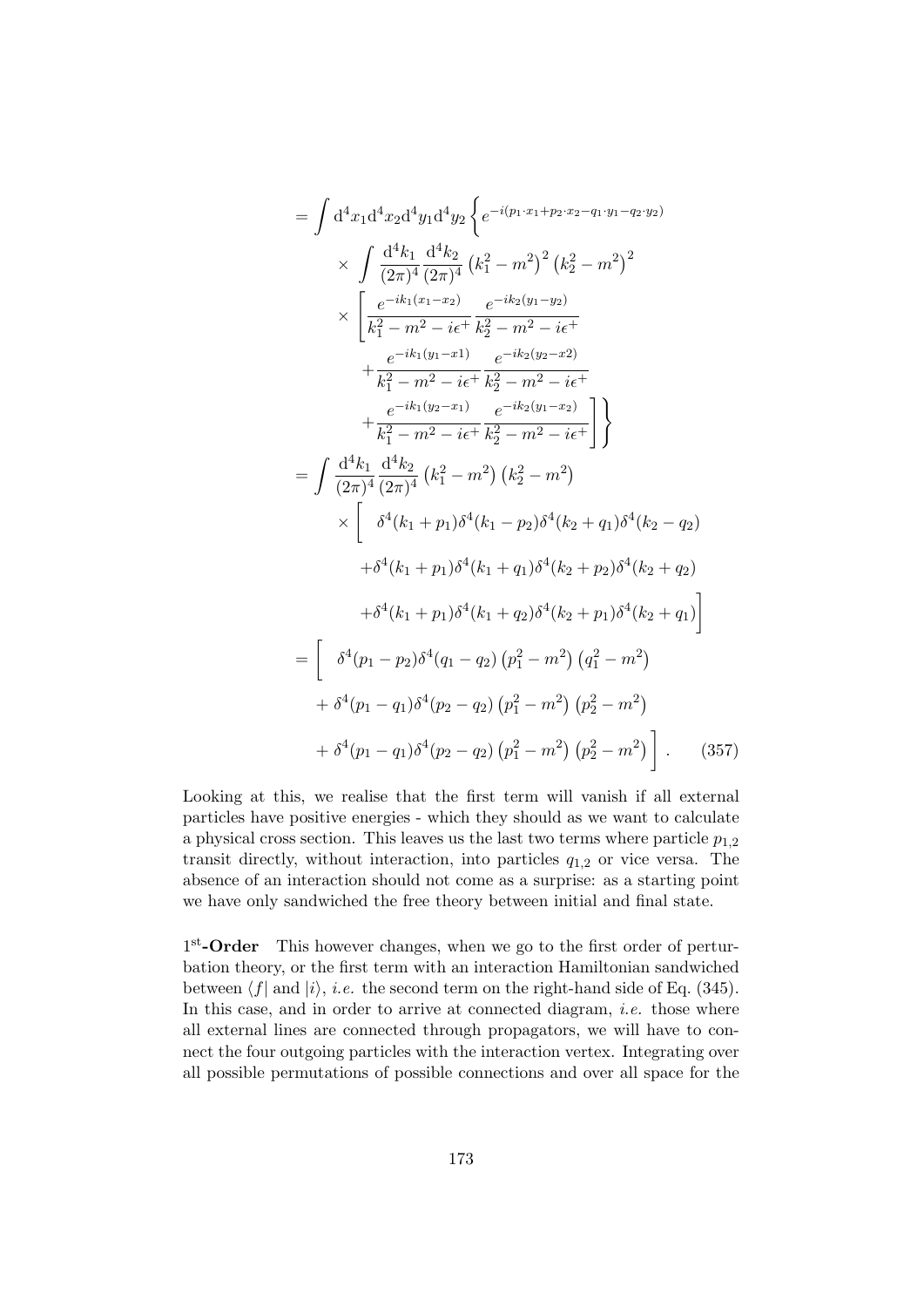$$
\begin{aligned}
&= \int \mathrm{d}^4x_1\mathrm{d}^4x_2\mathrm{d}^4y_1\mathrm{d}^4y_2 \Bigg\{ e^{-i(p_1\cdot x_1 + p_2\cdot x_2 - q_1\cdot y_1 - q_2\cdot y_2)} \\
&\quad \times \int \frac{\mathrm{d}^4k_1}{(2\pi)^4}\frac{\mathrm{d}^4k_2}{(2\pi)^4}\left(k_1^2-m^2\right)^2\left(k_2^2-m^2\right)^2 \\
&\quad \times \left[ \frac{e^{-ik_1(x_1-x_2)}}{k_1^2-m^2-i\epsilon^+}\,\frac{e^{-ik_2(y_1-y_2)}}{k_2^2-m^2-i\epsilon^+} \right. \\
&\quad\quad + \frac{e^{-ik_1(y_1-x1)}}{k_1^2-m^2-i\epsilon^+}\,\frac{e^{-ik_2(y_2-x2)}}{k_2^2-m^2-i\epsilon^+} \\
&\quad\quad \left. + \frac{e^{-ik_1(y_2-x_1)}}{k_1^2-m^2-i\epsilon^+}\,\frac{e^{-ik_2(y_1-x_2)}}{k_2^2-m^2-i\epsilon^+} \right] \Bigg\} \\
&= \int \frac{\mathrm{d}^4k_1}{(2\pi)^4}\frac{\mathrm{d}^4k_2}{(2\pi)^4}\left(k_1^2-m^2\right)\left(k_2^2-m^2\right) \\
&\quad \times \Big[ \quad \delta^4(k_1+p_1)\delta^4(k_1-p_2)\delta^4(k_2+q_1)\delta^4(k_2-q_2) \\
&\quad\quad + \delta^4(k_1+p_1)\delta^4(k_1+q_1)\delta^4(k_2+p_2)\delta^4(k_2+q_2) \\
&\quad\quad + \delta^4(k_1+p_1)\delta^4(k_1+q_2)\delta^4(k_2+p_1)\delta^4(k_2+q_1) \Big] \\
&= \Big[ \quad \delta^4(p_1-p_2)\delta^4(q_1-q_2)\left(p_1^2-m^2\right)\left(q_1^2-m^2\right) \\
&\quad + \delta^4(p_1-q_1)\delta^4(p_2-q_2)\left(p_1^2-m^2\right)\left(p_2^2-m^2\right) \\
&\quad + \delta^4(p_1-q_1)\delta^4(p_2-q_2)\left(p_1^2-m^2\right)\left(p_2^2-m^2\right) \Big]\,. \qquad (357)
\end{aligned}
$$

Looking at this, we realise that the first term will vanish if all external particles have positive energies - which they should as we want to calculate a physical cross section. This leaves us the last two terms where particle $p_{1,2}$ transit directly, without interaction, into particles $q_{1,2}$ or vice versa. The absence of an interaction should not come as a surprise: as a starting point we have only sandwiched the free theory between initial and final state.

**1$^{\text{st}}$-Order** This however changes, when we go to the first order of perturbation theory, or the first term with an interaction Hamiltonian sandwiched between $\langle f|$ and $|i\rangle$, *i.e.* the second term on the right-hand side of Eq. (345). In this case, and in order to arrive at connected diagram, *i.e.* those where all external lines are connected through propagators, we will have to connect the four outgoing particles with the interaction vertex. Integrating over all possible permutations of possible connections and over all space for the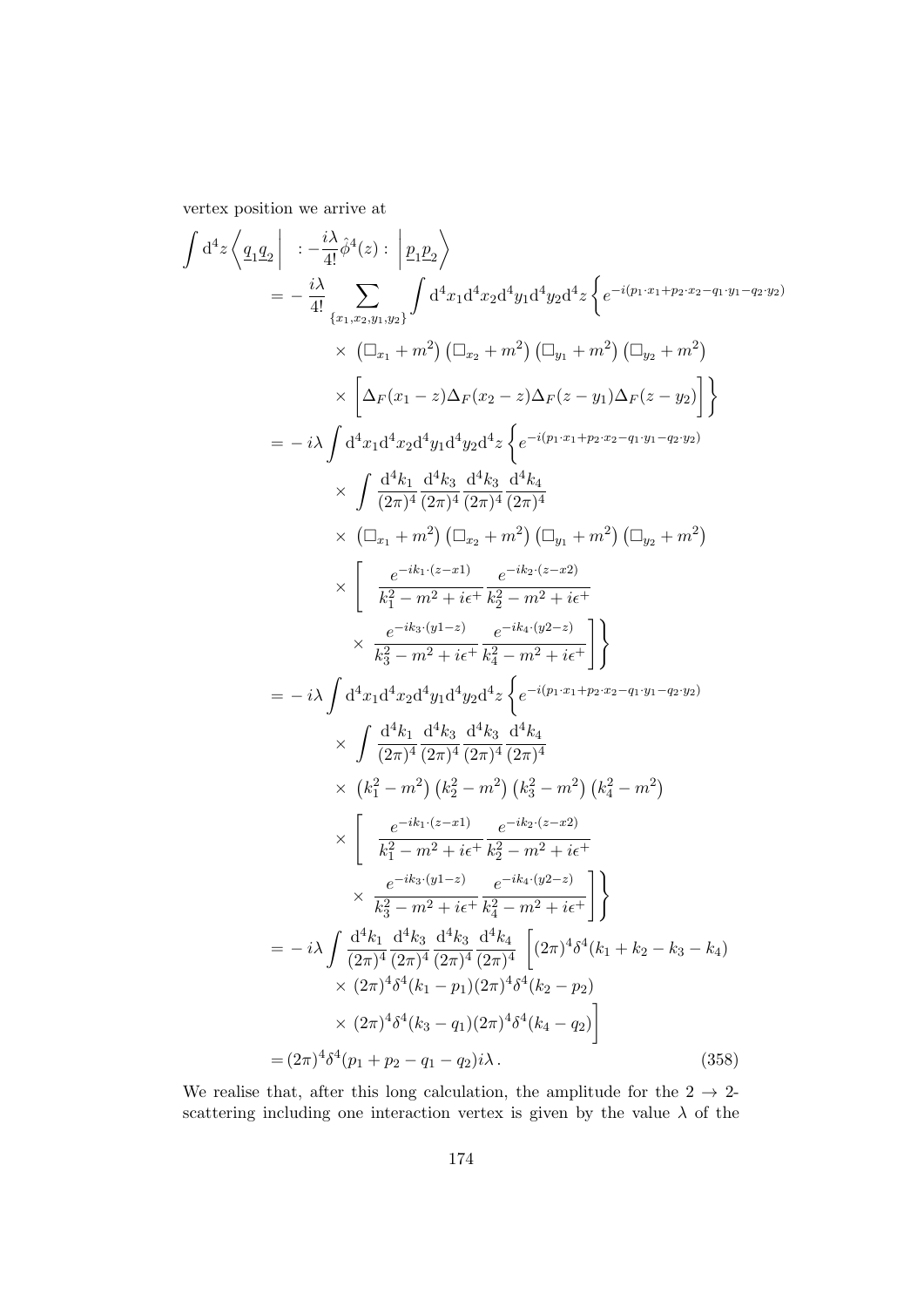vertex position we arrive at

$$
\begin{aligned}
\int \mathrm{d}^4 z \left\langle \underline{q}_1 \underline{q}_2 \right| &: -\frac{i\lambda}{4!}\hat{\phi}^4(z) : \left| \underline{p}_1 \underline{p}_2 \right\rangle \\
= &- \frac{i\lambda}{4!} \sum_{\{x_1,x_2,y_1,y_2\}} \int \mathrm{d}^4x_1 \mathrm{d}^4x_2 \mathrm{d}^4y_1 \mathrm{d}^4y_2 \mathrm{d}^4z \left\{ e^{-i(p_1\cdot x_1 + p_2\cdot x_2 - q_1\cdot y_1 - q_2\cdot y_2)} \right. \\
&\times \left(\Box_{x_1} + m^2\right)\left(\Box_{x_2} + m^2\right)\left(\Box_{y_1} + m^2\right)\left(\Box_{y_2} + m^2\right) \\
&\times \left. \left[ \Delta_F(x_1 - z)\Delta_F(x_2 - z)\Delta_F(z - y_1)\Delta_F(z - y_2) \right] \right\} \\
= &- i\lambda \int \mathrm{d}^4x_1 \mathrm{d}^4x_2 \mathrm{d}^4y_1 \mathrm{d}^4y_2 \mathrm{d}^4z \left\{ e^{-i(p_1\cdot x_1 + p_2\cdot x_2 - q_1\cdot y_1 - q_2\cdot y_2)} \right. \\
&\times \int \frac{\mathrm{d}^4k_1}{(2\pi)^4}\frac{\mathrm{d}^4k_3}{(2\pi)^4}\frac{\mathrm{d}^4k_3}{(2\pi)^4}\frac{\mathrm{d}^4k_4}{(2\pi)^4} \\
&\times \left(\Box_{x_1} + m^2\right)\left(\Box_{x_2} + m^2\right)\left(\Box_{y_1} + m^2\right)\left(\Box_{y_2} + m^2\right) \\
&\times \left[ \frac{e^{-ik_1\cdot(z-x1)}}{k_1^2 - m^2 + i\epsilon^+}\frac{e^{-ik_2\cdot(z-x2)}}{k_2^2 - m^2 + i\epsilon^+} \right. \\
&\times \left. \left. \frac{e^{-ik_3\cdot(y1-z)}}{k_3^2 - m^2 + i\epsilon^+}\frac{e^{-ik_4\cdot(y2-z)}}{k_4^2 - m^2 + i\epsilon^+} \right] \right\} \\
= &- i\lambda \int \mathrm{d}^4x_1 \mathrm{d}^4x_2 \mathrm{d}^4y_1 \mathrm{d}^4y_2 \mathrm{d}^4z \left\{ e^{-i(p_1\cdot x_1 + p_2\cdot x_2 - q_1\cdot y_1 - q_2\cdot y_2)} \right. \\
&\times \int \frac{\mathrm{d}^4k_1}{(2\pi)^4}\frac{\mathrm{d}^4k_3}{(2\pi)^4}\frac{\mathrm{d}^4k_3}{(2\pi)^4}\frac{\mathrm{d}^4k_4}{(2\pi)^4} \\
&\times \left(k_1^2 - m^2\right)\left(k_2^2 - m^2\right)\left(k_3^2 - m^2\right)\left(k_4^2 - m^2\right) \\
&\times \left[ \frac{e^{-ik_1\cdot(z-x1)}}{k_1^2 - m^2 + i\epsilon^+}\frac{e^{-ik_2\cdot(z-x2)}}{k_2^2 - m^2 + i\epsilon^+} \right. \\
&\times \left. \left. \frac{e^{-ik_3\cdot(y1-z)}}{k_3^2 - m^2 + i\epsilon^+}\frac{e^{-ik_4\cdot(y2-z)}}{k_4^2 - m^2 + i\epsilon^+} \right] \right\} \\
= &- i\lambda \int \frac{\mathrm{d}^4k_1}{(2\pi)^4}\frac{\mathrm{d}^4k_3}{(2\pi)^4}\frac{\mathrm{d}^4k_3}{(2\pi)^4}\frac{\mathrm{d}^4k_4}{(2\pi)^4} \left[ (2\pi)^4\delta^4(k_1 + k_2 - k_3 - k_4) \right. \\
&\times (2\pi)^4\delta^4(k_1 - p_1)(2\pi)^4\delta^4(k_2 - p_2) \\
&\times \left. (2\pi)^4\delta^4(k_3 - q_1)(2\pi)^4\delta^4(k_4 - q_2) \right] \\
= &(2\pi)^4\delta^4(p_1 + p_2 - q_1 - q_2)i\lambda \,. \qquad (358)
\end{aligned}
$$

We realise that, after this long calculation, the amplitude for the $2 \to 2$-scattering including one interaction vertex is given by the value $\lambda$ of the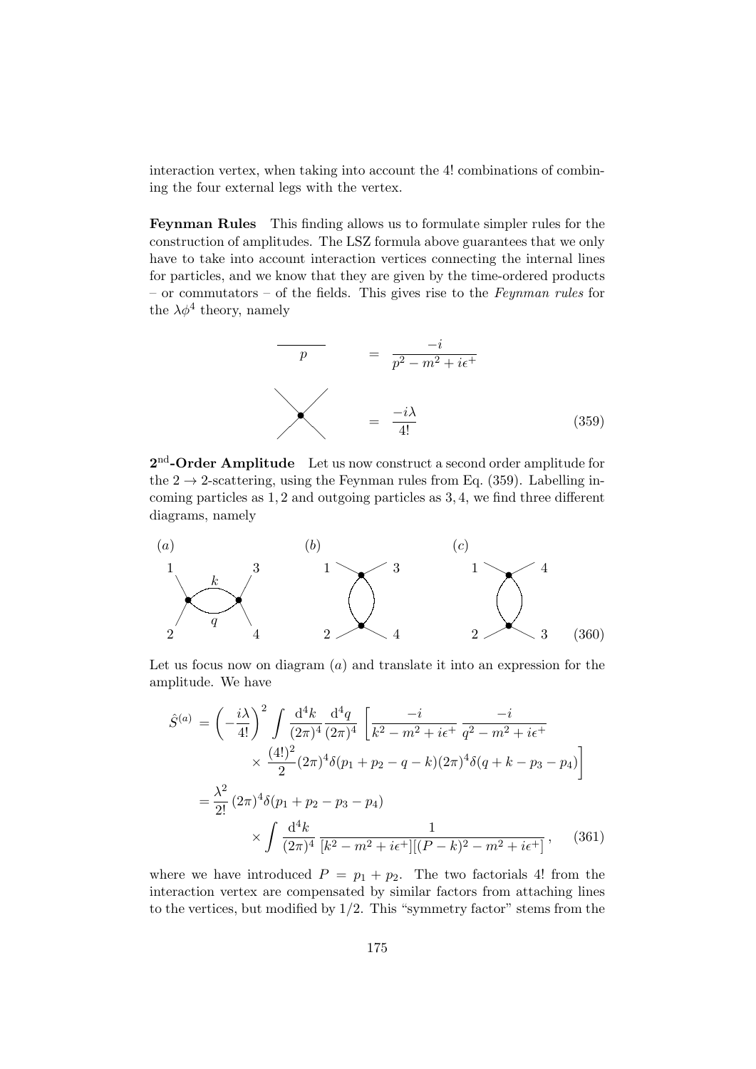interaction vertex, when taking into account the 4! combinations of combining the four external legs with the vertex.

**Feynman Rules** This finding allows us to formulate simpler rules for the construction of amplitudes. The LSZ formula above guarantees that we only have to take into account interaction vertices connecting the internal lines for particles, and we know that they are given by the time-ordered products – or commutators – of the fields. This gives rise to the *Feynman rules* for the $\lambda\phi^4$ theory, namely

$$\text{(line with momentum } p\text{)} \quad = \quad \frac{-i}{p^2 - m^2 + i\epsilon^+}$$

$$\text{(four-leg vertex)} \quad = \quad \frac{-i\lambda}{4!} \tag{359}$$

**2$^{\text{nd}}$-Order Amplitude** Let us now construct a second order amplitude for the $2 \to 2$-scattering, using the Feynman rules from Eq. (359). Labelling incoming particles as $1, 2$ and outgoing particles as $3, 4$, we find three different diagrams, namely

(a) 1, 2 → loop with internal lines $k$, $q$ → 3, 4 (b) 1 – 3 on top vertex, 2 – 4 on bottom vertex (c) 1 – 4 on top vertex, 2 – 3 on bottom vertex (360)

Let us focus now on diagram $(a)$ and translate it into an expression for the amplitude. We have

$$\begin{aligned}
\hat{S}^{(a)} &= \left(-\frac{i\lambda}{4!}\right)^2 \int \frac{\mathrm{d}^4k}{(2\pi)^4}\frac{\mathrm{d}^4q}{(2\pi)^4} \left[\frac{-i}{k^2 - m^2 + i\epsilon^+}\,\frac{-i}{q^2 - m^2 + i\epsilon^+}\right. \\
&\qquad \left. \times\ \frac{(4!)^2}{2}(2\pi)^4\delta(p_1 + p_2 - q - k)(2\pi)^4\delta(q + k - p_3 - p_4)\right] \\
&= \frac{\lambda^2}{2!}\,(2\pi)^4\delta(p_1 + p_2 - p_3 - p_4) \\
&\qquad\qquad \times \int \frac{\mathrm{d}^4k}{(2\pi)^4}\,\frac{1}{[k^2 - m^2 + i\epsilon^+][(P-k)^2 - m^2 + i\epsilon^+]}\,,
\end{aligned} \tag{361}$$

where we have introduced $P = p_1 + p_2$. The two factorials 4! from the interaction vertex are compensated by similar factors from attaching lines to the vertices, but modified by $1/2$. This "symmetry factor" stems from the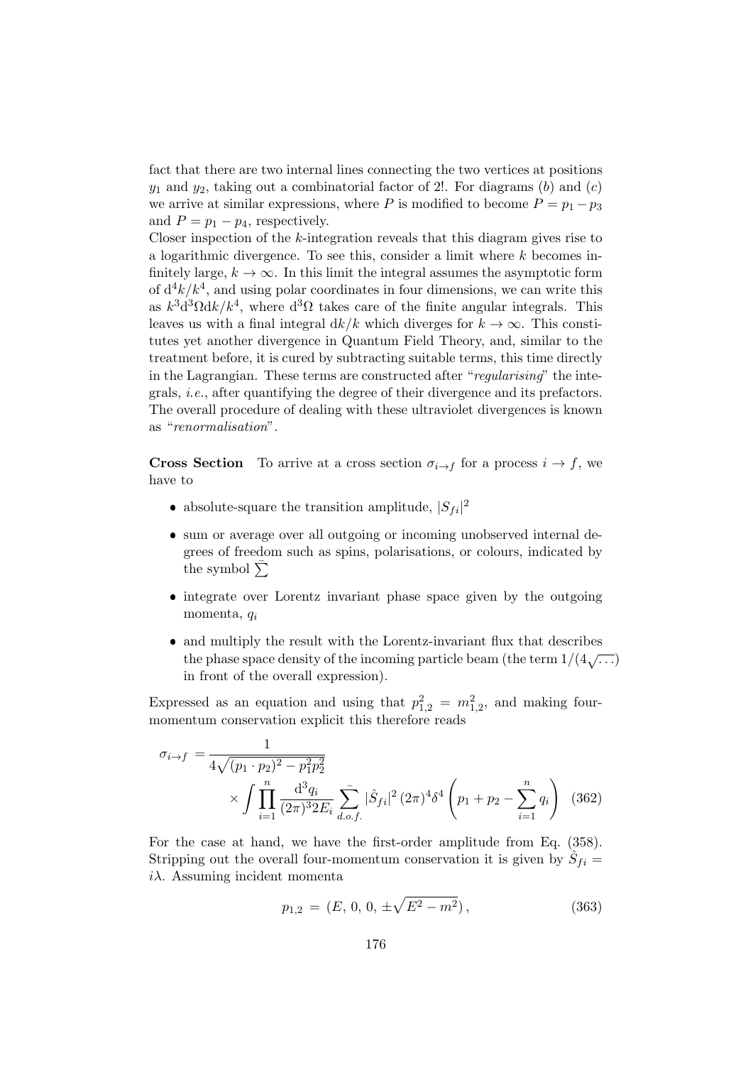fact that there are two internal lines connecting the two vertices at positions $y_1$ and $y_2$, taking out a combinatorial factor of 2!. For diagrams ($b$) and ($c$) we arrive at similar expressions, where $P$ is modified to become $P = p_1 - p_3$ and $P = p_1 - p_4$, respectively.
Closer inspection of the $k$-integration reveals that this diagram gives rise to a logarithmic divergence. To see this, consider a limit where $k$ becomes infinitely large, $k \to \infty$. In this limit the integral assumes the asymptotic form of $\mathrm{d}^4k/k^4$, and using polar coordinates in four dimensions, we can write this as $k^3\mathrm{d}^3\Omega\mathrm{d}k/k^4$, where $\mathrm{d}^3\Omega$ takes care of the finite angular integrals. This leaves us with a final integral $\mathrm{d}k/k$ which diverges for $k \to \infty$. This constitutes yet another divergence in Quantum Field Theory, and, similar to the treatment before, it is cured by subtracting suitable terms, this time directly in the Lagrangian. These terms are constructed after "*regularising*" the integrals, *i.e.*, after quantifying the degree of their divergence and its prefactors. The overall procedure of dealing with these ultraviolet divergences is known as "*renormalisation*".

**Cross Section** To arrive at a cross section $\sigma_{i\to f}$ for a process $i \to f$, we have to

- absolute-square the transition amplitude, $|S_{fi}|^2$
- sum or average over all outgoing or incoming unobserved internal degrees of freedom such as spins, polarisations, or colours, indicated by the symbol $\bar{\sum}$
- integrate over Lorentz invariant phase space given by the outgoing momenta, $q_i$
- and multiply the result with the Lorentz-invariant flux that describes the phase space density of the incoming particle beam (the term $1/(4\sqrt{\ldots})$ in front of the overall expression).

Expressed as an equation and using that $p_{1,2}^2 = m_{1,2}^2$, and making four-momentum conservation explicit this therefore reads

$$\sigma_{i\to f} = \frac{1}{4\sqrt{(p_1\cdot p_2)^2 - p_1^2p_2^2}} \times \int \prod_{i=1}^{n} \frac{\mathrm{d}^3q_i}{(2\pi)^3 2E_i} \bar{\sum_{d.o.f.}} |\hat{S}_{fi}|^2 \,(2\pi)^4\delta^4\left(p_1 + p_2 - \sum_{i=1}^{n} q_i\right) \quad (362)$$

For the case at hand, we have the first-order amplitude from Eq. (358). Stripping out the overall four-momentum conservation it is given by $\hat{S}_{fi} = i\lambda$. Assuming incident momenta

$$p_{1,2} = (E,\,0,\,0,\,\pm\sqrt{E^2 - m^2})\,, \quad (363)$$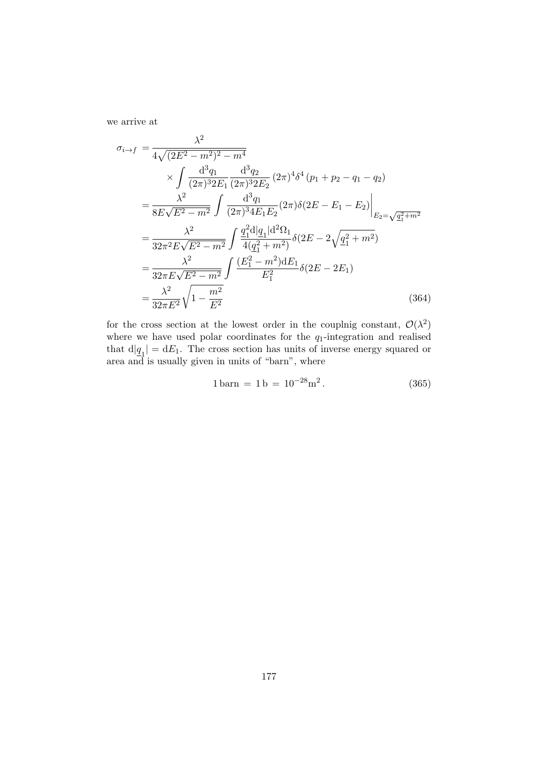we arrive at

$$
\begin{aligned}
\sigma_{i\to f} &= \frac{\lambda^2}{4\sqrt{(2E^2-m^2)^2-m^4}} \\
&\qquad \times \int \frac{\mathrm{d}^3 q_1}{(2\pi)^3 2E_1}\frac{\mathrm{d}^3 q_2}{(2\pi)^3 2E_2}\,(2\pi)^4\delta^4\left(p_1+p_2-q_1-q_2\right) \\
&= \frac{\lambda^2}{8E\sqrt{E^2-m^2}}\int \frac{\mathrm{d}^3 q_1}{(2\pi)^3 4E_1E_2}(2\pi)\delta(2E-E_1-E_2)\bigg|_{E_2=\sqrt{\underline{q}_1^2+m^2}} \\
&= \frac{\lambda^2}{32\pi^2 E\sqrt{E^2-m^2}}\int \frac{\underline{q}_1^2\mathrm{d}|\underline{q}_1|\mathrm{d}^2\Omega_1}{4(\underline{q}_1^2+m^2)}\delta(2E-2\sqrt{\underline{q}_1^2+m^2}) \\
&= \frac{\lambda^2}{32\pi E\sqrt{E^2-m^2}}\int \frac{(E_1^2-m^2)\mathrm{d}E_1}{E_1^2}\delta(2E-2E_1) \\
&= \frac{\lambda^2}{32\pi E^2}\sqrt{1-\frac{m^2}{E^2}}
\end{aligned}
\tag{364}
$$

for the cross section at the lowest order in the couplnig constant, $\mathcal{O}(\lambda^2)$ where we have used polar coordinates for the $q_1$-integration and realised that $\mathrm{d}|\underline{q}_1| = \mathrm{d}E_1$. The cross section has units of inverse energy squared or area and is usually given in units of "barn", where

$$
1\,\mathrm{barn} \,=\, 1\,\mathrm{b} \,=\, 10^{-28}\mathrm{m}^2\,. \tag{365}
$$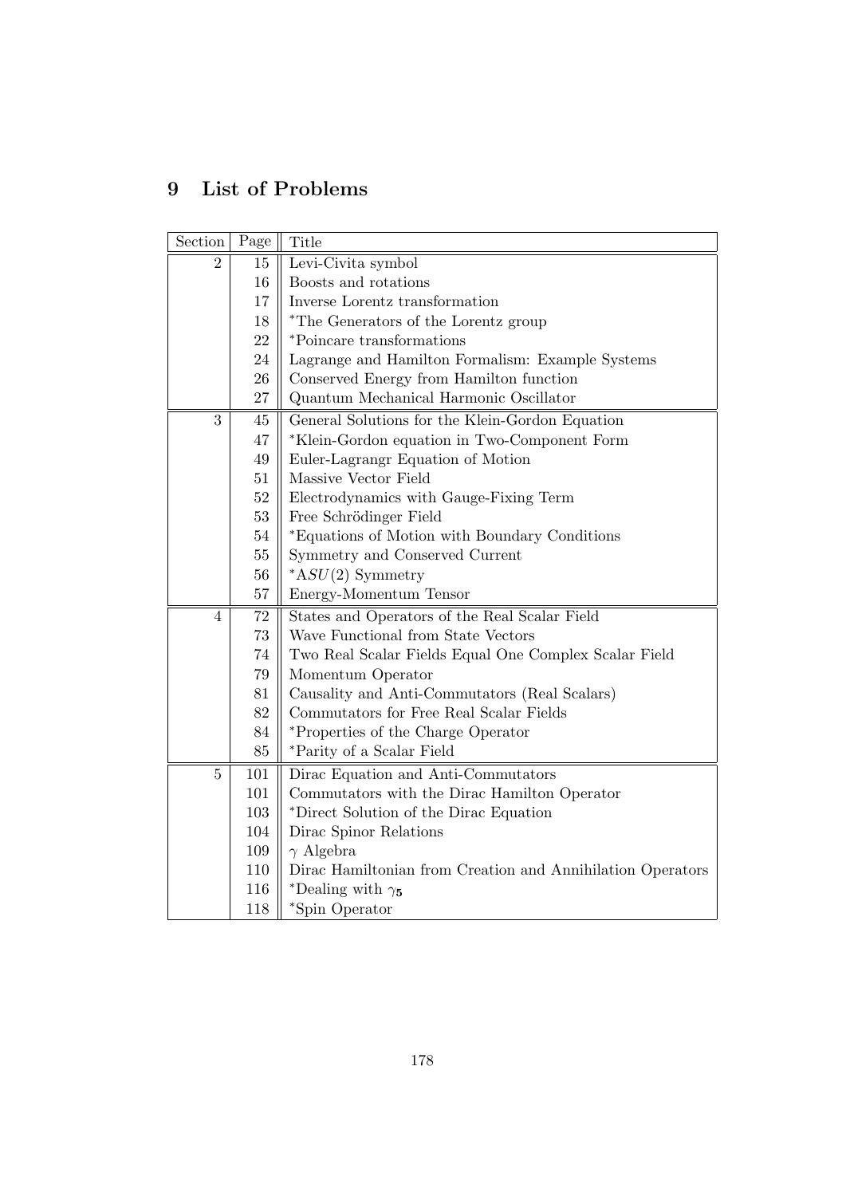# 9 List of Problems

| Section | Page | Title |
|---|---|---|
| 2 | 15 | Levi-Civita symbol |
| | 16 | Boosts and rotations |
| | 17 | Inverse Lorentz transformation |
| | 18 | *The Generators of the Lorentz group |
| | 22 | *Poincare transformations |
| | 24 | Lagrange and Hamilton Formalism: Example Systems |
| | 26 | Conserved Energy from Hamilton function |
| | 27 | Quantum Mechanical Harmonic Oscillator |
| 3 | 45 | General Solutions for the Klein-Gordon Equation |
| | 47 | *Klein-Gordon equation in Two-Component Form |
| | 49 | Euler-Lagrangr Equation of Motion |
| | 51 | Massive Vector Field |
| | 52 | Electrodynamics with Gauge-Fixing Term |
| | 53 | Free Schrödinger Field |
| | 54 | *Equations of Motion with Boundary Conditions |
| | 55 | Symmetry and Conserved Current |
| | 56 | *A$SU(2)$ Symmetry |
| | 57 | Energy-Momentum Tensor |
| 4 | 72 | States and Operators of the Real Scalar Field |
| | 73 | Wave Functional from State Vectors |
| | 74 | Two Real Scalar Fields Equal One Complex Scalar Field |
| | 79 | Momentum Operator |
| | 81 | Causality and Anti-Commutators (Real Scalars) |
| | 82 | Commutators for Free Real Scalar Fields |
| | 84 | *Properties of the Charge Operator |
| | 85 | *Parity of a Scalar Field |
| 5 | 101 | Dirac Equation and Anti-Commutators |
| | 101 | Commutators with the Dirac Hamilton Operator |
| | 103 | *Direct Solution of the Dirac Equation |
| | 104 | Dirac Spinor Relations |
| | 109 | $\gamma$ Algebra |
| | 110 | Dirac Hamiltonian from Creation and Annihilation Operators |
| | 116 | *Dealing with $\gamma_5$ |
| | 118 | *Spin Operator |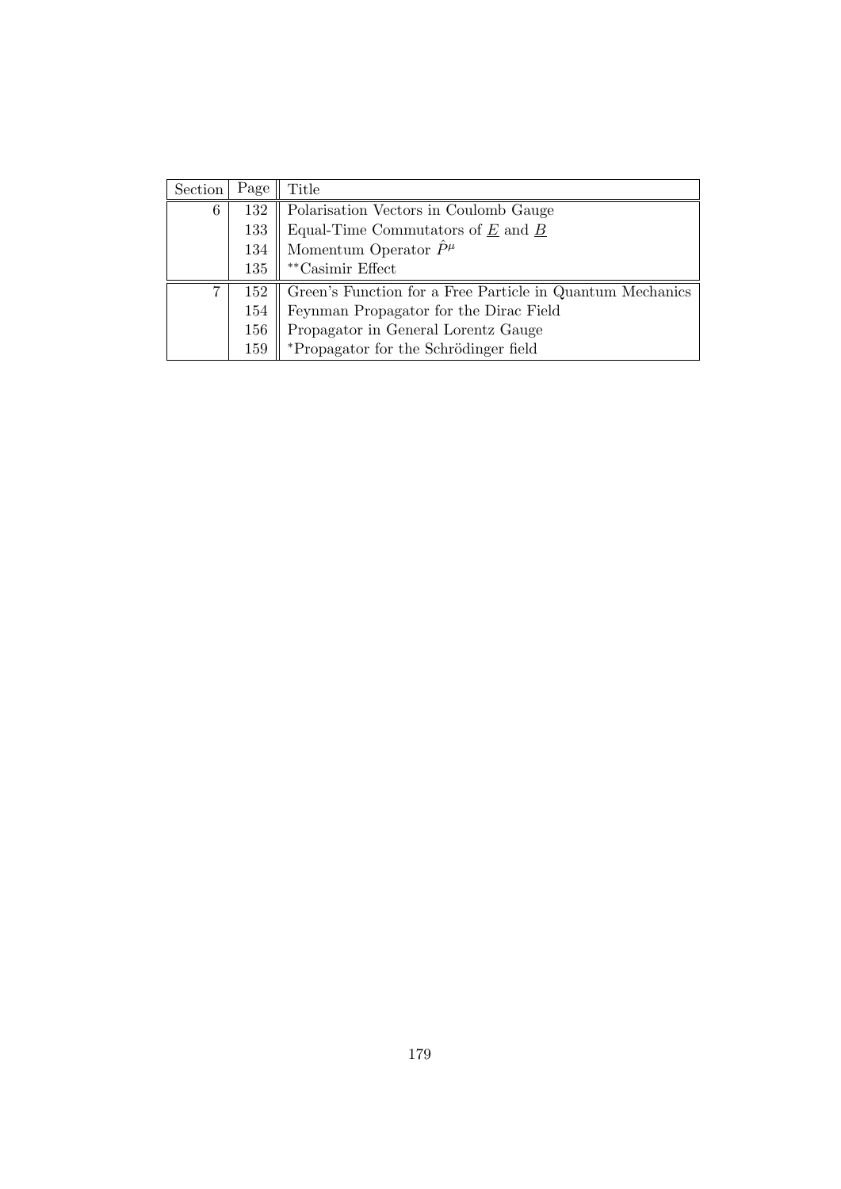| Section | Page | Title |
|---|---|---|
| 6 | 132 | Polarisation Vectors in Coulomb Gauge |
| | 133 | Equal-Time Commutators of $\underline{E}$ and $\underline{B}$ |
| | 134 | Momentum Operator $\hat{P}^\mu$ |
| | 135 | **Casimir Effect |
| 7 | 152 | Green's Function for a Free Particle in Quantum Mechanics |
| | 154 | Feynman Propagator for the Dirac Field |
| | 156 | Propagator in General Lorentz Gauge |
| | 159 | *Propagator for the Schrödinger field |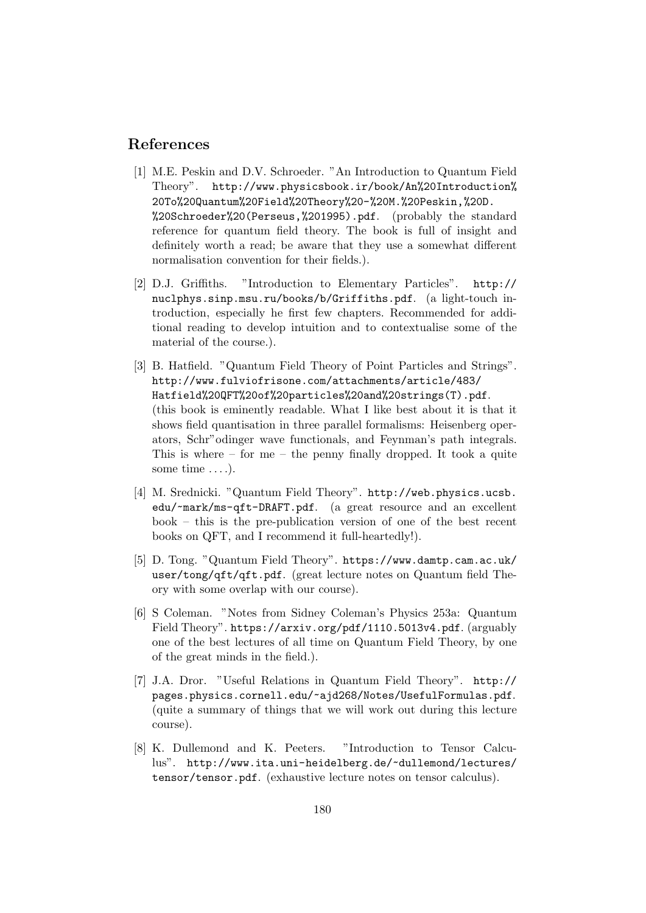## References

[1] M.E. Peskin and D.V. Schroeder. "An Introduction to Quantum Field Theory". http://www.physicsbook.ir/book/An%20Introduction%20To%20Quantum%20Field%20Theory%20-%20M.%20Peskin,%20D.%20Schroeder%20(Perseus,%201995).pdf. (probably the standard reference for quantum field theory. The book is full of insight and definitely worth a read; be aware that they use a somewhat different normalisation convention for their fields.).

[2] D.J. Griffiths. "Introduction to Elementary Particles". http://nuclphys.sinp.msu.ru/books/b/Griffiths.pdf. (a light-touch introduction, especially he first few chapters. Recommended for additional reading to develop intuition and to contextualise some of the material of the course.).

[3] B. Hatfield. "Quantum Field Theory of Point Particles and Strings". http://www.fulviofrisone.com/attachments/article/483/Hatfield%20QFT%20of%20particles%20and%20strings(T).pdf. (this book is eminently readable. What I like best about it is that it shows field quantisation in three parallel formalisms: Heisenberg operators, Schr"odinger wave functionals, and Feynman's path integrals. This is where – for me – the penny finally dropped. It took a quite some time ....).

[4] M. Srednicki. "Quantum Field Theory". http://web.physics.ucsb.edu/~mark/ms-qft-DRAFT.pdf. (a great resource and an excellent book – this is the pre-publication version of one of the best recent books on QFT, and I recommend it full-heartedly!).

[5] D. Tong. "Quantum Field Theory". https://www.damtp.cam.ac.uk/user/tong/qft/qft.pdf. (great lecture notes on Quantum field Theory with some overlap with our course).

[6] S Coleman. "Notes from Sidney Coleman's Physics 253a: Quantum Field Theory". https://arxiv.org/pdf/1110.5013v4.pdf. (arguably one of the best lectures of all time on Quantum Field Theory, by one of the great minds in the field.).

[7] J.A. Dror. "Useful Relations in Quantum Field Theory". http://pages.physics.cornell.edu/~ajd268/Notes/UsefulFormulas.pdf. (quite a summary of things that we will work out during this lecture course).

[8] K. Dullemond and K. Peeters. "Introduction to Tensor Calculus". http://www.ita.uni-heidelberg.de/~dullemond/lectures/tensor/tensor.pdf. (exhaustive lecture notes on tensor calculus).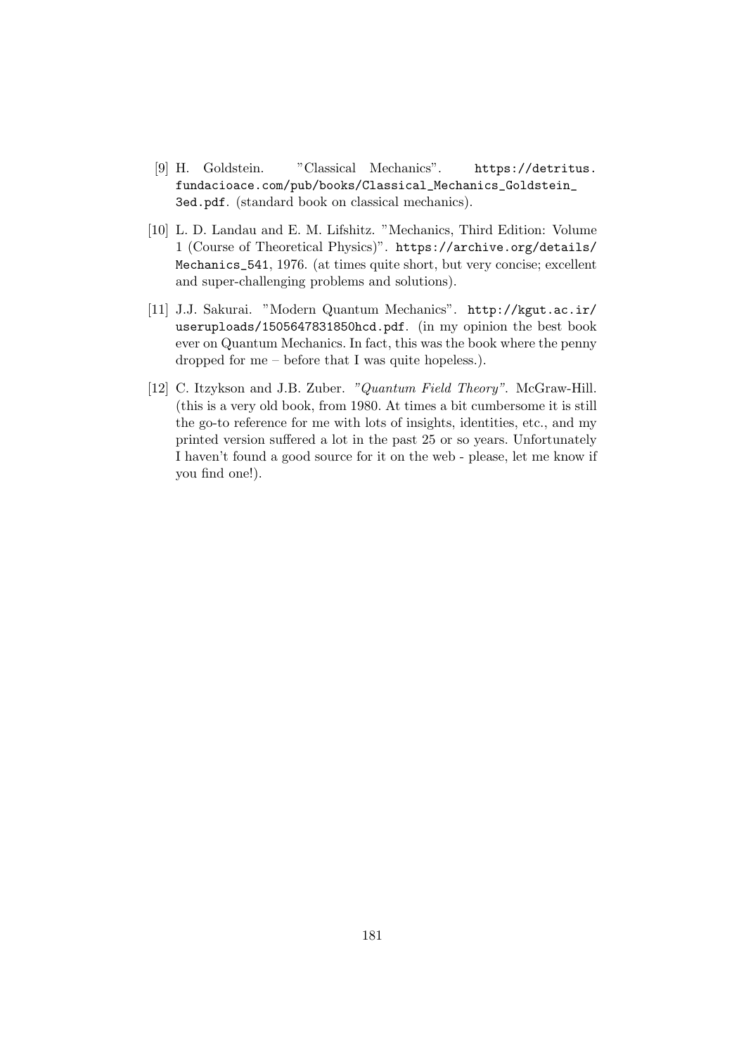[9] H. Goldstein. "Classical Mechanics". `https://detritus.fundacioace.com/pub/books/Classical_Mechanics_Goldstein_3ed.pdf`. (standard book on classical mechanics).

[10] L. D. Landau and E. M. Lifshitz. "Mechanics, Third Edition: Volume 1 (Course of Theoretical Physics)". `https://archive.org/details/Mechanics_541`, 1976. (at times quite short, but very concise; excellent and super-challenging problems and solutions).

[11] J.J. Sakurai. "Modern Quantum Mechanics". `http://kgut.ac.ir/useruploads/1505647831850hcd.pdf`. (in my opinion the best book ever on Quantum Mechanics. In fact, this was the book where the penny dropped for me – before that I was quite hopeless.).

[12] C. Itzykson and J.B. Zuber. *"Quantum Field Theory"*. McGraw-Hill. (this is a very old book, from 1980. At times a bit cumbersome it is still the go-to reference for me with lots of insights, identities, etc., and my printed version suffered a lot in the past 25 or so years. Unfortunately I haven't found a good source for it on the web - please, let me know if you find one!).